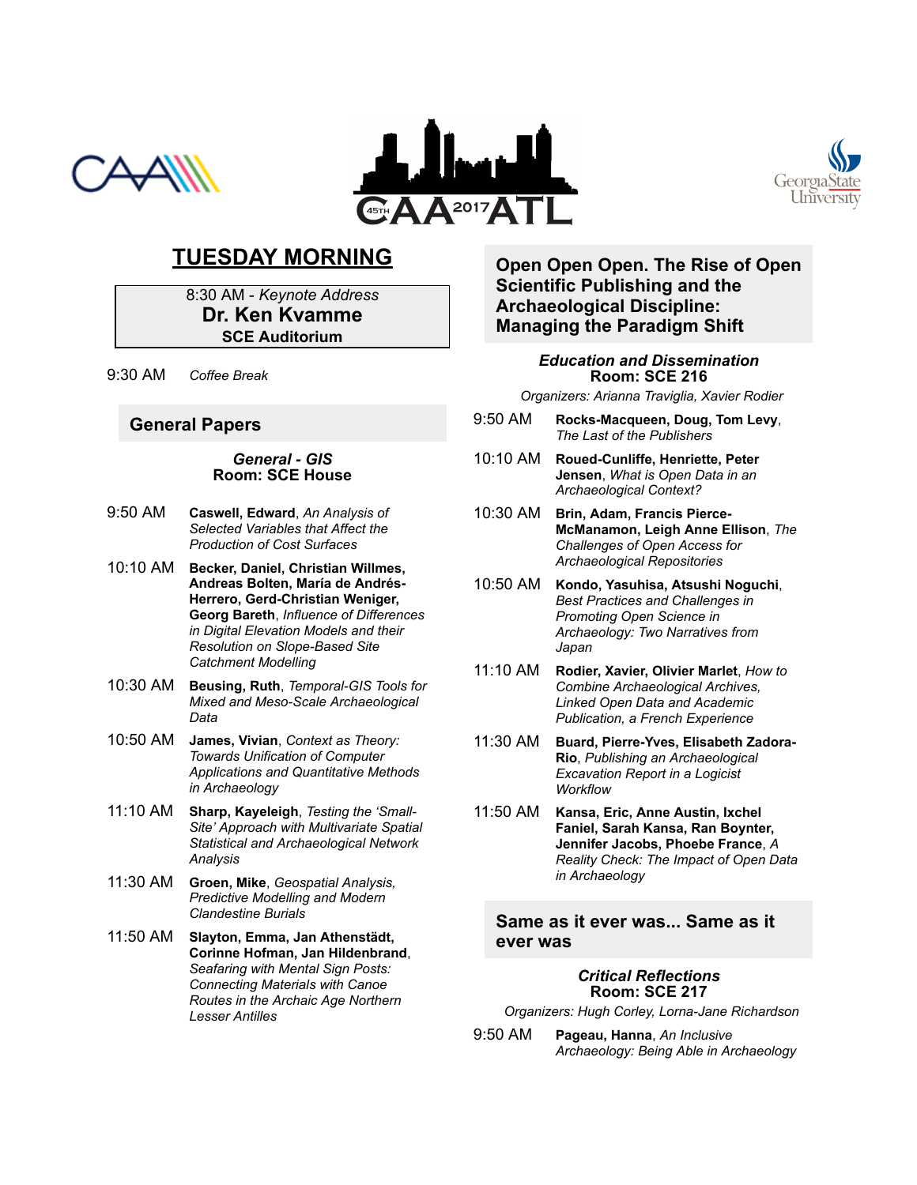# TUESDAY MORNING

8:30 AM - *Keynote Address*
**Dr. Ken Kvamme**
**SCE Auditorium**

9:30 AM *Coffee Break*

## General Papers

### *General - GIS*
**Room: SCE House**

9:50 AM **Caswell, Edward**, *An Analysis of Selected Variables that Affect the Production of Cost Surfaces*

10:10 AM **Becker, Daniel, Christian Willmes, Andreas Bolten, María de Andrés-Herrero, Gerd-Christian Weniger, Georg Bareth**, *Influence of Differences in Digital Elevation Models and their Resolution on Slope-Based Site Catchment Modelling*

10:30 AM **Beusing, Ruth**, *Temporal-GIS Tools for Mixed and Meso-Scale Archaeological Data*

10:50 AM **James, Vivian**, *Context as Theory: Towards Unification of Computer Applications and Quantitative Methods in Archaeology*

11:10 AM **Sharp, Kayeleigh**, *Testing the 'Small-Site' Approach with Multivariate Spatial Statistical and Archaeological Network Analysis*

11:30 AM **Groen, Mike**, *Geospatial Analysis, Predictive Modelling and Modern Clandestine Burials*

11:50 AM **Slayton, Emma, Jan Athenstädt, Corinne Hofman, Jan Hildenbrand**, *Seafaring with Mental Sign Posts: Connecting Materials with Canoe Routes in the Archaic Age Northern Lesser Antilles*

## Open Open Open. The Rise of Open Scientific Publishing and the Archaeological Discipline: Managing the Paradigm Shift

### *Education and Dissemination*
**Room: SCE 216**

*Organizers: Arianna Traviglia, Xavier Rodier*

9:50 AM **Rocks-Macqueen, Doug, Tom Levy**, *The Last of the Publishers*

10:10 AM **Roued-Cunliffe, Henriette, Peter Jensen**, *What is Open Data in an Archaeological Context?*

10:30 AM **Brin, Adam, Francis Pierce-McManamon, Leigh Anne Ellison**, *The Challenges of Open Access for Archaeological Repositories*

10:50 AM **Kondo, Yasuhisa, Atsushi Noguchi**, *Best Practices and Challenges in Promoting Open Science in Archaeology: Two Narratives from Japan*

11:10 AM **Rodier, Xavier, Olivier Marlet**, *How to Combine Archaeological Archives, Linked Open Data and Academic Publication, a French Experience*

11:30 AM **Buard, Pierre-Yves, Elisabeth Zadora-Rio**, *Publishing an Archaeological Excavation Report in a Logicist Workflow*

11:50 AM **Kansa, Eric, Anne Austin, Ixchel Faniel, Sarah Kansa, Ran Boynter, Jennifer Jacobs, Phoebe France**, *A Reality Check: The Impact of Open Data in Archaeology*

## Same as it ever was... Same as it ever was

### *Critical Reflections*
**Room: SCE 217**

*Organizers: Hugh Corley, Lorna-Jane Richardson*

9:50 AM **Pageau, Hanna**, *An Inclusive Archaeology: Being Able in Archaeology*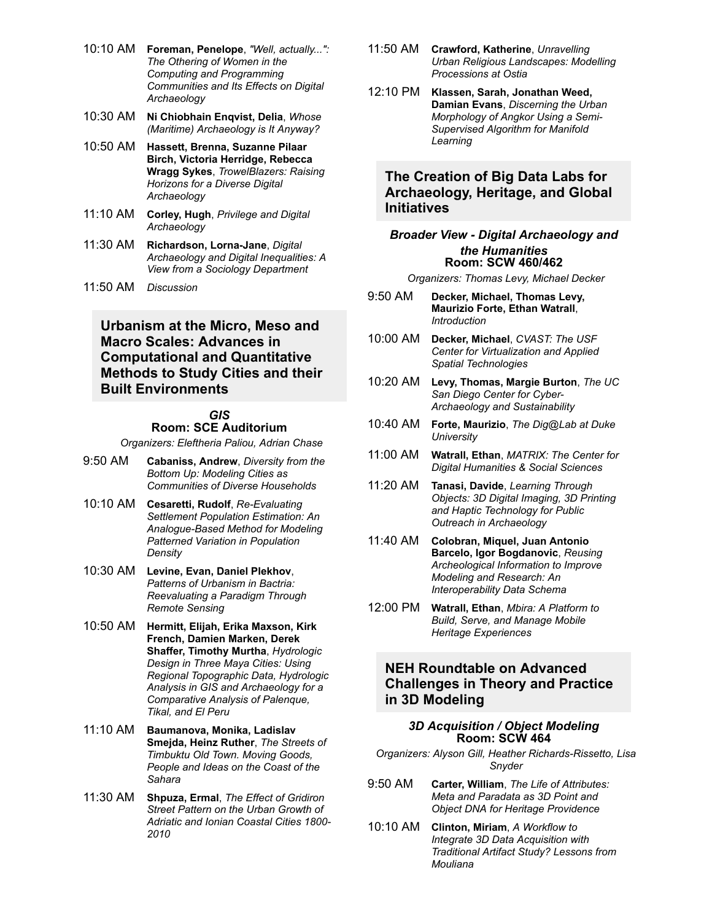10:10 AM **Foreman, Penelope**, *"Well, actually...": The Othering of Women in the Computing and Programming Communities and Its Effects on Digital Archaeology*

10:30 AM **Ni Chiobhain Enqvist, Delia**, *Whose (Maritime) Archaeology is It Anyway?*

10:50 AM **Hassett, Brenna, Suzanne Pilaar Birch, Victoria Herridge, Rebecca Wragg Sykes**, *TrowelBlazers: Raising Horizons for a Diverse Digital Archaeology*

11:10 AM **Corley, Hugh**, *Privilege and Digital Archaeology*

11:30 AM **Richardson, Lorna-Jane**, *Digital Archaeology and Digital Inequalities: A View from a Sociology Department*

11:50 AM *Discussion*

## Urbanism at the Micro, Meso and Macro Scales: Advances in Computational and Quantitative Methods to Study Cities and their Built Environments

### *GIS*
### Room: SCE Auditorium

*Organizers: Eleftheria Paliou, Adrian Chase*

9:50 AM **Cabaniss, Andrew**, *Diversity from the Bottom Up: Modeling Cities as Communities of Diverse Households*

10:10 AM **Cesaretti, Rudolf**, *Re-Evaluating Settlement Population Estimation: An Analogue-Based Method for Modeling Patterned Variation in Population Density*

10:30 AM **Levine, Evan, Daniel Plekhov**, *Patterns of Urbanism in Bactria: Reevaluating a Paradigm Through Remote Sensing*

10:50 AM **Hermitt, Elijah, Erika Maxson, Kirk French, Damien Marken, Derek Shaffer, Timothy Murtha**, *Hydrologic Design in Three Maya Cities: Using Regional Topographic Data, Hydrologic Analysis in GIS and Archaeology for a Comparative Analysis of Palenque, Tikal, and El Peru*

11:10 AM **Baumanova, Monika, Ladislav Smejda, Heinz Ruther**, *The Streets of Timbuktu Old Town. Moving Goods, People and Ideas on the Coast of the Sahara*

11:30 AM **Shpuza, Ermal**, *The Effect of Gridiron Street Pattern on the Urban Growth of Adriatic and Ionian Coastal Cities 1800-2010*

11:50 AM **Crawford, Katherine**, *Unravelling Urban Religious Landscapes: Modelling Processions at Ostia*

12:10 PM **Klassen, Sarah, Jonathan Weed, Damian Evans**, *Discerning the Urban Morphology of Angkor Using a Semi-Supervised Algorithm for Manifold Learning*

## The Creation of Big Data Labs for Archaeology, Heritage, and Global Initiatives

### *Broader View - Digital Archaeology and the Humanities*
### Room: SCW 460/462

*Organizers: Thomas Levy, Michael Decker*

9:50 AM **Decker, Michael, Thomas Levy, Maurizio Forte, Ethan Watrall**, *Introduction*

10:00 AM **Decker, Michael**, *CVAST: The USF Center for Virtualization and Applied Spatial Technologies*

10:20 AM **Levy, Thomas, Margie Burton**, *The UC San Diego Center for Cyber-Archaeology and Sustainability*

10:40 AM **Forte, Maurizio**, *The Dig@Lab at Duke University*

11:00 AM **Watrall, Ethan**, *MATRIX: The Center for Digital Humanities & Social Sciences*

11:20 AM **Tanasi, Davide**, *Learning Through Objects: 3D Digital Imaging, 3D Printing and Haptic Technology for Public Outreach in Archaeology*

11:40 AM **Colobran, Miquel, Juan Antonio Barcelo, Igor Bogdanovic**, *Reusing Archeological Information to Improve Modeling and Research: An Interoperability Data Schema*

12:00 PM **Watrall, Ethan**, *Mbira: A Platform to Build, Serve, and Manage Mobile Heritage Experiences*

## NEH Roundtable on Advanced Challenges in Theory and Practice in 3D Modeling

### *3D Acquisition / Object Modeling*
### Room: SCW 464

*Organizers: Alyson Gill, Heather Richards-Rissetto, Lisa Snyder*

9:50 AM **Carter, William**, *The Life of Attributes: Meta and Paradata as 3D Point and Object DNA for Heritage Providence*

10:10 AM **Clinton, Miriam**, *A Workflow to Integrate 3D Data Acquisition with Traditional Artifact Study? Lessons from Mouliana*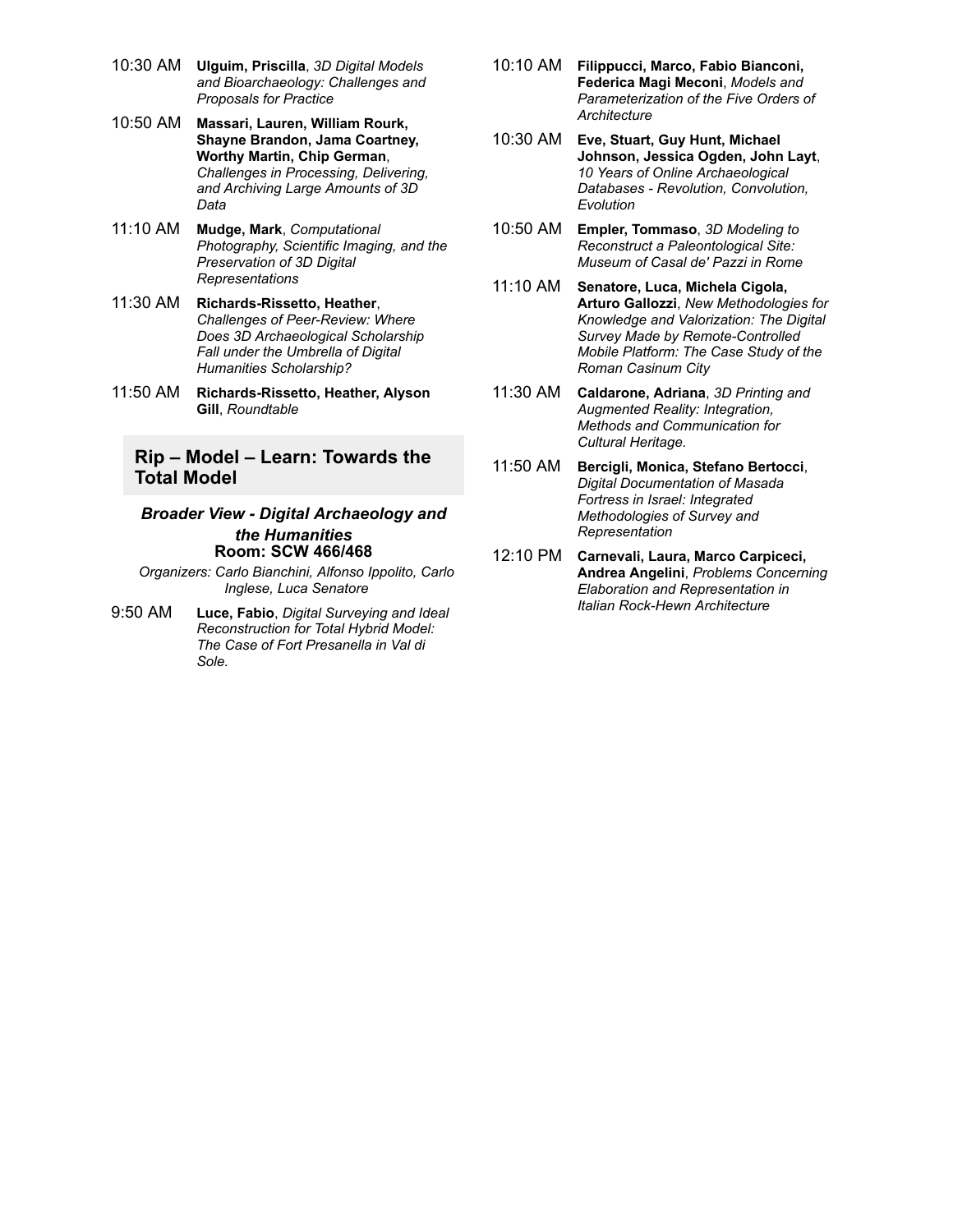10:30 AM **Ulguim, Priscilla**, *3D Digital Models and Bioarchaeology: Challenges and Proposals for Practice*

10:50 AM **Massari, Lauren, William Rourk, Shayne Brandon, Jama Coartney, Worthy Martin, Chip German**, *Challenges in Processing, Delivering, and Archiving Large Amounts of 3D Data*

11:10 AM **Mudge, Mark**, *Computational Photography, Scientific Imaging, and the Preservation of 3D Digital Representations*

11:30 AM **Richards-Rissetto, Heather**, *Challenges of Peer-Review: Where Does 3D Archaeological Scholarship Fall under the Umbrella of Digital Humanities Scholarship?*

11:50 AM **Richards-Rissetto, Heather, Alyson Gill**, *Roundtable*

## Rip – Model – Learn: Towards the Total Model

***Broader View - Digital Archaeology and the Humanities***
**Room: SCW 466/468**

*Organizers: Carlo Bianchini, Alfonso Ippolito, Carlo Inglese, Luca Senatore*

9:50 AM **Luce, Fabio**, *Digital Surveying and Ideal Reconstruction for Total Hybrid Model: The Case of Fort Presanella in Val di Sole.*

10:10 AM **Filippucci, Marco, Fabio Bianconi, Federica Magi Meconi**, *Models and Parameterization of the Five Orders of Architecture*

10:30 AM **Eve, Stuart, Guy Hunt, Michael Johnson, Jessica Ogden, John Layt**, *10 Years of Online Archaeological Databases - Revolution, Convolution, Evolution*

10:50 AM **Empler, Tommaso**, *3D Modeling to Reconstruct a Paleontological Site: Museum of Casal de' Pazzi in Rome*

11:10 AM **Senatore, Luca, Michela Cigola, Arturo Gallozzi**, *New Methodologies for Knowledge and Valorization: The Digital Survey Made by Remote-Controlled Mobile Platform: The Case Study of the Roman Casinum City*

11:30 AM **Caldarone, Adriana**, *3D Printing and Augmented Reality: Integration, Methods and Communication for Cultural Heritage.*

11:50 AM **Bercigli, Monica, Stefano Bertocci**, *Digital Documentation of Masada Fortress in Israel: Integrated Methodologies of Survey and Representation*

12:10 PM **Carnevali, Laura, Marco Carpiceci, Andrea Angelini**, *Problems Concerning Elaboration and Representation in Italian Rock-Hewn Architecture*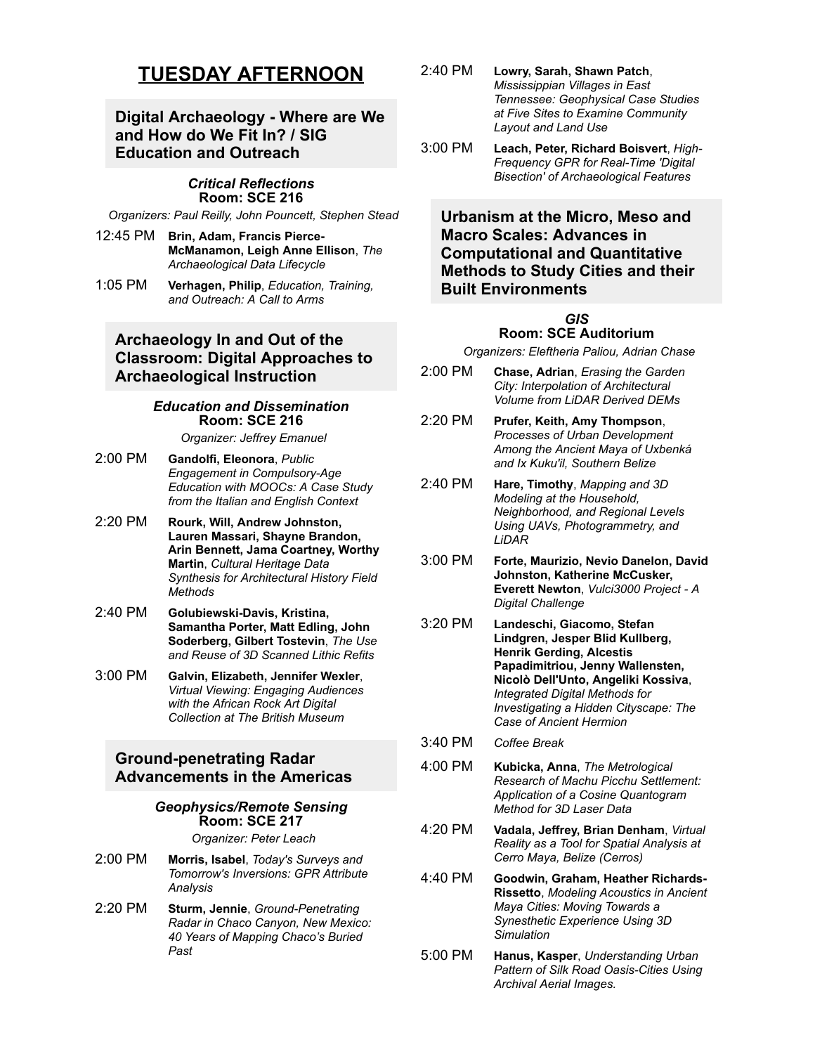# TUESDAY AFTERNOON

## Digital Archaeology - Where are We and How do We Fit In? / SIG Education and Outreach

### *Critical Reflections*
**Room: SCE 216**

*Organizers: Paul Reilly, John Pouncett, Stephen Stead*

12:45 PM **Brin, Adam, Francis Pierce-McManamon, Leigh Anne Ellison**, *The Archaeological Data Lifecycle*

1:05 PM **Verhagen, Philip**, *Education, Training, and Outreach: A Call to Arms*

## Archaeology In and Out of the Classroom: Digital Approaches to Archaeological Instruction

### *Education and Dissemination*
**Room: SCE 216**

*Organizer: Jeffrey Emanuel*

2:00 PM **Gandolfi, Eleonora**, *Public Engagement in Compulsory-Age Education with MOOCs: A Case Study from the Italian and English Context*

2:20 PM **Rourk, Will, Andrew Johnston, Lauren Massari, Shayne Brandon, Arin Bennett, Jama Coartney, Worthy Martin**, *Cultural Heritage Data Synthesis for Architectural History Field Methods*

2:40 PM **Golubiewski-Davis, Kristina, Samantha Porter, Matt Edling, John Soderberg, Gilbert Tostevin**, *The Use and Reuse of 3D Scanned Lithic Refits*

3:00 PM **Galvin, Elizabeth, Jennifer Wexler**, *Virtual Viewing: Engaging Audiences with the African Rock Art Digital Collection at The British Museum*

## Ground-penetrating Radar Advancements in the Americas

### *Geophysics/Remote Sensing*
**Room: SCE 217**

*Organizer: Peter Leach*

2:00 PM **Morris, Isabel**, *Today's Surveys and Tomorrow's Inversions: GPR Attribute Analysis*

2:20 PM **Sturm, Jennie**, *Ground-Penetrating Radar in Chaco Canyon, New Mexico: 40 Years of Mapping Chaco's Buried Past*

2:40 PM **Lowry, Sarah, Shawn Patch**, *Mississippian Villages in East Tennessee: Geophysical Case Studies at Five Sites to Examine Community Layout and Land Use*

3:00 PM **Leach, Peter, Richard Boisvert**, *High-Frequency GPR for Real-Time 'Digital Bisection' of Archaeological Features*

## Urbanism at the Micro, Meso and Macro Scales: Advances in Computational and Quantitative Methods to Study Cities and their Built Environments

### *GIS*
**Room: SCE Auditorium**

*Organizers: Eleftheria Paliou, Adrian Chase*

2:00 PM **Chase, Adrian**, *Erasing the Garden City: Interpolation of Architectural Volume from LiDAR Derived DEMs*

2:20 PM **Prufer, Keith, Amy Thompson**, *Processes of Urban Development Among the Ancient Maya of Uxbenká and Ix Kuku'il, Southern Belize*

2:40 PM **Hare, Timothy**, *Mapping and 3D Modeling at the Household, Neighborhood, and Regional Levels Using UAVs, Photogrammetry, and LiDAR*

3:00 PM **Forte, Maurizio, Nevio Danelon, David Johnston, Katherine McCusker, Everett Newton**, *Vulci3000 Project - A Digital Challenge*

3:20 PM **Landeschi, Giacomo, Stefan Lindgren, Jesper Blid Kullberg, Henrik Gerding, Alcestis Papadimitriou, Jenny Wallensten, Nicolò Dell'Unto, Angeliki Kossiva**, *Integrated Digital Methods for Investigating a Hidden Cityscape: The Case of Ancient Hermion*

3:40 PM *Coffee Break*

4:00 PM **Kubicka, Anna**, *The Metrological Research of Machu Picchu Settlement: Application of a Cosine Quantogram Method for 3D Laser Data*

4:20 PM **Vadala, Jeffrey, Brian Denham**, *Virtual Reality as a Tool for Spatial Analysis at Cerro Maya, Belize (Cerros)*

4:40 PM **Goodwin, Graham, Heather Richards-Rissetto**, *Modeling Acoustics in Ancient Maya Cities: Moving Towards a Synesthetic Experience Using 3D Simulation*

5:00 PM **Hanus, Kasper**, *Understanding Urban Pattern of Silk Road Oasis-Cities Using Archival Aerial Images.*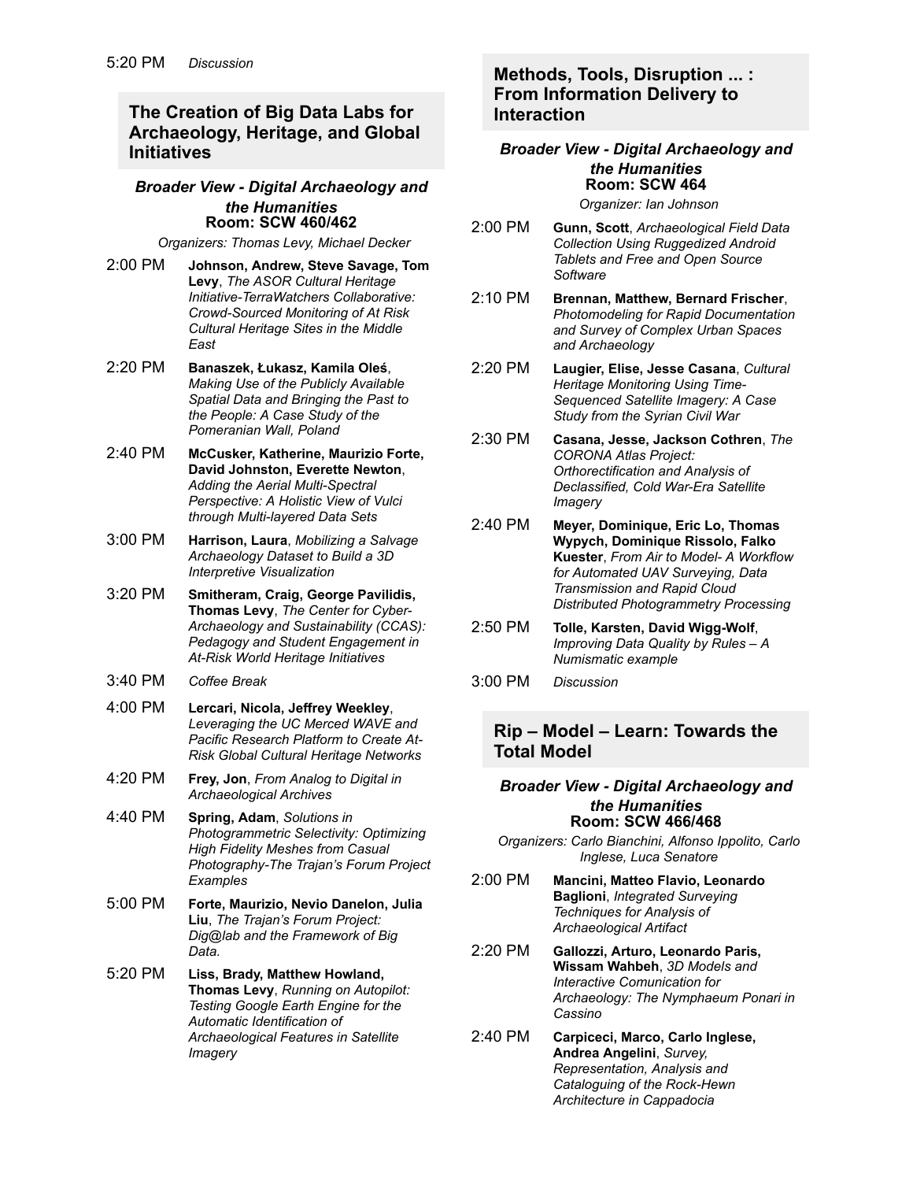5:20 PM *Discussion*

## The Creation of Big Data Labs for Archaeology, Heritage, and Global Initiatives

***Broader View - Digital Archaeology and the Humanities***
**Room: SCW 460/462**

*Organizers: Thomas Levy, Michael Decker*

2:00 PM **Johnson, Andrew, Steve Savage, Tom Levy**, *The ASOR Cultural Heritage Initiative-TerraWatchers Collaborative: Crowd-Sourced Monitoring of At Risk Cultural Heritage Sites in the Middle East*

2:20 PM **Banaszek, Łukasz, Kamila Oleś**, *Making Use of the Publicly Available Spatial Data and Bringing the Past to the People: A Case Study of the Pomeranian Wall, Poland*

2:40 PM **McCusker, Katherine, Maurizio Forte, David Johnston, Everette Newton**, *Adding the Aerial Multi-Spectral Perspective: A Holistic View of Vulci through Multi-layered Data Sets*

3:00 PM **Harrison, Laura**, *Mobilizing a Salvage Archaeology Dataset to Build a 3D Interpretive Visualization*

3:20 PM **Smitheram, Craig, George Pavilidis, Thomas Levy**, *The Center for Cyber-Archaeology and Sustainability (CCAS): Pedagogy and Student Engagement in At-Risk World Heritage Initiatives*

3:40 PM *Coffee Break*

4:00 PM **Lercari, Nicola, Jeffrey Weekley**, *Leveraging the UC Merced WAVE and Pacific Research Platform to Create At-Risk Global Cultural Heritage Networks*

4:20 PM **Frey, Jon**, *From Analog to Digital in Archaeological Archives*

4:40 PM **Spring, Adam**, *Solutions in Photogrammetric Selectivity: Optimizing High Fidelity Meshes from Casual Photography-The Trajan's Forum Project Examples*

5:00 PM **Forte, Maurizio, Nevio Danelon, Julia Liu**, *The Trajan's Forum Project: Dig@lab and the Framework of Big Data.*

5:20 PM **Liss, Brady, Matthew Howland, Thomas Levy**, *Running on Autopilot: Testing Google Earth Engine for the Automatic Identification of Archaeological Features in Satellite Imagery*

## Methods, Tools, Disruption ... : From Information Delivery to Interaction

***Broader View - Digital Archaeology and the Humanities***
**Room: SCW 464**

*Organizer: Ian Johnson*

2:00 PM **Gunn, Scott**, *Archaeological Field Data Collection Using Ruggedized Android Tablets and Free and Open Source Software*

2:10 PM **Brennan, Matthew, Bernard Frischer**, *Photomodeling for Rapid Documentation and Survey of Complex Urban Spaces and Archaeology*

2:20 PM **Laugier, Elise, Jesse Casana**, *Cultural Heritage Monitoring Using Time-Sequenced Satellite Imagery: A Case Study from the Syrian Civil War*

2:30 PM **Casana, Jesse, Jackson Cothren**, *The CORONA Atlas Project: Orthorectification and Analysis of Declassified, Cold War-Era Satellite Imagery*

2:40 PM **Meyer, Dominique, Eric Lo, Thomas Wypych, Dominique Rissolo, Falko Kuester**, *From Air to Model- A Workflow for Automated UAV Surveying, Data Transmission and Rapid Cloud Distributed Photogrammetry Processing*

2:50 PM **Tolle, Karsten, David Wigg-Wolf**, *Improving Data Quality by Rules – A Numismatic example*

3:00 PM *Discussion*

## Rip – Model – Learn: Towards the Total Model

***Broader View - Digital Archaeology and the Humanities***
**Room: SCW 466/468**

*Organizers: Carlo Bianchini, Alfonso Ippolito, Carlo Inglese, Luca Senatore*

2:00 PM **Mancini, Matteo Flavio, Leonardo Baglioni**, *Integrated Surveying Techniques for Analysis of Archaeological Artifact*

2:20 PM **Gallozzi, Arturo, Leonardo Paris, Wissam Wahbeh**, *3D Models and Interactive Comunication for Archaeology: The Nymphaeum Ponari in Cassino*

2:40 PM **Carpiceci, Marco, Carlo Inglese, Andrea Angelini**, *Survey, Representation, Analysis and Cataloguing of the Rock-Hewn Architecture in Cappadocia*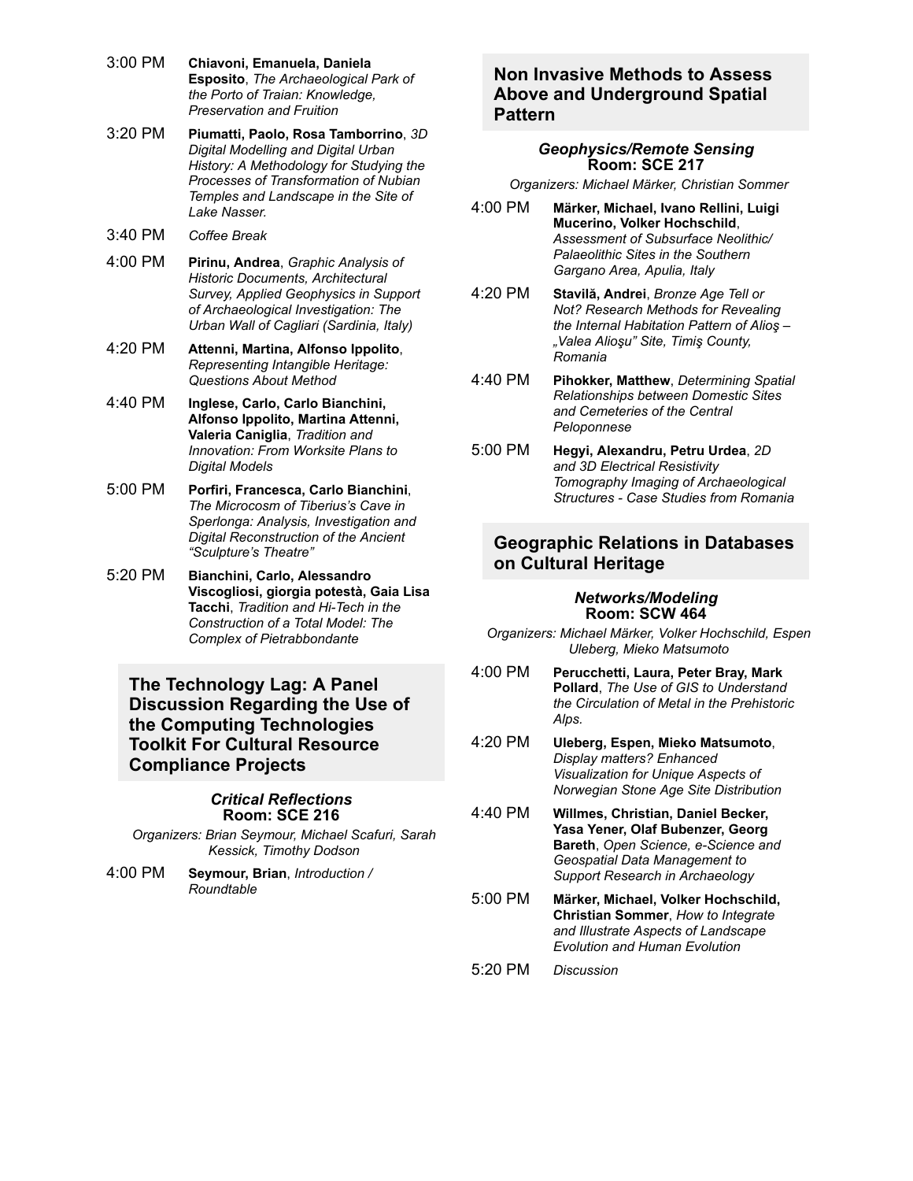3:00 PM **Chiavoni, Emanuela, Daniela Esposito**, *The Archaeological Park of the Porto of Traian: Knowledge, Preservation and Fruition*

3:20 PM **Piumatti, Paolo, Rosa Tamborrino**, *3D Digital Modelling and Digital Urban History: A Methodology for Studying the Processes of Transformation of Nubian Temples and Landscape in the Site of Lake Nasser.*

3:40 PM *Coffee Break*

4:00 PM **Pirinu, Andrea**, *Graphic Analysis of Historic Documents, Architectural Survey, Applied Geophysics in Support of Archaeological Investigation: The Urban Wall of Cagliari (Sardinia, Italy)*

4:20 PM **Attenni, Martina, Alfonso Ippolito**, *Representing Intangible Heritage: Questions About Method*

4:40 PM **Inglese, Carlo, Carlo Bianchini, Alfonso Ippolito, Martina Attenni, Valeria Caniglia**, *Tradition and Innovation: From Worksite Plans to Digital Models*

5:00 PM **Porfiri, Francesca, Carlo Bianchini**, *The Microcosm of Tiberius's Cave in Sperlonga: Analysis, Investigation and Digital Reconstruction of the Ancient "Sculpture's Theatre"*

5:20 PM **Bianchini, Carlo, Alessandro Viscogliosi, giorgia potestà, Gaia Lisa Tacchi**, *Tradition and Hi-Tech in the Construction of a Total Model: The Complex of Pietrabbondante*

## The Technology Lag: A Panel Discussion Regarding the Use of the Computing Technologies Toolkit For Cultural Resource Compliance Projects

### *Critical Reflections*
**Room: SCE 216**

*Organizers: Brian Seymour, Michael Scafuri, Sarah Kessick, Timothy Dodson*

4:00 PM **Seymour, Brian**, *Introduction / Roundtable*

## Non Invasive Methods to Assess Above and Underground Spatial Pattern

### *Geophysics/Remote Sensing*
**Room: SCE 217**

*Organizers: Michael Märker, Christian Sommer*

4:00 PM **Märker, Michael, Ivano Rellini, Luigi Mucerino, Volker Hochschild**, *Assessment of Subsurface Neolithic/ Palaeolithic Sites in the Southern Gargano Area, Apulia, Italy*

4:20 PM **Stavilă, Andrei**, *Bronze Age Tell or Not? Research Methods for Revealing the Internal Habitation Pattern of Altoş – „Valea Alioşu" Site, Timiş County, Romania*

4:40 PM **Pihokker, Matthew**, *Determining Spatial Relationships between Domestic Sites and Cemeteries of the Central Peloponnese*

5:00 PM **Hegyi, Alexandru, Petru Urdea**, *2D and 3D Electrical Resistivity Tomography Imaging of Archaeological Structures - Case Studies from Romania*

## Geographic Relations in Databases on Cultural Heritage

### *Networks/Modeling*
**Room: SCW 464**

*Organizers: Michael Märker, Volker Hochschild, Espen Uleberg, Mieko Matsumoto*

4:00 PM **Perucchetti, Laura, Peter Bray, Mark Pollard**, *The Use of GIS to Understand the Circulation of Metal in the Prehistoric Alps.*

4:20 PM **Uleberg, Espen, Mieko Matsumoto**, *Display matters? Enhanced Visualization for Unique Aspects of Norwegian Stone Age Site Distribution*

4:40 PM **Willmes, Christian, Daniel Becker, Yasa Yener, Olaf Bubenzer, Georg Bareth**, *Open Science, e-Science and Geospatial Data Management to Support Research in Archaeology*

5:00 PM **Märker, Michael, Volker Hochschild, Christian Sommer**, *How to Integrate and Illustrate Aspects of Landscape Evolution and Human Evolution*

5:20 PM *Discussion*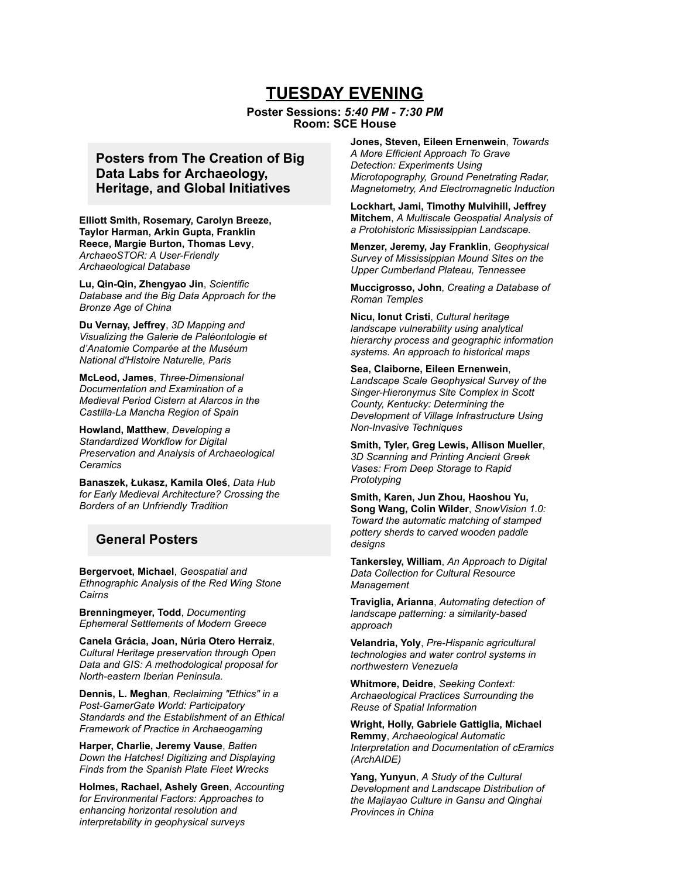# TUESDAY EVENING

**Poster Sessions:** ***5:40 PM - 7:30 PM***
**Room: SCE House**

## Posters from The Creation of Big Data Labs for Archaeology, Heritage, and Global Initiatives

**Elliott Smith, Rosemary, Carolyn Breeze, Taylor Harman, Arkin Gupta, Franklin Reece, Margie Burton, Thomas Levy**, *ArchaeoSTOR: A User-Friendly Archaeological Database*

**Lu, Qin-Qin, Zhengyao Jin**, *Scientific Database and the Big Data Approach for the Bronze Age of China*

**Du Vernay, Jeffrey**, *3D Mapping and Visualizing the Galerie de Paléontologie et d'Anatomie Comparée at the Muséum National d'Histoire Naturelle, Paris*

**McLeod, James**, *Three-Dimensional Documentation and Examination of a Medieval Period Cistern at Alarcos in the Castilla-La Mancha Region of Spain*

**Howland, Matthew**, *Developing a Standardized Workflow for Digital Preservation and Analysis of Archaeological Ceramics*

**Banaszek, Łukasz, Kamila Oleś**, *Data Hub for Early Medieval Architecture? Crossing the Borders of an Unfriendly Tradition*

## General Posters

**Bergervoet, Michael**, *Geospatial and Ethnographic Analysis of the Red Wing Stone Cairns*

**Brenningmeyer, Todd**, *Documenting Ephemeral Settlements of Modern Greece*

**Canela Grácia, Joan, Núria Otero Herraiz**, *Cultural Heritage preservation through Open Data and GIS: A methodological proposal for North-eastern Iberian Peninsula.*

**Dennis, L. Meghan**, *Reclaiming "Ethics" in a Post-GamerGate World: Participatory Standards and the Establishment of an Ethical Framework of Practice in Archaeogaming*

**Harper, Charlie, Jeremy Vause**, *Batten Down the Hatches! Digitizing and Displaying Finds from the Spanish Plate Fleet Wrecks*

**Holmes, Rachael, Ashely Green**, *Accounting for Environmental Factors: Approaches to enhancing horizontal resolution and interpretability in geophysical surveys*

**Jones, Steven, Eileen Ernenwein**, *Towards A More Efficient Approach To Grave Detection: Experiments Using Microtopography, Ground Penetrating Radar, Magnetometry, And Electromagnetic Induction*

**Lockhart, Jami, Timothy Mulvihill, Jeffrey Mitchem**, *A Multiscale Geospatial Analysis of a Protohistoric Mississippian Landscape.*

**Menzer, Jeremy, Jay Franklin**, *Geophysical Survey of Mississippian Mound Sites on the Upper Cumberland Plateau, Tennessee*

**Muccigrosso, John**, *Creating a Database of Roman Temples*

**Nicu, Ionut Cristi**, *Cultural heritage landscape vulnerability using analytical hierarchy process and geographic information systems. An approach to historical maps*

**Sea, Claiborne, Eileen Ernenwein**, *Landscape Scale Geophysical Survey of the Singer-Hieronymus Site Complex in Scott County, Kentucky: Determining the Development of Village Infrastructure Using Non-Invasive Techniques*

**Smith, Tyler, Greg Lewis, Allison Mueller**, *3D Scanning and Printing Ancient Greek Vases: From Deep Storage to Rapid Prototyping*

**Smith, Karen, Jun Zhou, Haoshou Yu, Song Wang, Colin Wilder**, *SnowVision 1.0: Toward the automatic matching of stamped pottery sherds to carved wooden paddle designs*

**Tankersley, William**, *An Approach to Digital Data Collection for Cultural Resource Management*

**Traviglia, Arianna**, *Automating detection of landscape patterning: a similarity-based approach*

**Velandria, Yoly**, *Pre-Hispanic agricultural technologies and water control systems in northwestern Venezuela*

**Whitmore, Deidre**, *Seeking Context: Archaeological Practices Surrounding the Reuse of Spatial Information*

**Wright, Holly, Gabriele Gattiglia, Michael Remmy**, *Archaeological Automatic Interpretation and Documentation of cEramics (ArchAIDE)*

**Yang, Yunyun**, *A Study of the Cultural Development and Landscape Distribution of the Majiayao Culture in Gansu and Qinghai Provinces in China*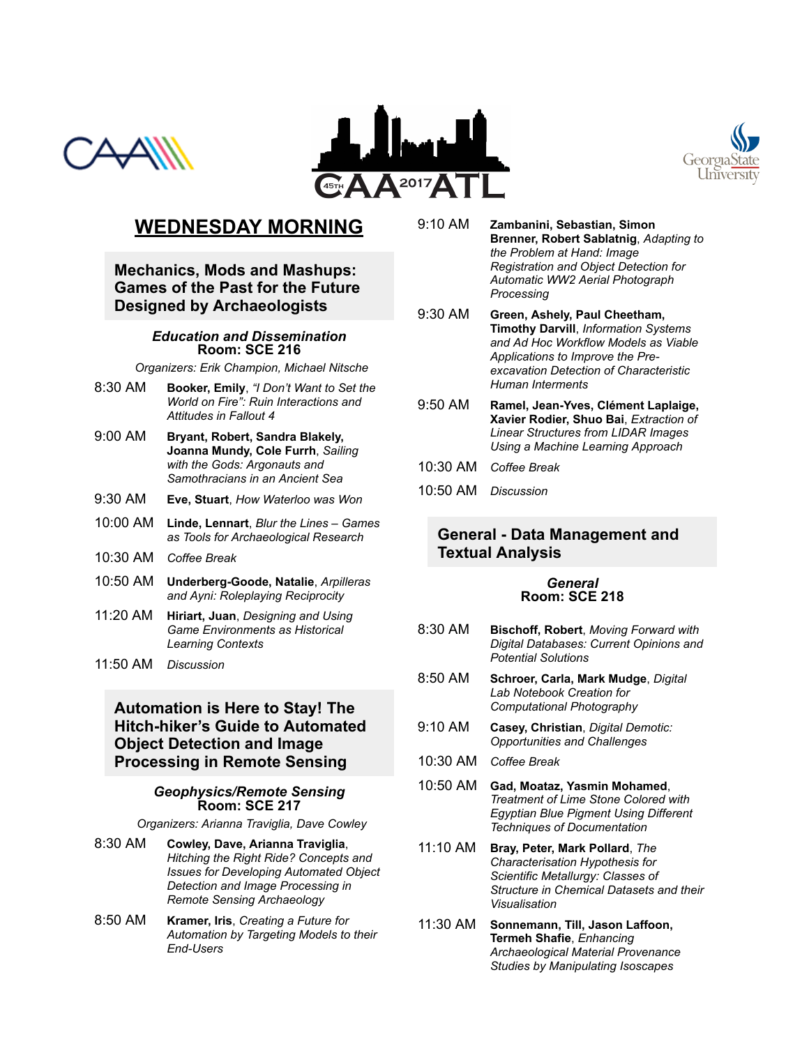# WEDNESDAY MORNING

## Mechanics, Mods and Mashups: Games of the Past for the Future Designed by Archaeologists

***Education and Dissemination***
**Room: SCE 216**

*Organizers: Erik Champion, Michael Nitsche*

8:30 AM **Booker, Emily**, *"I Don't Want to Set the World on Fire": Ruin Interactions and Attitudes in Fallout 4*

9:00 AM **Bryant, Robert, Sandra Blakely, Joanna Mundy, Cole Furrh**, *Sailing with the Gods: Argonauts and Samothracians in an Ancient Sea*

9:30 AM **Eve, Stuart**, *How Waterloo was Won*

10:00 AM **Linde, Lennart**, *Blur the Lines – Games as Tools for Archaeological Research*

10:30 AM *Coffee Break*

10:50 AM **Underberg-Goode, Natalie**, *Arpilleras and Ayni: Roleplaying Reciprocity*

11:20 AM **Hiriart, Juan**, *Designing and Using Game Environments as Historical Learning Contexts*

11:50 AM *Discussion*

## Automation is Here to Stay! The Hitch-hiker's Guide to Automated Object Detection and Image Processing in Remote Sensing

***Geophysics/Remote Sensing***
**Room: SCE 217**

*Organizers: Arianna Traviglia, Dave Cowley*

8:30 AM **Cowley, Dave, Arianna Traviglia**, *Hitching the Right Ride? Concepts and Issues for Developing Automated Object Detection and Image Processing in Remote Sensing Archaeology*

8:50 AM **Kramer, Iris**, *Creating a Future for Automation by Targeting Models to their End-Users*

9:10 AM **Zambanini, Sebastian, Simon Brenner, Robert Sablatnig**, *Adapting to the Problem at Hand: Image Registration and Object Detection for Automatic WW2 Aerial Photograph Processing*

9:30 AM **Green, Ashely, Paul Cheetham, Timothy Darvill**, *Information Systems and Ad Hoc Workflow Models as Viable Applications to Improve the Pre-excavation Detection of Characteristic Human Interments*

9:50 AM **Ramel, Jean-Yves, Clément Laplaige, Xavier Rodier, Shuo Bai**, *Extraction of Linear Structures from LIDAR Images Using a Machine Learning Approach*

10:30 AM *Coffee Break*

10:50 AM *Discussion*

## General - Data Management and Textual Analysis

***General***
**Room: SCE 218**

8:30 AM **Bischoff, Robert**, *Moving Forward with Digital Databases: Current Opinions and Potential Solutions*

8:50 AM **Schroer, Carla, Mark Mudge**, *Digital Lab Notebook Creation for Computational Photography*

9:10 AM **Casey, Christian**, *Digital Demotic: Opportunities and Challenges*

10:30 AM *Coffee Break*

10:50 AM **Gad, Moataz, Yasmin Mohamed**, *Treatment of Lime Stone Colored with Egyptian Blue Pigment Using Different Techniques of Documentation*

11:10 AM **Bray, Peter, Mark Pollard**, *The Characterisation Hypothesis for Scientific Metallurgy: Classes of Structure in Chemical Datasets and their Visualisation*

11:30 AM **Sonnemann, Till, Jason Laffoon, Termeh Shafie**, *Enhancing Archaeological Material Provenance Studies by Manipulating Isoscapes*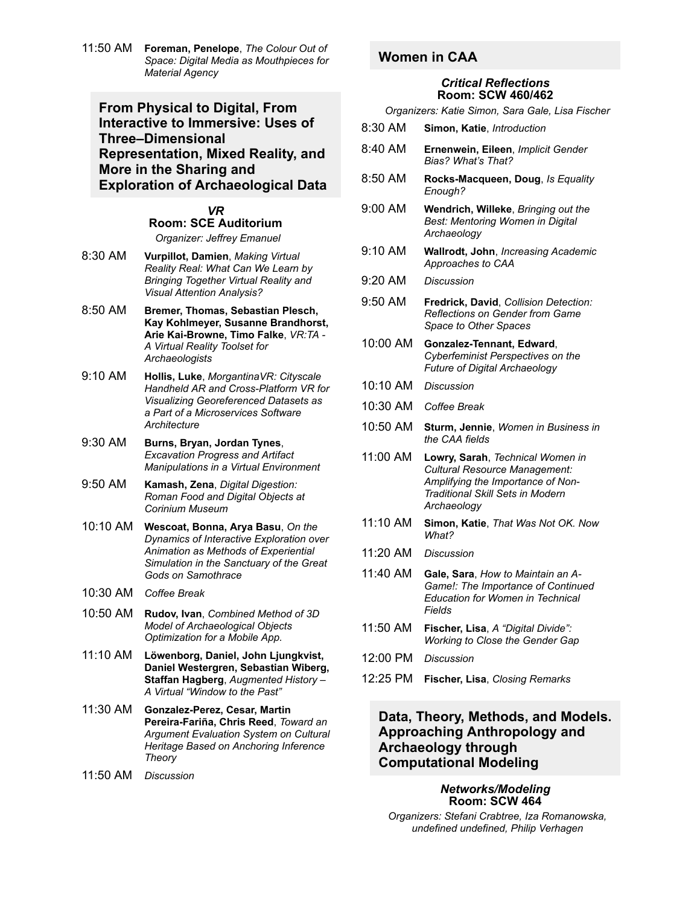11:50 AM **Foreman, Penelope**, *The Colour Out of Space: Digital Media as Mouthpieces for Material Agency*

## From Physical to Digital, From Interactive to Immersive: Uses of Three–Dimensional Representation, Mixed Reality, and More in the Sharing and Exploration of Archaeological Data

### *VR*
### Room: SCE Auditorium

*Organizer: Jeffrey Emanuel*

8:30 AM **Vurpillot, Damien**, *Making Virtual Reality Real: What Can We Learn by Bringing Together Virtual Reality and Visual Attention Analysis?*

8:50 AM **Bremer, Thomas, Sebastian Plesch, Kay Kohlmeyer, Susanne Brandhorst, Arie Kai-Browne, Timo Falke**, *VR:TA - A Virtual Reality Toolset for Archaeologists*

9:10 AM **Hollis, Luke**, *MorgantinaVR: Cityscale Handheld AR and Cross-Platform VR for Visualizing Georeferenced Datasets as a Part of a Microservices Software Architecture*

9:30 AM **Burns, Bryan, Jordan Tynes**, *Excavation Progress and Artifact Manipulations in a Virtual Environment*

9:50 AM **Kamash, Zena**, *Digital Digestion: Roman Food and Digital Objects at Corinium Museum*

10:10 AM **Wescoat, Bonna, Arya Basu**, *On the Dynamics of Interactive Exploration over Animation as Methods of Experiential Simulation in the Sanctuary of the Great Gods on Samothrace*

10:30 AM *Coffee Break*

10:50 AM **Rudov, Ivan**, *Combined Method of 3D Model of Archaeological Objects Optimization for a Mobile App.*

11:10 AM **Löwenborg, Daniel, John Ljungkvist, Daniel Westergren, Sebastian Wiberg, Staffan Hagberg**, *Augmented History – A Virtual "Window to the Past"*

11:30 AM **Gonzalez-Perez, Cesar, Martin Pereira-Fariña, Chris Reed**, *Toward an Argument Evaluation System on Cultural Heritage Based on Anchoring Inference Theory*

11:50 AM *Discussion*

## Women in CAA

### *Critical Reflections*
### Room: SCW 460/462

*Organizers: Katie Simon, Sara Gale, Lisa Fischer*

8:30 AM **Simon, Katie**, *Introduction*

8:40 AM **Ernenwein, Eileen**, *Implicit Gender Bias? What's That?*

8:50 AM **Rocks-Macqueen, Doug**, *Is Equality Enough?*

9:00 AM **Wendrich, Willeke**, *Bringing out the Best: Mentoring Women in Digital Archaeology*

9:10 AM **Wallrodt, John**, *Increasing Academic Approaches to CAA*

9:20 AM *Discussion*

9:50 AM **Fredrick, David**, *Collision Detection: Reflections on Gender from Game Space to Other Spaces*

10:00 AM **Gonzalez-Tennant, Edward**, *Cyberfeminist Perspectives on the Future of Digital Archaeology*

10:10 AM *Discussion*

10:30 AM *Coffee Break*

10:50 AM **Sturm, Jennie**, *Women in Business in the CAA fields*

11:00 AM **Lowry, Sarah**, *Technical Women in Cultural Resource Management: Amplifying the Importance of Non-Traditional Skill Sets in Modern Archaeology*

11:10 AM **Simon, Katie**, *That Was Not OK. Now What?*

11:20 AM *Discussion*

11:40 AM **Gale, Sara**, *How to Maintain an A-Game!: The Importance of Continued Education for Women in Technical Fields*

11:50 AM **Fischer, Lisa**, *A "Digital Divide": Working to Close the Gender Gap*

12:00 PM *Discussion*

12:25 PM **Fischer, Lisa**, *Closing Remarks*

## Data, Theory, Methods, and Models. Approaching Anthropology and Archaeology through Computational Modeling

### *Networks/Modeling*
### Room: SCW 464

*Organizers: Stefani Crabtree, Iza Romanowska, undefined undefined, Philip Verhagen*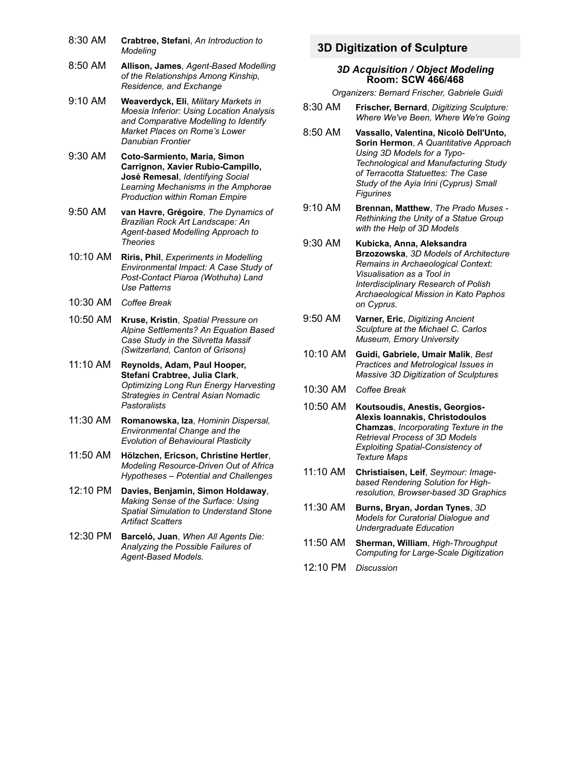8:30 AM **Crabtree, Stefani**, *An Introduction to Modeling*

8:50 AM **Allison, James**, *Agent-Based Modelling of the Relationships Among Kinship, Residence, and Exchange*

9:10 AM **Weaverdyck, Eli**, *Military Markets in Moesia Inferior: Using Location Analysis and Comparative Modelling to Identify Market Places on Rome's Lower Danubian Frontier*

9:30 AM **Coto-Sarmiento, Maria, Simon Carrignon, Xavier Rubio-Campillo, José Remesal**, *Identifying Social Learning Mechanisms in the Amphorae Production within Roman Empire*

9:50 AM **van Havre, Grégoire**, *The Dynamics of Brazilian Rock Art Landscape: An Agent-based Modelling Approach to Theories*

10:10 AM **Riris, Phil**, *Experiments in Modelling Environmental Impact: A Case Study of Post-Contact Piaroa (Wothuha) Land Use Patterns*

10:30 AM *Coffee Break*

10:50 AM **Kruse, Kristin**, *Spatial Pressure on Alpine Settlements? An Equation Based Case Study in the Silvretta Massif (Switzerland, Canton of Grisons)*

11:10 AM **Reynolds, Adam, Paul Hooper, Stefani Crabtree, Julia Clark**, *Optimizing Long Run Energy Harvesting Strategies in Central Asian Nomadic Pastoralists*

11:30 AM **Romanowska, Iza**, *Hominin Dispersal, Environmental Change and the Evolution of Behavioural Plasticity*

11:50 AM **Hölzchen, Ericson, Christine Hertler**, *Modeling Resource-Driven Out of Africa Hypotheses – Potential and Challenges*

12:10 PM **Davies, Benjamin, Simon Holdaway**, *Making Sense of the Surface: Using Spatial Simulation to Understand Stone Artifact Scatters*

12:30 PM **Barceló, Juan**, *When All Agents Die: Analyzing the Possible Failures of Agent-Based Models.*

## 3D Digitization of Sculpture

### *3D Acquisition / Object Modeling*
### Room: SCW 466/468

*Organizers: Bernard Frischer, Gabriele Guidi*

8:30 AM **Frischer, Bernard**, *Digitizing Sculpture: Where We've Been, Where We're Going*

8:50 AM **Vassallo, Valentina, Nicolò Dell'Unto, Sorin Hermon**, *A Quantitative Approach Using 3D Models for a Typo-Technological and Manufacturing Study of Terracotta Statuettes: The Case Study of the Ayia Irini (Cyprus) Small Figurines*

9:10 AM **Brennan, Matthew**, *The Prado Muses - Rethinking the Unity of a Statue Group with the Help of 3D Models*

9:30 AM **Kubicka, Anna, Aleksandra Brzozowska**, *3D Models of Architecture Remains in Archaeological Context: Visualisation as a Tool in Interdisciplinary Research of Polish Archaeological Mission in Kato Paphos on Cyprus.*

9:50 AM **Varner, Eric**, *Digitizing Ancient Sculpture at the Michael C. Carlos Museum, Emory University*

10:10 AM **Guidi, Gabriele, Umair Malik**, *Best Practices and Metrological Issues in Massive 3D Digitization of Sculptures*

10:30 AM *Coffee Break*

10:50 AM **Koutsoudis, Anestis, Georgios-Alexis Ioannakis, Christodoulos Chamzas**, *Incorporating Texture in the Retrieval Process of 3D Models Exploiting Spatial-Consistency of Texture Maps*

11:10 AM **Christiaisen, Leif**, *Seymour: Image-based Rendering Solution for High-resolution, Browser-based 3D Graphics*

11:30 AM **Burns, Bryan, Jordan Tynes**, *3D Models for Curatorial Dialogue and Undergraduate Education*

11:50 AM **Sherman, William**, *High-Throughput Computing for Large-Scale Digitization*

12:10 PM *Discussion*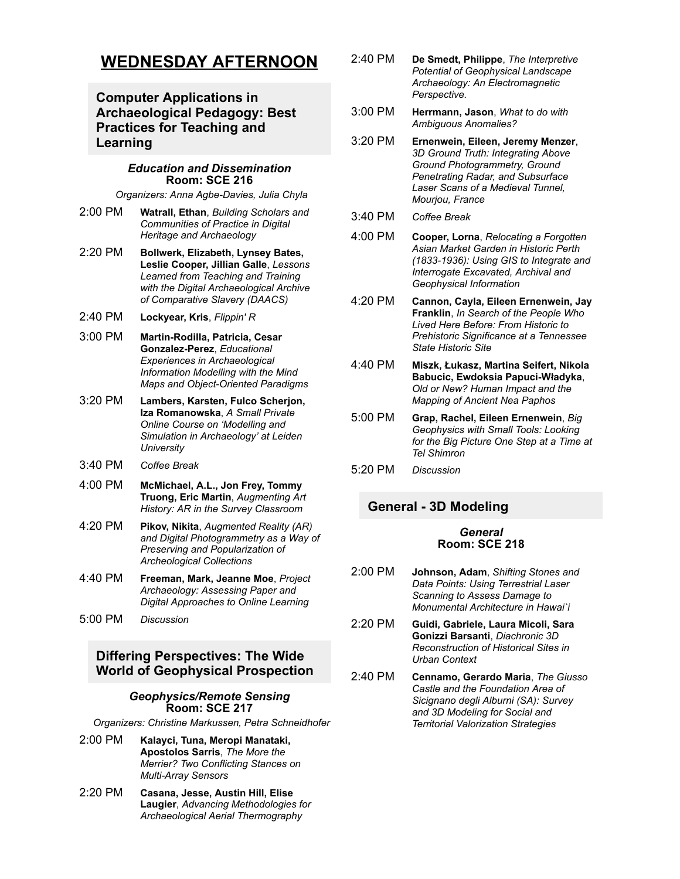# WEDNESDAY AFTERNOON

## Computer Applications in Archaeological Pedagogy: Best Practices for Teaching and Learning

***Education and Dissemination***
**Room: SCE 216**

*Organizers: Anna Agbe-Davies, Julia Chyla*

2:00 PM **Watrall, Ethan**, *Building Scholars and Communities of Practice in Digital Heritage and Archaeology*

2:20 PM **Bollwerk, Elizabeth, Lynsey Bates, Leslie Cooper, Jillian Galle**, *Lessons Learned from Teaching and Training with the Digital Archaeological Archive of Comparative Slavery (DAACS)*

2:40 PM **Lockyear, Kris**, *Flippin' R*

3:00 PM **Martin-Rodilla, Patricia, Cesar Gonzalez-Perez**, *Educational Experiences in Archaeological Information Modelling with the Mind Maps and Object-Oriented Paradigms*

3:20 PM **Lambers, Karsten, Fulco Scherjon, Iza Romanowska**, *A Small Private Online Course on 'Modelling and Simulation in Archaeology' at Leiden University*

3:40 PM *Coffee Break*

4:00 PM **McMichael, A.L., Jon Frey, Tommy Truong, Eric Martin**, *Augmenting Art History: AR in the Survey Classroom*

4:20 PM **Pikov, Nikita**, *Augmented Reality (AR) and Digital Photogrammetry as a Way of Preserving and Popularization of Archeological Collections*

4:40 PM **Freeman, Mark, Jeanne Moe**, *Project Archaeology: Assessing Paper and Digital Approaches to Online Learning*

5:00 PM *Discussion*

## Differing Perspectives: The Wide World of Geophysical Prospection

***Geophysics/Remote Sensing***
**Room: SCE 217**

*Organizers: Christine Markussen, Petra Schneidhofer*

2:00 PM **Kalayci, Tuna, Meropi Manataki, Apostolos Sarris**, *The More the Merrier? Two Conflicting Stances on Multi-Array Sensors*

2:20 PM **Casana, Jesse, Austin Hill, Elise Laugier**, *Advancing Methodologies for Archaeological Aerial Thermography*

2:40 PM **De Smedt, Philippe**, *The Interpretive Potential of Geophysical Landscape Archaeology: An Electromagnetic Perspective.*

3:00 PM **Herrmann, Jason**, *What to do with Ambiguous Anomalies?*

3:20 PM **Ernenwein, Eileen, Jeremy Menzer**, *3D Ground Truth: Integrating Above Ground Photogrammetry, Ground Penetrating Radar, and Subsurface Laser Scans of a Medieval Tunnel, Mourjou, France*

3:40 PM *Coffee Break*

4:00 PM **Cooper, Lorna**, *Relocating a Forgotten Asian Market Garden in Historic Perth (1833-1936): Using GIS to Integrate and Interrogate Excavated, Archival and Geophysical Information*

4:20 PM **Cannon, Cayla, Eileen Ernenwein, Jay Franklin**, *In Search of the People Who Lived Here Before: From Historic to Prehistoric Significance at a Tennessee State Historic Site*

4:40 PM **Miszk, Łukasz, Martina Seifert, Nikola Babucic, Ewdoksia Papuci-Władyka**, *Old or New? Human Impact and the Mapping of Ancient Nea Paphos*

5:00 PM **Grap, Rachel, Eileen Ernenwein**, *Big Geophysics with Small Tools: Looking for the Big Picture One Step at a Time at Tel Shimron*

5:20 PM *Discussion*

## General - 3D Modeling

***General***
**Room: SCE 218**

2:00 PM **Johnson, Adam**, *Shifting Stones and Data Points: Using Terrestrial Laser Scanning to Assess Damage to Monumental Architecture in Hawai`i*

2:20 PM **Guidi, Gabriele, Laura Micoli, Sara Gonizzi Barsanti**, *Diachronic 3D Reconstruction of Historical Sites in Urban Context*

2:40 PM **Cennamo, Gerardo Maria**, *The Giusso Castle and the Foundation Area of Sicignano degli Alburni (SA): Survey and 3D Modeling for Social and Territorial Valorization Strategies*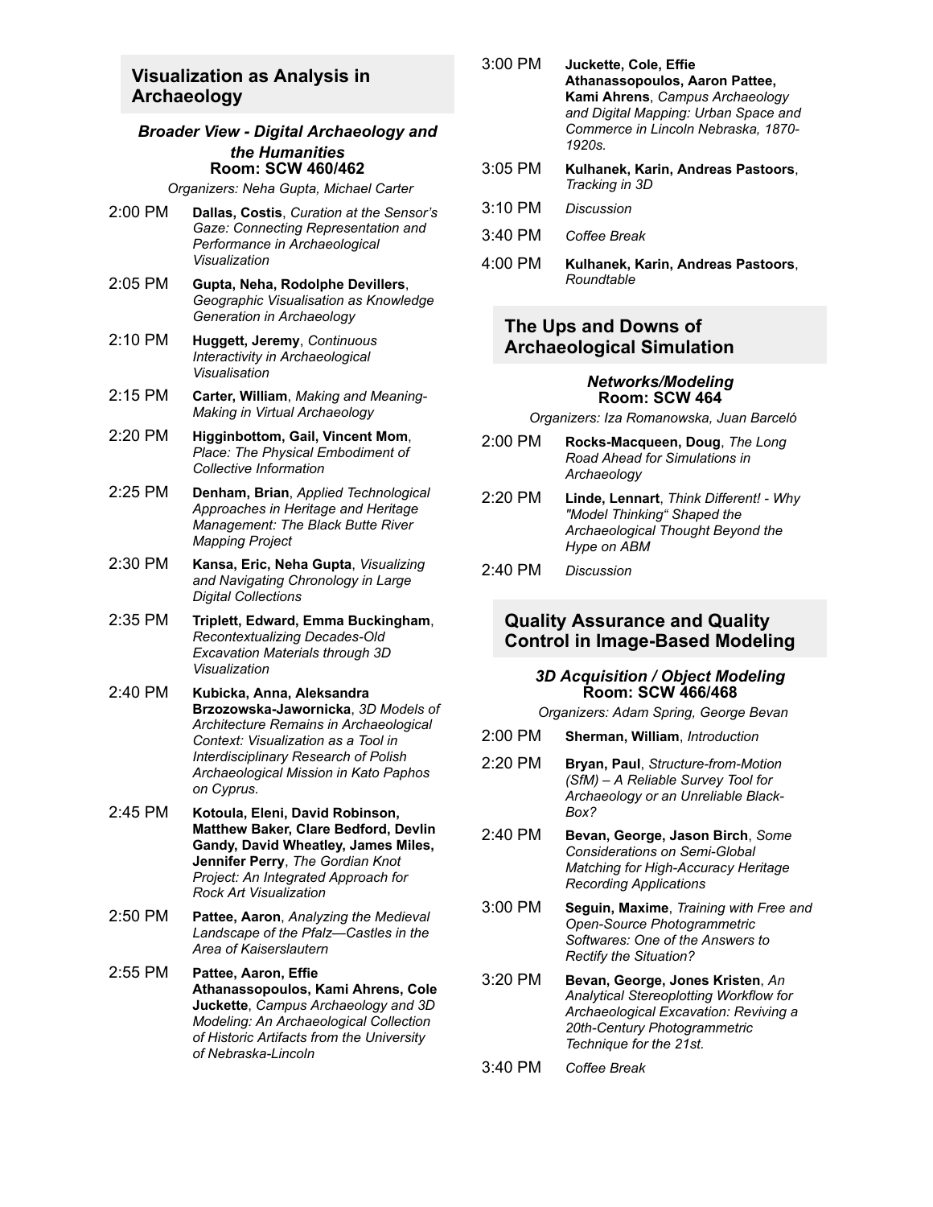## Visualization as Analysis in Archaeology

### *Broader View - Digital Archaeology and the Humanities*
**Room: SCW 460/462**

*Organizers: Neha Gupta, Michael Carter*

2:00 PM **Dallas, Costis**, *Curation at the Sensor's Gaze: Connecting Representation and Performance in Archaeological Visualization*

2:05 PM **Gupta, Neha, Rodolphe Devillers**, *Geographic Visualisation as Knowledge Generation in Archaeology*

2:10 PM **Huggett, Jeremy**, *Continuous Interactivity in Archaeological Visualisation*

2:15 PM **Carter, William**, *Making and Meaning-Making in Virtual Archaeology*

2:20 PM **Higginbottom, Gail, Vincent Mom**, *Place: The Physical Embodiment of Collective Information*

2:25 PM **Denham, Brian**, *Applied Technological Approaches in Heritage and Heritage Management: The Black Butte River Mapping Project*

2:30 PM **Kansa, Eric, Neha Gupta**, *Visualizing and Navigating Chronology in Large Digital Collections*

2:35 PM **Triplett, Edward, Emma Buckingham**, *Recontextualizing Decades-Old Excavation Materials through 3D Visualization*

2:40 PM **Kubicka, Anna, Aleksandra Brzozowska-Jawornicka**, *3D Models of Architecture Remains in Archaeological Context: Visualization as a Tool in Interdisciplinary Research of Polish Archaeological Mission in Kato Paphos on Cyprus.*

2:45 PM **Kotoula, Eleni, David Robinson, Matthew Baker, Clare Bedford, Devlin Gandy, David Wheatley, James Miles, Jennifer Perry**, *The Gordian Knot Project: An Integrated Approach for Rock Art Visualization*

2:50 PM **Pattee, Aaron**, *Analyzing the Medieval Landscape of the Pfalz—Castles in the Area of Kaiserslautern*

2:55 PM **Pattee, Aaron, Effie Athanassopoulos, Kami Ahrens, Cole Juckette**, *Campus Archaeology and 3D Modeling: An Archaeological Collection of Historic Artifacts from the University of Nebraska-Lincoln*

3:00 PM **Juckette, Cole, Effie Athanassopoulos, Aaron Pattee, Kami Ahrens**, *Campus Archaeology and Digital Mapping: Urban Space and Commerce in Lincoln Nebraska, 1870-1920s.*

3:05 PM **Kulhanek, Karin, Andreas Pastoors**, *Tracking in 3D*

3:10 PM *Discussion*

3:40 PM *Coffee Break*

4:00 PM **Kulhanek, Karin, Andreas Pastoors**, *Roundtable*

## The Ups and Downs of Archaeological Simulation

### *Networks/Modeling*
**Room: SCW 464**

*Organizers: Iza Romanowska, Juan Barceló*

2:00 PM **Rocks-Macqueen, Doug**, *The Long Road Ahead for Simulations in Archaeology*

2:20 PM **Linde, Lennart**, *Think Different! - Why "Model Thinking" Shaped the Archaeological Thought Beyond the Hype on ABM*

2:40 PM *Discussion*

## Quality Assurance and Quality Control in Image-Based Modeling

### *3D Acquisition / Object Modeling*
**Room: SCW 466/468**

*Organizers: Adam Spring, George Bevan*

2:00 PM **Sherman, William**, *Introduction*

2:20 PM **Bryan, Paul**, *Structure-from-Motion (SfM) – A Reliable Survey Tool for Archaeology or an Unreliable Black-Box?*

2:40 PM **Bevan, George, Jason Birch**, *Some Considerations on Semi-Global Matching for High-Accuracy Heritage Recording Applications*

3:00 PM **Seguin, Maxime**, *Training with Free and Open-Source Photogrammetric Softwares: One of the Answers to Rectify the Situation?*

3:20 PM **Bevan, George, Jones Kristen**, *An Analytical Stereoplotting Workflow for Archaeological Excavation: Reviving a 20th-Century Photogrammetric Technique for the 21st.*

3:40 PM *Coffee Break*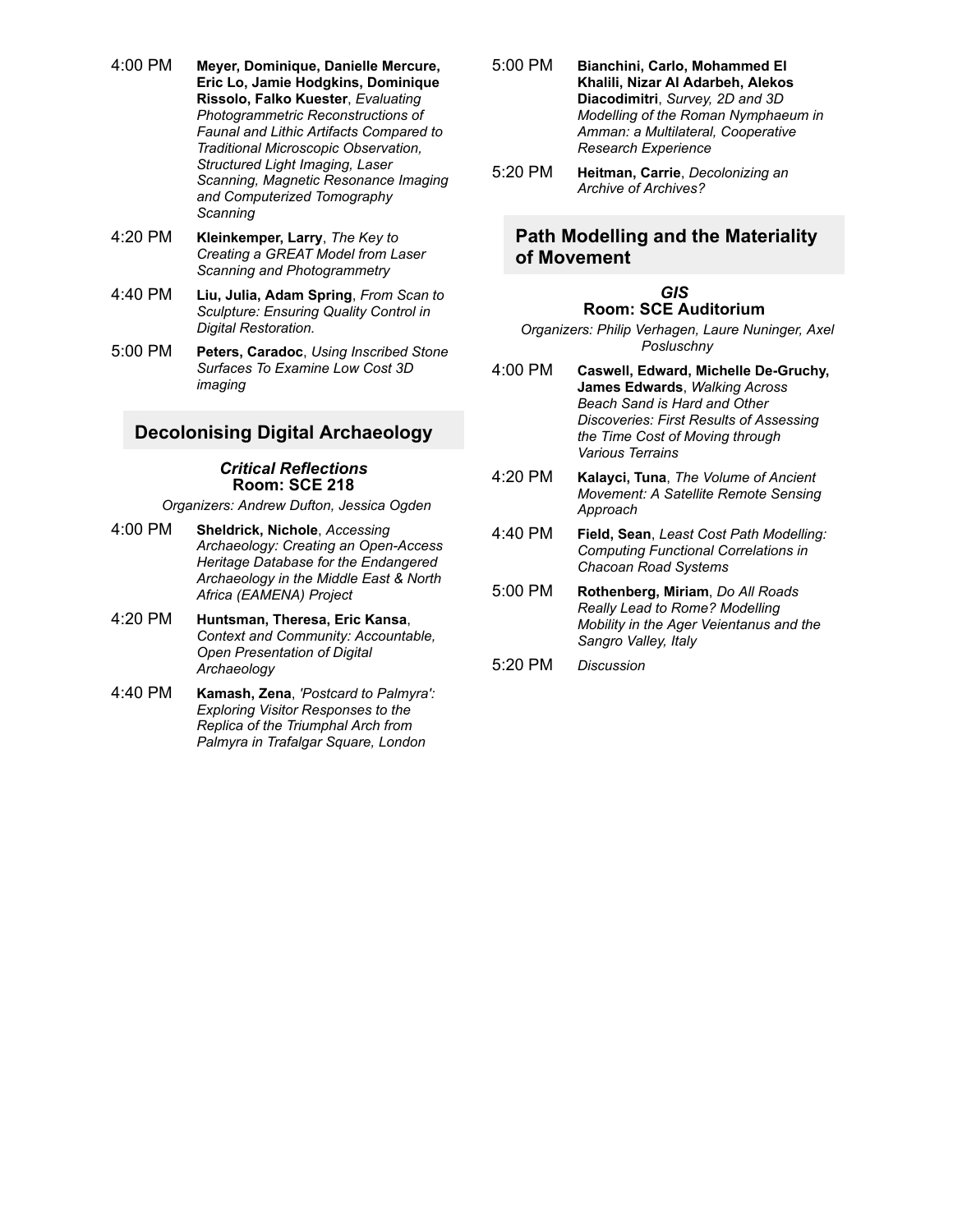4:00 PM **Meyer, Dominique, Danielle Mercure, Eric Lo, Jamie Hodgkins, Dominique Rissolo, Falko Kuester**, *Evaluating Photogrammetric Reconstructions of Faunal and Lithic Artifacts Compared to Traditional Microscopic Observation, Structured Light Imaging, Laser Scanning, Magnetic Resonance Imaging and Computerized Tomography Scanning*

4:20 PM **Kleinkemper, Larry**, *The Key to Creating a GREAT Model from Laser Scanning and Photogrammetry*

4:40 PM **Liu, Julia, Adam Spring**, *From Scan to Sculpture: Ensuring Quality Control in Digital Restoration.*

5:00 PM **Peters, Caradoc**, *Using Inscribed Stone Surfaces To Examine Low Cost 3D imaging*

## Decolonising Digital Archaeology

### *Critical Reflections*
### Room: SCE 218

*Organizers: Andrew Dufton, Jessica Ogden*

4:00 PM **Sheldrick, Nichole**, *Accessing Archaeology: Creating an Open-Access Heritage Database for the Endangered Archaeology in the Middle East & North Africa (EAMENA) Project*

4:20 PM **Huntsman, Theresa, Eric Kansa**, *Context and Community: Accountable, Open Presentation of Digital Archaeology*

4:40 PM **Kamash, Zena**, *'Postcard to Palmyra': Exploring Visitor Responses to the Replica of the Triumphal Arch from Palmyra in Trafalgar Square, London*

5:00 PM **Bianchini, Carlo, Mohammed El Khalili, Nizar Al Adarbeh, Alekos Diacodimitri**, *Survey, 2D and 3D Modelling of the Roman Nymphaeum in Amman: a Multilateral, Cooperative Research Experience*

5:20 PM **Heitman, Carrie**, *Decolonizing an Archive of Archives?*

## Path Modelling and the Materiality of Movement

### *GIS*
### Room: SCE Auditorium

*Organizers: Philip Verhagen, Laure Nuninger, Axel Posluschny*

4:00 PM **Caswell, Edward, Michelle De-Gruchy, James Edwards**, *Walking Across Beach Sand is Hard and Other Discoveries: First Results of Assessing the Time Cost of Moving through Various Terrains*

4:20 PM **Kalayci, Tuna**, *The Volume of Ancient Movement: A Satellite Remote Sensing Approach*

4:40 PM **Field, Sean**, *Least Cost Path Modelling: Computing Functional Correlations in Chacoan Road Systems*

5:00 PM **Rothenberg, Miriam**, *Do All Roads Really Lead to Rome? Modelling Mobility in the Ager Veientanus and the Sangro Valley, Italy*

5:20 PM *Discussion*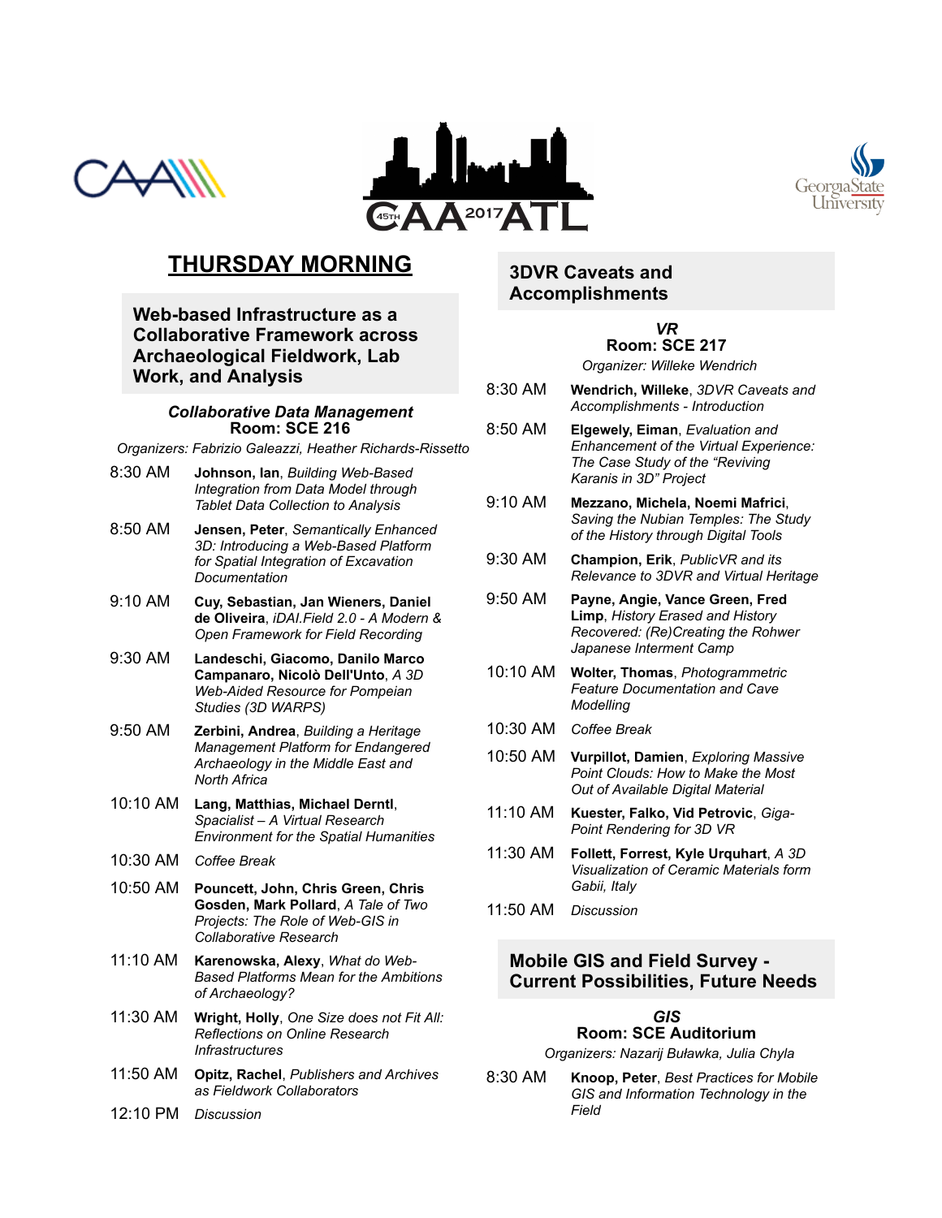# THURSDAY MORNING

## Web-based Infrastructure as a Collaborative Framework across Archaeological Fieldwork, Lab Work, and Analysis

***Collaborative Data Management***
**Room: SCE 216**

*Organizers: Fabrizio Galeazzi, Heather Richards-Rissetto*

| | |
|---|---|
| 8:30 AM | **Johnson, Ian**, *Building Web-Based Integration from Data Model through Tablet Data Collection to Analysis* |
| 8:50 AM | **Jensen, Peter**, *Semantically Enhanced 3D: Introducing a Web-Based Platform for Spatial Integration of Excavation Documentation* |
| 9:10 AM | **Cuy, Sebastian, Jan Wieners, Daniel de Oliveira**, *iDAI.Field 2.0 - A Modern & Open Framework for Field Recording* |
| 9:30 AM | **Landeschi, Giacomo, Danilo Marco Campanaro, Nicolò Dell'Unto**, *A 3D Web-Aided Resource for Pompeian Studies (3D WARPS)* |
| 9:50 AM | **Zerbini, Andrea**, *Building a Heritage Management Platform for Endangered Archaeology in the Middle East and North Africa* |
| 10:10 AM | **Lang, Matthias, Michael Derntl**, *Spacialist – A Virtual Research Environment for the Spatial Humanities* |
| 10:30 AM | *Coffee Break* |
| 10:50 AM | **Pouncett, John, Chris Green, Chris Gosden, Mark Pollard**, *A Tale of Two Projects: The Role of Web-GIS in Collaborative Research* |
| 11:10 AM | **Karenowska, Alexy**, *What do Web-Based Platforms Mean for the Ambitions of Archaeology?* |
| 11:30 AM | **Wright, Holly**, *One Size does not Fit All: Reflections on Online Research Infrastructures* |
| 11:50 AM | **Opitz, Rachel**, *Publishers and Archives as Fieldwork Collaborators* |
| 12:10 PM | *Discussion* |

## 3DVR Caveats and Accomplishments

***VR***
**Room: SCE 217**

*Organizer: Willeke Wendrich*

| | |
|---|---|
| 8:30 AM | **Wendrich, Willeke**, *3DVR Caveats and Accomplishments - Introduction* |
| 8:50 AM | **Elgewely, Eiman**, *Evaluation and Enhancement of the Virtual Experience: The Case Study of the "Reviving Karanis in 3D" Project* |
| 9:10 AM | **Mezzano, Michela, Noemi Mafrici**, *Saving the Nubian Temples: The Study of the History through Digital Tools* |
| 9:30 AM | **Champion, Erik**, *PublicVR and its Relevance to 3DVR and Virtual Heritage* |
| 9:50 AM | **Payne, Angie, Vance Green, Fred Limp**, *History Erased and History Recovered: (Re)Creating the Rohwer Japanese Interment Camp* |
| 10:10 AM | **Wolter, Thomas**, *Photogrammetric Feature Documentation and Cave Modelling* |
| 10:30 AM | *Coffee Break* |
| 10:50 AM | **Vurpillot, Damien**, *Exploring Massive Point Clouds: How to Make the Most Out of Available Digital Material* |
| 11:10 AM | **Kuester, Falko, Vid Petrovic**, *Giga-Point Rendering for 3D VR* |
| 11:30 AM | **Follett, Forrest, Kyle Urquhart**, *A 3D Visualization of Ceramic Materials form Gabii, Italy* |
| 11:50 AM | *Discussion* |

## Mobile GIS and Field Survey - Current Possibilities, Future Needs

***GIS***
**Room: SCE Auditorium**

*Organizers: Nazarij Buławka, Julia Chyla*

| | |
|---|---|
| 8:30 AM | **Knoop, Peter**, *Best Practices for Mobile GIS and Information Technology in the Field* |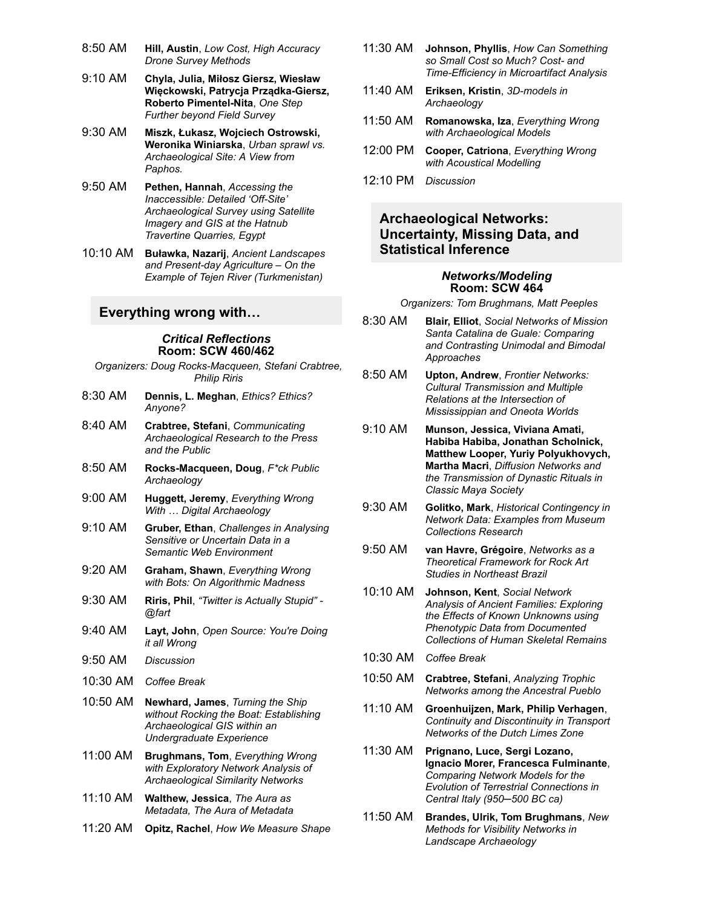8:50 AM **Hill, Austin**, *Low Cost, High Accuracy Drone Survey Methods*

9:10 AM **Chyla, Julia, Miłosz Giersz, Wiesław Więckowski, Patrycja Prządka-Giersz, Roberto Pimentel-Nita**, *One Step Further beyond Field Survey*

9:30 AM **Miszk, Łukasz, Wojciech Ostrowski, Weronika Winiarska**, *Urban sprawl vs. Archaeological Site: A View from Paphos.*

9:50 AM **Pethen, Hannah**, *Accessing the Inaccessible: Detailed 'Off-Site' Archaeological Survey using Satellite Imagery and GIS at the Hatnub Travertine Quarries, Egypt*

10:10 AM **Buławka, Nazarij**, *Ancient Landscapes and Present-day Agriculture – On the Example of Tejen River (Turkmenistan)*

## Everything wrong with…

***Critical Reflections***
**Room: SCW 460/462**

*Organizers: Doug Rocks-Macqueen, Stefani Crabtree, Philip Riris*

8:30 AM **Dennis, L. Meghan**, *Ethics? Ethics? Anyone?*

8:40 AM **Crabtree, Stefani**, *Communicating Archaeological Research to the Press and the Public*

8:50 AM **Rocks-Macqueen, Doug**, *F*ck Public Archaeology*

9:00 AM **Huggett, Jeremy**, *Everything Wrong With … Digital Archaeology*

9:10 AM **Gruber, Ethan**, *Challenges in Analysing Sensitive or Uncertain Data in a Semantic Web Environment*

9:20 AM **Graham, Shawn**, *Everything Wrong with Bots: On Algorithmic Madness*

9:30 AM **Riris, Phil**, *"Twitter is Actually Stupid" - @fart*

9:40 AM **Layt, John**, *Open Source: You're Doing it all Wrong*

9:50 AM *Discussion*

10:30 AM *Coffee Break*

10:50 AM **Newhard, James**, *Turning the Ship without Rocking the Boat: Establishing Archaeological GIS within an Undergraduate Experience*

11:00 AM **Brughmans, Tom**, *Everything Wrong with Exploratory Network Analysis of Archaeological Similarity Networks*

11:10 AM **Walthew, Jessica**, *The Aura as Metadata, The Aura of Metadata*

11:20 AM **Opitz, Rachel**, *How We Measure Shape*

11:30 AM **Johnson, Phyllis**, *How Can Something so Small Cost so Much? Cost- and Time-Efficiency in Microartifact Analysis*

11:40 AM **Eriksen, Kristin**, *3D-models in Archaeology*

11:50 AM **Romanowska, Iza**, *Everything Wrong with Archaeological Models*

12:00 PM **Cooper, Catriona**, *Everything Wrong with Acoustical Modelling*

12:10 PM *Discussion*

## Archaeological Networks: Uncertainty, Missing Data, and Statistical Inference

***Networks/Modeling***
**Room: SCW 464**

*Organizers: Tom Brughmans, Matt Peeples*

8:30 AM **Blair, Elliot**, *Social Networks of Mission Santa Catalina de Guale: Comparing and Contrasting Unimodal and Bimodal Approaches*

8:50 AM **Upton, Andrew**, *Frontier Networks: Cultural Transmission and Multiple Relations at the Intersection of Mississippian and Oneota Worlds*

9:10 AM **Munson, Jessica, Viviana Amati, Habiba Habiba, Jonathan Scholnick, Matthew Looper, Yuriy Polyukhovych, Martha Macri**, *Diffusion Networks and the Transmission of Dynastic Rituals in Classic Maya Society*

9:30 AM **Golitko, Mark**, *Historical Contingency in Network Data: Examples from Museum Collections Research*

9:50 AM **van Havre, Grégoire**, *Networks as a Theoretical Framework for Rock Art Studies in Northeast Brazil*

10:10 AM **Johnson, Kent**, *Social Network Analysis of Ancient Families: Exploring the Effects of Known Unknowns using Phenotypic Data from Documented Collections of Human Skeletal Remains*

10:30 AM *Coffee Break*

10:50 AM **Crabtree, Stefani**, *Analyzing Trophic Networks among the Ancestral Pueblo*

11:10 AM **Groenhuijzen, Mark, Philip Verhagen**, *Continuity and Discontinuity in Transport Networks of the Dutch Limes Zone*

11:30 AM **Prignano, Luce, Sergi Lozano, Ignacio Morer, Francesca Fulminante**, *Comparing Network Models for the Evolution of Terrestrial Connections in Central Italy (950–500 BC ca)*

11:50 AM **Brandes, Ulrik, Tom Brughmans**, *New Methods for Visibility Networks in Landscape Archaeology*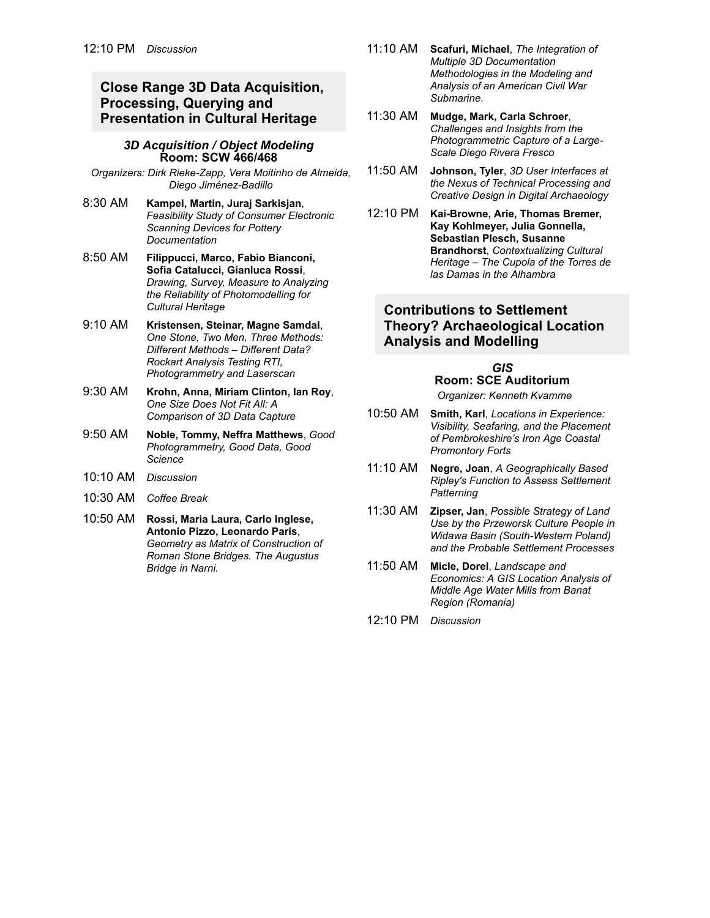12:10 PM *Discussion*

## Close Range 3D Data Acquisition, Processing, Querying and Presentation in Cultural Heritage

### *3D Acquisition / Object Modeling*
**Room: SCW 466/468**

*Organizers: Dirk Rieke-Zapp, Vera Moitinho de Almeida, Diego Jiménez-Badillo*

8:30 AM **Kampel, Martin, Juraj Sarkisjan**, *Feasibility Study of Consumer Electronic Scanning Devices for Pottery Documentation*

8:50 AM **Filippucci, Marco, Fabio Bianconi, Sofia Catalucci, Gianluca Rossi**, *Drawing, Survey, Measure to Analyzing the Reliability of Photomodelling for Cultural Heritage*

9:10 AM **Kristensen, Steinar, Magne Samdal**, *One Stone, Two Men, Three Methods: Different Methods – Different Data? Rockart Analysis Testing RTI, Photogrammetry and Laserscan*

9:30 AM **Krohn, Anna, Miriam Clinton, Ian Roy**, *One Size Does Not Fit All: A Comparison of 3D Data Capture*

9:50 AM **Noble, Tommy, Neffra Matthews**, *Good Photogrammetry, Good Data, Good Science*

10:10 AM *Discussion*

10:30 AM *Coffee Break*

10:50 AM **Rossi, Maria Laura, Carlo Inglese, Antonio Pizzo, Leonardo Paris**, *Geometry as Matrix of Construction of Roman Stone Bridges. The Augustus Bridge in Narni.*

11:10 AM **Scafuri, Michael**, *The Integration of Multiple 3D Documentation Methodologies in the Modeling and Analysis of an American Civil War Submarine.*

11:30 AM **Mudge, Mark, Carla Schroer**, *Challenges and Insights from the Photogrammetric Capture of a Large-Scale Diego Rivera Fresco*

11:50 AM **Johnson, Tyler**, *3D User Interfaces at the Nexus of Technical Processing and Creative Design in Digital Archaeology*

12:10 PM **Kai-Browne, Arie, Thomas Bremer, Kay Kohlmeyer, Julia Gonnella, Sebastian Plesch, Susanne Brandhorst**, *Contextualizing Cultural Heritage – The Cupola of the Torres de las Damas in the Alhambra*

## Contributions to Settlement Theory? Archaeological Location Analysis and Modelling

### *GIS*
**Room: SCE Auditorium**

*Organizer: Kenneth Kvamme*

10:50 AM **Smith, Karl**, *Locations in Experience: Visibility, Seafaring, and the Placement of Pembrokeshire's Iron Age Coastal Promontory Forts*

11:10 AM **Negre, Joan**, *A Geographically Based Ripley's Function to Assess Settlement Patterning*

11:30 AM **Zipser, Jan**, *Possible Strategy of Land Use by the Przeworsk Culture People in Widawa Basin (South-Western Poland) and the Probable Settlement Processes*

11:50 AM **Micle, Dorel**, *Landscape and Economics: A GIS Location Analysis of Middle Age Water Mills from Banat Region (Romania)*

12:10 PM *Discussion*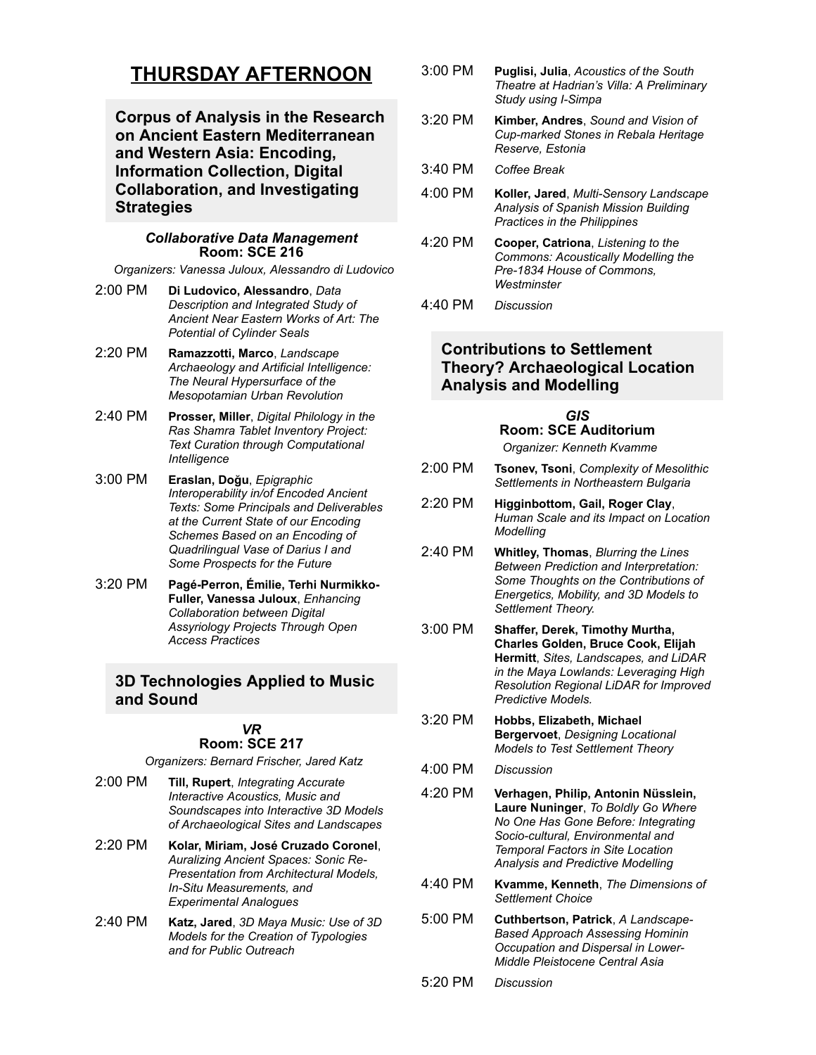# THURSDAY AFTERNOON

## Corpus of Analysis in the Research on Ancient Eastern Mediterranean and Western Asia: Encoding, Information Collection, Digital Collaboration, and Investigating Strategies

### *Collaborative Data Management*
**Room: SCE 216**

*Organizers: Vanessa Juloux, Alessandro di Ludovico*

2:00 PM — **Di Ludovico, Alessandro**, *Data Description and Integrated Study of Ancient Near Eastern Works of Art: The Potential of Cylinder Seals*

2:20 PM — **Ramazzotti, Marco**, *Landscape Archaeology and Artificial Intelligence: The Neural Hypersurface of the Mesopotamian Urban Revolution*

2:40 PM — **Prosser, Miller**, *Digital Philology in the Ras Shamra Tablet Inventory Project: Text Curation through Computational Intelligence*

3:00 PM — **Eraslan, Doğu**, *Epigraphic Interoperability in/of Encoded Ancient Texts: Some Principals and Deliverables at the Current State of our Encoding Schemes Based on an Encoding of Quadrilingual Vase of Darius I and Some Prospects for the Future*

3:20 PM — **Pagé-Perron, Émilie, Terhi Nurmikko-Fuller, Vanessa Juloux**, *Enhancing Collaboration between Digital Assyriology Projects Through Open Access Practices*

## 3D Technologies Applied to Music and Sound

### *VR*
**Room: SCE 217**

*Organizers: Bernard Frischer, Jared Katz*

2:00 PM — **Till, Rupert**, *Integrating Accurate Interactive Acoustics, Music and Soundscapes into Interactive 3D Models of Archaeological Sites and Landscapes*

2:20 PM — **Kolar, Miriam, José Cruzado Coronel**, *Auralizing Ancient Spaces: Sonic Re-Presentation from Architectural Models, In-Situ Measurements, and Experimental Analogues*

2:40 PM — **Katz, Jared**, *3D Maya Music: Use of 3D Models for the Creation of Typologies and for Public Outreach*

3:00 PM — **Puglisi, Julia**, *Acoustics of the South Theatre at Hadrian's Villa: A Preliminary Study using I-Simpa*

3:20 PM — **Kimber, Andres**, *Sound and Vision of Cup-marked Stones in Rebala Heritage Reserve, Estonia*

3:40 PM — *Coffee Break*

4:00 PM — **Koller, Jared**, *Multi-Sensory Landscape Analysis of Spanish Mission Building Practices in the Philippines*

4:20 PM — **Cooper, Catriona**, *Listening to the Commons: Acoustically Modelling the Pre-1834 House of Commons, Westminster*

4:40 PM — *Discussion*

## Contributions to Settlement Theory? Archaeological Location Analysis and Modelling

### *GIS*
**Room: SCE Auditorium**

*Organizer: Kenneth Kvamme*

2:00 PM — **Tsonev, Tsoni**, *Complexity of Mesolithic Settlements in Northeastern Bulgaria*

2:20 PM — **Higginbottom, Gail, Roger Clay**, *Human Scale and its Impact on Location Modelling*

2:40 PM — **Whitley, Thomas**, *Blurring the Lines Between Prediction and Interpretation: Some Thoughts on the Contributions of Energetics, Mobility, and 3D Models to Settlement Theory.*

3:00 PM — **Shaffer, Derek, Timothy Murtha, Charles Golden, Bruce Cook, Elijah Hermitt**, *Sites, Landscapes, and LiDAR in the Maya Lowlands: Leveraging High Resolution Regional LiDAR for Improved Predictive Models.*

3:20 PM — **Hobbs, Elizabeth, Michael Bergervoet**, *Designing Locational Models to Test Settlement Theory*

4:00 PM — *Discussion*

4:20 PM — **Verhagen, Philip, Antonin Nüsslein, Laure Nuninger**, *To Boldly Go Where No One Has Gone Before: Integrating Socio-cultural, Environmental and Temporal Factors in Site Location Analysis and Predictive Modelling*

4:40 PM — **Kvamme, Kenneth**, *The Dimensions of Settlement Choice*

5:00 PM — **Cuthbertson, Patrick**, *A Landscape-Based Approach Assessing Hominin Occupation and Dispersal in Lower-Middle Pleistocene Central Asia*

5:20 PM — *Discussion*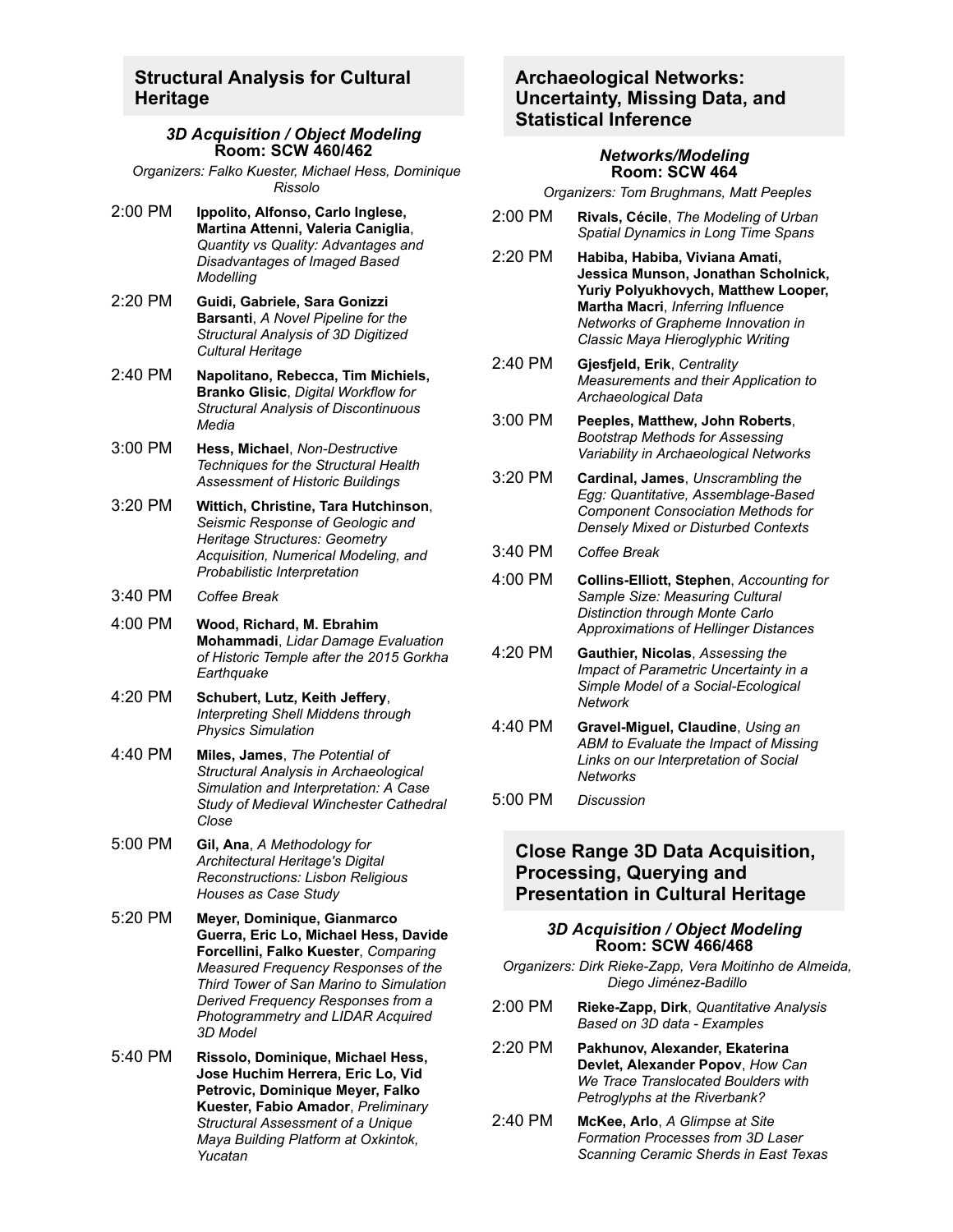## Structural Analysis for Cultural Heritage

***3D Acquisition / Object Modeling***
**Room: SCW 460/462**

*Organizers: Falko Kuester, Michael Hess, Dominique Rissolo*

2:00 PM **Ippolito, Alfonso, Carlo Inglese, Martina Attenni, Valeria Caniglia**, *Quantity vs Quality: Advantages and Disadvantages of Imaged Based Modelling*

2:20 PM **Guidi, Gabriele, Sara Gonizzi Barsanti**, *A Novel Pipeline for the Structural Analysis of 3D Digitized Cultural Heritage*

2:40 PM **Napolitano, Rebecca, Tim Michiels, Branko Glisic**, *Digital Workflow for Structural Analysis of Discontinuous Media*

3:00 PM **Hess, Michael**, *Non-Destructive Techniques for the Structural Health Assessment of Historic Buildings*

3:20 PM **Wittich, Christine, Tara Hutchinson**, *Seismic Response of Geologic and Heritage Structures: Geometry Acquisition, Numerical Modeling, and Probabilistic Interpretation*

3:40 PM *Coffee Break*

4:00 PM **Wood, Richard, M. Ebrahim Mohammadi**, *Lidar Damage Evaluation of Historic Temple after the 2015 Gorkha Earthquake*

4:20 PM **Schubert, Lutz, Keith Jeffery**, *Interpreting Shell Middens through Physics Simulation*

4:40 PM **Miles, James**, *The Potential of Structural Analysis in Archaeological Simulation and Interpretation: A Case Study of Medieval Winchester Cathedral Close*

5:00 PM **Gil, Ana**, *A Methodology for Architectural Heritage's Digital Reconstructions: Lisbon Religious Houses as Case Study*

5:20 PM **Meyer, Dominique, Gianmarco Guerra, Eric Lo, Michael Hess, Davide Forcellini, Falko Kuester**, *Comparing Measured Frequency Responses of the Third Tower of San Marino to Simulation Derived Frequency Responses from a Photogrammetry and LIDAR Acquired 3D Model*

5:40 PM **Rissolo, Dominique, Michael Hess, Jose Huchim Herrera, Eric Lo, Vid Petrovic, Dominique Meyer, Falko Kuester, Fabio Amador**, *Preliminary Structural Assessment of a Unique Maya Building Platform at Oxkintok, Yucatan*

## Archaeological Networks: Uncertainty, Missing Data, and Statistical Inference

***Networks/Modeling***
**Room: SCW 464**

*Organizers: Tom Brughmans, Matt Peeples*

2:00 PM **Rivals, Cécile**, *The Modeling of Urban Spatial Dynamics in Long Time Spans*

2:20 PM **Habiba, Habiba, Viviana Amati, Jessica Munson, Jonathan Scholnick, Yuriy Polyukhovych, Matthew Looper, Martha Macri**, *Inferring Influence Networks of Grapheme Innovation in Classic Maya Hieroglyphic Writing*

2:40 PM **Gjesfjeld, Erik**, *Centrality Measurements and their Application to Archaeological Data*

3:00 PM **Peeples, Matthew, John Roberts**, *Bootstrap Methods for Assessing Variability in Archaeological Networks*

3:20 PM **Cardinal, James**, *Unscrambling the Egg: Quantitative, Assemblage-Based Component Consociation Methods for Densely Mixed or Disturbed Contexts*

3:40 PM *Coffee Break*

4:00 PM **Collins-Elliott, Stephen**, *Accounting for Sample Size: Measuring Cultural Distinction through Monte Carlo Approximations of Hellinger Distances*

4:20 PM **Gauthier, Nicolas**, *Assessing the Impact of Parametric Uncertainty in a Simple Model of a Social-Ecological Network*

4:40 PM **Gravel-Miguel, Claudine**, *Using an ABM to Evaluate the Impact of Missing Links on our Interpretation of Social Networks*

5:00 PM *Discussion*

## Close Range 3D Data Acquisition, Processing, Querying and Presentation in Cultural Heritage

***3D Acquisition / Object Modeling***
**Room: SCW 466/468**

*Organizers: Dirk Rieke-Zapp, Vera Moitinho de Almeida, Diego Jiménez-Badillo*

2:00 PM **Rieke-Zapp, Dirk**, *Quantitative Analysis Based on 3D data - Examples*

2:20 PM **Pakhunov, Alexander, Ekaterina Devlet, Alexander Popov**, *How Can We Trace Translocated Boulders with Petroglyphs at the Riverbank?*

2:40 PM **McKee, Arlo**, *A Glimpse at Site Formation Processes from 3D Laser Scanning Ceramic Sherds in East Texas*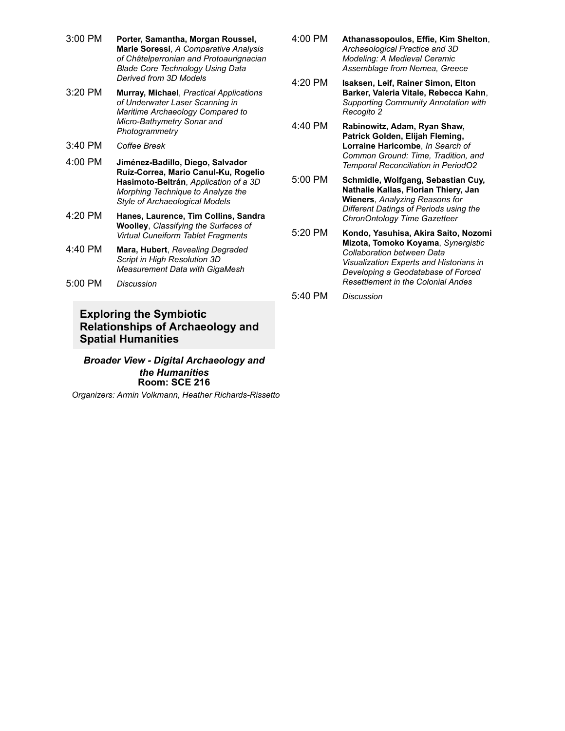3:00 PM **Porter, Samantha, Morgan Roussel, Marie Soressi**, *A Comparative Analysis of Châtelperronian and Protoaurignacian Blade Core Technology Using Data Derived from 3D Models*

3:20 PM **Murray, Michael**, *Practical Applications of Underwater Laser Scanning in Maritime Archaeology Compared to Micro-Bathymetry Sonar and Photogrammetry*

3:40 PM *Coffee Break*

4:00 PM **Jiménez-Badillo, Diego, Salvador Ruíz-Correa, Mario Canul-Ku, Rogelio Hasimoto-Beltrán**, *Application of a 3D Morphing Technique to Analyze the Style of Archaeological Models*

4:20 PM **Hanes, Laurence, Tim Collins, Sandra Woolley**, *Classifying the Surfaces of Virtual Cuneiform Tablet Fragments*

4:40 PM **Mara, Hubert**, *Revealing Degraded Script in High Resolution 3D Measurement Data with GigaMesh*

5:00 PM *Discussion*

## Exploring the Symbiotic Relationships of Archaeology and Spatial Humanities

***Broader View - Digital Archaeology and the Humanities***
**Room: SCE 216**

*Organizers: Armin Volkmann, Heather Richards-Rissetto*

4:00 PM **Athanassopoulos, Effie, Kim Shelton**, *Archaeological Practice and 3D Modeling: A Medieval Ceramic Assemblage from Nemea, Greece*

4:20 PM **Isaksen, Leif, Rainer Simon, Elton Barker, Valeria Vitale, Rebecca Kahn**, *Supporting Community Annotation with Recogito 2*

4:40 PM **Rabinowitz, Adam, Ryan Shaw, Patrick Golden, Elijah Fleming, Lorraine Haricombe**, *In Search of Common Ground: Time, Tradition, and Temporal Reconciliation in PeriodO2*

5:00 PM **Schmidle, Wolfgang, Sebastian Cuy, Nathalie Kallas, Florian Thiery, Jan Wieners**, *Analyzing Reasons for Different Datings of Periods using the ChronOntology Time Gazetteer*

5:20 PM **Kondo, Yasuhisa, Akira Saito, Nozomi Mizota, Tomoko Koyama**, *Synergistic Collaboration between Data Visualization Experts and Historians in Developing a Geodatabase of Forced Resettlement in the Colonial Andes*

5:40 PM *Discussion*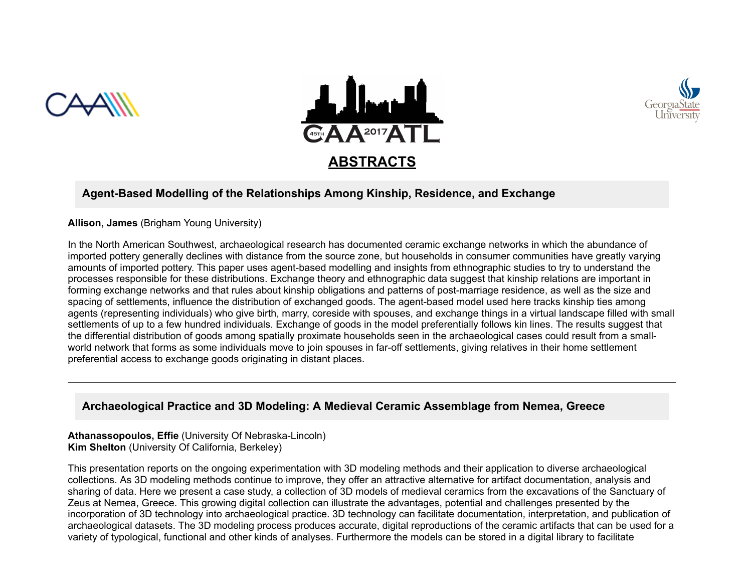# ABSTRACTS

## Agent-Based Modelling of the Relationships Among Kinship, Residence, and Exchange

**Allison, James** (Brigham Young University)

In the North American Southwest, archaeological research has documented ceramic exchange networks in which the abundance of imported pottery generally declines with distance from the source zone, but households in consumer communities have greatly varying amounts of imported pottery. This paper uses agent-based modelling and insights from ethnographic studies to try to understand the processes responsible for these distributions. Exchange theory and ethnographic data suggest that kinship relations are important in forming exchange networks and that rules about kinship obligations and patterns of post-marriage residence, as well as the size and spacing of settlements, influence the distribution of exchanged goods. The agent-based model used here tracks kinship ties among agents (representing individuals) who give birth, marry, coreside with spouses, and exchange things in a virtual landscape filled with small settlements of up to a few hundred individuals. Exchange of goods in the model preferentially follows kin lines. The results suggest that the differential distribution of goods among spatially proximate households seen in the archaeological cases could result from a small-world network that forms as some individuals move to join spouses in far-off settlements, giving relatives in their home settlement preferential access to exchange goods originating in distant places.

---

## Archaeological Practice and 3D Modeling: A Medieval Ceramic Assemblage from Nemea, Greece

**Athanassopoulos, Effie** (University Of Nebraska-Lincoln)
**Kim Shelton** (University Of California, Berkeley)

This presentation reports on the ongoing experimentation with 3D modeling methods and their application to diverse archaeological collections. As 3D modeling methods continue to improve, they offer an attractive alternative for artifact documentation, analysis and sharing of data. Here we present a case study, a collection of 3D models of medieval ceramics from the excavations of the Sanctuary of Zeus at Nemea, Greece. This growing digital collection can illustrate the advantages, potential and challenges presented by the incorporation of 3D technology into archaeological practice. 3D technology can facilitate documentation, interpretation, and publication of archaeological datasets. The 3D modeling process produces accurate, digital reproductions of the ceramic artifacts that can be used for a variety of typological, functional and other kinds of analyses. Furthermore the models can be stored in a digital library to facilitate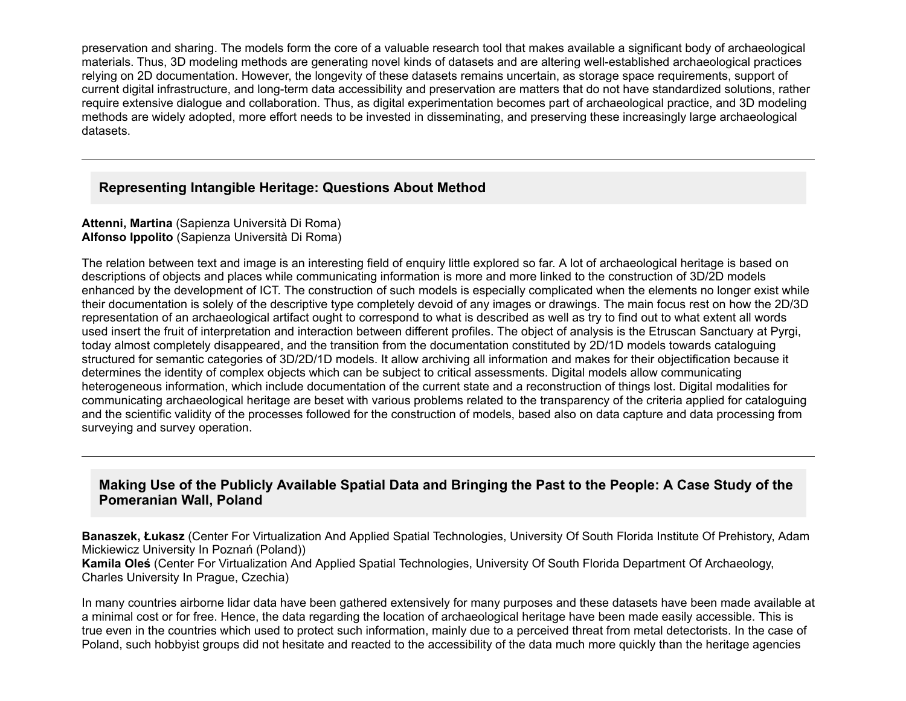preservation and sharing. The models form the core of a valuable research tool that makes available a significant body of archaeological materials. Thus, 3D modeling methods are generating novel kinds of datasets and are altering well-established archaeological practices relying on 2D documentation. However, the longevity of these datasets remains uncertain, as storage space requirements, support of current digital infrastructure, and long-term data accessibility and preservation are matters that do not have standardized solutions, rather require extensive dialogue and collaboration. Thus, as digital experimentation becomes part of archaeological practice, and 3D modeling methods are widely adopted, more effort needs to be invested in disseminating, and preserving these increasingly large archaeological datasets.

---

## Representing Intangible Heritage: Questions About Method

**Attenni, Martina** (Sapienza Università Di Roma)
**Alfonso Ippolito** (Sapienza Università Di Roma)

The relation between text and image is an interesting field of enquiry little explored so far. A lot of archaeological heritage is based on descriptions of objects and places while communicating information is more and more linked to the construction of 3D/2D models enhanced by the development of ICT. The construction of such models is especially complicated when the elements no longer exist while their documentation is solely of the descriptive type completely devoid of any images or drawings. The main focus rest on how the 2D/3D representation of an archaeological artifact ought to correspond to what is described as well as try to find out to what extent all words used insert the fruit of interpretation and interaction between different profiles. The object of analysis is the Etruscan Sanctuary at Pyrgi, today almost completely disappeared, and the transition from the documentation constituted by 2D/1D models towards cataloguing structured for semantic categories of 3D/2D/1D models. It allow archiving all information and makes for their objectification because it determines the identity of complex objects which can be subject to critical assessments. Digital models allow communicating heterogeneous information, which include documentation of the current state and a reconstruction of things lost. Digital modalities for communicating archaeological heritage are beset with various problems related to the transparency of the criteria applied for cataloguing and the scientific validity of the processes followed for the construction of models, based also on data capture and data processing from surveying and survey operation.

---

## Making Use of the Publicly Available Spatial Data and Bringing the Past to the People: A Case Study of the Pomeranian Wall, Poland

**Banaszek, Łukasz** (Center For Virtualization And Applied Spatial Technologies, University Of South Florida Institute Of Prehistory, Adam Mickiewicz University In Poznań (Poland))
**Kamila Oleś** (Center For Virtualization And Applied Spatial Technologies, University Of South Florida Department Of Archaeology, Charles University In Prague, Czechia)

In many countries airborne lidar data have been gathered extensively for many purposes and these datasets have been made available at a minimal cost or for free. Hence, the data regarding the location of archaeological heritage have been made easily accessible. This is true even in the countries which used to protect such information, mainly due to a perceived threat from metal detectorists. In the case of Poland, such hobbyist groups did not hesitate and reacted to the accessibility of the data much more quickly than the heritage agencies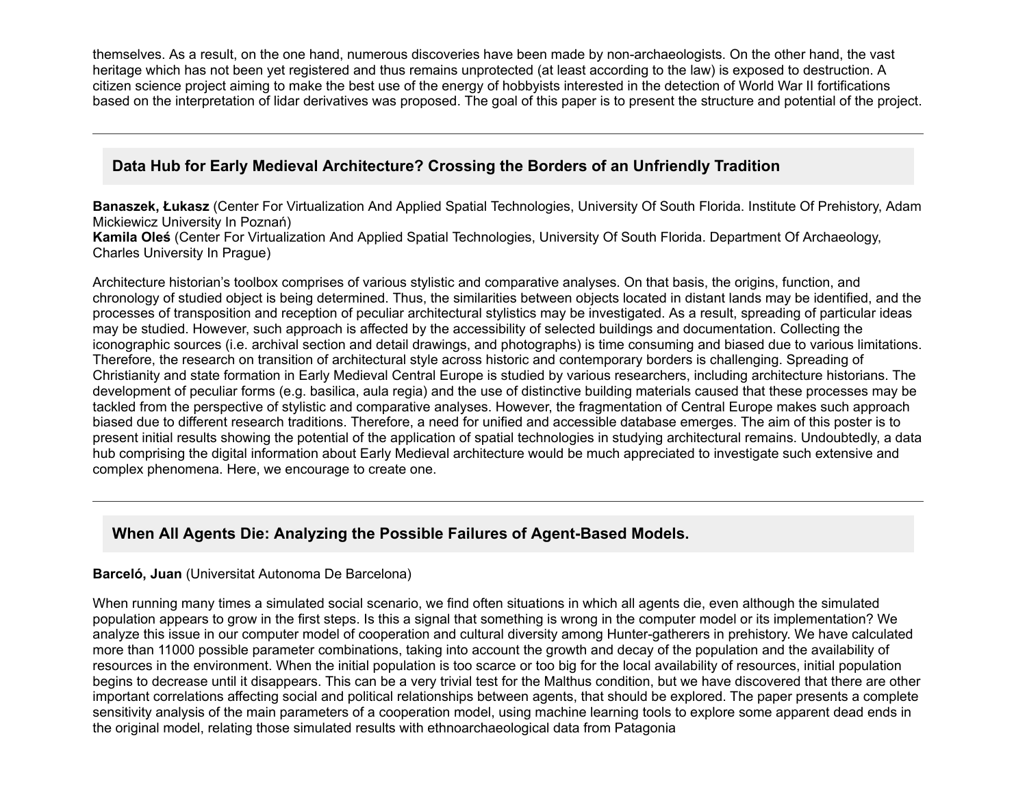themselves. As a result, on the one hand, numerous discoveries have been made by non-archaeologists. On the other hand, the vast heritage which has not been yet registered and thus remains unprotected (at least according to the law) is exposed to destruction. A citizen science project aiming to make the best use of the energy of hobbyists interested in the detection of World War II fortifications based on the interpretation of lidar derivatives was proposed. The goal of this paper is to present the structure and potential of the project.

---

### Data Hub for Early Medieval Architecture? Crossing the Borders of an Unfriendly Tradition

**Banaszek, Łukasz** (Center For Virtualization And Applied Spatial Technologies, University Of South Florida. Institute Of Prehistory, Adam Mickiewicz University In Poznań)
**Kamila Oleś** (Center For Virtualization And Applied Spatial Technologies, University Of South Florida. Department Of Archaeology, Charles University In Prague)

Architecture historian's toolbox comprises of various stylistic and comparative analyses. On that basis, the origins, function, and chronology of studied object is being determined. Thus, the similarities between objects located in distant lands may be identified, and the processes of transposition and reception of peculiar architectural stylistics may be investigated. As a result, spreading of particular ideas may be studied. However, such approach is affected by the accessibility of selected buildings and documentation. Collecting the iconographic sources (i.e. archival section and detail drawings, and photographs) is time consuming and biased due to various limitations. Therefore, the research on transition of architectural style across historic and contemporary borders is challenging. Spreading of Christianity and state formation in Early Medieval Central Europe is studied by various researchers, including architecture historians. The development of peculiar forms (e.g. basilica, aula regia) and the use of distinctive building materials caused that these processes may be tackled from the perspective of stylistic and comparative analyses. However, the fragmentation of Central Europe makes such approach biased due to different research traditions. Therefore, a need for unified and accessible database emerges. The aim of this poster is to present initial results showing the potential of the application of spatial technologies in studying architectural remains. Undoubtedly, a data hub comprising the digital information about Early Medieval architecture would be much appreciated to investigate such extensive and complex phenomena. Here, we encourage to create one.

---

### When All Agents Die: Analyzing the Possible Failures of Agent-Based Models.

**Barceló, Juan** (Universitat Autonoma De Barcelona)

When running many times a simulated social scenario, we find often situations in which all agents die, even although the simulated population appears to grow in the first steps. Is this a signal that something is wrong in the computer model or its implementation? We analyze this issue in our computer model of cooperation and cultural diversity among Hunter-gatherers in prehistory. We have calculated more than 11000 possible parameter combinations, taking into account the growth and decay of the population and the availability of resources in the environment. When the initial population is too scarce or too big for the local availability of resources, initial population begins to decrease until it disappears. This can be a very trivial test for the Malthus condition, but we have discovered that there are other important correlations affecting social and political relationships between agents, that should be explored. The paper presents a complete sensitivity analysis of the main parameters of a cooperation model, using machine learning tools to explore some apparent dead ends in the original model, relating those simulated results with ethnoarchaeological data from Patagonia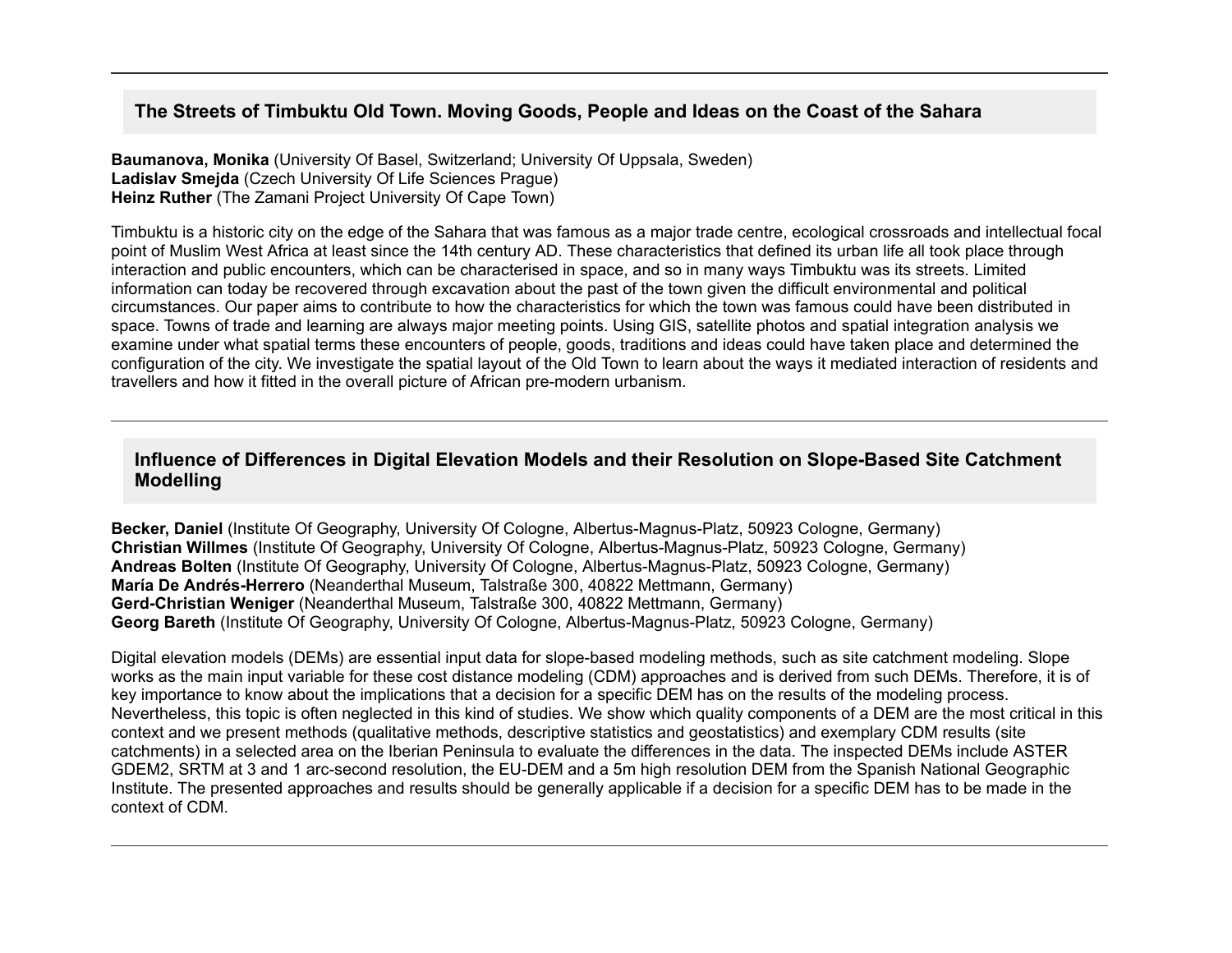### The Streets of Timbuktu Old Town. Moving Goods, People and Ideas on the Coast of the Sahara

**Baumanova, Monika** (University Of Basel, Switzerland; University Of Uppsala, Sweden)
**Ladislav Smejda** (Czech University Of Life Sciences Prague)
**Heinz Ruther** (The Zamani Project University Of Cape Town)

Timbuktu is a historic city on the edge of the Sahara that was famous as a major trade centre, ecological crossroads and intellectual focal point of Muslim West Africa at least since the 14th century AD. These characteristics that defined its urban life all took place through interaction and public encounters, which can be characterised in space, and so in many ways Timbuktu was its streets. Limited information can today be recovered through excavation about the past of the town given the difficult environmental and political circumstances. Our paper aims to contribute to how the characteristics for which the town was famous could have been distributed in space. Towns of trade and learning are always major meeting points. Using GIS, satellite photos and spatial integration analysis we examine under what spatial terms these encounters of people, goods, traditions and ideas could have taken place and determined the configuration of the city. We investigate the spatial layout of the Old Town to learn about the ways it mediated interaction of residents and travellers and how it fitted in the overall picture of African pre-modern urbanism.

---

### Influence of Differences in Digital Elevation Models and their Resolution on Slope-Based Site Catchment Modelling

**Becker, Daniel** (Institute Of Geography, University Of Cologne, Albertus-Magnus-Platz, 50923 Cologne, Germany)
**Christian Willmes** (Institute Of Geography, University Of Cologne, Albertus-Magnus-Platz, 50923 Cologne, Germany)
**Andreas Bolten** (Institute Of Geography, University Of Cologne, Albertus-Magnus-Platz, 50923 Cologne, Germany)
**María De Andrés-Herrero** (Neanderthal Museum, Talstraße 300, 40822 Mettmann, Germany)
**Gerd-Christian Weniger** (Neanderthal Museum, Talstraße 300, 40822 Mettmann, Germany)
**Georg Bareth** (Institute Of Geography, University Of Cologne, Albertus-Magnus-Platz, 50923 Cologne, Germany)

Digital elevation models (DEMs) are essential input data for slope-based modeling methods, such as site catchment modeling. Slope works as the main input variable for these cost distance modeling (CDM) approaches and is derived from such DEMs. Therefore, it is of key importance to know about the implications that a decision for a specific DEM has on the results of the modeling process. Nevertheless, this topic is often neglected in this kind of studies. We show which quality components of a DEM are the most critical in this context and we present methods (qualitative methods, descriptive statistics and geostatistics) and exemplary CDM results (site catchments) in a selected area on the Iberian Peninsula to evaluate the differences in the data. The inspected DEMs include ASTER GDEM2, SRTM at 3 and 1 arc-second resolution, the EU-DEM and a 5m high resolution DEM from the Spanish National Geographic Institute. The presented approaches and results should be generally applicable if a decision for a specific DEM has to be made in the context of CDM.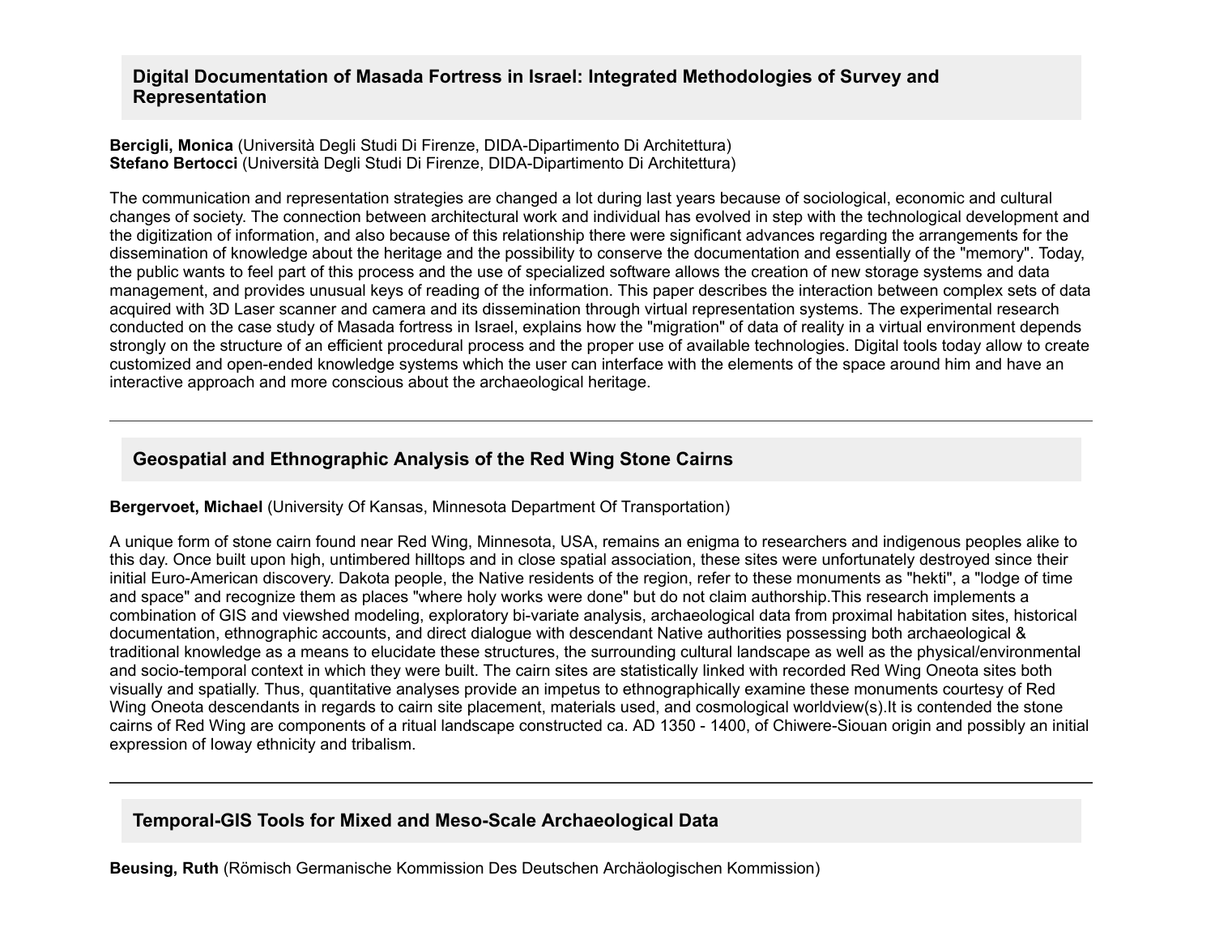## Digital Documentation of Masada Fortress in Israel: Integrated Methodologies of Survey and Representation

**Bercigli, Monica** (Università Degli Studi Di Firenze, DIDA-Dipartimento Di Architettura)
**Stefano Bertocci** (Università Degli Studi Di Firenze, DIDA-Dipartimento Di Architettura)

The communication and representation strategies are changed a lot during last years because of sociological, economic and cultural changes of society. The connection between architectural work and individual has evolved in step with the technological development and the digitization of information, and also because of this relationship there were significant advances regarding the arrangements for the dissemination of knowledge about the heritage and the possibility to conserve the documentation and essentially of the "memory". Today, the public wants to feel part of this process and the use of specialized software allows the creation of new storage systems and data management, and provides unusual keys of reading of the information. This paper describes the interaction between complex sets of data acquired with 3D Laser scanner and camera and its dissemination through virtual representation systems. The experimental research conducted on the case study of Masada fortress in Israel, explains how the "migration" of data of reality in a virtual environment depends strongly on the structure of an efficient procedural process and the proper use of available technologies. Digital tools today allow to create customized and open-ended knowledge systems which the user can interface with the elements of the space around him and have an interactive approach and more conscious about the archaeological heritage.

---

## Geospatial and Ethnographic Analysis of the Red Wing Stone Cairns

**Bergervoet, Michael** (University Of Kansas, Minnesota Department Of Transportation)

A unique form of stone cairn found near Red Wing, Minnesota, USA, remains an enigma to researchers and indigenous peoples alike to this day. Once built upon high, untimbered hilltops and in close spatial association, these sites were unfortunately destroyed since their initial Euro-American discovery. Dakota people, the Native residents of the region, refer to these monuments as "hekti", a "lodge of time and space" and recognize them as places "where holy works were done" but do not claim authorship.This research implements a combination of GIS and viewshed modeling, exploratory bi-variate analysis, archaeological data from proximal habitation sites, historical documentation, ethnographic accounts, and direct dialogue with descendant Native authorities possessing both archaeological & traditional knowledge as a means to elucidate these structures, the surrounding cultural landscape as well as the physical/environmental and socio-temporal context in which they were built. The cairn sites are statistically linked with recorded Red Wing Oneota sites both visually and spatially. Thus, quantitative analyses provide an impetus to ethnographically examine these monuments courtesy of Red Wing Oneota descendants in regards to cairn site placement, materials used, and cosmological worldview(s).It is contended the stone cairns of Red Wing are components of a ritual landscape constructed ca. AD 1350 - 1400, of Chiwere-Siouan origin and possibly an initial expression of Ioway ethnicity and tribalism.

---

## Temporal-GIS Tools for Mixed and Meso-Scale Archaeological Data

**Beusing, Ruth** (Römisch Germanische Kommission Des Deutschen Archäologischen Kommission)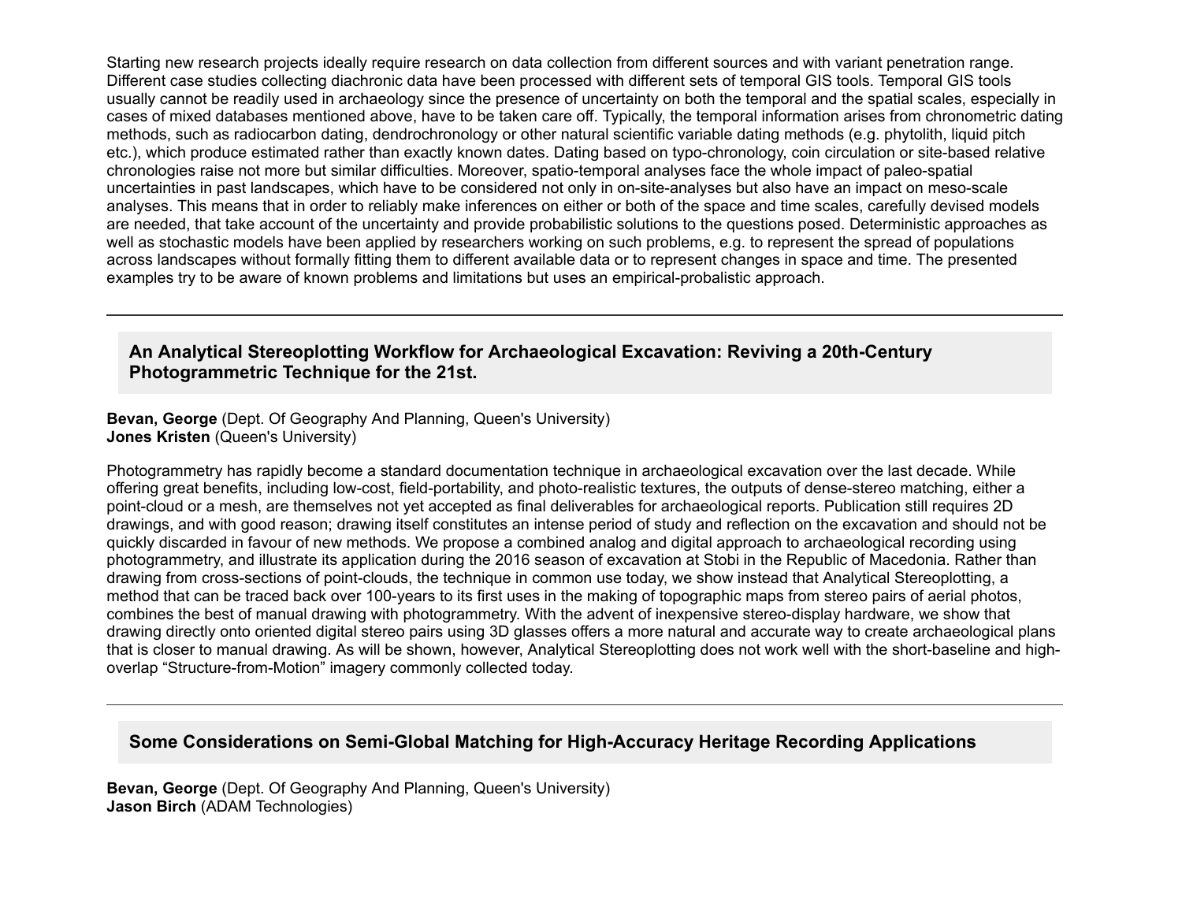Starting new research projects ideally require research on data collection from different sources and with variant penetration range. Different case studies collecting diachronic data have been processed with different sets of temporal GIS tools. Temporal GIS tools usually cannot be readily used in archaeology since the presence of uncertainty on both the temporal and the spatial scales, especially in cases of mixed databases mentioned above, have to be taken care off. Typically, the temporal information arises from chronometric dating methods, such as radiocarbon dating, dendrochronology or other natural scientific variable dating methods (e.g. phytolith, liquid pitch etc.), which produce estimated rather than exactly known dates. Dating based on typo-chronology, coin circulation or site-based relative chronologies raise not more but similar difficulties. Moreover, spatio-temporal analyses face the whole impact of paleo-spatial uncertainties in past landscapes, which have to be considered not only in on-site-analyses but also have an impact on meso-scale analyses. This means that in order to reliably make inferences on either or both of the space and time scales, carefully devised models are needed, that take account of the uncertainty and provide probabilistic solutions to the questions posed. Deterministic approaches as well as stochastic models have been applied by researchers working on such problems, e.g. to represent the spread of populations across landscapes without formally fitting them to different available data or to represent changes in space and time. The presented examples try to be aware of known problems and limitations but uses an empirical-probalistic approach.

---

### An Analytical Stereoplotting Workflow for Archaeological Excavation: Reviving a 20th-Century Photogrammetric Technique for the 21st.

**Bevan, George** (Dept. Of Geography And Planning, Queen's University)
**Jones Kristen** (Queen's University)

Photogrammetry has rapidly become a standard documentation technique in archaeological excavation over the last decade. While offering great benefits, including low-cost, field-portability, and photo-realistic textures, the outputs of dense-stereo matching, either a point-cloud or a mesh, are themselves not yet accepted as final deliverables for archaeological reports. Publication still requires 2D drawings, and with good reason; drawing itself constitutes an intense period of study and reflection on the excavation and should not be quickly discarded in favour of new methods. We propose a combined analog and digital approach to archaeological recording using photogrammetry, and illustrate its application during the 2016 season of excavation at Stobi in the Republic of Macedonia. Rather than drawing from cross-sections of point-clouds, the technique in common use today, we show instead that Analytical Stereoplotting, a method that can be traced back over 100-years to its first uses in the making of topographic maps from stereo pairs of aerial photos, combines the best of manual drawing with photogrammetry. With the advent of inexpensive stereo-display hardware, we show that drawing directly onto oriented digital stereo pairs using 3D glasses offers a more natural and accurate way to create archaeological plans that is closer to manual drawing. As will be shown, however, Analytical Stereoplotting does not work well with the short-baseline and high-overlap “Structure-from-Motion” imagery commonly collected today.

---

### Some Considerations on Semi-Global Matching for High-Accuracy Heritage Recording Applications

**Bevan, George** (Dept. Of Geography And Planning, Queen's University)
**Jason Birch** (ADAM Technologies)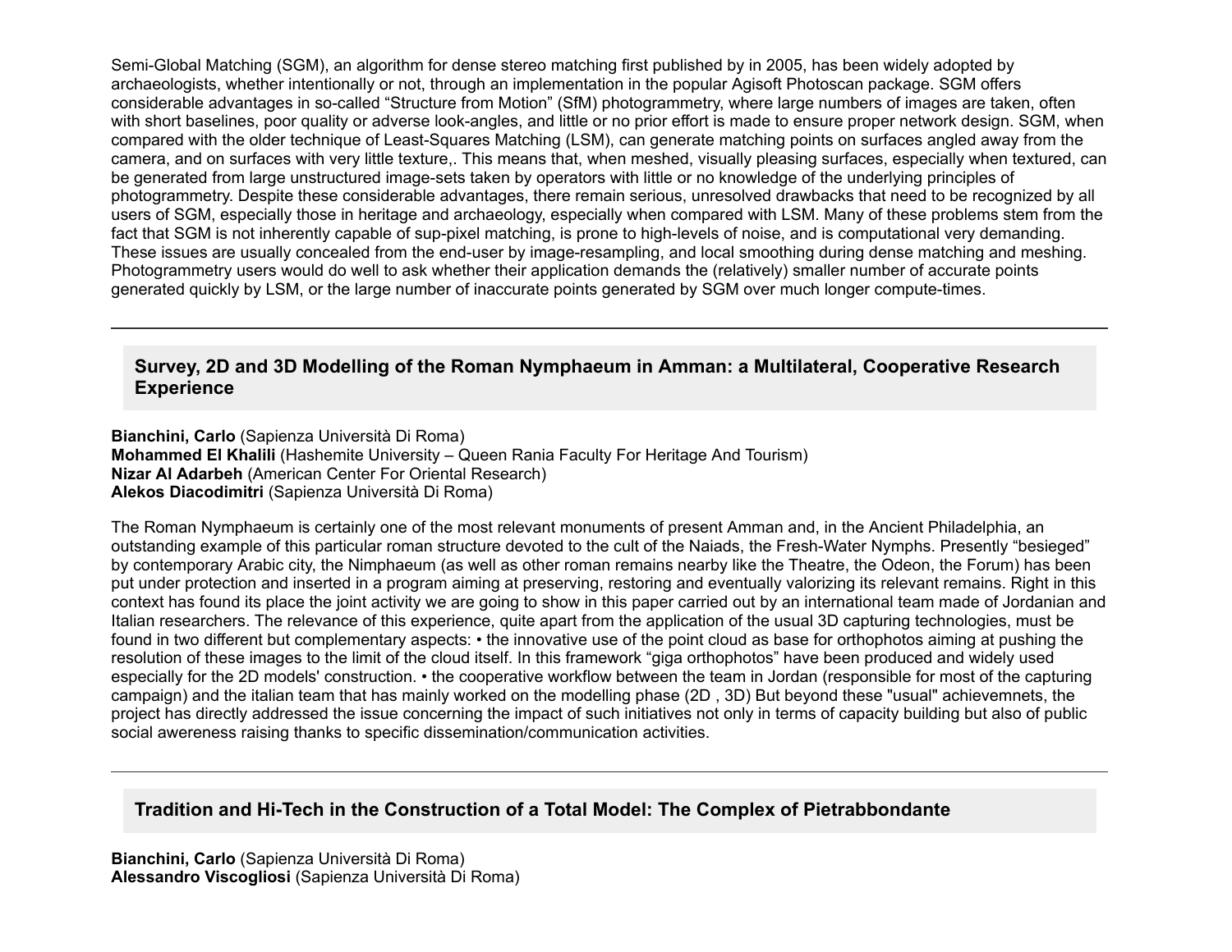Semi-Global Matching (SGM), an algorithm for dense stereo matching first published by in 2005, has been widely adopted by archaeologists, whether intentionally or not, through an implementation in the popular Agisoft Photoscan package. SGM offers considerable advantages in so-called "Structure from Motion" (SfM) photogrammetry, where large numbers of images are taken, often with short baselines, poor quality or adverse look-angles, and little or no prior effort is made to ensure proper network design. SGM, when compared with the older technique of Least-Squares Matching (LSM), can generate matching points on surfaces angled away from the camera, and on surfaces with very little texture,. This means that, when meshed, visually pleasing surfaces, especially when textured, can be generated from large unstructured image-sets taken by operators with little or no knowledge of the underlying principles of photogrammetry. Despite these considerable advantages, there remain serious, unresolved drawbacks that need to be recognized by all users of SGM, especially those in heritage and archaeology, especially when compared with LSM. Many of these problems stem from the fact that SGM is not inherently capable of sup-pixel matching, is prone to high-levels of noise, and is computational very demanding. These issues are usually concealed from the end-user by image-resampling, and local smoothing during dense matching and meshing. Photogrammetry users would do well to ask whether their application demands the (relatively) smaller number of accurate points generated quickly by LSM, or the large number of inaccurate points generated by SGM over much longer compute-times.

---

### Survey, 2D and 3D Modelling of the Roman Nymphaeum in Amman: a Multilateral, Cooperative Research Experience

**Bianchini, Carlo** (Sapienza Università Di Roma)
**Mohammed El Khalili** (Hashemite University – Queen Rania Faculty For Heritage And Tourism)
**Nizar Al Adarbeh** (American Center For Oriental Research)
**Alekos Diacodimitri** (Sapienza Università Di Roma)

The Roman Nymphaeum is certainly one of the most relevant monuments of present Amman and, in the Ancient Philadelphia, an outstanding example of this particular roman structure devoted to the cult of the Naiads, the Fresh-Water Nymphs. Presently "besieged" by contemporary Arabic city, the Nimphaeum (as well as other roman remains nearby like the Theatre, the Odeon, the Forum) has been put under protection and inserted in a program aiming at preserving, restoring and eventually valorizing its relevant remains. Right in this context has found its place the joint activity we are going to show in this paper carried out by an international team made of Jordanian and Italian researchers. The relevance of this experience, quite apart from the application of the usual 3D capturing technologies, must be found in two different but complementary aspects: • the innovative use of the point cloud as base for orthophotos aiming at pushing the resolution of these images to the limit of the cloud itself. In this framework "giga orthophotos" have been produced and widely used especially for the 2D models' construction. • the cooperative workflow between the team in Jordan (responsible for most of the capturing campaign) and the italian team that has mainly worked on the modelling phase (2D , 3D) But beyond these "usual" achievemnets, the project has directly addressed the issue concerning the impact of such initiatives not only in terms of capacity building but also of public social awereness raising thanks to specific dissemination/communication activities.

---

### Tradition and Hi-Tech in the Construction of a Total Model: The Complex of Pietrabbondante

**Bianchini, Carlo** (Sapienza Università Di Roma)
**Alessandro Viscogliosi** (Sapienza Università Di Roma)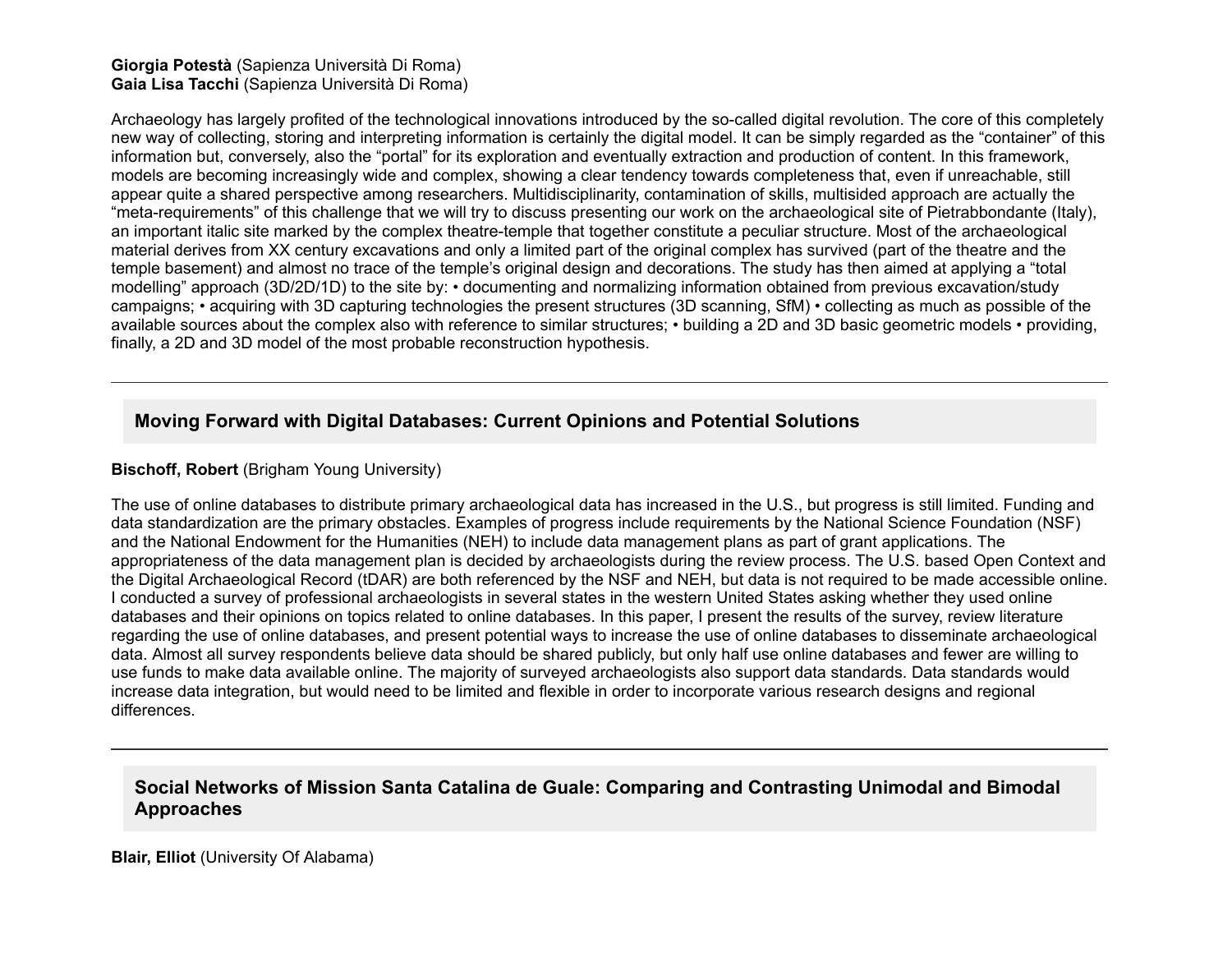**Giorgia Potestà** (Sapienza Università Di Roma)
**Gaia Lisa Tacchi** (Sapienza Università Di Roma)

Archaeology has largely profited of the technological innovations introduced by the so-called digital revolution. The core of this completely new way of collecting, storing and interpreting information is certainly the digital model. It can be simply regarded as the "container" of this information but, conversely, also the "portal" for its exploration and eventually extraction and production of content. In this framework, models are becoming increasingly wide and complex, showing a clear tendency towards completeness that, even if unreachable, still appear quite a shared perspective among researchers. Multidisciplinarity, contamination of skills, multisided approach are actually the "meta-requirements" of this challenge that we will try to discuss presenting our work on the archaeological site of Pietrabbondante (Italy), an important italic site marked by the complex theatre-temple that together constitute a peculiar structure. Most of the archaeological material derives from XX century excavations and only a limited part of the original complex has survived (part of the theatre and the temple basement) and almost no trace of the temple's original design and decorations. The study has then aimed at applying a "total modelling" approach (3D/2D/1D) to the site by: • documenting and normalizing information obtained from previous excavation/study campaigns; • acquiring with 3D capturing technologies the present structures (3D scanning, SfM) • collecting as much as possible of the available sources about the complex also with reference to similar structures; • building a 2D and 3D basic geometric models • providing, finally, a 2D and 3D model of the most probable reconstruction hypothesis.

---

### Moving Forward with Digital Databases: Current Opinions and Potential Solutions

**Bischoff, Robert** (Brigham Young University)

The use of online databases to distribute primary archaeological data has increased in the U.S., but progress is still limited. Funding and data standardization are the primary obstacles. Examples of progress include requirements by the National Science Foundation (NSF) and the National Endowment for the Humanities (NEH) to include data management plans as part of grant applications. The appropriateness of the data management plan is decided by archaeologists during the review process. The U.S. based Open Context and the Digital Archaeological Record (tDAR) are both referenced by the NSF and NEH, but data is not required to be made accessible online. I conducted a survey of professional archaeologists in several states in the western United States asking whether they used online databases and their opinions on topics related to online databases. In this paper, I present the results of the survey, review literature regarding the use of online databases, and present potential ways to increase the use of online databases to disseminate archaeological data. Almost all survey respondents believe data should be shared publicly, but only half use online databases and fewer are willing to use funds to make data available online. The majority of surveyed archaeologists also support data standards. Data standards would increase data integration, but would need to be limited and flexible in order to incorporate various research designs and regional differences.

---

### Social Networks of Mission Santa Catalina de Guale: Comparing and Contrasting Unimodal and Bimodal Approaches

**Blair, Elliot** (University Of Alabama)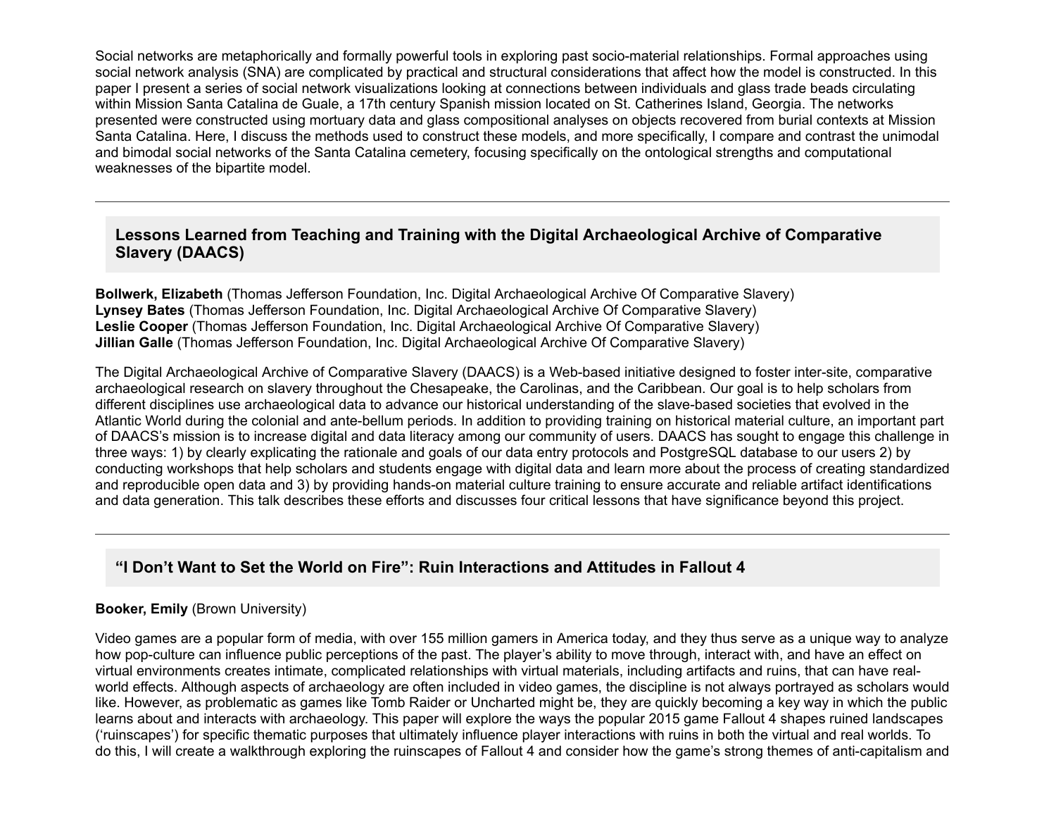Social networks are metaphorically and formally powerful tools in exploring past socio-material relationships. Formal approaches using social network analysis (SNA) are complicated by practical and structural considerations that affect how the model is constructed. In this paper I present a series of social network visualizations looking at connections between individuals and glass trade beads circulating within Mission Santa Catalina de Guale, a 17th century Spanish mission located on St. Catherines Island, Georgia. The networks presented were constructed using mortuary data and glass compositional analyses on objects recovered from burial contexts at Mission Santa Catalina. Here, I discuss the methods used to construct these models, and more specifically, I compare and contrast the unimodal and bimodal social networks of the Santa Catalina cemetery, focusing specifically on the ontological strengths and computational weaknesses of the bipartite model.

---

### Lessons Learned from Teaching and Training with the Digital Archaeological Archive of Comparative Slavery (DAACS)

**Bollwerk, Elizabeth** (Thomas Jefferson Foundation, Inc. Digital Archaeological Archive Of Comparative Slavery)
**Lynsey Bates** (Thomas Jefferson Foundation, Inc. Digital Archaeological Archive Of Comparative Slavery)
**Leslie Cooper** (Thomas Jefferson Foundation, Inc. Digital Archaeological Archive Of Comparative Slavery)
**Jillian Galle** (Thomas Jefferson Foundation, Inc. Digital Archaeological Archive Of Comparative Slavery)

The Digital Archaeological Archive of Comparative Slavery (DAACS) is a Web-based initiative designed to foster inter-site, comparative archaeological research on slavery throughout the Chesapeake, the Carolinas, and the Caribbean. Our goal is to help scholars from different disciplines use archaeological data to advance our historical understanding of the slave-based societies that evolved in the Atlantic World during the colonial and ante-bellum periods. In addition to providing training on historical material culture, an important part of DAACS's mission is to increase digital and data literacy among our community of users. DAACS has sought to engage this challenge in three ways: 1) by clearly explicating the rationale and goals of our data entry protocols and PostgreSQL database to our users 2) by conducting workshops that help scholars and students engage with digital data and learn more about the process of creating standardized and reproducible open data and 3) by providing hands-on material culture training to ensure accurate and reliable artifact identifications and data generation. This talk describes these efforts and discusses four critical lessons that have significance beyond this project.

---

### "I Don't Want to Set the World on Fire": Ruin Interactions and Attitudes in Fallout 4

**Booker, Emily** (Brown University)

Video games are a popular form of media, with over 155 million gamers in America today, and they thus serve as a unique way to analyze how pop-culture can influence public perceptions of the past. The player's ability to move through, interact with, and have an effect on virtual environments creates intimate, complicated relationships with virtual materials, including artifacts and ruins, that can have real-world effects. Although aspects of archaeology are often included in video games, the discipline is not always portrayed as scholars would like. However, as problematic as games like Tomb Raider or Uncharted might be, they are quickly becoming a key way in which the public learns about and interacts with archaeology. This paper will explore the ways the popular 2015 game Fallout 4 shapes ruined landscapes ('ruinscapes') for specific thematic purposes that ultimately influence player interactions with ruins in both the virtual and real worlds. To do this, I will create a walkthrough exploring the ruinscapes of Fallout 4 and consider how the game's strong themes of anti-capitalism and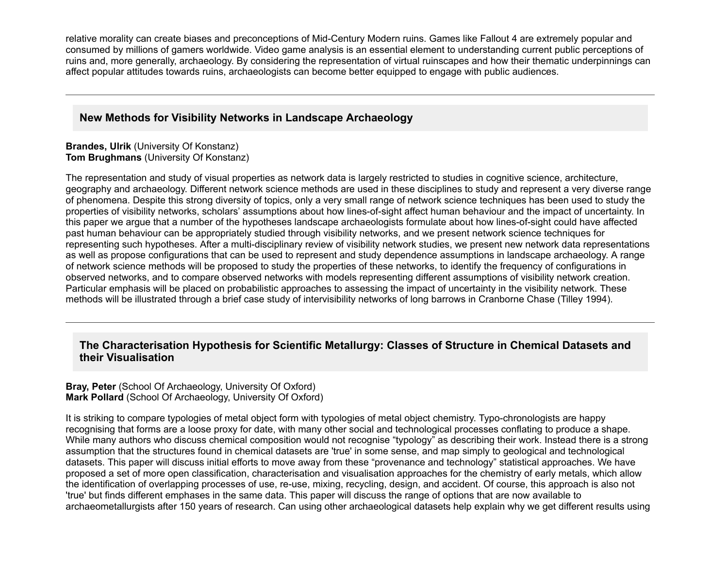relative morality can create biases and preconceptions of Mid-Century Modern ruins. Games like Fallout 4 are extremely popular and consumed by millions of gamers worldwide. Video game analysis is an essential element to understanding current public perceptions of ruins and, more generally, archaeology. By considering the representation of virtual ruinscapes and how their thematic underpinnings can affect popular attitudes towards ruins, archaeologists can become better equipped to engage with public audiences.

---

## New Methods for Visibility Networks in Landscape Archaeology

**Brandes, Ulrik** (University Of Konstanz)
**Tom Brughmans** (University Of Konstanz)

The representation and study of visual properties as network data is largely restricted to studies in cognitive science, architecture, geography and archaeology. Different network science methods are used in these disciplines to study and represent a very diverse range of phenomena. Despite this strong diversity of topics, only a very small range of network science techniques has been used to study the properties of visibility networks, scholars' assumptions about how lines-of-sight affect human behaviour and the impact of uncertainty. In this paper we argue that a number of the hypotheses landscape archaeologists formulate about how lines-of-sight could have affected past human behaviour can be appropriately studied through visibility networks, and we present network science techniques for representing such hypotheses. After a multi-disciplinary review of visibility network studies, we present new network data representations as well as propose configurations that can be used to represent and study dependence assumptions in landscape archaeology. A range of network science methods will be proposed to study the properties of these networks, to identify the frequency of configurations in observed networks, and to compare observed networks with models representing different assumptions of visibility network creation. Particular emphasis will be placed on probabilistic approaches to assessing the impact of uncertainty in the visibility network. These methods will be illustrated through a brief case study of intervisibility networks of long barrows in Cranborne Chase (Tilley 1994).

---

## The Characterisation Hypothesis for Scientific Metallurgy: Classes of Structure in Chemical Datasets and their Visualisation

**Bray, Peter** (School Of Archaeology, University Of Oxford)
**Mark Pollard** (School Of Archaeology, University Of Oxford)

It is striking to compare typologies of metal object form with typologies of metal object chemistry. Typo-chronologists are happy recognising that forms are a loose proxy for date, with many other social and technological processes conflating to produce a shape. While many authors who discuss chemical composition would not recognise "typology" as describing their work. Instead there is a strong assumption that the structures found in chemical datasets are 'true' in some sense, and map simply to geological and technological datasets. This paper will discuss initial efforts to move away from these "provenance and technology" statistical approaches. We have proposed a set of more open classification, characterisation and visualisation approaches for the chemistry of early metals, which allow the identification of overlapping processes of use, re-use, mixing, recycling, design, and accident. Of course, this approach is also not 'true' but finds different emphases in the same data. This paper will discuss the range of options that are now available to archaeometallurgists after 150 years of research. Can using other archaeological datasets help explain why we get different results using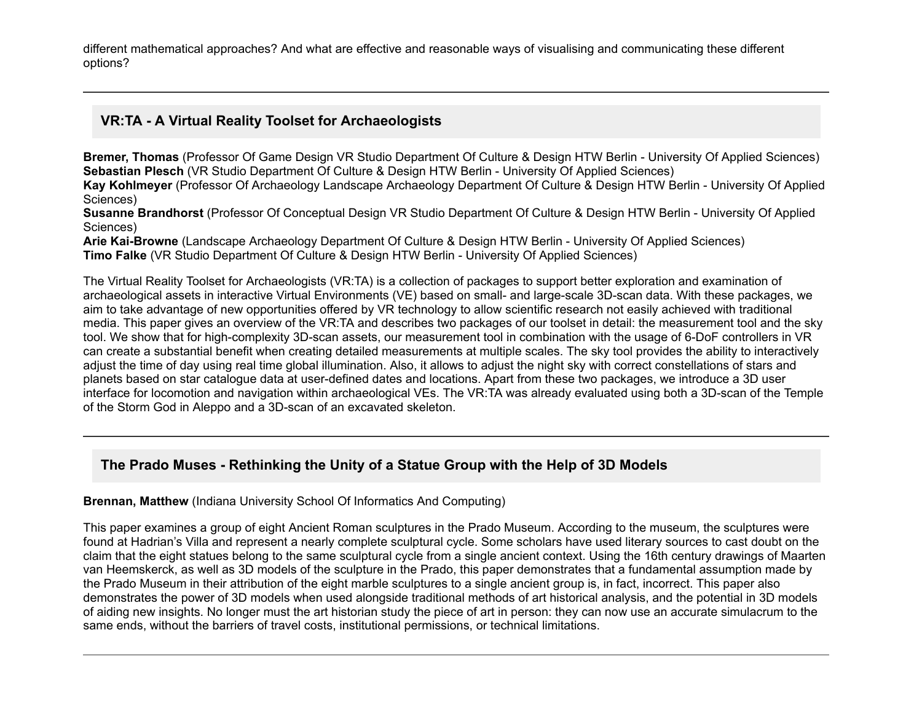different mathematical approaches? And what are effective and reasonable ways of visualising and communicating these different options?

---

## VR:TA - A Virtual Reality Toolset for Archaeologists

**Bremer, Thomas** (Professor Of Game Design VR Studio Department Of Culture & Design HTW Berlin - University Of Applied Sciences)
**Sebastian Plesch** (VR Studio Department Of Culture & Design HTW Berlin - University Of Applied Sciences)
**Kay Kohlmeyer** (Professor Of Archaeology Landscape Archaeology Department Of Culture & Design HTW Berlin - University Of Applied Sciences)
**Susanne Brandhorst** (Professor Of Conceptual Design VR Studio Department Of Culture & Design HTW Berlin - University Of Applied Sciences)
**Arie Kai-Browne** (Landscape Archaeology Department Of Culture & Design HTW Berlin - University Of Applied Sciences)
**Timo Falke** (VR Studio Department Of Culture & Design HTW Berlin - University Of Applied Sciences)

The Virtual Reality Toolset for Archaeologists (VR:TA) is a collection of packages to support better exploration and examination of archaeological assets in interactive Virtual Environments (VE) based on small- and large-scale 3D-scan data. With these packages, we aim to take advantage of new opportunities offered by VR technology to allow scientific research not easily achieved with traditional media. This paper gives an overview of the VR:TA and describes two packages of our toolset in detail: the measurement tool and the sky tool. We show that for high-complexity 3D-scan assets, our measurement tool in combination with the usage of 6-DoF controllers in VR can create a substantial benefit when creating detailed measurements at multiple scales. The sky tool provides the ability to interactively adjust the time of day using real time global illumination. Also, it allows to adjust the night sky with correct constellations of stars and planets based on star catalogue data at user-defined dates and locations. Apart from these two packages, we introduce a 3D user interface for locomotion and navigation within archaeological VEs. The VR:TA was already evaluated using both a 3D-scan of the Temple of the Storm God in Aleppo and a 3D-scan of an excavated skeleton.

---

## The Prado Muses - Rethinking the Unity of a Statue Group with the Help of 3D Models

**Brennan, Matthew** (Indiana University School Of Informatics And Computing)

This paper examines a group of eight Ancient Roman sculptures in the Prado Museum. According to the museum, the sculptures were found at Hadrian's Villa and represent a nearly complete sculptural cycle. Some scholars have used literary sources to cast doubt on the claim that the eight statues belong to the same sculptural cycle from a single ancient context. Using the 16th century drawings of Maarten van Heemskerck, as well as 3D models of the sculpture in the Prado, this paper demonstrates that a fundamental assumption made by the Prado Museum in their attribution of the eight marble sculptures to a single ancient group is, in fact, incorrect. This paper also demonstrates the power of 3D models when used alongside traditional methods of art historical analysis, and the potential in 3D models of aiding new insights. No longer must the art historian study the piece of art in person: they can now use an accurate simulacrum to the same ends, without the barriers of travel costs, institutional permissions, or technical limitations.

---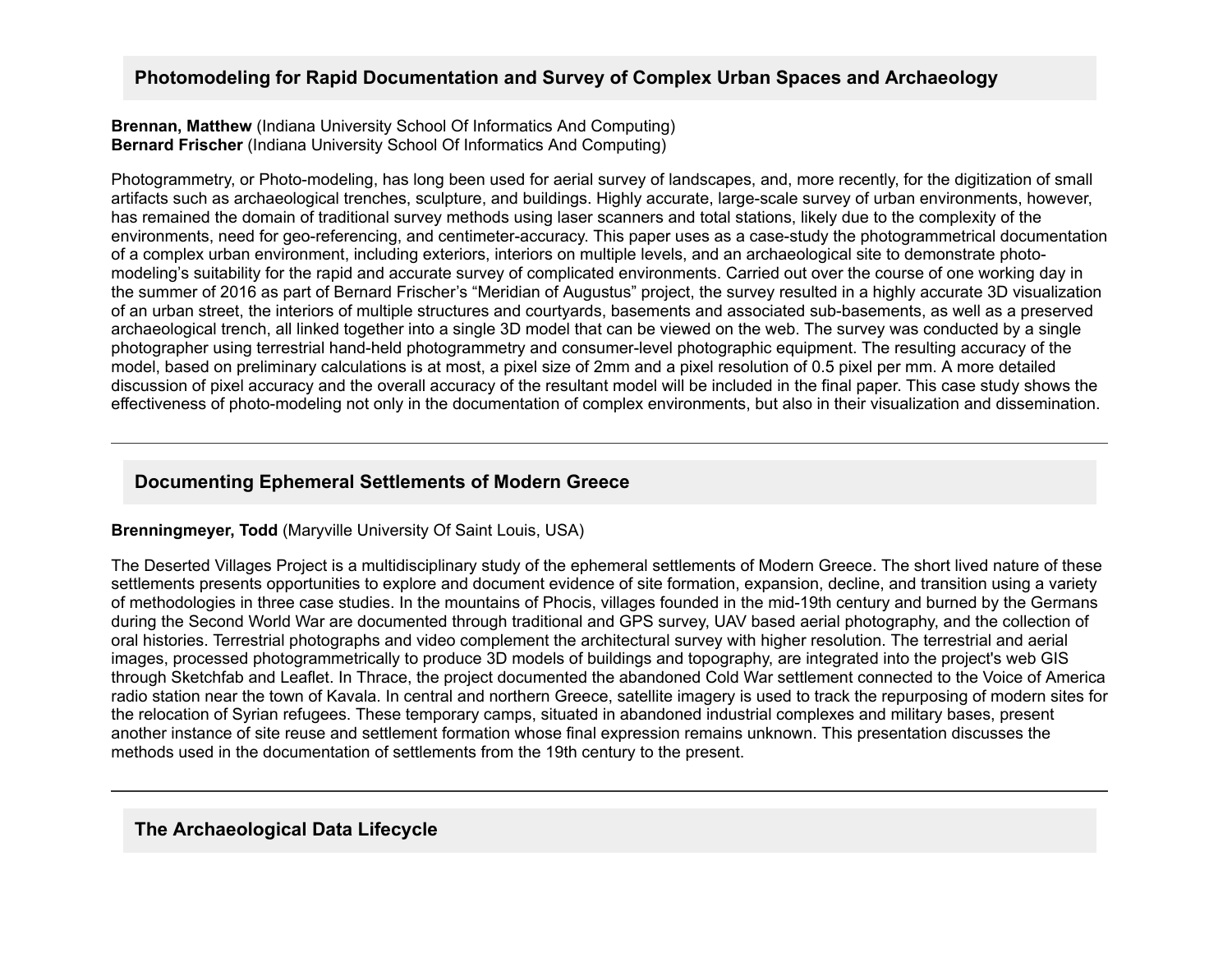## Photomodeling for Rapid Documentation and Survey of Complex Urban Spaces and Archaeology

**Brennan, Matthew** (Indiana University School Of Informatics And Computing)
**Bernard Frischer** (Indiana University School Of Informatics And Computing)

Photogrammetry, or Photo-modeling, has long been used for aerial survey of landscapes, and, more recently, for the digitization of small artifacts such as archaeological trenches, sculpture, and buildings. Highly accurate, large-scale survey of urban environments, however, has remained the domain of traditional survey methods using laser scanners and total stations, likely due to the complexity of the environments, need for geo-referencing, and centimeter-accuracy. This paper uses as a case-study the photogrammetrical documentation of a complex urban environment, including exteriors, interiors on multiple levels, and an archaeological site to demonstrate photo-modeling's suitability for the rapid and accurate survey of complicated environments. Carried out over the course of one working day in the summer of 2016 as part of Bernard Frischer's "Meridian of Augustus" project, the survey resulted in a highly accurate 3D visualization of an urban street, the interiors of multiple structures and courtyards, basements and associated sub-basements, as well as a preserved archaeological trench, all linked together into a single 3D model that can be viewed on the web. The survey was conducted by a single photographer using terrestrial hand-held photogrammetry and consumer-level photographic equipment. The resulting accuracy of the model, based on preliminary calculations is at most, a pixel size of 2mm and a pixel resolution of 0.5 pixel per mm. A more detailed discussion of pixel accuracy and the overall accuracy of the resultant model will be included in the final paper. This case study shows the effectiveness of photo-modeling not only in the documentation of complex environments, but also in their visualization and dissemination.

---

## Documenting Ephemeral Settlements of Modern Greece

**Brenningmeyer, Todd** (Maryville University Of Saint Louis, USA)

The Deserted Villages Project is a multidisciplinary study of the ephemeral settlements of Modern Greece. The short lived nature of these settlements presents opportunities to explore and document evidence of site formation, expansion, decline, and transition using a variety of methodologies in three case studies. In the mountains of Phocis, villages founded in the mid-19th century and burned by the Germans during the Second World War are documented through traditional and GPS survey, UAV based aerial photography, and the collection of oral histories. Terrestrial photographs and video complement the architectural survey with higher resolution. The terrestrial and aerial images, processed photogrammetrically to produce 3D models of buildings and topography, are integrated into the project's web GIS through Sketchfab and Leaflet. In Thrace, the project documented the abandoned Cold War settlement connected to the Voice of America radio station near the town of Kavala. In central and northern Greece, satellite imagery is used to track the repurposing of modern sites for the relocation of Syrian refugees. These temporary camps, situated in abandoned industrial complexes and military bases, present another instance of site reuse and settlement formation whose final expression remains unknown. This presentation discusses the methods used in the documentation of settlements from the 19th century to the present.

---

## The Archaeological Data Lifecycle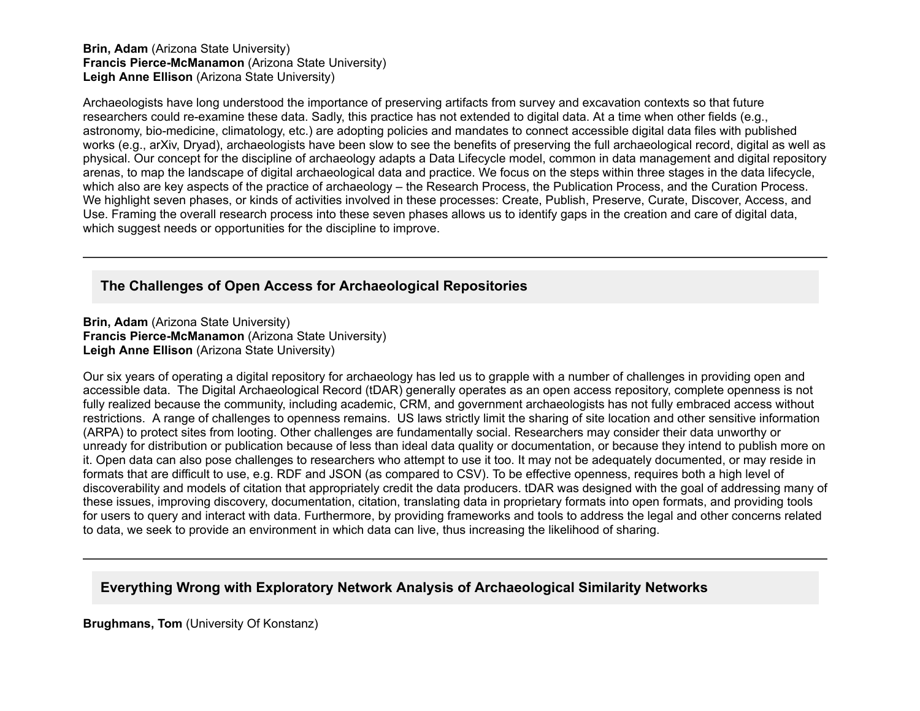**Brin, Adam** (Arizona State University)
**Francis Pierce-McManamon** (Arizona State University)
**Leigh Anne Ellison** (Arizona State University)

Archaeologists have long understood the importance of preserving artifacts from survey and excavation contexts so that future researchers could re-examine these data. Sadly, this practice has not extended to digital data. At a time when other fields (e.g., astronomy, bio-medicine, climatology, etc.) are adopting policies and mandates to connect accessible digital data files with published works (e.g., arXiv, Dryad), archaeologists have been slow to see the benefits of preserving the full archaeological record, digital as well as physical. Our concept for the discipline of archaeology adapts a Data Lifecycle model, common in data management and digital repository arenas, to map the landscape of digital archaeological data and practice. We focus on the steps within three stages in the data lifecycle, which also are key aspects of the practice of archaeology – the Research Process, the Publication Process, and the Curation Process. We highlight seven phases, or kinds of activities involved in these processes: Create, Publish, Preserve, Curate, Discover, Access, and Use. Framing the overall research process into these seven phases allows us to identify gaps in the creation and care of digital data, which suggest needs or opportunities for the discipline to improve.

---

## The Challenges of Open Access for Archaeological Repositories

**Brin, Adam** (Arizona State University)
**Francis Pierce-McManamon** (Arizona State University)
**Leigh Anne Ellison** (Arizona State University)

Our six years of operating a digital repository for archaeology has led us to grapple with a number of challenges in providing open and accessible data. The Digital Archaeological Record (tDAR) generally operates as an open access repository, complete openness is not fully realized because the community, including academic, CRM, and government archaeologists has not fully embraced access without restrictions. A range of challenges to openness remains. US laws strictly limit the sharing of site location and other sensitive information (ARPA) to protect sites from looting. Other challenges are fundamentally social. Researchers may consider their data unworthy or unready for distribution or publication because of less than ideal data quality or documentation, or because they intend to publish more on it. Open data can also pose challenges to researchers who attempt to use it too. It may not be adequately documented, or may reside in formats that are difficult to use, e.g. RDF and JSON (as compared to CSV). To be effective openness, requires both a high level of discoverability and models of citation that appropriately credit the data producers. tDAR was designed with the goal of addressing many of these issues, improving discovery, documentation, citation, translating data in proprietary formats into open formats, and providing tools for users to query and interact with data. Furthermore, by providing frameworks and tools to address the legal and other concerns related to data, we seek to provide an environment in which data can live, thus increasing the likelihood of sharing.

---

## Everything Wrong with Exploratory Network Analysis of Archaeological Similarity Networks

**Brughmans, Tom** (University Of Konstanz)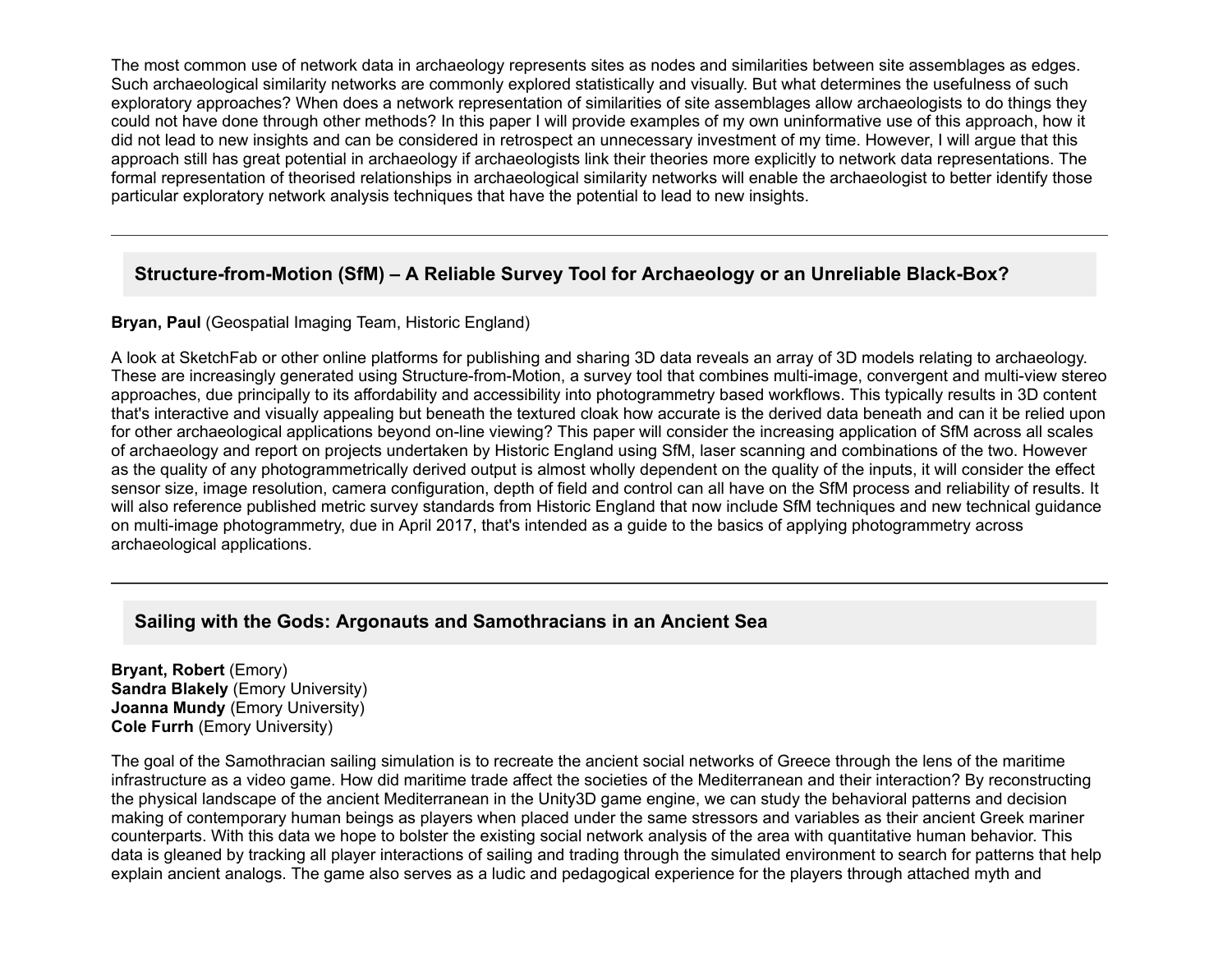The most common use of network data in archaeology represents sites as nodes and similarities between site assemblages as edges. Such archaeological similarity networks are commonly explored statistically and visually. But what determines the usefulness of such exploratory approaches? When does a network representation of similarities of site assemblages allow archaeologists to do things they could not have done through other methods? In this paper I will provide examples of my own uninformative use of this approach, how it did not lead to new insights and can be considered in retrospect an unnecessary investment of my time. However, I will argue that this approach still has great potential in archaeology if archaeologists link their theories more explicitly to network data representations. The formal representation of theorised relationships in archaeological similarity networks will enable the archaeologist to better identify those particular exploratory network analysis techniques that have the potential to lead to new insights.

---

### Structure-from-Motion (SfM) – A Reliable Survey Tool for Archaeology or an Unreliable Black-Box?

**Bryan, Paul** (Geospatial Imaging Team, Historic England)

A look at SketchFab or other online platforms for publishing and sharing 3D data reveals an array of 3D models relating to archaeology. These are increasingly generated using Structure-from-Motion, a survey tool that combines multi-image, convergent and multi-view stereo approaches, due principally to its affordability and accessibility into photogrammetry based workflows. This typically results in 3D content that's interactive and visually appealing but beneath the textured cloak how accurate is the derived data beneath and can it be relied upon for other archaeological applications beyond on-line viewing? This paper will consider the increasing application of SfM across all scales of archaeology and report on projects undertaken by Historic England using SfM, laser scanning and combinations of the two. However as the quality of any photogrammetrically derived output is almost wholly dependent on the quality of the inputs, it will consider the effect sensor size, image resolution, camera configuration, depth of field and control can all have on the SfM process and reliability of results. It will also reference published metric survey standards from Historic England that now include SfM techniques and new technical guidance on multi-image photogrammetry, due in April 2017, that's intended as a guide to the basics of applying photogrammetry across archaeological applications.

---

### Sailing with the Gods: Argonauts and Samothracians in an Ancient Sea

**Bryant, Robert** (Emory)  
**Sandra Blakely** (Emory University)  
**Joanna Mundy** (Emory University)  
**Cole Furrh** (Emory University)

The goal of the Samothracian sailing simulation is to recreate the ancient social networks of Greece through the lens of the maritime infrastructure as a video game. How did maritime trade affect the societies of the Mediterranean and their interaction? By reconstructing the physical landscape of the ancient Mediterranean in the Unity3D game engine, we can study the behavioral patterns and decision making of contemporary human beings as players when placed under the same stressors and variables as their ancient Greek mariner counterparts. With this data we hope to bolster the existing social network analysis of the area with quantitative human behavior. This data is gleaned by tracking all player interactions of sailing and trading through the simulated environment to search for patterns that help explain ancient analogs. The game also serves as a ludic and pedagogical experience for the players through attached myth and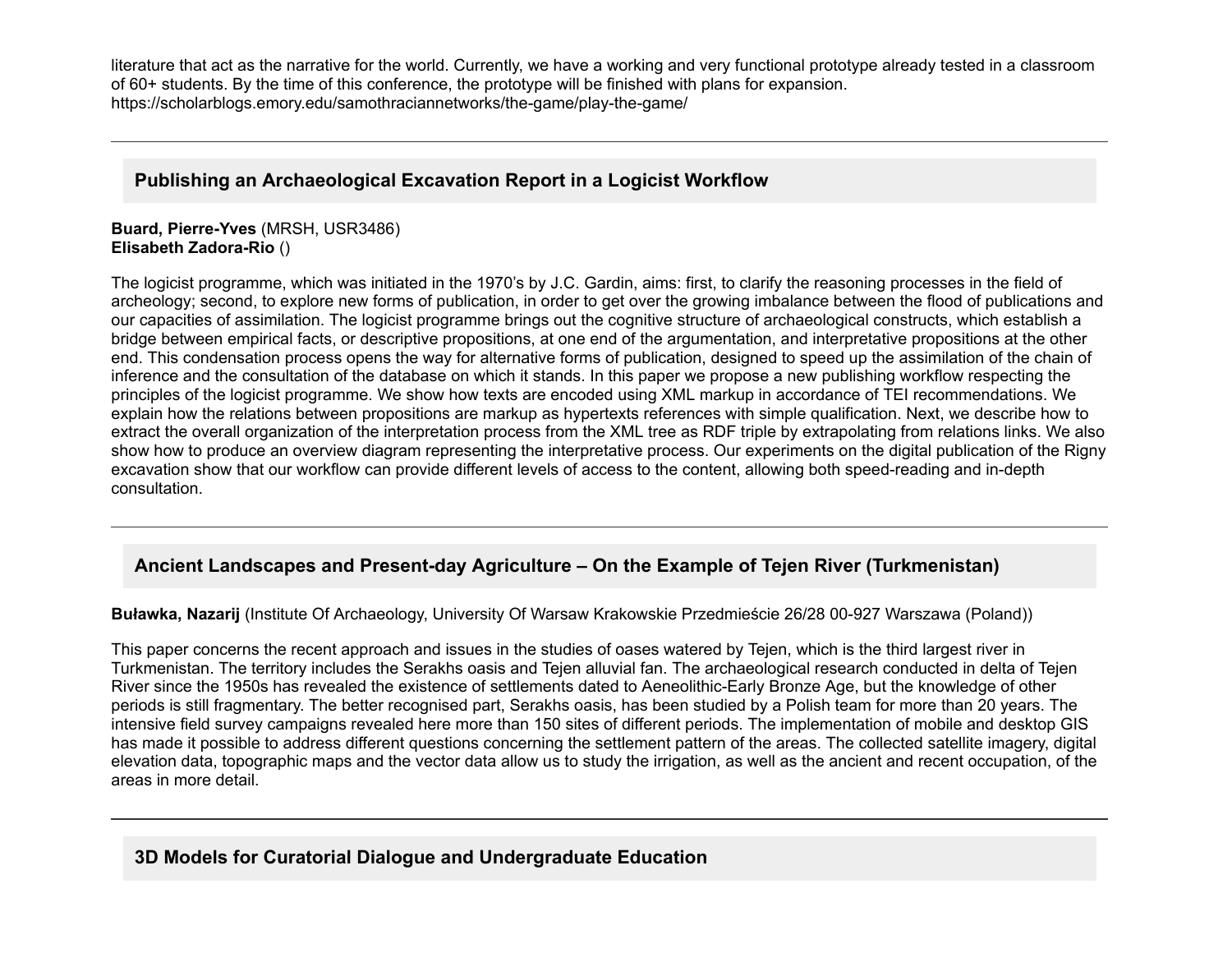literature that act as the narrative for the world. Currently, we have a working and very functional prototype already tested in a classroom of 60+ students. By the time of this conference, the prototype will be finished with plans for expansion. https://scholarblogs.emory.edu/samothraciannetworks/the-game/play-the-game/

---

## Publishing an Archaeological Excavation Report in a Logicist Workflow

**Buard, Pierre-Yves** (MRSH, USR3486)
**Elisabeth Zadora-Rio** ()

The logicist programme, which was initiated in the 1970's by J.C. Gardin, aims: first, to clarify the reasoning processes in the field of archeology; second, to explore new forms of publication, in order to get over the growing imbalance between the flood of publications and our capacities of assimilation. The logicist programme brings out the cognitive structure of archaeological constructs, which establish a bridge between empirical facts, or descriptive propositions, at one end of the argumentation, and interpretative propositions at the other end. This condensation process opens the way for alternative forms of publication, designed to speed up the assimilation of the chain of inference and the consultation of the database on which it stands. In this paper we propose a new publishing workflow respecting the principles of the logicist programme. We show how texts are encoded using XML markup in accordance of TEI recommendations. We explain how the relations between propositions are markup as hypertexts references with simple qualification. Next, we describe how to extract the overall organization of the interpretation process from the XML tree as RDF triple by extrapolating from relations links. We also show how to produce an overview diagram representing the interpretative process. Our experiments on the digital publication of the Rigny excavation show that our workflow can provide different levels of access to the content, allowing both speed-reading and in-depth consultation.

---

## Ancient Landscapes and Present-day Agriculture – On the Example of Tejen River (Turkmenistan)

**Buławka, Nazarij** (Institute Of Archaeology, University Of Warsaw Krakowskie Przedmieście 26/28 00-927 Warszawa (Poland))

This paper concerns the recent approach and issues in the studies of oases watered by Tejen, which is the third largest river in Turkmenistan. The territory includes the Serakhs oasis and Tejen alluvial fan. The archaeological research conducted in delta of Tejen River since the 1950s has revealed the existence of settlements dated to Aeneolithic-Early Bronze Age, but the knowledge of other periods is still fragmentary. The better recognised part, Serakhs oasis, has been studied by a Polish team for more than 20 years. The intensive field survey campaigns revealed here more than 150 sites of different periods. The implementation of mobile and desktop GIS has made it possible to address different questions concerning the settlement pattern of the areas. The collected satellite imagery, digital elevation data, topographic maps and the vector data allow us to study the irrigation, as well as the ancient and recent occupation, of the areas in more detail.

---

## 3D Models for Curatorial Dialogue and Undergraduate Education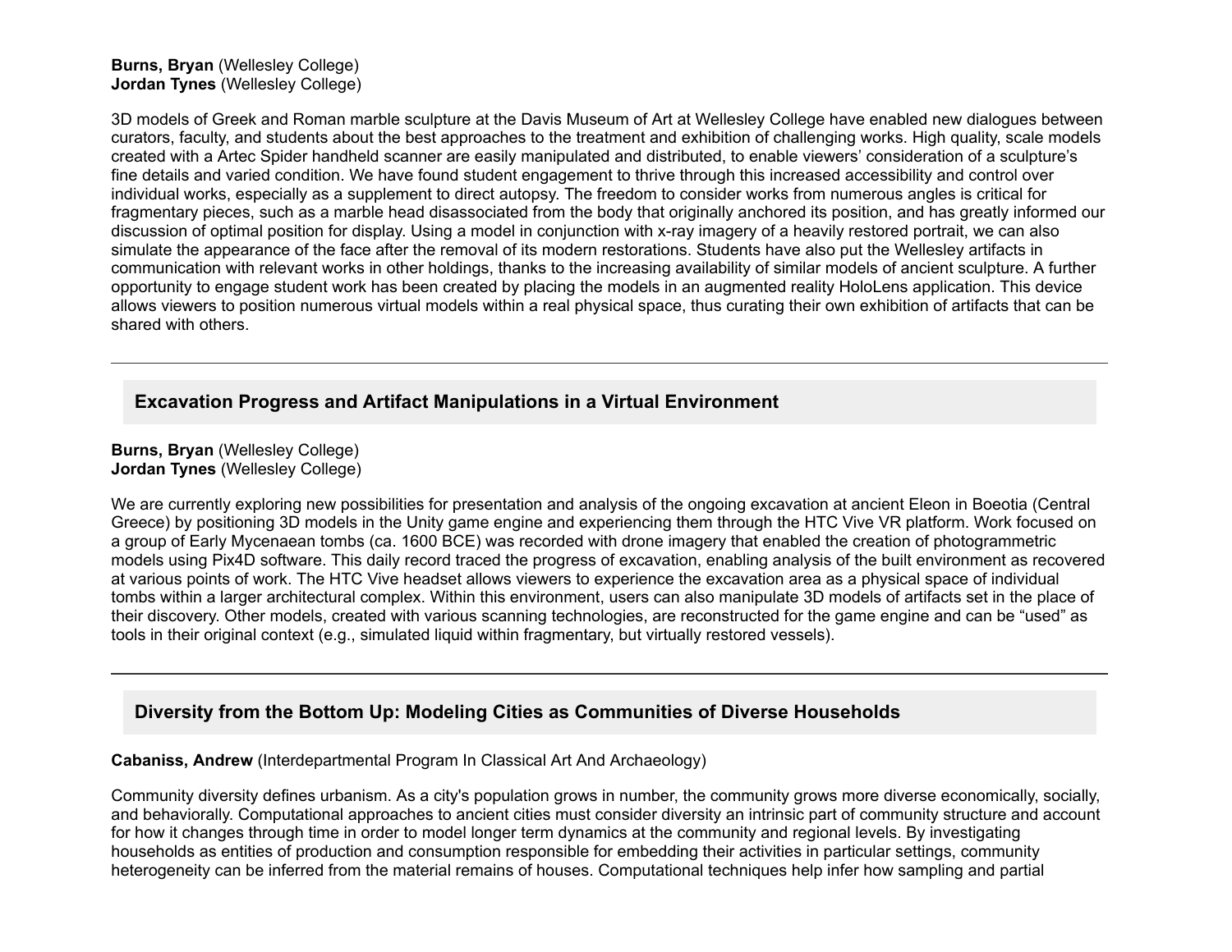**Burns, Bryan** (Wellesley College)
**Jordan Tynes** (Wellesley College)

3D models of Greek and Roman marble sculpture at the Davis Museum of Art at Wellesley College have enabled new dialogues between curators, faculty, and students about the best approaches to the treatment and exhibition of challenging works. High quality, scale models created with a Artec Spider handheld scanner are easily manipulated and distributed, to enable viewers' consideration of a sculpture's fine details and varied condition. We have found student engagement to thrive through this increased accessibility and control over individual works, especially as a supplement to direct autopsy. The freedom to consider works from numerous angles is critical for fragmentary pieces, such as a marble head disassociated from the body that originally anchored its position, and has greatly informed our discussion of optimal position for display. Using a model in conjunction with x-ray imagery of a heavily restored portrait, we can also simulate the appearance of the face after the removal of its modern restorations. Students have also put the Wellesley artifacts in communication with relevant works in other holdings, thanks to the increasing availability of similar models of ancient sculpture. A further opportunity to engage student work has been created by placing the models in an augmented reality HoloLens application. This device allows viewers to position numerous virtual models within a real physical space, thus curating their own exhibition of artifacts that can be shared with others.

---

## Excavation Progress and Artifact Manipulations in a Virtual Environment

**Burns, Bryan** (Wellesley College)
**Jordan Tynes** (Wellesley College)

We are currently exploring new possibilities for presentation and analysis of the ongoing excavation at ancient Eleon in Boeotia (Central Greece) by positioning 3D models in the Unity game engine and experiencing them through the HTC Vive VR platform. Work focused on a group of Early Mycenaean tombs (ca. 1600 BCE) was recorded with drone imagery that enabled the creation of photogrammetric models using Pix4D software. This daily record traced the progress of excavation, enabling analysis of the built environment as recovered at various points of work. The HTC Vive headset allows viewers to experience the excavation area as a physical space of individual tombs within a larger architectural complex. Within this environment, users can also manipulate 3D models of artifacts set in the place of their discovery. Other models, created with various scanning technologies, are reconstructed for the game engine and can be "used" as tools in their original context (e.g., simulated liquid within fragmentary, but virtually restored vessels).

---

## Diversity from the Bottom Up: Modeling Cities as Communities of Diverse Households

**Cabaniss, Andrew** (Interdepartmental Program In Classical Art And Archaeology)

Community diversity defines urbanism. As a city's population grows in number, the community grows more diverse economically, socially, and behaviorally. Computational approaches to ancient cities must consider diversity an intrinsic part of community structure and account for how it changes through time in order to model longer term dynamics at the community and regional levels. By investigating households as entities of production and consumption responsible for embedding their activities in particular settings, community heterogeneity can be inferred from the material remains of houses. Computational techniques help infer how sampling and partial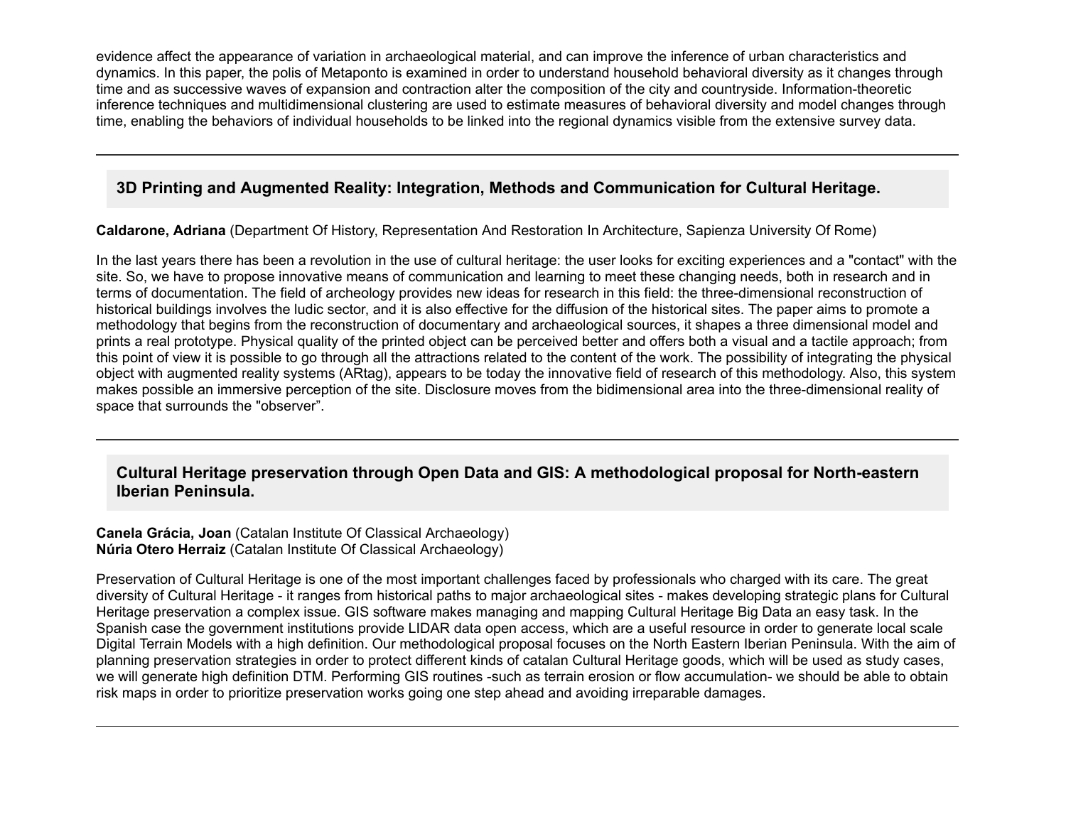evidence affect the appearance of variation in archaeological material, and can improve the inference of urban characteristics and dynamics. In this paper, the polis of Metaponto is examined in order to understand household behavioral diversity as it changes through time and as successive waves of expansion and contraction alter the composition of the city and countryside. Information-theoretic inference techniques and multidimensional clustering are used to estimate measures of behavioral diversity and model changes through time, enabling the behaviors of individual households to be linked into the regional dynamics visible from the extensive survey data.

---

### 3D Printing and Augmented Reality: Integration, Methods and Communication for Cultural Heritage.

**Caldarone, Adriana** (Department Of History, Representation And Restoration In Architecture, Sapienza University Of Rome)

In the last years there has been a revolution in the use of cultural heritage: the user looks for exciting experiences and a "contact" with the site. So, we have to propose innovative means of communication and learning to meet these changing needs, both in research and in terms of documentation. The field of archeology provides new ideas for research in this field: the three-dimensional reconstruction of historical buildings involves the ludic sector, and it is also effective for the diffusion of the historical sites. The paper aims to promote a methodology that begins from the reconstruction of documentary and archaeological sources, it shapes a three dimensional model and prints a real prototype. Physical quality of the printed object can be perceived better and offers both a visual and a tactile approach; from this point of view it is possible to go through all the attractions related to the content of the work. The possibility of integrating the physical object with augmented reality systems (ARtag), appears to be today the innovative field of research of this methodology. Also, this system makes possible an immersive perception of the site. Disclosure moves from the bidimensional area into the three-dimensional reality of space that surrounds the "observer".

---

### Cultural Heritage preservation through Open Data and GIS: A methodological proposal for North-eastern Iberian Peninsula.

**Canela Grácia, Joan** (Catalan Institute Of Classical Archaeology)
**Núria Otero Herraiz** (Catalan Institute Of Classical Archaeology)

Preservation of Cultural Heritage is one of the most important challenges faced by professionals who charged with its care. The great diversity of Cultural Heritage - it ranges from historical paths to major archaeological sites - makes developing strategic plans for Cultural Heritage preservation a complex issue. GIS software makes managing and mapping Cultural Heritage Big Data an easy task. In the Spanish case the government institutions provide LIDAR data open access, which are a useful resource in order to generate local scale Digital Terrain Models with a high definition. Our methodological proposal focuses on the North Eastern Iberian Peninsula. With the aim of planning preservation strategies in order to protect different kinds of catalan Cultural Heritage goods, which will be used as study cases, we will generate high definition DTM. Performing GIS routines -such as terrain erosion or flow accumulation- we should be able to obtain risk maps in order to prioritize preservation works going one step ahead and avoiding irreparable damages.

---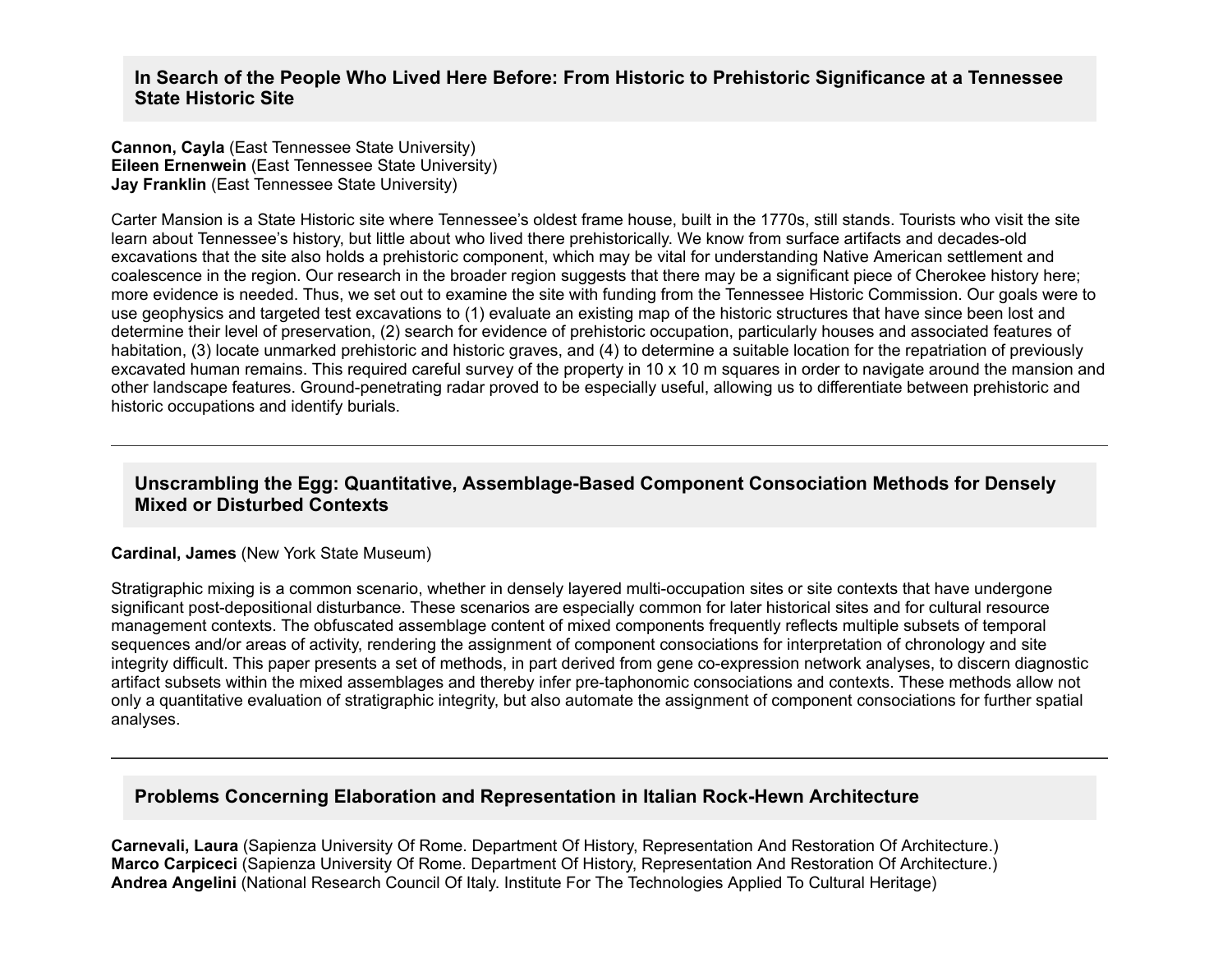## In Search of the People Who Lived Here Before: From Historic to Prehistoric Significance at a Tennessee State Historic Site

**Cannon, Cayla** (East Tennessee State University)
**Eileen Ernenwein** (East Tennessee State University)
**Jay Franklin** (East Tennessee State University)

Carter Mansion is a State Historic site where Tennessee's oldest frame house, built in the 1770s, still stands. Tourists who visit the site learn about Tennessee's history, but little about who lived there prehistorically. We know from surface artifacts and decades-old excavations that the site also holds a prehistoric component, which may be vital for understanding Native American settlement and coalescence in the region. Our research in the broader region suggests that there may be a significant piece of Cherokee history here; more evidence is needed. Thus, we set out to examine the site with funding from the Tennessee Historic Commission. Our goals were to use geophysics and targeted test excavations to (1) evaluate an existing map of the historic structures that have since been lost and determine their level of preservation, (2) search for evidence of prehistoric occupation, particularly houses and associated features of habitation, (3) locate unmarked prehistoric and historic graves, and (4) to determine a suitable location for the repatriation of previously excavated human remains. This required careful survey of the property in 10 x 10 m squares in order to navigate around the mansion and other landscape features. Ground-penetrating radar proved to be especially useful, allowing us to differentiate between prehistoric and historic occupations and identify burials.

---

## Unscrambling the Egg: Quantitative, Assemblage-Based Component Consociation Methods for Densely Mixed or Disturbed Contexts

**Cardinal, James** (New York State Museum)

Stratigraphic mixing is a common scenario, whether in densely layered multi-occupation sites or site contexts that have undergone significant post-depositional disturbance. These scenarios are especially common for later historical sites and for cultural resource management contexts. The obfuscated assemblage content of mixed components frequently reflects multiple subsets of temporal sequences and/or areas of activity, rendering the assignment of component consociations for interpretation of chronology and site integrity difficult. This paper presents a set of methods, in part derived from gene co-expression network analyses, to discern diagnostic artifact subsets within the mixed assemblages and thereby infer pre-taphonomic consociations and contexts. These methods allow not only a quantitative evaluation of stratigraphic integrity, but also automate the assignment of component consociations for further spatial analyses.

---

## Problems Concerning Elaboration and Representation in Italian Rock-Hewn Architecture

**Carnevali, Laura** (Sapienza University Of Rome. Department Of History, Representation And Restoration Of Architecture.)
**Marco Carpiceci** (Sapienza University Of Rome. Department Of History, Representation And Restoration Of Architecture.)
**Andrea Angelini** (National Research Council Of Italy. Institute For The Technologies Applied To Cultural Heritage)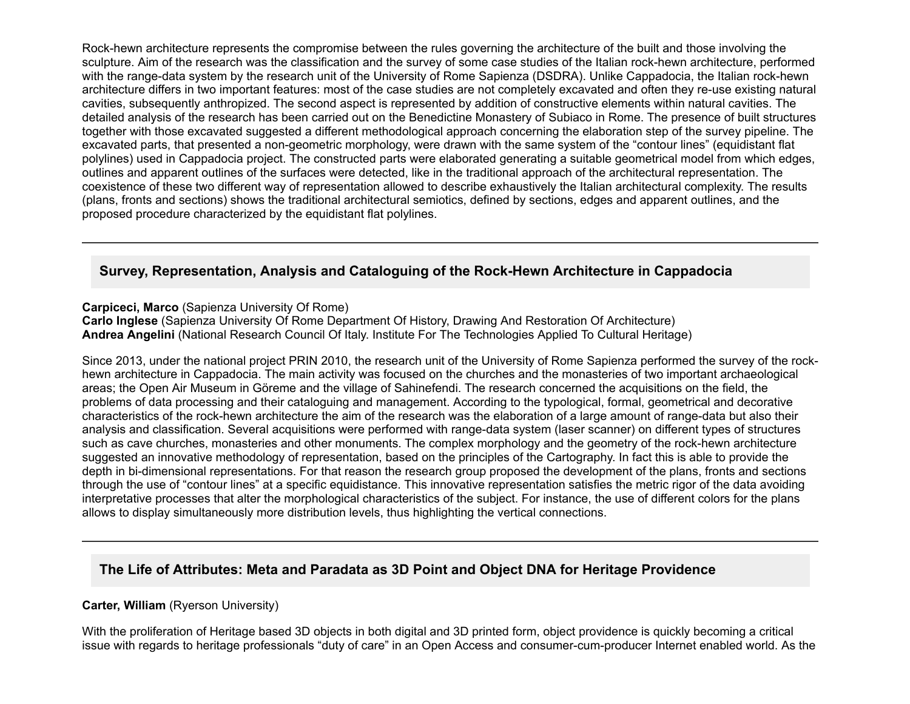Rock-hewn architecture represents the compromise between the rules governing the architecture of the built and those involving the sculpture. Aim of the research was the classification and the survey of some case studies of the Italian rock-hewn architecture, performed with the range-data system by the research unit of the University of Rome Sapienza (DSDRA). Unlike Cappadocia, the Italian rock-hewn architecture differs in two important features: most of the case studies are not completely excavated and often they re-use existing natural cavities, subsequently anthropized. The second aspect is represented by addition of constructive elements within natural cavities. The detailed analysis of the research has been carried out on the Benedictine Monastery of Subiaco in Rome. The presence of built structures together with those excavated suggested a different methodological approach concerning the elaboration step of the survey pipeline. The excavated parts, that presented a non-geometric morphology, were drawn with the same system of the "contour lines" (equidistant flat polylines) used in Cappadocia project. The constructed parts were elaborated generating a suitable geometrical model from which edges, outlines and apparent outlines of the surfaces were detected, like in the traditional approach of the architectural representation. The coexistence of these two different way of representation allowed to describe exhaustively the Italian architectural complexity. The results (plans, fronts and sections) shows the traditional architectural semiotics, defined by sections, edges and apparent outlines, and the proposed procedure characterized by the equidistant flat polylines.

---

## Survey, Representation, Analysis and Cataloguing of the Rock-Hewn Architecture in Cappadocia

**Carpiceci, Marco** (Sapienza University Of Rome)
**Carlo Inglese** (Sapienza University Of Rome Department Of History, Drawing And Restoration Of Architecture)
**Andrea Angelini** (National Research Council Of Italy. Institute For The Technologies Applied To Cultural Heritage)

Since 2013, under the national project PRIN 2010, the research unit of the University of Rome Sapienza performed the survey of the rock-hewn architecture in Cappadocia. The main activity was focused on the churches and the monasteries of two important archaeological areas; the Open Air Museum in Göreme and the village of Sahinefendi. The research concerned the acquisitions on the field, the problems of data processing and their cataloguing and management. According to the typological, formal, geometrical and decorative characteristics of the rock-hewn architecture the aim of the research was the elaboration of a large amount of range-data but also their analysis and classification. Several acquisitions were performed with range-data system (laser scanner) on different types of structures such as cave churches, monasteries and other monuments. The complex morphology and the geometry of the rock-hewn architecture suggested an innovative methodology of representation, based on the principles of the Cartography. In fact this is able to provide the depth in bi-dimensional representations. For that reason the research group proposed the development of the plans, fronts and sections through the use of "contour lines" at a specific equidistance. This innovative representation satisfies the metric rigor of the data avoiding interpretative processes that alter the morphological characteristics of the subject. For instance, the use of different colors for the plans allows to display simultaneously more distribution levels, thus highlighting the vertical connections.

---

## The Life of Attributes: Meta and Paradata as 3D Point and Object DNA for Heritage Providence

**Carter, William** (Ryerson University)

With the proliferation of Heritage based 3D objects in both digital and 3D printed form, object providence is quickly becoming a critical issue with regards to heritage professionals "duty of care" in an Open Access and consumer-cum-producer Internet enabled world. As the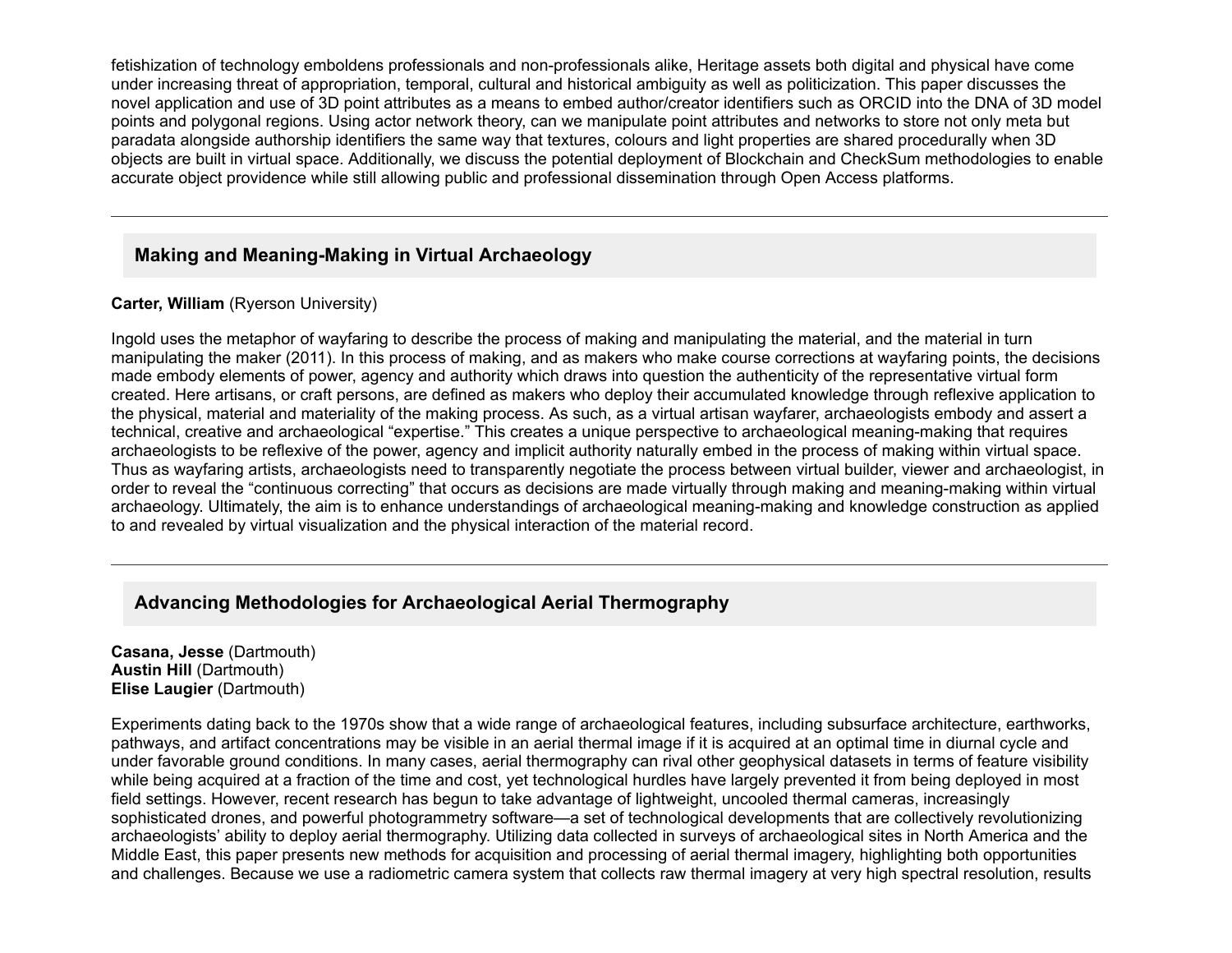fetishization of technology emboldens professionals and non-professionals alike, Heritage assets both digital and physical have come under increasing threat of appropriation, temporal, cultural and historical ambiguity as well as politicization. This paper discusses the novel application and use of 3D point attributes as a means to embed author/creator identifiers such as ORCID into the DNA of 3D model points and polygonal regions. Using actor network theory, can we manipulate point attributes and networks to store not only meta but paradata alongside authorship identifiers the same way that textures, colours and light properties are shared procedurally when 3D objects are built in virtual space. Additionally, we discuss the potential deployment of Blockchain and CheckSum methodologies to enable accurate object providence while still allowing public and professional dissemination through Open Access platforms.

---

### Making and Meaning-Making in Virtual Archaeology

**Carter, William** (Ryerson University)

Ingold uses the metaphor of wayfaring to describe the process of making and manipulating the material, and the material in turn manipulating the maker (2011). In this process of making, and as makers who make course corrections at wayfaring points, the decisions made embody elements of power, agency and authority which draws into question the authenticity of the representative virtual form created. Here artisans, or craft persons, are defined as makers who deploy their accumulated knowledge through reflexive application to the physical, material and materiality of the making process. As such, as a virtual artisan wayfarer, archaeologists embody and assert a technical, creative and archaeological "expertise." This creates a unique perspective to archaeological meaning-making that requires archaeologists to be reflexive of the power, agency and implicit authority naturally embed in the process of making within virtual space. Thus as wayfaring artists, archaeologists need to transparently negotiate the process between virtual builder, viewer and archaeologist, in order to reveal the "continuous correcting" that occurs as decisions are made virtually through making and meaning-making within virtual archaeology. Ultimately, the aim is to enhance understandings of archaeological meaning-making and knowledge construction as applied to and revealed by virtual visualization and the physical interaction of the material record.

---

### Advancing Methodologies for Archaeological Aerial Thermography

**Casana, Jesse** (Dartmouth)
**Austin Hill** (Dartmouth)
**Elise Laugier** (Dartmouth)

Experiments dating back to the 1970s show that a wide range of archaeological features, including subsurface architecture, earthworks, pathways, and artifact concentrations may be visible in an aerial thermal image if it is acquired at an optimal time in diurnal cycle and under favorable ground conditions. In many cases, aerial thermography can rival other geophysical datasets in terms of feature visibility while being acquired at a fraction of the time and cost, yet technological hurdles have largely prevented it from being deployed in most field settings. However, recent research has begun to take advantage of lightweight, uncooled thermal cameras, increasingly sophisticated drones, and powerful photogrammetry software—a set of technological developments that are collectively revolutionizing archaeologists' ability to deploy aerial thermography. Utilizing data collected in surveys of archaeological sites in North America and the Middle East, this paper presents new methods for acquisition and processing of aerial thermal imagery, highlighting both opportunities and challenges. Because we use a radiometric camera system that collects raw thermal imagery at very high spectral resolution, results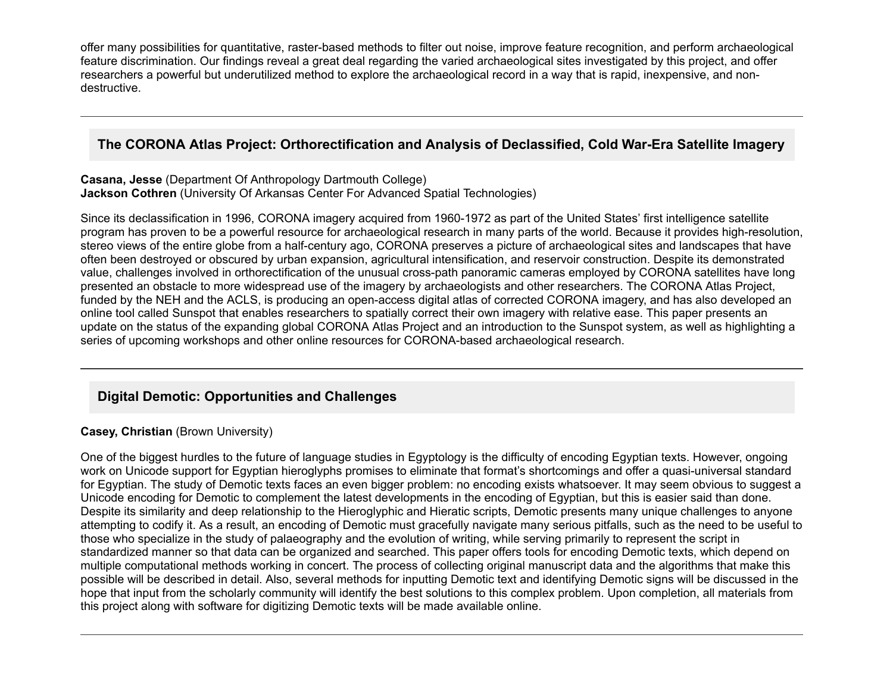offer many possibilities for quantitative, raster-based methods to filter out noise, improve feature recognition, and perform archaeological feature discrimination. Our findings reveal a great deal regarding the varied archaeological sites investigated by this project, and offer researchers a powerful but underutilized method to explore the archaeological record in a way that is rapid, inexpensive, and non-destructive.

---

### The CORONA Atlas Project: Orthorectification and Analysis of Declassified, Cold War-Era Satellite Imagery

**Casana, Jesse** (Department Of Anthropology Dartmouth College)
**Jackson Cothren** (University Of Arkansas Center For Advanced Spatial Technologies)

Since its declassification in 1996, CORONA imagery acquired from 1960-1972 as part of the United States' first intelligence satellite program has proven to be a powerful resource for archaeological research in many parts of the world. Because it provides high-resolution, stereo views of the entire globe from a half-century ago, CORONA preserves a picture of archaeological sites and landscapes that have often been destroyed or obscured by urban expansion, agricultural intensification, and reservoir construction. Despite its demonstrated value, challenges involved in orthorectification of the unusual cross-path panoramic cameras employed by CORONA satellites have long presented an obstacle to more widespread use of the imagery by archaeologists and other researchers. The CORONA Atlas Project, funded by the NEH and the ACLS, is producing an open-access digital atlas of corrected CORONA imagery, and has also developed an online tool called Sunspot that enables researchers to spatially correct their own imagery with relative ease. This paper presents an update on the status of the expanding global CORONA Atlas Project and an introduction to the Sunspot system, as well as highlighting a series of upcoming workshops and other online resources for CORONA-based archaeological research.

---

### Digital Demotic: Opportunities and Challenges

**Casey, Christian** (Brown University)

One of the biggest hurdles to the future of language studies in Egyptology is the difficulty of encoding Egyptian texts. However, ongoing work on Unicode support for Egyptian hieroglyphs promises to eliminate that format's shortcomings and offer a quasi-universal standard for Egyptian. The study of Demotic texts faces an even bigger problem: no encoding exists whatsoever. It may seem obvious to suggest a Unicode encoding for Demotic to complement the latest developments in the encoding of Egyptian, but this is easier said than done. Despite its similarity and deep relationship to the Hieroglyphic and Hieratic scripts, Demotic presents many unique challenges to anyone attempting to codify it. As a result, an encoding of Demotic must gracefully navigate many serious pitfalls, such as the need to be useful to those who specialize in the study of palaeography and the evolution of writing, while serving primarily to represent the script in standardized manner so that data can be organized and searched. This paper offers tools for encoding Demotic texts, which depend on multiple computational methods working in concert. The process of collecting original manuscript data and the algorithms that make this possible will be described in detail. Also, several methods for inputting Demotic text and identifying Demotic signs will be discussed in the hope that input from the scholarly community will identify the best solutions to this complex problem. Upon completion, all materials from this project along with software for digitizing Demotic texts will be made available online.

---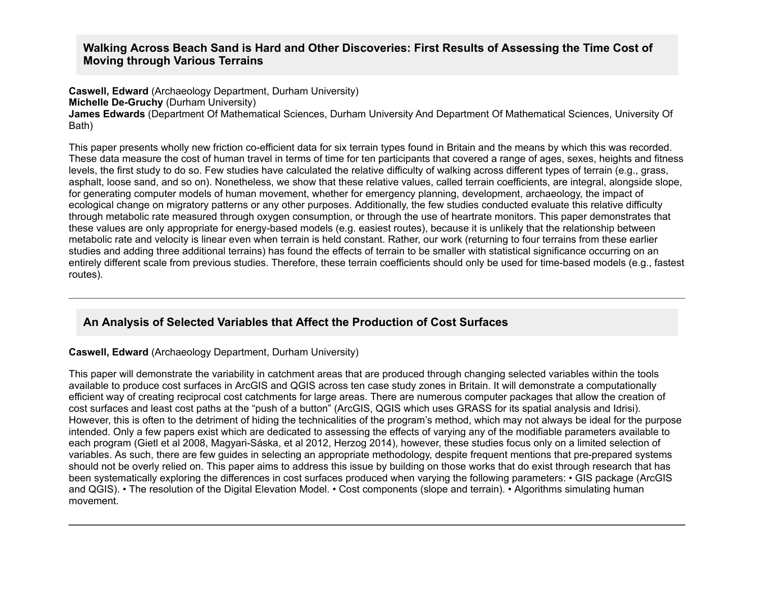## Walking Across Beach Sand is Hard and Other Discoveries: First Results of Assessing the Time Cost of Moving through Various Terrains

**Caswell, Edward** (Archaeology Department, Durham University)
**Michelle De-Gruchy** (Durham University)
**James Edwards** (Department Of Mathematical Sciences, Durham University And Department Of Mathematical Sciences, University Of Bath)

This paper presents wholly new friction co-efficient data for six terrain types found in Britain and the means by which this was recorded. These data measure the cost of human travel in terms of time for ten participants that covered a range of ages, sexes, heights and fitness levels, the first study to do so. Few studies have calculated the relative difficulty of walking across different types of terrain (e.g., grass, asphalt, loose sand, and so on). Nonetheless, we show that these relative values, called terrain coefficients, are integral, alongside slope, for generating computer models of human movement, whether for emergency planning, development, archaeology, the impact of ecological change on migratory patterns or any other purposes. Additionally, the few studies conducted evaluate this relative difficulty through metabolic rate measured through oxygen consumption, or through the use of heartrate monitors. This paper demonstrates that these values are only appropriate for energy-based models (e.g. easiest routes), because it is unlikely that the relationship between metabolic rate and velocity is linear even when terrain is held constant. Rather, our work (returning to four terrains from these earlier studies and adding three additional terrains) has found the effects of terrain to be smaller with statistical significance occurring on an entirely different scale from previous studies. Therefore, these terrain coefficients should only be used for time-based models (e.g., fastest routes).

---

## An Analysis of Selected Variables that Affect the Production of Cost Surfaces

**Caswell, Edward** (Archaeology Department, Durham University)

This paper will demonstrate the variability in catchment areas that are produced through changing selected variables within the tools available to produce cost surfaces in ArcGIS and QGIS across ten case study zones in Britain. It will demonstrate a computationally efficient way of creating reciprocal cost catchments for large areas. There are numerous computer packages that allow the creation of cost surfaces and least cost paths at the "push of a button" (ArcGIS, QGIS which uses GRASS for its spatial analysis and Idrisi). However, this is often to the detriment of hiding the technicalities of the program's method, which may not always be ideal for the purpose intended. Only a few papers exist which are dedicated to assessing the effects of varying any of the modifiable parameters available to each program (Gietl et al 2008, Magyari-Sáska, et al 2012, Herzog 2014), however, these studies focus only on a limited selection of variables. As such, there are few guides in selecting an appropriate methodology, despite frequent mentions that pre-prepared systems should not be overly relied on. This paper aims to address this issue by building on those works that do exist through research that has been systematically exploring the differences in cost surfaces produced when varying the following parameters: • GIS package (ArcGIS and QGIS). • The resolution of the Digital Elevation Model. • Cost components (slope and terrain). • Algorithms simulating human movement.

---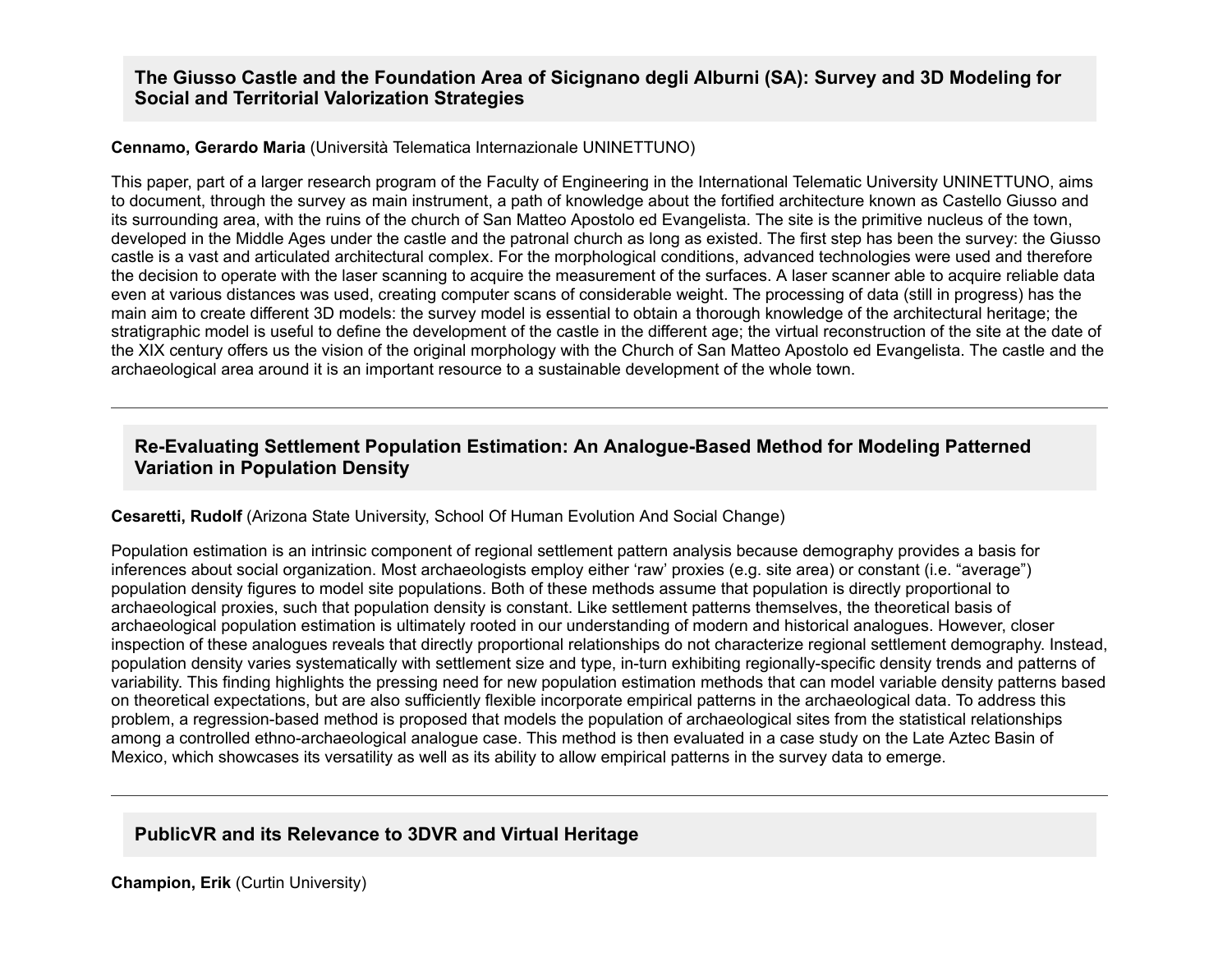## The Giusso Castle and the Foundation Area of Sicignano degli Alburni (SA): Survey and 3D Modeling for Social and Territorial Valorization Strategies

**Cennamo, Gerardo Maria** (Università Telematica Internazionale UNINETTUNO)

This paper, part of a larger research program of the Faculty of Engineering in the International Telematic University UNINETTUNO, aims to document, through the survey as main instrument, a path of knowledge about the fortified architecture known as Castello Giusso and its surrounding area, with the ruins of the church of San Matteo Apostolo ed Evangelista. The site is the primitive nucleus of the town, developed in the Middle Ages under the castle and the patronal church as long as existed. The first step has been the survey: the Giusso castle is a vast and articulated architectural complex. For the morphological conditions, advanced technologies were used and therefore the decision to operate with the laser scanning to acquire the measurement of the surfaces. A laser scanner able to acquire reliable data even at various distances was used, creating computer scans of considerable weight. The processing of data (still in progress) has the main aim to create different 3D models: the survey model is essential to obtain a thorough knowledge of the architectural heritage; the stratigraphic model is useful to define the development of the castle in the different age; the virtual reconstruction of the site at the date of the XIX century offers us the vision of the original morphology with the Church of San Matteo Apostolo ed Evangelista. The castle and the archaeological area around it is an important resource to a sustainable development of the whole town.

---

## Re-Evaluating Settlement Population Estimation: An Analogue-Based Method for Modeling Patterned Variation in Population Density

**Cesaretti, Rudolf** (Arizona State University, School Of Human Evolution And Social Change)

Population estimation is an intrinsic component of regional settlement pattern analysis because demography provides a basis for inferences about social organization. Most archaeologists employ either ‘raw’ proxies (e.g. site area) or constant (i.e. “average”) population density figures to model site populations. Both of these methods assume that population is directly proportional to archaeological proxies, such that population density is constant. Like settlement patterns themselves, the theoretical basis of archaeological population estimation is ultimately rooted in our understanding of modern and historical analogues. However, closer inspection of these analogues reveals that directly proportional relationships do not characterize regional settlement demography. Instead, population density varies systematically with settlement size and type, in-turn exhibiting regionally-specific density trends and patterns of variability. This finding highlights the pressing need for new population estimation methods that can model variable density patterns based on theoretical expectations, but are also sufficiently flexible incorporate empirical patterns in the archaeological data. To address this problem, a regression-based method is proposed that models the population of archaeological sites from the statistical relationships among a controlled ethno-archaeological analogue case. This method is then evaluated in a case study on the Late Aztec Basin of Mexico, which showcases its versatility as well as its ability to allow empirical patterns in the survey data to emerge.

---

## PublicVR and its Relevance to 3DVR and Virtual Heritage

**Champion, Erik** (Curtin University)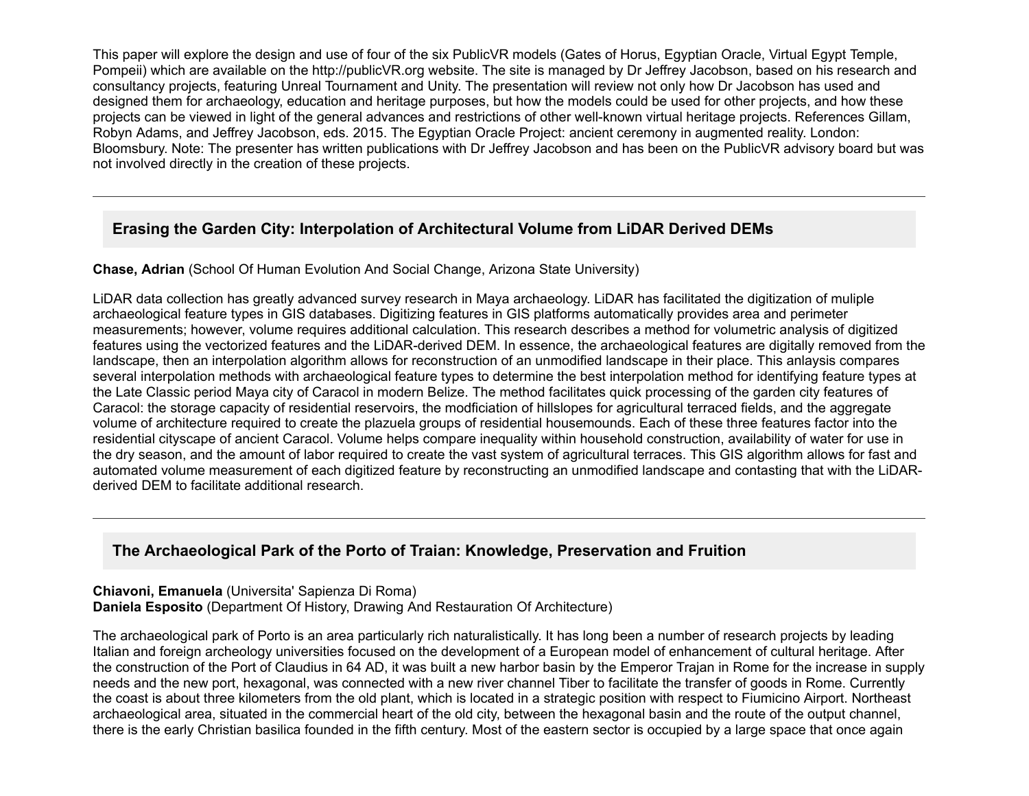This paper will explore the design and use of four of the six PublicVR models (Gates of Horus, Egyptian Oracle, Virtual Egypt Temple, Pompeii) which are available on the http://publicVR.org website. The site is managed by Dr Jeffrey Jacobson, based on his research and consultancy projects, featuring Unreal Tournament and Unity. The presentation will review not only how Dr Jacobson has used and designed them for archaeology, education and heritage purposes, but how the models could be used for other projects, and how these projects can be viewed in light of the general advances and restrictions of other well-known virtual heritage projects. References Gillam, Robyn Adams, and Jeffrey Jacobson, eds. 2015. The Egyptian Oracle Project: ancient ceremony in augmented reality. London: Bloomsbury. Note: The presenter has written publications with Dr Jeffrey Jacobson and has been on the PublicVR advisory board but was not involved directly in the creation of these projects.

---

### Erasing the Garden City: Interpolation of Architectural Volume from LiDAR Derived DEMs

**Chase, Adrian** (School Of Human Evolution And Social Change, Arizona State University)

LiDAR data collection has greatly advanced survey research in Maya archaeology. LiDAR has facilitated the digitization of muliple archaeological feature types in GIS databases. Digitizing features in GIS platforms automatically provides area and perimeter measurements; however, volume requires additional calculation. This research describes a method for volumetric analysis of digitized features using the vectorized features and the LiDAR-derived DEM. In essence, the archaeological features are digitally removed from the landscape, then an interpolation algorithm allows for reconstruction of an unmodified landscape in their place. This anlaysis compares several interpolation methods with archaeological feature types to determine the best interpolation method for identifying feature types at the Late Classic period Maya city of Caracol in modern Belize. The method facilitates quick processing of the garden city features of Caracol: the storage capacity of residential reservoirs, the modficiation of hillslopes for agricultural terraced fields, and the aggregate volume of architecture required to create the plazuela groups of residential housemounds. Each of these three features factor into the residential cityscape of ancient Caracol. Volume helps compare inequality within household construction, availability of water for use in the dry season, and the amount of labor required to create the vast system of agricultural terraces. This GIS algorithm allows for fast and automated volume measurement of each digitized feature by reconstructing an unmodified landscape and contasting that with the LiDAR-derived DEM to facilitate additional research.

---

### The Archaeological Park of the Porto of Traian: Knowledge, Preservation and Fruition

**Chiavoni, Emanuela** (Universita' Sapienza Di Roma)
**Daniela Esposito** (Department Of History, Drawing And Restauration Of Architecture)

The archaeological park of Porto is an area particularly rich naturalistically. It has long been a number of research projects by leading Italian and foreign archeology universities focused on the development of a European model of enhancement of cultural heritage. After the construction of the Port of Claudius in 64 AD, it was built a new harbor basin by the Emperor Trajan in Rome for the increase in supply needs and the new port, hexagonal, was connected with a new river channel Tiber to facilitate the transfer of goods in Rome. Currently the coast is about three kilometers from the old plant, which is located in a strategic position with respect to Fiumicino Airport. Northeast archaeological area, situated in the commercial heart of the old city, between the hexagonal basin and the route of the output channel, there is the early Christian basilica founded in the fifth century. Most of the eastern sector is occupied by a large space that once again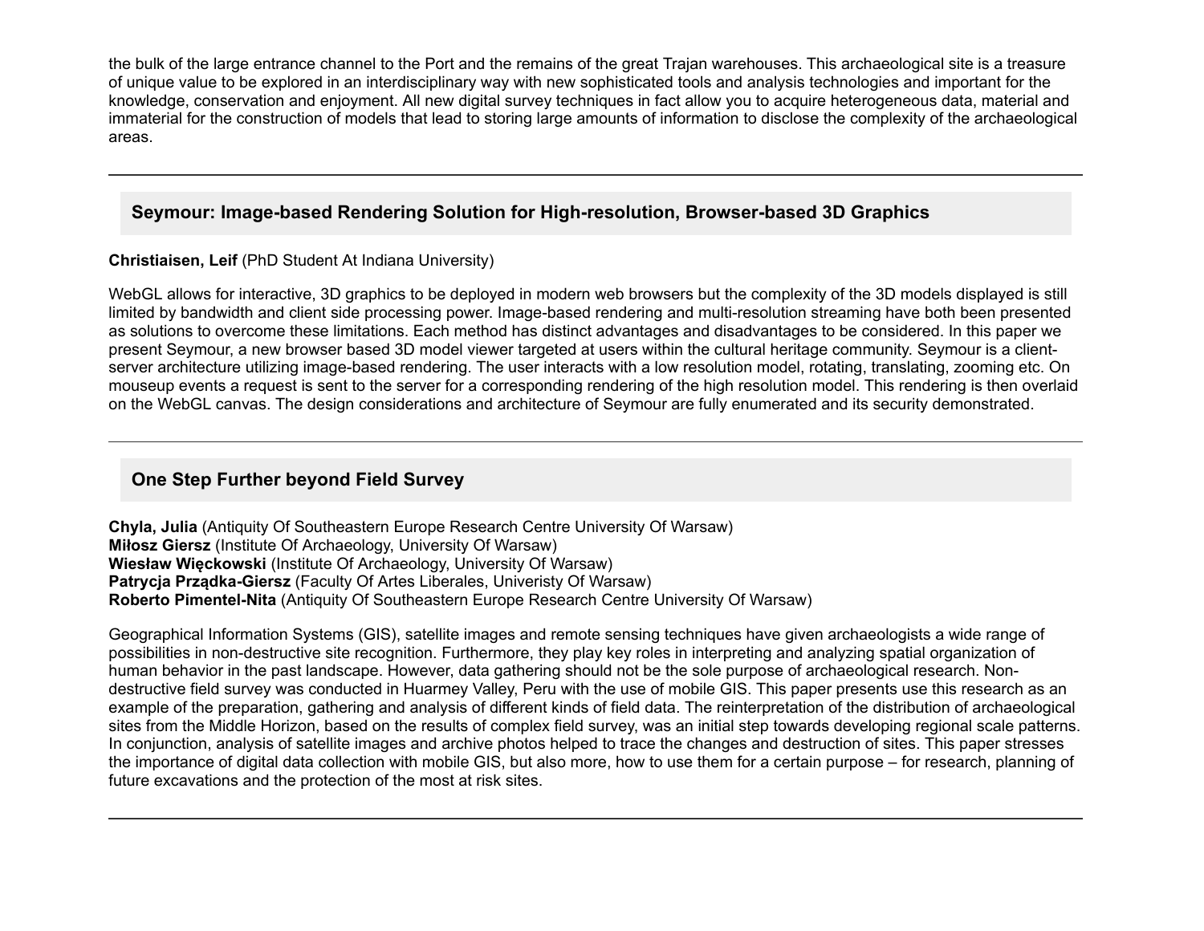the bulk of the large entrance channel to the Port and the remains of the great Trajan warehouses. This archaeological site is a treasure of unique value to be explored in an interdisciplinary way with new sophisticated tools and analysis technologies and important for the knowledge, conservation and enjoyment. All new digital survey techniques in fact allow you to acquire heterogeneous data, material and immaterial for the construction of models that lead to storing large amounts of information to disclose the complexity of the archaeological areas.

---

## Seymour: Image-based Rendering Solution for High-resolution, Browser-based 3D Graphics

**Christiaisen, Leif** (PhD Student At Indiana University)

WebGL allows for interactive, 3D graphics to be deployed in modern web browsers but the complexity of the 3D models displayed is still limited by bandwidth and client side processing power. Image-based rendering and multi-resolution streaming have both been presented as solutions to overcome these limitations. Each method has distinct advantages and disadvantages to be considered. In this paper we present Seymour, a new browser based 3D model viewer targeted at users within the cultural heritage community. Seymour is a client-server architecture utilizing image-based rendering. The user interacts with a low resolution model, rotating, translating, zooming etc. On mouseup events a request is sent to the server for a corresponding rendering of the high resolution model. This rendering is then overlaid on the WebGL canvas. The design considerations and architecture of Seymour are fully enumerated and its security demonstrated.

---

## One Step Further beyond Field Survey

**Chyla, Julia** (Antiquity Of Southeastern Europe Research Centre University Of Warsaw)
**Miłosz Giersz** (Institute Of Archaeology, University Of Warsaw)
**Wiesław Więckowski** (Institute Of Archaeology, University Of Warsaw)
**Patrycja Prządka-Giersz** (Faculty Of Artes Liberales, Univeristy Of Warsaw)
**Roberto Pimentel-Nita** (Antiquity Of Southeastern Europe Research Centre University Of Warsaw)

Geographical Information Systems (GIS), satellite images and remote sensing techniques have given archaeologists a wide range of possibilities in non-destructive site recognition. Furthermore, they play key roles in interpreting and analyzing spatial organization of human behavior in the past landscape. However, data gathering should not be the sole purpose of archaeological research. Non-destructive field survey was conducted in Huarmey Valley, Peru with the use of mobile GIS. This paper presents use this research as an example of the preparation, gathering and analysis of different kinds of field data. The reinterpretation of the distribution of archaeological sites from the Middle Horizon, based on the results of complex field survey, was an initial step towards developing regional scale patterns. In conjunction, analysis of satellite images and archive photos helped to trace the changes and destruction of sites. This paper stresses the importance of digital data collection with mobile GIS, but also more, how to use them for a certain purpose – for research, planning of future excavations and the protection of the most at risk sites.

---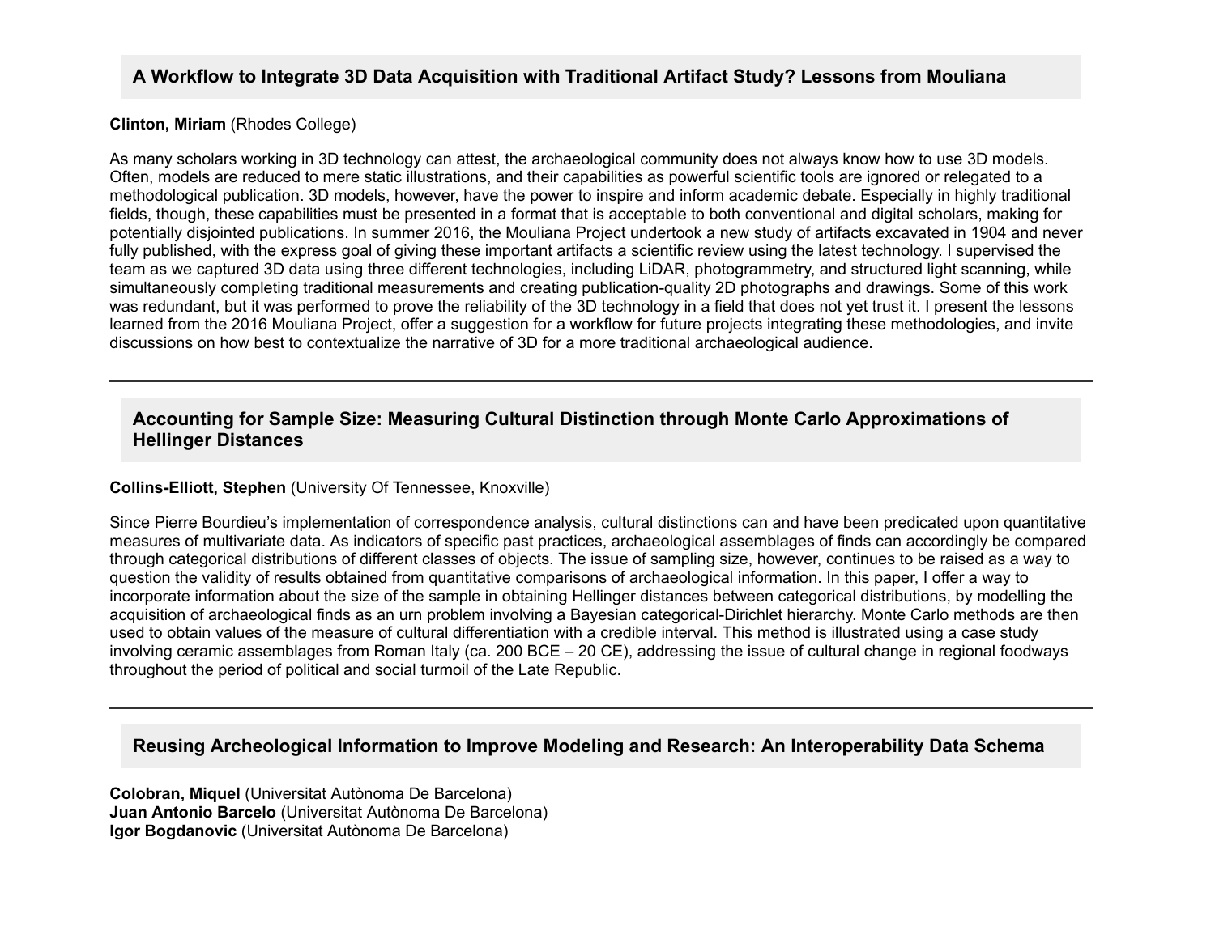## A Workflow to Integrate 3D Data Acquisition with Traditional Artifact Study? Lessons from Mouliana

**Clinton, Miriam** (Rhodes College)

As many scholars working in 3D technology can attest, the archaeological community does not always know how to use 3D models. Often, models are reduced to mere static illustrations, and their capabilities as powerful scientific tools are ignored or relegated to a methodological publication. 3D models, however, have the power to inspire and inform academic debate. Especially in highly traditional fields, though, these capabilities must be presented in a format that is acceptable to both conventional and digital scholars, making for potentially disjointed publications. In summer 2016, the Mouliana Project undertook a new study of artifacts excavated in 1904 and never fully published, with the express goal of giving these important artifacts a scientific review using the latest technology. I supervised the team as we captured 3D data using three different technologies, including LiDAR, photogrammetry, and structured light scanning, while simultaneously completing traditional measurements and creating publication-quality 2D photographs and drawings. Some of this work was redundant, but it was performed to prove the reliability of the 3D technology in a field that does not yet trust it. I present the lessons learned from the 2016 Mouliana Project, offer a suggestion for a workflow for future projects integrating these methodologies, and invite discussions on how best to contextualize the narrative of 3D for a more traditional archaeological audience.

---

## Accounting for Sample Size: Measuring Cultural Distinction through Monte Carlo Approximations of Hellinger Distances

**Collins-Elliott, Stephen** (University Of Tennessee, Knoxville)

Since Pierre Bourdieu's implementation of correspondence analysis, cultural distinctions can and have been predicated upon quantitative measures of multivariate data. As indicators of specific past practices, archaeological assemblages of finds can accordingly be compared through categorical distributions of different classes of objects. The issue of sampling size, however, continues to be raised as a way to question the validity of results obtained from quantitative comparisons of archaeological information. In this paper, I offer a way to incorporate information about the size of the sample in obtaining Hellinger distances between categorical distributions, by modelling the acquisition of archaeological finds as an urn problem involving a Bayesian categorical-Dirichlet hierarchy. Monte Carlo methods are then used to obtain values of the measure of cultural differentiation with a credible interval. This method is illustrated using a case study involving ceramic assemblages from Roman Italy (ca. 200 BCE – 20 CE), addressing the issue of cultural change in regional foodways throughout the period of political and social turmoil of the Late Republic.

---

## Reusing Archeological Information to Improve Modeling and Research: An Interoperability Data Schema

**Colobran, Miquel** (Universitat Autònoma De Barcelona)
**Juan Antonio Barcelo** (Universitat Autònoma De Barcelona)
**Igor Bogdanovic** (Universitat Autònoma De Barcelona)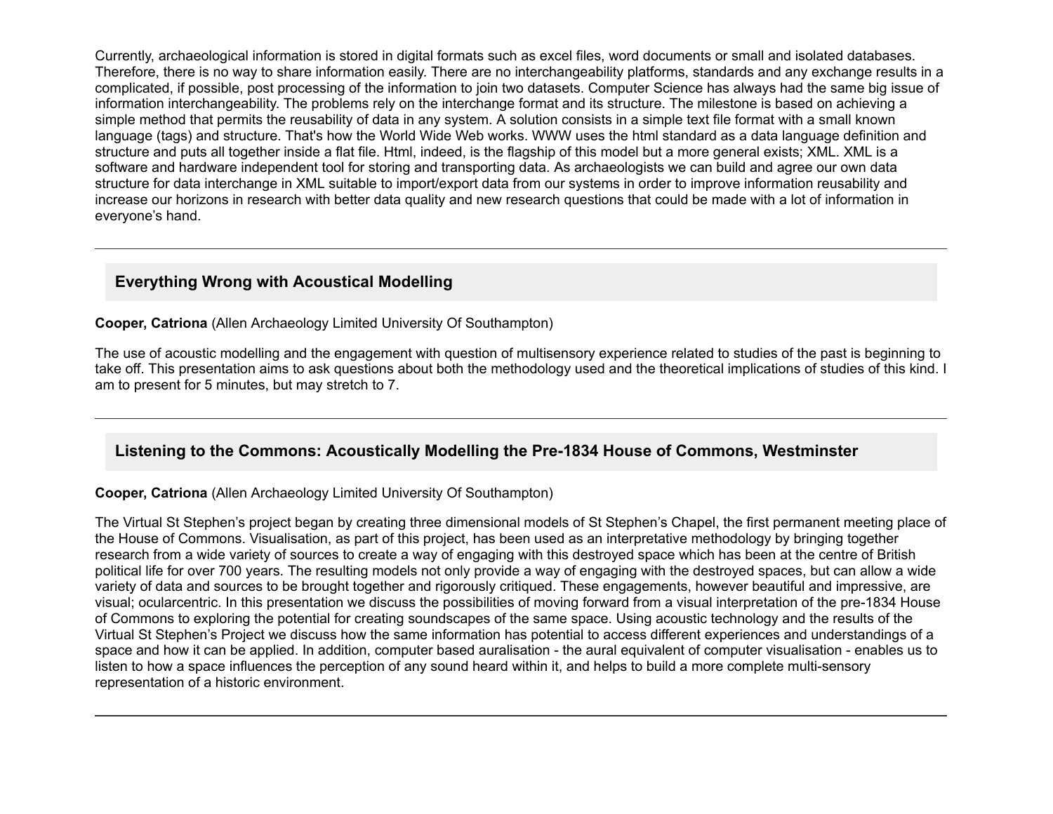Currently, archaeological information is stored in digital formats such as excel files, word documents or small and isolated databases. Therefore, there is no way to share information easily. There are no interchangeability platforms, standards and any exchange results in a complicated, if possible, post processing of the information to join two datasets. Computer Science has always had the same big issue of information interchangeability. The problems rely on the interchange format and its structure. The milestone is based on achieving a simple method that permits the reusability of data in any system. A solution consists in a simple text file format with a small known language (tags) and structure. That's how the World Wide Web works. WWW uses the html standard as a data language definition and structure and puts all together inside a flat file. Html, indeed, is the flagship of this model but a more general exists; XML. XML is a software and hardware independent tool for storing and transporting data. As archaeologists we can build and agree our own data structure for data interchange in XML suitable to import/export data from our systems in order to improve information reusability and increase our horizons in research with better data quality and new research questions that could be made with a lot of information in everyone's hand.

---

### Everything Wrong with Acoustical Modelling

**Cooper, Catriona** (Allen Archaeology Limited University Of Southampton)

The use of acoustic modelling and the engagement with question of multisensory experience related to studies of the past is beginning to take off. This presentation aims to ask questions about both the methodology used and the theoretical implications of studies of this kind. I am to present for 5 minutes, but may stretch to 7.

---

### Listening to the Commons: Acoustically Modelling the Pre-1834 House of Commons, Westminster

**Cooper, Catriona** (Allen Archaeology Limited University Of Southampton)

The Virtual St Stephen's project began by creating three dimensional models of St Stephen's Chapel, the first permanent meeting place of the House of Commons. Visualisation, as part of this project, has been used as an interpretative methodology by bringing together research from a wide variety of sources to create a way of engaging with this destroyed space which has been at the centre of British political life for over 700 years. The resulting models not only provide a way of engaging with the destroyed spaces, but can allow a wide variety of data and sources to be brought together and rigorously critiqued. These engagements, however beautiful and impressive, are visual; ocularcentric. In this presentation we discuss the possibilities of moving forward from a visual interpretation of the pre-1834 House of Commons to exploring the potential for creating soundscapes of the same space. Using acoustic technology and the results of the Virtual St Stephen's Project we discuss how the same information has potential to access different experiences and understandings of a space and how it can be applied. In addition, computer based auralisation - the aural equivalent of computer visualisation - enables us to listen to how a space influences the perception of any sound heard within it, and helps to build a more complete multi-sensory representation of a historic environment.

---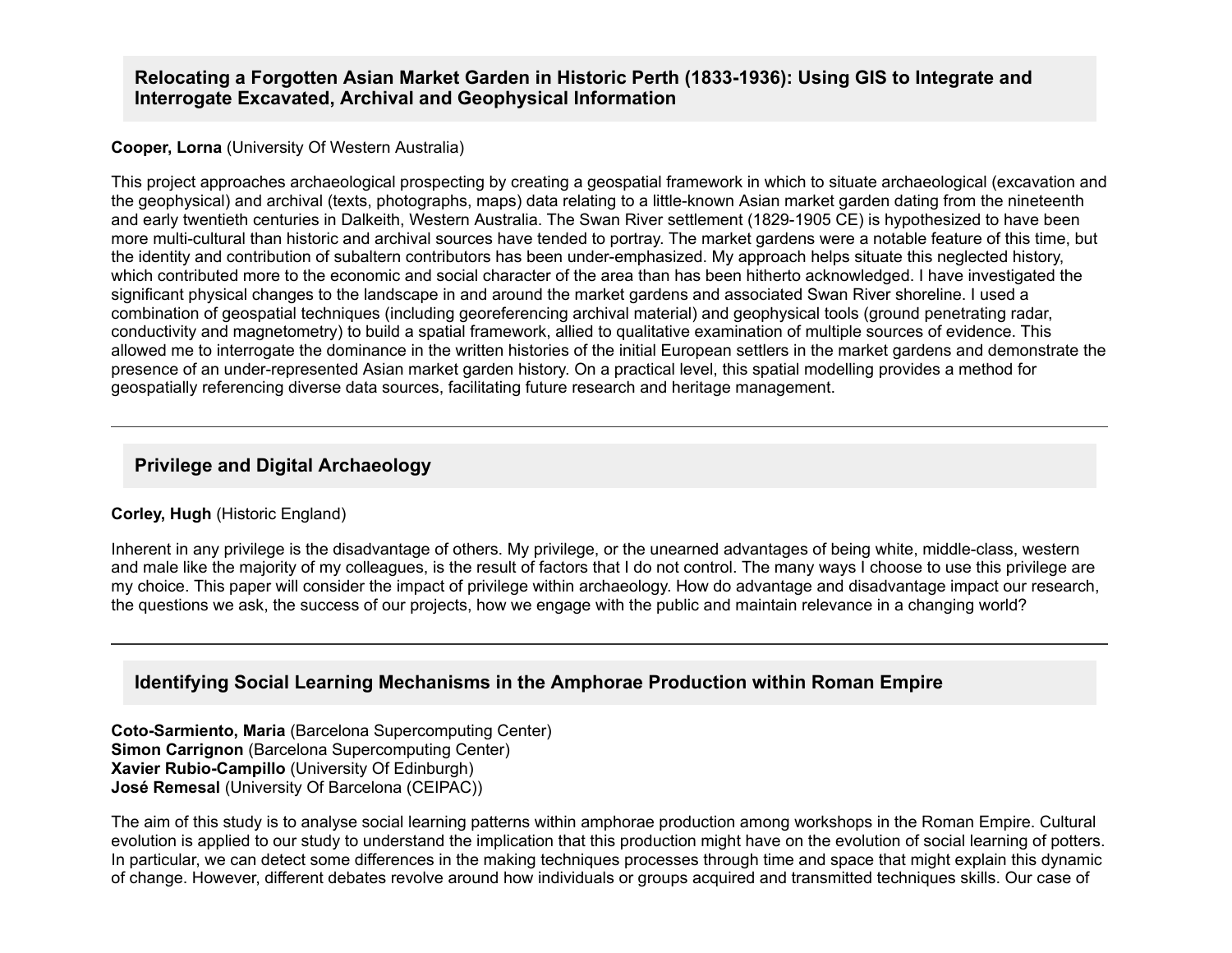## Relocating a Forgotten Asian Market Garden in Historic Perth (1833-1936): Using GIS to Integrate and Interrogate Excavated, Archival and Geophysical Information

**Cooper, Lorna** (University Of Western Australia)

This project approaches archaeological prospecting by creating a geospatial framework in which to situate archaeological (excavation and the geophysical) and archival (texts, photographs, maps) data relating to a little-known Asian market garden dating from the nineteenth and early twentieth centuries in Dalkeith, Western Australia. The Swan River settlement (1829-1905 CE) is hypothesized to have been more multi-cultural than historic and archival sources have tended to portray. The market gardens were a notable feature of this time, but the identity and contribution of subaltern contributors has been under-emphasized. My approach helps situate this neglected history, which contributed more to the economic and social character of the area than has been hitherto acknowledged. I have investigated the significant physical changes to the landscape in and around the market gardens and associated Swan River shoreline. I used a combination of geospatial techniques (including georeferencing archival material) and geophysical tools (ground penetrating radar, conductivity and magnetometry) to build a spatial framework, allied to qualitative examination of multiple sources of evidence. This allowed me to interrogate the dominance in the written histories of the initial European settlers in the market gardens and demonstrate the presence of an under-represented Asian market garden history. On a practical level, this spatial modelling provides a method for geospatially referencing diverse data sources, facilitating future research and heritage management.

---

## Privilege and Digital Archaeology

**Corley, Hugh** (Historic England)

Inherent in any privilege is the disadvantage of others. My privilege, or the unearned advantages of being white, middle-class, western and male like the majority of my colleagues, is the result of factors that I do not control. The many ways I choose to use this privilege are my choice. This paper will consider the impact of privilege within archaeology. How do advantage and disadvantage impact our research, the questions we ask, the success of our projects, how we engage with the public and maintain relevance in a changing world?

---

## Identifying Social Learning Mechanisms in the Amphorae Production within Roman Empire

**Coto-Sarmiento, Maria** (Barcelona Supercomputing Center)
**Simon Carrignon** (Barcelona Supercomputing Center)
**Xavier Rubio-Campillo** (University Of Edinburgh)
**José Remesal** (University Of Barcelona (CEIPAC))

The aim of this study is to analyse social learning patterns within amphorae production among workshops in the Roman Empire. Cultural evolution is applied to our study to understand the implication that this production might have on the evolution of social learning of potters. In particular, we can detect some differences in the making techniques processes through time and space that might explain this dynamic of change. However, different debates revolve around how individuals or groups acquired and transmitted techniques skills. Our case of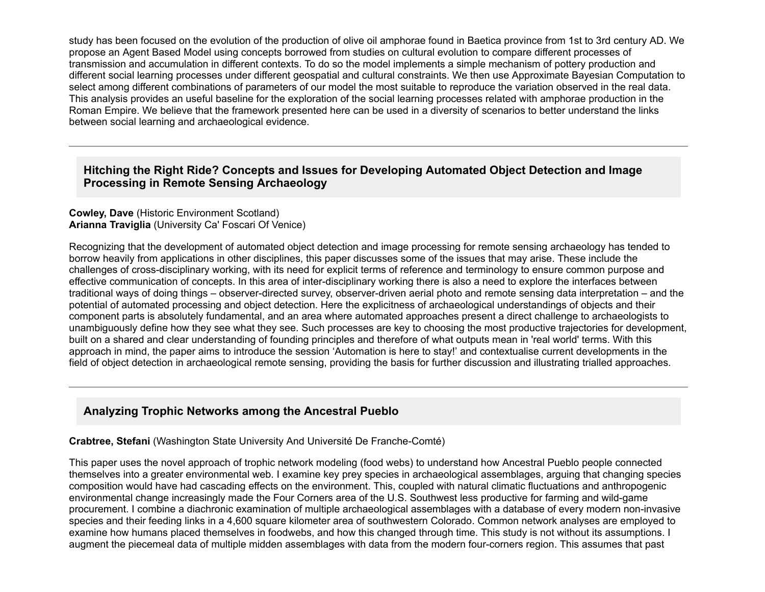study has been focused on the evolution of the production of olive oil amphorae found in Baetica province from 1st to 3rd century AD. We propose an Agent Based Model using concepts borrowed from studies on cultural evolution to compare different processes of transmission and accumulation in different contexts. To do so the model implements a simple mechanism of pottery production and different social learning processes under different geospatial and cultural constraints. We then use Approximate Bayesian Computation to select among different combinations of parameters of our model the most suitable to reproduce the variation observed in the real data. This analysis provides an useful baseline for the exploration of the social learning processes related with amphorae production in the Roman Empire. We believe that the framework presented here can be used in a diversity of scenarios to better understand the links between social learning and archaeological evidence.

---

### Hitching the Right Ride? Concepts and Issues for Developing Automated Object Detection and Image Processing in Remote Sensing Archaeology

**Cowley, Dave** (Historic Environment Scotland)
**Arianna Traviglia** (University Ca' Foscari Of Venice)

Recognizing that the development of automated object detection and image processing for remote sensing archaeology has tended to borrow heavily from applications in other disciplines, this paper discusses some of the issues that may arise. These include the challenges of cross-disciplinary working, with its need for explicit terms of reference and terminology to ensure common purpose and effective communication of concepts. In this area of inter-disciplinary working there is also a need to explore the interfaces between traditional ways of doing things – observer-directed survey, observer-driven aerial photo and remote sensing data interpretation – and the potential of automated processing and object detection. Here the explicitness of archaeological understandings of objects and their component parts is absolutely fundamental, and an area where automated approaches present a direct challenge to archaeologists to unambiguously define how they see what they see. Such processes are key to choosing the most productive trajectories for development, built on a shared and clear understanding of founding principles and therefore of what outputs mean in 'real world' terms. With this approach in mind, the paper aims to introduce the session 'Automation is here to stay!' and contextualise current developments in the field of object detection in archaeological remote sensing, providing the basis for further discussion and illustrating trialled approaches.

---

### Analyzing Trophic Networks among the Ancestral Pueblo

**Crabtree, Stefani** (Washington State University And Université De Franche-Comté)

This paper uses the novel approach of trophic network modeling (food webs) to understand how Ancestral Pueblo people connected themselves into a greater environmental web. I examine key prey species in archaeological assemblages, arguing that changing species composition would have had cascading effects on the environment. This, coupled with natural climatic fluctuations and anthropogenic environmental change increasingly made the Four Corners area of the U.S. Southwest less productive for farming and wild-game procurement. I combine a diachronic examination of multiple archaeological assemblages with a database of every modern non-invasive species and their feeding links in a 4,600 square kilometer area of southwestern Colorado. Common network analyses are employed to examine how humans placed themselves in foodwebs, and how this changed through time. This study is not without its assumptions. I augment the piecemeal data of multiple midden assemblages with data from the modern four-corners region. This assumes that past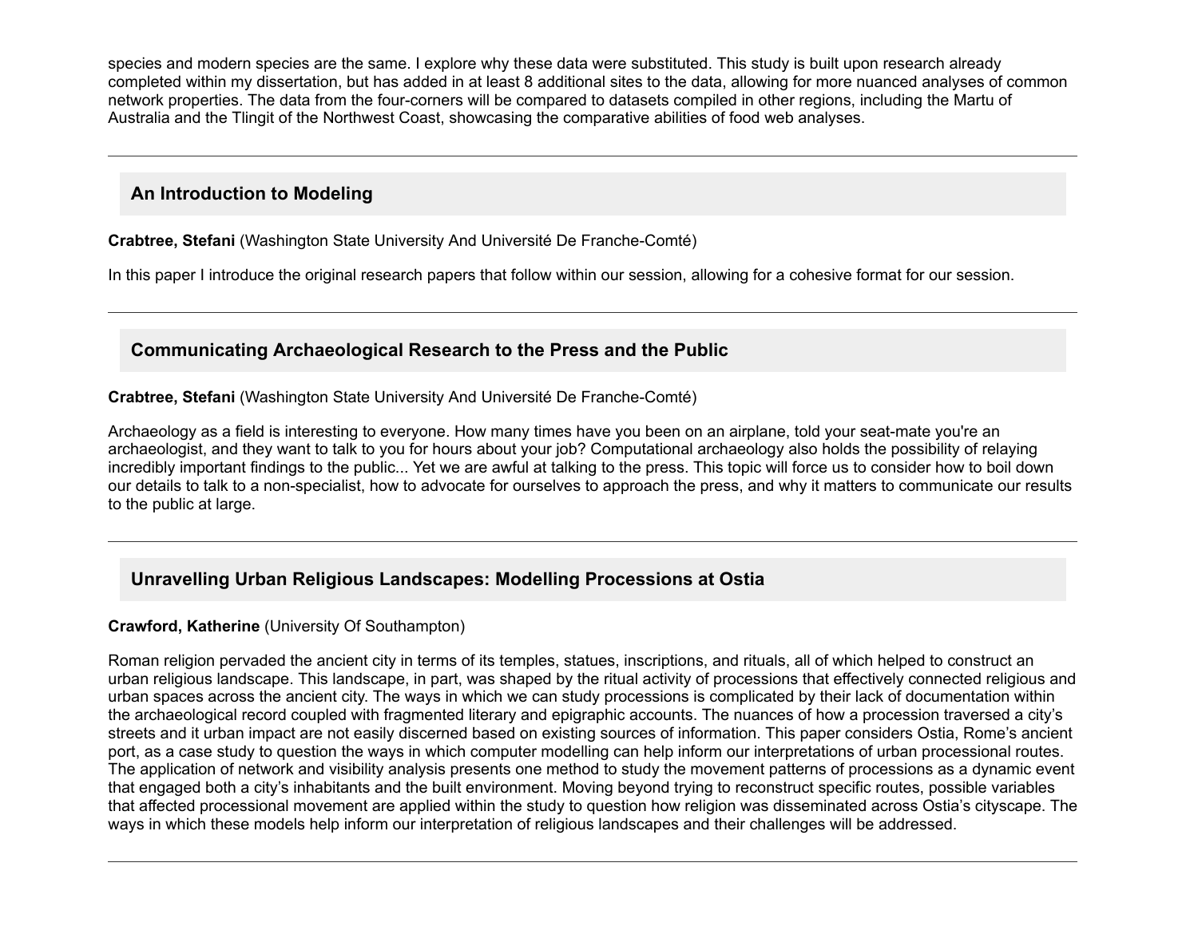species and modern species are the same. I explore why these data were substituted. This study is built upon research already completed within my dissertation, but has added in at least 8 additional sites to the data, allowing for more nuanced analyses of common network properties. The data from the four-corners will be compared to datasets compiled in other regions, including the Martu of Australia and the Tlingit of the Northwest Coast, showcasing the comparative abilities of food web analyses.

---

### An Introduction to Modeling

**Crabtree, Stefani** (Washington State University And Université De Franche-Comté)

In this paper I introduce the original research papers that follow within our session, allowing for a cohesive format for our session.

---

### Communicating Archaeological Research to the Press and the Public

**Crabtree, Stefani** (Washington State University And Université De Franche-Comté)

Archaeology as a field is interesting to everyone. How many times have you been on an airplane, told your seat-mate you're an archaeologist, and they want to talk to you for hours about your job? Computational archaeology also holds the possibility of relaying incredibly important findings to the public... Yet we are awful at talking to the press. This topic will force us to consider how to boil down our details to talk to a non-specialist, how to advocate for ourselves to approach the press, and why it matters to communicate our results to the public at large.

---

### Unravelling Urban Religious Landscapes: Modelling Processions at Ostia

**Crawford, Katherine** (University Of Southampton)

Roman religion pervaded the ancient city in terms of its temples, statues, inscriptions, and rituals, all of which helped to construct an urban religious landscape. This landscape, in part, was shaped by the ritual activity of processions that effectively connected religious and urban spaces across the ancient city. The ways in which we can study processions is complicated by their lack of documentation within the archaeological record coupled with fragmented literary and epigraphic accounts. The nuances of how a procession traversed a city's streets and it urban impact are not easily discerned based on existing sources of information. This paper considers Ostia, Rome's ancient port, as a case study to question the ways in which computer modelling can help inform our interpretations of urban processional routes. The application of network and visibility analysis presents one method to study the movement patterns of processions as a dynamic event that engaged both a city's inhabitants and the built environment. Moving beyond trying to reconstruct specific routes, possible variables that affected processional movement are applied within the study to question how religion was disseminated across Ostia's cityscape. The ways in which these models help inform our interpretation of religious landscapes and their challenges will be addressed.

---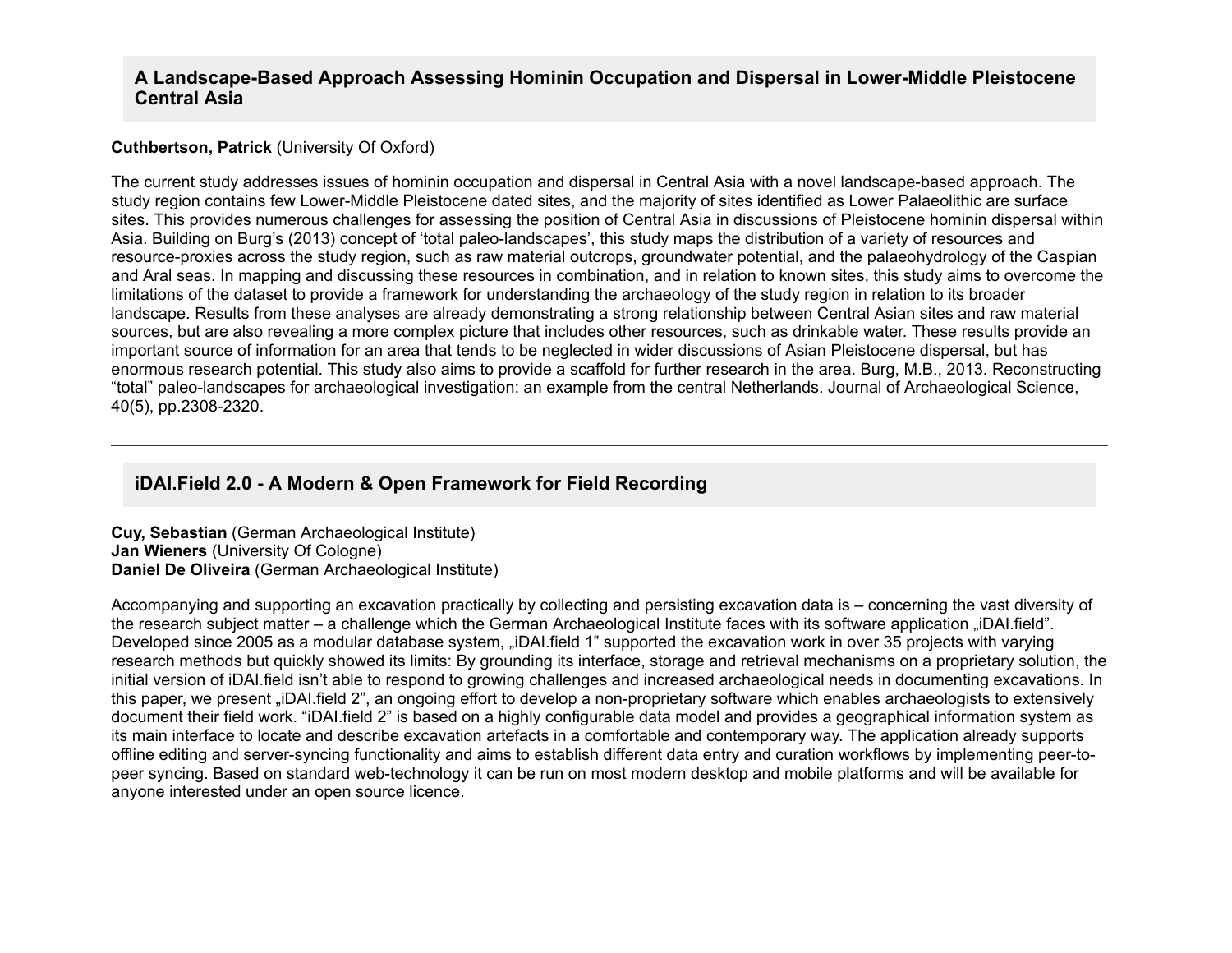## A Landscape-Based Approach Assessing Hominin Occupation and Dispersal in Lower-Middle Pleistocene Central Asia

**Cuthbertson, Patrick** (University Of Oxford)

The current study addresses issues of hominin occupation and dispersal in Central Asia with a novel landscape-based approach. The study region contains few Lower-Middle Pleistocene dated sites, and the majority of sites identified as Lower Palaeolithic are surface sites. This provides numerous challenges for assessing the position of Central Asia in discussions of Pleistocene hominin dispersal within Asia. Building on Burg's (2013) concept of 'total paleo-landscapes', this study maps the distribution of a variety of resources and resource-proxies across the study region, such as raw material outcrops, groundwater potential, and the palaeohydrology of the Caspian and Aral seas. In mapping and discussing these resources in combination, and in relation to known sites, this study aims to overcome the limitations of the dataset to provide a framework for understanding the archaeology of the study region in relation to its broader landscape. Results from these analyses are already demonstrating a strong relationship between Central Asian sites and raw material sources, but are also revealing a more complex picture that includes other resources, such as drinkable water. These results provide an important source of information for an area that tends to be neglected in wider discussions of Asian Pleistocene dispersal, but has enormous research potential. This study also aims to provide a scaffold for further research in the area. Burg, M.B., 2013. Reconstructing "total" paleo-landscapes for archaeological investigation: an example from the central Netherlands. Journal of Archaeological Science, 40(5), pp.2308-2320.

---

## iDAI.Field 2.0 - A Modern & Open Framework for Field Recording

**Cuy, Sebastian** (German Archaeological Institute)
**Jan Wieners** (University Of Cologne)
**Daniel De Oliveira** (German Archaeological Institute)

Accompanying and supporting an excavation practically by collecting and persisting excavation data is – concerning the vast diversity of the research subject matter – a challenge which the German Archaeological Institute faces with its software application „iDAI.field". Developed since 2005 as a modular database system, „iDAI.field 1" supported the excavation work in over 35 projects with varying research methods but quickly showed its limits: By grounding its interface, storage and retrieval mechanisms on a proprietary solution, the initial version of iDAI.field isn't able to respond to growing challenges and increased archaeological needs in documenting excavations. In this paper, we present „iDAI.field 2", an ongoing effort to develop a non-proprietary software which enables archaeologists to extensively document their field work. "iDAI.field 2" is based on a highly configurable data model and provides a geographical information system as its main interface to locate and describe excavation artefacts in a comfortable and contemporary way. The application already supports offline editing and server-syncing functionality and aims to establish different data entry and curation workflows by implementing peer-to-peer syncing. Based on standard web-technology it can be run on most modern desktop and mobile platforms and will be available for anyone interested under an open source licence.

---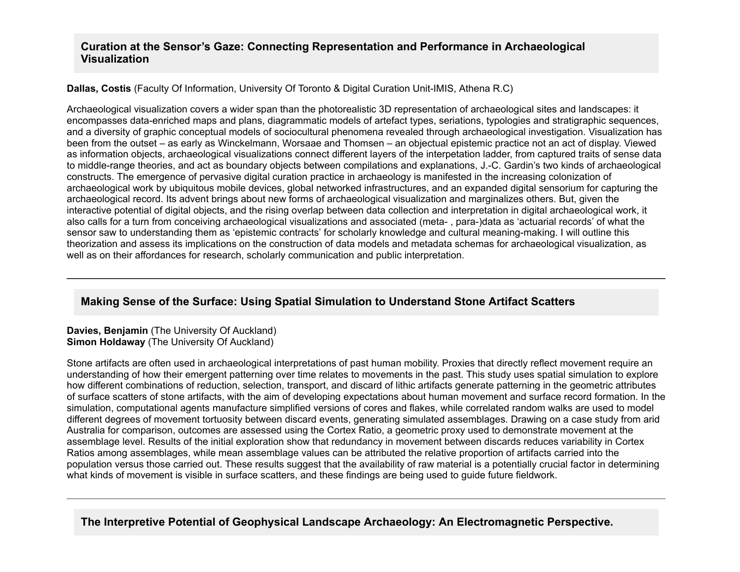## Curation at the Sensor's Gaze: Connecting Representation and Performance in Archaeological Visualization

**Dallas, Costis** (Faculty Of Information, University Of Toronto & Digital Curation Unit-IMIS, Athena R.C)

Archaeological visualization covers a wider span than the photorealistic 3D representation of archaeological sites and landscapes: it encompasses data-enriched maps and plans, diagrammatic models of artefact types, seriations, typologies and stratigraphic sequences, and a diversity of graphic conceptual models of sociocultural phenomena revealed through archaeological investigation. Visualization has been from the outset – as early as Winckelmann, Worsaae and Thomsen – an objectual epistemic practice not an act of display. Viewed as information objects, archaeological visualizations connect different layers of the interpetation ladder, from captured traits of sense data to middle-range theories, and act as boundary objects between compilations and explanations, J.-C. Gardin's two kinds of archaeological constructs. The emergence of pervasive digital curation practice in archaeology is manifested in the increasing colonization of archaeological work by ubiquitous mobile devices, global networked infrastructures, and an expanded digital sensorium for capturing the archaeological record. Its advent brings about new forms of archaeological visualization and marginalizes others. But, given the interactive potential of digital objects, and the rising overlap between data collection and interpretation in digital archaeological work, it also calls for a turn from conceiving archaeological visualizations and associated (meta- , para-)data as 'actuarial records' of what the sensor saw to understanding them as 'epistemic contracts' for scholarly knowledge and cultural meaning-making. I will outline this theorization and assess its implications on the construction of data models and metadata schemas for archaeological visualization, as well as on their affordances for research, scholarly communication and public interpretation.

---

## Making Sense of the Surface: Using Spatial Simulation to Understand Stone Artifact Scatters

**Davies, Benjamin** (The University Of Auckland)
**Simon Holdaway** (The University Of Auckland)

Stone artifacts are often used in archaeological interpretations of past human mobility. Proxies that directly reflect movement require an understanding of how their emergent patterning over time relates to movements in the past. This study uses spatial simulation to explore how different combinations of reduction, selection, transport, and discard of lithic artifacts generate patterning in the geometric attributes of surface scatters of stone artifacts, with the aim of developing expectations about human movement and surface record formation. In the simulation, computational agents manufacture simplified versions of cores and flakes, while correlated random walks are used to model different degrees of movement tortuosity between discard events, generating simulated assemblages. Drawing on a case study from arid Australia for comparison, outcomes are assessed using the Cortex Ratio, a geometric proxy used to demonstrate movement at the assemblage level. Results of the initial exploration show that redundancy in movement between discards reduces variability in Cortex Ratios among assemblages, while mean assemblage values can be attributed the relative proportion of artifacts carried into the population versus those carried out. These results suggest that the availability of raw material is a potentially crucial factor in determining what kinds of movement is visible in surface scatters, and these findings are being used to guide future fieldwork.

---

## The Interpretive Potential of Geophysical Landscape Archaeology: An Electromagnetic Perspective.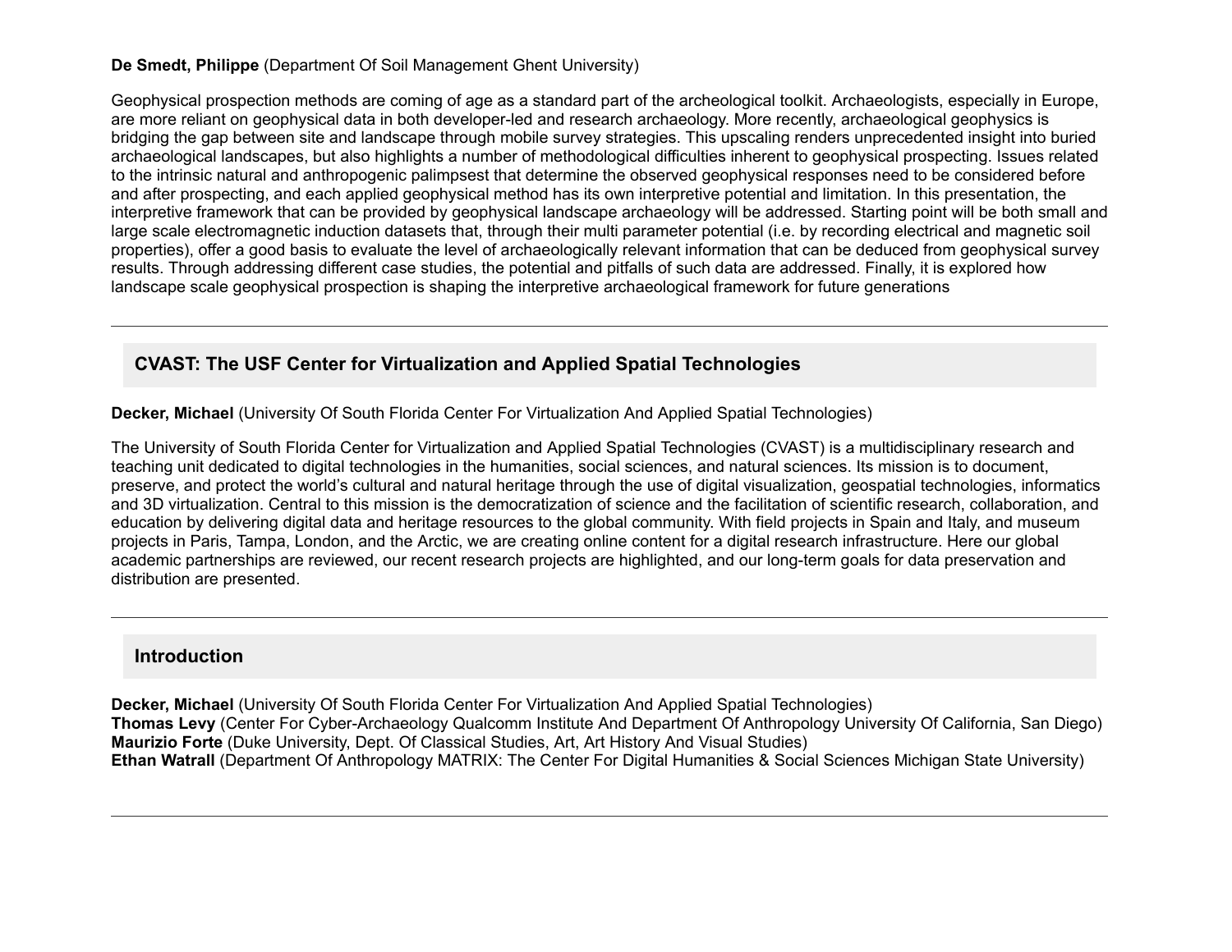**De Smedt, Philippe** (Department Of Soil Management Ghent University)

Geophysical prospection methods are coming of age as a standard part of the archeological toolkit. Archaeologists, especially in Europe, are more reliant on geophysical data in both developer-led and research archaeology. More recently, archaeological geophysics is bridging the gap between site and landscape through mobile survey strategies. This upscaling renders unprecedented insight into buried archaeological landscapes, but also highlights a number of methodological difficulties inherent to geophysical prospecting. Issues related to the intrinsic natural and anthropogenic palimpsest that determine the observed geophysical responses need to be considered before and after prospecting, and each applied geophysical method has its own interpretive potential and limitation. In this presentation, the interpretive framework that can be provided by geophysical landscape archaeology will be addressed. Starting point will be both small and large scale electromagnetic induction datasets that, through their multi parameter potential (i.e. by recording electrical and magnetic soil properties), offer a good basis to evaluate the level of archaeologically relevant information that can be deduced from geophysical survey results. Through addressing different case studies, the potential and pitfalls of such data are addressed. Finally, it is explored how landscape scale geophysical prospection is shaping the interpretive archaeological framework for future generations

---

### CVAST: The USF Center for Virtualization and Applied Spatial Technologies

**Decker, Michael** (University Of South Florida Center For Virtualization And Applied Spatial Technologies)

The University of South Florida Center for Virtualization and Applied Spatial Technologies (CVAST) is a multidisciplinary research and teaching unit dedicated to digital technologies in the humanities, social sciences, and natural sciences. Its mission is to document, preserve, and protect the world's cultural and natural heritage through the use of digital visualization, geospatial technologies, informatics and 3D virtualization. Central to this mission is the democratization of science and the facilitation of scientific research, collaboration, and education by delivering digital data and heritage resources to the global community. With field projects in Spain and Italy, and museum projects in Paris, Tampa, London, and the Arctic, we are creating online content for a digital research infrastructure. Here our global academic partnerships are reviewed, our recent research projects are highlighted, and our long-term goals for data preservation and distribution are presented.

---

### Introduction

**Decker, Michael** (University Of South Florida Center For Virtualization And Applied Spatial Technologies)
**Thomas Levy** (Center For Cyber-Archaeology Qualcomm Institute And Department Of Anthropology University Of California, San Diego)
**Maurizio Forte** (Duke University, Dept. Of Classical Studies, Art, Art History And Visual Studies)
**Ethan Watrall** (Department Of Anthropology MATRIX: The Center For Digital Humanities & Social Sciences Michigan State University)

---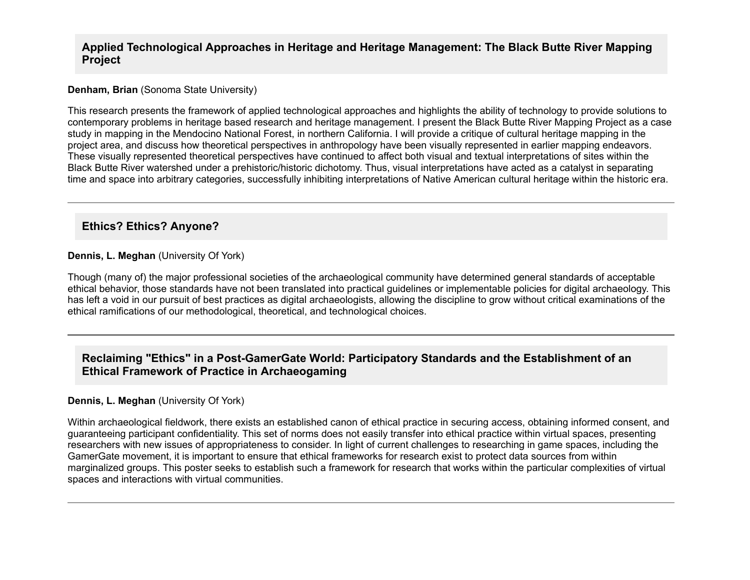## Applied Technological Approaches in Heritage and Heritage Management: The Black Butte River Mapping Project

**Denham, Brian** (Sonoma State University)

This research presents the framework of applied technological approaches and highlights the ability of technology to provide solutions to contemporary problems in heritage based research and heritage management. I present the Black Butte River Mapping Project as a case study in mapping in the Mendocino National Forest, in northern California. I will provide a critique of cultural heritage mapping in the project area, and discuss how theoretical perspectives in anthropology have been visually represented in earlier mapping endeavors. These visually represented theoretical perspectives have continued to affect both visual and textual interpretations of sites within the Black Butte River watershed under a prehistoric/historic dichotomy. Thus, visual interpretations have acted as a catalyst in separating time and space into arbitrary categories, successfully inhibiting interpretations of Native American cultural heritage within the historic era.

---

## Ethics? Ethics? Anyone?

**Dennis, L. Meghan** (University Of York)

Though (many of) the major professional societies of the archaeological community have determined general standards of acceptable ethical behavior, those standards have not been translated into practical guidelines or implementable policies for digital archaeology. This has left a void in our pursuit of best practices as digital archaeologists, allowing the discipline to grow without critical examinations of the ethical ramifications of our methodological, theoretical, and technological choices.

---

## Reclaiming "Ethics" in a Post-GamerGate World: Participatory Standards and the Establishment of an Ethical Framework of Practice in Archaeogaming

**Dennis, L. Meghan** (University Of York)

Within archaeological fieldwork, there exists an established canon of ethical practice in securing access, obtaining informed consent, and guaranteeing participant confidentiality. This set of norms does not easily transfer into ethical practice within virtual spaces, presenting researchers with new issues of appropriateness to consider. In light of current challenges to researching in game spaces, including the GamerGate movement, it is important to ensure that ethical frameworks for research exist to protect data sources from within marginalized groups. This poster seeks to establish such a framework for research that works within the particular complexities of virtual spaces and interactions with virtual communities.

---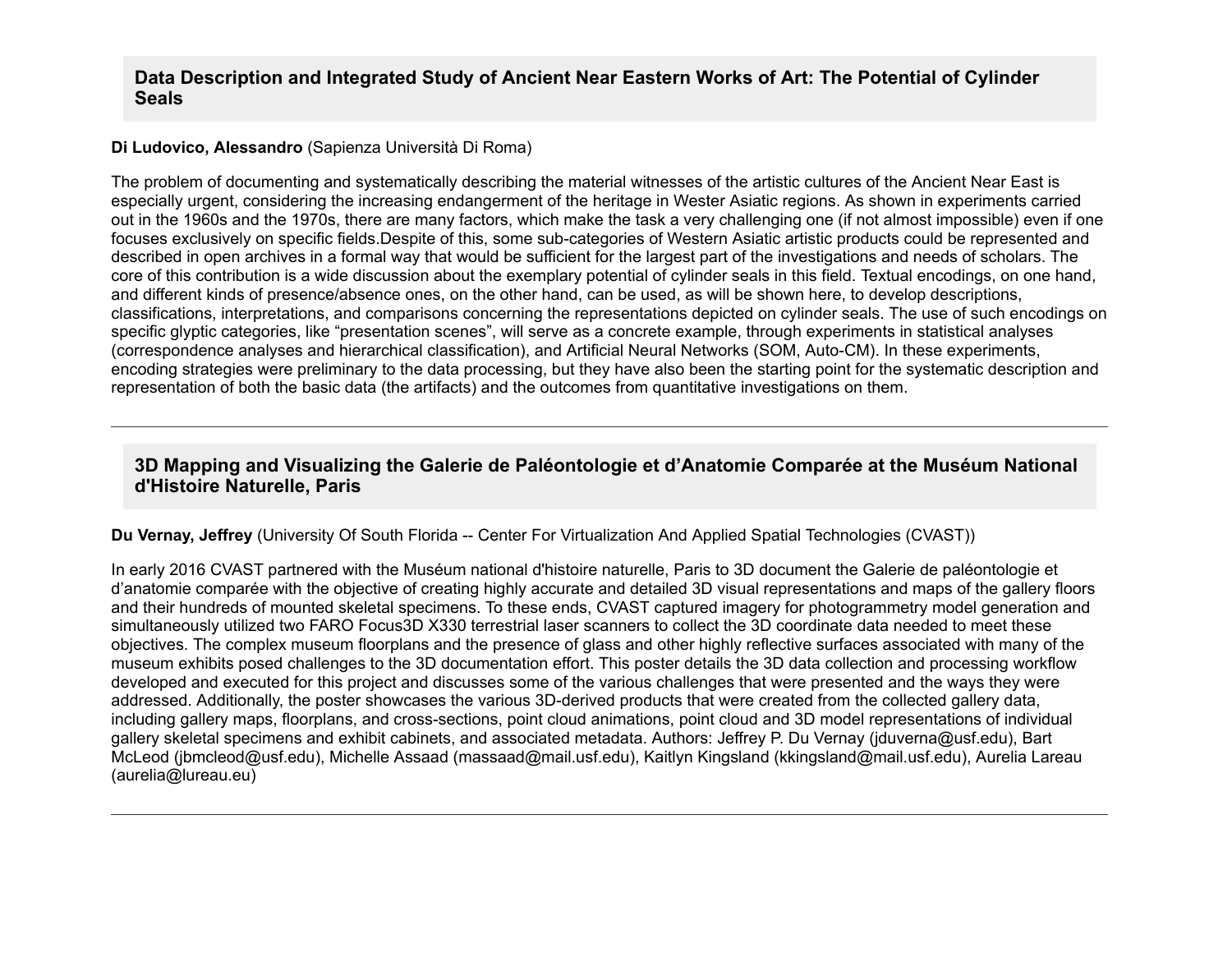## Data Description and Integrated Study of Ancient Near Eastern Works of Art: The Potential of Cylinder Seals

**Di Ludovico, Alessandro** (Sapienza Università Di Roma)

The problem of documenting and systematically describing the material witnesses of the artistic cultures of the Ancient Near East is especially urgent, considering the increasing endangerment of the heritage in Wester Asiatic regions. As shown in experiments carried out in the 1960s and the 1970s, there are many factors, which make the task a very challenging one (if not almost impossible) even if one focuses exclusively on specific fields.Despite of this, some sub-categories of Western Asiatic artistic products could be represented and described in open archives in a formal way that would be sufficient for the largest part of the investigations and needs of scholars. The core of this contribution is a wide discussion about the exemplary potential of cylinder seals in this field. Textual encodings, on one hand, and different kinds of presence/absence ones, on the other hand, can be used, as will be shown here, to develop descriptions, classifications, interpretations, and comparisons concerning the representations depicted on cylinder seals. The use of such encodings on specific glyptic categories, like "presentation scenes", will serve as a concrete example, through experiments in statistical analyses (correspondence analyses and hierarchical classification), and Artificial Neural Networks (SOM, Auto-CM). In these experiments, encoding strategies were preliminary to the data processing, but they have also been the starting point for the systematic description and representation of both the basic data (the artifacts) and the outcomes from quantitative investigations on them.

---

## 3D Mapping and Visualizing the Galerie de Paléontologie et d'Anatomie Comparée at the Muséum National d'Histoire Naturelle, Paris

**Du Vernay, Jeffrey** (University Of South Florida -- Center For Virtualization And Applied Spatial Technologies (CVAST))

In early 2016 CVAST partnered with the Muséum national d'histoire naturelle, Paris to 3D document the Galerie de paléontologie et d'anatomie comparée with the objective of creating highly accurate and detailed 3D visual representations and maps of the gallery floors and their hundreds of mounted skeletal specimens. To these ends, CVAST captured imagery for photogrammetry model generation and simultaneously utilized two FARO Focus3D X330 terrestrial laser scanners to collect the 3D coordinate data needed to meet these objectives. The complex museum floorplans and the presence of glass and other highly reflective surfaces associated with many of the museum exhibits posed challenges to the 3D documentation effort. This poster details the 3D data collection and processing workflow developed and executed for this project and discusses some of the various challenges that were presented and the ways they were addressed. Additionally, the poster showcases the various 3D-derived products that were created from the collected gallery data, including gallery maps, floorplans, and cross-sections, point cloud animations, point cloud and 3D model representations of individual gallery skeletal specimens and exhibit cabinets, and associated metadata. Authors: Jeffrey P. Du Vernay (jduverna@usf.edu), Bart McLeod (jbmcleod@usf.edu), Michelle Assaad (massaad@mail.usf.edu), Kaitlyn Kingsland (kkingsland@mail.usf.edu), Aurelia Lareau (aurelia@lureau.eu)

---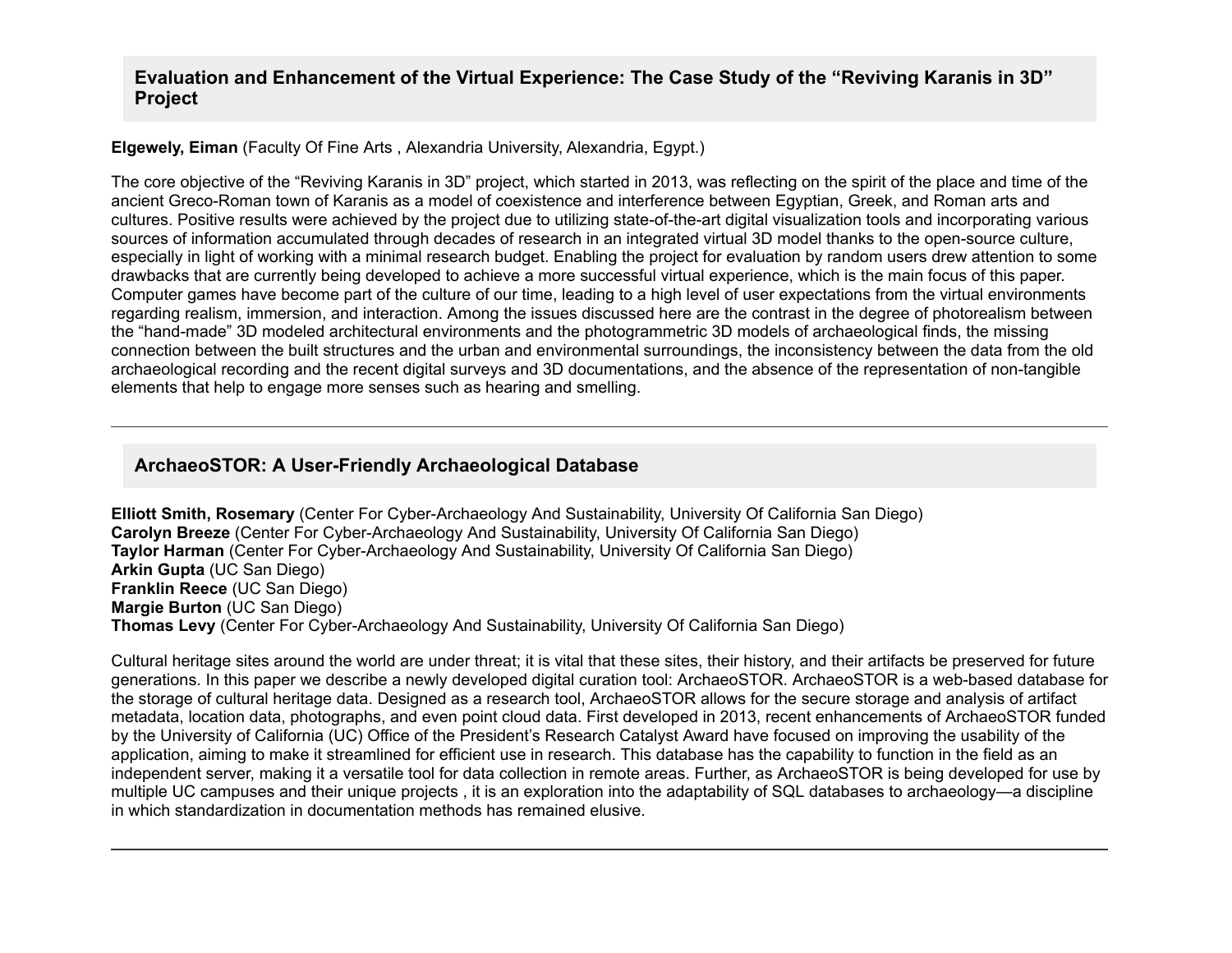## Evaluation and Enhancement of the Virtual Experience: The Case Study of the "Reviving Karanis in 3D" Project

**Elgewely, Eiman** (Faculty Of Fine Arts , Alexandria University, Alexandria, Egypt.)

The core objective of the "Reviving Karanis in 3D" project, which started in 2013, was reflecting on the spirit of the place and time of the ancient Greco-Roman town of Karanis as a model of coexistence and interference between Egyptian, Greek, and Roman arts and cultures. Positive results were achieved by the project due to utilizing state-of-the-art digital visualization tools and incorporating various sources of information accumulated through decades of research in an integrated virtual 3D model thanks to the open-source culture, especially in light of working with a minimal research budget. Enabling the project for evaluation by random users drew attention to some drawbacks that are currently being developed to achieve a more successful virtual experience, which is the main focus of this paper. Computer games have become part of the culture of our time, leading to a high level of user expectations from the virtual environments regarding realism, immersion, and interaction. Among the issues discussed here are the contrast in the degree of photorealism between the "hand-made" 3D modeled architectural environments and the photogrammetric 3D models of archaeological finds, the missing connection between the built structures and the urban and environmental surroundings, the inconsistency between the data from the old archaeological recording and the recent digital surveys and 3D documentations, and the absence of the representation of non-tangible elements that help to engage more senses such as hearing and smelling.

---

## ArchaeoSTOR: A User-Friendly Archaeological Database

**Elliott Smith, Rosemary** (Center For Cyber-Archaeology And Sustainability, University Of California San Diego)
**Carolyn Breeze** (Center For Cyber-Archaeology And Sustainability, University Of California San Diego)
**Taylor Harman** (Center For Cyber-Archaeology And Sustainability, University Of California San Diego)
**Arkin Gupta** (UC San Diego)
**Franklin Reece** (UC San Diego)
**Margie Burton** (UC San Diego)
**Thomas Levy** (Center For Cyber-Archaeology And Sustainability, University Of California San Diego)

Cultural heritage sites around the world are under threat; it is vital that these sites, their history, and their artifacts be preserved for future generations. In this paper we describe a newly developed digital curation tool: ArchaeoSTOR. ArchaeoSTOR is a web-based database for the storage of cultural heritage data. Designed as a research tool, ArchaeoSTOR allows for the secure storage and analysis of artifact metadata, location data, photographs, and even point cloud data. First developed in 2013, recent enhancements of ArchaeoSTOR funded by the University of California (UC) Office of the President's Research Catalyst Award have focused on improving the usability of the application, aiming to make it streamlined for efficient use in research. This database has the capability to function in the field as an independent server, making it a versatile tool for data collection in remote areas. Further, as ArchaeoSTOR is being developed for use by multiple UC campuses and their unique projects , it is an exploration into the adaptability of SQL databases to archaeology—a discipline in which standardization in documentation methods has remained elusive.

---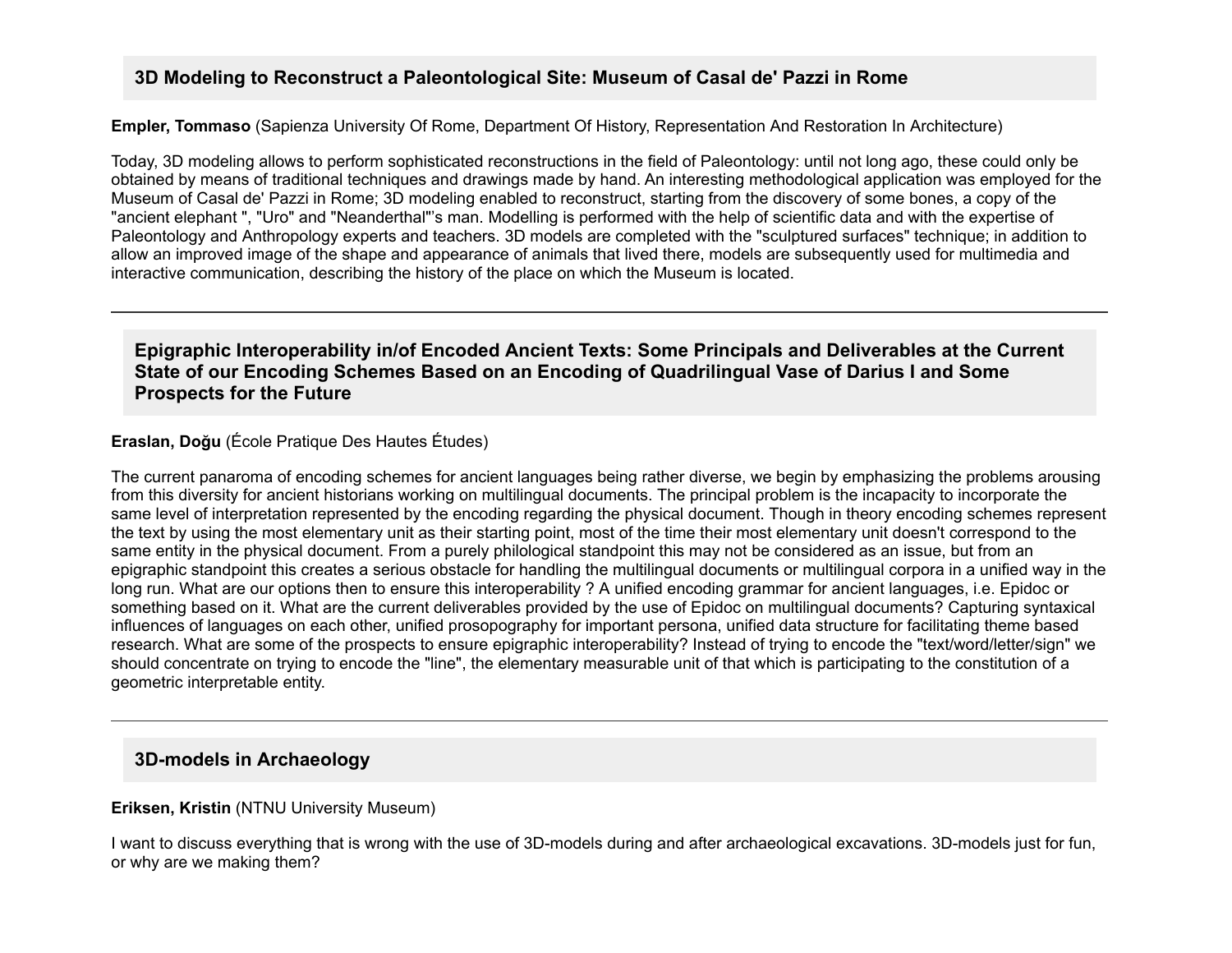## 3D Modeling to Reconstruct a Paleontological Site: Museum of Casal de' Pazzi in Rome

**Empler, Tommaso** (Sapienza University Of Rome, Department Of History, Representation And Restoration In Architecture)

Today, 3D modeling allows to perform sophisticated reconstructions in the field of Paleontology: until not long ago, these could only be obtained by means of traditional techniques and drawings made by hand. An interesting methodological application was employed for the Museum of Casal de' Pazzi in Rome; 3D modeling enabled to reconstruct, starting from the discovery of some bones, a copy of the "ancient elephant ", "Uro" and "Neanderthal"'s man. Modelling is performed with the help of scientific data and with the expertise of Paleontology and Anthropology experts and teachers. 3D models are completed with the "sculptured surfaces" technique; in addition to allow an improved image of the shape and appearance of animals that lived there, models are subsequently used for multimedia and interactive communication, describing the history of the place on which the Museum is located.

---

## Epigraphic Interoperability in/of Encoded Ancient Texts: Some Principals and Deliverables at the Current State of our Encoding Schemes Based on an Encoding of Quadrilingual Vase of Darius I and Some Prospects for the Future

**Eraslan, Doğu** (École Pratique Des Hautes Études)

The current panaroma of encoding schemes for ancient languages being rather diverse, we begin by emphasizing the problems arousing from this diversity for ancient historians working on multilingual documents. The principal problem is the incapacity to incorporate the same level of interpretation represented by the encoding regarding the physical document. Though in theory encoding schemes represent the text by using the most elementary unit as their starting point, most of the time their most elementary unit doesn't correspond to the same entity in the physical document. From a purely philological standpoint this may not be considered as an issue, but from an epigraphic standpoint this creates a serious obstacle for handling the multilingual documents or multilingual corpora in a unified way in the long run. What are our options then to ensure this interoperability ? A unified encoding grammar for ancient languages, i.e. Epidoc or something based on it. What are the current deliverables provided by the use of Epidoc on multilingual documents? Capturing syntaxical influences of languages on each other, unified prosopography for important persona, unified data structure for facilitating theme based research. What are some of the prospects to ensure epigraphic interoperability? Instead of trying to encode the "text/word/letter/sign" we should concentrate on trying to encode the "line", the elementary measurable unit of that which is participating to the constitution of a geometric interpretable entity.

---

## 3D-models in Archaeology

**Eriksen, Kristin** (NTNU University Museum)

I want to discuss everything that is wrong with the use of 3D-models during and after archaeological excavations. 3D-models just for fun, or why are we making them?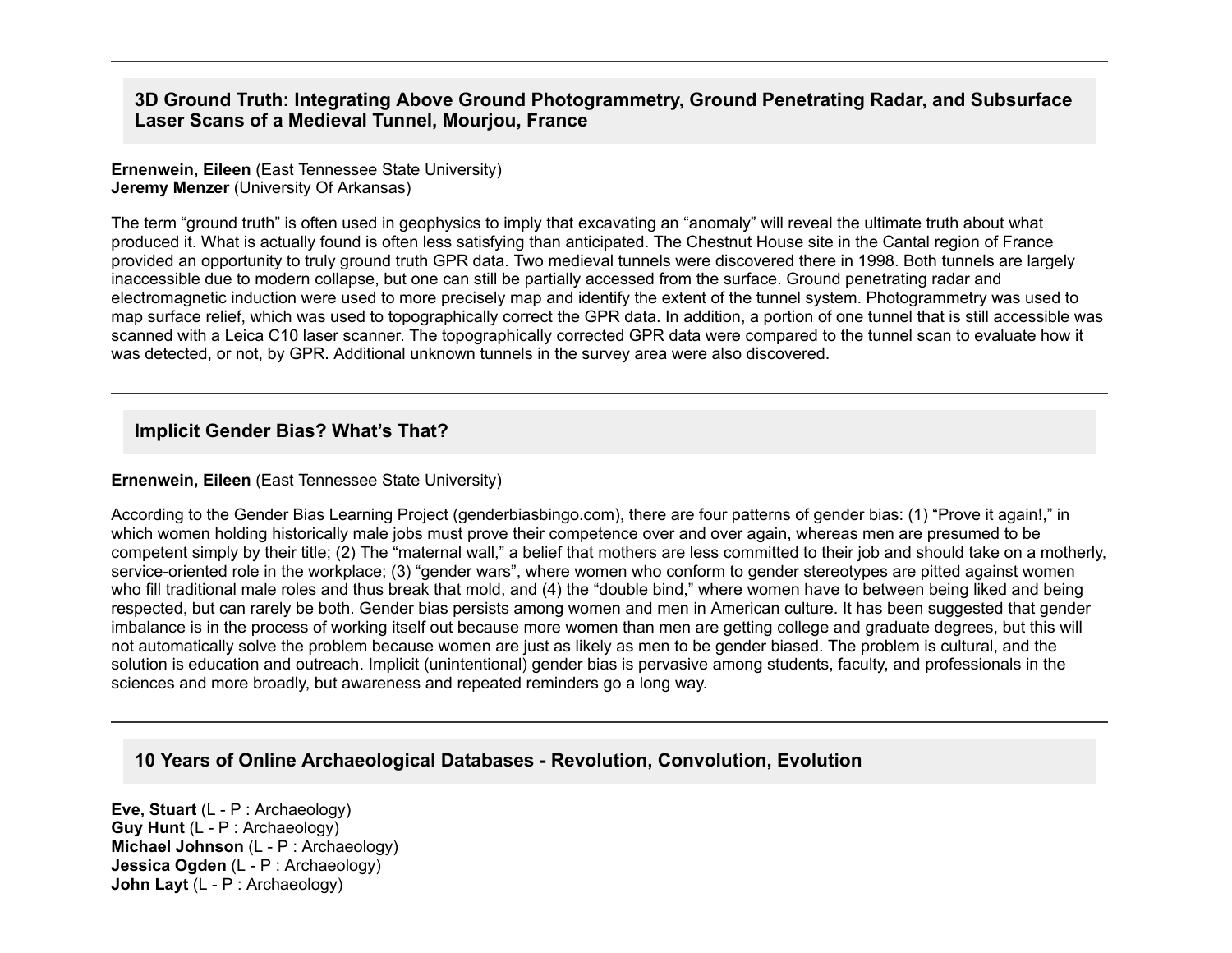---

## 3D Ground Truth: Integrating Above Ground Photogrammetry, Ground Penetrating Radar, and Subsurface Laser Scans of a Medieval Tunnel, Mourjou, France

**Ernenwein, Eileen** (East Tennessee State University)
**Jeremy Menzer** (University Of Arkansas)

The term “ground truth” is often used in geophysics to imply that excavating an “anomaly” will reveal the ultimate truth about what produced it. What is actually found is often less satisfying than anticipated. The Chestnut House site in the Cantal region of France provided an opportunity to truly ground truth GPR data. Two medieval tunnels were discovered there in 1998. Both tunnels are largely inaccessible due to modern collapse, but one can still be partially accessed from the surface. Ground penetrating radar and electromagnetic induction were used to more precisely map and identify the extent of the tunnel system. Photogrammetry was used to map surface relief, which was used to topographically correct the GPR data. In addition, a portion of one tunnel that is still accessible was scanned with a Leica C10 laser scanner. The topographically corrected GPR data were compared to the tunnel scan to evaluate how it was detected, or not, by GPR. Additional unknown tunnels in the survey area were also discovered.

---

## Implicit Gender Bias? What’s That?

**Ernenwein, Eileen** (East Tennessee State University)

According to the Gender Bias Learning Project (genderbiasbingo.com), there are four patterns of gender bias: (1) “Prove it again!,” in which women holding historically male jobs must prove their competence over and over again, whereas men are presumed to be competent simply by their title; (2) The “maternal wall,” a belief that mothers are less committed to their job and should take on a motherly, service-oriented role in the workplace; (3) “gender wars”, where women who conform to gender stereotypes are pitted against women who fill traditional male roles and thus break that mold, and (4) the “double bind,” where women have to between being liked and being respected, but can rarely be both. Gender bias persists among women and men in American culture. It has been suggested that gender imbalance is in the process of working itself out because more women than men are getting college and graduate degrees, but this will not automatically solve the problem because women are just as likely as men to be gender biased. The problem is cultural, and the solution is education and outreach. Implicit (unintentional) gender bias is pervasive among students, faculty, and professionals in the sciences and more broadly, but awareness and repeated reminders go a long way.

---

## 10 Years of Online Archaeological Databases - Revolution, Convolution, Evolution

**Eve, Stuart** (L - P : Archaeology)
**Guy Hunt** (L - P : Archaeology)
**Michael Johnson** (L - P : Archaeology)
**Jessica Ogden** (L - P : Archaeology)
**John Layt** (L - P : Archaeology)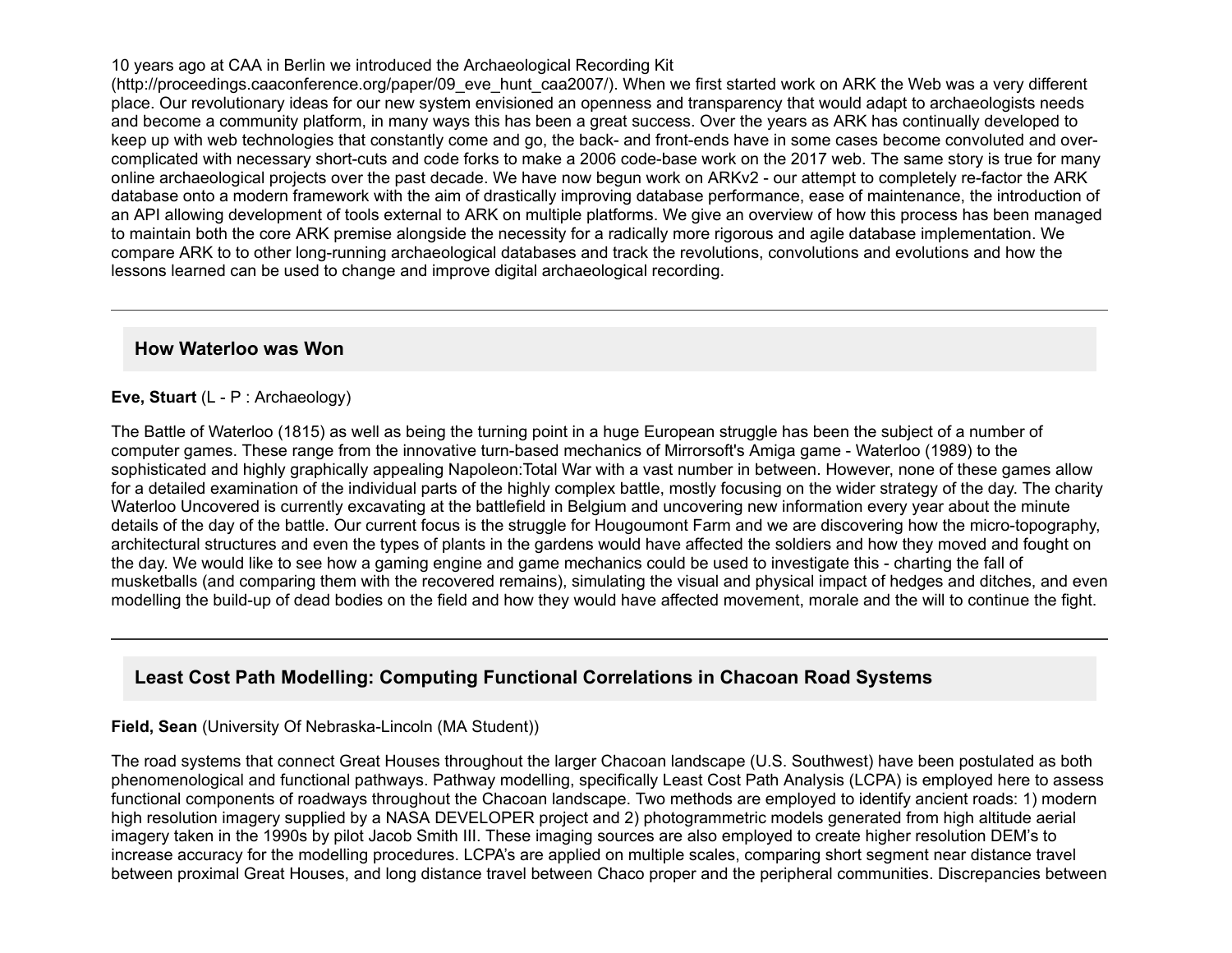10 years ago at CAA in Berlin we introduced the Archaeological Recording Kit (http://proceedings.caaconference.org/paper/09_eve_hunt_caa2007/). When we first started work on ARK the Web was a very different place. Our revolutionary ideas for our new system envisioned an openness and transparency that would adapt to archaeologists needs and become a community platform, in many ways this has been a great success. Over the years as ARK has continually developed to keep up with web technologies that constantly come and go, the back- and front-ends have in some cases become convoluted and over-complicated with necessary short-cuts and code forks to make a 2006 code-base work on the 2017 web. The same story is true for many online archaeological projects over the past decade. We have now begun work on ARKv2 - our attempt to completely re-factor the ARK database onto a modern framework with the aim of drastically improving database performance, ease of maintenance, the introduction of an API allowing development of tools external to ARK on multiple platforms. We give an overview of how this process has been managed to maintain both the core ARK premise alongside the necessity for a radically more rigorous and agile database implementation. We compare ARK to to other long-running archaeological databases and track the revolutions, convolutions and evolutions and how the lessons learned can be used to change and improve digital archaeological recording.

---

### How Waterloo was Won

**Eve, Stuart** (L - P : Archaeology)

The Battle of Waterloo (1815) as well as being the turning point in a huge European struggle has been the subject of a number of computer games. These range from the innovative turn-based mechanics of Mirrorsoft's Amiga game - Waterloo (1989) to the sophisticated and highly graphically appealing Napoleon:Total War with a vast number in between. However, none of these games allow for a detailed examination of the individual parts of the highly complex battle, mostly focusing on the wider strategy of the day. The charity Waterloo Uncovered is currently excavating at the battlefield in Belgium and uncovering new information every year about the minute details of the day of the battle. Our current focus is the struggle for Hougoumont Farm and we are discovering how the micro-topography, architectural structures and even the types of plants in the gardens would have affected the soldiers and how they moved and fought on the day. We would like to see how a gaming engine and game mechanics could be used to investigate this - charting the fall of musketballs (and comparing them with the recovered remains), simulating the visual and physical impact of hedges and ditches, and even modelling the build-up of dead bodies on the field and how they would have affected movement, morale and the will to continue the fight.

---

### Least Cost Path Modelling: Computing Functional Correlations in Chacoan Road Systems

**Field, Sean** (University Of Nebraska-Lincoln (MA Student))

The road systems that connect Great Houses throughout the larger Chacoan landscape (U.S. Southwest) have been postulated as both phenomenological and functional pathways. Pathway modelling, specifically Least Cost Path Analysis (LCPA) is employed here to assess functional components of roadways throughout the Chacoan landscape. Two methods are employed to identify ancient roads: 1) modern high resolution imagery supplied by a NASA DEVELOPER project and 2) photogrammetric models generated from high altitude aerial imagery taken in the 1990s by pilot Jacob Smith III. These imaging sources are also employed to create higher resolution DEM's to increase accuracy for the modelling procedures. LCPA's are applied on multiple scales, comparing short segment near distance travel between proximal Great Houses, and long distance travel between Chaco proper and the peripheral communities. Discrepancies between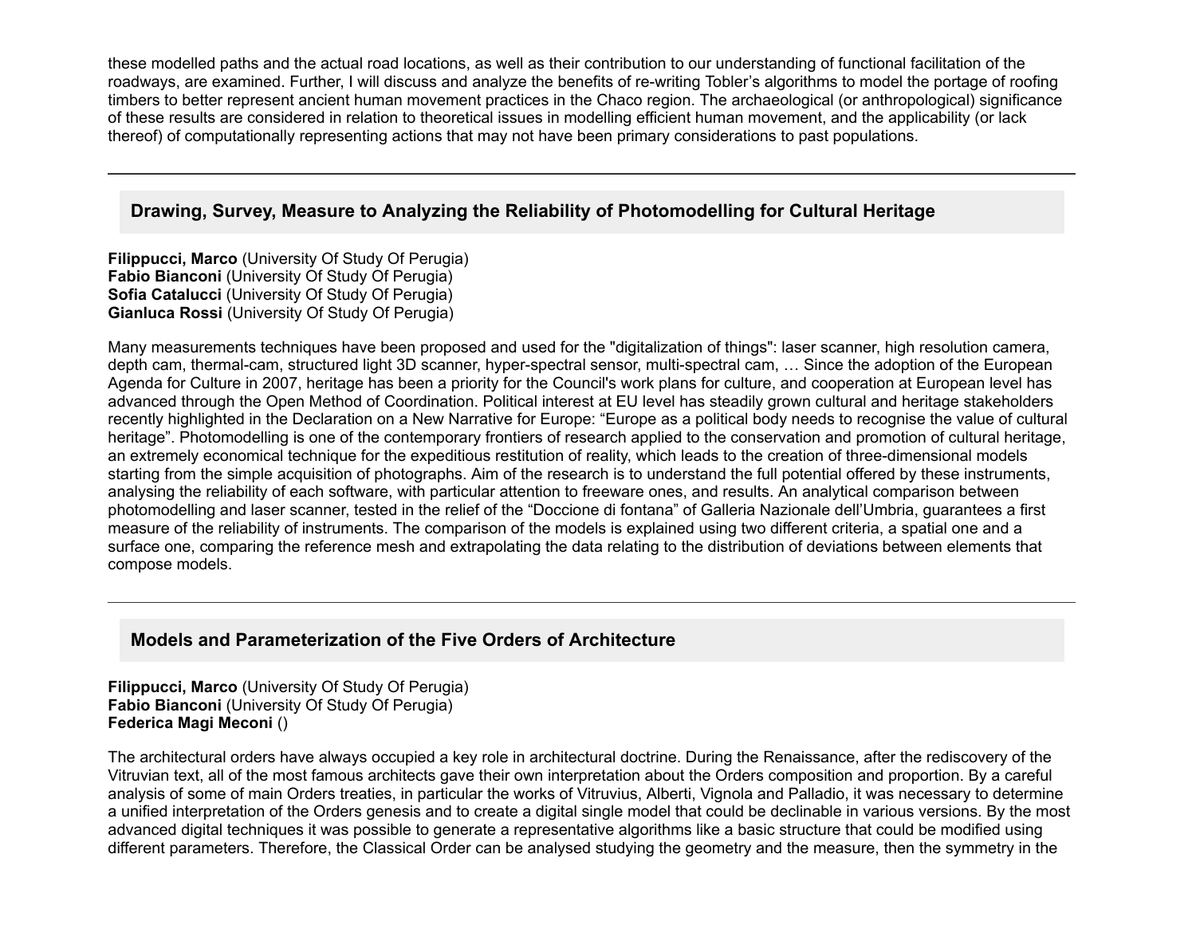these modelled paths and the actual road locations, as well as their contribution to our understanding of functional facilitation of the roadways, are examined. Further, I will discuss and analyze the benefits of re-writing Tobler's algorithms to model the portage of roofing timbers to better represent ancient human movement practices in the Chaco region. The archaeological (or anthropological) significance of these results are considered in relation to theoretical issues in modelling efficient human movement, and the applicability (or lack thereof) of computationally representing actions that may not have been primary considerations to past populations.

---

## Drawing, Survey, Measure to Analyzing the Reliability of Photomodelling for Cultural Heritage

**Filippucci, Marco** (University Of Study Of Perugia)
**Fabio Bianconi** (University Of Study Of Perugia)
**Sofia Catalucci** (University Of Study Of Perugia)
**Gianluca Rossi** (University Of Study Of Perugia)

Many measurements techniques have been proposed and used for the "digitalization of things": laser scanner, high resolution camera, depth cam, thermal-cam, structured light 3D scanner, hyper-spectral sensor, multi-spectral cam, … Since the adoption of the European Agenda for Culture in 2007, heritage has been a priority for the Council's work plans for culture, and cooperation at European level has advanced through the Open Method of Coordination. Political interest at EU level has steadily grown cultural and heritage stakeholders recently highlighted in the Declaration on a New Narrative for Europe: "Europe as a political body needs to recognise the value of cultural heritage". Photomodelling is one of the contemporary frontiers of research applied to the conservation and promotion of cultural heritage, an extremely economical technique for the expeditious restitution of reality, which leads to the creation of three-dimensional models starting from the simple acquisition of photographs. Aim of the research is to understand the full potential offered by these instruments, analysing the reliability of each software, with particular attention to freeware ones, and results. An analytical comparison between photomodelling and laser scanner, tested in the relief of the "Doccione di fontana" of Galleria Nazionale dell'Umbria, guarantees a first measure of the reliability of instruments. The comparison of the models is explained using two different criteria, a spatial one and a surface one, comparing the reference mesh and extrapolating the data relating to the distribution of deviations between elements that compose models.

---

## Models and Parameterization of the Five Orders of Architecture

**Filippucci, Marco** (University Of Study Of Perugia)
**Fabio Bianconi** (University Of Study Of Perugia)
**Federica Magi Meconi** ()

The architectural orders have always occupied a key role in architectural doctrine. During the Renaissance, after the rediscovery of the Vitruvian text, all of the most famous architects gave their own interpretation about the Orders composition and proportion. By a careful analysis of some of main Orders treaties, in particular the works of Vitruvius, Alberti, Vignola and Palladio, it was necessary to determine a unified interpretation of the Orders genesis and to create a digital single model that could be declinable in various versions. By the most advanced digital techniques it was possible to generate a representative algorithms like a basic structure that could be modified using different parameters. Therefore, the Classical Order can be analysed studying the geometry and the measure, then the symmetry in the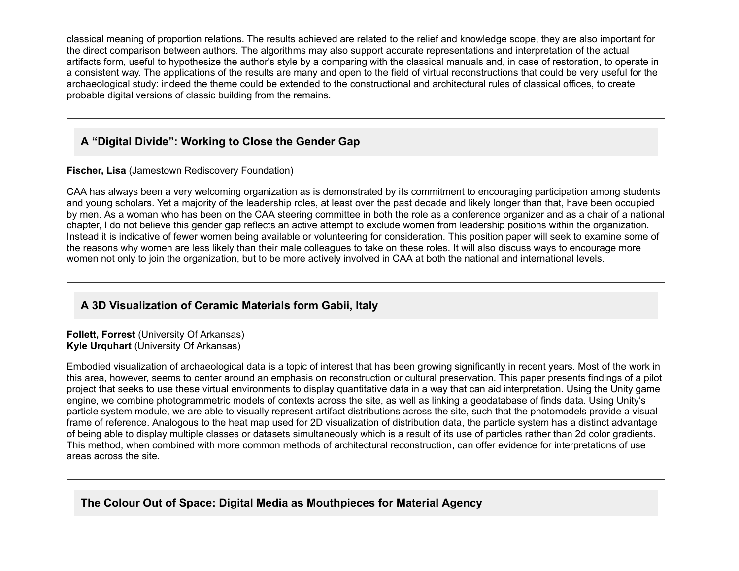classical meaning of proportion relations. The results achieved are related to the relief and knowledge scope, they are also important for the direct comparison between authors. The algorithms may also support accurate representations and interpretation of the actual artifacts form, useful to hypothesize the author's style by a comparing with the classical manuals and, in case of restoration, to operate in a consistent way. The applications of the results are many and open to the field of virtual reconstructions that could be very useful for the archaeological study: indeed the theme could be extended to the constructional and architectural rules of classical offices, to create probable digital versions of classic building from the remains.

---

## A “Digital Divide”: Working to Close the Gender Gap

**Fischer, Lisa** (Jamestown Rediscovery Foundation)

CAA has always been a very welcoming organization as is demonstrated by its commitment to encouraging participation among students and young scholars. Yet a majority of the leadership roles, at least over the past decade and likely longer than that, have been occupied by men. As a woman who has been on the CAA steering committee in both the role as a conference organizer and as a chair of a national chapter, I do not believe this gender gap reflects an active attempt to exclude women from leadership positions within the organization. Instead it is indicative of fewer women being available or volunteering for consideration. This position paper will seek to examine some of the reasons why women are less likely than their male colleagues to take on these roles. It will also discuss ways to encourage more women not only to join the organization, but to be more actively involved in CAA at both the national and international levels.

---

## A 3D Visualization of Ceramic Materials form Gabii, Italy

**Follett, Forrest** (University Of Arkansas)
**Kyle Urquhart** (University Of Arkansas)

Embodied visualization of archaeological data is a topic of interest that has been growing significantly in recent years. Most of the work in this area, however, seems to center around an emphasis on reconstruction or cultural preservation. This paper presents findings of a pilot project that seeks to use these virtual environments to display quantitative data in a way that can aid interpretation. Using the Unity game engine, we combine photogrammetric models of contexts across the site, as well as linking a geodatabase of finds data. Using Unity’s particle system module, we are able to visually represent artifact distributions across the site, such that the photomodels provide a visual frame of reference. Analogous to the heat map used for 2D visualization of distribution data, the particle system has a distinct advantage of being able to display multiple classes or datasets simultaneously which is a result of its use of particles rather than 2d color gradients. This method, when combined with more common methods of architectural reconstruction, can offer evidence for interpretations of use areas across the site.

---

## The Colour Out of Space: Digital Media as Mouthpieces for Material Agency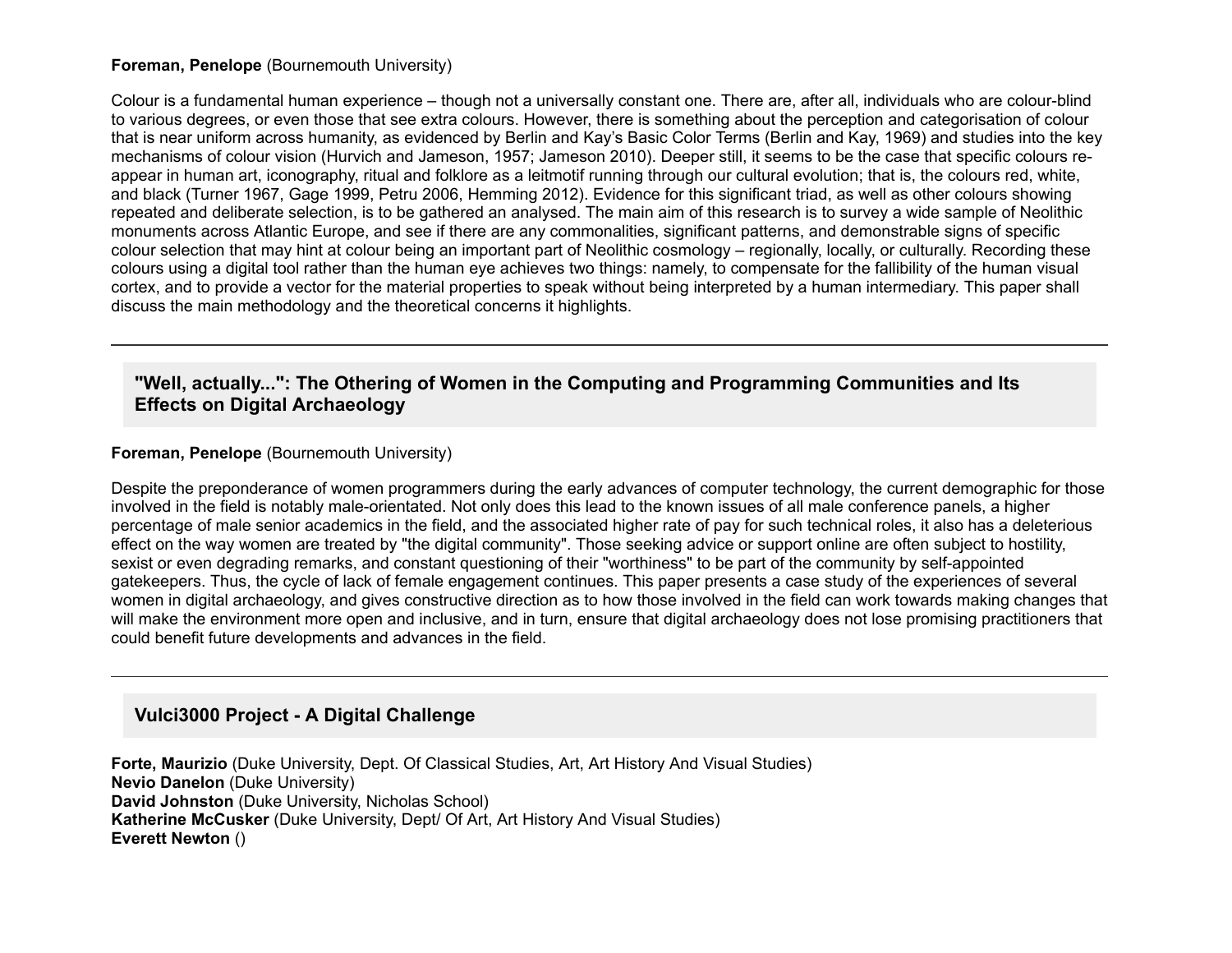**Foreman, Penelope** (Bournemouth University)

Colour is a fundamental human experience – though not a universally constant one. There are, after all, individuals who are colour-blind to various degrees, or even those that see extra colours. However, there is something about the perception and categorisation of colour that is near uniform across humanity, as evidenced by Berlin and Kay's Basic Color Terms (Berlin and Kay, 1969) and studies into the key mechanisms of colour vision (Hurvich and Jameson, 1957; Jameson 2010). Deeper still, it seems to be the case that specific colours re-appear in human art, iconography, ritual and folklore as a leitmotif running through our cultural evolution; that is, the colours red, white, and black (Turner 1967, Gage 1999, Petru 2006, Hemming 2012). Evidence for this significant triad, as well as other colours showing repeated and deliberate selection, is to be gathered an analysed. The main aim of this research is to survey a wide sample of Neolithic monuments across Atlantic Europe, and see if there are any commonalities, significant patterns, and demonstrable signs of specific colour selection that may hint at colour being an important part of Neolithic cosmology – regionally, locally, or culturally. Recording these colours using a digital tool rather than the human eye achieves two things: namely, to compensate for the fallibility of the human visual cortex, and to provide a vector for the material properties to speak without being interpreted by a human intermediary. This paper shall discuss the main methodology and the theoretical concerns it highlights.

---

## "Well, actually...": The Othering of Women in the Computing and Programming Communities and Its Effects on Digital Archaeology

**Foreman, Penelope** (Bournemouth University)

Despite the preponderance of women programmers during the early advances of computer technology, the current demographic for those involved in the field is notably male-orientated. Not only does this lead to the known issues of all male conference panels, a higher percentage of male senior academics in the field, and the associated higher rate of pay for such technical roles, it also has a deleterious effect on the way women are treated by "the digital community". Those seeking advice or support online are often subject to hostility, sexist or even degrading remarks, and constant questioning of their "worthiness" to be part of the community by self-appointed gatekeepers. Thus, the cycle of lack of female engagement continues. This paper presents a case study of the experiences of several women in digital archaeology, and gives constructive direction as to how those involved in the field can work towards making changes that will make the environment more open and inclusive, and in turn, ensure that digital archaeology does not lose promising practitioners that could benefit future developments and advances in the field.

---

## Vulci3000 Project - A Digital Challenge

**Forte, Maurizio** (Duke University, Dept. Of Classical Studies, Art, Art History And Visual Studies)
**Nevio Danelon** (Duke University)
**David Johnston** (Duke University, Nicholas School)
**Katherine McCusker** (Duke University, Dept/ Of Art, Art History And Visual Studies)
**Everett Newton** ()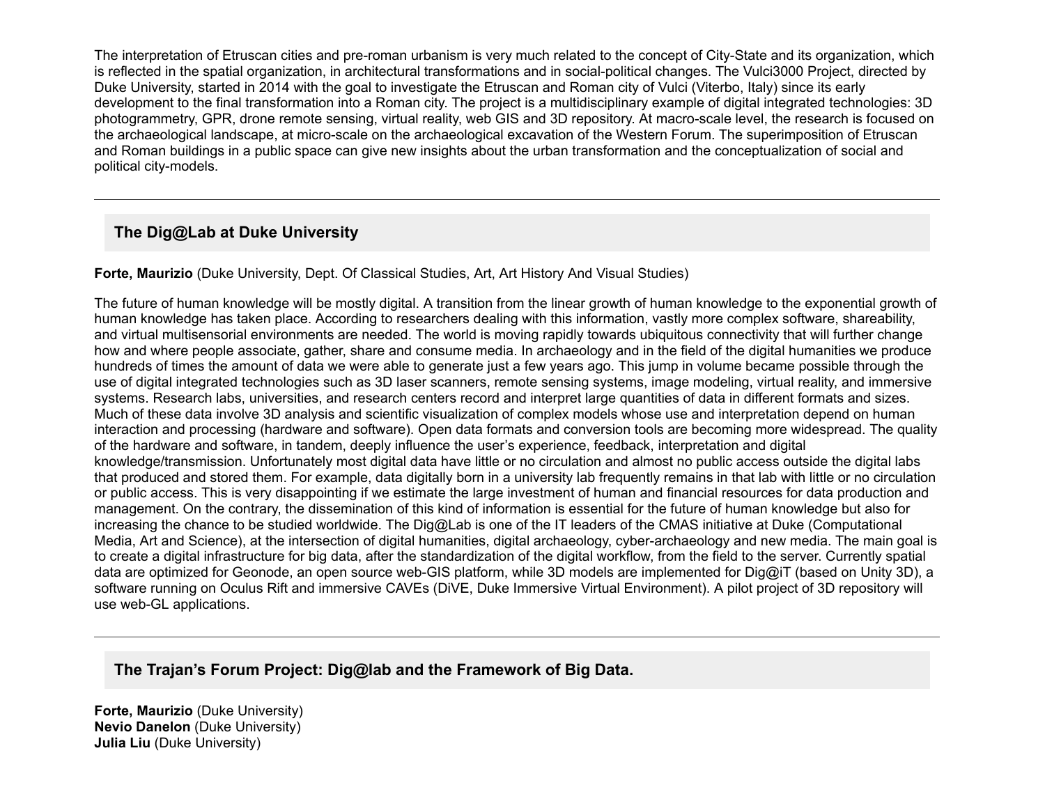The interpretation of Etruscan cities and pre-roman urbanism is very much related to the concept of City-State and its organization, which is reflected in the spatial organization, in architectural transformations and in social-political changes. The Vulci3000 Project, directed by Duke University, started in 2014 with the goal to investigate the Etruscan and Roman city of Vulci (Viterbo, Italy) since its early development to the final transformation into a Roman city. The project is a multidisciplinary example of digital integrated technologies: 3D photogrammetry, GPR, drone remote sensing, virtual reality, web GIS and 3D repository. At macro-scale level, the research is focused on the archaeological landscape, at micro-scale on the archaeological excavation of the Western Forum. The superimposition of Etruscan and Roman buildings in a public space can give new insights about the urban transformation and the conceptualization of social and political city-models.

---

## The Dig@Lab at Duke University

**Forte, Maurizio** (Duke University, Dept. Of Classical Studies, Art, Art History And Visual Studies)

The future of human knowledge will be mostly digital. A transition from the linear growth of human knowledge to the exponential growth of human knowledge has taken place. According to researchers dealing with this information, vastly more complex software, shareability, and virtual multisensorial environments are needed. The world is moving rapidly towards ubiquitous connectivity that will further change how and where people associate, gather, share and consume media. In archaeology and in the field of the digital humanities we produce hundreds of times the amount of data we were able to generate just a few years ago. This jump in volume became possible through the use of digital integrated technologies such as 3D laser scanners, remote sensing systems, image modeling, virtual reality, and immersive systems. Research labs, universities, and research centers record and interpret large quantities of data in different formats and sizes. Much of these data involve 3D analysis and scientific visualization of complex models whose use and interpretation depend on human interaction and processing (hardware and software). Open data formats and conversion tools are becoming more widespread. The quality of the hardware and software, in tandem, deeply influence the user's experience, feedback, interpretation and digital knowledge/transmission. Unfortunately most digital data have little or no circulation and almost no public access outside the digital labs that produced and stored them. For example, data digitally born in a university lab frequently remains in that lab with little or no circulation or public access. This is very disappointing if we estimate the large investment of human and financial resources for data production and management. On the contrary, the dissemination of this kind of information is essential for the future of human knowledge but also for increasing the chance to be studied worldwide. The Dig@Lab is one of the IT leaders of the CMAS initiative at Duke (Computational Media, Art and Science), at the intersection of digital humanities, digital archaeology, cyber-archaeology and new media. The main goal is to create a digital infrastructure for big data, after the standardization of the digital workflow, from the field to the server. Currently spatial data are optimized for Geonode, an open source web-GIS platform, while 3D models are implemented for Dig@iT (based on Unity 3D), a software running on Oculus Rift and immersive CAVEs (DiVE, Duke Immersive Virtual Environment). A pilot project of 3D repository will use web-GL applications.

---

## The Trajan's Forum Project: Dig@lab and the Framework of Big Data.

**Forte, Maurizio** (Duke University)
**Nevio Danelon** (Duke University)
**Julia Liu** (Duke University)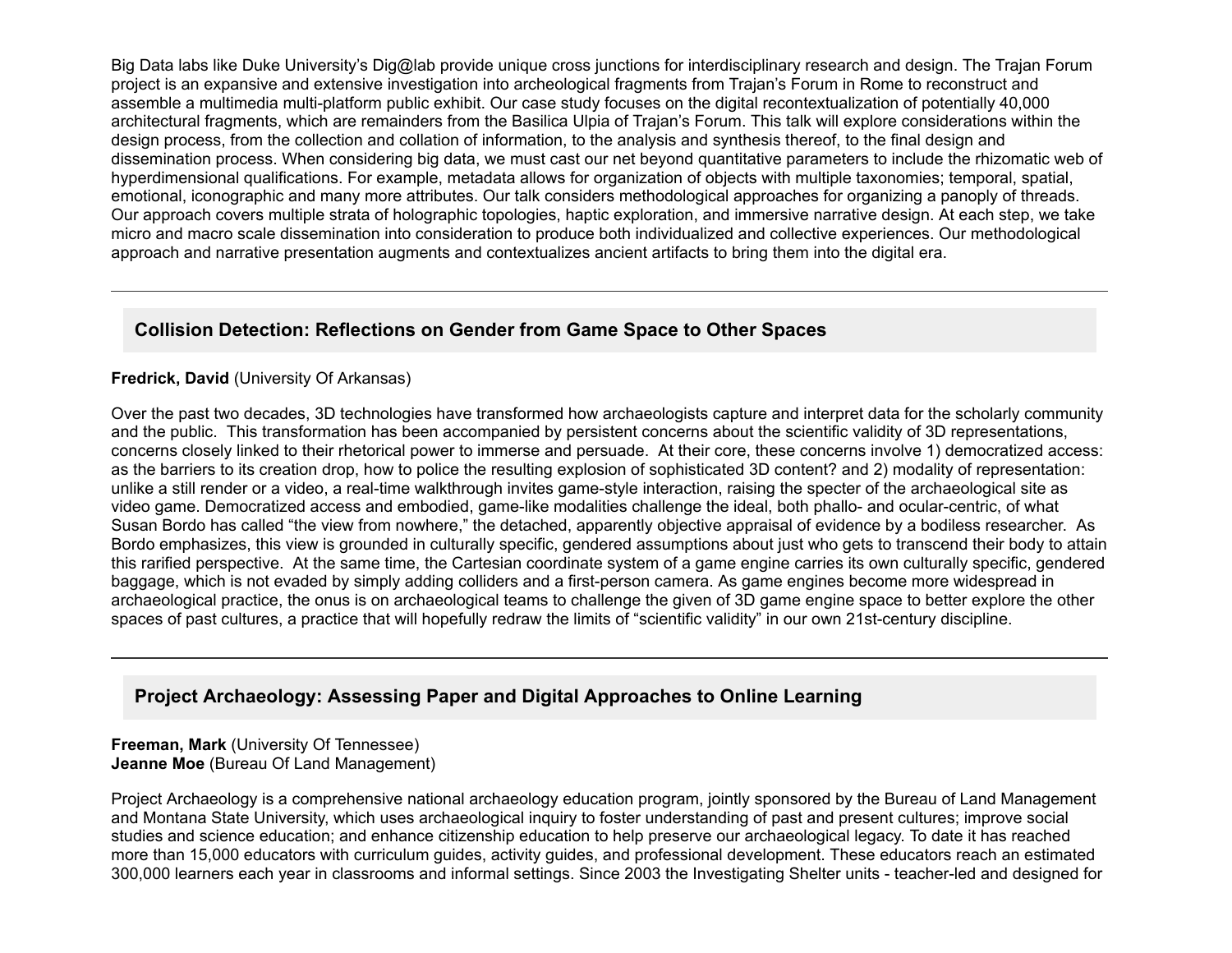Big Data labs like Duke University's Dig@lab provide unique cross junctions for interdisciplinary research and design. The Trajan Forum project is an expansive and extensive investigation into archeological fragments from Trajan's Forum in Rome to reconstruct and assemble a multimedia multi-platform public exhibit. Our case study focuses on the digital recontextualization of potentially 40,000 architectural fragments, which are remainders from the Basilica Ulpia of Trajan's Forum. This talk will explore considerations within the design process, from the collection and collation of information, to the analysis and synthesis thereof, to the final design and dissemination process. When considering big data, we must cast our net beyond quantitative parameters to include the rhizomatic web of hyperdimensional qualifications. For example, metadata allows for organization of objects with multiple taxonomies; temporal, spatial, emotional, iconographic and many more attributes. Our talk considers methodological approaches for organizing a panoply of threads. Our approach covers multiple strata of holographic topologies, haptic exploration, and immersive narrative design. At each step, we take micro and macro scale dissemination into consideration to produce both individualized and collective experiences. Our methodological approach and narrative presentation augments and contextualizes ancient artifacts to bring them into the digital era.

---

### Collision Detection: Reflections on Gender from Game Space to Other Spaces

**Fredrick, David** (University Of Arkansas)

Over the past two decades, 3D technologies have transformed how archaeologists capture and interpret data for the scholarly community and the public. This transformation has been accompanied by persistent concerns about the scientific validity of 3D representations, concerns closely linked to their rhetorical power to immerse and persuade. At their core, these concerns involve 1) democratized access: as the barriers to its creation drop, how to police the resulting explosion of sophisticated 3D content? and 2) modality of representation: unlike a still render or a video, a real-time walkthrough invites game-style interaction, raising the specter of the archaeological site as video game. Democratized access and embodied, game-like modalities challenge the ideal, both phallo- and ocular-centric, of what Susan Bordo has called "the view from nowhere," the detached, apparently objective appraisal of evidence by a bodiless researcher. As Bordo emphasizes, this view is grounded in culturally specific, gendered assumptions about just who gets to transcend their body to attain this rarified perspective. At the same time, the Cartesian coordinate system of a game engine carries its own culturally specific, gendered baggage, which is not evaded by simply adding colliders and a first-person camera. As game engines become more widespread in archaeological practice, the onus is on archaeological teams to challenge the given of 3D game engine space to better explore the other spaces of past cultures, a practice that will hopefully redraw the limits of "scientific validity" in our own 21st-century discipline.

---

### Project Archaeology: Assessing Paper and Digital Approaches to Online Learning

**Freeman, Mark** (University Of Tennessee)
**Jeanne Moe** (Bureau Of Land Management)

Project Archaeology is a comprehensive national archaeology education program, jointly sponsored by the Bureau of Land Management and Montana State University, which uses archaeological inquiry to foster understanding of past and present cultures; improve social studies and science education; and enhance citizenship education to help preserve our archaeological legacy. To date it has reached more than 15,000 educators with curriculum guides, activity guides, and professional development. These educators reach an estimated 300,000 learners each year in classrooms and informal settings. Since 2003 the Investigating Shelter units - teacher-led and designed for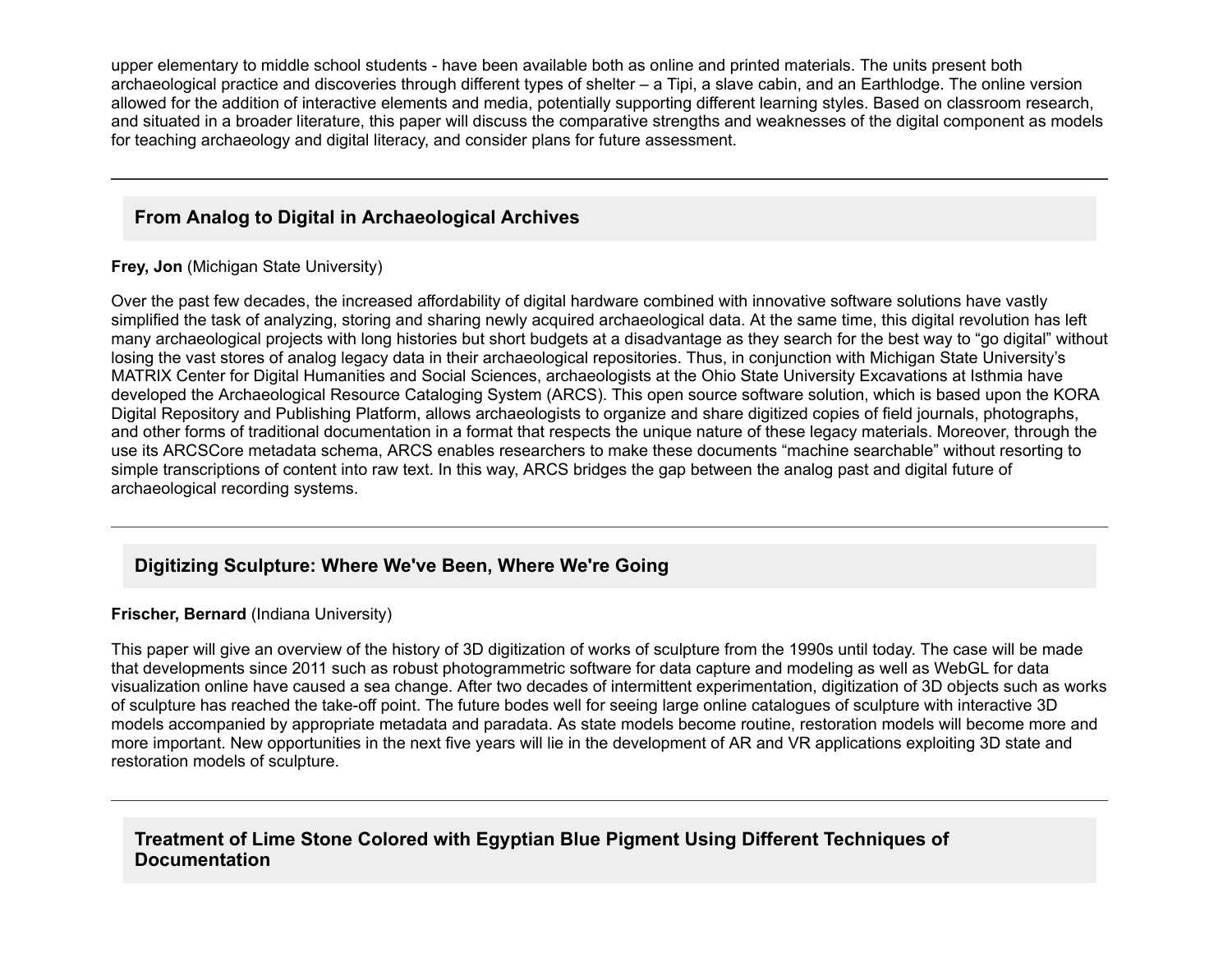upper elementary to middle school students - have been available both as online and printed materials. The units present both archaeological practice and discoveries through different types of shelter – a Tipi, a slave cabin, and an Earthlodge. The online version allowed for the addition of interactive elements and media, potentially supporting different learning styles. Based on classroom research, and situated in a broader literature, this paper will discuss the comparative strengths and weaknesses of the digital component as models for teaching archaeology and digital literacy, and consider plans for future assessment.

---

### From Analog to Digital in Archaeological Archives

**Frey, Jon** (Michigan State University)

Over the past few decades, the increased affordability of digital hardware combined with innovative software solutions have vastly simplified the task of analyzing, storing and sharing newly acquired archaeological data. At the same time, this digital revolution has left many archaeological projects with long histories but short budgets at a disadvantage as they search for the best way to "go digital" without losing the vast stores of analog legacy data in their archaeological repositories. Thus, in conjunction with Michigan State University's MATRIX Center for Digital Humanities and Social Sciences, archaeologists at the Ohio State University Excavations at Isthmia have developed the Archaeological Resource Cataloging System (ARCS). This open source software solution, which is based upon the KORA Digital Repository and Publishing Platform, allows archaeologists to organize and share digitized copies of field journals, photographs, and other forms of traditional documentation in a format that respects the unique nature of these legacy materials. Moreover, through the use its ARCSCore metadata schema, ARCS enables researchers to make these documents "machine searchable" without resorting to simple transcriptions of content into raw text. In this way, ARCS bridges the gap between the analog past and digital future of archaeological recording systems.

---

### Digitizing Sculpture: Where We've Been, Where We're Going

**Frischer, Bernard** (Indiana University)

This paper will give an overview of the history of 3D digitization of works of sculpture from the 1990s until today. The case will be made that developments since 2011 such as robust photogrammetric software for data capture and modeling as well as WebGL for data visualization online have caused a sea change. After two decades of intermittent experimentation, digitization of 3D objects such as works of sculpture has reached the take-off point. The future bodes well for seeing large online catalogues of sculpture with interactive 3D models accompanied by appropriate metadata and paradata. As state models become routine, restoration models will become more and more important. New opportunities in the next five years will lie in the development of AR and VR applications exploiting 3D state and restoration models of sculpture.

---

### Treatment of Lime Stone Colored with Egyptian Blue Pigment Using Different Techniques of Documentation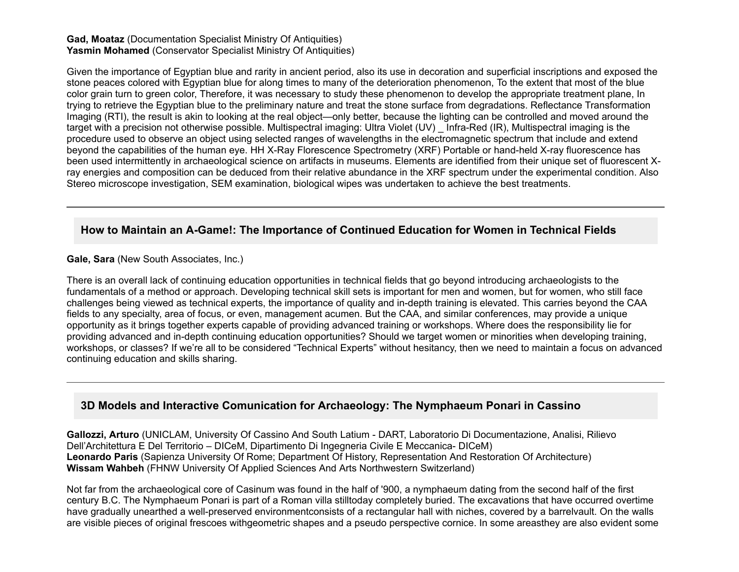**Gad, Moataz** (Documentation Specialist Ministry Of Antiquities)
**Yasmin Mohamed** (Conservator Specialist Ministry Of Antiquities)

Given the importance of Egyptian blue and rarity in ancient period, also its use in decoration and superficial inscriptions and exposed the stone peaces colored with Egyptian blue for along times to many of the deterioration phenomenon, To the extent that most of the blue color grain turn to green color, Therefore, it was necessary to study these phenomenon to develop the appropriate treatment plane, In trying to retrieve the Egyptian blue to the preliminary nature and treat the stone surface from degradations. Reflectance Transformation Imaging (RTI), the result is akin to looking at the real object—only better, because the lighting can be controlled and moved around the target with a precision not otherwise possible. Multispectral imaging: Ultra Violet (UV) _ Infra-Red (IR), Multispectral imaging is the procedure used to observe an object using selected ranges of wavelengths in the electromagnetic spectrum that include and extend beyond the capabilities of the human eye. HH X-Ray Florescence Spectrometry (XRF) Portable or hand-held X-ray fluorescence has been used intermittently in archaeological science on artifacts in museums. Elements are identified from their unique set of fluorescent X-ray energies and composition can be deduced from their relative abundance in the XRF spectrum under the experimental condition. Also Stereo microscope investigation, SEM examination, biological wipes was undertaken to achieve the best treatments.

---

## How to Maintain an A-Game!: The Importance of Continued Education for Women in Technical Fields

**Gale, Sara** (New South Associates, Inc.)

There is an overall lack of continuing education opportunities in technical fields that go beyond introducing archaeologists to the fundamentals of a method or approach. Developing technical skill sets is important for men and women, but for women, who still face challenges being viewed as technical experts, the importance of quality and in-depth training is elevated. This carries beyond the CAA fields to any specialty, area of focus, or even, management acumen. But the CAA, and similar conferences, may provide a unique opportunity as it brings together experts capable of providing advanced training or workshops. Where does the responsibility lie for providing advanced and in-depth continuing education opportunities? Should we target women or minorities when developing training, workshops, or classes? If we're all to be considered "Technical Experts" without hesitancy, then we need to maintain a focus on advanced continuing education and skills sharing.

---

## 3D Models and Interactive Comunication for Archaeology: The Nymphaeum Ponari in Cassino

**Gallozzi, Arturo** (UNICLAM, University Of Cassino And South Latium - DART, Laboratorio Di Documentazione, Analisi, Rilievo Dell'Architettura E Del Territorio – DICeM, Dipartimento Di Ingegneria Civile E Meccanica- DICeM)
**Leonardo Paris** (Sapienza University Of Rome; Department Of History, Representation And Restoration Of Architecture)
**Wissam Wahbeh** (FHNW University Of Applied Sciences And Arts Northwestern Switzerland)

Not far from the archaeological core of Casinum was found in the half of '900, a nymphaeum dating from the second half of the first century B.C. The Nymphaeum Ponari is part of a Roman villa stilltoday completely buried. The excavations that have occurred overtime have gradually unearthed a well-preserved environmentconsists of a rectangular hall with niches, covered by a barrelvault. On the walls are visible pieces of original frescoes withgeometric shapes and a pseudo perspective cornice. In some areasthey are also evident some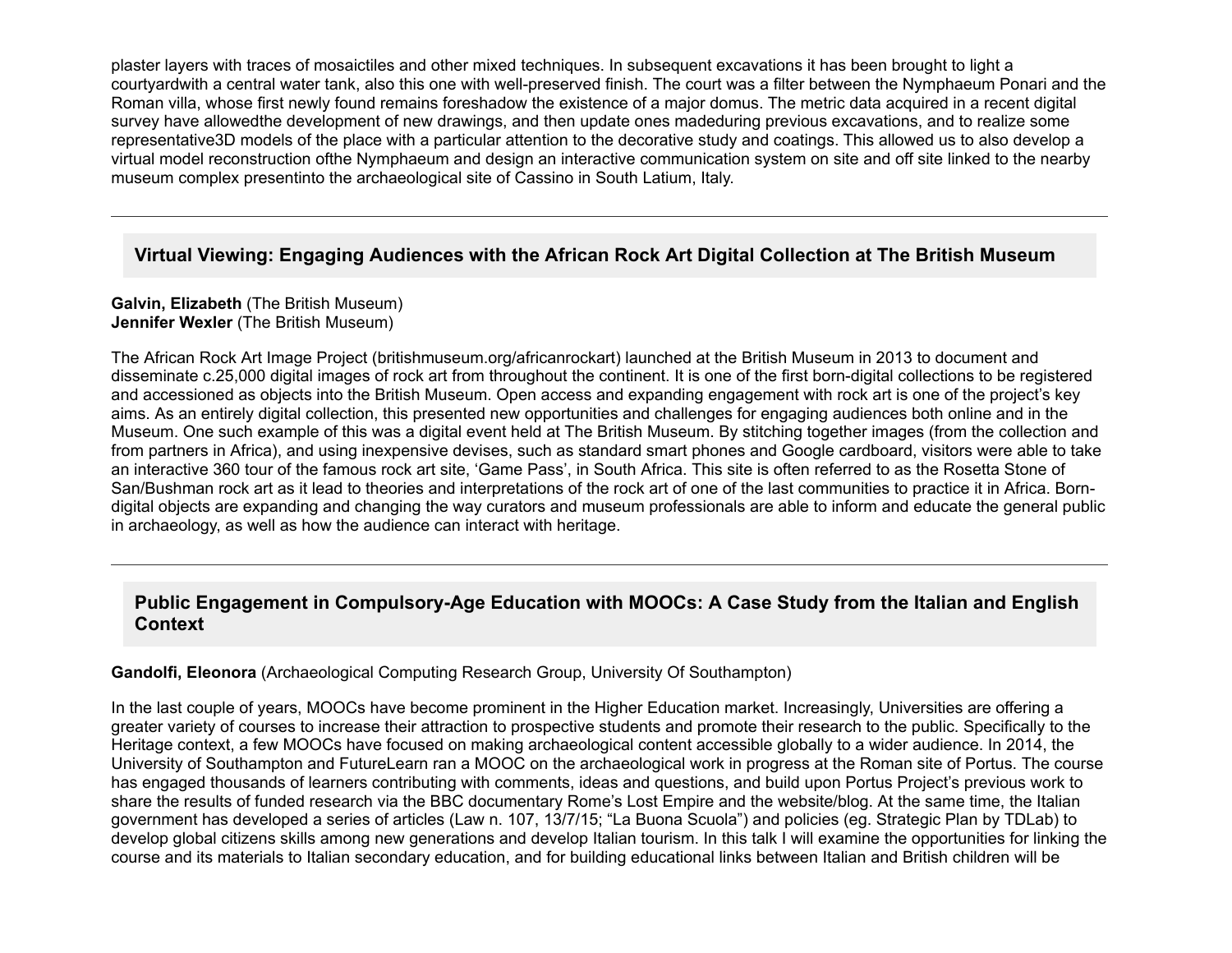plaster layers with traces of mosaictiles and other mixed techniques. In subsequent excavations it has been brought to light a courtyardwith a central water tank, also this one with well-preserved finish. The court was a filter between the Nymphaeum Ponari and the Roman villa, whose first newly found remains foreshadow the existence of a major domus. The metric data acquired in a recent digital survey have allowedthe development of new drawings, and then update ones madeduring previous excavations, and to realize some representative3D models of the place with a particular attention to the decorative study and coatings. This allowed us to also develop a virtual model reconstruction ofthe Nymphaeum and design an interactive communication system on site and off site linked to the nearby museum complex presentinto the archaeological site of Cassino in South Latium, Italy.

---

## Virtual Viewing: Engaging Audiences with the African Rock Art Digital Collection at The British Museum

**Galvin, Elizabeth** (The British Museum)
**Jennifer Wexler** (The British Museum)

The African Rock Art Image Project (britishmuseum.org/africanrockart) launched at the British Museum in 2013 to document and disseminate c.25,000 digital images of rock art from throughout the continent. It is one of the first born-digital collections to be registered and accessioned as objects into the British Museum. Open access and expanding engagement with rock art is one of the project's key aims. As an entirely digital collection, this presented new opportunities and challenges for engaging audiences both online and in the Museum. One such example of this was a digital event held at The British Museum. By stitching together images (from the collection and from partners in Africa), and using inexpensive devises, such as standard smart phones and Google cardboard, visitors were able to take an interactive 360 tour of the famous rock art site, 'Game Pass', in South Africa. This site is often referred to as the Rosetta Stone of San/Bushman rock art as it lead to theories and interpretations of the rock art of one of the last communities to practice it in Africa. Born-digital objects are expanding and changing the way curators and museum professionals are able to inform and educate the general public in archaeology, as well as how the audience can interact with heritage.

---

## Public Engagement in Compulsory-Age Education with MOOCs: A Case Study from the Italian and English Context

**Gandolfi, Eleonora** (Archaeological Computing Research Group, University Of Southampton)

In the last couple of years, MOOCs have become prominent in the Higher Education market. Increasingly, Universities are offering a greater variety of courses to increase their attraction to prospective students and promote their research to the public. Specifically to the Heritage context, a few MOOCs have focused on making archaeological content accessible globally to a wider audience. In 2014, the University of Southampton and FutureLearn ran a MOOC on the archaeological work in progress at the Roman site of Portus. The course has engaged thousands of learners contributing with comments, ideas and questions, and build upon Portus Project's previous work to share the results of funded research via the BBC documentary Rome's Lost Empire and the website/blog. At the same time, the Italian government has developed a series of articles (Law n. 107, 13/7/15; "La Buona Scuola") and policies (eg. Strategic Plan by TDLab) to develop global citizens skills among new generations and develop Italian tourism. In this talk I will examine the opportunities for linking the course and its materials to Italian secondary education, and for building educational links between Italian and British children will be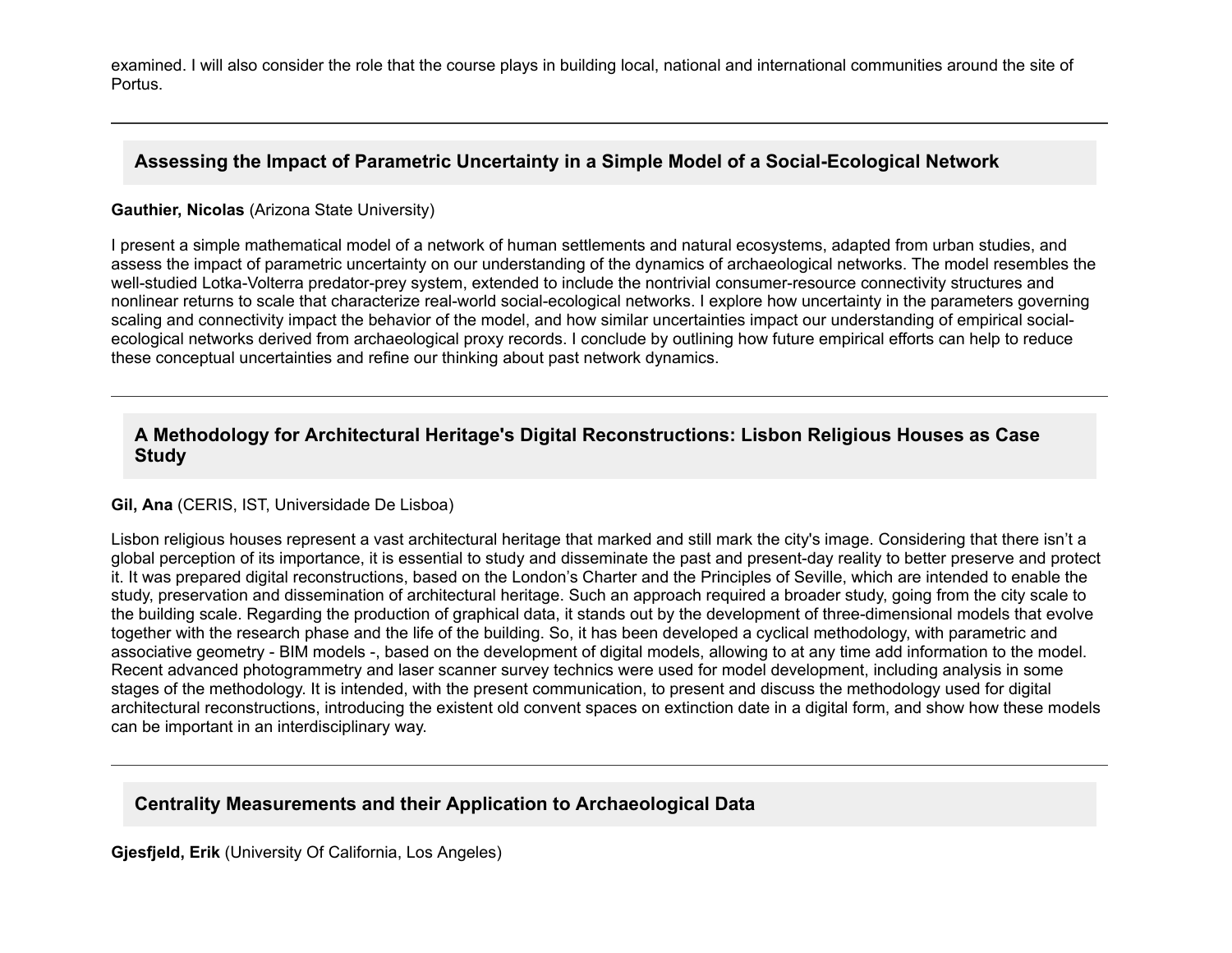examined. I will also consider the role that the course plays in building local, national and international communities around the site of Portus.

---

### Assessing the Impact of Parametric Uncertainty in a Simple Model of a Social-Ecological Network

**Gauthier, Nicolas** (Arizona State University)

I present a simple mathematical model of a network of human settlements and natural ecosystems, adapted from urban studies, and assess the impact of parametric uncertainty on our understanding of the dynamics of archaeological networks. The model resembles the well-studied Lotka-Volterra predator-prey system, extended to include the nontrivial consumer-resource connectivity structures and nonlinear returns to scale that characterize real-world social-ecological networks. I explore how uncertainty in the parameters governing scaling and connectivity impact the behavior of the model, and how similar uncertainties impact our understanding of empirical social-ecological networks derived from archaeological proxy records. I conclude by outlining how future empirical efforts can help to reduce these conceptual uncertainties and refine our thinking about past network dynamics.

---

### A Methodology for Architectural Heritage's Digital Reconstructions: Lisbon Religious Houses as Case Study

**Gil, Ana** (CERIS, IST, Universidade De Lisboa)

Lisbon religious houses represent a vast architectural heritage that marked and still mark the city's image. Considering that there isn't a global perception of its importance, it is essential to study and disseminate the past and present-day reality to better preserve and protect it. It was prepared digital reconstructions, based on the London's Charter and the Principles of Seville, which are intended to enable the study, preservation and dissemination of architectural heritage. Such an approach required a broader study, going from the city scale to the building scale. Regarding the production of graphical data, it stands out by the development of three-dimensional models that evolve together with the research phase and the life of the building. So, it has been developed a cyclical methodology, with parametric and associative geometry - BIM models -, based on the development of digital models, allowing to at any time add information to the model. Recent advanced photogrammetry and laser scanner survey technics were used for model development, including analysis in some stages of the methodology. It is intended, with the present communication, to present and discuss the methodology used for digital architectural reconstructions, introducing the existent old convent spaces on extinction date in a digital form, and show how these models can be important in an interdisciplinary way.

---

### Centrality Measurements and their Application to Archaeological Data

**Gjesfjeld, Erik** (University Of California, Los Angeles)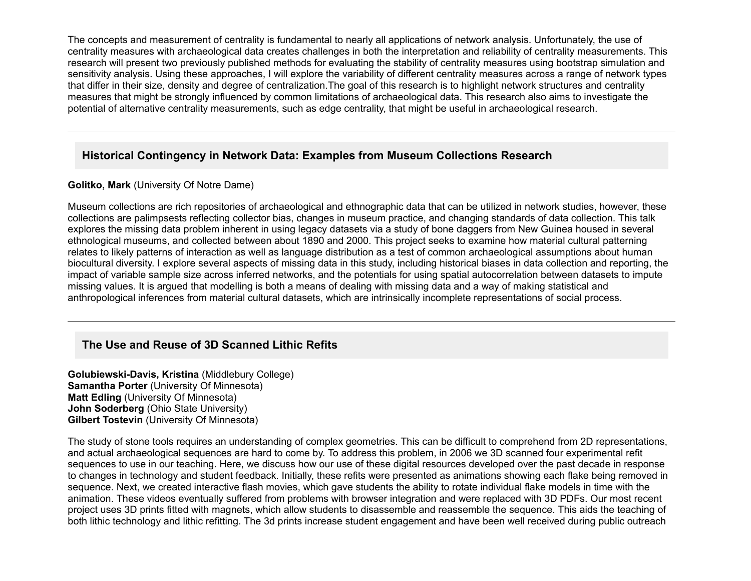The concepts and measurement of centrality is fundamental to nearly all applications of network analysis. Unfortunately, the use of centrality measures with archaeological data creates challenges in both the interpretation and reliability of centrality measurements. This research will present two previously published methods for evaluating the stability of different centrality measures using bootstrap simulation and sensitivity analysis. Using these approaches, I will explore the variability of different centrality measures across a range of network types that differ in their size, density and degree of centralization.The goal of this research is to highlight network structures and centrality measures that might be strongly influenced by common limitations of archaeological data. This research also aims to investigate the potential of alternative centrality measurements, such as edge centrality, that might be useful in archaeological research.

---

### Historical Contingency in Network Data: Examples from Museum Collections Research

**Golitko, Mark** (University Of Notre Dame)

Museum collections are rich repositories of archaeological and ethnographic data that can be utilized in network studies, however, these collections are palimpsests reflecting collector bias, changes in museum practice, and changing standards of data collection. This talk explores the missing data problem inherent in using legacy datasets via a study of bone daggers from New Guinea housed in several ethnological museums, and collected between about 1890 and 2000. This project seeks to examine how material cultural patterning relates to likely patterns of interaction as well as language distribution as a test of common archaeological assumptions about human biocultural diversity. I explore several aspects of missing data in this study, including historical biases in data collection and reporting, the impact of variable sample size across inferred networks, and the potentials for using spatial autocorrelation between datasets to impute missing values. It is argued that modelling is both a means of dealing with missing data and a way of making statistical and anthropological inferences from material cultural datasets, which are intrinsically incomplete representations of social process.

---

### The Use and Reuse of 3D Scanned Lithic Refits

**Golubiewski-Davis, Kristina** (Middlebury College)
**Samantha Porter** (University Of Minnesota)
**Matt Edling** (University Of Minnesota)
**John Soderberg** (Ohio State University)
**Gilbert Tostevin** (University Of Minnesota)

The study of stone tools requires an understanding of complex geometries. This can be difficult to comprehend from 2D representations, and actual archaeological sequences are hard to come by. To address this problem, in 2006 we 3D scanned four experimental refit sequences to use in our teaching. Here, we discuss how our use of these digital resources developed over the past decade in response to changes in technology and student feedback. Initially, these refits were presented as animations showing each flake being removed in sequence. Next, we created interactive flash movies, which gave students the ability to rotate individual flake models in time with the animation. These videos eventually suffered from problems with browser integration and were replaced with 3D PDFs. Our most recent project uses 3D prints fitted with magnets, which allow students to disassemble and reassemble the sequence. This aids the teaching of both lithic technology and lithic refitting. The 3d prints increase student engagement and have been well received during public outreach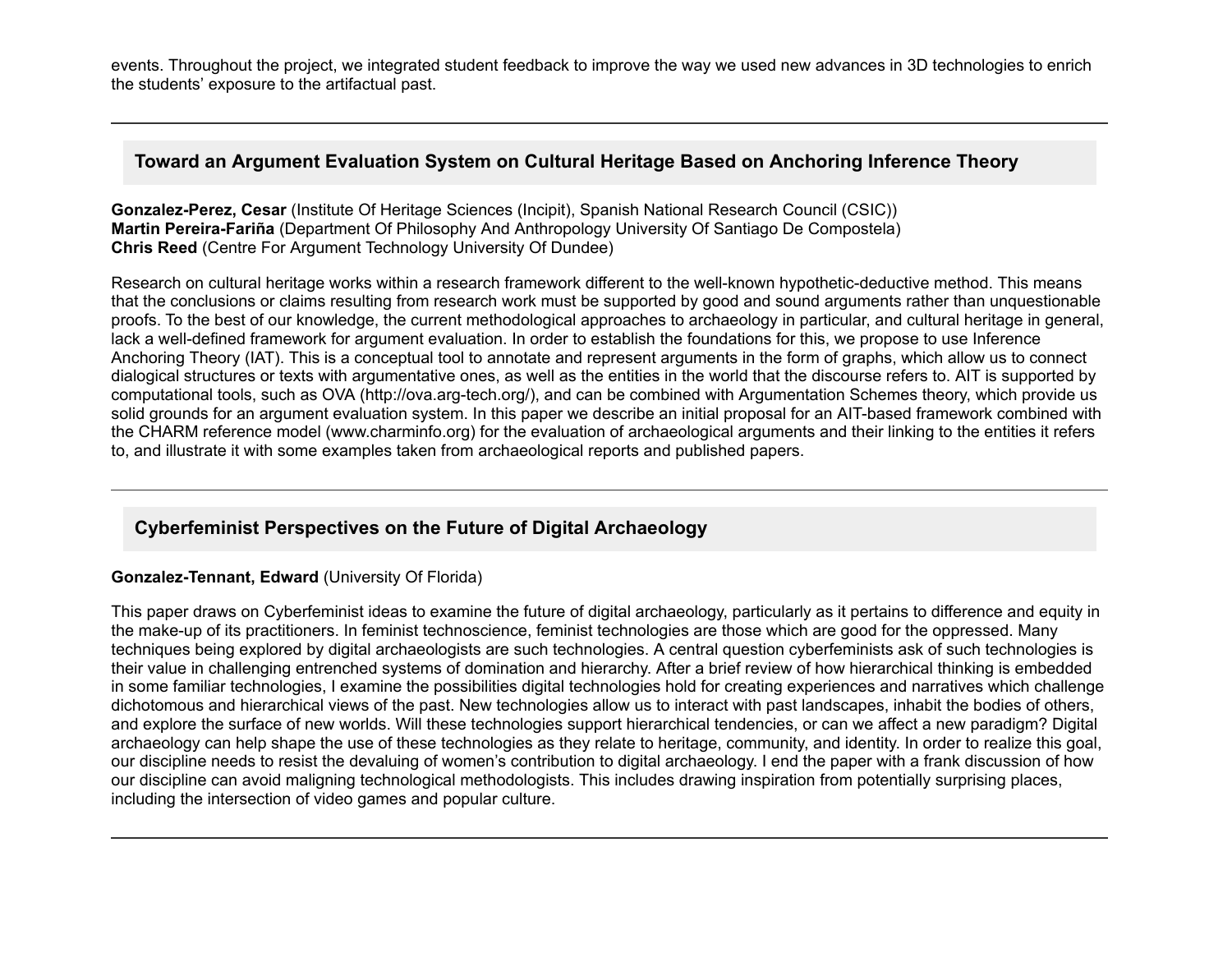events. Throughout the project, we integrated student feedback to improve the way we used new advances in 3D technologies to enrich the students' exposure to the artifactual past.

---

## Toward an Argument Evaluation System on Cultural Heritage Based on Anchoring Inference Theory

**Gonzalez-Perez, Cesar** (Institute Of Heritage Sciences (Incipit), Spanish National Research Council (CSIC))
**Martin Pereira-Fariña** (Department Of Philosophy And Anthropology University Of Santiago De Compostela)
**Chris Reed** (Centre For Argument Technology University Of Dundee)

Research on cultural heritage works within a research framework different to the well-known hypothetic-deductive method. This means that the conclusions or claims resulting from research work must be supported by good and sound arguments rather than unquestionable proofs. To the best of our knowledge, the current methodological approaches to archaeology in particular, and cultural heritage in general, lack a well-defined framework for argument evaluation. In order to establish the foundations for this, we propose to use Inference Anchoring Theory (IAT). This is a conceptual tool to annotate and represent arguments in the form of graphs, which allow us to connect dialogical structures or texts with argumentative ones, as well as the entities in the world that the discourse refers to. AIT is supported by computational tools, such as OVA (http://ova.arg-tech.org/), and can be combined with Argumentation Schemes theory, which provide us solid grounds for an argument evaluation system. In this paper we describe an initial proposal for an AIT-based framework combined with the CHARM reference model (www.charminfo.org) for the evaluation of archaeological arguments and their linking to the entities it refers to, and illustrate it with some examples taken from archaeological reports and published papers.

---

## Cyberfeminist Perspectives on the Future of Digital Archaeology

**Gonzalez-Tennant, Edward** (University Of Florida)

This paper draws on Cyberfeminist ideas to examine the future of digital archaeology, particularly as it pertains to difference and equity in the make-up of its practitioners. In feminist technoscience, feminist technologies are those which are good for the oppressed. Many techniques being explored by digital archaeologists are such technologies. A central question cyberfeminists ask of such technologies is their value in challenging entrenched systems of domination and hierarchy. After a brief review of how hierarchical thinking is embedded in some familiar technologies, I examine the possibilities digital technologies hold for creating experiences and narratives which challenge dichotomous and hierarchical views of the past. New technologies allow us to interact with past landscapes, inhabit the bodies of others, and explore the surface of new worlds. Will these technologies support hierarchical tendencies, or can we affect a new paradigm? Digital archaeology can help shape the use of these technologies as they relate to heritage, community, and identity. In order to realize this goal, our discipline needs to resist the devaluing of women's contribution to digital archaeology. I end the paper with a frank discussion of how our discipline can avoid maligning technological methodologists. This includes drawing inspiration from potentially surprising places, including the intersection of video games and popular culture.

---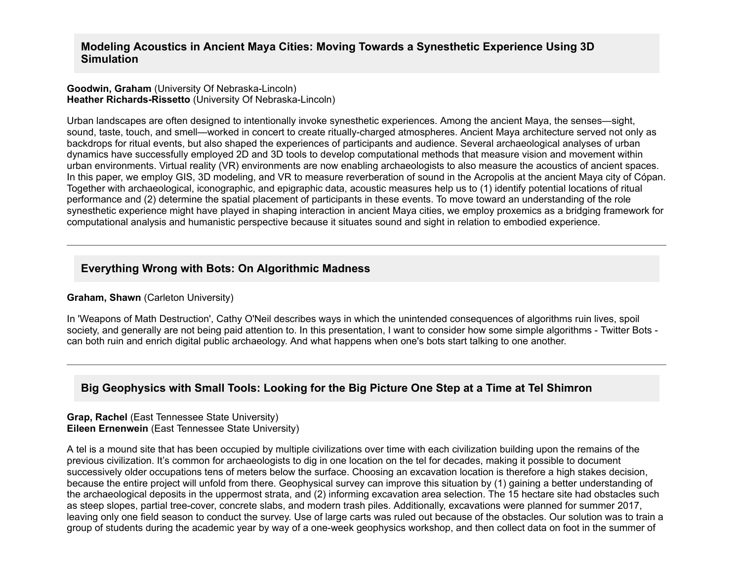## Modeling Acoustics in Ancient Maya Cities: Moving Towards a Synesthetic Experience Using 3D Simulation

**Goodwin, Graham** (University Of Nebraska-Lincoln)
**Heather Richards-Rissetto** (University Of Nebraska-Lincoln)

Urban landscapes are often designed to intentionally invoke synesthetic experiences. Among the ancient Maya, the senses—sight, sound, taste, touch, and smell—worked in concert to create ritually-charged atmospheres. Ancient Maya architecture served not only as backdrops for ritual events, but also shaped the experiences of participants and audience. Several archaeological analyses of urban dynamics have successfully employed 2D and 3D tools to develop computational methods that measure vision and movement within urban environments. Virtual reality (VR) environments are now enabling archaeologists to also measure the acoustics of ancient spaces. In this paper, we employ GIS, 3D modeling, and VR to measure reverberation of sound in the Acropolis at the ancient Maya city of Cópan. Together with archaeological, iconographic, and epigraphic data, acoustic measures help us to (1) identify potential locations of ritual performance and (2) determine the spatial placement of participants in these events. To move toward an understanding of the role synesthetic experience might have played in shaping interaction in ancient Maya cities, we employ proxemics as a bridging framework for computational analysis and humanistic perspective because it situates sound and sight in relation to embodied experience.

---

## Everything Wrong with Bots: On Algorithmic Madness

**Graham, Shawn** (Carleton University)

In 'Weapons of Math Destruction', Cathy O'Neil describes ways in which the unintended consequences of algorithms ruin lives, spoil society, and generally are not being paid attention to. In this presentation, I want to consider how some simple algorithms - Twitter Bots - can both ruin and enrich digital public archaeology. And what happens when one's bots start talking to one another.

---

## Big Geophysics with Small Tools: Looking for the Big Picture One Step at a Time at Tel Shimron

**Grap, Rachel** (East Tennessee State University)
**Eileen Ernenwein** (East Tennessee State University)

A tel is a mound site that has been occupied by multiple civilizations over time with each civilization building upon the remains of the previous civilization. It's common for archaeologists to dig in one location on the tel for decades, making it possible to document successively older occupations tens of meters below the surface. Choosing an excavation location is therefore a high stakes decision, because the entire project will unfold from there. Geophysical survey can improve this situation by (1) gaining a better understanding of the archaeological deposits in the uppermost strata, and (2) informing excavation area selection. The 15 hectare site had obstacles such as steep slopes, partial tree-cover, concrete slabs, and modern trash piles. Additionally, excavations were planned for summer 2017, leaving only one field season to conduct the survey. Use of large carts was ruled out because of the obstacles. Our solution was to train a group of students during the academic year by way of a one-week geophysics workshop, and then collect data on foot in the summer of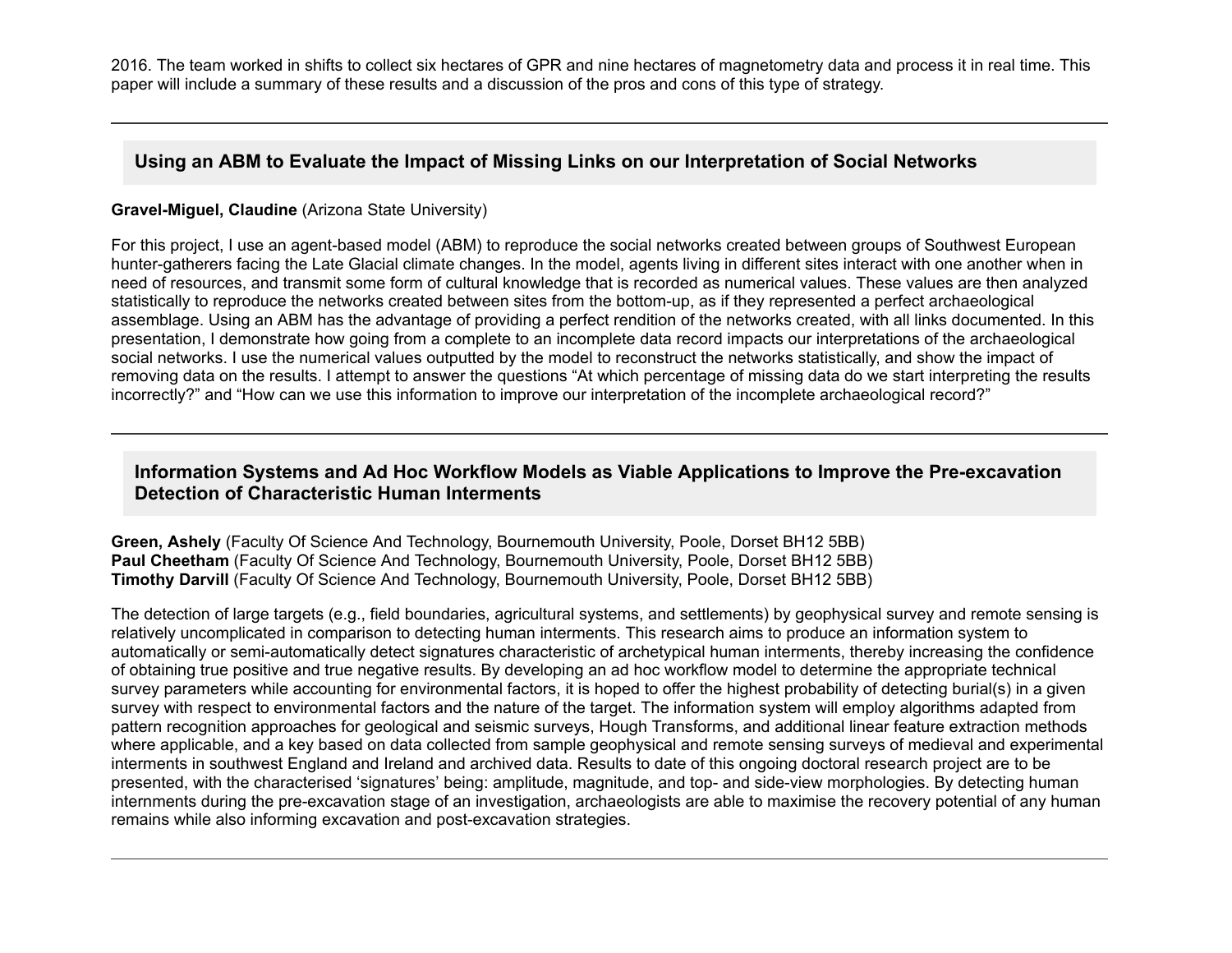2016. The team worked in shifts to collect six hectares of GPR and nine hectares of magnetometry data and process it in real time. This paper will include a summary of these results and a discussion of the pros and cons of this type of strategy.

---

## Using an ABM to Evaluate the Impact of Missing Links on our Interpretation of Social Networks

**Gravel-Miguel, Claudine** (Arizona State University)

For this project, I use an agent-based model (ABM) to reproduce the social networks created between groups of Southwest European hunter-gatherers facing the Late Glacial climate changes. In the model, agents living in different sites interact with one another when in need of resources, and transmit some form of cultural knowledge that is recorded as numerical values. These values are then analyzed statistically to reproduce the networks created between sites from the bottom-up, as if they represented a perfect archaeological assemblage. Using an ABM has the advantage of providing a perfect rendition of the networks created, with all links documented. In this presentation, I demonstrate how going from a complete to an incomplete data record impacts our interpretations of the archaeological social networks. I use the numerical values outputted by the model to reconstruct the networks statistically, and show the impact of removing data on the results. I attempt to answer the questions “At which percentage of missing data do we start interpreting the results incorrectly?” and “How can we use this information to improve our interpretation of the incomplete archaeological record?”

---

## Information Systems and Ad Hoc Workflow Models as Viable Applications to Improve the Pre-excavation Detection of Characteristic Human Interments

**Green, Ashely** (Faculty Of Science And Technology, Bournemouth University, Poole, Dorset BH12 5BB)
**Paul Cheetham** (Faculty Of Science And Technology, Bournemouth University, Poole, Dorset BH12 5BB)
**Timothy Darvill** (Faculty Of Science And Technology, Bournemouth University, Poole, Dorset BH12 5BB)

The detection of large targets (e.g., field boundaries, agricultural systems, and settlements) by geophysical survey and remote sensing is relatively uncomplicated in comparison to detecting human interments. This research aims to produce an information system to automatically or semi-automatically detect signatures characteristic of archetypical human interments, thereby increasing the confidence of obtaining true positive and true negative results. By developing an ad hoc workflow model to determine the appropriate technical survey parameters while accounting for environmental factors, it is hoped to offer the highest probability of detecting burial(s) in a given survey with respect to environmental factors and the nature of the target. The information system will employ algorithms adapted from pattern recognition approaches for geological and seismic surveys, Hough Transforms, and additional linear feature extraction methods where applicable, and a key based on data collected from sample geophysical and remote sensing surveys of medieval and experimental interments in southwest England and Ireland and archived data. Results to date of this ongoing doctoral research project are to be presented, with the characterised ‘signatures’ being: amplitude, magnitude, and top- and side-view morphologies. By detecting human internments during the pre-excavation stage of an investigation, archaeologists are able to maximise the recovery potential of any human remains while also informing excavation and post-excavation strategies.

---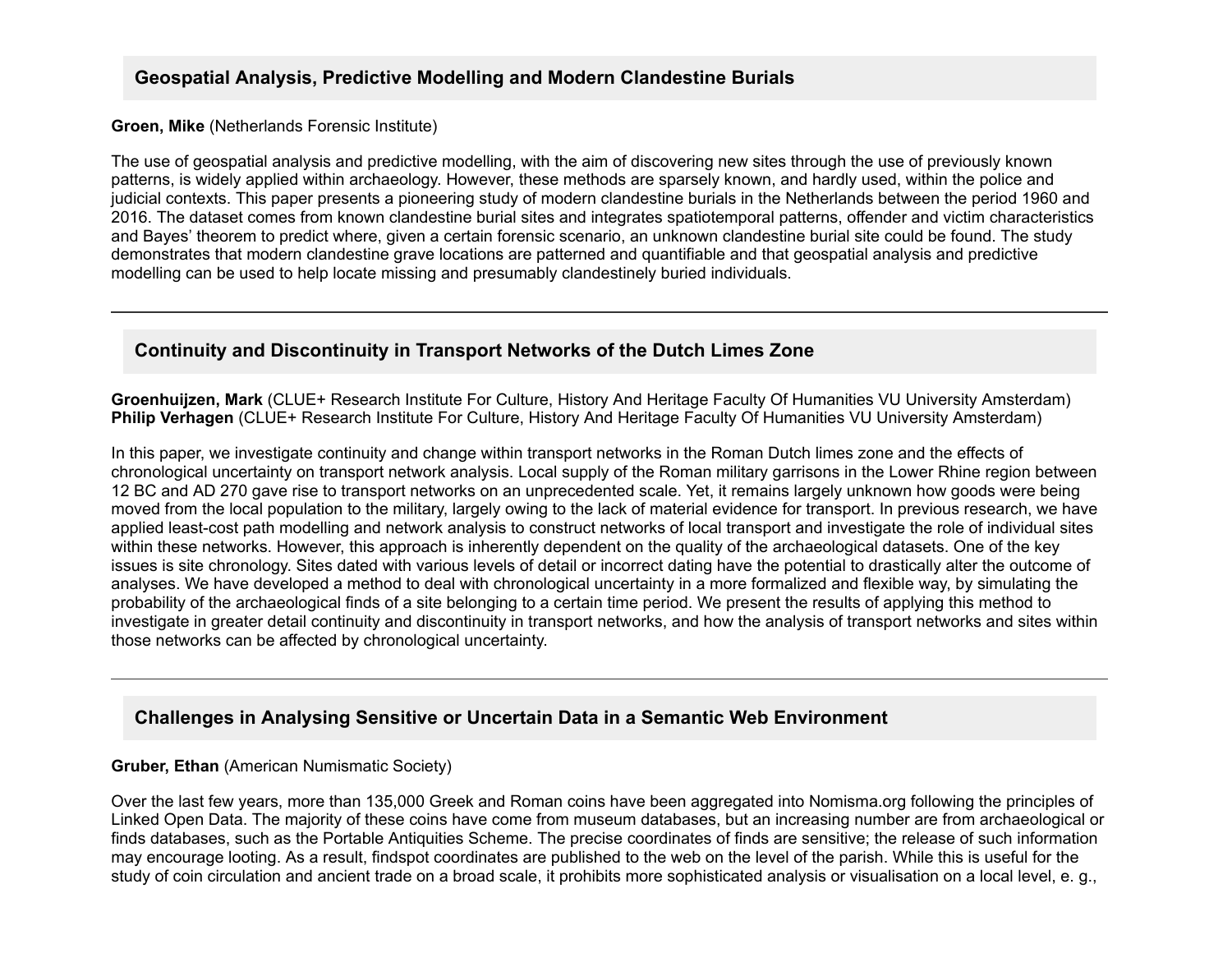### Geospatial Analysis, Predictive Modelling and Modern Clandestine Burials

**Groen, Mike** (Netherlands Forensic Institute)

The use of geospatial analysis and predictive modelling, with the aim of discovering new sites through the use of previously known patterns, is widely applied within archaeology. However, these methods are sparsely known, and hardly used, within the police and judicial contexts. This paper presents a pioneering study of modern clandestine burials in the Netherlands between the period 1960 and 2016. The dataset comes from known clandestine burial sites and integrates spatiotemporal patterns, offender and victim characteristics and Bayes' theorem to predict where, given a certain forensic scenario, an unknown clandestine burial site could be found. The study demonstrates that modern clandestine grave locations are patterned and quantifiable and that geospatial analysis and predictive modelling can be used to help locate missing and presumably clandestinely buried individuals.

---

### Continuity and Discontinuity in Transport Networks of the Dutch Limes Zone

**Groenhuijzen, Mark** (CLUE+ Research Institute For Culture, History And Heritage Faculty Of Humanities VU University Amsterdam)
**Philip Verhagen** (CLUE+ Research Institute For Culture, History And Heritage Faculty Of Humanities VU University Amsterdam)

In this paper, we investigate continuity and change within transport networks in the Roman Dutch limes zone and the effects of chronological uncertainty on transport network analysis. Local supply of the Roman military garrisons in the Lower Rhine region between 12 BC and AD 270 gave rise to transport networks on an unprecedented scale. Yet, it remains largely unknown how goods were being moved from the local population to the military, largely owing to the lack of material evidence for transport. In previous research, we have applied least-cost path modelling and network analysis to construct networks of local transport and investigate the role of individual sites within these networks. However, this approach is inherently dependent on the quality of the archaeological datasets. One of the key issues is site chronology. Sites dated with various levels of detail or incorrect dating have the potential to drastically alter the outcome of analyses. We have developed a method to deal with chronological uncertainty in a more formalized and flexible way, by simulating the probability of the archaeological finds of a site belonging to a certain time period. We present the results of applying this method to investigate in greater detail continuity and discontinuity in transport networks, and how the analysis of transport networks and sites within those networks can be affected by chronological uncertainty.

---

### Challenges in Analysing Sensitive or Uncertain Data in a Semantic Web Environment

**Gruber, Ethan** (American Numismatic Society)

Over the last few years, more than 135,000 Greek and Roman coins have been aggregated into Nomisma.org following the principles of Linked Open Data. The majority of these coins have come from museum databases, but an increasing number are from archaeological or finds databases, such as the Portable Antiquities Scheme. The precise coordinates of finds are sensitive; the release of such information may encourage looting. As a result, findspot coordinates are published to the web on the level of the parish. While this is useful for the study of coin circulation and ancient trade on a broad scale, it prohibits more sophisticated analysis or visualisation on a local level, e. g.,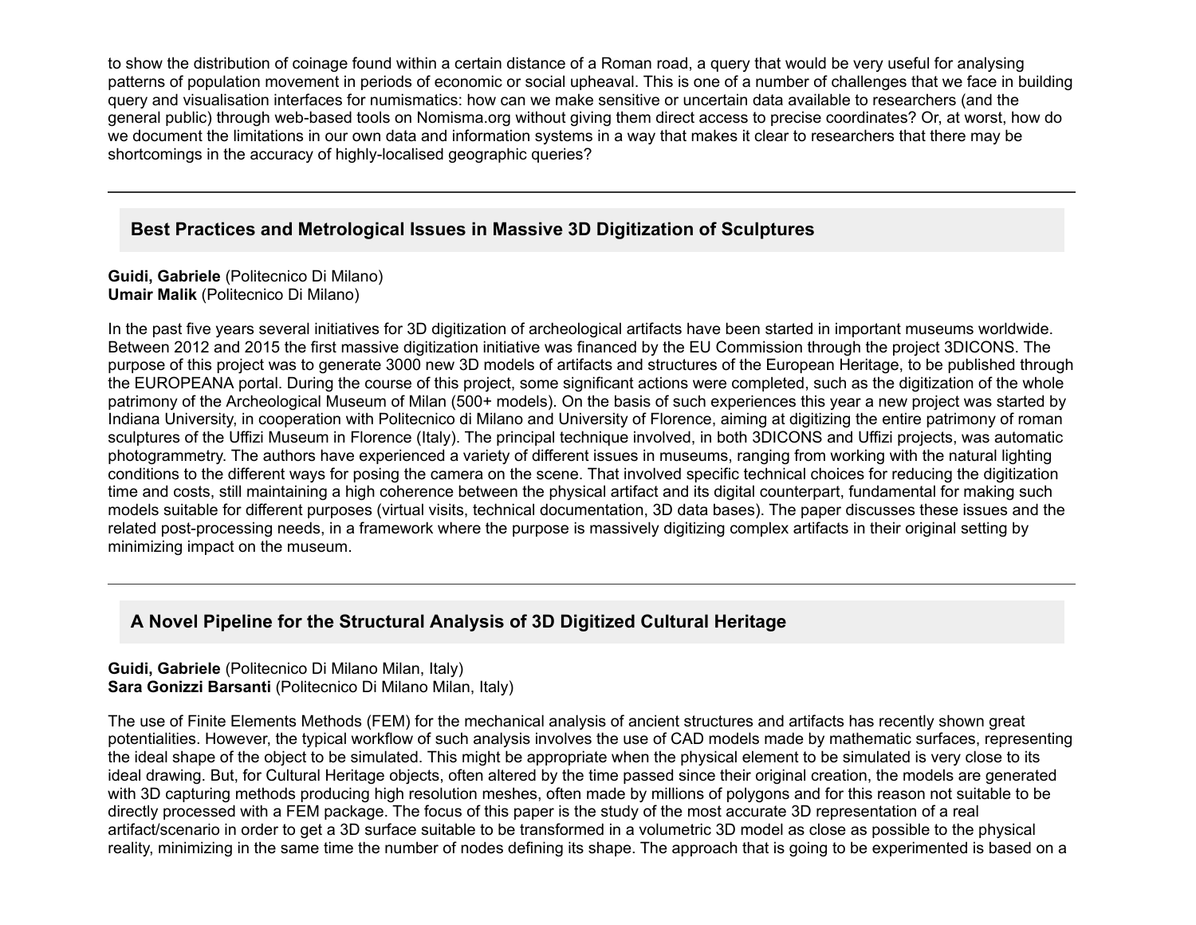to show the distribution of coinage found within a certain distance of a Roman road, a query that would be very useful for analysing patterns of population movement in periods of economic or social upheaval. This is one of a number of challenges that we face in building query and visualisation interfaces for numismatics: how can we make sensitive or uncertain data available to researchers (and the general public) through web-based tools on Nomisma.org without giving them direct access to precise coordinates? Or, at worst, how do we document the limitations in our own data and information systems in a way that makes it clear to researchers that there may be shortcomings in the accuracy of highly-localised geographic queries?

---

## Best Practices and Metrological Issues in Massive 3D Digitization of Sculptures

**Guidi, Gabriele** (Politecnico Di Milano)
**Umair Malik** (Politecnico Di Milano)

In the past five years several initiatives for 3D digitization of archeological artifacts have been started in important museums worldwide. Between 2012 and 2015 the first massive digitization initiative was financed by the EU Commission through the project 3DICONS. The purpose of this project was to generate 3000 new 3D models of artifacts and structures of the European Heritage, to be published through the EUROPEANA portal. During the course of this project, some significant actions were completed, such as the digitization of the whole patrimony of the Archeological Museum of Milan (500+ models). On the basis of such experiences this year a new project was started by Indiana University, in cooperation with Politecnico di Milano and University of Florence, aiming at digitizing the entire patrimony of roman sculptures of the Uffizi Museum in Florence (Italy). The principal technique involved, in both 3DICONS and Uffizi projects, was automatic photogrammetry. The authors have experienced a variety of different issues in museums, ranging from working with the natural lighting conditions to the different ways for posing the camera on the scene. That involved specific technical choices for reducing the digitization time and costs, still maintaining a high coherence between the physical artifact and its digital counterpart, fundamental for making such models suitable for different purposes (virtual visits, technical documentation, 3D data bases). The paper discusses these issues and the related post-processing needs, in a framework where the purpose is massively digitizing complex artifacts in their original setting by minimizing impact on the museum.

---

## A Novel Pipeline for the Structural Analysis of 3D Digitized Cultural Heritage

**Guidi, Gabriele** (Politecnico Di Milano Milan, Italy)
**Sara Gonizzi Barsanti** (Politecnico Di Milano Milan, Italy)

The use of Finite Elements Methods (FEM) for the mechanical analysis of ancient structures and artifacts has recently shown great potentialities. However, the typical workflow of such analysis involves the use of CAD models made by mathematic surfaces, representing the ideal shape of the object to be simulated. This might be appropriate when the physical element to be simulated is very close to its ideal drawing. But, for Cultural Heritage objects, often altered by the time passed since their original creation, the models are generated with 3D capturing methods producing high resolution meshes, often made by millions of polygons and for this reason not suitable to be directly processed with a FEM package. The focus of this paper is the study of the most accurate 3D representation of a real artifact/scenario in order to get a 3D surface suitable to be transformed in a volumetric 3D model as close as possible to the physical reality, minimizing in the same time the number of nodes defining its shape. The approach that is going to be experimented is based on a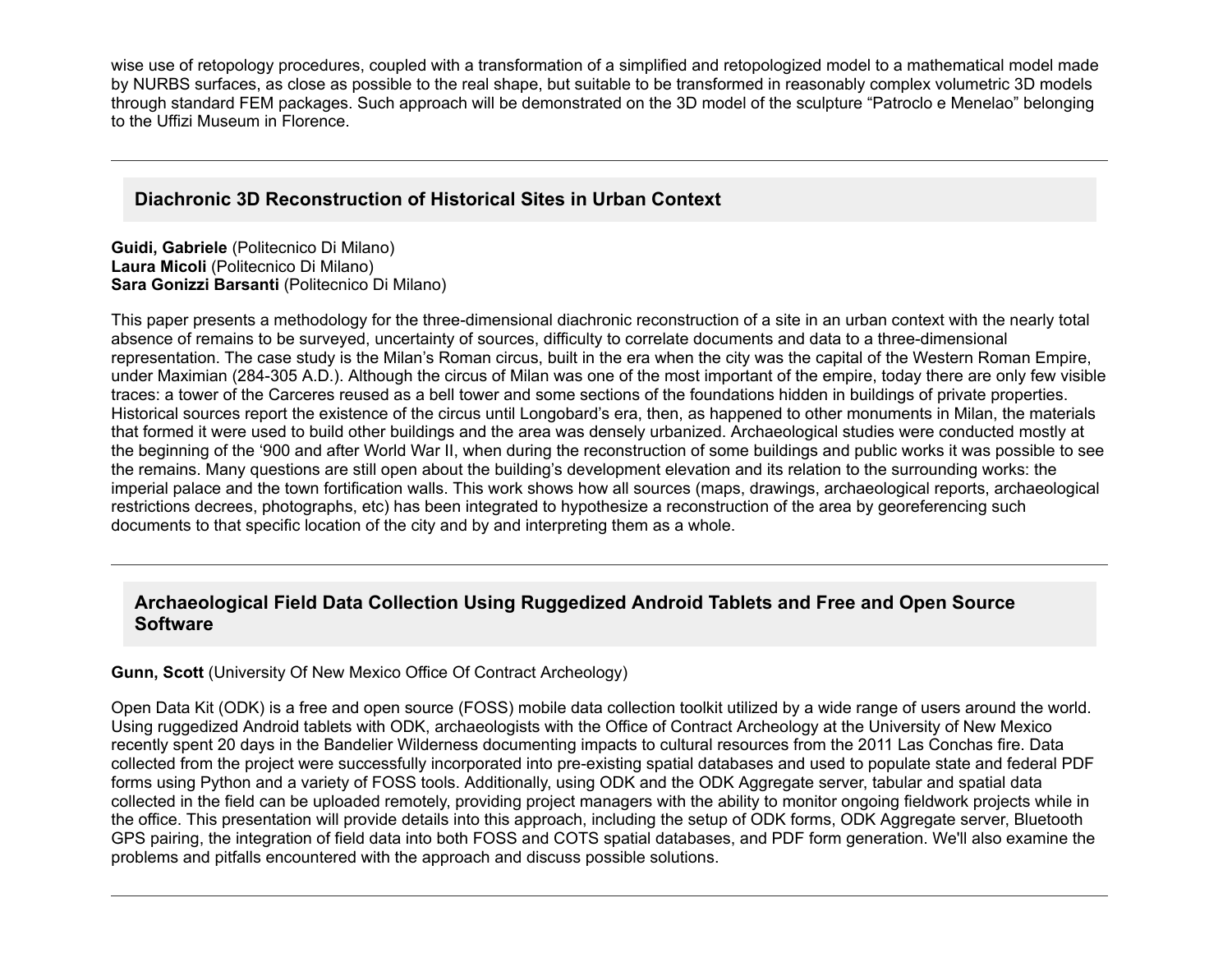wise use of retopology procedures, coupled with a transformation of a simplified and retopologized model to a mathematical model made by NURBS surfaces, as close as possible to the real shape, but suitable to be transformed in reasonably complex volumetric 3D models through standard FEM packages. Such approach will be demonstrated on the 3D model of the sculpture “Patroclo e Menelao” belonging to the Uffizi Museum in Florence.

---

### Diachronic 3D Reconstruction of Historical Sites in Urban Context

**Guidi, Gabriele** (Politecnico Di Milano)
**Laura Micoli** (Politecnico Di Milano)
**Sara Gonizzi Barsanti** (Politecnico Di Milano)

This paper presents a methodology for the three-dimensional diachronic reconstruction of a site in an urban context with the nearly total absence of remains to be surveyed, uncertainty of sources, difficulty to correlate documents and data to a three-dimensional representation. The case study is the Milan’s Roman circus, built in the era when the city was the capital of the Western Roman Empire, under Maximian (284-305 A.D.). Although the circus of Milan was one of the most important of the empire, today there are only few visible traces: a tower of the Carceres reused as a bell tower and some sections of the foundations hidden in buildings of private properties. Historical sources report the existence of the circus until Longobard’s era, then, as happened to other monuments in Milan, the materials that formed it were used to build other buildings and the area was densely urbanized. Archaeological studies were conducted mostly at the beginning of the ‘900 and after World War II, when during the reconstruction of some buildings and public works it was possible to see the remains. Many questions are still open about the building’s development elevation and its relation to the surrounding works: the imperial palace and the town fortification walls. This work shows how all sources (maps, drawings, archaeological reports, archaeological restrictions decrees, photographs, etc) has been integrated to hypothesize a reconstruction of the area by georeferencing such documents to that specific location of the city and by and interpreting them as a whole.

---

### Archaeological Field Data Collection Using Ruggedized Android Tablets and Free and Open Source Software

**Gunn, Scott** (University Of New Mexico Office Of Contract Archeology)

Open Data Kit (ODK) is a free and open source (FOSS) mobile data collection toolkit utilized by a wide range of users around the world. Using ruggedized Android tablets with ODK, archaeologists with the Office of Contract Archeology at the University of New Mexico recently spent 20 days in the Bandelier Wilderness documenting impacts to cultural resources from the 2011 Las Conchas fire. Data collected from the project were successfully incorporated into pre-existing spatial databases and used to populate state and federal PDF forms using Python and a variety of FOSS tools. Additionally, using ODK and the ODK Aggregate server, tabular and spatial data collected in the field can be uploaded remotely, providing project managers with the ability to monitor ongoing fieldwork projects while in the office. This presentation will provide details into this approach, including the setup of ODK forms, ODK Aggregate server, Bluetooth GPS pairing, the integration of field data into both FOSS and COTS spatial databases, and PDF form generation. We'll also examine the problems and pitfalls encountered with the approach and discuss possible solutions.

---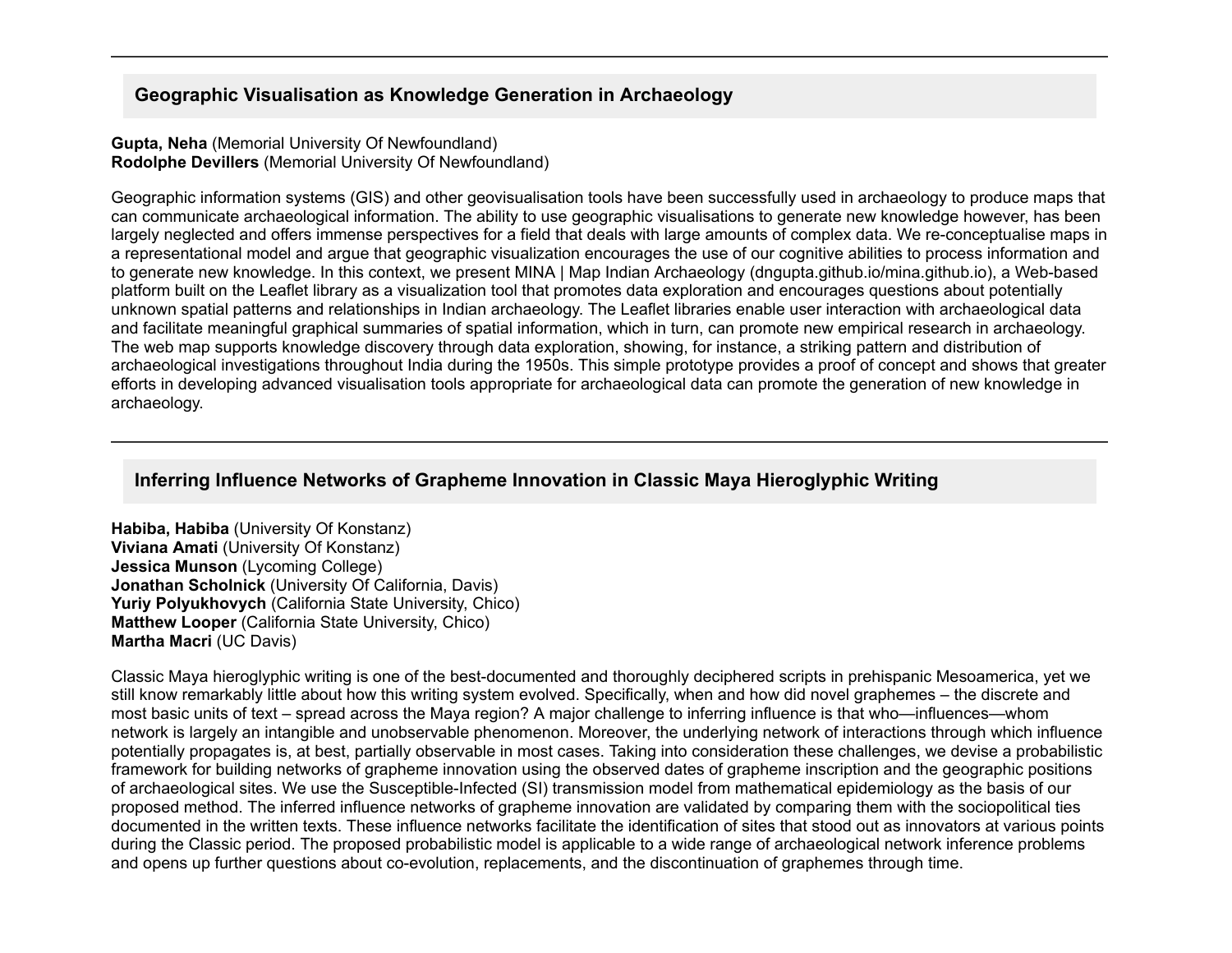---

## Geographic Visualisation as Knowledge Generation in Archaeology

**Gupta, Neha** (Memorial University Of Newfoundland)
**Rodolphe Devillers** (Memorial University Of Newfoundland)

Geographic information systems (GIS) and other geovisualisation tools have been successfully used in archaeology to produce maps that can communicate archaeological information. The ability to use geographic visualisations to generate new knowledge however, has been largely neglected and offers immense perspectives for a field that deals with large amounts of complex data. We re-conceptualise maps in a representational model and argue that geographic visualization encourages the use of our cognitive abilities to process information and to generate new knowledge. In this context, we present MINA | Map Indian Archaeology (dngupta.github.io/mina.github.io), a Web-based platform built on the Leaflet library as a visualization tool that promotes data exploration and encourages questions about potentially unknown spatial patterns and relationships in Indian archaeology. The Leaflet libraries enable user interaction with archaeological data and facilitate meaningful graphical summaries of spatial information, which in turn, can promote new empirical research in archaeology. The web map supports knowledge discovery through data exploration, showing, for instance, a striking pattern and distribution of archaeological investigations throughout India during the 1950s. This simple prototype provides a proof of concept and shows that greater efforts in developing advanced visualisation tools appropriate for archaeological data can promote the generation of new knowledge in archaeology.

---

## Inferring Influence Networks of Grapheme Innovation in Classic Maya Hieroglyphic Writing

**Habiba, Habiba** (University Of Konstanz)
**Viviana Amati** (University Of Konstanz)
**Jessica Munson** (Lycoming College)
**Jonathan Scholnick** (University Of California, Davis)
**Yuriy Polyukhovych** (California State University, Chico)
**Matthew Looper** (California State University, Chico)
**Martha Macri** (UC Davis)

Classic Maya hieroglyphic writing is one of the best-documented and thoroughly deciphered scripts in prehispanic Mesoamerica, yet we still know remarkably little about how this writing system evolved. Specifically, when and how did novel graphemes – the discrete and most basic units of text – spread across the Maya region? A major challenge to inferring influence is that who—influences—whom network is largely an intangible and unobservable phenomenon. Moreover, the underlying network of interactions through which influence potentially propagates is, at best, partially observable in most cases. Taking into consideration these challenges, we devise a probabilistic framework for building networks of grapheme innovation using the observed dates of grapheme inscription and the geographic positions of archaeological sites. We use the Susceptible-Infected (SI) transmission model from mathematical epidemiology as the basis of our proposed method. The inferred influence networks of grapheme innovation are validated by comparing them with the sociopolitical ties documented in the written texts. These influence networks facilitate the identification of sites that stood out as innovators at various points during the Classic period. The proposed probabilistic model is applicable to a wide range of archaeological network inference problems and opens up further questions about co-evolution, replacements, and the discontinuation of graphemes through time.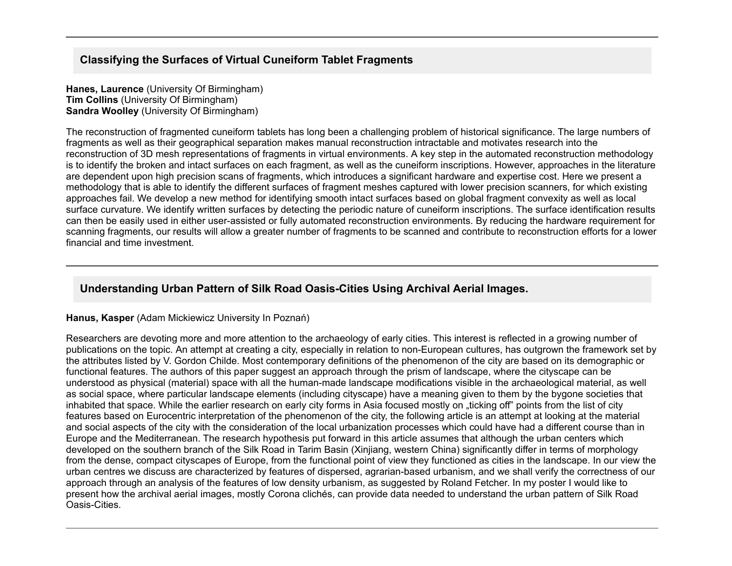## Classifying the Surfaces of Virtual Cuneiform Tablet Fragments

**Hanes, Laurence** (University Of Birmingham)
**Tim Collins** (University Of Birmingham)
**Sandra Woolley** (University Of Birmingham)

The reconstruction of fragmented cuneiform tablets has long been a challenging problem of historical significance. The large numbers of fragments as well as their geographical separation makes manual reconstruction intractable and motivates research into the reconstruction of 3D mesh representations of fragments in virtual environments. A key step in the automated reconstruction methodology is to identify the broken and intact surfaces on each fragment, as well as the cuneiform inscriptions. However, approaches in the literature are dependent upon high precision scans of fragments, which introduces a significant hardware and expertise cost. Here we present a methodology that is able to identify the different surfaces of fragment meshes captured with lower precision scanners, for which existing approaches fail. We develop a new method for identifying smooth intact surfaces based on global fragment convexity as well as local surface curvature. We identify written surfaces by detecting the periodic nature of cuneiform inscriptions. The surface identification results can then be easily used in either user-assisted or fully automated reconstruction environments. By reducing the hardware requirement for scanning fragments, our results will allow a greater number of fragments to be scanned and contribute to reconstruction efforts for a lower financial and time investment.

## Understanding Urban Pattern of Silk Road Oasis-Cities Using Archival Aerial Images.

**Hanus, Kasper** (Adam Mickiewicz University In Poznań)

Researchers are devoting more and more attention to the archaeology of early cities. This interest is reflected in a growing number of publications on the topic. An attempt at creating a city, especially in relation to non-European cultures, has outgrown the framework set by the attributes listed by V. Gordon Childe. Most contemporary definitions of the phenomenon of the city are based on its demographic or functional features. The authors of this paper suggest an approach through the prism of landscape, where the cityscape can be understood as physical (material) space with all the human-made landscape modifications visible in the archaeological material, as well as social space, where particular landscape elements (including cityscape) have a meaning given to them by the bygone societies that inhabited that space. While the earlier research on early city forms in Asia focused mostly on „ticking off" points from the list of city features based on Eurocentric interpretation of the phenomenon of the city, the following article is an attempt at looking at the material and social aspects of the city with the consideration of the local urbanization processes which could have had a different course than in Europe and the Mediterranean. The research hypothesis put forward in this article assumes that although the urban centers which developed on the southern branch of the Silk Road in Tarim Basin (Xinjiang, western China) significantly differ in terms of morphology from the dense, compact cityscapes of Europe, from the functional point of view they functioned as cities in the landscape. In our view the urban centres we discuss are characterized by features of dispersed, agrarian-based urbanism, and we shall verify the correctness of our approach through an analysis of the features of low density urbanism, as suggested by Roland Fetcher. In my poster I would like to present how the archival aerial images, mostly Corona clichés, can provide data needed to understand the urban pattern of Silk Road Oasis-Cities.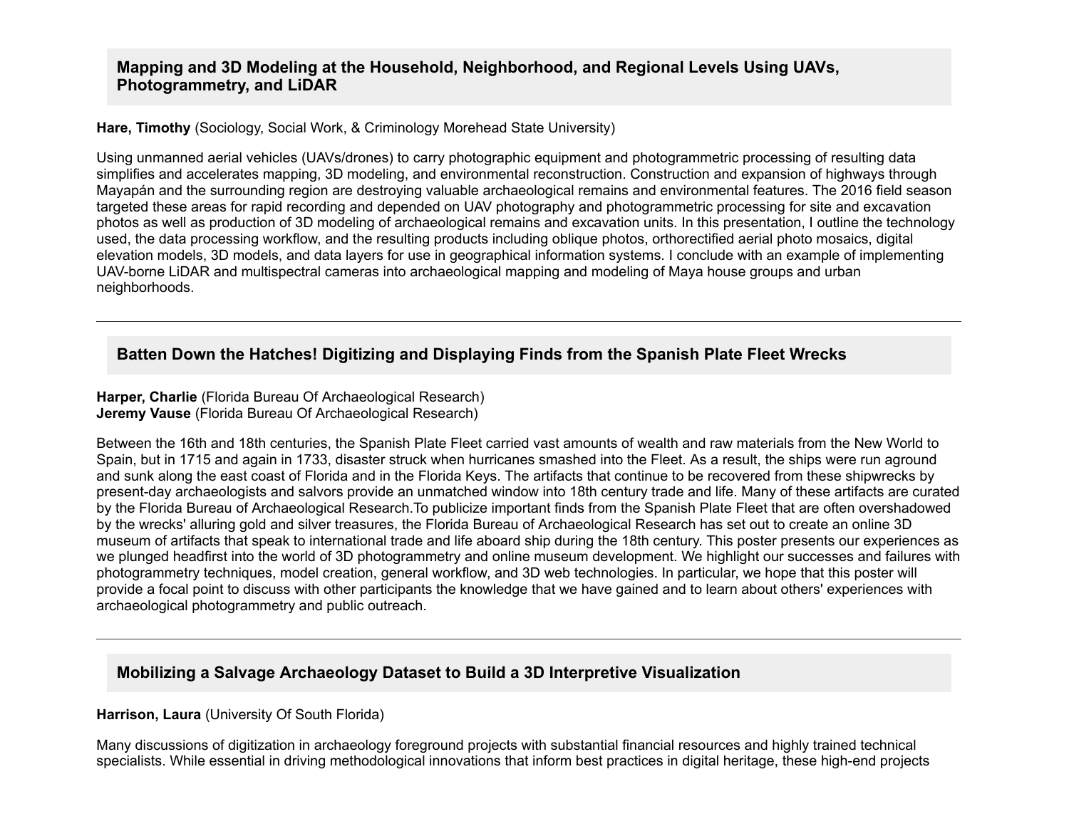## Mapping and 3D Modeling at the Household, Neighborhood, and Regional Levels Using UAVs, Photogrammetry, and LiDAR

**Hare, Timothy** (Sociology, Social Work, & Criminology Morehead State University)

Using unmanned aerial vehicles (UAVs/drones) to carry photographic equipment and photogrammetric processing of resulting data simplifies and accelerates mapping, 3D modeling, and environmental reconstruction. Construction and expansion of highways through Mayapán and the surrounding region are destroying valuable archaeological remains and environmental features. The 2016 field season targeted these areas for rapid recording and depended on UAV photography and photogrammetric processing for site and excavation photos as well as production of 3D modeling of archaeological remains and excavation units. In this presentation, I outline the technology used, the data processing workflow, and the resulting products including oblique photos, orthorectified aerial photo mosaics, digital elevation models, 3D models, and data layers for use in geographical information systems. I conclude with an example of implementing UAV-borne LiDAR and multispectral cameras into archaeological mapping and modeling of Maya house groups and urban neighborhoods.

---

## Batten Down the Hatches! Digitizing and Displaying Finds from the Spanish Plate Fleet Wrecks

**Harper, Charlie** (Florida Bureau Of Archaeological Research)
**Jeremy Vause** (Florida Bureau Of Archaeological Research)

Between the 16th and 18th centuries, the Spanish Plate Fleet carried vast amounts of wealth and raw materials from the New World to Spain, but in 1715 and again in 1733, disaster struck when hurricanes smashed into the Fleet. As a result, the ships were run aground and sunk along the east coast of Florida and in the Florida Keys. The artifacts that continue to be recovered from these shipwrecks by present-day archaeologists and salvors provide an unmatched window into 18th century trade and life. Many of these artifacts are curated by the Florida Bureau of Archaeological Research.To publicize important finds from the Spanish Plate Fleet that are often overshadowed by the wrecks' alluring gold and silver treasures, the Florida Bureau of Archaeological Research has set out to create an online 3D museum of artifacts that speak to international trade and life aboard ship during the 18th century. This poster presents our experiences as we plunged headfirst into the world of 3D photogrammetry and online museum development. We highlight our successes and failures with photogrammetry techniques, model creation, general workflow, and 3D web technologies. In particular, we hope that this poster will provide a focal point to discuss with other participants the knowledge that we have gained and to learn about others' experiences with archaeological photogrammetry and public outreach.

---

## Mobilizing a Salvage Archaeology Dataset to Build a 3D Interpretive Visualization

**Harrison, Laura** (University Of South Florida)

Many discussions of digitization in archaeology foreground projects with substantial financial resources and highly trained technical specialists. While essential in driving methodological innovations that inform best practices in digital heritage, these high-end projects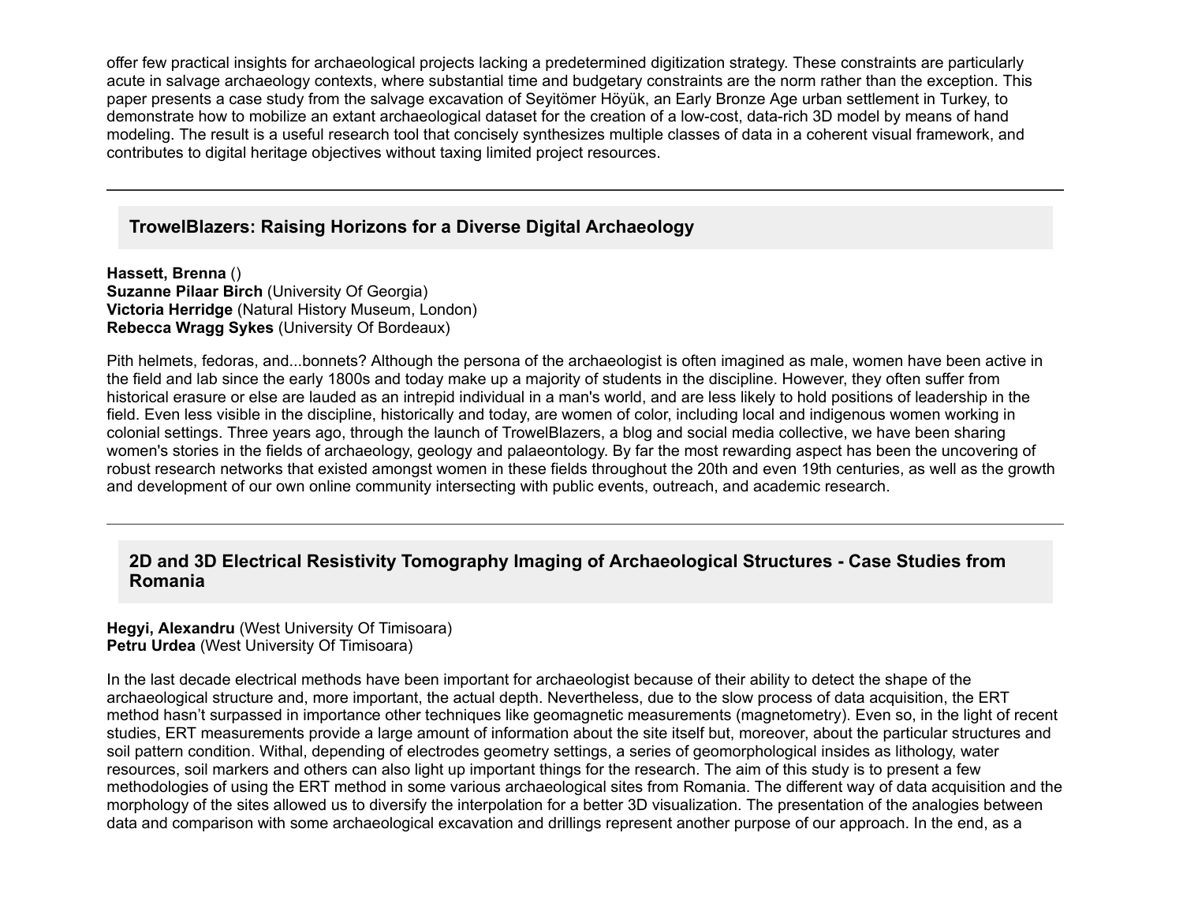offer few practical insights for archaeological projects lacking a predetermined digitization strategy. These constraints are particularly acute in salvage archaeology contexts, where substantial time and budgetary constraints are the norm rather than the exception. This paper presents a case study from the salvage excavation of Seyitömer Höyük, an Early Bronze Age urban settlement in Turkey, to demonstrate how to mobilize an extant archaeological dataset for the creation of a low-cost, data-rich 3D model by means of hand modeling. The result is a useful research tool that concisely synthesizes multiple classes of data in a coherent visual framework, and contributes to digital heritage objectives without taxing limited project resources.

---

## TrowelBlazers: Raising Horizons for a Diverse Digital Archaeology

**Hassett, Brenna** ()
**Suzanne Pilaar Birch** (University Of Georgia)
**Victoria Herridge** (Natural History Museum, London)
**Rebecca Wragg Sykes** (University Of Bordeaux)

Pith helmets, fedoras, and...bonnets? Although the persona of the archaeologist is often imagined as male, women have been active in the field and lab since the early 1800s and today make up a majority of students in the discipline. However, they often suffer from historical erasure or else are lauded as an intrepid individual in a man's world, and are less likely to hold positions of leadership in the field. Even less visible in the discipline, historically and today, are women of color, including local and indigenous women working in colonial settings. Three years ago, through the launch of TrowelBlazers, a blog and social media collective, we have been sharing women's stories in the fields of archaeology, geology and palaeontology. By far the most rewarding aspect has been the uncovering of robust research networks that existed amongst women in these fields throughout the 20th and even 19th centuries, as well as the growth and development of our own online community intersecting with public events, outreach, and academic research.

---

## 2D and 3D Electrical Resistivity Tomography Imaging of Archaeological Structures - Case Studies from Romania

**Hegyi, Alexandru** (West University Of Timisoara)
**Petru Urdea** (West University Of Timisoara)

In the last decade electrical methods have been important for archaeologist because of their ability to detect the shape of the archaeological structure and, more important, the actual depth. Nevertheless, due to the slow process of data acquisition, the ERT method hasn't surpassed in importance other techniques like geomagnetic measurements (magnetometry). Even so, in the light of recent studies, ERT measurements provide a large amount of information about the site itself but, moreover, about the particular structures and soil pattern condition. Withal, depending of electrodes geometry settings, a series of geomorphological insides as lithology, water resources, soil markers and others can also light up important things for the research. The aim of this study is to present a few methodologies of using the ERT method in some various archaeological sites from Romania. The different way of data acquisition and the morphology of the sites allowed us to diversify the interpolation for a better 3D visualization. The presentation of the analogies between data and comparison with some archaeological excavation and drillings represent another purpose of our approach. In the end, as a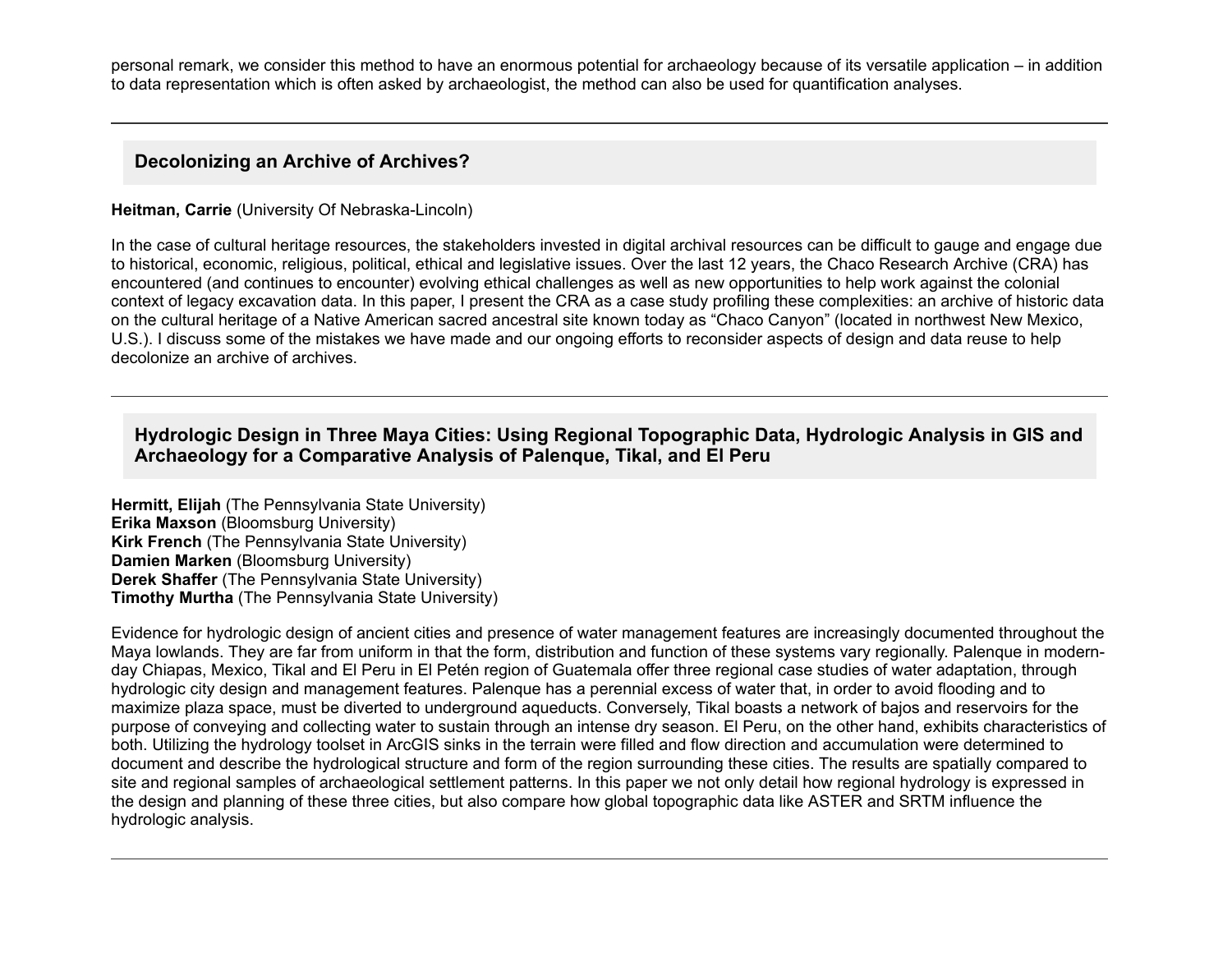personal remark, we consider this method to have an enormous potential for archaeology because of its versatile application – in addition to data representation which is often asked by archaeologist, the method can also be used for quantification analyses.

---

### Decolonizing an Archive of Archives?

**Heitman, Carrie** (University Of Nebraska-Lincoln)

In the case of cultural heritage resources, the stakeholders invested in digital archival resources can be difficult to gauge and engage due to historical, economic, religious, political, ethical and legislative issues. Over the last 12 years, the Chaco Research Archive (CRA) has encountered (and continues to encounter) evolving ethical challenges as well as new opportunities to help work against the colonial context of legacy excavation data. In this paper, I present the CRA as a case study profiling these complexities: an archive of historic data on the cultural heritage of a Native American sacred ancestral site known today as "Chaco Canyon" (located in northwest New Mexico, U.S.). I discuss some of the mistakes we have made and our ongoing efforts to reconsider aspects of design and data reuse to help decolonize an archive of archives.

---

### Hydrologic Design in Three Maya Cities: Using Regional Topographic Data, Hydrologic Analysis in GIS and Archaeology for a Comparative Analysis of Palenque, Tikal, and El Peru

**Hermitt, Elijah** (The Pennsylvania State University)
**Erika Maxson** (Bloomsburg University)
**Kirk French** (The Pennsylvania State University)
**Damien Marken** (Bloomsburg University)
**Derek Shaffer** (The Pennsylvania State University)
**Timothy Murtha** (The Pennsylvania State University)

Evidence for hydrologic design of ancient cities and presence of water management features are increasingly documented throughout the Maya lowlands. They are far from uniform in that the form, distribution and function of these systems vary regionally. Palenque in modern-day Chiapas, Mexico, Tikal and El Peru in El Petén region of Guatemala offer three regional case studies of water adaptation, through hydrologic city design and management features. Palenque has a perennial excess of water that, in order to avoid flooding and to maximize plaza space, must be diverted to underground aqueducts. Conversely, Tikal boasts a network of bajos and reservoirs for the purpose of conveying and collecting water to sustain through an intense dry season. El Peru, on the other hand, exhibits characteristics of both. Utilizing the hydrology toolset in ArcGIS sinks in the terrain were filled and flow direction and accumulation were determined to document and describe the hydrological structure and form of the region surrounding these cities. The results are spatially compared to site and regional samples of archaeological settlement patterns. In this paper we not only detail how regional hydrology is expressed in the design and planning of these three cities, but also compare how global topographic data like ASTER and SRTM influence the hydrologic analysis.

---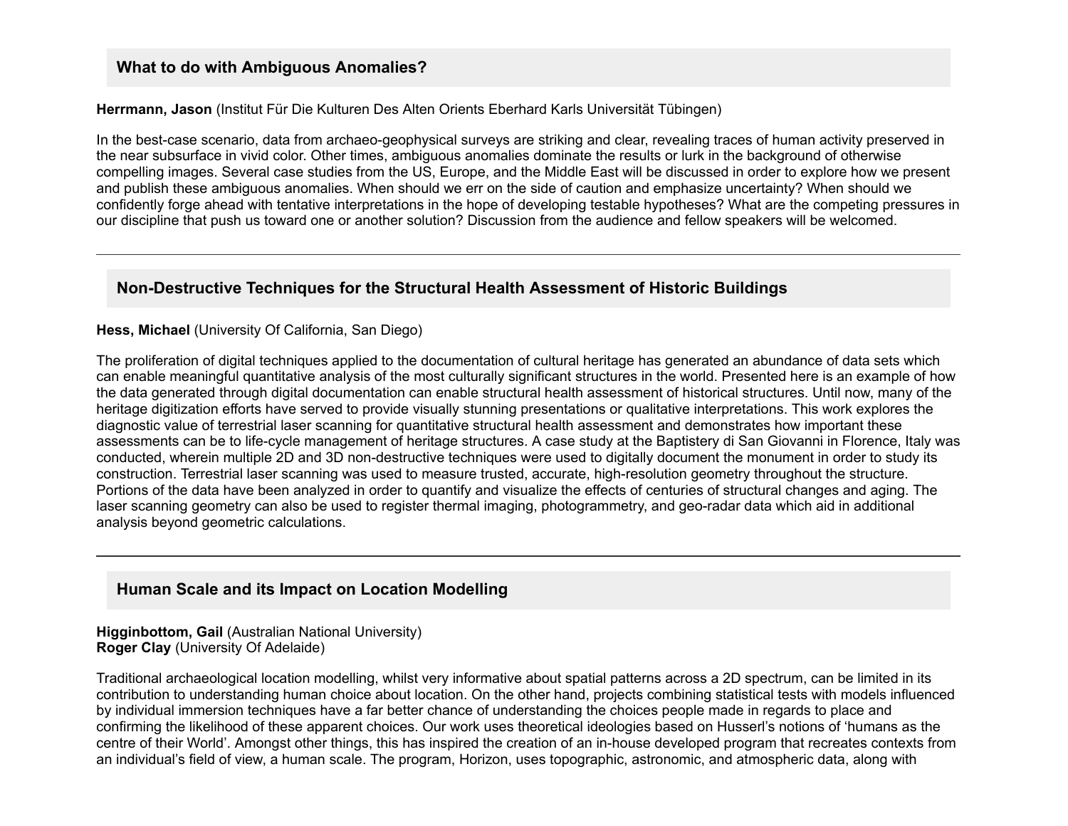### What to do with Ambiguous Anomalies?

**Herrmann, Jason** (Institut Für Die Kulturen Des Alten Orients Eberhard Karls Universität Tübingen)

In the best-case scenario, data from archaeo-geophysical surveys are striking and clear, revealing traces of human activity preserved in the near subsurface in vivid color. Other times, ambiguous anomalies dominate the results or lurk in the background of otherwise compelling images. Several case studies from the US, Europe, and the Middle East will be discussed in order to explore how we present and publish these ambiguous anomalies. When should we err on the side of caution and emphasize uncertainty? When should we confidently forge ahead with tentative interpretations in the hope of developing testable hypotheses? What are the competing pressures in our discipline that push us toward one or another solution? Discussion from the audience and fellow speakers will be welcomed.

---

### Non-Destructive Techniques for the Structural Health Assessment of Historic Buildings

**Hess, Michael** (University Of California, San Diego)

The proliferation of digital techniques applied to the documentation of cultural heritage has generated an abundance of data sets which can enable meaningful quantitative analysis of the most culturally significant structures in the world. Presented here is an example of how the data generated through digital documentation can enable structural health assessment of historical structures. Until now, many of the heritage digitization efforts have served to provide visually stunning presentations or qualitative interpretations. This work explores the diagnostic value of terrestrial laser scanning for quantitative structural health assessment and demonstrates how important these assessments can be to life-cycle management of heritage structures. A case study at the Baptistery di San Giovanni in Florence, Italy was conducted, wherein multiple 2D and 3D non-destructive techniques were used to digitally document the monument in order to study its construction. Terrestrial laser scanning was used to measure trusted, accurate, high-resolution geometry throughout the structure. Portions of the data have been analyzed in order to quantify and visualize the effects of centuries of structural changes and aging. The laser scanning geometry can also be used to register thermal imaging, photogrammetry, and geo-radar data which aid in additional analysis beyond geometric calculations.

---

### Human Scale and its Impact on Location Modelling

**Higginbottom, Gail** (Australian National University)
**Roger Clay** (University Of Adelaide)

Traditional archaeological location modelling, whilst very informative about spatial patterns across a 2D spectrum, can be limited in its contribution to understanding human choice about location. On the other hand, projects combining statistical tests with models influenced by individual immersion techniques have a far better chance of understanding the choices people made in regards to place and confirming the likelihood of these apparent choices. Our work uses theoretical ideologies based on Husserl's notions of 'humans as the centre of their World'. Amongst other things, this has inspired the creation of an in-house developed program that recreates contexts from an individual's field of view, a human scale. The program, Horizon, uses topographic, astronomic, and atmospheric data, along with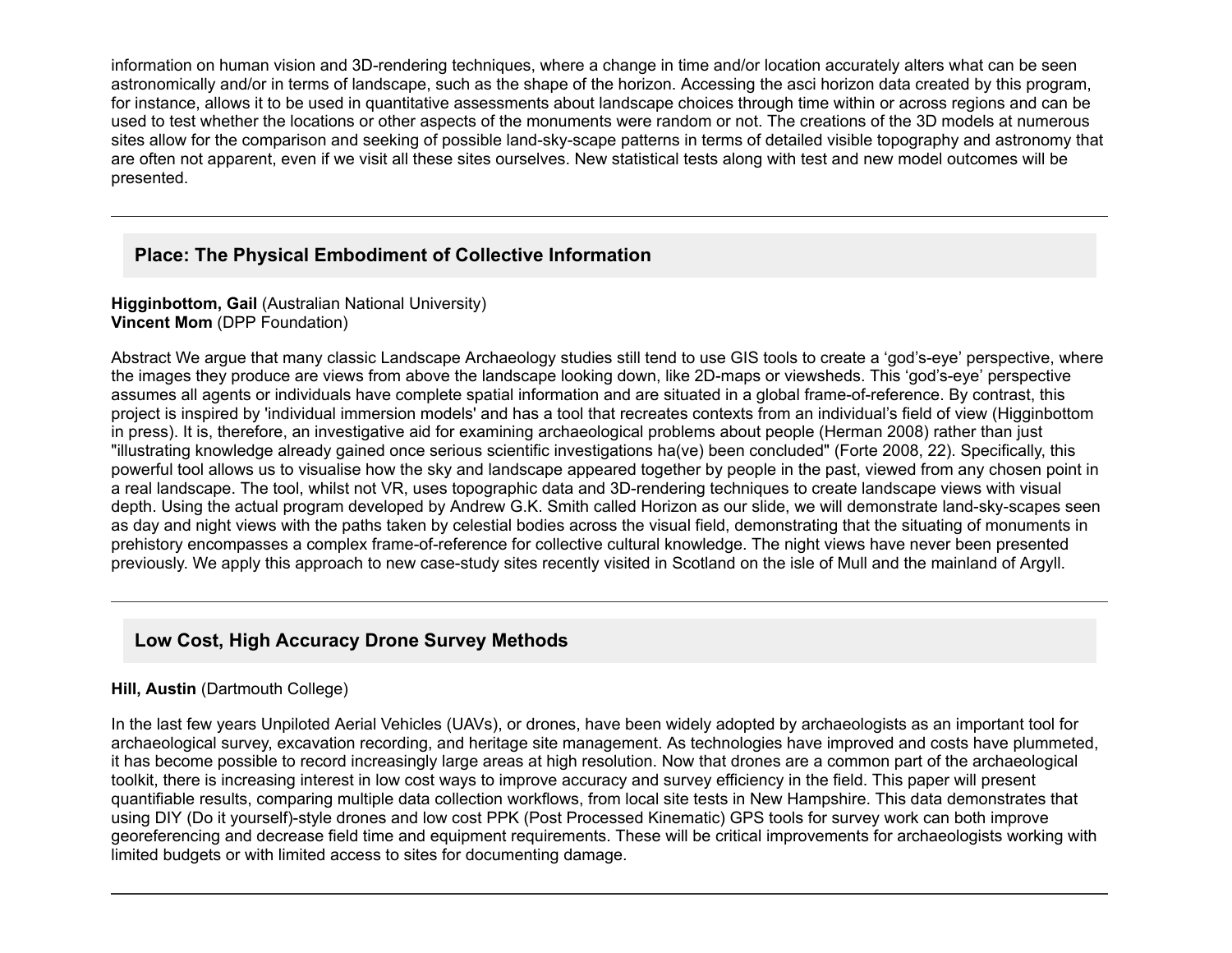information on human vision and 3D-rendering techniques, where a change in time and/or location accurately alters what can be seen astronomically and/or in terms of landscape, such as the shape of the horizon. Accessing the asci horizon data created by this program, for instance, allows it to be used in quantitative assessments about landscape choices through time within or across regions and can be used to test whether the locations or other aspects of the monuments were random or not. The creations of the 3D models at numerous sites allow for the comparison and seeking of possible land-sky-scape patterns in terms of detailed visible topography and astronomy that are often not apparent, even if we visit all these sites ourselves. New statistical tests along with test and new model outcomes will be presented.

---

### Place: The Physical Embodiment of Collective Information

**Higginbottom, Gail** (Australian National University)
**Vincent Mom** (DPP Foundation)

Abstract We argue that many classic Landscape Archaeology studies still tend to use GIS tools to create a 'god's-eye' perspective, where the images they produce are views from above the landscape looking down, like 2D-maps or viewsheds. This 'god's-eye' perspective assumes all agents or individuals have complete spatial information and are situated in a global frame-of-reference. By contrast, this project is inspired by 'individual immersion models' and has a tool that recreates contexts from an individual's field of view (Higginbottom in press). It is, therefore, an investigative aid for examining archaeological problems about people (Herman 2008) rather than just "illustrating knowledge already gained once serious scientific investigations ha(ve) been concluded" (Forte 2008, 22). Specifically, this powerful tool allows us to visualise how the sky and landscape appeared together by people in the past, viewed from any chosen point in a real landscape. The tool, whilst not VR, uses topographic data and 3D-rendering techniques to create landscape views with visual depth. Using the actual program developed by Andrew G.K. Smith called Horizon as our slide, we will demonstrate land-sky-scapes seen as day and night views with the paths taken by celestial bodies across the visual field, demonstrating that the situating of monuments in prehistory encompasses a complex frame-of-reference for collective cultural knowledge. The night views have never been presented previously. We apply this approach to new case-study sites recently visited in Scotland on the isle of Mull and the mainland of Argyll.

---

### Low Cost, High Accuracy Drone Survey Methods

**Hill, Austin** (Dartmouth College)

In the last few years Unpiloted Aerial Vehicles (UAVs), or drones, have been widely adopted by archaeologists as an important tool for archaeological survey, excavation recording, and heritage site management. As technologies have improved and costs have plummeted, it has become possible to record increasingly large areas at high resolution. Now that drones are a common part of the archaeological toolkit, there is increasing interest in low cost ways to improve accuracy and survey efficiency in the field. This paper will present quantifiable results, comparing multiple data collection workflows, from local site tests in New Hampshire. This data demonstrates that using DIY (Do it yourself)-style drones and low cost PPK (Post Processed Kinematic) GPS tools for survey work can both improve georeferencing and decrease field time and equipment requirements. These will be critical improvements for archaeologists working with limited budgets or with limited access to sites for documenting damage.

---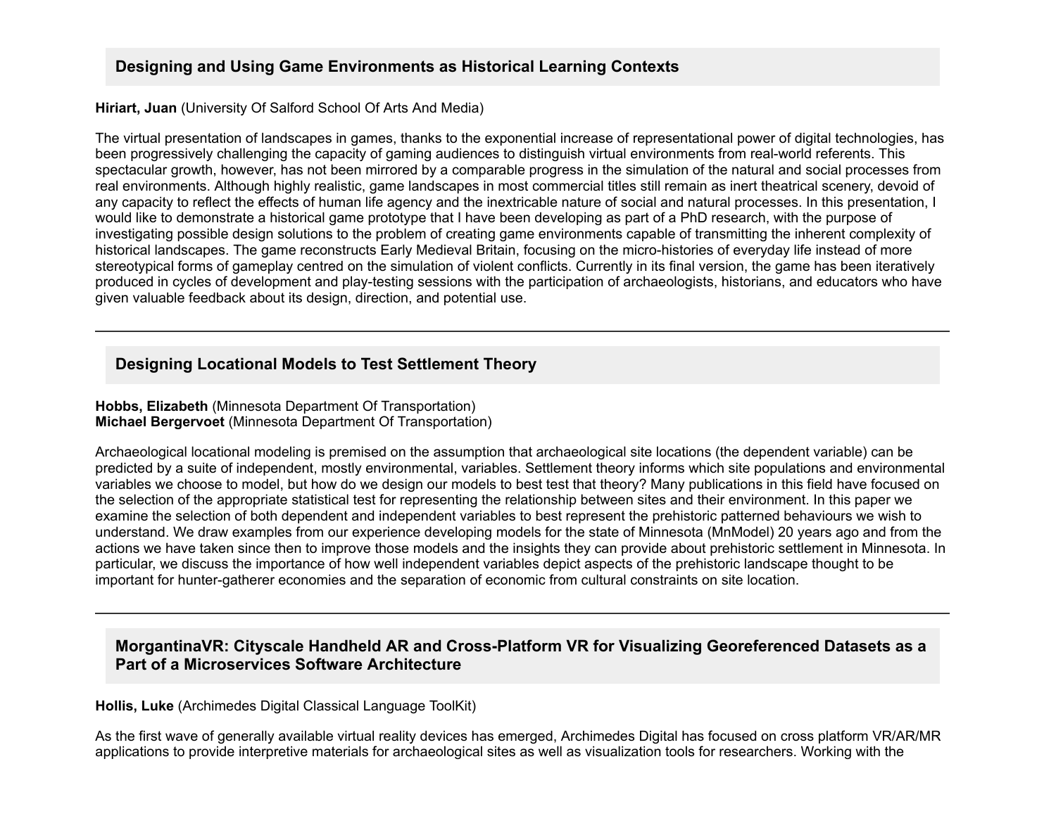## Designing and Using Game Environments as Historical Learning Contexts

**Hiriart, Juan** (University Of Salford School Of Arts And Media)

The virtual presentation of landscapes in games, thanks to the exponential increase of representational power of digital technologies, has been progressively challenging the capacity of gaming audiences to distinguish virtual environments from real-world referents. This spectacular growth, however, has not been mirrored by a comparable progress in the simulation of the natural and social processes from real environments. Although highly realistic, game landscapes in most commercial titles still remain as inert theatrical scenery, devoid of any capacity to reflect the effects of human life agency and the inextricable nature of social and natural processes. In this presentation, I would like to demonstrate a historical game prototype that I have been developing as part of a PhD research, with the purpose of investigating possible design solutions to the problem of creating game environments capable of transmitting the inherent complexity of historical landscapes. The game reconstructs Early Medieval Britain, focusing on the micro-histories of everyday life instead of more stereotypical forms of gameplay centred on the simulation of violent conflicts. Currently in its final version, the game has been iteratively produced in cycles of development and play-testing sessions with the participation of archaeologists, historians, and educators who have given valuable feedback about its design, direction, and potential use.

---

## Designing Locational Models to Test Settlement Theory

**Hobbs, Elizabeth** (Minnesota Department Of Transportation)
**Michael Bergervoet** (Minnesota Department Of Transportation)

Archaeological locational modeling is premised on the assumption that archaeological site locations (the dependent variable) can be predicted by a suite of independent, mostly environmental, variables. Settlement theory informs which site populations and environmental variables we choose to model, but how do we design our models to best test that theory? Many publications in this field have focused on the selection of the appropriate statistical test for representing the relationship between sites and their environment. In this paper we examine the selection of both dependent and independent variables to best represent the prehistoric patterned behaviours we wish to understand. We draw examples from our experience developing models for the state of Minnesota (MnModel) 20 years ago and from the actions we have taken since then to improve those models and the insights they can provide about prehistoric settlement in Minnesota. In particular, we discuss the importance of how well independent variables depict aspects of the prehistoric landscape thought to be important for hunter-gatherer economies and the separation of economic from cultural constraints on site location.

---

## MorgantinaVR: Cityscale Handheld AR and Cross-Platform VR for Visualizing Georeferenced Datasets as a Part of a Microservices Software Architecture

**Hollis, Luke** (Archimedes Digital Classical Language ToolKit)

As the first wave of generally available virtual reality devices has emerged, Archimedes Digital has focused on cross platform VR/AR/MR applications to provide interpretive materials for archaeological sites as well as visualization tools for researchers. Working with the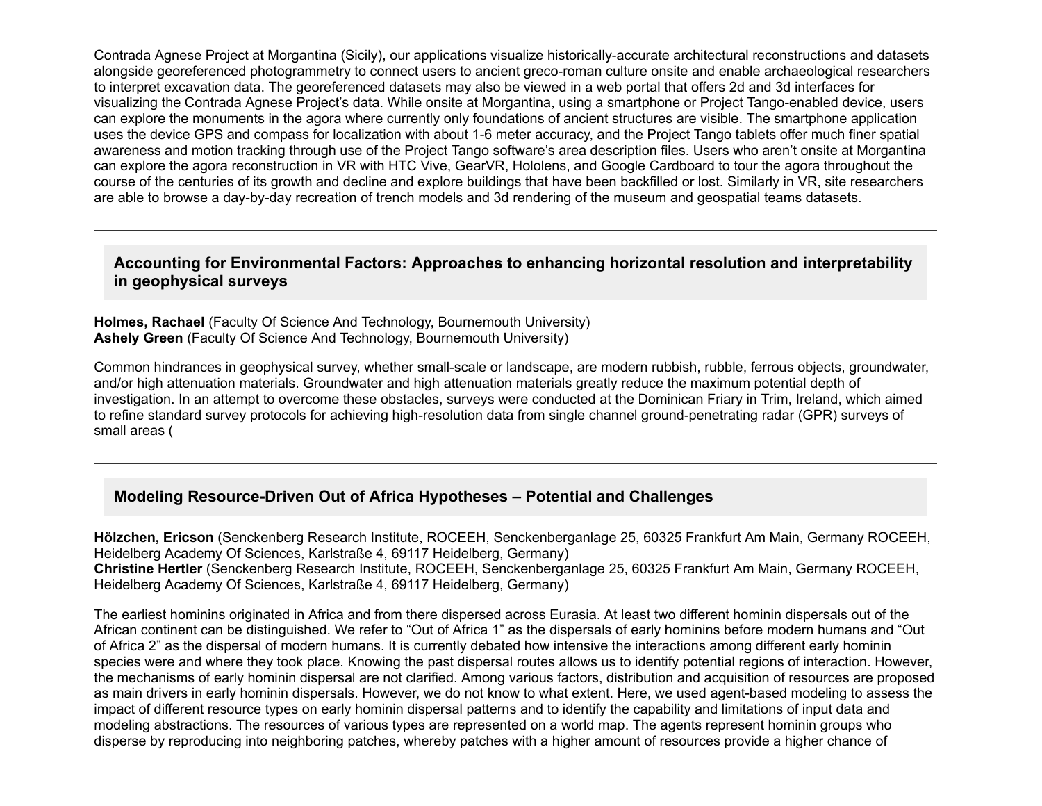Contrada Agnese Project at Morgantina (Sicily), our applications visualize historically-accurate architectural reconstructions and datasets alongside georeferenced photogrammetry to connect users to ancient greco-roman culture onsite and enable archaeological researchers to interpret excavation data. The georeferenced datasets may also be viewed in a web portal that offers 2d and 3d interfaces for visualizing the Contrada Agnese Project's data. While onsite at Morgantina, using a smartphone or Project Tango-enabled device, users can explore the monuments in the agora where currently only foundations of ancient structures are visible. The smartphone application uses the device GPS and compass for localization with about 1-6 meter accuracy, and the Project Tango tablets offer much finer spatial awareness and motion tracking through use of the Project Tango software's area description files. Users who aren't onsite at Morgantina can explore the agora reconstruction in VR with HTC Vive, GearVR, Hololens, and Google Cardboard to tour the agora throughout the course of the centuries of its growth and decline and explore buildings that have been backfilled or lost. Similarly in VR, site researchers are able to browse a day-by-day recreation of trench models and 3d rendering of the museum and geospatial teams datasets.

---

### Accounting for Environmental Factors: Approaches to enhancing horizontal resolution and interpretability in geophysical surveys

**Holmes, Rachael** (Faculty Of Science And Technology, Bournemouth University)
**Ashely Green** (Faculty Of Science And Technology, Bournemouth University)

Common hindrances in geophysical survey, whether small-scale or landscape, are modern rubbish, rubble, ferrous objects, groundwater, and/or high attenuation materials. Groundwater and high attenuation materials greatly reduce the maximum potential depth of investigation. In an attempt to overcome these obstacles, surveys were conducted at the Dominican Friary in Trim, Ireland, which aimed to refine standard survey protocols for achieving high-resolution data from single channel ground-penetrating radar (GPR) surveys of small areas (

---

### Modeling Resource-Driven Out of Africa Hypotheses – Potential and Challenges

**Hölzchen, Ericson** (Senckenberg Research Institute, ROCEEH, Senckenberganlage 25, 60325 Frankfurt Am Main, Germany ROCEEH, Heidelberg Academy Of Sciences, Karlstraße 4, 69117 Heidelberg, Germany)
**Christine Hertler** (Senckenberg Research Institute, ROCEEH, Senckenberganlage 25, 60325 Frankfurt Am Main, Germany ROCEEH, Heidelberg Academy Of Sciences, Karlstraße 4, 69117 Heidelberg, Germany)

The earliest hominins originated in Africa and from there dispersed across Eurasia. At least two different hominin dispersals out of the African continent can be distinguished. We refer to "Out of Africa 1" as the dispersals of early hominins before modern humans and "Out of Africa 2" as the dispersal of modern humans. It is currently debated how intensive the interactions among different early hominin species were and where they took place. Knowing the past dispersal routes allows us to identify potential regions of interaction. However, the mechanisms of early hominin dispersal are not clarified. Among various factors, distribution and acquisition of resources are proposed as main drivers in early hominin dispersals. However, we do not know to what extent. Here, we used agent-based modeling to assess the impact of different resource types on early hominin dispersal patterns and to identify the capability and limitations of input data and modeling abstractions. The resources of various types are represented on a world map. The agents represent hominin groups who disperse by reproducing into neighboring patches, whereby patches with a higher amount of resources provide a higher chance of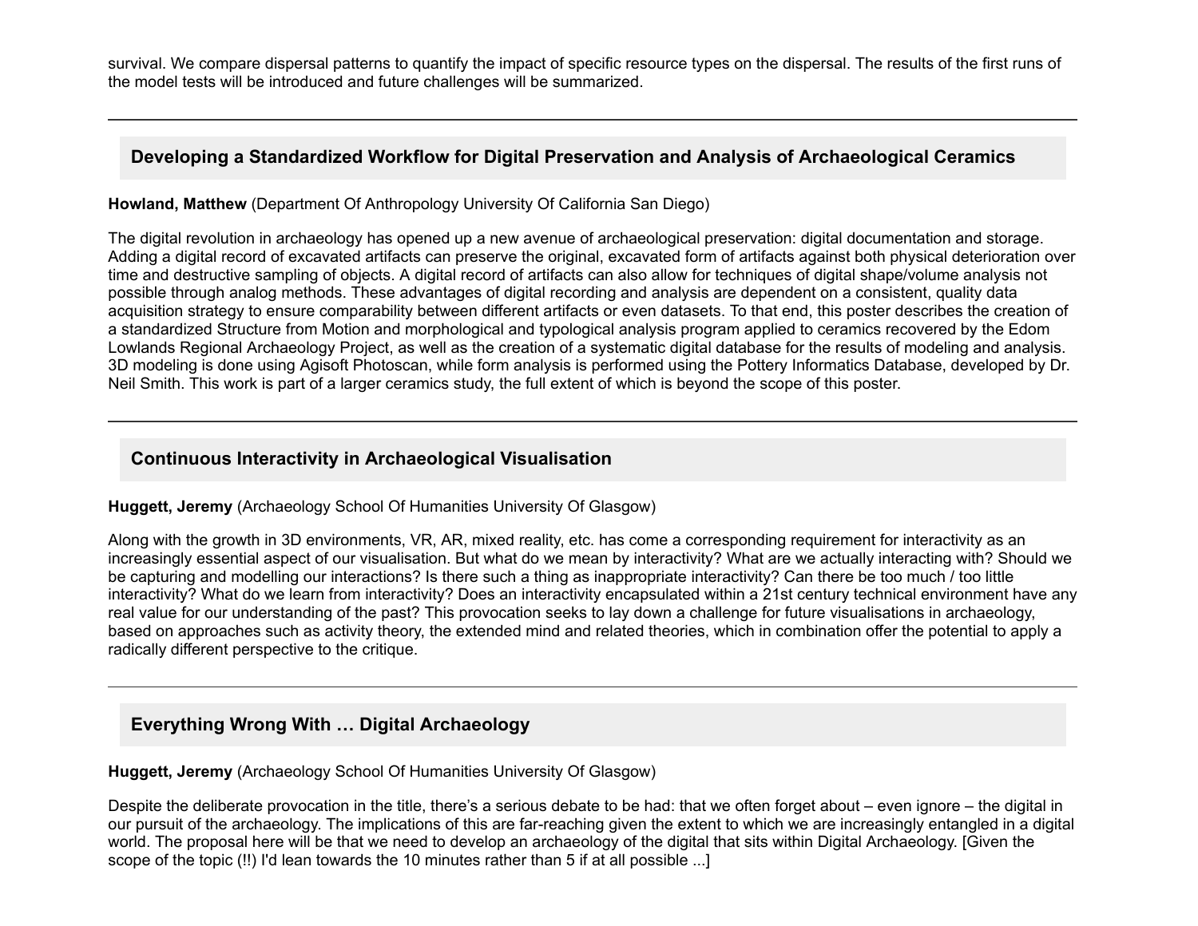survival. We compare dispersal patterns to quantify the impact of specific resource types on the dispersal. The results of the first runs of the model tests will be introduced and future challenges will be summarized.

---

## Developing a Standardized Workflow for Digital Preservation and Analysis of Archaeological Ceramics

**Howland, Matthew** (Department Of Anthropology University Of California San Diego)

The digital revolution in archaeology has opened up a new avenue of archaeological preservation: digital documentation and storage. Adding a digital record of excavated artifacts can preserve the original, excavated form of artifacts against both physical deterioration over time and destructive sampling of objects. A digital record of artifacts can also allow for techniques of digital shape/volume analysis not possible through analog methods. These advantages of digital recording and analysis are dependent on a consistent, quality data acquisition strategy to ensure comparability between different artifacts or even datasets. To that end, this poster describes the creation of a standardized Structure from Motion and morphological and typological analysis program applied to ceramics recovered by the Edom Lowlands Regional Archaeology Project, as well as the creation of a systematic digital database for the results of modeling and analysis. 3D modeling is done using Agisoft Photoscan, while form analysis is performed using the Pottery Informatics Database, developed by Dr. Neil Smith. This work is part of a larger ceramics study, the full extent of which is beyond the scope of this poster.

---

## Continuous Interactivity in Archaeological Visualisation

**Huggett, Jeremy** (Archaeology School Of Humanities University Of Glasgow)

Along with the growth in 3D environments, VR, AR, mixed reality, etc. has come a corresponding requirement for interactivity as an increasingly essential aspect of our visualisation. But what do we mean by interactivity? What are we actually interacting with? Should we be capturing and modelling our interactions? Is there such a thing as inappropriate interactivity? Can there be too much / too little interactivity? What do we learn from interactivity? Does an interactivity encapsulated within a 21st century technical environment have any real value for our understanding of the past? This provocation seeks to lay down a challenge for future visualisations in archaeology, based on approaches such as activity theory, the extended mind and related theories, which in combination offer the potential to apply a radically different perspective to the critique.

---

## Everything Wrong With … Digital Archaeology

**Huggett, Jeremy** (Archaeology School Of Humanities University Of Glasgow)

Despite the deliberate provocation in the title, there's a serious debate to be had: that we often forget about – even ignore – the digital in our pursuit of the archaeology. The implications of this are far-reaching given the extent to which we are increasingly entangled in a digital world. The proposal here will be that we need to develop an archaeology of the digital that sits within Digital Archaeology. [Given the scope of the topic (!!) I'd lean towards the 10 minutes rather than 5 if at all possible ...]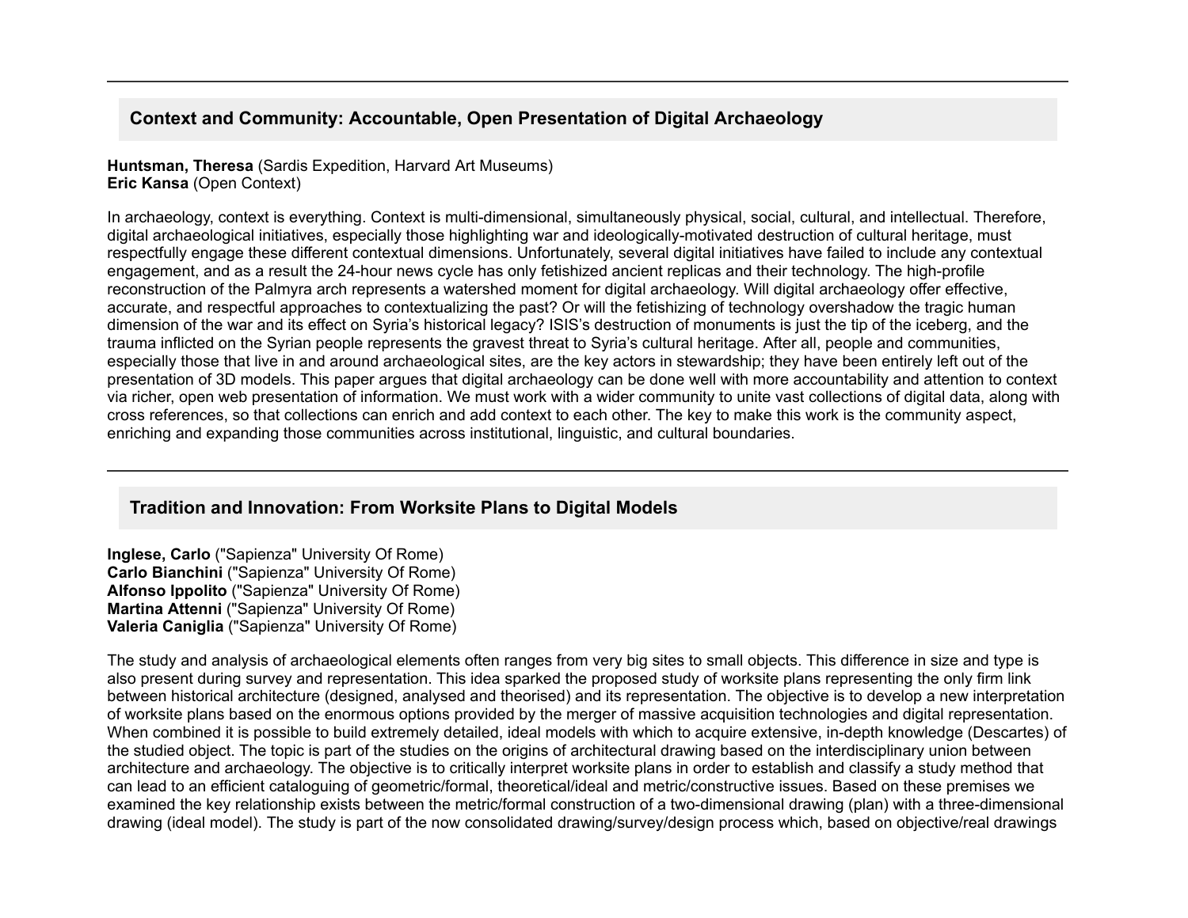## Context and Community: Accountable, Open Presentation of Digital Archaeology

**Huntsman, Theresa** (Sardis Expedition, Harvard Art Museums)
**Eric Kansa** (Open Context)

In archaeology, context is everything. Context is multi-dimensional, simultaneously physical, social, cultural, and intellectual. Therefore, digital archaeological initiatives, especially those highlighting war and ideologically-motivated destruction of cultural heritage, must respectfully engage these different contextual dimensions. Unfortunately, several digital initiatives have failed to include any contextual engagement, and as a result the 24-hour news cycle has only fetishized ancient replicas and their technology. The high-profile reconstruction of the Palmyra arch represents a watershed moment for digital archaeology. Will digital archaeology offer effective, accurate, and respectful approaches to contextualizing the past? Or will the fetishizing of technology overshadow the tragic human dimension of the war and its effect on Syria's historical legacy? ISIS's destruction of monuments is just the tip of the iceberg, and the trauma inflicted on the Syrian people represents the gravest threat to Syria's cultural heritage. After all, people and communities, especially those that live in and around archaeological sites, are the key actors in stewardship; they have been entirely left out of the presentation of 3D models. This paper argues that digital archaeology can be done well with more accountability and attention to context via richer, open web presentation of information. We must work with a wider community to unite vast collections of digital data, along with cross references, so that collections can enrich and add context to each other. The key to make this work is the community aspect, enriching and expanding those communities across institutional, linguistic, and cultural boundaries.

## Tradition and Innovation: From Worksite Plans to Digital Models

**Inglese, Carlo** ("Sapienza" University Of Rome)
**Carlo Bianchini** ("Sapienza" University Of Rome)
**Alfonso Ippolito** ("Sapienza" University Of Rome)
**Martina Attenni** ("Sapienza" University Of Rome)
**Valeria Caniglia** ("Sapienza" University Of Rome)

The study and analysis of archaeological elements often ranges from very big sites to small objects. This difference in size and type is also present during survey and representation. This idea sparked the proposed study of worksite plans representing the only firm link between historical architecture (designed, analysed and theorised) and its representation. The objective is to develop a new interpretation of worksite plans based on the enormous options provided by the merger of massive acquisition technologies and digital representation. When combined it is possible to build extremely detailed, ideal models with which to acquire extensive, in-depth knowledge (Descartes) of the studied object. The topic is part of the studies on the origins of architectural drawing based on the interdisciplinary union between architecture and archaeology. The objective is to critically interpret worksite plans in order to establish and classify a study method that can lead to an efficient cataloguing of geometric/formal, theoretical/ideal and metric/constructive issues. Based on these premises we examined the key relationship exists between the metric/formal construction of a two-dimensional drawing (plan) with a three-dimensional drawing (ideal model). The study is part of the now consolidated drawing/survey/design process which, based on objective/real drawings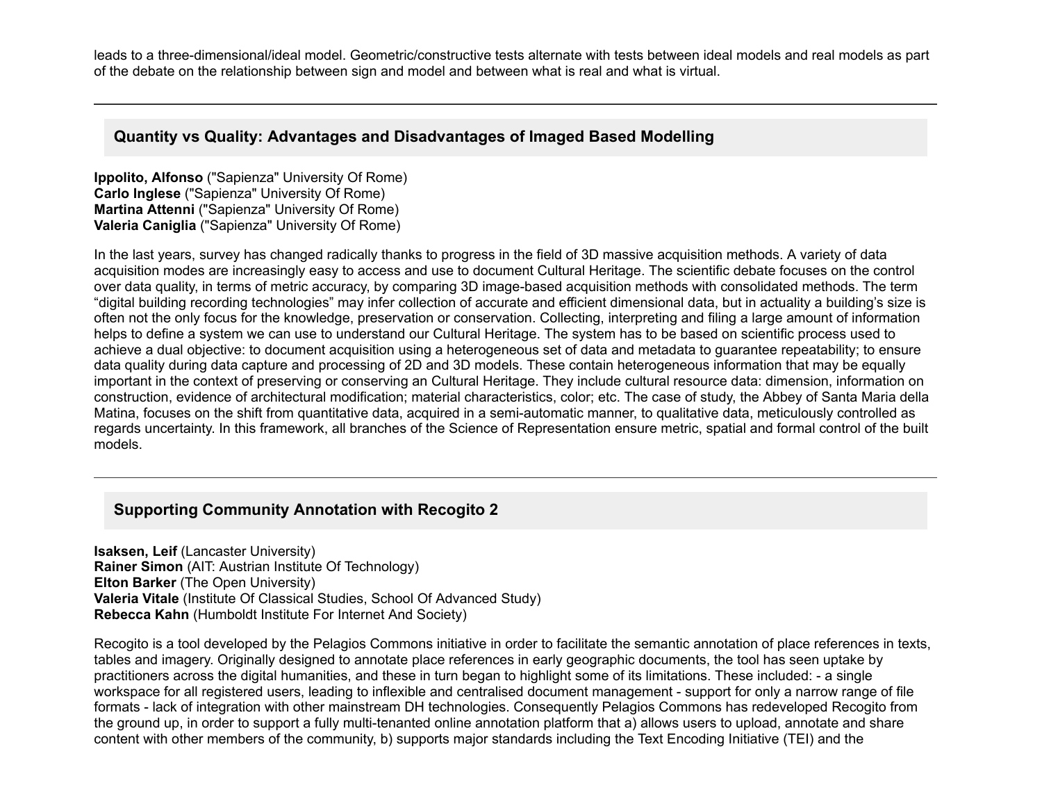leads to a three-dimensional/ideal model. Geometric/constructive tests alternate with tests between ideal models and real models as part of the debate on the relationship between sign and model and between what is real and what is virtual.

---

## Quantity vs Quality: Advantages and Disadvantages of Imaged Based Modelling

**Ippolito, Alfonso** ("Sapienza" University Of Rome)
**Carlo Inglese** ("Sapienza" University Of Rome)
**Martina Attenni** ("Sapienza" University Of Rome)
**Valeria Caniglia** ("Sapienza" University Of Rome)

In the last years, survey has changed radically thanks to progress in the field of 3D massive acquisition methods. A variety of data acquisition modes are increasingly easy to access and use to document Cultural Heritage. The scientific debate focuses on the control over data quality, in terms of metric accuracy, by comparing 3D image-based acquisition methods with consolidated methods. The term "digital building recording technologies" may infer collection of accurate and efficient dimensional data, but in actuality a building's size is often not the only focus for the knowledge, preservation or conservation. Collecting, interpreting and filing a large amount of information helps to define a system we can use to understand our Cultural Heritage. The system has to be based on scientific process used to achieve a dual objective: to document acquisition using a heterogeneous set of data and metadata to guarantee repeatability; to ensure data quality during data capture and processing of 2D and 3D models. These contain heterogeneous information that may be equally important in the context of preserving or conserving an Cultural Heritage. They include cultural resource data: dimension, information on construction, evidence of architectural modification; material characteristics, color; etc. The case of study, the Abbey of Santa Maria della Matina, focuses on the shift from quantitative data, acquired in a semi-automatic manner, to qualitative data, meticulously controlled as regards uncertainty. In this framework, all branches of the Science of Representation ensure metric, spatial and formal control of the built models.

---

## Supporting Community Annotation with Recogito 2

**Isaksen, Leif** (Lancaster University)
**Rainer Simon** (AIT: Austrian Institute Of Technology)
**Elton Barker** (The Open University)
**Valeria Vitale** (Institute Of Classical Studies, School Of Advanced Study)
**Rebecca Kahn** (Humboldt Institute For Internet And Society)

Recogito is a tool developed by the Pelagios Commons initiative in order to facilitate the semantic annotation of place references in texts, tables and imagery. Originally designed to annotate place references in early geographic documents, the tool has seen uptake by practitioners across the digital humanities, and these in turn began to highlight some of its limitations. These included: - a single workspace for all registered users, leading to inflexible and centralised document management - support for only a narrow range of file formats - lack of integration with other mainstream DH technologies. Consequently Pelagios Commons has redeveloped Recogito from the ground up, in order to support a fully multi-tenanted online annotation platform that a) allows users to upload, annotate and share content with other members of the community, b) supports major standards including the Text Encoding Initiative (TEI) and the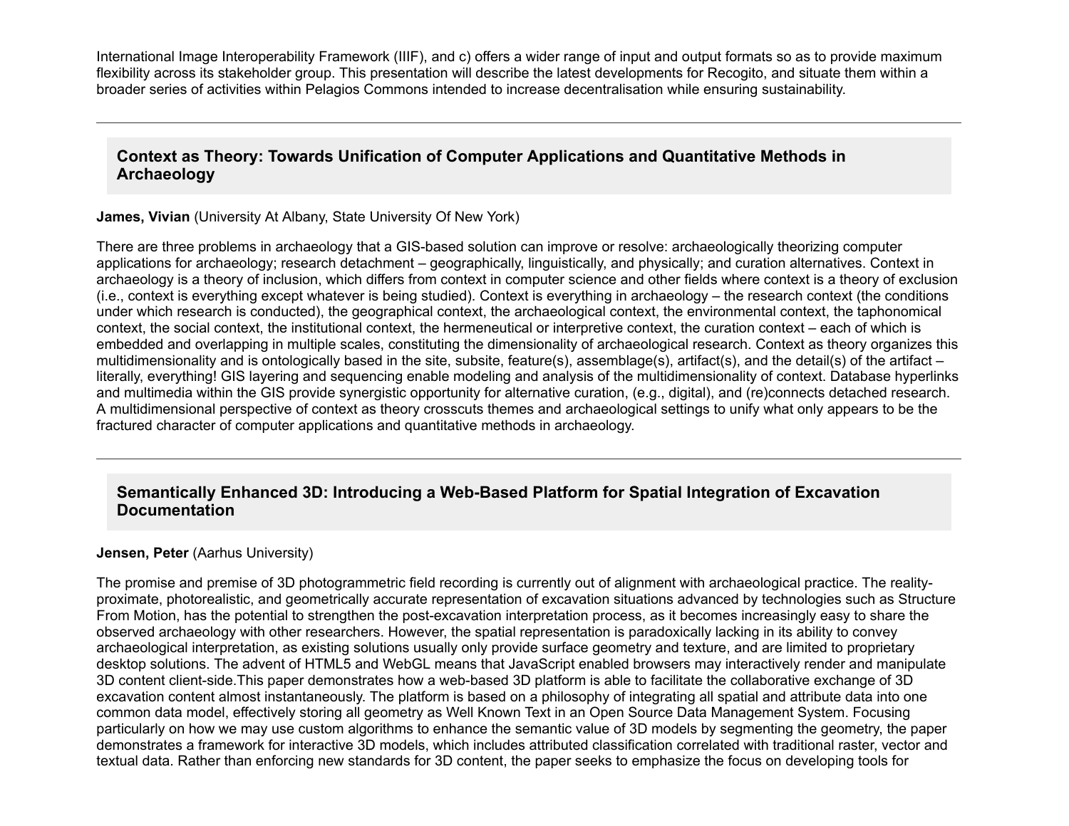International Image Interoperability Framework (IIIF), and c) offers a wider range of input and output formats so as to provide maximum flexibility across its stakeholder group. This presentation will describe the latest developments for Recogito, and situate them within a broader series of activities within Pelagios Commons intended to increase decentralisation while ensuring sustainability.

---

### Context as Theory: Towards Unification of Computer Applications and Quantitative Methods in Archaeology

**James, Vivian** (University At Albany, State University Of New York)

There are three problems in archaeology that a GIS-based solution can improve or resolve: archaeologically theorizing computer applications for archaeology; research detachment – geographically, linguistically, and physically; and curation alternatives. Context in archaeology is a theory of inclusion, which differs from context in computer science and other fields where context is a theory of exclusion (i.e., context is everything except whatever is being studied). Context is everything in archaeology – the research context (the conditions under which research is conducted), the geographical context, the archaeological context, the environmental context, the taphonomical context, the social context, the institutional context, the hermeneutical or interpretive context, the curation context – each of which is embedded and overlapping in multiple scales, constituting the dimensionality of archaeological research. Context as theory organizes this multidimensionality and is ontologically based in the site, subsite, feature(s), assemblage(s), artifact(s), and the detail(s) of the artifact – literally, everything! GIS layering and sequencing enable modeling and analysis of the multidimensionality of context. Database hyperlinks and multimedia within the GIS provide synergistic opportunity for alternative curation, (e.g., digital), and (re)connects detached research. A multidimensional perspective of context as theory crosscuts themes and archaeological settings to unify what only appears to be the fractured character of computer applications and quantitative methods in archaeology.

---

### Semantically Enhanced 3D: Introducing a Web-Based Platform for Spatial Integration of Excavation Documentation

**Jensen, Peter** (Aarhus University)

The promise and premise of 3D photogrammetric field recording is currently out of alignment with archaeological practice. The reality-proximate, photorealistic, and geometrically accurate representation of excavation situations advanced by technologies such as Structure From Motion, has the potential to strengthen the post-excavation interpretation process, as it becomes increasingly easy to share the observed archaeology with other researchers. However, the spatial representation is paradoxically lacking in its ability to convey archaeological interpretation, as existing solutions usually only provide surface geometry and texture, and are limited to proprietary desktop solutions. The advent of HTML5 and WebGL means that JavaScript enabled browsers may interactively render and manipulate 3D content client-side.This paper demonstrates how a web-based 3D platform is able to facilitate the collaborative exchange of 3D excavation content almost instantaneously. The platform is based on a philosophy of integrating all spatial and attribute data into one common data model, effectively storing all geometry as Well Known Text in an Open Source Data Management System. Focusing particularly on how we may use custom algorithms to enhance the semantic value of 3D models by segmenting the geometry, the paper demonstrates a framework for interactive 3D models, which includes attributed classification correlated with traditional raster, vector and textual data. Rather than enforcing new standards for 3D content, the paper seeks to emphasize the focus on developing tools for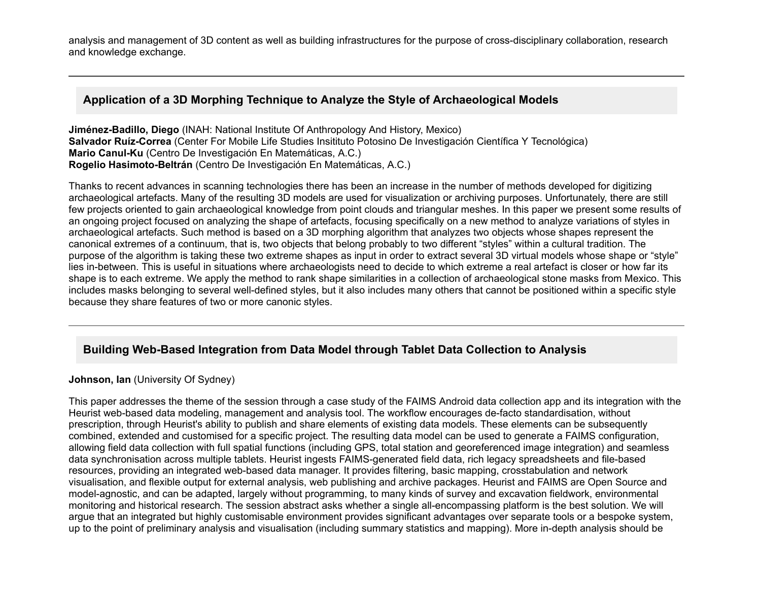analysis and management of 3D content as well as building infrastructures for the purpose of cross-disciplinary collaboration, research and knowledge exchange.

---

## Application of a 3D Morphing Technique to Analyze the Style of Archaeological Models

**Jiménez-Badillo, Diego** (INAH: National Institute Of Anthropology And History, Mexico)
**Salvador Ruíz-Correa** (Center For Mobile Life Studies Insitituto Potosino De Investigación Científica Y Tecnológica)
**Mario Canul-Ku** (Centro De Investigación En Matemáticas, A.C.)
**Rogelio Hasimoto-Beltrán** (Centro De Investigación En Matemáticas, A.C.)

Thanks to recent advances in scanning technologies there has been an increase in the number of methods developed for digitizing archaeological artefacts. Many of the resulting 3D models are used for visualization or archiving purposes. Unfortunately, there are still few projects oriented to gain archaeological knowledge from point clouds and triangular meshes. In this paper we present some results of an ongoing project focused on analyzing the shape of artefacts, focusing specifically on a new method to analyze variations of styles in archaeological artefacts. Such method is based on a 3D morphing algorithm that analyzes two objects whose shapes represent the canonical extremes of a continuum, that is, two objects that belong probably to two different "styles" within a cultural tradition. The purpose of the algorithm is taking these two extreme shapes as input in order to extract several 3D virtual models whose shape or "style" lies in-between. This is useful in situations where archaeologists need to decide to which extreme a real artefact is closer or how far its shape is to each extreme. We apply the method to rank shape similarities in a collection of archaeological stone masks from Mexico. This includes masks belonging to several well-defined styles, but it also includes many others that cannot be positioned within a specific style because they share features of two or more canonic styles.

---

## Building Web-Based Integration from Data Model through Tablet Data Collection to Analysis

**Johnson, Ian** (University Of Sydney)

This paper addresses the theme of the session through a case study of the FAIMS Android data collection app and its integration with the Heurist web-based data modeling, management and analysis tool. The workflow encourages de-facto standardisation, without prescription, through Heurist's ability to publish and share elements of existing data models. These elements can be subsequently combined, extended and customised for a specific project. The resulting data model can be used to generate a FAIMS configuration, allowing field data collection with full spatial functions (including GPS, total station and georeferenced image integration) and seamless data synchronisation across multiple tablets. Heurist ingests FAIMS-generated field data, rich legacy spreadsheets and file-based resources, providing an integrated web-based data manager. It provides filtering, basic mapping, crosstabulation and network visualisation, and flexible output for external analysis, web publishing and archive packages. Heurist and FAIMS are Open Source and model-agnostic, and can be adapted, largely without programming, to many kinds of survey and excavation fieldwork, environmental monitoring and historical research. The session abstract asks whether a single all-encompassing platform is the best solution. We will argue that an integrated but highly customisable environment provides significant advantages over separate tools or a bespoke system, up to the point of preliminary analysis and visualisation (including summary statistics and mapping). More in-depth analysis should be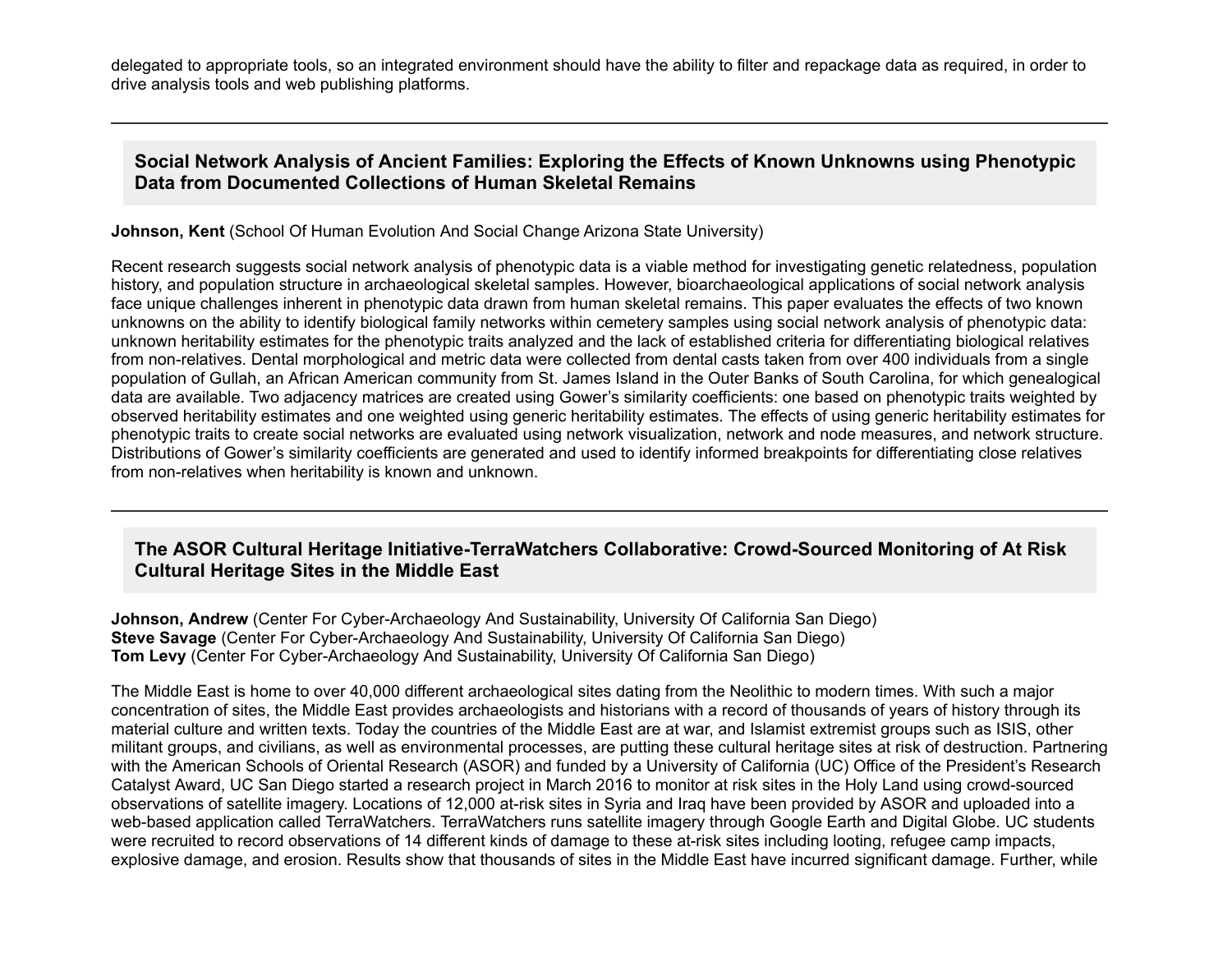delegated to appropriate tools, so an integrated environment should have the ability to filter and repackage data as required, in order to drive analysis tools and web publishing platforms.

---

## Social Network Analysis of Ancient Families: Exploring the Effects of Known Unknowns using Phenotypic Data from Documented Collections of Human Skeletal Remains

**Johnson, Kent** (School Of Human Evolution And Social Change Arizona State University)

Recent research suggests social network analysis of phenotypic data is a viable method for investigating genetic relatedness, population history, and population structure in archaeological skeletal samples. However, bioarchaeological applications of social network analysis face unique challenges inherent in phenotypic data drawn from human skeletal remains. This paper evaluates the effects of two known unknowns on the ability to identify biological family networks within cemetery samples using social network analysis of phenotypic data: unknown heritability estimates for the phenotypic traits analyzed and the lack of established criteria for differentiating biological relatives from non-relatives. Dental morphological and metric data were collected from dental casts taken from over 400 individuals from a single population of Gullah, an African American community from St. James Island in the Outer Banks of South Carolina, for which genealogical data are available. Two adjacency matrices are created using Gower's similarity coefficients: one based on phenotypic traits weighted by observed heritability estimates and one weighted using generic heritability estimates. The effects of using generic heritability estimates for phenotypic traits to create social networks are evaluated using network visualization, network and node measures, and network structure. Distributions of Gower's similarity coefficients are generated and used to identify informed breakpoints for differentiating close relatives from non-relatives when heritability is known and unknown.

---

## The ASOR Cultural Heritage Initiative-TerraWatchers Collaborative: Crowd-Sourced Monitoring of At Risk Cultural Heritage Sites in the Middle East

**Johnson, Andrew** (Center For Cyber-Archaeology And Sustainability, University Of California San Diego)
**Steve Savage** (Center For Cyber-Archaeology And Sustainability, University Of California San Diego)
**Tom Levy** (Center For Cyber-Archaeology And Sustainability, University Of California San Diego)

The Middle East is home to over 40,000 different archaeological sites dating from the Neolithic to modern times. With such a major concentration of sites, the Middle East provides archaeologists and historians with a record of thousands of years of history through its material culture and written texts. Today the countries of the Middle East are at war, and Islamist extremist groups such as ISIS, other militant groups, and civilians, as well as environmental processes, are putting these cultural heritage sites at risk of destruction. Partnering with the American Schools of Oriental Research (ASOR) and funded by a University of California (UC) Office of the President's Research Catalyst Award, UC San Diego started a research project in March 2016 to monitor at risk sites in the Holy Land using crowd-sourced observations of satellite imagery. Locations of 12,000 at-risk sites in Syria and Iraq have been provided by ASOR and uploaded into a web-based application called TerraWatchers. TerraWatchers runs satellite imagery through Google Earth and Digital Globe. UC students were recruited to record observations of 14 different kinds of damage to these at-risk sites including looting, refugee camp impacts, explosive damage, and erosion. Results show that thousands of sites in the Middle East have incurred significant damage. Further, while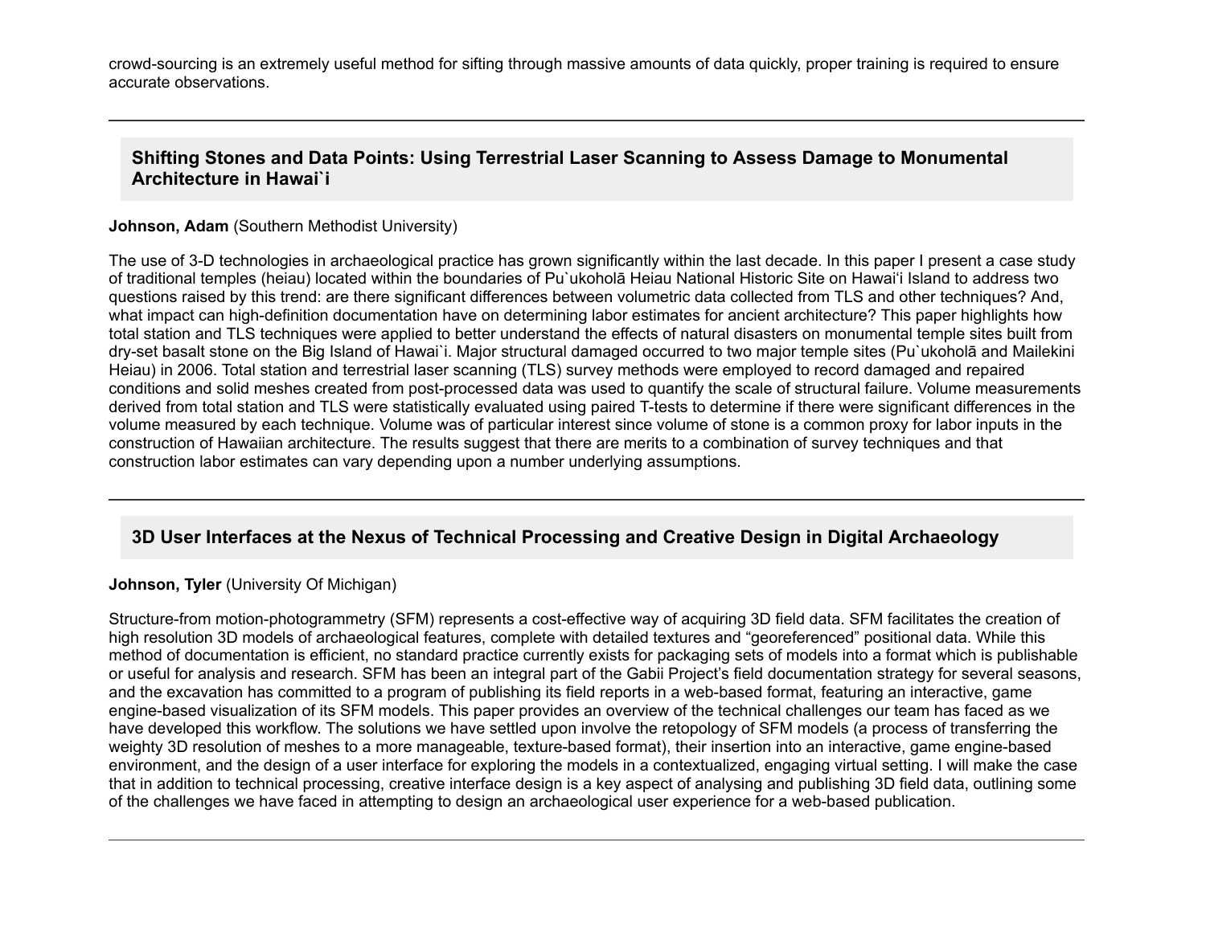crowd-sourcing is an extremely useful method for sifting through massive amounts of data quickly, proper training is required to ensure accurate observations.

---

## Shifting Stones and Data Points: Using Terrestrial Laser Scanning to Assess Damage to Monumental Architecture in Hawai`i

**Johnson, Adam** (Southern Methodist University)

The use of 3-D technologies in archaeological practice has grown significantly within the last decade. In this paper I present a case study of traditional temples (heiau) located within the boundaries of Pu`ukoholā Heiau National Historic Site on Hawai'i Island to address two questions raised by this trend: are there significant differences between volumetric data collected from TLS and other techniques? And, what impact can high-definition documentation have on determining labor estimates for ancient architecture? This paper highlights how total station and TLS techniques were applied to better understand the effects of natural disasters on monumental temple sites built from dry-set basalt stone on the Big Island of Hawai`i. Major structural damaged occurred to two major temple sites (Pu`ukoholā and Mailekini Heiau) in 2006. Total station and terrestrial laser scanning (TLS) survey methods were employed to record damaged and repaired conditions and solid meshes created from post-processed data was used to quantify the scale of structural failure. Volume measurements derived from total station and TLS were statistically evaluated using paired T-tests to determine if there were significant differences in the volume measured by each technique. Volume was of particular interest since volume of stone is a common proxy for labor inputs in the construction of Hawaiian architecture. The results suggest that there are merits to a combination of survey techniques and that construction labor estimates can vary depending upon a number underlying assumptions.

---

## 3D User Interfaces at the Nexus of Technical Processing and Creative Design in Digital Archaeology

**Johnson, Tyler** (University Of Michigan)

Structure-from motion-photogrammetry (SFM) represents a cost-effective way of acquiring 3D field data. SFM facilitates the creation of high resolution 3D models of archaeological features, complete with detailed textures and "georeferenced" positional data. While this method of documentation is efficient, no standard practice currently exists for packaging sets of models into a format which is publishable or useful for analysis and research. SFM has been an integral part of the Gabii Project's field documentation strategy for several seasons, and the excavation has committed to a program of publishing its field reports in a web-based format, featuring an interactive, game engine-based visualization of its SFM models. This paper provides an overview of the technical challenges our team has faced as we have developed this workflow. The solutions we have settled upon involve the retopology of SFM models (a process of transferring the weighty 3D resolution of meshes to a more manageable, texture-based format), their insertion into an interactive, game engine-based environment, and the design of a user interface for exploring the models in a contextualized, engaging virtual setting. I will make the case that in addition to technical processing, creative interface design is a key aspect of analysing and publishing 3D field data, outlining some of the challenges we have faced in attempting to design an archaeological user experience for a web-based publication.

---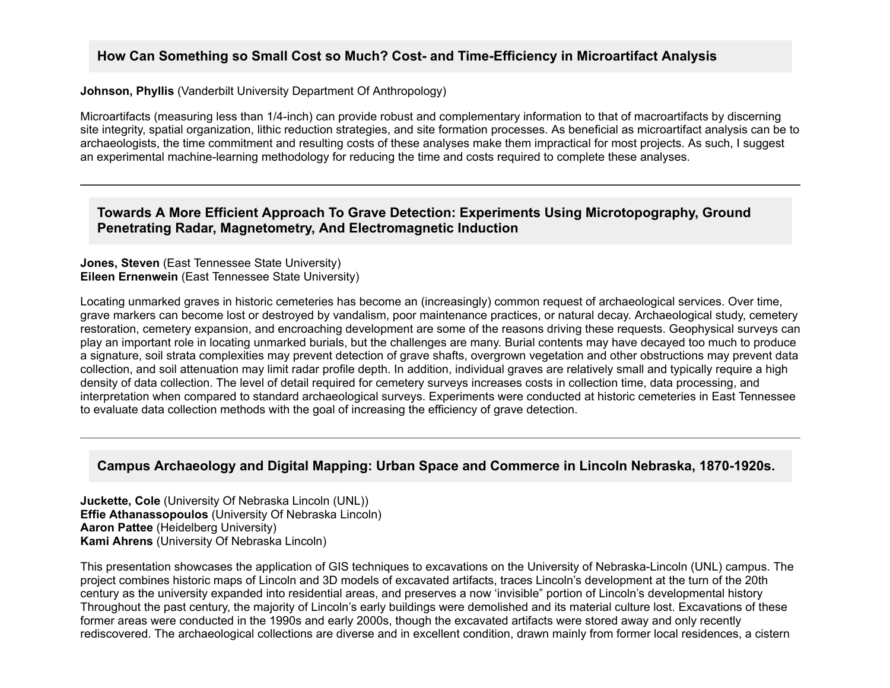### How Can Something so Small Cost so Much? Cost- and Time-Efficiency in Microartifact Analysis

**Johnson, Phyllis** (Vanderbilt University Department Of Anthropology)

Microartifacts (measuring less than 1/4-inch) can provide robust and complementary information to that of macroartifacts by discerning site integrity, spatial organization, lithic reduction strategies, and site formation processes. As beneficial as microartifact analysis can be to archaeologists, the time commitment and resulting costs of these analyses make them impractical for most projects. As such, I suggest an experimental machine-learning methodology for reducing the time and costs required to complete these analyses.

---

### Towards A More Efficient Approach To Grave Detection: Experiments Using Microtopography, Ground Penetrating Radar, Magnetometry, And Electromagnetic Induction

**Jones, Steven** (East Tennessee State University)
**Eileen Ernenwein** (East Tennessee State University)

Locating unmarked graves in historic cemeteries has become an (increasingly) common request of archaeological services. Over time, grave markers can become lost or destroyed by vandalism, poor maintenance practices, or natural decay. Archaeological study, cemetery restoration, cemetery expansion, and encroaching development are some of the reasons driving these requests. Geophysical surveys can play an important role in locating unmarked burials, but the challenges are many. Burial contents may have decayed too much to produce a signature, soil strata complexities may prevent detection of grave shafts, overgrown vegetation and other obstructions may prevent data collection, and soil attenuation may limit radar profile depth. In addition, individual graves are relatively small and typically require a high density of data collection. The level of detail required for cemetery surveys increases costs in collection time, data processing, and interpretation when compared to standard archaeological surveys. Experiments were conducted at historic cemeteries in East Tennessee to evaluate data collection methods with the goal of increasing the efficiency of grave detection.

---

### Campus Archaeology and Digital Mapping: Urban Space and Commerce in Lincoln Nebraska, 1870-1920s.

**Juckette, Cole** (University Of Nebraska Lincoln (UNL))
**Effie Athanassopoulos** (University Of Nebraska Lincoln)
**Aaron Pattee** (Heidelberg University)
**Kami Ahrens** (University Of Nebraska Lincoln)

This presentation showcases the application of GIS techniques to excavations on the University of Nebraska-Lincoln (UNL) campus. The project combines historic maps of Lincoln and 3D models of excavated artifacts, traces Lincoln's development at the turn of the 20th century as the university expanded into residential areas, and preserves a now 'invisible" portion of Lincoln's developmental history Throughout the past century, the majority of Lincoln's early buildings were demolished and its material culture lost. Excavations of these former areas were conducted in the 1990s and early 2000s, though the excavated artifacts were stored away and only recently rediscovered. The archaeological collections are diverse and in excellent condition, drawn mainly from former local residences, a cistern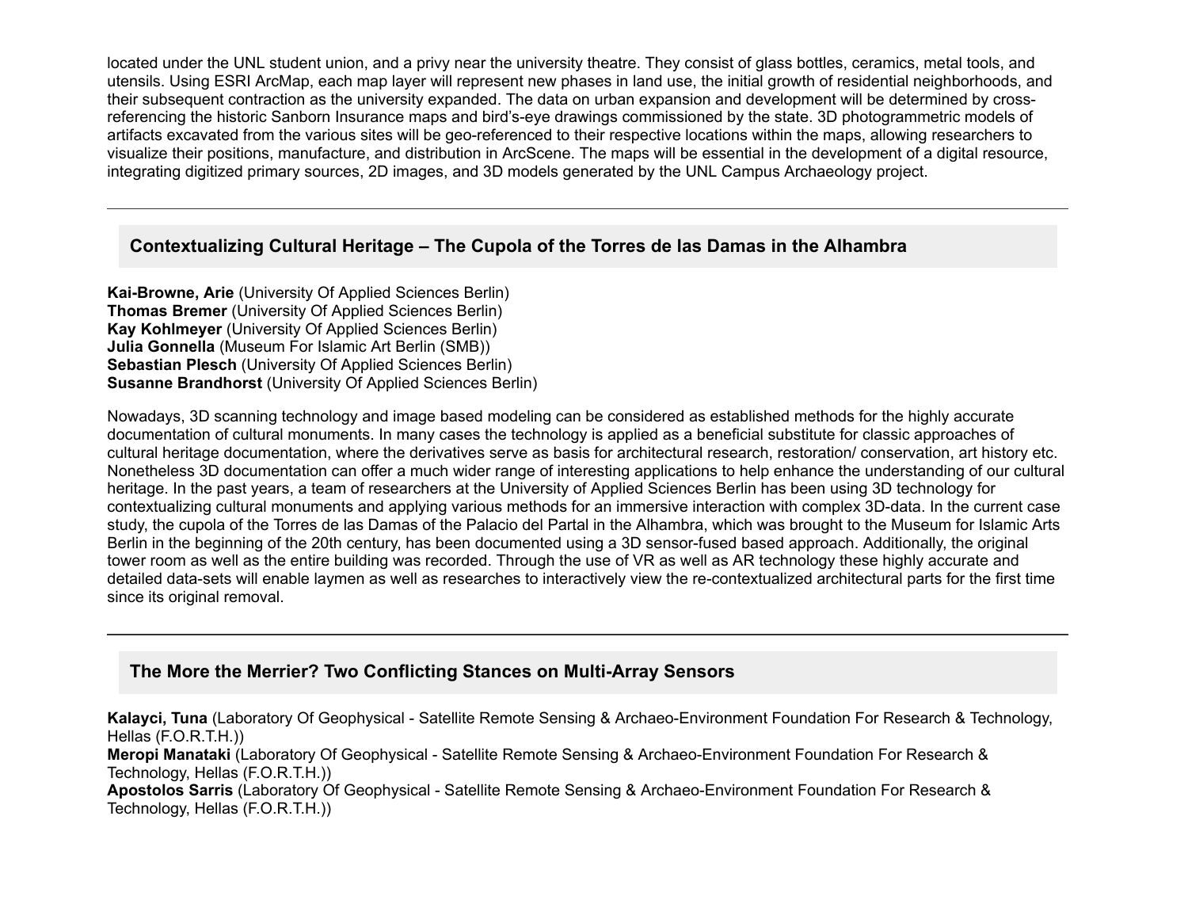located under the UNL student union, and a privy near the university theatre. They consist of glass bottles, ceramics, metal tools, and utensils. Using ESRI ArcMap, each map layer will represent new phases in land use, the initial growth of residential neighborhoods, and their subsequent contraction as the university expanded. The data on urban expansion and development will be determined by cross-referencing the historic Sanborn Insurance maps and bird's-eye drawings commissioned by the state. 3D photogrammetric models of artifacts excavated from the various sites will be geo-referenced to their respective locations within the maps, allowing researchers to visualize their positions, manufacture, and distribution in ArcScene. The maps will be essential in the development of a digital resource, integrating digitized primary sources, 2D images, and 3D models generated by the UNL Campus Archaeology project.

---

### Contextualizing Cultural Heritage – The Cupola of the Torres de las Damas in the Alhambra

**Kai-Browne, Arie** (University Of Applied Sciences Berlin)
**Thomas Bremer** (University Of Applied Sciences Berlin)
**Kay Kohlmeyer** (University Of Applied Sciences Berlin)
**Julia Gonnella** (Museum For Islamic Art Berlin (SMB))
**Sebastian Plesch** (University Of Applied Sciences Berlin)
**Susanne Brandhorst** (University Of Applied Sciences Berlin)

Nowadays, 3D scanning technology and image based modeling can be considered as established methods for the highly accurate documentation of cultural monuments. In many cases the technology is applied as a beneficial substitute for classic approaches of cultural heritage documentation, where the derivatives serve as basis for architectural research, restoration/ conservation, art history etc. Nonetheless 3D documentation can offer a much wider range of interesting applications to help enhance the understanding of our cultural heritage. In the past years, a team of researchers at the University of Applied Sciences Berlin has been using 3D technology for contextualizing cultural monuments and applying various methods for an immersive interaction with complex 3D-data. In the current case study, the cupola of the Torres de las Damas of the Palacio del Partal in the Alhambra, which was brought to the Museum for Islamic Arts Berlin in the beginning of the 20th century, has been documented using a 3D sensor-fused based approach. Additionally, the original tower room as well as the entire building was recorded. Through the use of VR as well as AR technology these highly accurate and detailed data-sets will enable laymen as well as researches to interactively view the re-contextualized architectural parts for the first time since its original removal.

---

### The More the Merrier? Two Conflicting Stances on Multi-Array Sensors

**Kalayci, Tuna** (Laboratory Of Geophysical - Satellite Remote Sensing & Archaeo-Environment Foundation For Research & Technology, Hellas (F.O.R.T.H.))
**Meropi Manataki** (Laboratory Of Geophysical - Satellite Remote Sensing & Archaeo-Environment Foundation For Research & Technology, Hellas (F.O.R.T.H.))
**Apostolos Sarris** (Laboratory Of Geophysical - Satellite Remote Sensing & Archaeo-Environment Foundation For Research & Technology, Hellas (F.O.R.T.H.))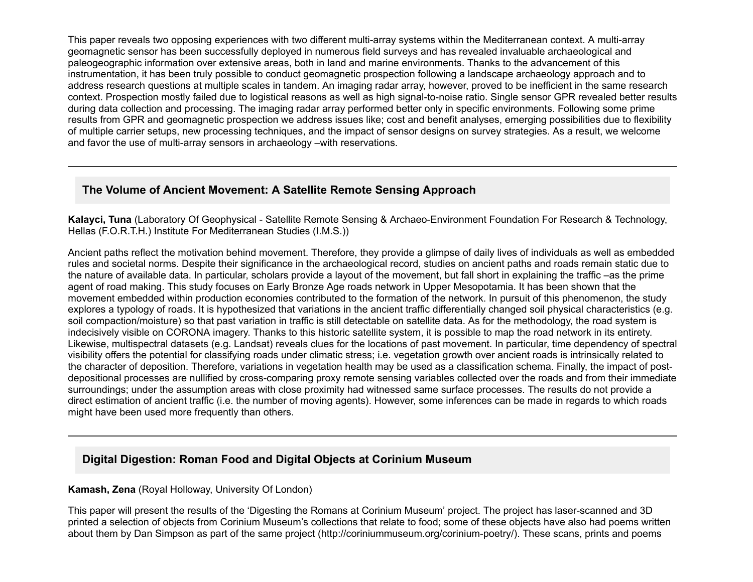This paper reveals two opposing experiences with two different multi-array systems within the Mediterranean context. A multi-array geomagnetic sensor has been successfully deployed in numerous field surveys and has revealed invaluable archaeological and paleogeographic information over extensive areas, both in land and marine environments. Thanks to the advancement of this instrumentation, it has been truly possible to conduct geomagnetic prospection following a landscape archaeology approach and to address research questions at multiple scales in tandem. An imaging radar array, however, proved to be inefficient in the same research context. Prospection mostly failed due to logistical reasons as well as high signal-to-noise ratio. Single sensor GPR revealed better results during data collection and processing. The imaging radar array performed better only in specific environments. Following some prime results from GPR and geomagnetic prospection we address issues like; cost and benefit analyses, emerging possibilities due to flexibility of multiple carrier setups, new processing techniques, and the impact of sensor designs on survey strategies. As a result, we welcome and favor the use of multi-array sensors in archaeology –with reservations.

---

## The Volume of Ancient Movement: A Satellite Remote Sensing Approach

**Kalayci, Tuna** (Laboratory Of Geophysical - Satellite Remote Sensing & Archaeo-Environment Foundation For Research & Technology, Hellas (F.O.R.T.H.) Institute For Mediterranean Studies (I.M.S.))

Ancient paths reflect the motivation behind movement. Therefore, they provide a glimpse of daily lives of individuals as well as embedded rules and societal norms. Despite their significance in the archaeological record, studies on ancient paths and roads remain static due to the nature of available data. In particular, scholars provide a layout of the movement, but fall short in explaining the traffic –as the prime agent of road making. This study focuses on Early Bronze Age roads network in Upper Mesopotamia. It has been shown that the movement embedded within production economies contributed to the formation of the network. In pursuit of this phenomenon, the study explores a typology of roads. It is hypothesized that variations in the ancient traffic differentially changed soil physical characteristics (e.g. soil compaction/moisture) so that past variation in traffic is still detectable on satellite data. As for the methodology, the road system is indecisively visible on CORONA imagery. Thanks to this historic satellite system, it is possible to map the road network in its entirety. Likewise, multispectral datasets (e.g. Landsat) reveals clues for the locations of past movement. In particular, time dependency of spectral visibility offers the potential for classifying roads under climatic stress; i.e. vegetation growth over ancient roads is intrinsically related to the character of deposition. Therefore, variations in vegetation health may be used as a classification schema. Finally, the impact of post-depositional processes are nullified by cross-comparing proxy remote sensing variables collected over the roads and from their immediate surroundings; under the assumption areas with close proximity had witnessed same surface processes. The results do not provide a direct estimation of ancient traffic (i.e. the number of moving agents). However, some inferences can be made in regards to which roads might have been used more frequently than others.

---

## Digital Digestion: Roman Food and Digital Objects at Corinium Museum

**Kamash, Zena** (Royal Holloway, University Of London)

This paper will present the results of the 'Digesting the Romans at Corinium Museum' project. The project has laser-scanned and 3D printed a selection of objects from Corinium Museum's collections that relate to food; some of these objects have also had poems written about them by Dan Simpson as part of the same project (http://coriniummuseum.org/corinium-poetry/). These scans, prints and poems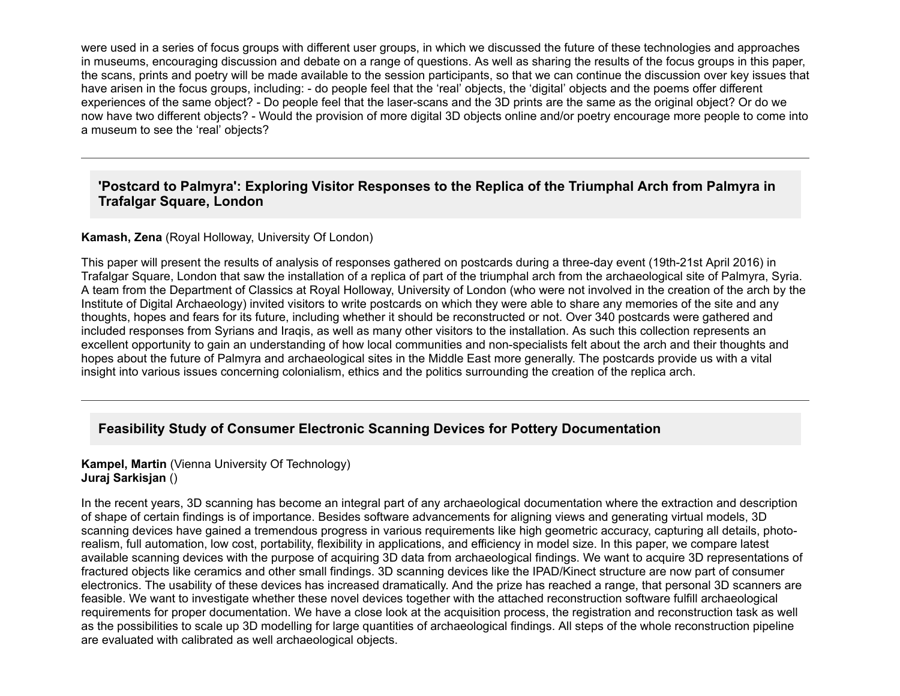were used in a series of focus groups with different user groups, in which we discussed the future of these technologies and approaches in museums, encouraging discussion and debate on a range of questions. As well as sharing the results of the focus groups in this paper, the scans, prints and poetry will be made available to the session participants, so that we can continue the discussion over key issues that have arisen in the focus groups, including: - do people feel that the 'real' objects, the 'digital' objects and the poems offer different experiences of the same object? - Do people feel that the laser-scans and the 3D prints are the same as the original object? Or do we now have two different objects? - Would the provision of more digital 3D objects online and/or poetry encourage more people to come into a museum to see the 'real' objects?

---

### 'Postcard to Palmyra': Exploring Visitor Responses to the Replica of the Triumphal Arch from Palmyra in Trafalgar Square, London

**Kamash, Zena** (Royal Holloway, University Of London)

This paper will present the results of analysis of responses gathered on postcards during a three-day event (19th-21st April 2016) in Trafalgar Square, London that saw the installation of a replica of part of the triumphal arch from the archaeological site of Palmyra, Syria. A team from the Department of Classics at Royal Holloway, University of London (who were not involved in the creation of the arch by the Institute of Digital Archaeology) invited visitors to write postcards on which they were able to share any memories of the site and any thoughts, hopes and fears for its future, including whether it should be reconstructed or not. Over 340 postcards were gathered and included responses from Syrians and Iraqis, as well as many other visitors to the installation. As such this collection represents an excellent opportunity to gain an understanding of how local communities and non-specialists felt about the arch and their thoughts and hopes about the future of Palmyra and archaeological sites in the Middle East more generally. The postcards provide us with a vital insight into various issues concerning colonialism, ethics and the politics surrounding the creation of the replica arch.

---

### Feasibility Study of Consumer Electronic Scanning Devices for Pottery Documentation

**Kampel, Martin** (Vienna University Of Technology)
**Juraj Sarkisjan** ()

In the recent years, 3D scanning has become an integral part of any archaeological documentation where the extraction and description of shape of certain findings is of importance. Besides software advancements for aligning views and generating virtual models, 3D scanning devices have gained a tremendous progress in various requirements like high geometric accuracy, capturing all details, photo-realism, full automation, low cost, portability, flexibility in applications, and efficiency in model size. In this paper, we compare latest available scanning devices with the purpose of acquiring 3D data from archaeological findings. We want to acquire 3D representations of fractured objects like ceramics and other small findings. 3D scanning devices like the IPAD/Kinect structure are now part of consumer electronics. The usability of these devices has increased dramatically. And the prize has reached a range, that personal 3D scanners are feasible. We want to investigate whether these novel devices together with the attached reconstruction software fulfill archaeological requirements for proper documentation. We have a close look at the acquisition process, the registration and reconstruction task as well as the possibilities to scale up 3D modelling for large quantities of archaeological findings. All steps of the whole reconstruction pipeline are evaluated with calibrated as well archaeological objects.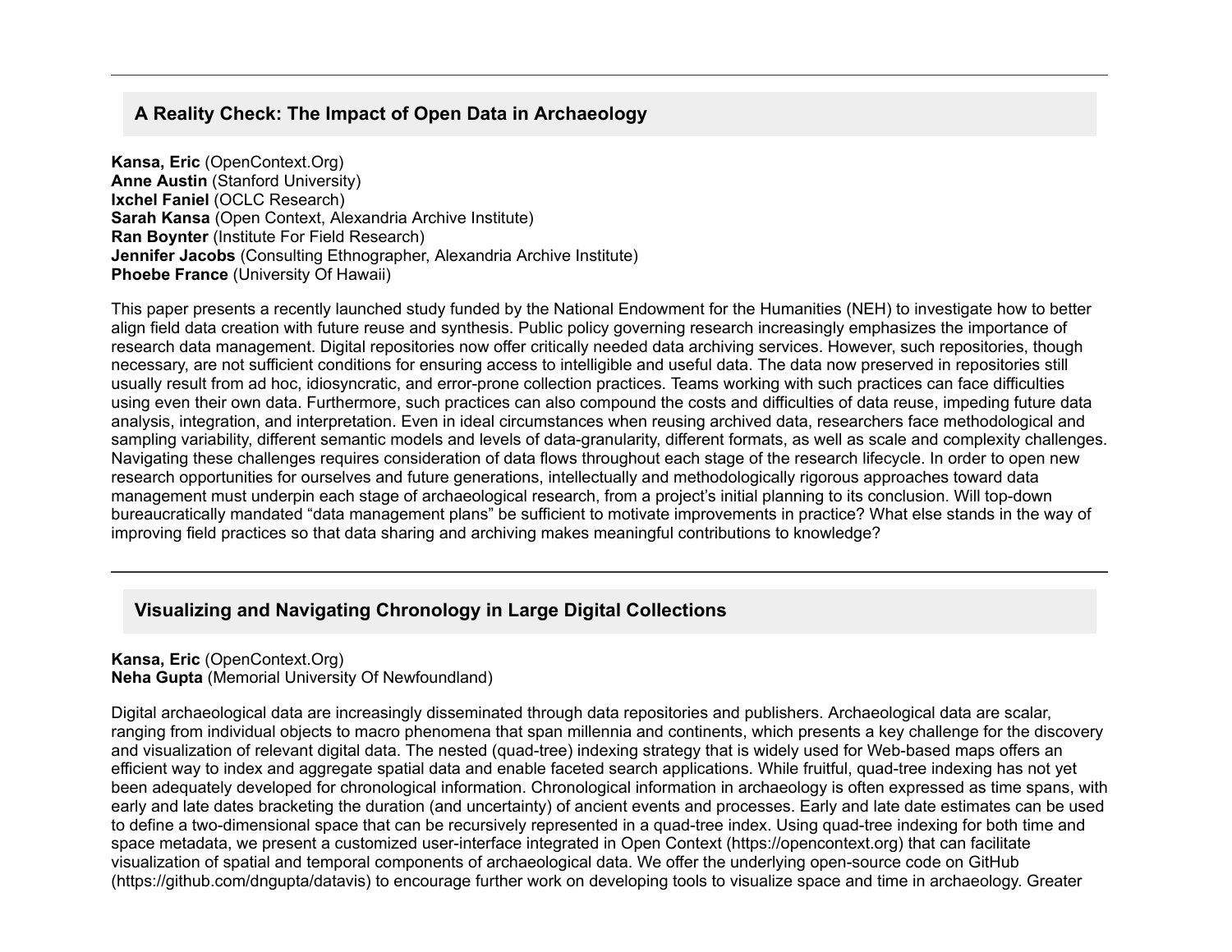## A Reality Check: The Impact of Open Data in Archaeology

**Kansa, Eric** (OpenContext.Org)
**Anne Austin** (Stanford University)
**Ixchel Faniel** (OCLC Research)
**Sarah Kansa** (Open Context, Alexandria Archive Institute)
**Ran Boynter** (Institute For Field Research)
**Jennifer Jacobs** (Consulting Ethnographer, Alexandria Archive Institute)
**Phoebe France** (University Of Hawaii)

This paper presents a recently launched study funded by the National Endowment for the Humanities (NEH) to investigate how to better align field data creation with future reuse and synthesis. Public policy governing research increasingly emphasizes the importance of research data management. Digital repositories now offer critically needed data archiving services. However, such repositories, though necessary, are not sufficient conditions for ensuring access to intelligible and useful data. The data now preserved in repositories still usually result from ad hoc, idiosyncratic, and error-prone collection practices. Teams working with such practices can face difficulties using even their own data. Furthermore, such practices can also compound the costs and difficulties of data reuse, impeding future data analysis, integration, and interpretation. Even in ideal circumstances when reusing archived data, researchers face methodological and sampling variability, different semantic models and levels of data-granularity, different formats, as well as scale and complexity challenges. Navigating these challenges requires consideration of data flows throughout each stage of the research lifecycle. In order to open new research opportunities for ourselves and future generations, intellectually and methodologically rigorous approaches toward data management must underpin each stage of archaeological research, from a project's initial planning to its conclusion. Will top-down bureaucratically mandated "data management plans" be sufficient to motivate improvements in practice? What else stands in the way of improving field practices so that data sharing and archiving makes meaningful contributions to knowledge?

## Visualizing and Navigating Chronology in Large Digital Collections

**Kansa, Eric** (OpenContext.Org)
**Neha Gupta** (Memorial University Of Newfoundland)

Digital archaeological data are increasingly disseminated through data repositories and publishers. Archaeological data are scalar, ranging from individual objects to macro phenomena that span millennia and continents, which presents a key challenge for the discovery and visualization of relevant digital data. The nested (quad-tree) indexing strategy that is widely used for Web-based maps offers an efficient way to index and aggregate spatial data and enable faceted search applications. While fruitful, quad-tree indexing has not yet been adequately developed for chronological information. Chronological information in archaeology is often expressed as time spans, with early and late dates bracketing the duration (and uncertainty) of ancient events and processes. Early and late date estimates can be used to define a two-dimensional space that can be recursively represented in a quad-tree index. Using quad-tree indexing for both time and space metadata, we present a customized user-interface integrated in Open Context (https://opencontext.org) that can facilitate visualization of spatial and temporal components of archaeological data. We offer the underlying open-source code on GitHub (https://github.com/dngupta/datavis) to encourage further work on developing tools to visualize space and time in archaeology. Greater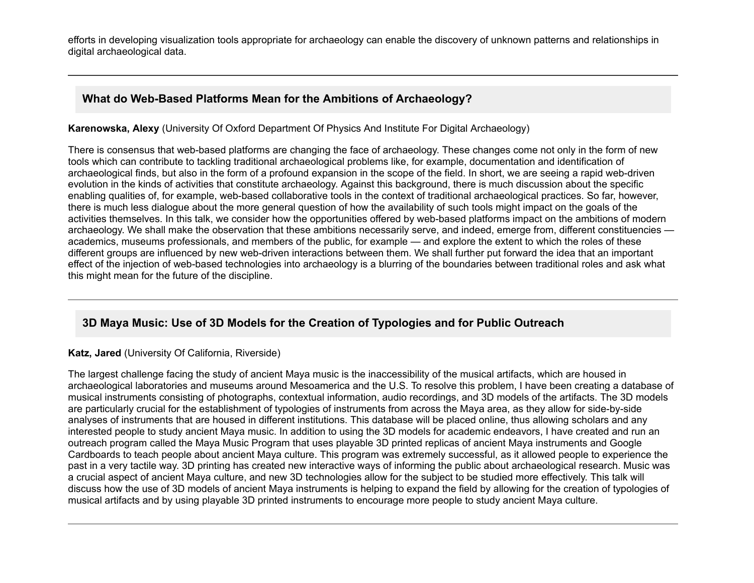efforts in developing visualization tools appropriate for archaeology can enable the discovery of unknown patterns and relationships in digital archaeological data.

---

## What do Web-Based Platforms Mean for the Ambitions of Archaeology?

**Karenowska, Alexy** (University Of Oxford Department Of Physics And Institute For Digital Archaeology)

There is consensus that web-based platforms are changing the face of archaeology. These changes come not only in the form of new tools which can contribute to tackling traditional archaeological problems like, for example, documentation and identification of archaeological finds, but also in the form of a profound expansion in the scope of the field. In short, we are seeing a rapid web-driven evolution in the kinds of activities that constitute archaeology. Against this background, there is much discussion about the specific enabling qualities of, for example, web-based collaborative tools in the context of traditional archaeological practices. So far, however, there is much less dialogue about the more general question of how the availability of such tools might impact on the goals of the activities themselves. In this talk, we consider how the opportunities offered by web-based platforms impact on the ambitions of modern archaeology. We shall make the observation that these ambitions necessarily serve, and indeed, emerge from, different constituencies — academics, museums professionals, and members of the public, for example — and explore the extent to which the roles of these different groups are influenced by new web-driven interactions between them. We shall further put forward the idea that an important effect of the injection of web-based technologies into archaeology is a blurring of the boundaries between traditional roles and ask what this might mean for the future of the discipline.

---

## 3D Maya Music: Use of 3D Models for the Creation of Typologies and for Public Outreach

**Katz, Jared** (University Of California, Riverside)

The largest challenge facing the study of ancient Maya music is the inaccessibility of the musical artifacts, which are housed in archaeological laboratories and museums around Mesoamerica and the U.S. To resolve this problem, I have been creating a database of musical instruments consisting of photographs, contextual information, audio recordings, and 3D models of the artifacts. The 3D models are particularly crucial for the establishment of typologies of instruments from across the Maya area, as they allow for side-by-side analyses of instruments that are housed in different institutions. This database will be placed online, thus allowing scholars and any interested people to study ancient Maya music. In addition to using the 3D models for academic endeavors, I have created and run an outreach program called the Maya Music Program that uses playable 3D printed replicas of ancient Maya instruments and Google Cardboards to teach people about ancient Maya culture. This program was extremely successful, as it allowed people to experience the past in a very tactile way. 3D printing has created new interactive ways of informing the public about archaeological research. Music was a crucial aspect of ancient Maya culture, and new 3D technologies allow for the subject to be studied more effectively. This talk will discuss how the use of 3D models of ancient Maya instruments is helping to expand the field by allowing for the creation of typologies of musical artifacts and by using playable 3D printed instruments to encourage more people to study ancient Maya culture.

---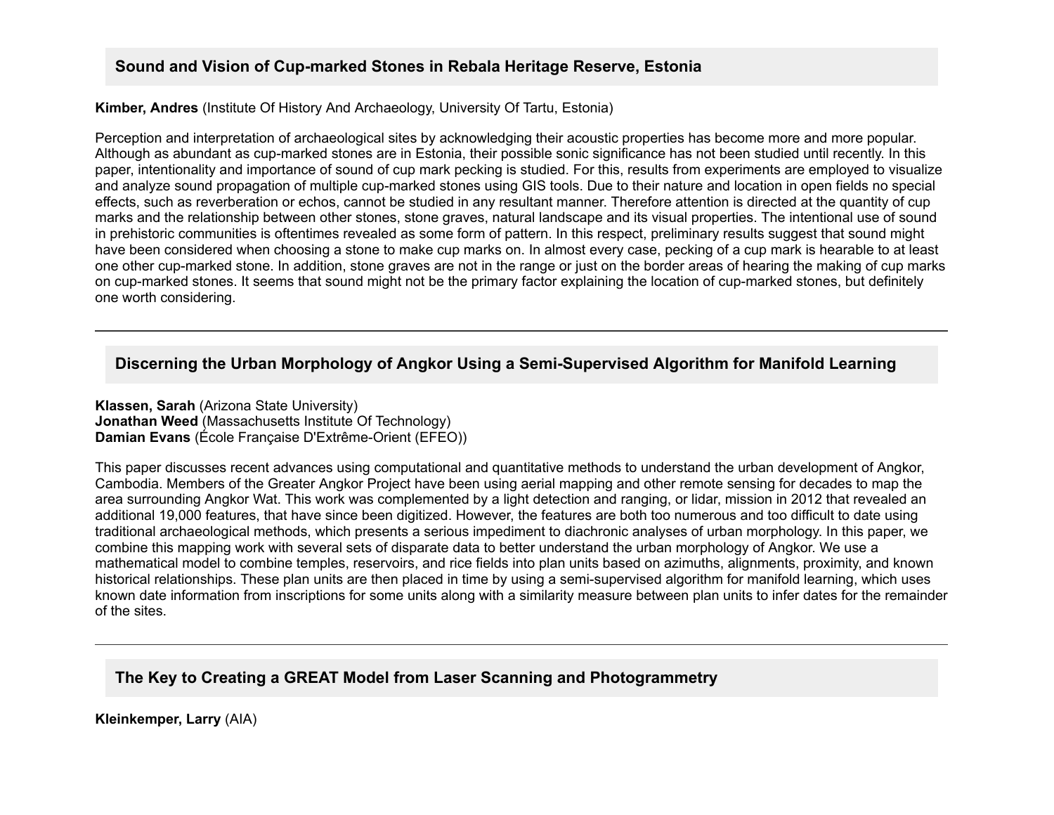## Sound and Vision of Cup-marked Stones in Rebala Heritage Reserve, Estonia

**Kimber, Andres** (Institute Of History And Archaeology, University Of Tartu, Estonia)

Perception and interpretation of archaeological sites by acknowledging their acoustic properties has become more and more popular. Although as abundant as cup-marked stones are in Estonia, their possible sonic significance has not been studied until recently. In this paper, intentionality and importance of sound of cup mark pecking is studied. For this, results from experiments are employed to visualize and analyze sound propagation of multiple cup-marked stones using GIS tools. Due to their nature and location in open fields no special effects, such as reverberation or echos, cannot be studied in any resultant manner. Therefore attention is directed at the quantity of cup marks and the relationship between other stones, stone graves, natural landscape and its visual properties. The intentional use of sound in prehistoric communities is oftentimes revealed as some form of pattern. In this respect, preliminary results suggest that sound might have been considered when choosing a stone to make cup marks on. In almost every case, pecking of a cup mark is hearable to at least one other cup-marked stone. In addition, stone graves are not in the range or just on the border areas of hearing the making of cup marks on cup-marked stones. It seems that sound might not be the primary factor explaining the location of cup-marked stones, but definitely one worth considering.

---

## Discerning the Urban Morphology of Angkor Using a Semi-Supervised Algorithm for Manifold Learning

**Klassen, Sarah** (Arizona State University)
**Jonathan Weed** (Massachusetts Institute Of Technology)
**Damian Evans** (École Française D'Extrême-Orient (EFEO))

This paper discusses recent advances using computational and quantitative methods to understand the urban development of Angkor, Cambodia. Members of the Greater Angkor Project have been using aerial mapping and other remote sensing for decades to map the area surrounding Angkor Wat. This work was complemented by a light detection and ranging, or lidar, mission in 2012 that revealed an additional 19,000 features, that have since been digitized. However, the features are both too numerous and too difficult to date using traditional archaeological methods, which presents a serious impediment to diachronic analyses of urban morphology. In this paper, we combine this mapping work with several sets of disparate data to better understand the urban morphology of Angkor. We use a mathematical model to combine temples, reservoirs, and rice fields into plan units based on azimuths, alignments, proximity, and known historical relationships. These plan units are then placed in time by using a semi-supervised algorithm for manifold learning, which uses known date information from inscriptions for some units along with a similarity measure between plan units to infer dates for the remainder of the sites.

---

## The Key to Creating a GREAT Model from Laser Scanning and Photogrammetry

**Kleinkemper, Larry** (AIA)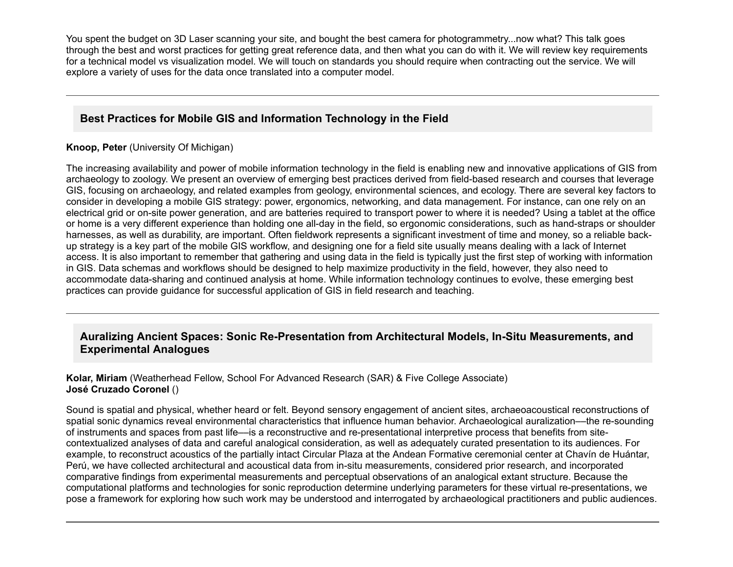You spent the budget on 3D Laser scanning your site, and bought the best camera for photogrammetry...now what? This talk goes through the best and worst practices for getting great reference data, and then what you can do with it. We will review key requirements for a technical model vs visualization model. We will touch on standards you should require when contracting out the service. We will explore a variety of uses for the data once translated into a computer model.

---

### Best Practices for Mobile GIS and Information Technology in the Field

**Knoop, Peter** (University Of Michigan)

The increasing availability and power of mobile information technology in the field is enabling new and innovative applications of GIS from archaeology to zoology. We present an overview of emerging best practices derived from field-based research and courses that leverage GIS, focusing on archaeology, and related examples from geology, environmental sciences, and ecology. There are several key factors to consider in developing a mobile GIS strategy: power, ergonomics, networking, and data management. For instance, can one rely on an electrical grid or on-site power generation, and are batteries required to transport power to where it is needed? Using a tablet at the office or home is a very different experience than holding one all-day in the field, so ergonomic considerations, such as hand-straps or shoulder harnesses, as well as durability, are important. Often fieldwork represents a significant investment of time and money, so a reliable back-up strategy is a key part of the mobile GIS workflow, and designing one for a field site usually means dealing with a lack of Internet access. It is also important to remember that gathering and using data in the field is typically just the first step of working with information in GIS. Data schemas and workflows should be designed to help maximize productivity in the field, however, they also need to accommodate data-sharing and continued analysis at home. While information technology continues to evolve, these emerging best practices can provide guidance for successful application of GIS in field research and teaching.

---

### Auralizing Ancient Spaces: Sonic Re-Presentation from Architectural Models, In-Situ Measurements, and Experimental Analogues

**Kolar, Miriam** (Weatherhead Fellow, School For Advanced Research (SAR) & Five College Associate)
**José Cruzado Coronel** ()

Sound is spatial and physical, whether heard or felt. Beyond sensory engagement of ancient sites, archaeoacoustical reconstructions of spatial sonic dynamics reveal environmental characteristics that influence human behavior. Archaeological auralization—the re-sounding of instruments and spaces from past life—is a reconstructive and re-presentational interpretive process that benefits from site-contextualized analyses of data and careful analogical consideration, as well as adequately curated presentation to its audiences. For example, to reconstruct acoustics of the partially intact Circular Plaza at the Andean Formative ceremonial center at Chavín de Huántar, Perú, we have collected architectural and acoustical data from in-situ measurements, considered prior research, and incorporated comparative findings from experimental measurements and perceptual observations of an analogical extant structure. Because the computational platforms and technologies for sonic reproduction determine underlying parameters for these virtual re-presentations, we pose a framework for exploring how such work may be understood and interrogated by archaeological practitioners and public audiences.

---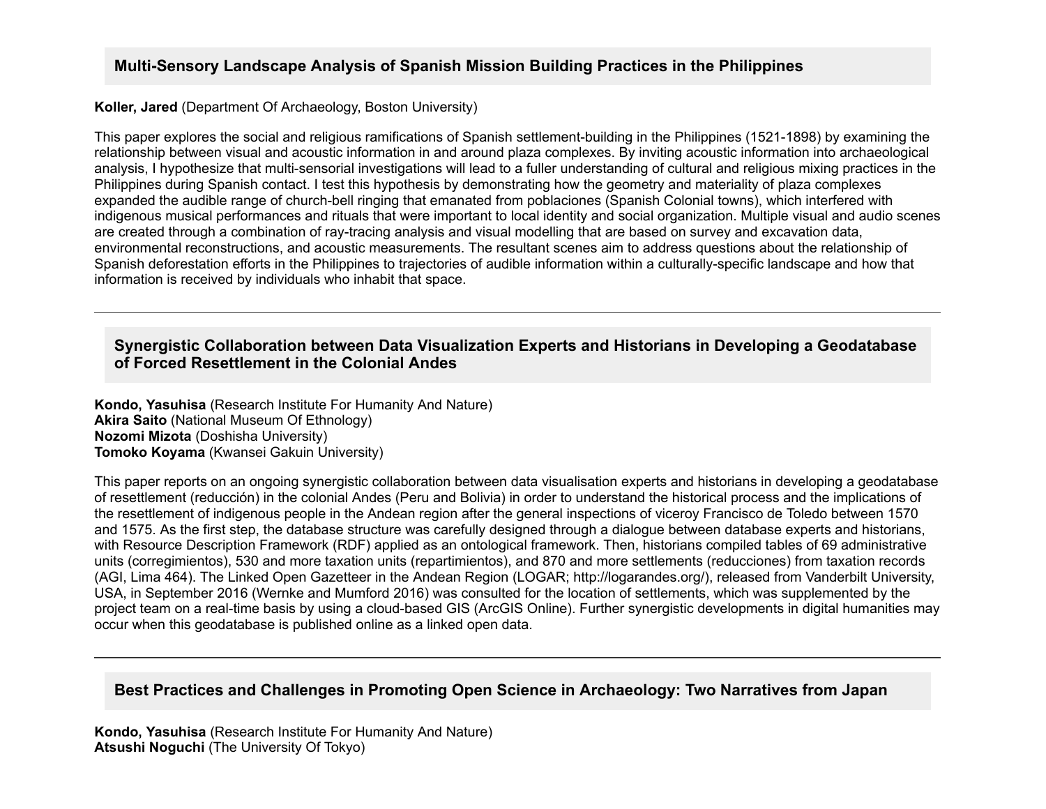## Multi-Sensory Landscape Analysis of Spanish Mission Building Practices in the Philippines

**Koller, Jared** (Department Of Archaeology, Boston University)

This paper explores the social and religious ramifications of Spanish settlement-building in the Philippines (1521-1898) by examining the relationship between visual and acoustic information in and around plaza complexes. By inviting acoustic information into archaeological analysis, I hypothesize that multi-sensorial investigations will lead to a fuller understanding of cultural and religious mixing practices in the Philippines during Spanish contact. I test this hypothesis by demonstrating how the geometry and materiality of plaza complexes expanded the audible range of church-bell ringing that emanated from poblaciones (Spanish Colonial towns), which interfered with indigenous musical performances and rituals that were important to local identity and social organization. Multiple visual and audio scenes are created through a combination of ray-tracing analysis and visual modelling that are based on survey and excavation data, environmental reconstructions, and acoustic measurements. The resultant scenes aim to address questions about the relationship of Spanish deforestation efforts in the Philippines to trajectories of audible information within a culturally-specific landscape and how that information is received by individuals who inhabit that space.

---

## Synergistic Collaboration between Data Visualization Experts and Historians in Developing a Geodatabase of Forced Resettlement in the Colonial Andes

**Kondo, Yasuhisa** (Research Institute For Humanity And Nature)
**Akira Saito** (National Museum Of Ethnology)
**Nozomi Mizota** (Doshisha University)
**Tomoko Koyama** (Kwansei Gakuin University)

This paper reports on an ongoing synergistic collaboration between data visualisation experts and historians in developing a geodatabase of resettlement (reducción) in the colonial Andes (Peru and Bolivia) in order to understand the historical process and the implications of the resettlement of indigenous people in the Andean region after the general inspections of viceroy Francisco de Toledo between 1570 and 1575. As the first step, the database structure was carefully designed through a dialogue between database experts and historians, with Resource Description Framework (RDF) applied as an ontological framework. Then, historians compiled tables of 69 administrative units (corregimientos), 530 and more taxation units (repartimientos), and 870 and more settlements (reducciones) from taxation records (AGI, Lima 464). The Linked Open Gazetteer in the Andean Region (LOGAR; http://logarandes.org/), released from Vanderbilt University, USA, in September 2016 (Wernke and Mumford 2016) was consulted for the location of settlements, which was supplemented by the project team on a real-time basis by using a cloud-based GIS (ArcGIS Online). Further synergistic developments in digital humanities may occur when this geodatabase is published online as a linked open data.

---

## Best Practices and Challenges in Promoting Open Science in Archaeology: Two Narratives from Japan

**Kondo, Yasuhisa** (Research Institute For Humanity And Nature)
**Atsushi Noguchi** (The University Of Tokyo)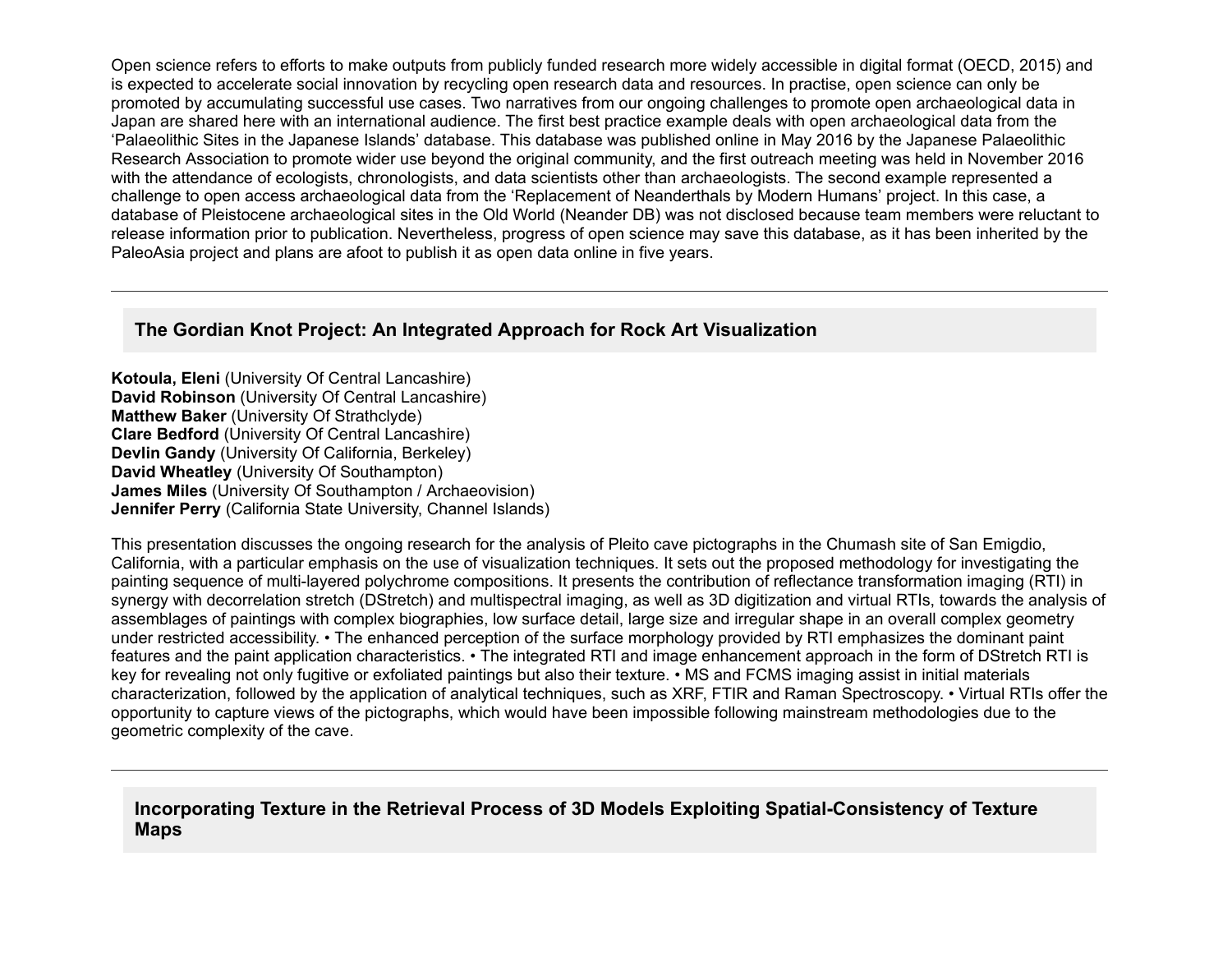Open science refers to efforts to make outputs from publicly funded research more widely accessible in digital format (OECD, 2015) and is expected to accelerate social innovation by recycling open research data and resources. In practise, open science can only be promoted by accumulating successful use cases. Two narratives from our ongoing challenges to promote open archaeological data in Japan are shared here with an international audience. The first best practice example deals with open archaeological data from the 'Palaeolithic Sites in the Japanese Islands' database. This database was published online in May 2016 by the Japanese Palaeolithic Research Association to promote wider use beyond the original community, and the first outreach meeting was held in November 2016 with the attendance of ecologists, chronologists, and data scientists other than archaeologists. The second example represented a challenge to open access archaeological data from the 'Replacement of Neanderthals by Modern Humans' project. In this case, a database of Pleistocene archaeological sites in the Old World (Neander DB) was not disclosed because team members were reluctant to release information prior to publication. Nevertheless, progress of open science may save this database, as it has been inherited by the PaleoAsia project and plans are afoot to publish it as open data online in five years.

---

## The Gordian Knot Project: An Integrated Approach for Rock Art Visualization

**Kotoula, Eleni** (University Of Central Lancashire)
**David Robinson** (University Of Central Lancashire)
**Matthew Baker** (University Of Strathclyde)
**Clare Bedford** (University Of Central Lancashire)
**Devlin Gandy** (University Of California, Berkeley)
**David Wheatley** (University Of Southampton)
**James Miles** (University Of Southampton / Archaeovision)
**Jennifer Perry** (California State University, Channel Islands)

This presentation discusses the ongoing research for the analysis of Pleito cave pictographs in the Chumash site of San Emigdio, California, with a particular emphasis on the use of visualization techniques. It sets out the proposed methodology for investigating the painting sequence of multi-layered polychrome compositions. It presents the contribution of reflectance transformation imaging (RTI) in synergy with decorrelation stretch (DStretch) and multispectral imaging, as well as 3D digitization and virtual RTIs, towards the analysis of assemblages of paintings with complex biographies, low surface detail, large size and irregular shape in an overall complex geometry under restricted accessibility. • The enhanced perception of the surface morphology provided by RTI emphasizes the dominant paint features and the paint application characteristics. • The integrated RTI and image enhancement approach in the form of DStretch RTI is key for revealing not only fugitive or exfoliated paintings but also their texture. • MS and FCMS imaging assist in initial materials characterization, followed by the application of analytical techniques, such as XRF, FTIR and Raman Spectroscopy. • Virtual RTIs offer the opportunity to capture views of the pictographs, which would have been impossible following mainstream methodologies due to the geometric complexity of the cave.

---

## Incorporating Texture in the Retrieval Process of 3D Models Exploiting Spatial-Consistency of Texture Maps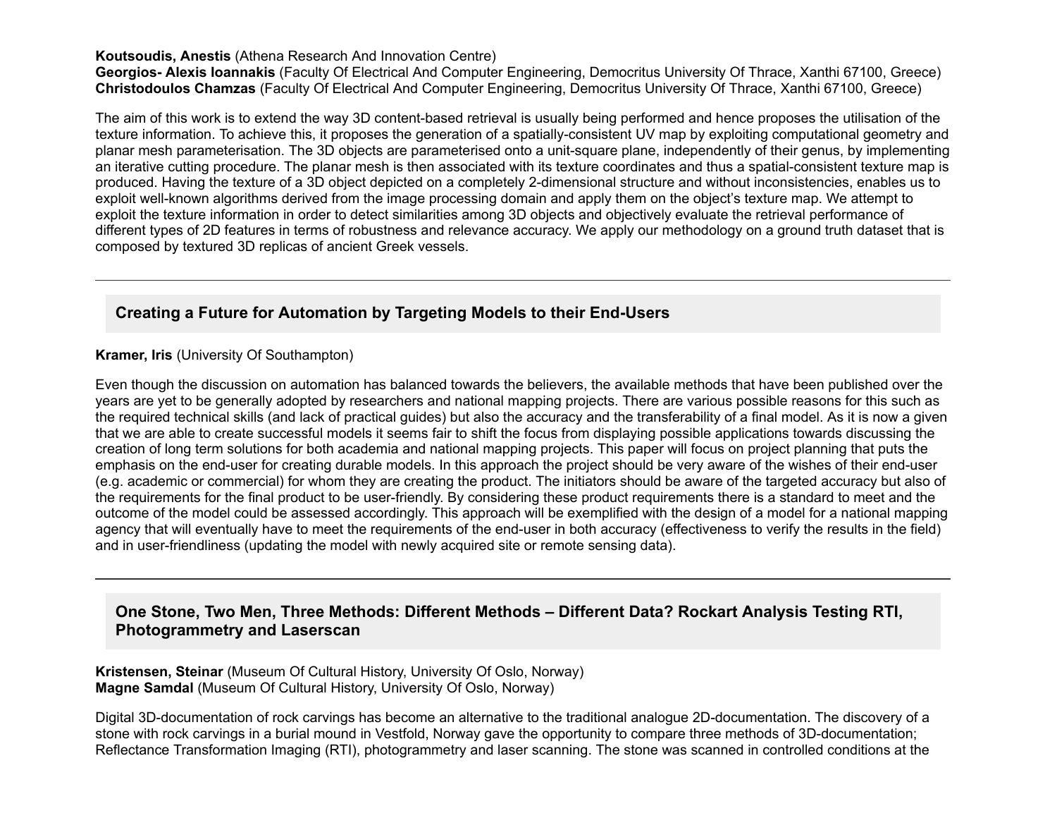**Koutsoudis, Anestis** (Athena Research And Innovation Centre)
**Georgios- Alexis Ioannakis** (Faculty Of Electrical And Computer Engineering, Democritus University Of Thrace, Xanthi 67100, Greece)
**Christodoulos Chamzas** (Faculty Of Electrical And Computer Engineering, Democritus University Of Thrace, Xanthi 67100, Greece)

The aim of this work is to extend the way 3D content-based retrieval is usually being performed and hence proposes the utilisation of the texture information. To achieve this, it proposes the generation of a spatially-consistent UV map by exploiting computational geometry and planar mesh parameterisation. The 3D objects are parameterised onto a unit-square plane, independently of their genus, by implementing an iterative cutting procedure. The planar mesh is then associated with its texture coordinates and thus a spatial-consistent texture map is produced. Having the texture of a 3D object depicted on a completely 2-dimensional structure and without inconsistencies, enables us to exploit well-known algorithms derived from the image processing domain and apply them on the object's texture map. We attempt to exploit the texture information in order to detect similarities among 3D objects and objectively evaluate the retrieval performance of different types of 2D features in terms of robustness and relevance accuracy. We apply our methodology on a ground truth dataset that is composed by textured 3D replicas of ancient Greek vessels.

---

## Creating a Future for Automation by Targeting Models to their End-Users

**Kramer, Iris** (University Of Southampton)

Even though the discussion on automation has balanced towards the believers, the available methods that have been published over the years are yet to be generally adopted by researchers and national mapping projects. There are various possible reasons for this such as the required technical skills (and lack of practical guides) but also the accuracy and the transferability of a final model. As it is now a given that we are able to create successful models it seems fair to shift the focus from displaying possible applications towards discussing the creation of long term solutions for both academia and national mapping projects. This paper will focus on project planning that puts the emphasis on the end-user for creating durable models. In this approach the project should be very aware of the wishes of their end-user (e.g. academic or commercial) for whom they are creating the product. The initiators should be aware of the targeted accuracy but also of the requirements for the final product to be user-friendly. By considering these product requirements there is a standard to meet and the outcome of the model could be assessed accordingly. This approach will be exemplified with the design of a model for a national mapping agency that will eventually have to meet the requirements of the end-user in both accuracy (effectiveness to verify the results in the field) and in user-friendliness (updating the model with newly acquired site or remote sensing data).

---

## One Stone, Two Men, Three Methods: Different Methods – Different Data? Rockart Analysis Testing RTI, Photogrammetry and Laserscan

**Kristensen, Steinar** (Museum Of Cultural History, University Of Oslo, Norway)
**Magne Samdal** (Museum Of Cultural History, University Of Oslo, Norway)

Digital 3D-documentation of rock carvings has become an alternative to the traditional analogue 2D-documentation. The discovery of a stone with rock carvings in a burial mound in Vestfold, Norway gave the opportunity to compare three methods of 3D-documentation; Reflectance Transformation Imaging (RTI), photogrammetry and laser scanning. The stone was scanned in controlled conditions at the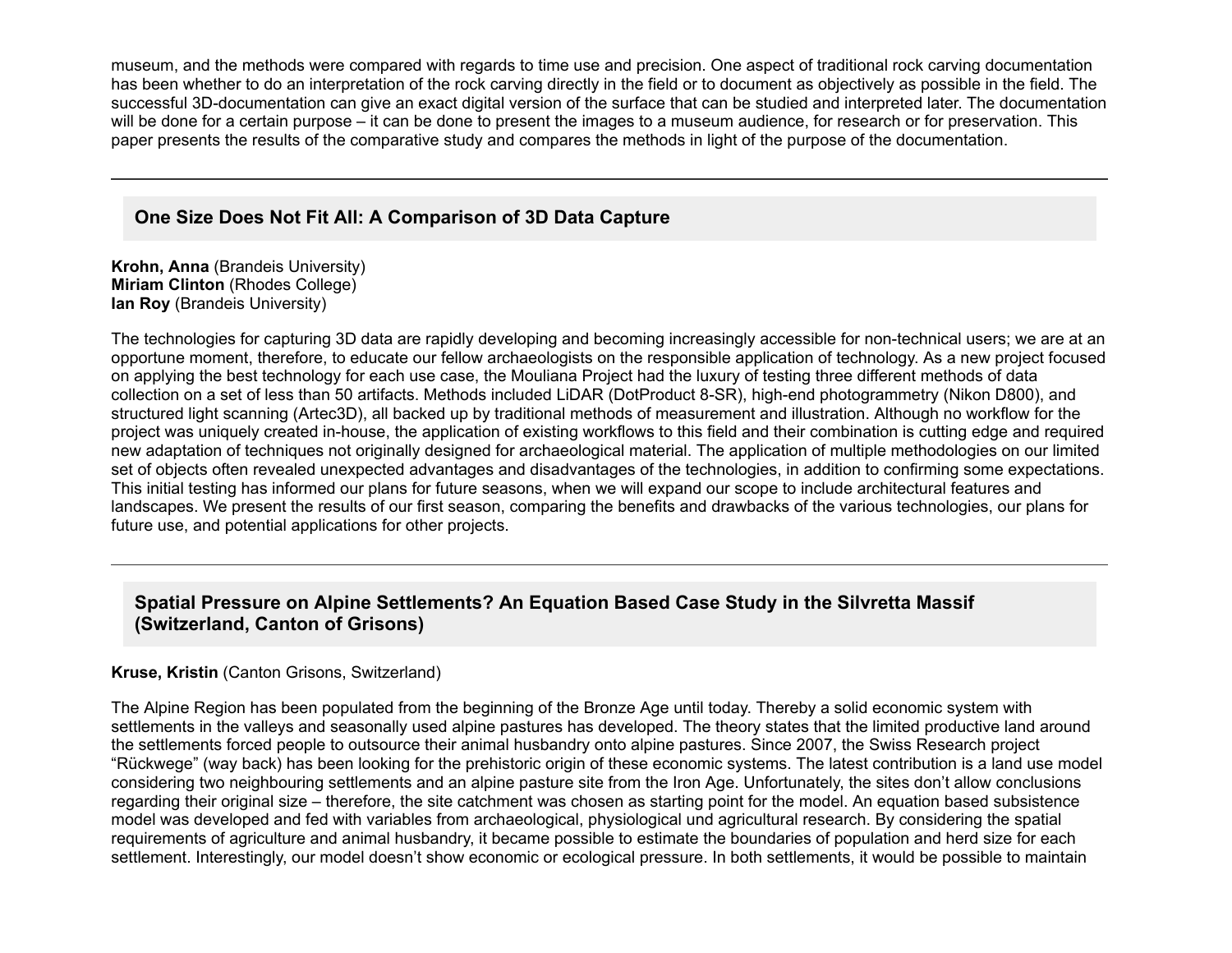museum, and the methods were compared with regards to time use and precision. One aspect of traditional rock carving documentation has been whether to do an interpretation of the rock carving directly in the field or to document as objectively as possible in the field. The successful 3D-documentation can give an exact digital version of the surface that can be studied and interpreted later. The documentation will be done for a certain purpose – it can be done to present the images to a museum audience, for research or for preservation. This paper presents the results of the comparative study and compares the methods in light of the purpose of the documentation.

---

## One Size Does Not Fit All: A Comparison of 3D Data Capture

**Krohn, Anna** (Brandeis University)
**Miriam Clinton** (Rhodes College)
**Ian Roy** (Brandeis University)

The technologies for capturing 3D data are rapidly developing and becoming increasingly accessible for non-technical users; we are at an opportune moment, therefore, to educate our fellow archaeologists on the responsible application of technology. As a new project focused on applying the best technology for each use case, the Mouliana Project had the luxury of testing three different methods of data collection on a set of less than 50 artifacts. Methods included LiDAR (DotProduct 8-SR), high-end photogrammetry (Nikon D800), and structured light scanning (Artec3D), all backed up by traditional methods of measurement and illustration. Although no workflow for the project was uniquely created in-house, the application of existing workflows to this field and their combination is cutting edge and required new adaptation of techniques not originally designed for archaeological material. The application of multiple methodologies on our limited set of objects often revealed unexpected advantages and disadvantages of the technologies, in addition to confirming some expectations. This initial testing has informed our plans for future seasons, when we will expand our scope to include architectural features and landscapes. We present the results of our first season, comparing the benefits and drawbacks of the various technologies, our plans for future use, and potential applications for other projects.

---

## Spatial Pressure on Alpine Settlements? An Equation Based Case Study in the Silvretta Massif (Switzerland, Canton of Grisons)

**Kruse, Kristin** (Canton Grisons, Switzerland)

The Alpine Region has been populated from the beginning of the Bronze Age until today. Thereby a solid economic system with settlements in the valleys and seasonally used alpine pastures has developed. The theory states that the limited productive land around the settlements forced people to outsource their animal husbandry onto alpine pastures. Since 2007, the Swiss Research project "Rückwege" (way back) has been looking for the prehistoric origin of these economic systems. The latest contribution is a land use model considering two neighbouring settlements and an alpine pasture site from the Iron Age. Unfortunately, the sites don't allow conclusions regarding their original size – therefore, the site catchment was chosen as starting point for the model. An equation based subsistence model was developed and fed with variables from archaeological, physiological und agricultural research. By considering the spatial requirements of agriculture and animal husbandry, it became possible to estimate the boundaries of population and herd size for each settlement. Interestingly, our model doesn't show economic or ecological pressure. In both settlements, it would be possible to maintain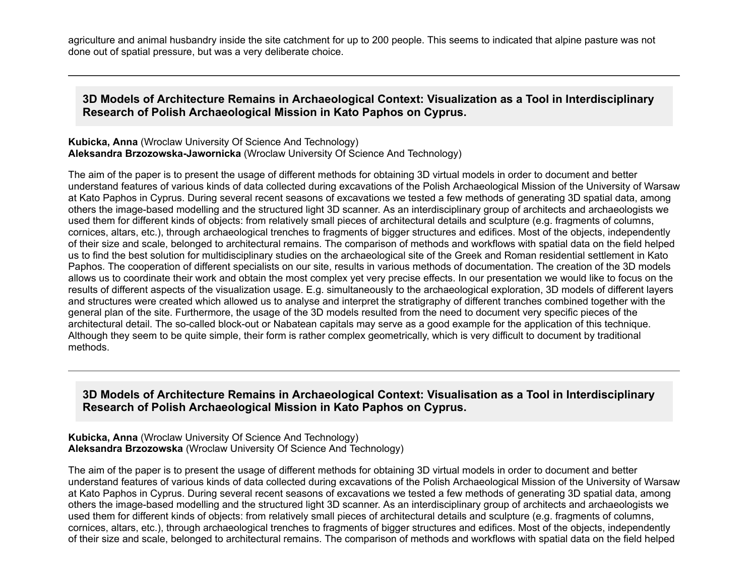agriculture and animal husbandry inside the site catchment for up to 200 people. This seems to indicated that alpine pasture was not done out of spatial pressure, but was a very deliberate choice.

---

### 3D Models of Architecture Remains in Archaeological Context: Visualization as a Tool in Interdisciplinary Research of Polish Archaeological Mission in Kato Paphos on Cyprus.

**Kubicka, Anna** (Wroclaw University Of Science And Technology)
**Aleksandra Brzozowska-Jawornicka** (Wroclaw University Of Science And Technology)

The aim of the paper is to present the usage of different methods for obtaining 3D virtual models in order to document and better understand features of various kinds of data collected during excavations of the Polish Archaeological Mission of the University of Warsaw at Kato Paphos in Cyprus. During several recent seasons of excavations we tested a few methods of generating 3D spatial data, among others the image-based modelling and the structured light 3D scanner. As an interdisciplinary group of architects and archaeologists we used them for different kinds of objects: from relatively small pieces of architectural details and sculpture (e.g. fragments of columns, cornices, altars, etc.), through archaeological trenches to fragments of bigger structures and edifices. Most of the objects, independently of their size and scale, belonged to architectural remains. The comparison of methods and workflows with spatial data on the field helped us to find the best solution for multidisciplinary studies on the archaeological site of the Greek and Roman residential settlement in Kato Paphos. The cooperation of different specialists on our site, results in various methods of documentation. The creation of the 3D models allows us to coordinate their work and obtain the most complex yet very precise effects. In our presentation we would like to focus on the results of different aspects of the visualization usage. E.g. simultaneously to the archaeological exploration, 3D models of different layers and structures were created which allowed us to analyse and interpret the stratigraphy of different tranches combined together with the general plan of the site. Furthermore, the usage of the 3D models resulted from the need to document very specific pieces of the architectural detail. The so-called block-out or Nabatean capitals may serve as a good example for the application of this technique. Although they seem to be quite simple, their form is rather complex geometrically, which is very difficult to document by traditional methods.

---

### 3D Models of Architecture Remains in Archaeological Context: Visualisation as a Tool in Interdisciplinary Research of Polish Archaeological Mission in Kato Paphos on Cyprus.

**Kubicka, Anna** (Wroclaw University Of Science And Technology)
**Aleksandra Brzozowska** (Wroclaw University Of Science And Technology)

The aim of the paper is to present the usage of different methods for obtaining 3D virtual models in order to document and better understand features of various kinds of data collected during excavations of the Polish Archaeological Mission of the University of Warsaw at Kato Paphos in Cyprus. During several recent seasons of excavations we tested a few methods of generating 3D spatial data, among others the image-based modelling and the structured light 3D scanner. As an interdisciplinary group of architects and archaeologists we used them for different kinds of objects: from relatively small pieces of architectural details and sculpture (e.g. fragments of columns, cornices, altars, etc.), through archaeological trenches to fragments of bigger structures and edifices. Most of the objects, independently of their size and scale, belonged to architectural remains. The comparison of methods and workflows with spatial data on the field helped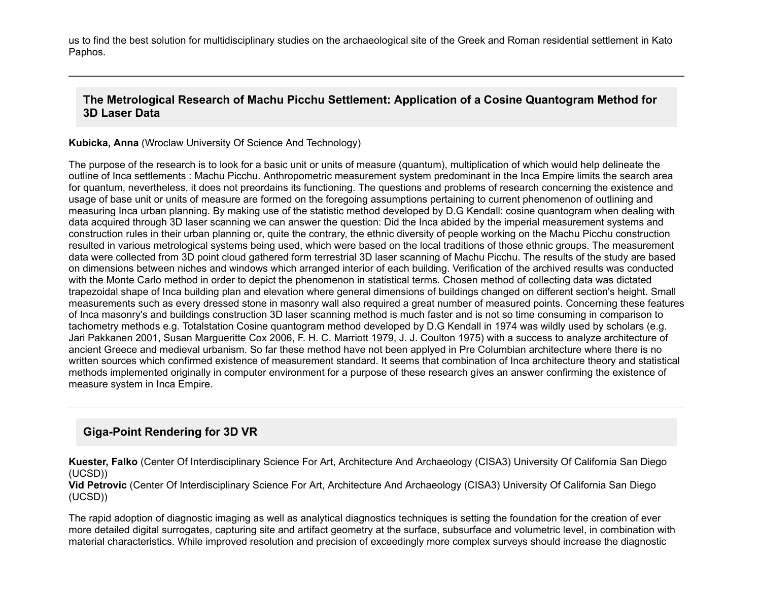us to find the best solution for multidisciplinary studies on the archaeological site of the Greek and Roman residential settlement in Kato Paphos.

---

### The Metrological Research of Machu Picchu Settlement: Application of a Cosine Quantogram Method for 3D Laser Data

**Kubicka, Anna** (Wroclaw University Of Science And Technology)

The purpose of the research is to look for a basic unit or units of measure (quantum), multiplication of which would help delineate the outline of Inca settlements : Machu Picchu. Anthropometric measurement system predominant in the Inca Empire limits the search area for quantum, nevertheless, it does not preordains its functioning. The questions and problems of research concerning the existence and usage of base unit or units of measure are formed on the foregoing assumptions pertaining to current phenomenon of outlining and measuring Inca urban planning. By making use of the statistic method developed by D.G Kendall: cosine quantogram when dealing with data acquired through 3D laser scanning we can answer the question: Did the Inca abided by the imperial measurement systems and construction rules in their urban planning or, quite the contrary, the ethnic diversity of people working on the Machu Picchu construction resulted in various metrological systems being used, which were based on the local traditions of those ethnic groups. The measurement data were collected from 3D point cloud gathered form terrestrial 3D laser scanning of Machu Picchu. The results of the study are based on dimensions between niches and windows which arranged interior of each building. Verification of the archived results was conducted with the Monte Carlo method in order to depict the phenomenon in statistical terms. Chosen method of collecting data was dictated trapezoidal shape of Inca building plan and elevation where general dimensions of buildings changed on different section's height. Small measurements such as every dressed stone in masonry wall also required a great number of measured points. Concerning these features of Inca masonry's and buildings construction 3D laser scanning method is much faster and is not so time consuming in comparison to tachometry methods e.g. Totalstation Cosine quantogram method developed by D.G Kendall in 1974 was wildly used by scholars (e.g. Jari Pakkanen 2001, Susan Margueritte Cox 2006, F. H. C. Marriott 1979, J. J. Coulton 1975) with a success to analyze architecture of ancient Greece and medieval urbanism. So far these method have not been applyed in Pre Columbian architecture where there is no written sources which confirmed existence of measurement standard. It seems that combination of Inca architecture theory and statistical methods implemented originally in computer environment for a purpose of these research gives an answer confirming the existence of measure system in Inca Empire.

---

### Giga-Point Rendering for 3D VR

**Kuester, Falko** (Center Of Interdisciplinary Science For Art, Architecture And Archaeology (CISA3) University Of California San Diego (UCSD))
**Vid Petrovic** (Center Of Interdisciplinary Science For Art, Architecture And Archaeology (CISA3) University Of California San Diego (UCSD))

The rapid adoption of diagnostic imaging as well as analytical diagnostics techniques is setting the foundation for the creation of ever more detailed digital surrogates, capturing site and artifact geometry at the surface, subsurface and volumetric level, in combination with material characteristics. While improved resolution and precision of exceedingly more complex surveys should increase the diagnostic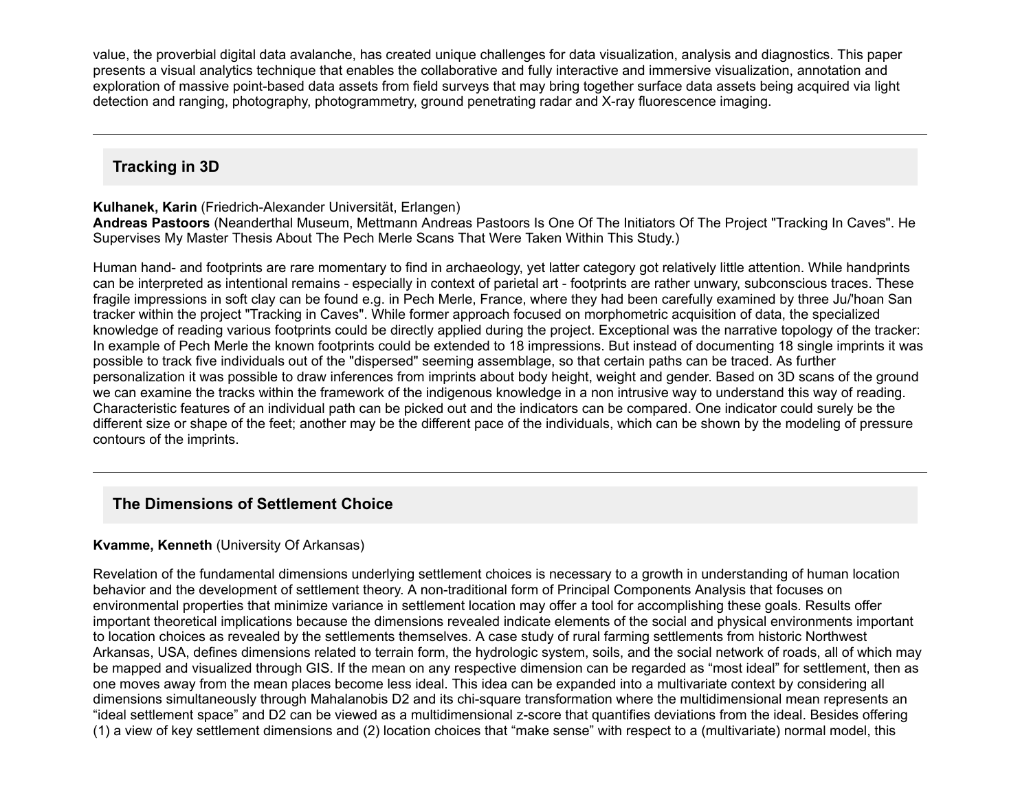value, the proverbial digital data avalanche, has created unique challenges for data visualization, analysis and diagnostics. This paper presents a visual analytics technique that enables the collaborative and fully interactive and immersive visualization, annotation and exploration of massive point-based data assets from field surveys that may bring together surface data assets being acquired via light detection and ranging, photography, photogrammetry, ground penetrating radar and X-ray fluorescence imaging.

---

## Tracking in 3D

**Kulhanek, Karin** (Friedrich-Alexander Universität, Erlangen)
**Andreas Pastoors** (Neanderthal Museum, Mettmann Andreas Pastoors Is One Of The Initiators Of The Project "Tracking In Caves". He Supervises My Master Thesis About The Pech Merle Scans That Were Taken Within This Study.)

Human hand- and footprints are rare momentary to find in archaeology, yet latter category got relatively little attention. While handprints can be interpreted as intentional remains - especially in context of parietal art - footprints are rather unwary, subconscious traces. These fragile impressions in soft clay can be found e.g. in Pech Merle, France, where they had been carefully examined by three Ju/'hoan San tracker within the project "Tracking in Caves". While former approach focused on morphometric acquisition of data, the specialized knowledge of reading various footprints could be directly applied during the project. Exceptional was the narrative topology of the tracker: In example of Pech Merle the known footprints could be extended to 18 impressions. But instead of documenting 18 single imprints it was possible to track five individuals out of the "dispersed" seeming assemblage, so that certain paths can be traced. As further personalization it was possible to draw inferences from imprints about body height, weight and gender. Based on 3D scans of the ground we can examine the tracks within the framework of the indigenous knowledge in a non intrusive way to understand this way of reading. Characteristic features of an individual path can be picked out and the indicators can be compared. One indicator could surely be the different size or shape of the feet; another may be the different pace of the individuals, which can be shown by the modeling of pressure contours of the imprints.

---

## The Dimensions of Settlement Choice

**Kvamme, Kenneth** (University Of Arkansas)

Revelation of the fundamental dimensions underlying settlement choices is necessary to a growth in understanding of human location behavior and the development of settlement theory. A non-traditional form of Principal Components Analysis that focuses on environmental properties that minimize variance in settlement location may offer a tool for accomplishing these goals. Results offer important theoretical implications because the dimensions revealed indicate elements of the social and physical environments important to location choices as revealed by the settlements themselves. A case study of rural farming settlements from historic Northwest Arkansas, USA, defines dimensions related to terrain form, the hydrologic system, soils, and the social network of roads, all of which may be mapped and visualized through GIS. If the mean on any respective dimension can be regarded as “most ideal” for settlement, then as one moves away from the mean places become less ideal. This idea can be expanded into a multivariate context by considering all dimensions simultaneously through Mahalanobis D2 and its chi-square transformation where the multidimensional mean represents an “ideal settlement space” and D2 can be viewed as a multidimensional z-score that quantifies deviations from the ideal. Besides offering (1) a view of key settlement dimensions and (2) location choices that “make sense” with respect to a (multivariate) normal model, this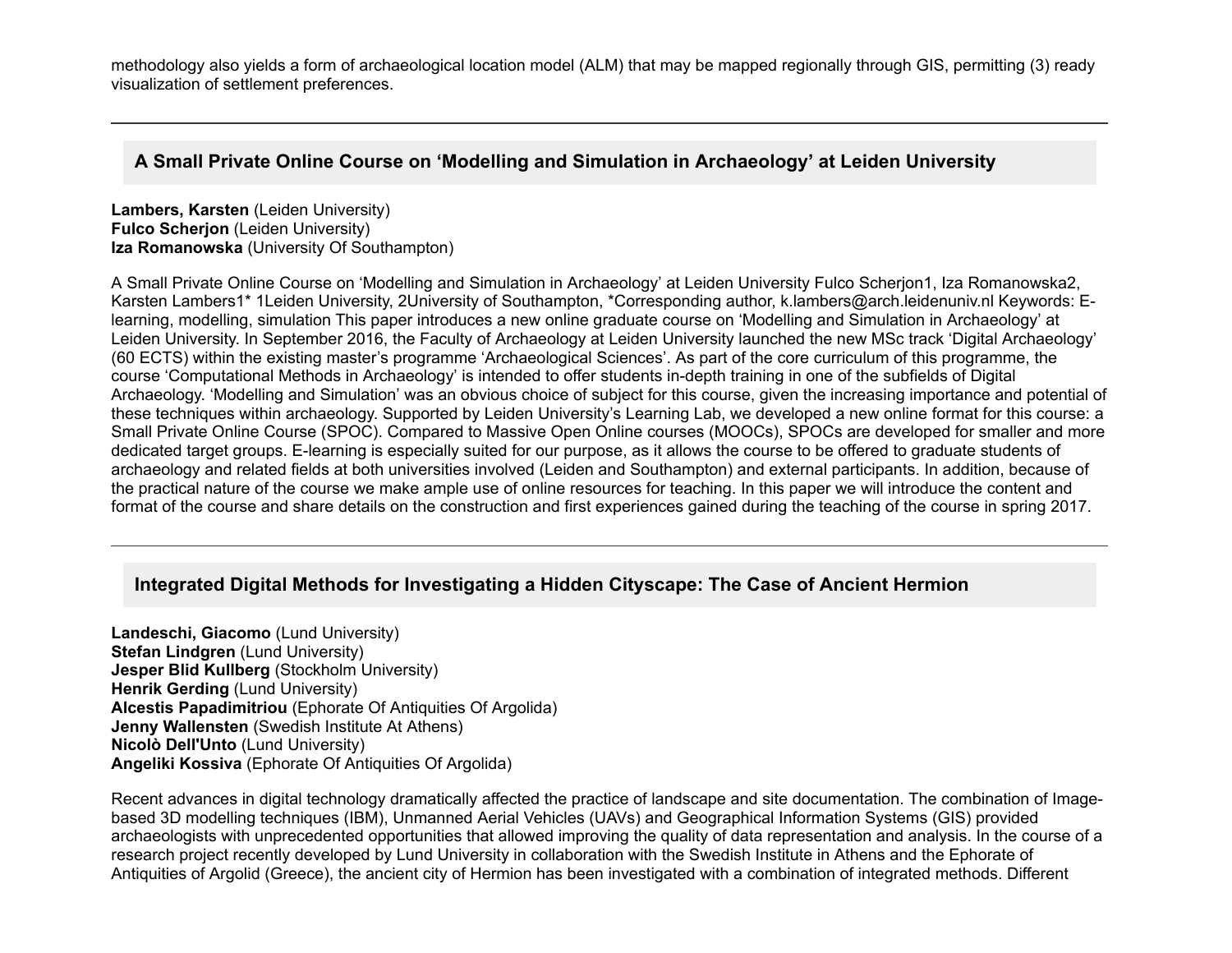methodology also yields a form of archaeological location model (ALM) that may be mapped regionally through GIS, permitting (3) ready visualization of settlement preferences.

---

## A Small Private Online Course on 'Modelling and Simulation in Archaeology' at Leiden University

**Lambers, Karsten** (Leiden University)
**Fulco Scherjon** (Leiden University)
**Iza Romanowska** (University Of Southampton)

A Small Private Online Course on 'Modelling and Simulation in Archaeology' at Leiden University Fulco Scherjon1, Iza Romanowska2, Karsten Lambers1* 1Leiden University, 2University of Southampton, *Corresponding author, k.lambers@arch.leidenuniv.nl Keywords: E-learning, modelling, simulation This paper introduces a new online graduate course on 'Modelling and Simulation in Archaeology' at Leiden University. In September 2016, the Faculty of Archaeology at Leiden University launched the new MSc track 'Digital Archaeology' (60 ECTS) within the existing master's programme 'Archaeological Sciences'. As part of the core curriculum of this programme, the course 'Computational Methods in Archaeology' is intended to offer students in-depth training in one of the subfields of Digital Archaeology. 'Modelling and Simulation' was an obvious choice of subject for this course, given the increasing importance and potential of these techniques within archaeology. Supported by Leiden University's Learning Lab, we developed a new online format for this course: a Small Private Online Course (SPOC). Compared to Massive Open Online courses (MOOCs), SPOCs are developed for smaller and more dedicated target groups. E-learning is especially suited for our purpose, as it allows the course to be offered to graduate students of archaeology and related fields at both universities involved (Leiden and Southampton) and external participants. In addition, because of the practical nature of the course we make ample use of online resources for teaching. In this paper we will introduce the content and format of the course and share details on the construction and first experiences gained during the teaching of the course in spring 2017.

---

## Integrated Digital Methods for Investigating a Hidden Cityscape: The Case of Ancient Hermion

**Landeschi, Giacomo** (Lund University)
**Stefan Lindgren** (Lund University)
**Jesper Blid Kullberg** (Stockholm University)
**Henrik Gerding** (Lund University)
**Alcestis Papadimitriou** (Ephorate Of Antiquities Of Argolida)
**Jenny Wallensten** (Swedish Institute At Athens)
**Nicolò Dell'Unto** (Lund University)
**Angeliki Kossiva** (Ephorate Of Antiquities Of Argolida)

Recent advances in digital technology dramatically affected the practice of landscape and site documentation. The combination of Image-based 3D modelling techniques (IBM), Unmanned Aerial Vehicles (UAVs) and Geographical Information Systems (GIS) provided archaeologists with unprecedented opportunities that allowed improving the quality of data representation and analysis. In the course of a research project recently developed by Lund University in collaboration with the Swedish Institute in Athens and the Ephorate of Antiquities of Argolid (Greece), the ancient city of Hermion has been investigated with a combination of integrated methods. Different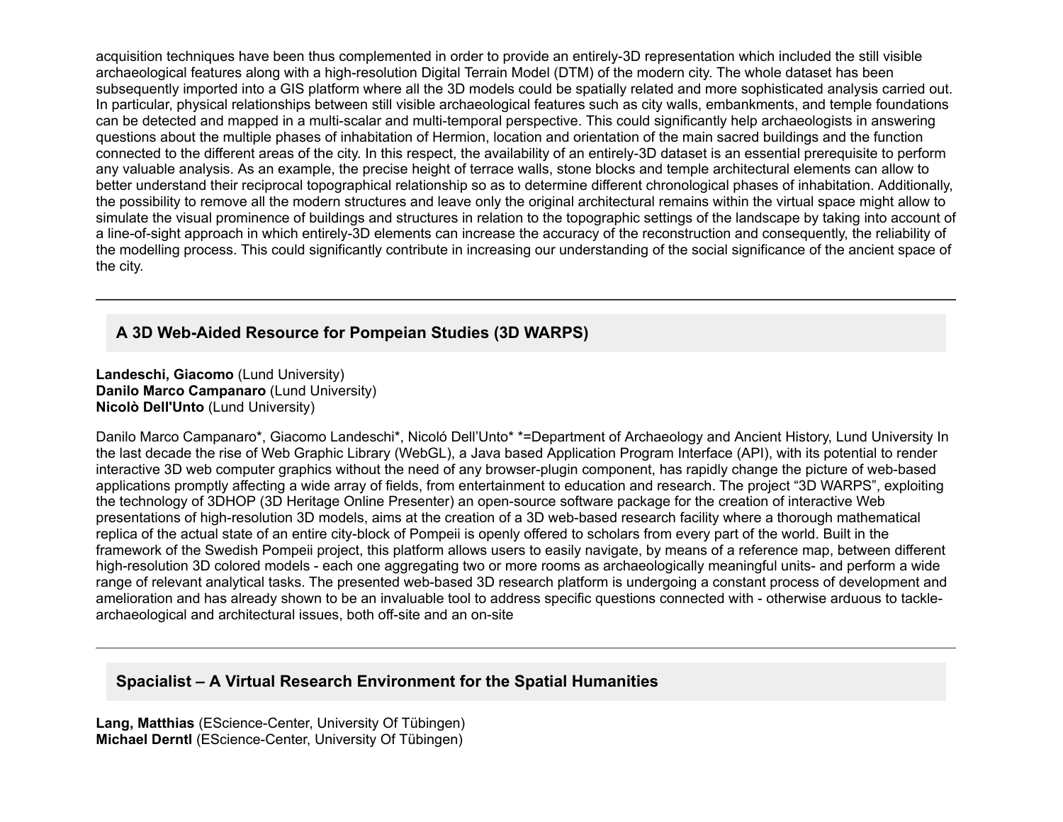acquisition techniques have been thus complemented in order to provide an entirely-3D representation which included the still visible archaeological features along with a high-resolution Digital Terrain Model (DTM) of the modern city. The whole dataset has been subsequently imported into a GIS platform where all the 3D models could be spatially related and more sophisticated analysis carried out. In particular, physical relationships between still visible archaeological features such as city walls, embankments, and temple foundations can be detected and mapped in a multi-scalar and multi-temporal perspective. This could significantly help archaeologists in answering questions about the multiple phases of inhabitation of Hermion, location and orientation of the main sacred buildings and the function connected to the different areas of the city. In this respect, the availability of an entirely-3D dataset is an essential prerequisite to perform any valuable analysis. As an example, the precise height of terrace walls, stone blocks and temple architectural elements can allow to better understand their reciprocal topographical relationship so as to determine different chronological phases of inhabitation. Additionally, the possibility to remove all the modern structures and leave only the original architectural remains within the virtual space might allow to simulate the visual prominence of buildings and structures in relation to the topographic settings of the landscape by taking into account of a line-of-sight approach in which entirely-3D elements can increase the accuracy of the reconstruction and consequently, the reliability of the modelling process. This could significantly contribute in increasing our understanding of the social significance of the ancient space of the city.

---

## A 3D Web-Aided Resource for Pompeian Studies (3D WARPS)

**Landeschi, Giacomo** (Lund University)
**Danilo Marco Campanaro** (Lund University)
**Nicolò Dell'Unto** (Lund University)

Danilo Marco Campanaro*, Giacomo Landeschi*, Nicoló Dell'Unto* *=Department of Archaeology and Ancient History, Lund University In the last decade the rise of Web Graphic Library (WebGL), a Java based Application Program Interface (API), with its potential to render interactive 3D web computer graphics without the need of any browser-plugin component, has rapidly change the picture of web-based applications promptly affecting a wide array of fields, from entertainment to education and research. The project "3D WARPS", exploiting the technology of 3DHOP (3D Heritage Online Presenter) an open-source software package for the creation of interactive Web presentations of high-resolution 3D models, aims at the creation of a 3D web-based research facility where a thorough mathematical replica of the actual state of an entire city-block of Pompeii is openly offered to scholars from every part of the world. Built in the framework of the Swedish Pompeii project, this platform allows users to easily navigate, by means of a reference map, between different high-resolution 3D colored models - each one aggregating two or more rooms as archaeologically meaningful units- and perform a wide range of relevant analytical tasks. The presented web-based 3D research platform is undergoing a constant process of development and amelioration and has already shown to be an invaluable tool to address specific questions connected with - otherwise arduous to tackle- archaeological and architectural issues, both off-site and an on-site

---

## Spacialist – A Virtual Research Environment for the Spatial Humanities

**Lang, Matthias** (EScience-Center, University Of Tübingen)
**Michael Derntl** (EScience-Center, University Of Tübingen)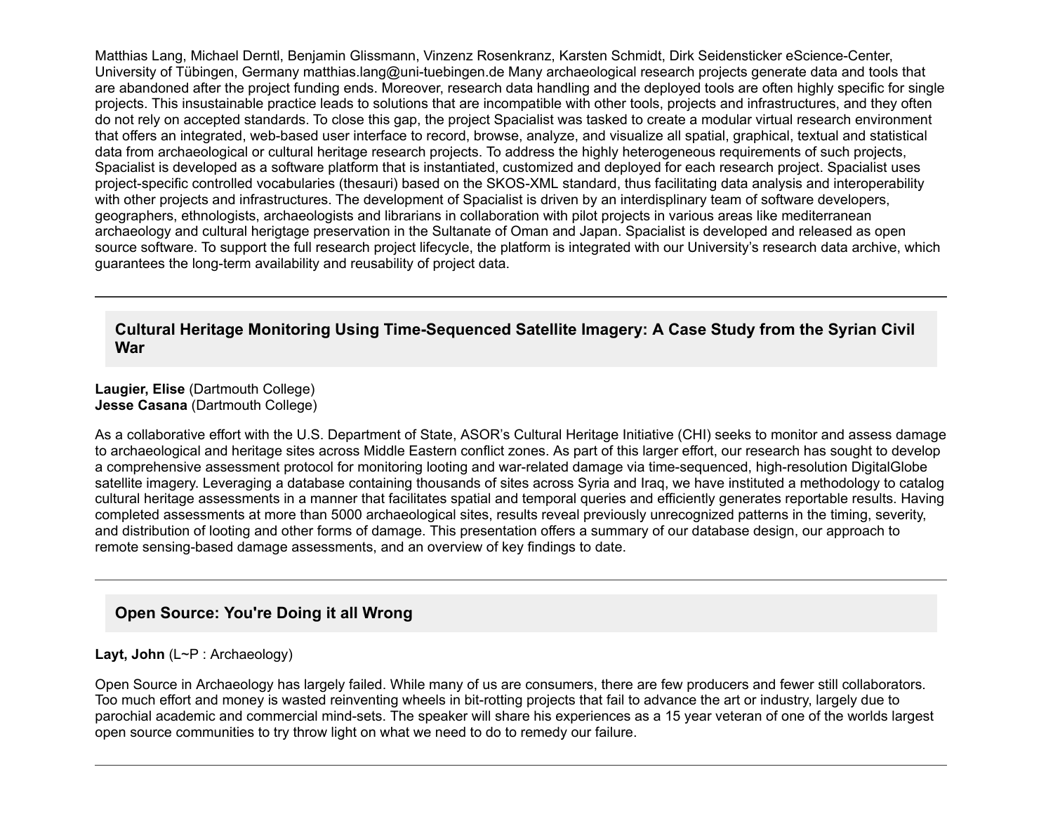Matthias Lang, Michael Derntl, Benjamin Glissmann, Vinzenz Rosenkranz, Karsten Schmidt, Dirk Seidensticker eScience-Center, University of Tübingen, Germany matthias.lang@uni-tuebingen.de Many archaeological research projects generate data and tools that are abandoned after the project funding ends. Moreover, research data handling and the deployed tools are often highly specific for single projects. This insustainable practice leads to solutions that are incompatible with other tools, projects and infrastructures, and they often do not rely on accepted standards. To close this gap, the project Spacialist was tasked to create a modular virtual research environment that offers an integrated, web-based user interface to record, browse, analyze, and visualize all spatial, graphical, textual and statistical data from archaeological or cultural heritage research projects. To address the highly heterogeneous requirements of such projects, Spacialist is developed as a software platform that is instantiated, customized and deployed for each research project. Spacialist uses project-specific controlled vocabularies (thesauri) based on the SKOS-XML standard, thus facilitating data analysis and interoperability with other projects and infrastructures. The development of Spacialist is driven by an interdisplinary team of software developers, geographers, ethnologists, archaeologists and librarians in collaboration with pilot projects in various areas like mediterranean archaeology and cultural herigtage preservation in the Sultanate of Oman and Japan. Spacialist is developed and released as open source software. To support the full research project lifecycle, the platform is integrated with our University's research data archive, which guarantees the long-term availability and reusability of project data.

---

### Cultural Heritage Monitoring Using Time-Sequenced Satellite Imagery: A Case Study from the Syrian Civil War

**Laugier, Elise** (Dartmouth College)
**Jesse Casana** (Dartmouth College)

As a collaborative effort with the U.S. Department of State, ASOR's Cultural Heritage Initiative (CHI) seeks to monitor and assess damage to archaeological and heritage sites across Middle Eastern conflict zones. As part of this larger effort, our research has sought to develop a comprehensive assessment protocol for monitoring looting and war-related damage via time-sequenced, high-resolution DigitalGlobe satellite imagery. Leveraging a database containing thousands of sites across Syria and Iraq, we have instituted a methodology to catalog cultural heritage assessments in a manner that facilitates spatial and temporal queries and efficiently generates reportable results. Having completed assessments at more than 5000 archaeological sites, results reveal previously unrecognized patterns in the timing, severity, and distribution of looting and other forms of damage. This presentation offers a summary of our database design, our approach to remote sensing-based damage assessments, and an overview of key findings to date.

---

### Open Source: You're Doing it all Wrong

**Layt, John** (L~P : Archaeology)

Open Source in Archaeology has largely failed. While many of us are consumers, there are few producers and fewer still collaborators. Too much effort and money is wasted reinventing wheels in bit-rotting projects that fail to advance the art or industry, largely due to parochial academic and commercial mind-sets. The speaker will share his experiences as a 15 year veteran of one of the worlds largest open source communities to try throw light on what we need to do to remedy our failure.

---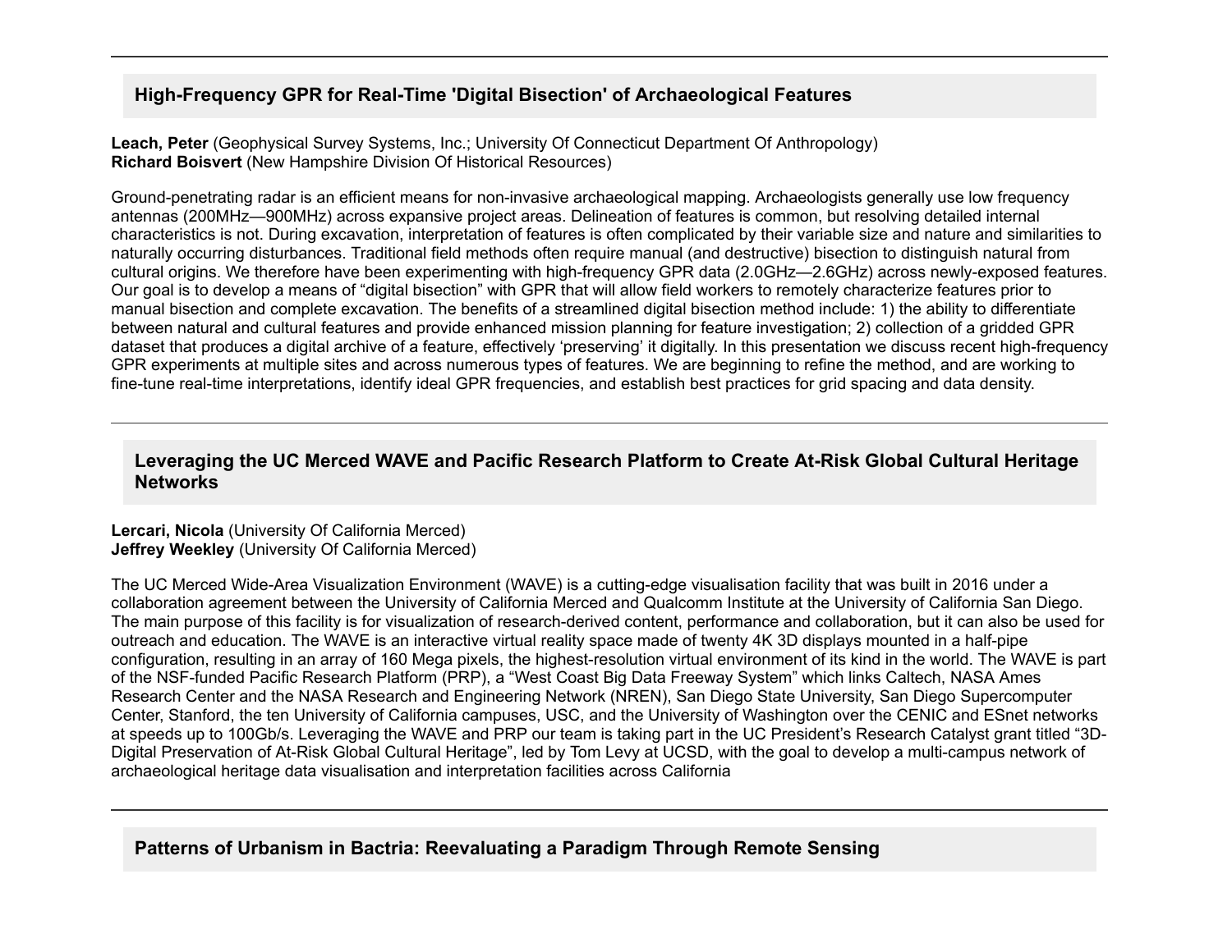## High-Frequency GPR for Real-Time 'Digital Bisection' of Archaeological Features

**Leach, Peter** (Geophysical Survey Systems, Inc.; University Of Connecticut Department Of Anthropology)
**Richard Boisvert** (New Hampshire Division Of Historical Resources)

Ground-penetrating radar is an efficient means for non-invasive archaeological mapping. Archaeologists generally use low frequency antennas (200MHz—900MHz) across expansive project areas. Delineation of features is common, but resolving detailed internal characteristics is not. During excavation, interpretation of features is often complicated by their variable size and nature and similarities to naturally occurring disturbances. Traditional field methods often require manual (and destructive) bisection to distinguish natural from cultural origins. We therefore have been experimenting with high-frequency GPR data (2.0GHz—2.6GHz) across newly-exposed features. Our goal is to develop a means of "digital bisection" with GPR that will allow field workers to remotely characterize features prior to manual bisection and complete excavation. The benefits of a streamlined digital bisection method include: 1) the ability to differentiate between natural and cultural features and provide enhanced mission planning for feature investigation; 2) collection of a gridded GPR dataset that produces a digital archive of a feature, effectively 'preserving' it digitally. In this presentation we discuss recent high-frequency GPR experiments at multiple sites and across numerous types of features. We are beginning to refine the method, and are working to fine-tune real-time interpretations, identify ideal GPR frequencies, and establish best practices for grid spacing and data density.

## Leveraging the UC Merced WAVE and Pacific Research Platform to Create At-Risk Global Cultural Heritage Networks

**Lercari, Nicola** (University Of California Merced)
**Jeffrey Weekley** (University Of California Merced)

The UC Merced Wide-Area Visualization Environment (WAVE) is a cutting-edge visualisation facility that was built in 2016 under a collaboration agreement between the University of California Merced and Qualcomm Institute at the University of California San Diego. The main purpose of this facility is for visualization of research-derived content, performance and collaboration, but it can also be used for outreach and education. The WAVE is an interactive virtual reality space made of twenty 4K 3D displays mounted in a half-pipe configuration, resulting in an array of 160 Mega pixels, the highest-resolution virtual environment of its kind in the world. The WAVE is part of the NSF-funded Pacific Research Platform (PRP), a "West Coast Big Data Freeway System" which links Caltech, NASA Ames Research Center and the NASA Research and Engineering Network (NREN), San Diego State University, San Diego Supercomputer Center, Stanford, the ten University of California campuses, USC, and the University of Washington over the CENIC and ESnet networks at speeds up to 100Gb/s. Leveraging the WAVE and PRP our team is taking part in the UC President's Research Catalyst grant titled "3D-Digital Preservation of At-Risk Global Cultural Heritage", led by Tom Levy at UCSD, with the goal to develop a multi-campus network of archaeological heritage data visualisation and interpretation facilities across California

## Patterns of Urbanism in Bactria: Reevaluating a Paradigm Through Remote Sensing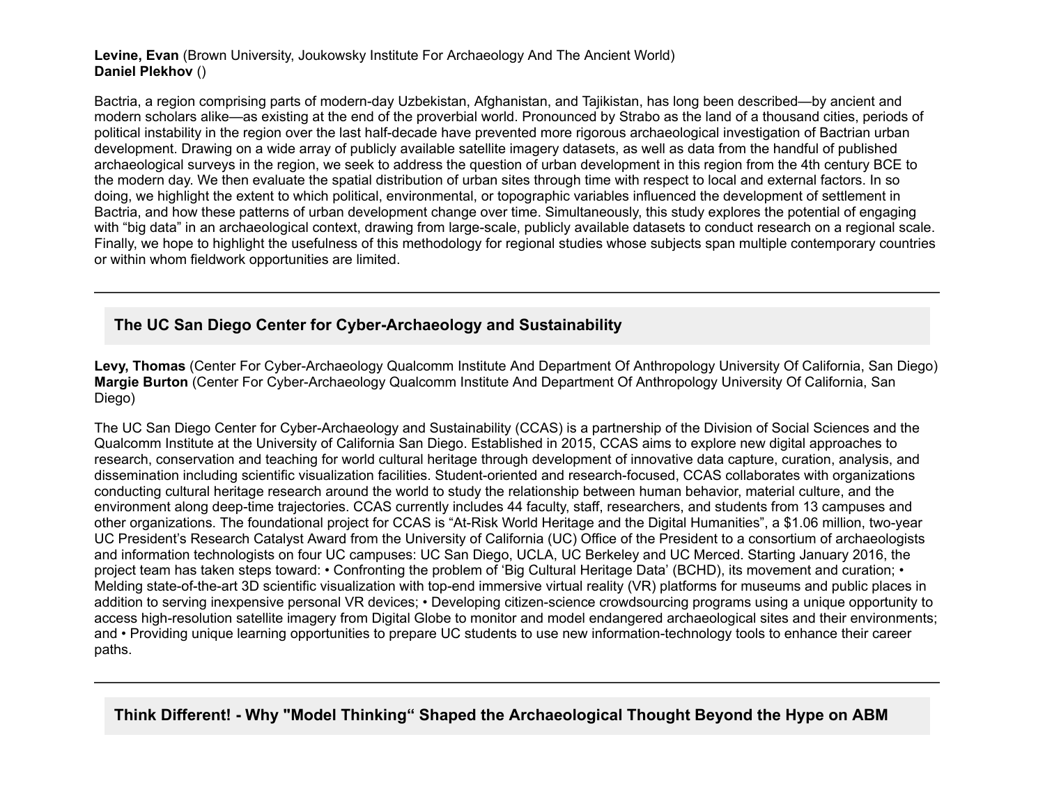**Levine, Evan** (Brown University, Joukowsky Institute For Archaeology And The Ancient World)
**Daniel Plekhov** ()

Bactria, a region comprising parts of modern-day Uzbekistan, Afghanistan, and Tajikistan, has long been described—by ancient and modern scholars alike—as existing at the end of the proverbial world. Pronounced by Strabo as the land of a thousand cities, periods of political instability in the region over the last half-decade have prevented more rigorous archaeological investigation of Bactrian urban development. Drawing on a wide array of publicly available satellite imagery datasets, as well as data from the handful of published archaeological surveys in the region, we seek to address the question of urban development in this region from the 4th century BCE to the modern day. We then evaluate the spatial distribution of urban sites through time with respect to local and external factors. In so doing, we highlight the extent to which political, environmental, or topographic variables influenced the development of settlement in Bactria, and how these patterns of urban development change over time. Simultaneously, this study explores the potential of engaging with "big data" in an archaeological context, drawing from large-scale, publicly available datasets to conduct research on a regional scale. Finally, we hope to highlight the usefulness of this methodology for regional studies whose subjects span multiple contemporary countries or within whom fieldwork opportunities are limited.

---

## The UC San Diego Center for Cyber-Archaeology and Sustainability

**Levy, Thomas** (Center For Cyber-Archaeology Qualcomm Institute And Department Of Anthropology University Of California, San Diego)
**Margie Burton** (Center For Cyber-Archaeology Qualcomm Institute And Department Of Anthropology University Of California, San Diego)

The UC San Diego Center for Cyber-Archaeology and Sustainability (CCAS) is a partnership of the Division of Social Sciences and the Qualcomm Institute at the University of California San Diego. Established in 2015, CCAS aims to explore new digital approaches to research, conservation and teaching for world cultural heritage through development of innovative data capture, curation, analysis, and dissemination including scientific visualization facilities. Student-oriented and research-focused, CCAS collaborates with organizations conducting cultural heritage research around the world to study the relationship between human behavior, material culture, and the environment along deep-time trajectories. CCAS currently includes 44 faculty, staff, researchers, and students from 13 campuses and other organizations. The foundational project for CCAS is "At-Risk World Heritage and the Digital Humanities", a $1.06 million, two-year UC President's Research Catalyst Award from the University of California (UC) Office of the President to a consortium of archaeologists and information technologists on four UC campuses: UC San Diego, UCLA, UC Berkeley and UC Merced. Starting January 2016, the project team has taken steps toward: • Confronting the problem of 'Big Cultural Heritage Data' (BCHD), its movement and curation; • Melding state-of-the-art 3D scientific visualization with top-end immersive virtual reality (VR) platforms for museums and public places in addition to serving inexpensive personal VR devices; • Developing citizen-science crowdsourcing programs using a unique opportunity to access high-resolution satellite imagery from Digital Globe to monitor and model endangered archaeological sites and their environments; and • Providing unique learning opportunities to prepare UC students to use new information-technology tools to enhance their career paths.

---

## Think Different! - Why "Model Thinking" Shaped the Archaeological Thought Beyond the Hype on ABM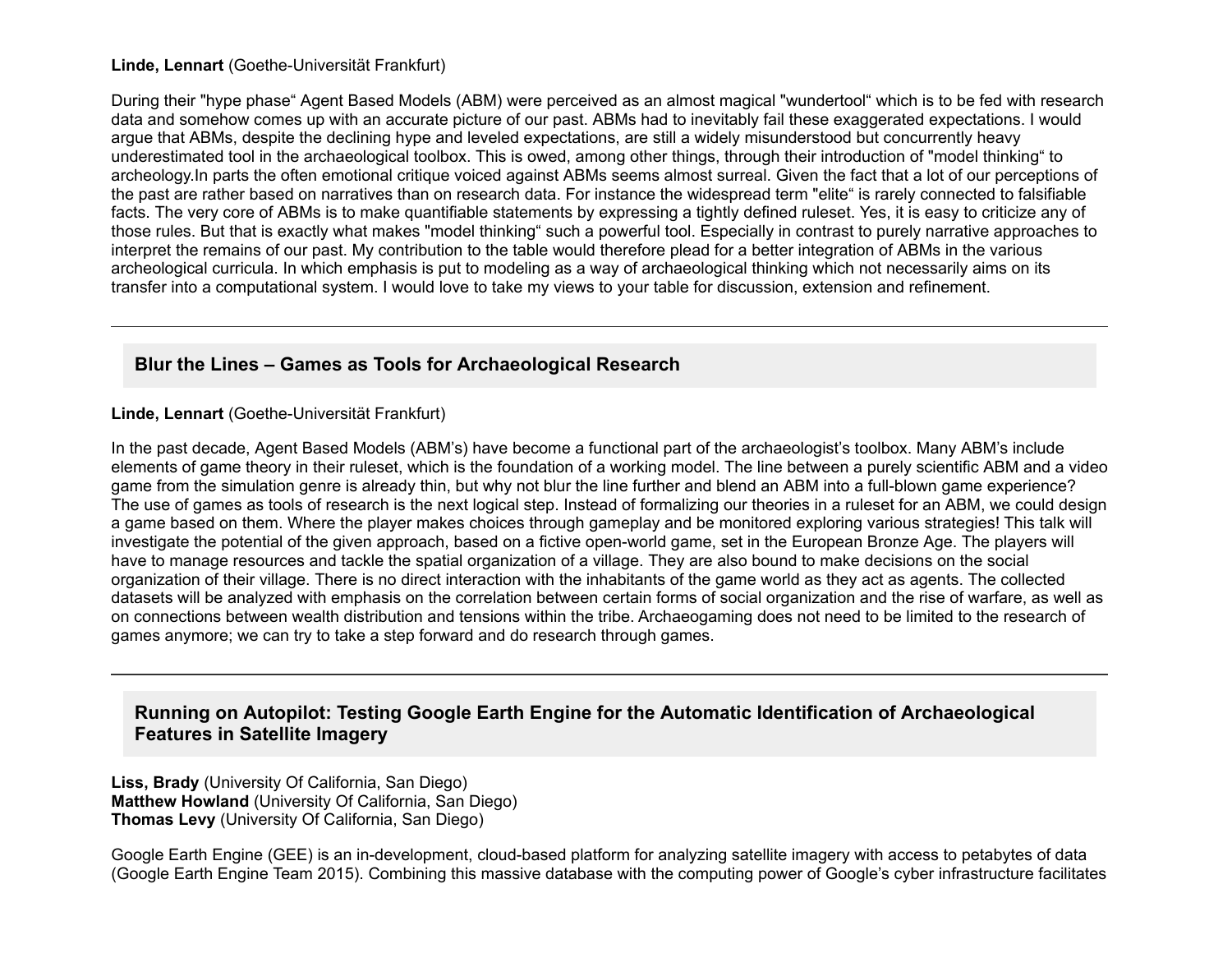**Linde, Lennart** (Goethe-Universität Frankfurt)

During their "hype phase" Agent Based Models (ABM) were perceived as an almost magical "wundertool" which is to be fed with research data and somehow comes up with an accurate picture of our past. ABMs had to inevitably fail these exaggerated expectations. I would argue that ABMs, despite the declining hype and leveled expectations, are still a widely misunderstood but concurrently heavy underestimated tool in the archaeological toolbox. This is owed, among other things, through their introduction of "model thinking" to archeology.In parts the often emotional critique voiced against ABMs seems almost surreal. Given the fact that a lot of our perceptions of the past are rather based on narratives than on research data. For instance the widespread term "elite" is rarely connected to falsifiable facts. The very core of ABMs is to make quantifiable statements by expressing a tightly defined ruleset. Yes, it is easy to criticize any of those rules. But that is exactly what makes "model thinking" such a powerful tool. Especially in contrast to purely narrative approaches to interpret the remains of our past. My contribution to the table would therefore plead for a better integration of ABMs in the various archeological curricula. In which emphasis is put to modeling as a way of archaeological thinking which not necessarily aims on its transfer into a computational system. I would love to take my views to your table for discussion, extension and refinement.

---

## Blur the Lines – Games as Tools for Archaeological Research

**Linde, Lennart** (Goethe-Universität Frankfurt)

In the past decade, Agent Based Models (ABM's) have become a functional part of the archaeologist's toolbox. Many ABM's include elements of game theory in their ruleset, which is the foundation of a working model. The line between a purely scientific ABM and a video game from the simulation genre is already thin, but why not blur the line further and blend an ABM into a full-blown game experience? The use of games as tools of research is the next logical step. Instead of formalizing our theories in a ruleset for an ABM, we could design a game based on them. Where the player makes choices through gameplay and be monitored exploring various strategies! This talk will investigate the potential of the given approach, based on a fictive open-world game, set in the European Bronze Age. The players will have to manage resources and tackle the spatial organization of a village. They are also bound to make decisions on the social organization of their village. There is no direct interaction with the inhabitants of the game world as they act as agents. The collected datasets will be analyzed with emphasis on the correlation between certain forms of social organization and the rise of warfare, as well as on connections between wealth distribution and tensions within the tribe. Archaeogaming does not need to be limited to the research of games anymore; we can try to take a step forward and do research through games.

---

## Running on Autopilot: Testing Google Earth Engine for the Automatic Identification of Archaeological Features in Satellite Imagery

**Liss, Brady** (University Of California, San Diego)
**Matthew Howland** (University Of California, San Diego)
**Thomas Levy** (University Of California, San Diego)

Google Earth Engine (GEE) is an in-development, cloud-based platform for analyzing satellite imagery with access to petabytes of data (Google Earth Engine Team 2015). Combining this massive database with the computing power of Google's cyber infrastructure facilitates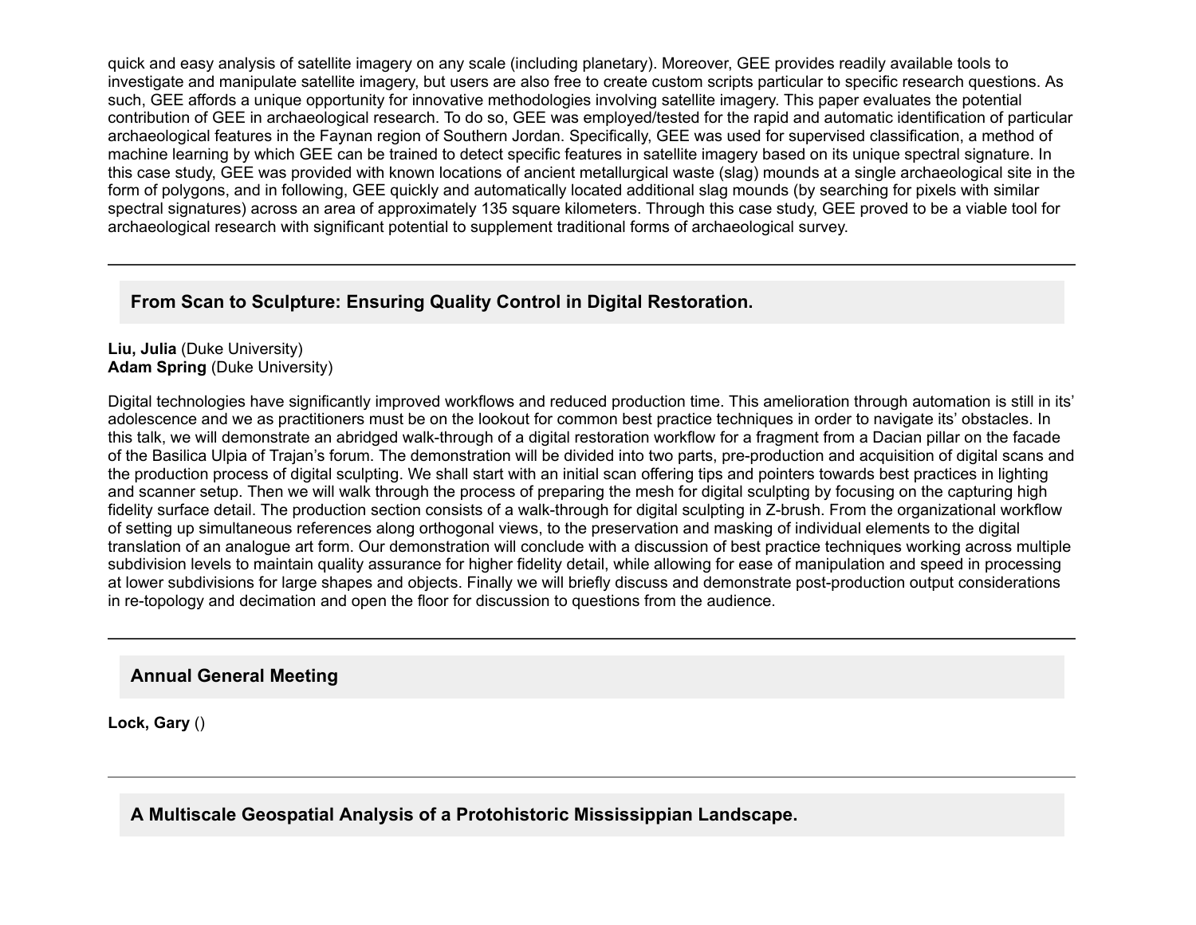quick and easy analysis of satellite imagery on any scale (including planetary). Moreover, GEE provides readily available tools to investigate and manipulate satellite imagery, but users are also free to create custom scripts particular to specific research questions. As such, GEE affords a unique opportunity for innovative methodologies involving satellite imagery. This paper evaluates the potential contribution of GEE in archaeological research. To do so, GEE was employed/tested for the rapid and automatic identification of particular archaeological features in the Faynan region of Southern Jordan. Specifically, GEE was used for supervised classification, a method of machine learning by which GEE can be trained to detect specific features in satellite imagery based on its unique spectral signature. In this case study, GEE was provided with known locations of ancient metallurgical waste (slag) mounds at a single archaeological site in the form of polygons, and in following, GEE quickly and automatically located additional slag mounds (by searching for pixels with similar spectral signatures) across an area of approximately 135 square kilometers. Through this case study, GEE proved to be a viable tool for archaeological research with significant potential to supplement traditional forms of archaeological survey.

---

## From Scan to Sculpture: Ensuring Quality Control in Digital Restoration.

**Liu, Julia** (Duke University)
**Adam Spring** (Duke University)

Digital technologies have significantly improved workflows and reduced production time. This amelioration through automation is still in its' adolescence and we as practitioners must be on the lookout for common best practice techniques in order to navigate its' obstacles. In this talk, we will demonstrate an abridged walk-through of a digital restoration workflow for a fragment from a Dacian pillar on the facade of the Basilica Ulpia of Trajan's forum. The demonstration will be divided into two parts, pre-production and acquisition of digital scans and the production process of digital sculpting. We shall start with an initial scan offering tips and pointers towards best practices in lighting and scanner setup. Then we will walk through the process of preparing the mesh for digital sculpting by focusing on the capturing high fidelity surface detail. The production section consists of a walk-through for digital sculpting in Z-brush. From the organizational workflow of setting up simultaneous references along orthogonal views, to the preservation and masking of individual elements to the digital translation of an analogue art form. Our demonstration will conclude with a discussion of best practice techniques working across multiple subdivision levels to maintain quality assurance for higher fidelity detail, while allowing for ease of manipulation and speed in processing at lower subdivisions for large shapes and objects. Finally we will briefly discuss and demonstrate post-production output considerations in re-topology and decimation and open the floor for discussion to questions from the audience.

---

## Annual General Meeting

**Lock, Gary** ()

---

## A Multiscale Geospatial Analysis of a Protohistoric Mississippian Landscape.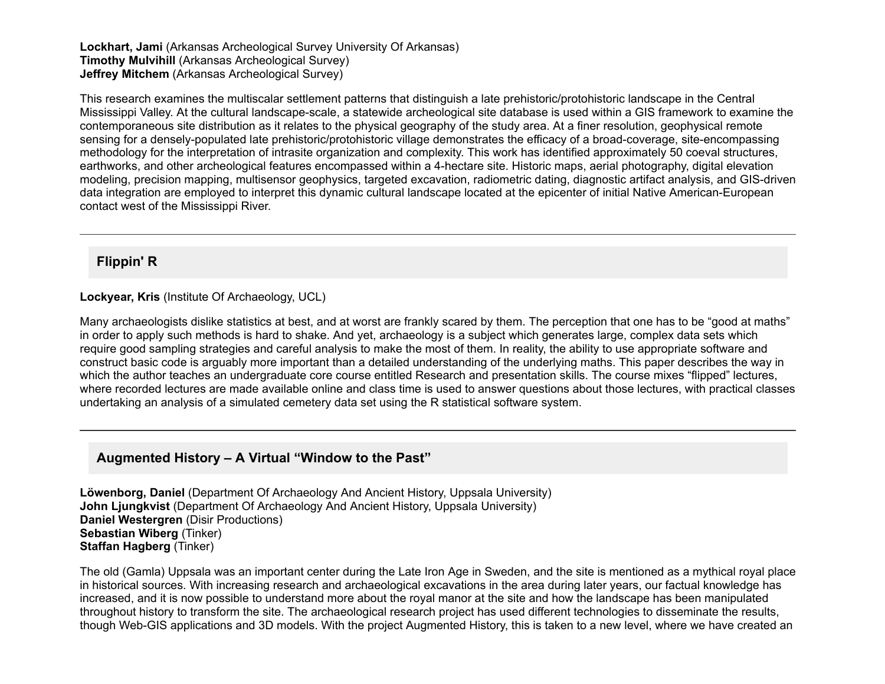**Lockhart, Jami** (Arkansas Archeological Survey University Of Arkansas)
**Timothy Mulvihill** (Arkansas Archeological Survey)
**Jeffrey Mitchem** (Arkansas Archeological Survey)

This research examines the multiscalar settlement patterns that distinguish a late prehistoric/protohistoric landscape in the Central Mississippi Valley. At the cultural landscape-scale, a statewide archeological site database is used within a GIS framework to examine the contemporaneous site distribution as it relates to the physical geography of the study area. At a finer resolution, geophysical remote sensing for a densely-populated late prehistoric/protohistoric village demonstrates the efficacy of a broad-coverage, site-encompassing methodology for the interpretation of intrasite organization and complexity. This work has identified approximately 50 coeval structures, earthworks, and other archeological features encompassed within a 4-hectare site. Historic maps, aerial photography, digital elevation modeling, precision mapping, multisensor geophysics, targeted excavation, radiometric dating, diagnostic artifact analysis, and GIS-driven data integration are employed to interpret this dynamic cultural landscape located at the epicenter of initial Native American-European contact west of the Mississippi River.

---

## Flippin' R

**Lockyear, Kris** (Institute Of Archaeology, UCL)

Many archaeologists dislike statistics at best, and at worst are frankly scared by them. The perception that one has to be “good at maths” in order to apply such methods is hard to shake. And yet, archaeology is a subject which generates large, complex data sets which require good sampling strategies and careful analysis to make the most of them. In reality, the ability to use appropriate software and construct basic code is arguably more important than a detailed understanding of the underlying maths. This paper describes the way in which the author teaches an undergraduate core course entitled Research and presentation skills. The course mixes “flipped” lectures, where recorded lectures are made available online and class time is used to answer questions about those lectures, with practical classes undertaking an analysis of a simulated cemetery data set using the R statistical software system.

---

## Augmented History – A Virtual “Window to the Past”

**Löwenborg, Daniel** (Department Of Archaeology And Ancient History, Uppsala University)
**John Ljungkvist** (Department Of Archaeology And Ancient History, Uppsala University)
**Daniel Westergren** (Disir Productions)
**Sebastian Wiberg** (Tinker)
**Staffan Hagberg** (Tinker)

The old (Gamla) Uppsala was an important center during the Late Iron Age in Sweden, and the site is mentioned as a mythical royal place in historical sources. With increasing research and archaeological excavations in the area during later years, our factual knowledge has increased, and it is now possible to understand more about the royal manor at the site and how the landscape has been manipulated throughout history to transform the site. The archaeological research project has used different technologies to disseminate the results, though Web-GIS applications and 3D models. With the project Augmented History, this is taken to a new level, where we have created an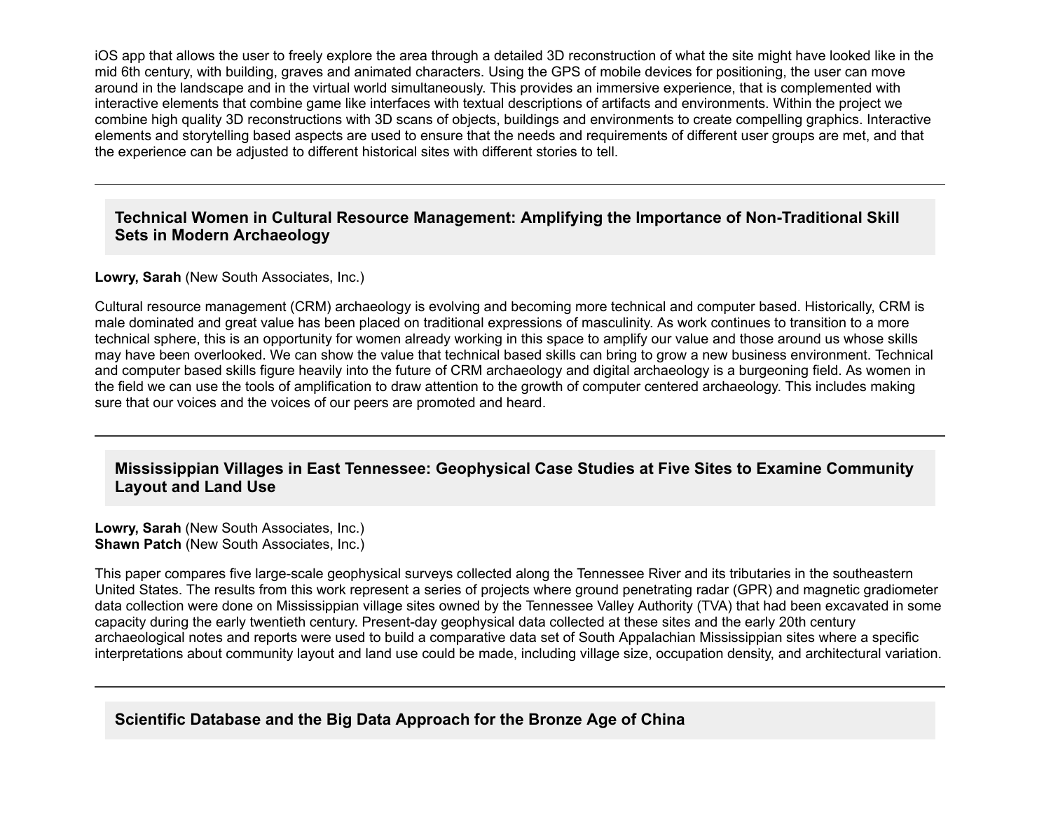iOS app that allows the user to freely explore the area through a detailed 3D reconstruction of what the site might have looked like in the mid 6th century, with building, graves and animated characters. Using the GPS of mobile devices for positioning, the user can move around in the landscape and in the virtual world simultaneously. This provides an immersive experience, that is complemented with interactive elements that combine game like interfaces with textual descriptions of artifacts and environments. Within the project we combine high quality 3D reconstructions with 3D scans of objects, buildings and environments to create compelling graphics. Interactive elements and storytelling based aspects are used to ensure that the needs and requirements of different user groups are met, and that the experience can be adjusted to different historical sites with different stories to tell.

---

### Technical Women in Cultural Resource Management: Amplifying the Importance of Non-Traditional Skill Sets in Modern Archaeology

**Lowry, Sarah** (New South Associates, Inc.)

Cultural resource management (CRM) archaeology is evolving and becoming more technical and computer based. Historically, CRM is male dominated and great value has been placed on traditional expressions of masculinity. As work continues to transition to a more technical sphere, this is an opportunity for women already working in this space to amplify our value and those around us whose skills may have been overlooked. We can show the value that technical based skills can bring to grow a new business environment. Technical and computer based skills figure heavily into the future of CRM archaeology and digital archaeology is a burgeoning field. As women in the field we can use the tools of amplification to draw attention to the growth of computer centered archaeology. This includes making sure that our voices and the voices of our peers are promoted and heard.

---

### Mississippian Villages in East Tennessee: Geophysical Case Studies at Five Sites to Examine Community Layout and Land Use

**Lowry, Sarah** (New South Associates, Inc.)
**Shawn Patch** (New South Associates, Inc.)

This paper compares five large-scale geophysical surveys collected along the Tennessee River and its tributaries in the southeastern United States. The results from this work represent a series of projects where ground penetrating radar (GPR) and magnetic gradiometer data collection were done on Mississippian village sites owned by the Tennessee Valley Authority (TVA) that had been excavated in some capacity during the early twentieth century. Present-day geophysical data collected at these sites and the early 20th century archaeological notes and reports were used to build a comparative data set of South Appalachian Mississippian sites where a specific interpretations about community layout and land use could be made, including village size, occupation density, and architectural variation.

---

### Scientific Database and the Big Data Approach for the Bronze Age of China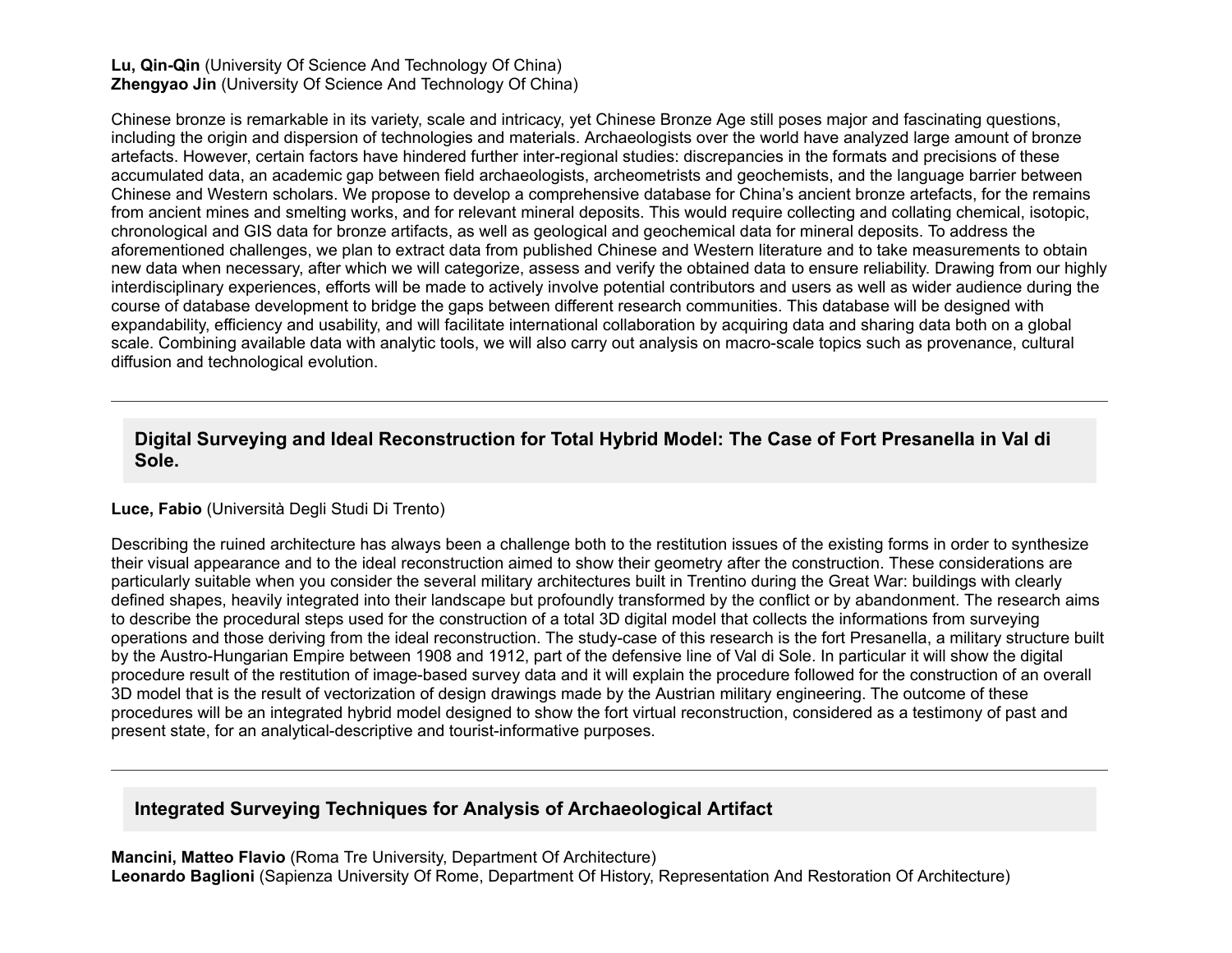**Lu, Qin-Qin** (University Of Science And Technology Of China)
**Zhengyao Jin** (University Of Science And Technology Of China)

Chinese bronze is remarkable in its variety, scale and intricacy, yet Chinese Bronze Age still poses major and fascinating questions, including the origin and dispersion of technologies and materials. Archaeologists over the world have analyzed large amount of bronze artefacts. However, certain factors have hindered further inter-regional studies: discrepancies in the formats and precisions of these accumulated data, an academic gap between field archaeologists, archeometrists and geochemists, and the language barrier between Chinese and Western scholars. We propose to develop a comprehensive database for China's ancient bronze artefacts, for the remains from ancient mines and smelting works, and for relevant mineral deposits. This would require collecting and collating chemical, isotopic, chronological and GIS data for bronze artifacts, as well as geological and geochemical data for mineral deposits. To address the aforementioned challenges, we plan to extract data from published Chinese and Western literature and to take measurements to obtain new data when necessary, after which we will categorize, assess and verify the obtained data to ensure reliability. Drawing from our highly interdisciplinary experiences, efforts will be made to actively involve potential contributors and users as well as wider audience during the course of database development to bridge the gaps between different research communities. This database will be designed with expandability, efficiency and usability, and will facilitate international collaboration by acquiring data and sharing data both on a global scale. Combining available data with analytic tools, we will also carry out analysis on macro-scale topics such as provenance, cultural diffusion and technological evolution.

---

### Digital Surveying and Ideal Reconstruction for Total Hybrid Model: The Case of Fort Presanella in Val di Sole.

**Luce, Fabio** (Università Degli Studi Di Trento)

Describing the ruined architecture has always been a challenge both to the restitution issues of the existing forms in order to synthesize their visual appearance and to the ideal reconstruction aimed to show their geometry after the construction. These considerations are particularly suitable when you consider the several military architectures built in Trentino during the Great War: buildings with clearly defined shapes, heavily integrated into their landscape but profoundly transformed by the conflict or by abandonment. The research aims to describe the procedural steps used for the construction of a total 3D digital model that collects the informations from surveying operations and those deriving from the ideal reconstruction. The study-case of this research is the fort Presanella, a military structure built by the Austro-Hungarian Empire between 1908 and 1912, part of the defensive line of Val di Sole. In particular it will show the digital procedure result of the restitution of image-based survey data and it will explain the procedure followed for the construction of an overall 3D model that is the result of vectorization of design drawings made by the Austrian military engineering. The outcome of these procedures will be an integrated hybrid model designed to show the fort virtual reconstruction, considered as a testimony of past and present state, for an analytical-descriptive and tourist-informative purposes.

---

### Integrated Surveying Techniques for Analysis of Archaeological Artifact

**Mancini, Matteo Flavio** (Roma Tre University, Department Of Architecture)
**Leonardo Baglioni** (Sapienza University Of Rome, Department Of History, Representation And Restoration Of Architecture)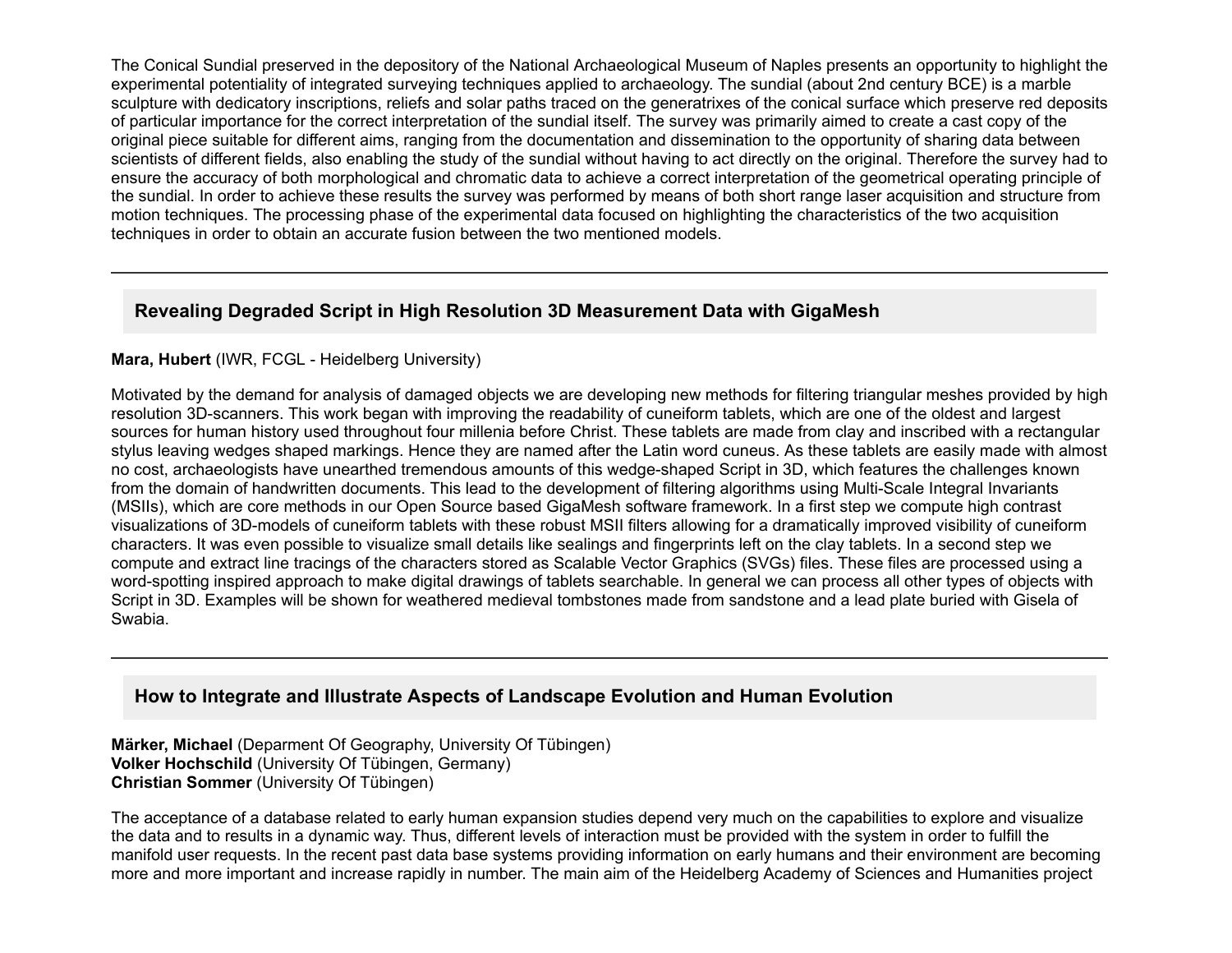The Conical Sundial preserved in the depository of the National Archaeological Museum of Naples presents an opportunity to highlight the experimental potentiality of integrated surveying techniques applied to archaeology. The sundial (about 2nd century BCE) is a marble sculpture with dedicatory inscriptions, reliefs and solar paths traced on the generatrixes of the conical surface which preserve red deposits of particular importance for the correct interpretation of the sundial itself. The survey was primarily aimed to create a cast copy of the original piece suitable for different aims, ranging from the documentation and dissemination to the opportunity of sharing data between scientists of different fields, also enabling the study of the sundial without having to act directly on the original. Therefore the survey had to ensure the accuracy of both morphological and chromatic data to achieve a correct interpretation of the geometrical operating principle of the sundial. In order to achieve these results the survey was performed by means of both short range laser acquisition and structure from motion techniques. The processing phase of the experimental data focused on highlighting the characteristics of the two acquisition techniques in order to obtain an accurate fusion between the two mentioned models.

---

### Revealing Degraded Script in High Resolution 3D Measurement Data with GigaMesh

**Mara, Hubert** (IWR, FCGL - Heidelberg University)

Motivated by the demand for analysis of damaged objects we are developing new methods for filtering triangular meshes provided by high resolution 3D-scanners. This work began with improving the readability of cuneiform tablets, which are one of the oldest and largest sources for human history used throughout four millenia before Christ. These tablets are made from clay and inscribed with a rectangular stylus leaving wedges shaped markings. Hence they are named after the Latin word cuneus. As these tablets are easily made with almost no cost, archaeologists have unearthed tremendous amounts of this wedge-shaped Script in 3D, which features the challenges known from the domain of handwritten documents. This lead to the development of filtering algorithms using Multi-Scale Integral Invariants (MSIIs), which are core methods in our Open Source based GigaMesh software framework. In a first step we compute high contrast visualizations of 3D-models of cuneiform tablets with these robust MSII filters allowing for a dramatically improved visibility of cuneiform characters. It was even possible to visualize small details like sealings and fingerprints left on the clay tablets. In a second step we compute and extract line tracings of the characters stored as Scalable Vector Graphics (SVGs) files. These files are processed using a word-spotting inspired approach to make digital drawings of tablets searchable. In general we can process all other types of objects with Script in 3D. Examples will be shown for weathered medieval tombstones made from sandstone and a lead plate buried with Gisela of Swabia.

---

### How to Integrate and Illustrate Aspects of Landscape Evolution and Human Evolution

**Märker, Michael** (Deparment Of Geography, University Of Tübingen)
**Volker Hochschild** (University Of Tübingen, Germany)
**Christian Sommer** (University Of Tübingen)

The acceptance of a database related to early human expansion studies depend very much on the capabilities to explore and visualize the data and to results in a dynamic way. Thus, different levels of interaction must be provided with the system in order to fulfill the manifold user requests. In the recent past data base systems providing information on early humans and their environment are becoming more and more important and increase rapidly in number. The main aim of the Heidelberg Academy of Sciences and Humanities project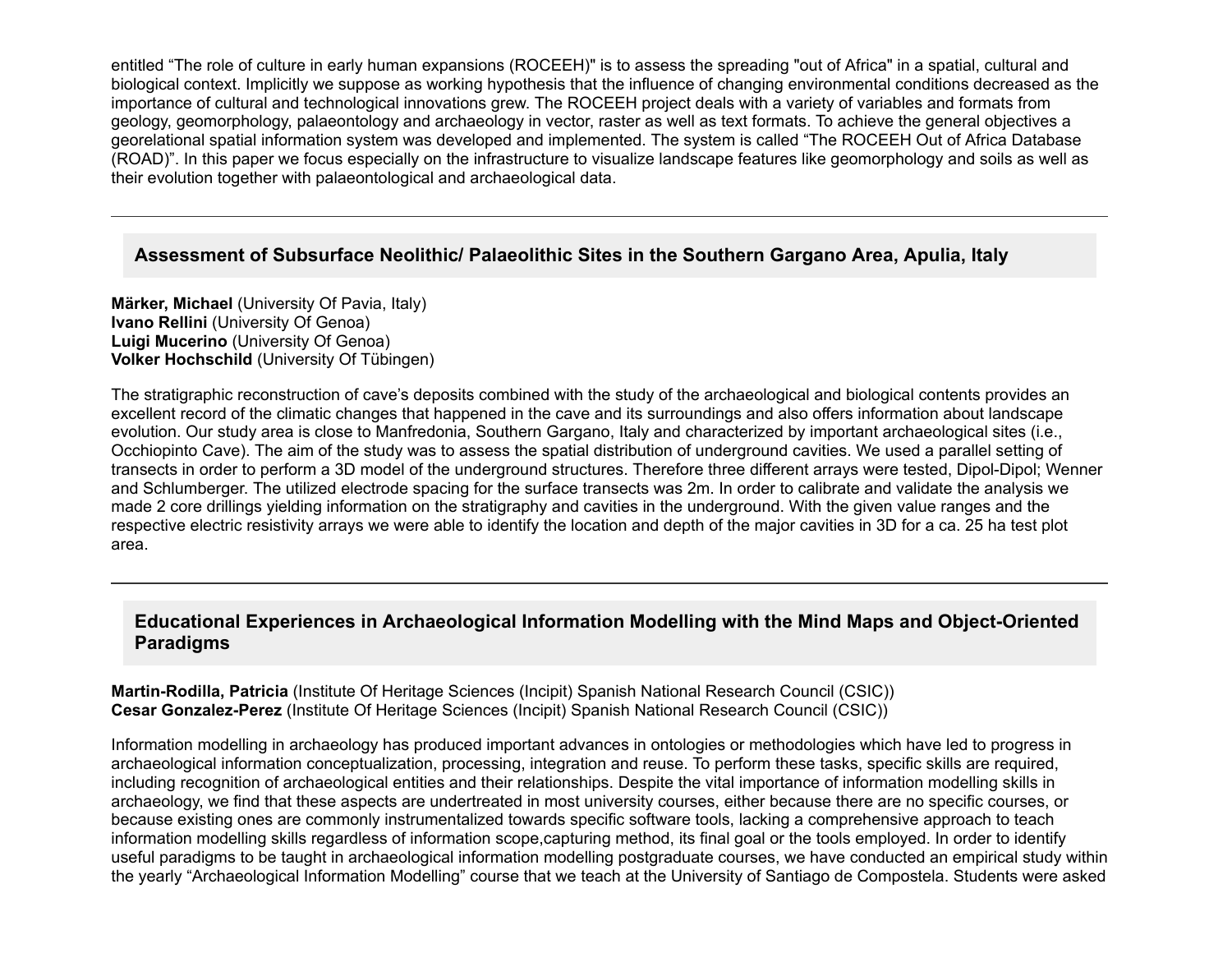entitled “The role of culture in early human expansions (ROCEEH)" is to assess the spreading "out of Africa" in a spatial, cultural and biological context. Implicitly we suppose as working hypothesis that the influence of changing environmental conditions decreased as the importance of cultural and technological innovations grew. The ROCEEH project deals with a variety of variables and formats from geology, geomorphology, palaeontology and archaeology in vector, raster as well as text formats. To achieve the general objectives a georelational spatial information system was developed and implemented. The system is called “The ROCEEH Out of Africa Database (ROAD)”. In this paper we focus especially on the infrastructure to visualize landscape features like geomorphology and soils as well as their evolution together with palaeontological and archaeological data.

---

## Assessment of Subsurface Neolithic/ Palaeolithic Sites in the Southern Gargano Area, Apulia, Italy

**Märker, Michael** (University Of Pavia, Italy)
**Ivano Rellini** (University Of Genoa)
**Luigi Mucerino** (University Of Genoa)
**Volker Hochschild** (University Of Tübingen)

The stratigraphic reconstruction of cave’s deposits combined with the study of the archaeological and biological contents provides an excellent record of the climatic changes that happened in the cave and its surroundings and also offers information about landscape evolution. Our study area is close to Manfredonia, Southern Gargano, Italy and characterized by important archaeological sites (i.e., Occhiopinto Cave). The aim of the study was to assess the spatial distribution of underground cavities. We used a parallel setting of transects in order to perform a 3D model of the underground structures. Therefore three different arrays were tested, Dipol-Dipol; Wenner and Schlumberger. The utilized electrode spacing for the surface transects was 2m. In order to calibrate and validate the analysis we made 2 core drillings yielding information on the stratigraphy and cavities in the underground. With the given value ranges and the respective electric resistivity arrays we were able to identify the location and depth of the major cavities in 3D for a ca. 25 ha test plot area.

---

## Educational Experiences in Archaeological Information Modelling with the Mind Maps and Object-Oriented Paradigms

**Martin-Rodilla, Patricia** (Institute Of Heritage Sciences (Incipit) Spanish National Research Council (CSIC))
**Cesar Gonzalez-Perez** (Institute Of Heritage Sciences (Incipit) Spanish National Research Council (CSIC))

Information modelling in archaeology has produced important advances in ontologies or methodologies which have led to progress in archaeological information conceptualization, processing, integration and reuse. To perform these tasks, specific skills are required, including recognition of archaeological entities and their relationships. Despite the vital importance of information modelling skills in archaeology, we find that these aspects are undertreated in most university courses, either because there are no specific courses, or because existing ones are commonly instrumentalized towards specific software tools, lacking a comprehensive approach to teach information modelling skills regardless of information scope,capturing method, its final goal or the tools employed. In order to identify useful paradigms to be taught in archaeological information modelling postgraduate courses, we have conducted an empirical study within the yearly “Archaeological Information Modelling” course that we teach at the University of Santiago de Compostela. Students were asked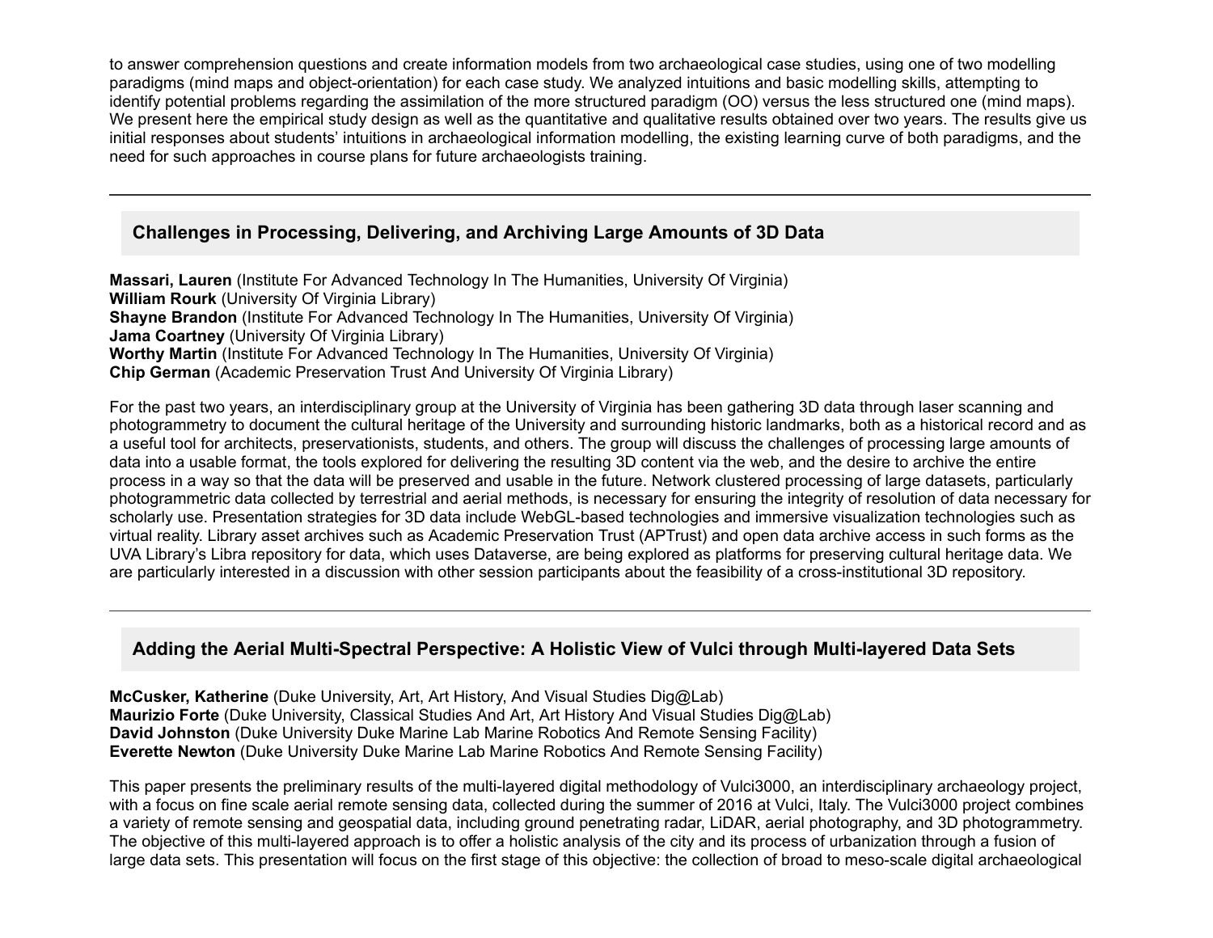to answer comprehension questions and create information models from two archaeological case studies, using one of two modelling paradigms (mind maps and object-orientation) for each case study. We analyzed intuitions and basic modelling skills, attempting to identify potential problems regarding the assimilation of the more structured paradigm (OO) versus the less structured one (mind maps). We present here the empirical study design as well as the quantitative and qualitative results obtained over two years. The results give us initial responses about students' intuitions in archaeological information modelling, the existing learning curve of both paradigms, and the need for such approaches in course plans for future archaeologists training.

---

## Challenges in Processing, Delivering, and Archiving Large Amounts of 3D Data

**Massari, Lauren** (Institute For Advanced Technology In The Humanities, University Of Virginia)
**William Rourk** (University Of Virginia Library)
**Shayne Brandon** (Institute For Advanced Technology In The Humanities, University Of Virginia)
**Jama Coartney** (University Of Virginia Library)
**Worthy Martin** (Institute For Advanced Technology In The Humanities, University Of Virginia)
**Chip German** (Academic Preservation Trust And University Of Virginia Library)

For the past two years, an interdisciplinary group at the University of Virginia has been gathering 3D data through laser scanning and photogrammetry to document the cultural heritage of the University and surrounding historic landmarks, both as a historical record and as a useful tool for architects, preservationists, students, and others. The group will discuss the challenges of processing large amounts of data into a usable format, the tools explored for delivering the resulting 3D content via the web, and the desire to archive the entire process in a way so that the data will be preserved and usable in the future. Network clustered processing of large datasets, particularly photogrammetric data collected by terrestrial and aerial methods, is necessary for ensuring the integrity of resolution of data necessary for scholarly use. Presentation strategies for 3D data include WebGL-based technologies and immersive visualization technologies such as virtual reality. Library asset archives such as Academic Preservation Trust (APTrust) and open data archive access in such forms as the UVA Library's Libra repository for data, which uses Dataverse, are being explored as platforms for preserving cultural heritage data. We are particularly interested in a discussion with other session participants about the feasibility of a cross-institutional 3D repository.

---

## Adding the Aerial Multi-Spectral Perspective: A Holistic View of Vulci through Multi-layered Data Sets

**McCusker, Katherine** (Duke University, Art, Art History, And Visual Studies Dig@Lab)
**Maurizio Forte** (Duke University, Classical Studies And Art, Art History And Visual Studies Dig@Lab)
**David Johnston** (Duke University Duke Marine Lab Marine Robotics And Remote Sensing Facility)
**Everette Newton** (Duke University Duke Marine Lab Marine Robotics And Remote Sensing Facility)

This paper presents the preliminary results of the multi-layered digital methodology of Vulci3000, an interdisciplinary archaeology project, with a focus on fine scale aerial remote sensing data, collected during the summer of 2016 at Vulci, Italy. The Vulci3000 project combines a variety of remote sensing and geospatial data, including ground penetrating radar, LiDAR, aerial photography, and 3D photogrammetry. The objective of this multi-layered approach is to offer a holistic analysis of the city and its process of urbanization through a fusion of large data sets. This presentation will focus on the first stage of this objective: the collection of broad to meso-scale digital archaeological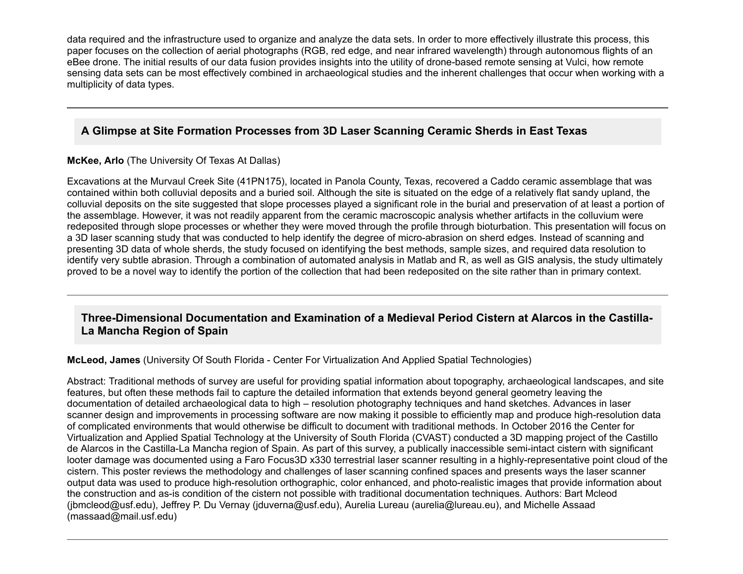data required and the infrastructure used to organize and analyze the data sets. In order to more effectively illustrate this process, this paper focuses on the collection of aerial photographs (RGB, red edge, and near infrared wavelength) through autonomous flights of an eBee drone. The initial results of our data fusion provides insights into the utility of drone-based remote sensing at Vulci, how remote sensing data sets can be most effectively combined in archaeological studies and the inherent challenges that occur when working with a multiplicity of data types.

---

## A Glimpse at Site Formation Processes from 3D Laser Scanning Ceramic Sherds in East Texas

**McKee, Arlo** (The University Of Texas At Dallas)

Excavations at the Murvaul Creek Site (41PN175), located in Panola County, Texas, recovered a Caddo ceramic assemblage that was contained within both colluvial deposits and a buried soil. Although the site is situated on the edge of a relatively flat sandy upland, the colluvial deposits on the site suggested that slope processes played a significant role in the burial and preservation of at least a portion of the assemblage. However, it was not readily apparent from the ceramic macroscopic analysis whether artifacts in the colluvium were redeposited through slope processes or whether they were moved through the profile through bioturbation. This presentation will focus on a 3D laser scanning study that was conducted to help identify the degree of micro-abrasion on sherd edges. Instead of scanning and presenting 3D data of whole sherds, the study focused on identifying the best methods, sample sizes, and required data resolution to identify very subtle abrasion. Through a combination of automated analysis in Matlab and R, as well as GIS analysis, the study ultimately proved to be a novel way to identify the portion of the collection that had been redeposited on the site rather than in primary context.

---

## Three-Dimensional Documentation and Examination of a Medieval Period Cistern at Alarcos in the Castilla-La Mancha Region of Spain

**McLeod, James** (University Of South Florida - Center For Virtualization And Applied Spatial Technologies)

Abstract: Traditional methods of survey are useful for providing spatial information about topography, archaeological landscapes, and site features, but often these methods fail to capture the detailed information that extends beyond general geometry leaving the documentation of detailed archaeological data to high – resolution photography techniques and hand sketches. Advances in laser scanner design and improvements in processing software are now making it possible to efficiently map and produce high-resolution data of complicated environments that would otherwise be difficult to document with traditional methods. In October 2016 the Center for Virtualization and Applied Spatial Technology at the University of South Florida (CVAST) conducted a 3D mapping project of the Castillo de Alarcos in the Castilla-La Mancha region of Spain. As part of this survey, a publically inaccessible semi-intact cistern with significant looter damage was documented using a Faro Focus3D x330 terrestrial laser scanner resulting in a highly-representative point cloud of the cistern. This poster reviews the methodology and challenges of laser scanning confined spaces and presents ways the laser scanner output data was used to produce high-resolution orthographic, color enhanced, and photo-realistic images that provide information about the construction and as-is condition of the cistern not possible with traditional documentation techniques. Authors: Bart Mcleod (jbmcleod@usf.edu), Jeffrey P. Du Vernay (jduverna@usf.edu), Aurelia Lureau (aurelia@lureau.eu), and Michelle Assaad (massaad@mail.usf.edu)

---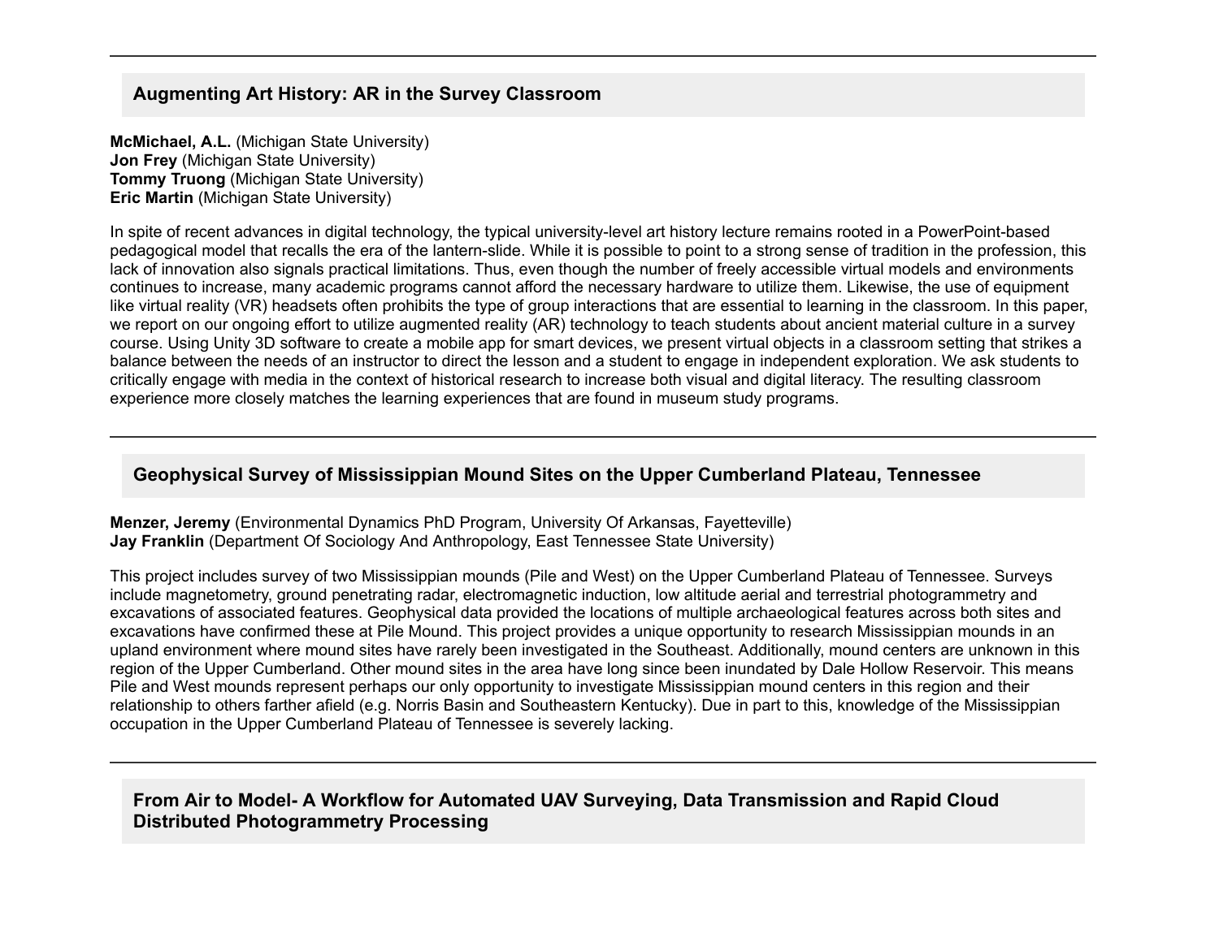---

## Augmenting Art History: AR in the Survey Classroom

**McMichael, A.L.** (Michigan State University)
**Jon Frey** (Michigan State University)
**Tommy Truong** (Michigan State University)
**Eric Martin** (Michigan State University)

In spite of recent advances in digital technology, the typical university-level art history lecture remains rooted in a PowerPoint-based pedagogical model that recalls the era of the lantern-slide. While it is possible to point to a strong sense of tradition in the profession, this lack of innovation also signals practical limitations. Thus, even though the number of freely accessible virtual models and environments continues to increase, many academic programs cannot afford the necessary hardware to utilize them. Likewise, the use of equipment like virtual reality (VR) headsets often prohibits the type of group interactions that are essential to learning in the classroom. In this paper, we report on our ongoing effort to utilize augmented reality (AR) technology to teach students about ancient material culture in a survey course. Using Unity 3D software to create a mobile app for smart devices, we present virtual objects in a classroom setting that strikes a balance between the needs of an instructor to direct the lesson and a student to engage in independent exploration. We ask students to critically engage with media in the context of historical research to increase both visual and digital literacy. The resulting classroom experience more closely matches the learning experiences that are found in museum study programs.

---

## Geophysical Survey of Mississippian Mound Sites on the Upper Cumberland Plateau, Tennessee

**Menzer, Jeremy** (Environmental Dynamics PhD Program, University Of Arkansas, Fayetteville)
**Jay Franklin** (Department Of Sociology And Anthropology, East Tennessee State University)

This project includes survey of two Mississippian mounds (Pile and West) on the Upper Cumberland Plateau of Tennessee. Surveys include magnetometry, ground penetrating radar, electromagnetic induction, low altitude aerial and terrestrial photogrammetry and excavations of associated features. Geophysical data provided the locations of multiple archaeological features across both sites and excavations have confirmed these at Pile Mound. This project provides a unique opportunity to research Mississippian mounds in an upland environment where mound sites have rarely been investigated in the Southeast. Additionally, mound centers are unknown in this region of the Upper Cumberland. Other mound sites in the area have long since been inundated by Dale Hollow Reservoir. This means Pile and West mounds represent perhaps our only opportunity to investigate Mississippian mound centers in this region and their relationship to others farther afield (e.g. Norris Basin and Southeastern Kentucky). Due in part to this, knowledge of the Mississippian occupation in the Upper Cumberland Plateau of Tennessee is severely lacking.

---

## From Air to Model- A Workflow for Automated UAV Surveying, Data Transmission and Rapid Cloud Distributed Photogrammetry Processing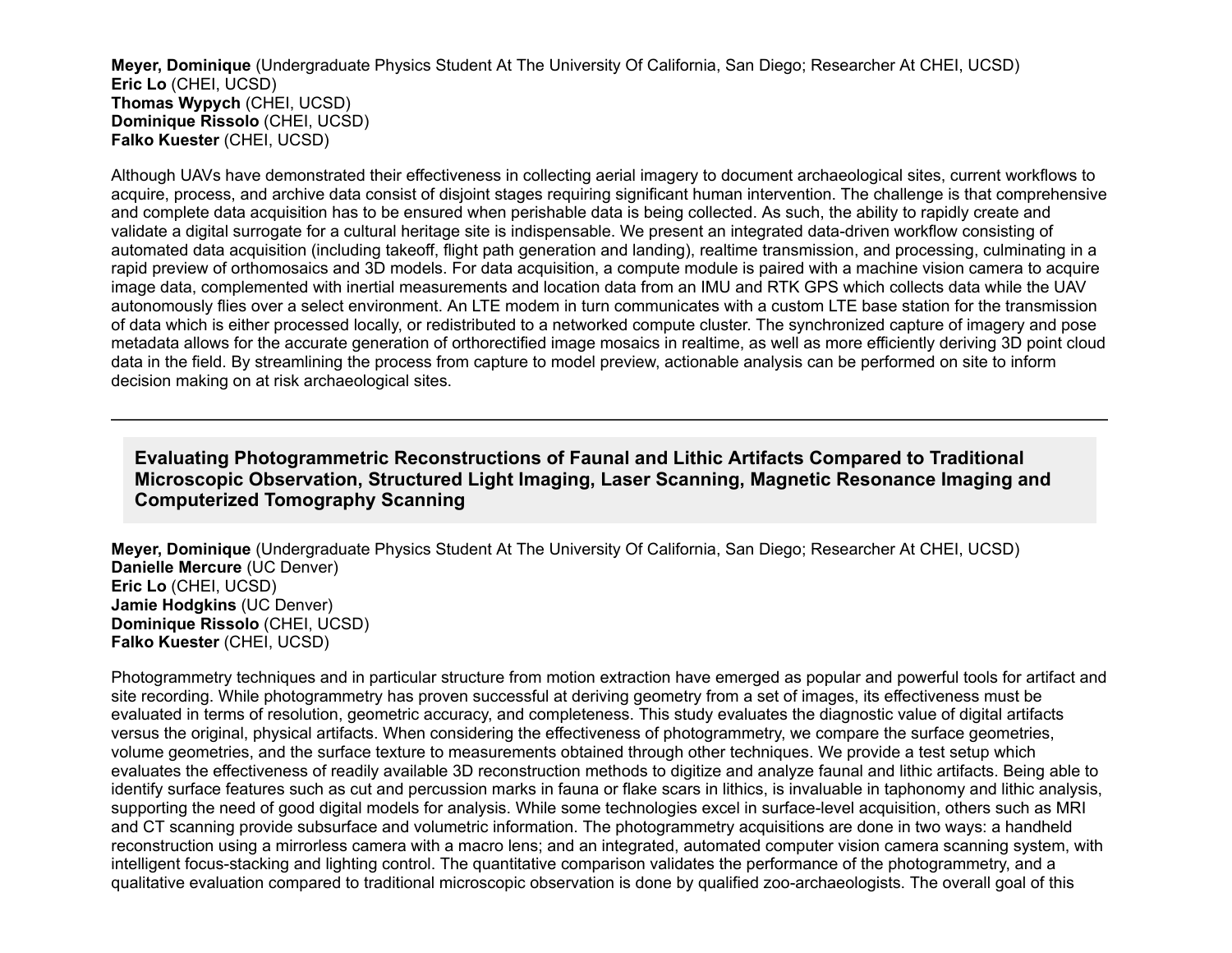**Meyer, Dominique** (Undergraduate Physics Student At The University Of California, San Diego; Researcher At CHEI, UCSD)
**Eric Lo** (CHEI, UCSD)
**Thomas Wypych** (CHEI, UCSD)
**Dominique Rissolo** (CHEI, UCSD)
**Falko Kuester** (CHEI, UCSD)

Although UAVs have demonstrated their effectiveness in collecting aerial imagery to document archaeological sites, current workflows to acquire, process, and archive data consist of disjoint stages requiring significant human intervention. The challenge is that comprehensive and complete data acquisition has to be ensured when perishable data is being collected. As such, the ability to rapidly create and validate a digital surrogate for a cultural heritage site is indispensable. We present an integrated data-driven workflow consisting of automated data acquisition (including takeoff, flight path generation and landing), realtime transmission, and processing, culminating in a rapid preview of orthomosaics and 3D models. For data acquisition, a compute module is paired with a machine vision camera to acquire image data, complemented with inertial measurements and location data from an IMU and RTK GPS which collects data while the UAV autonomously flies over a select environment. An LTE modem in turn communicates with a custom LTE base station for the transmission of data which is either processed locally, or redistributed to a networked compute cluster. The synchronized capture of imagery and pose metadata allows for the accurate generation of orthorectified image mosaics in realtime, as well as more efficiently deriving 3D point cloud data in the field. By streamlining the process from capture to model preview, actionable analysis can be performed on site to inform decision making on at risk archaeological sites.

---

### Evaluating Photogrammetric Reconstructions of Faunal and Lithic Artifacts Compared to Traditional Microscopic Observation, Structured Light Imaging, Laser Scanning, Magnetic Resonance Imaging and Computerized Tomography Scanning

**Meyer, Dominique** (Undergraduate Physics Student At The University Of California, San Diego; Researcher At CHEI, UCSD)
**Danielle Mercure** (UC Denver)
**Eric Lo** (CHEI, UCSD)
**Jamie Hodgkins** (UC Denver)
**Dominique Rissolo** (CHEI, UCSD)
**Falko Kuester** (CHEI, UCSD)

Photogrammetry techniques and in particular structure from motion extraction have emerged as popular and powerful tools for artifact and site recording. While photogrammetry has proven successful at deriving geometry from a set of images, its effectiveness must be evaluated in terms of resolution, geometric accuracy, and completeness. This study evaluates the diagnostic value of digital artifacts versus the original, physical artifacts. When considering the effectiveness of photogrammetry, we compare the surface geometries, volume geometries, and the surface texture to measurements obtained through other techniques. We provide a test setup which evaluates the effectiveness of readily available 3D reconstruction methods to digitize and analyze faunal and lithic artifacts. Being able to identify surface features such as cut and percussion marks in fauna or flake scars in lithics, is invaluable in taphonomy and lithic analysis, supporting the need of good digital models for analysis. While some technologies excel in surface-level acquisition, others such as MRI and CT scanning provide subsurface and volumetric information. The photogrammetry acquisitions are done in two ways: a handheld reconstruction using a mirrorless camera with a macro lens; and an integrated, automated computer vision camera scanning system, with intelligent focus-stacking and lighting control. The quantitative comparison validates the performance of the photogrammetry, and a qualitative evaluation compared to traditional microscopic observation is done by qualified zoo-archaeologists. The overall goal of this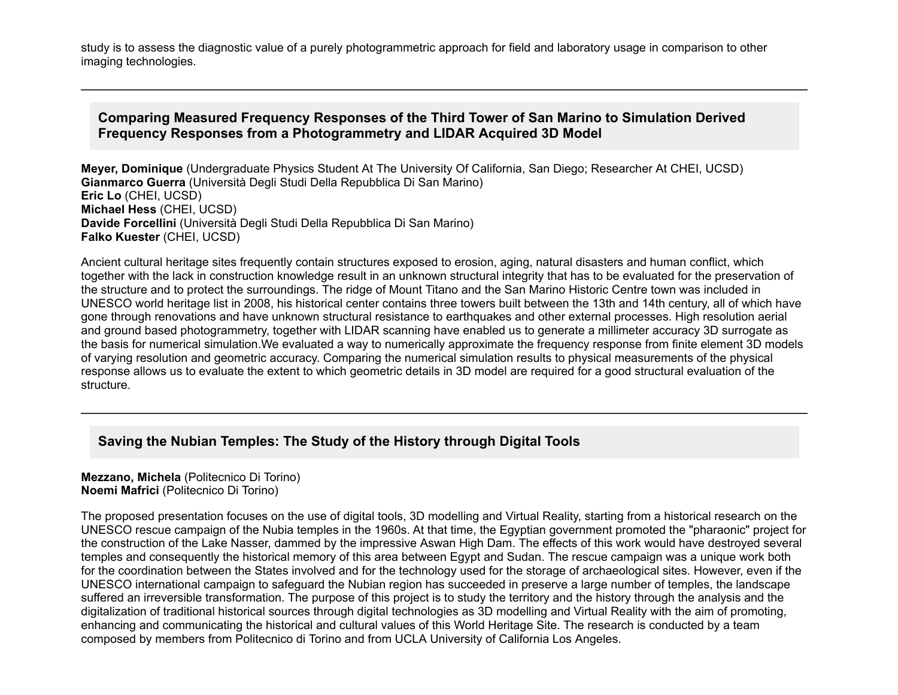study is to assess the diagnostic value of a purely photogrammetric approach for field and laboratory usage in comparison to other imaging technologies.

---

## Comparing Measured Frequency Responses of the Third Tower of San Marino to Simulation Derived Frequency Responses from a Photogrammetry and LIDAR Acquired 3D Model

**Meyer, Dominique** (Undergraduate Physics Student At The University Of California, San Diego; Researcher At CHEI, UCSD)
**Gianmarco Guerra** (Università Degli Studi Della Repubblica Di San Marino)
**Eric Lo** (CHEI, UCSD)
**Michael Hess** (CHEI, UCSD)
**Davide Forcellini** (Università Degli Studi Della Repubblica Di San Marino)
**Falko Kuester** (CHEI, UCSD)

Ancient cultural heritage sites frequently contain structures exposed to erosion, aging, natural disasters and human conflict, which together with the lack in construction knowledge result in an unknown structural integrity that has to be evaluated for the preservation of the structure and to protect the surroundings. The ridge of Mount Titano and the San Marino Historic Centre town was included in UNESCO world heritage list in 2008, his historical center contains three towers built between the 13th and 14th century, all of which have gone through renovations and have unknown structural resistance to earthquakes and other external processes. High resolution aerial and ground based photogrammetry, together with LIDAR scanning have enabled us to generate a millimeter accuracy 3D surrogate as the basis for numerical simulation.We evaluated a way to numerically approximate the frequency response from finite element 3D models of varying resolution and geometric accuracy. Comparing the numerical simulation results to physical measurements of the physical response allows us to evaluate the extent to which geometric details in 3D model are required for a good structural evaluation of the structure.

---

## Saving the Nubian Temples: The Study of the History through Digital Tools

**Mezzano, Michela** (Politecnico Di Torino)
**Noemi Mafrici** (Politecnico Di Torino)

The proposed presentation focuses on the use of digital tools, 3D modelling and Virtual Reality, starting from a historical research on the UNESCO rescue campaign of the Nubia temples in the 1960s. At that time, the Egyptian government promoted the "pharaonic" project for the construction of the Lake Nasser, dammed by the impressive Aswan High Dam. The effects of this work would have destroyed several temples and consequently the historical memory of this area between Egypt and Sudan. The rescue campaign was a unique work both for the coordination between the States involved and for the technology used for the storage of archaeological sites. However, even if the UNESCO international campaign to safeguard the Nubian region has succeeded in preserve a large number of temples, the landscape suffered an irreversible transformation. The purpose of this project is to study the territory and the history through the analysis and the digitalization of traditional historical sources through digital technologies as 3D modelling and Virtual Reality with the aim of promoting, enhancing and communicating the historical and cultural values of this World Heritage Site. The research is conducted by a team composed by members from Politecnico di Torino and from UCLA University of California Los Angeles.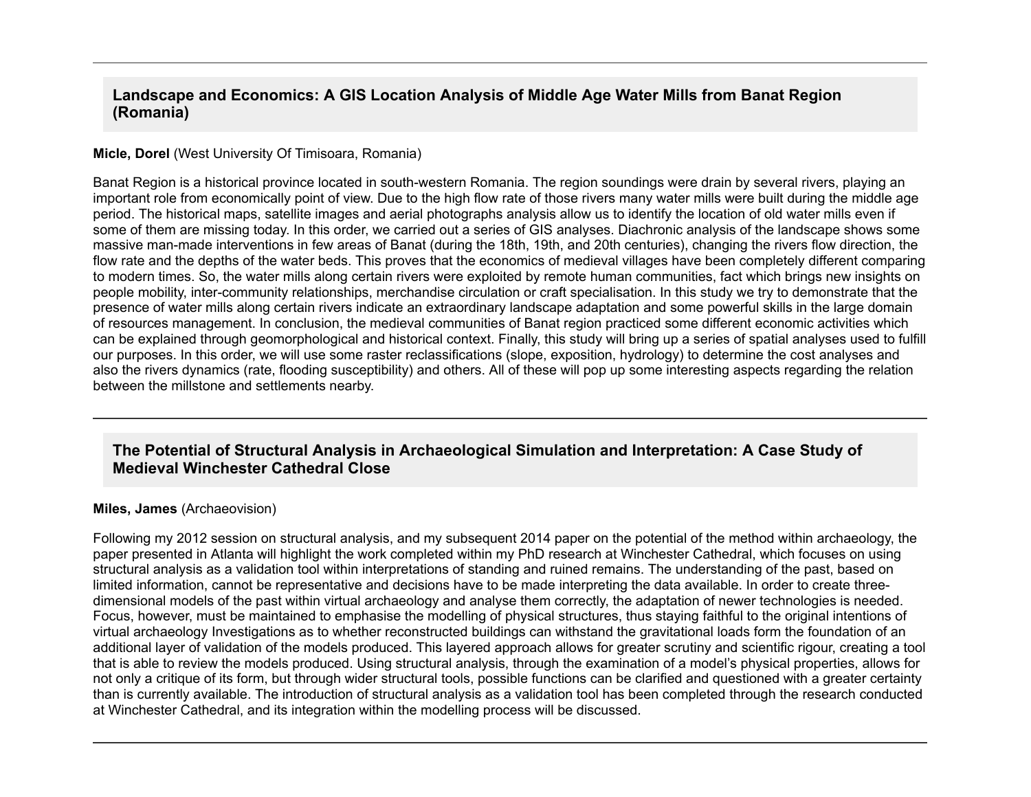## Landscape and Economics: A GIS Location Analysis of Middle Age Water Mills from Banat Region (Romania)

**Micle, Dorel** (West University Of Timisoara, Romania)

Banat Region is a historical province located in south-western Romania. The region soundings were drain by several rivers, playing an important role from economically point of view. Due to the high flow rate of those rivers many water mills were built during the middle age period. The historical maps, satellite images and aerial photographs analysis allow us to identify the location of old water mills even if some of them are missing today. In this order, we carried out a series of GIS analyses. Diachronic analysis of the landscape shows some massive man-made interventions in few areas of Banat (during the 18th, 19th, and 20th centuries), changing the rivers flow direction, the flow rate and the depths of the water beds. This proves that the economics of medieval villages have been completely different comparing to modern times. So, the water mills along certain rivers were exploited by remote human communities, fact which brings new insights on people mobility, inter-community relationships, merchandise circulation or craft specialisation. In this study we try to demonstrate that the presence of water mills along certain rivers indicate an extraordinary landscape adaptation and some powerful skills in the large domain of resources management. In conclusion, the medieval communities of Banat region practiced some different economic activities which can be explained through geomorphological and historical context. Finally, this study will bring up a series of spatial analyses used to fulfill our purposes. In this order, we will use some raster reclassifications (slope, exposition, hydrology) to determine the cost analyses and also the rivers dynamics (rate, flooding susceptibility) and others. All of these will pop up some interesting aspects regarding the relation between the millstone and settlements nearby.

## The Potential of Structural Analysis in Archaeological Simulation and Interpretation: A Case Study of Medieval Winchester Cathedral Close

**Miles, James** (Archaeovision)

Following my 2012 session on structural analysis, and my subsequent 2014 paper on the potential of the method within archaeology, the paper presented in Atlanta will highlight the work completed within my PhD research at Winchester Cathedral, which focuses on using structural analysis as a validation tool within interpretations of standing and ruined remains. The understanding of the past, based on limited information, cannot be representative and decisions have to be made interpreting the data available. In order to create three-dimensional models of the past within virtual archaeology and analyse them correctly, the adaptation of newer technologies is needed. Focus, however, must be maintained to emphasise the modelling of physical structures, thus staying faithful to the original intentions of virtual archaeology Investigations as to whether reconstructed buildings can withstand the gravitational loads form the foundation of an additional layer of validation of the models produced. This layered approach allows for greater scrutiny and scientific rigour, creating a tool that is able to review the models produced. Using structural analysis, through the examination of a model's physical properties, allows for not only a critique of its form, but through wider structural tools, possible functions can be clarified and questioned with a greater certainty than is currently available. The introduction of structural analysis as a validation tool has been completed through the research conducted at Winchester Cathedral, and its integration within the modelling process will be discussed.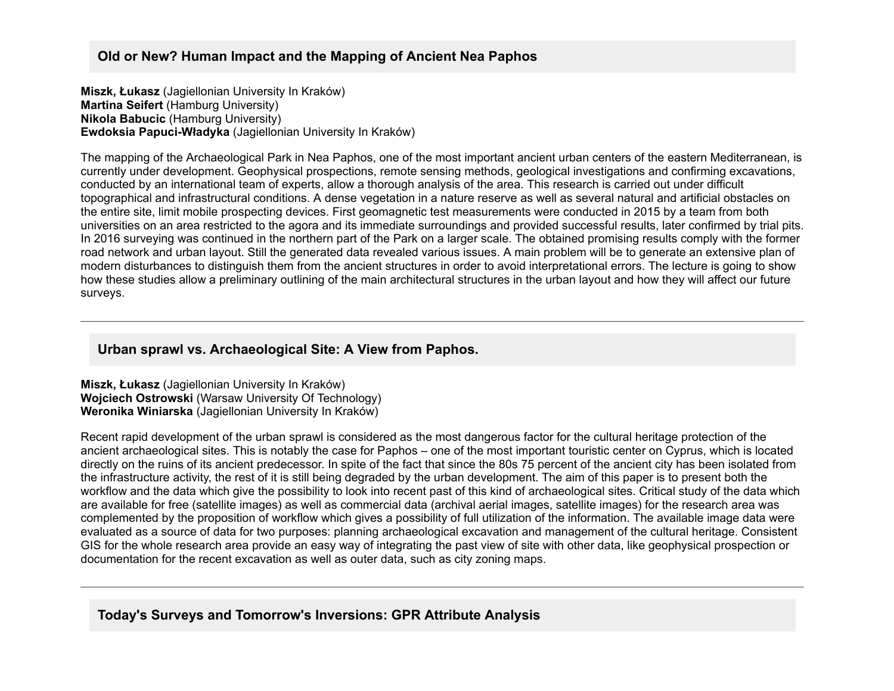## Old or New? Human Impact and the Mapping of Ancient Nea Paphos

**Miszk, Łukasz** (Jagiellonian University In Kraków)
**Martina Seifert** (Hamburg University)
**Nikola Babucic** (Hamburg University)
**Ewdoksia Papuci-Władyka** (Jagiellonian University In Kraków)

The mapping of the Archaeological Park in Nea Paphos, one of the most important ancient urban centers of the eastern Mediterranean, is currently under development. Geophysical prospections, remote sensing methods, geological investigations and confirming excavations, conducted by an international team of experts, allow a thorough analysis of the area. This research is carried out under difficult topographical and infrastructural conditions. A dense vegetation in a nature reserve as well as several natural and artificial obstacles on the entire site, limit mobile prospecting devices. First geomagnetic test measurements were conducted in 2015 by a team from both universities on an area restricted to the agora and its immediate surroundings and provided successful results, later confirmed by trial pits. In 2016 surveying was continued in the northern part of the Park on a larger scale. The obtained promising results comply with the former road network and urban layout. Still the generated data revealed various issues. A main problem will be to generate an extensive plan of modern disturbances to distinguish them from the ancient structures in order to avoid interpretational errors. The lecture is going to show how these studies allow a preliminary outlining of the main architectural structures in the urban layout and how they will affect our future surveys.

---

## Urban sprawl vs. Archaeological Site: A View from Paphos.

**Miszk, Łukasz** (Jagiellonian University In Kraków)
**Wojciech Ostrowski** (Warsaw University Of Technology)
**Weronika Winiarska** (Jagiellonian University In Kraków)

Recent rapid development of the urban sprawl is considered as the most dangerous factor for the cultural heritage protection of the ancient archaeological sites. This is notably the case for Paphos – one of the most important touristic center on Cyprus, which is located directly on the ruins of its ancient predecessor. In spite of the fact that since the 80s 75 percent of the ancient city has been isolated from the infrastructure activity, the rest of it is still being degraded by the urban development. The aim of this paper is to present both the workflow and the data which give the possibility to look into recent past of this kind of archaeological sites. Critical study of the data which are available for free (satellite images) as well as commercial data (archival aerial images, satellite images) for the research area was complemented by the proposition of workflow which gives a possibility of full utilization of the information. The available image data were evaluated as a source of data for two purposes: planning archaeological excavation and management of the cultural heritage. Consistent GIS for the whole research area provide an easy way of integrating the past view of site with other data, like geophysical prospection or documentation for the recent excavation as well as outer data, such as city zoning maps.

---

## Today's Surveys and Tomorrow's Inversions: GPR Attribute Analysis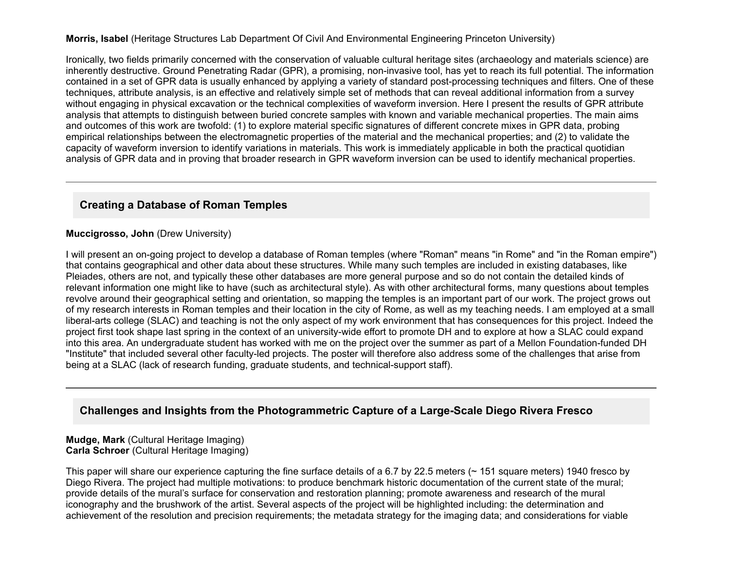**Morris, Isabel** (Heritage Structures Lab Department Of Civil And Environmental Engineering Princeton University)

Ironically, two fields primarily concerned with the conservation of valuable cultural heritage sites (archaeology and materials science) are inherently destructive. Ground Penetrating Radar (GPR), a promising, non-invasive tool, has yet to reach its full potential. The information contained in a set of GPR data is usually enhanced by applying a variety of standard post-processing techniques and filters. One of these techniques, attribute analysis, is an effective and relatively simple set of methods that can reveal additional information from a survey without engaging in physical excavation or the technical complexities of waveform inversion. Here I present the results of GPR attribute analysis that attempts to distinguish between buried concrete samples with known and variable mechanical properties. The main aims and outcomes of this work are twofold: (1) to explore material specific signatures of different concrete mixes in GPR data, probing empirical relationships between the electromagnetic properties of the material and the mechanical properties; and (2) to validate the capacity of waveform inversion to identify variations in materials. This work is immediately applicable in both the practical quotidian analysis of GPR data and in proving that broader research in GPR waveform inversion can be used to identify mechanical properties.

---

### Creating a Database of Roman Temples

**Muccigrosso, John** (Drew University)

I will present an on-going project to develop a database of Roman temples (where "Roman" means "in Rome" and "in the Roman empire") that contains geographical and other data about these structures. While many such temples are included in existing databases, like Pleiades, others are not, and typically these other databases are more general purpose and so do not contain the detailed kinds of relevant information one might like to have (such as architectural style). As with other architectural forms, many questions about temples revolve around their geographical setting and orientation, so mapping the temples is an important part of our work. The project grows out of my research interests in Roman temples and their location in the city of Rome, as well as my teaching needs. I am employed at a small liberal-arts college (SLAC) and teaching is not the only aspect of my work environment that has consequences for this project. Indeed the project first took shape last spring in the context of an university-wide effort to promote DH and to explore at how a SLAC could expand into this area. An undergraduate student has worked with me on the project over the summer as part of a Mellon Foundation-funded DH "Institute" that included several other faculty-led projects. The poster will therefore also address some of the challenges that arise from being at a SLAC (lack of research funding, graduate students, and technical-support staff).

---

### Challenges and Insights from the Photogrammetric Capture of a Large-Scale Diego Rivera Fresco

**Mudge, Mark** (Cultural Heritage Imaging)
**Carla Schroer** (Cultural Heritage Imaging)

This paper will share our experience capturing the fine surface details of a 6.7 by 22.5 meters (~ 151 square meters) 1940 fresco by Diego Rivera. The project had multiple motivations: to produce benchmark historic documentation of the current state of the mural; provide details of the mural's surface for conservation and restoration planning; promote awareness and research of the mural iconography and the brushwork of the artist. Several aspects of the project will be highlighted including: the determination and achievement of the resolution and precision requirements; the metadata strategy for the imaging data; and considerations for viable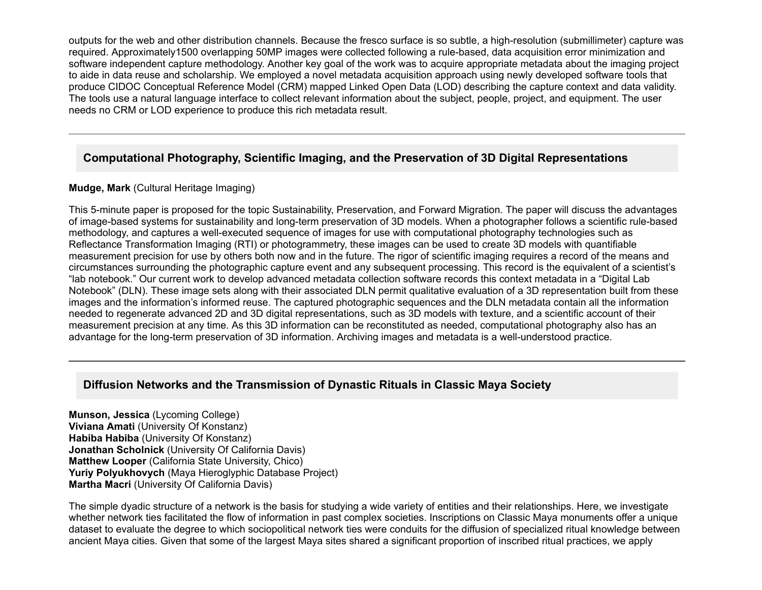outputs for the web and other distribution channels. Because the fresco surface is so subtle, a high-resolution (submillimeter) capture was required. Approximately1500 overlapping 50MP images were collected following a rule-based, data acquisition error minimization and software independent capture methodology. Another key goal of the work was to acquire appropriate metadata about the imaging project to aide in data reuse and scholarship. We employed a novel metadata acquisition approach using newly developed software tools that produce CIDOC Conceptual Reference Model (CRM) mapped Linked Open Data (LOD) describing the capture context and data validity. The tools use a natural language interface to collect relevant information about the subject, people, project, and equipment. The user needs no CRM or LOD experience to produce this rich metadata result.

---

### Computational Photography, Scientific Imaging, and the Preservation of 3D Digital Representations

**Mudge, Mark** (Cultural Heritage Imaging)

This 5-minute paper is proposed for the topic Sustainability, Preservation, and Forward Migration. The paper will discuss the advantages of image-based systems for sustainability and long-term preservation of 3D models. When a photographer follows a scientific rule-based methodology, and captures a well-executed sequence of images for use with computational photography technologies such as Reflectance Transformation Imaging (RTI) or photogrammetry, these images can be used to create 3D models with quantifiable measurement precision for use by others both now and in the future. The rigor of scientific imaging requires a record of the means and circumstances surrounding the photographic capture event and any subsequent processing. This record is the equivalent of a scientist's "lab notebook." Our current work to develop advanced metadata collection software records this context metadata in a "Digital Lab Notebook" (DLN). These image sets along with their associated DLN permit qualitative evaluation of a 3D representation built from these images and the information's informed reuse. The captured photographic sequences and the DLN metadata contain all the information needed to regenerate advanced 2D and 3D digital representations, such as 3D models with texture, and a scientific account of their measurement precision at any time. As this 3D information can be reconstituted as needed, computational photography also has an advantage for the long-term preservation of 3D information. Archiving images and metadata is a well-understood practice.

---

### Diffusion Networks and the Transmission of Dynastic Rituals in Classic Maya Society

**Munson, Jessica** (Lycoming College)
**Viviana Amati** (University Of Konstanz)
**Habiba Habiba** (University Of Konstanz)
**Jonathan Scholnick** (University Of California Davis)
**Matthew Looper** (California State University, Chico)
**Yuriy Polyukhovych** (Maya Hieroglyphic Database Project)
**Martha Macri** (University Of California Davis)

The simple dyadic structure of a network is the basis for studying a wide variety of entities and their relationships. Here, we investigate whether network ties facilitated the flow of information in past complex societies. Inscriptions on Classic Maya monuments offer a unique dataset to evaluate the degree to which sociopolitical network ties were conduits for the diffusion of specialized ritual knowledge between ancient Maya cities. Given that some of the largest Maya sites shared a significant proportion of inscribed ritual practices, we apply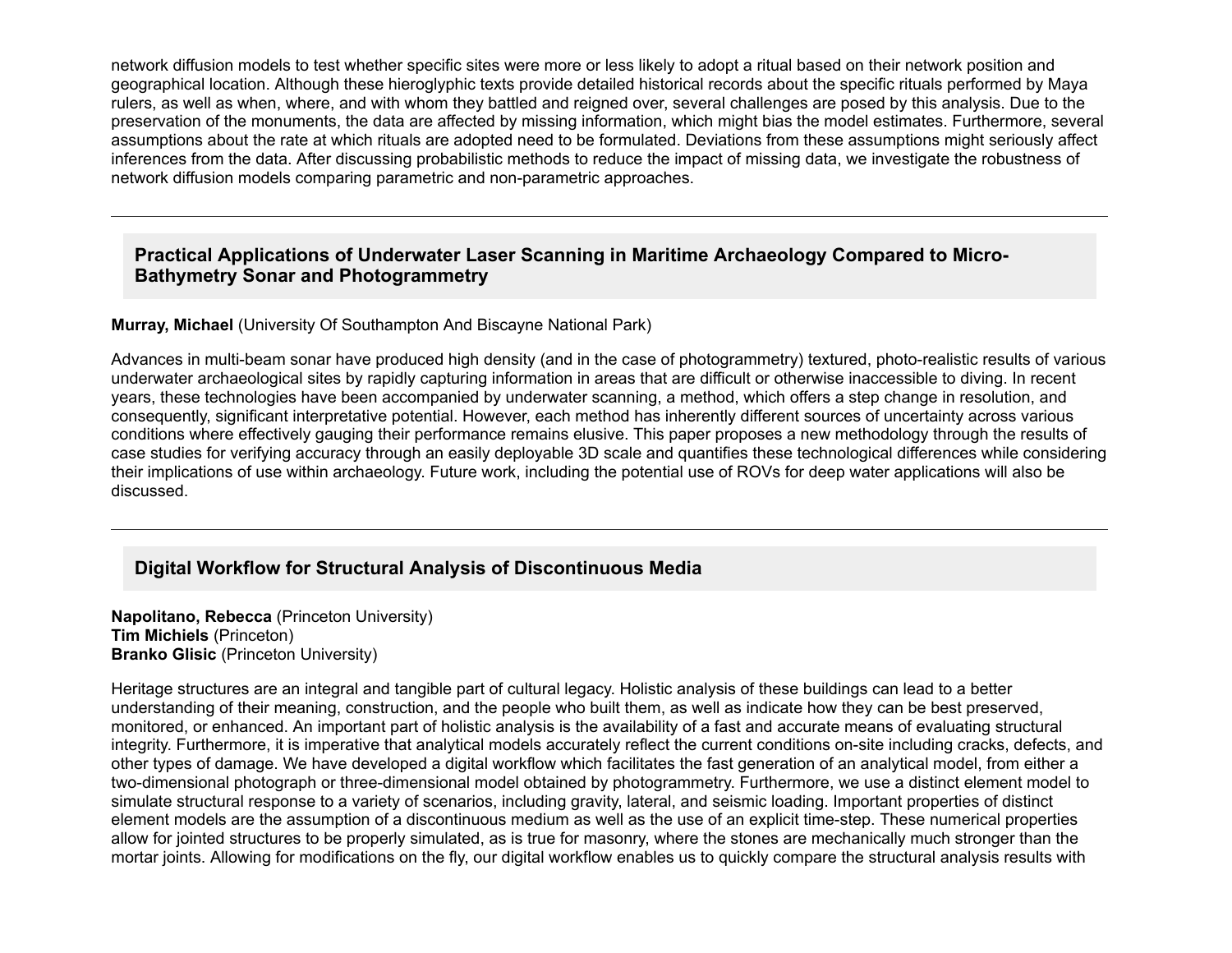network diffusion models to test whether specific sites were more or less likely to adopt a ritual based on their network position and geographical location. Although these hieroglyphic texts provide detailed historical records about the specific rituals performed by Maya rulers, as well as when, where, and with whom they battled and reigned over, several challenges are posed by this analysis. Due to the preservation of the monuments, the data are affected by missing information, which might bias the model estimates. Furthermore, several assumptions about the rate at which rituals are adopted need to be formulated. Deviations from these assumptions might seriously affect inferences from the data. After discussing probabilistic methods to reduce the impact of missing data, we investigate the robustness of network diffusion models comparing parametric and non-parametric approaches.

---

### Practical Applications of Underwater Laser Scanning in Maritime Archaeology Compared to Micro-Bathymetry Sonar and Photogrammetry

**Murray, Michael** (University Of Southampton And Biscayne National Park)

Advances in multi-beam sonar have produced high density (and in the case of photogrammetry) textured, photo-realistic results of various underwater archaeological sites by rapidly capturing information in areas that are difficult or otherwise inaccessible to diving. In recent years, these technologies have been accompanied by underwater scanning, a method, which offers a step change in resolution, and consequently, significant interpretative potential. However, each method has inherently different sources of uncertainty across various conditions where effectively gauging their performance remains elusive. This paper proposes a new methodology through the results of case studies for verifying accuracy through an easily deployable 3D scale and quantifies these technological differences while considering their implications of use within archaeology. Future work, including the potential use of ROVs for deep water applications will also be discussed.

---

### Digital Workflow for Structural Analysis of Discontinuous Media

**Napolitano, Rebecca** (Princeton University)
**Tim Michiels** (Princeton)
**Branko Glisic** (Princeton University)

Heritage structures are an integral and tangible part of cultural legacy. Holistic analysis of these buildings can lead to a better understanding of their meaning, construction, and the people who built them, as well as indicate how they can be best preserved, monitored, or enhanced. An important part of holistic analysis is the availability of a fast and accurate means of evaluating structural integrity. Furthermore, it is imperative that analytical models accurately reflect the current conditions on-site including cracks, defects, and other types of damage. We have developed a digital workflow which facilitates the fast generation of an analytical model, from either a two-dimensional photograph or three-dimensional model obtained by photogrammetry. Furthermore, we use a distinct element model to simulate structural response to a variety of scenarios, including gravity, lateral, and seismic loading. Important properties of distinct element models are the assumption of a discontinuous medium as well as the use of an explicit time-step. These numerical properties allow for jointed structures to be properly simulated, as is true for masonry, where the stones are mechanically much stronger than the mortar joints. Allowing for modifications on the fly, our digital workflow enables us to quickly compare the structural analysis results with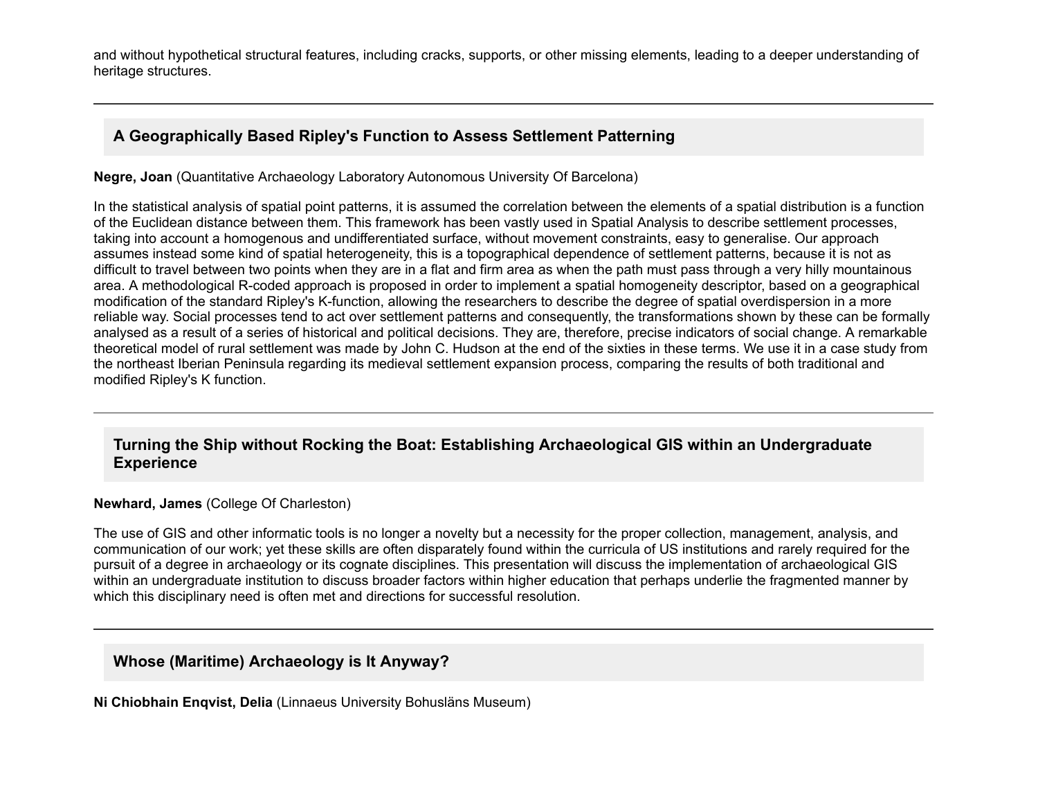and without hypothetical structural features, including cracks, supports, or other missing elements, leading to a deeper understanding of heritage structures.

---

### A Geographically Based Ripley's Function to Assess Settlement Patterning

**Negre, Joan** (Quantitative Archaeology Laboratory Autonomous University Of Barcelona)

In the statistical analysis of spatial point patterns, it is assumed the correlation between the elements of a spatial distribution is a function of the Euclidean distance between them. This framework has been vastly used in Spatial Analysis to describe settlement processes, taking into account a homogenous and undifferentiated surface, without movement constraints, easy to generalise. Our approach assumes instead some kind of spatial heterogeneity, this is a topographical dependence of settlement patterns, because it is not as difficult to travel between two points when they are in a flat and firm area as when the path must pass through a very hilly mountainous area. A methodological R-coded approach is proposed in order to implement a spatial homogeneity descriptor, based on a geographical modification of the standard Ripley's K-function, allowing the researchers to describe the degree of spatial overdispersion in a more reliable way. Social processes tend to act over settlement patterns and consequently, the transformations shown by these can be formally analysed as a result of a series of historical and political decisions. They are, therefore, precise indicators of social change. A remarkable theoretical model of rural settlement was made by John C. Hudson at the end of the sixties in these terms. We use it in a case study from the northeast Iberian Peninsula regarding its medieval settlement expansion process, comparing the results of both traditional and modified Ripley's K function.

---

### Turning the Ship without Rocking the Boat: Establishing Archaeological GIS within an Undergraduate Experience

**Newhard, James** (College Of Charleston)

The use of GIS and other informatic tools is no longer a novelty but a necessity for the proper collection, management, analysis, and communication of our work; yet these skills are often disparately found within the curricula of US institutions and rarely required for the pursuit of a degree in archaeology or its cognate disciplines. This presentation will discuss the implementation of archaeological GIS within an undergraduate institution to discuss broader factors within higher education that perhaps underlie the fragmented manner by which this disciplinary need is often met and directions for successful resolution.

---

### Whose (Maritime) Archaeology is It Anyway?

**Ni Chiobhain Enqvist, Delia** (Linnaeus University Bohusläns Museum)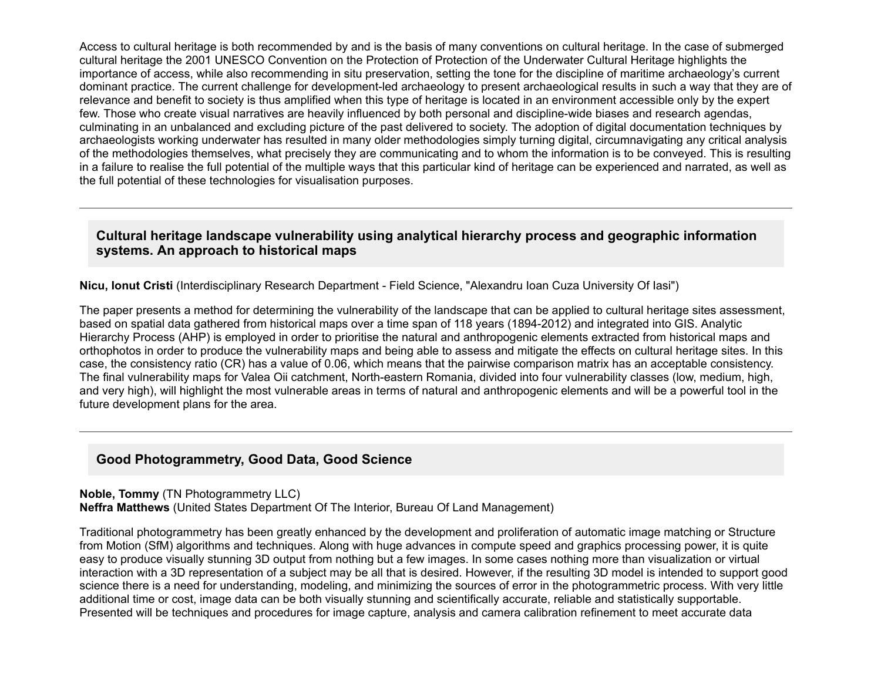Access to cultural heritage is both recommended by and is the basis of many conventions on cultural heritage. In the case of submerged cultural heritage the 2001 UNESCO Convention on the Protection of Protection of the Underwater Cultural Heritage highlights the importance of access, while also recommending in situ preservation, setting the tone for the discipline of maritime archaeology's current dominant practice. The current challenge for development-led archaeology to present archaeological results in such a way that they are of relevance and benefit to society is thus amplified when this type of heritage is located in an environment accessible only by the expert few. Those who create visual narratives are heavily influenced by both personal and discipline-wide biases and research agendas, culminating in an unbalanced and excluding picture of the past delivered to society. The adoption of digital documentation techniques by archaeologists working underwater has resulted in many older methodologies simply turning digital, circumnavigating any critical analysis of the methodologies themselves, what precisely they are communicating and to whom the information is to be conveyed. This is resulting in a failure to realise the full potential of the multiple ways that this particular kind of heritage can be experienced and narrated, as well as the full potential of these technologies for visualisation purposes.

---

### Cultural heritage landscape vulnerability using analytical hierarchy process and geographic information systems. An approach to historical maps

**Nicu, Ionut Cristi** (Interdisciplinary Research Department - Field Science, "Alexandru Ioan Cuza University Of Iasi")

The paper presents a method for determining the vulnerability of the landscape that can be applied to cultural heritage sites assessment, based on spatial data gathered from historical maps over a time span of 118 years (1894-2012) and integrated into GIS. Analytic Hierarchy Process (AHP) is employed in order to prioritise the natural and anthropogenic elements extracted from historical maps and orthophotos in order to produce the vulnerability maps and being able to assess and mitigate the effects on cultural heritage sites. In this case, the consistency ratio (CR) has a value of 0.06, which means that the pairwise comparison matrix has an acceptable consistency. The final vulnerability maps for Valea Oii catchment, North-eastern Romania, divided into four vulnerability classes (low, medium, high, and very high), will highlight the most vulnerable areas in terms of natural and anthropogenic elements and will be a powerful tool in the future development plans for the area.

---

### Good Photogrammetry, Good Data, Good Science

**Noble, Tommy** (TN Photogrammetry LLC)
**Neffra Matthews** (United States Department Of The Interior, Bureau Of Land Management)

Traditional photogrammetry has been greatly enhanced by the development and proliferation of automatic image matching or Structure from Motion (SfM) algorithms and techniques. Along with huge advances in compute speed and graphics processing power, it is quite easy to produce visually stunning 3D output from nothing but a few images. In some cases nothing more than visualization or virtual interaction with a 3D representation of a subject may be all that is desired. However, if the resulting 3D model is intended to support good science there is a need for understanding, modeling, and minimizing the sources of error in the photogrammetric process. With very little additional time or cost, image data can be both visually stunning and scientifically accurate, reliable and statistically supportable. Presented will be techniques and procedures for image capture, analysis and camera calibration refinement to meet accurate data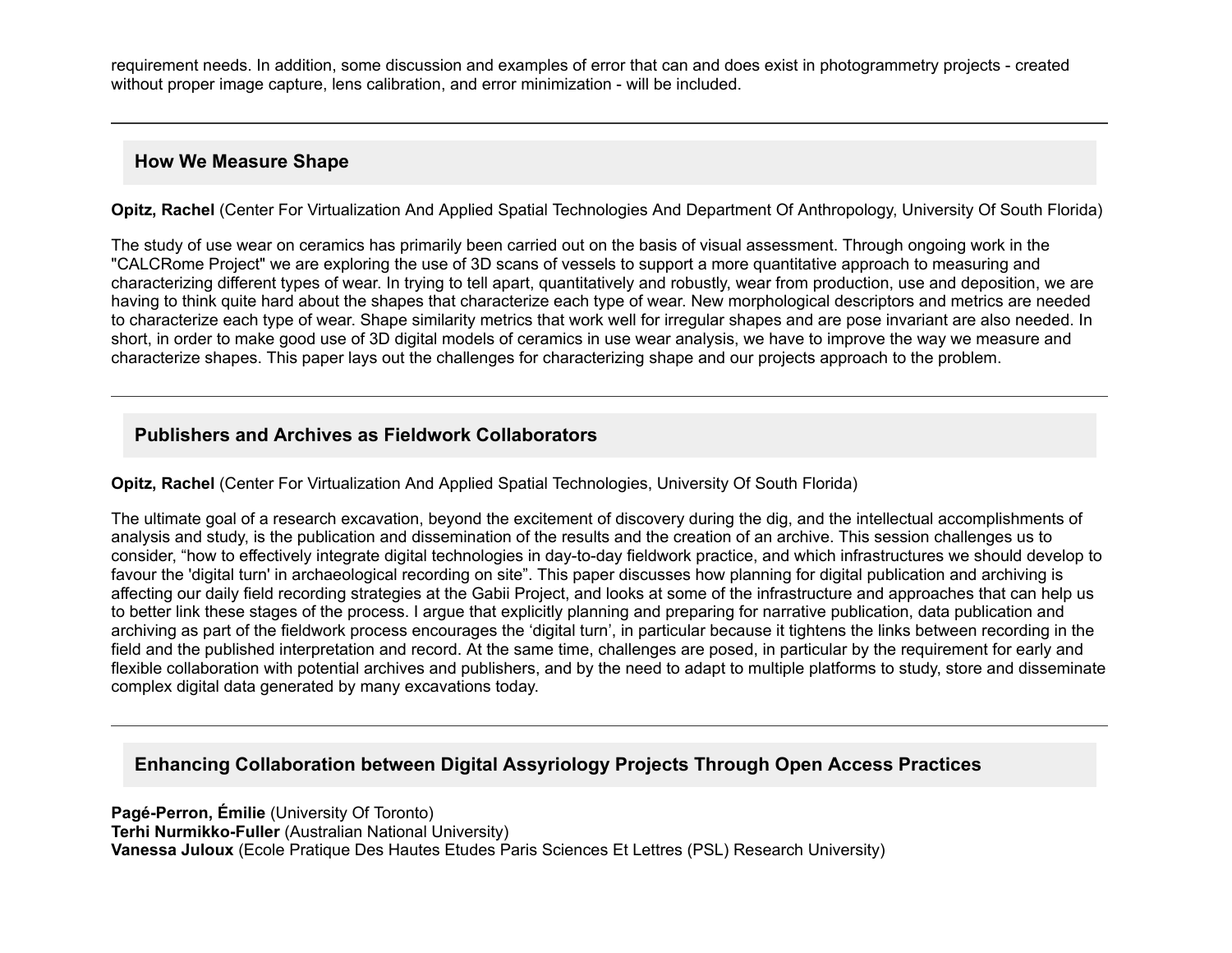requirement needs. In addition, some discussion and examples of error that can and does exist in photogrammetry projects - created without proper image capture, lens calibration, and error minimization - will be included.

---

## How We Measure Shape

**Opitz, Rachel** (Center For Virtualization And Applied Spatial Technologies And Department Of Anthropology, University Of South Florida)

The study of use wear on ceramics has primarily been carried out on the basis of visual assessment. Through ongoing work in the "CALCRome Project" we are exploring the use of 3D scans of vessels to support a more quantitative approach to measuring and characterizing different types of wear. In trying to tell apart, quantitatively and robustly, wear from production, use and deposition, we are having to think quite hard about the shapes that characterize each type of wear. New morphological descriptors and metrics are needed to characterize each type of wear. Shape similarity metrics that work well for irregular shapes and are pose invariant are also needed. In short, in order to make good use of 3D digital models of ceramics in use wear analysis, we have to improve the way we measure and characterize shapes. This paper lays out the challenges for characterizing shape and our projects approach to the problem.

---

## Publishers and Archives as Fieldwork Collaborators

**Opitz, Rachel** (Center For Virtualization And Applied Spatial Technologies, University Of South Florida)

The ultimate goal of a research excavation, beyond the excitement of discovery during the dig, and the intellectual accomplishments of analysis and study, is the publication and dissemination of the results and the creation of an archive. This session challenges us to consider, "how to effectively integrate digital technologies in day-to-day fieldwork practice, and which infrastructures we should develop to favour the 'digital turn' in archaeological recording on site". This paper discusses how planning for digital publication and archiving is affecting our daily field recording strategies at the Gabii Project, and looks at some of the infrastructure and approaches that can help us to better link these stages of the process. I argue that explicitly planning and preparing for narrative publication, data publication and archiving as part of the fieldwork process encourages the 'digital turn', in particular because it tightens the links between recording in the field and the published interpretation and record. At the same time, challenges are posed, in particular by the requirement for early and flexible collaboration with potential archives and publishers, and by the need to adapt to multiple platforms to study, store and disseminate complex digital data generated by many excavations today.

---

## Enhancing Collaboration between Digital Assyriology Projects Through Open Access Practices

**Pagé-Perron, Émilie** (University Of Toronto)
**Terhi Nurmikko-Fuller** (Australian National University)
**Vanessa Juloux** (Ecole Pratique Des Hautes Etudes Paris Sciences Et Lettres (PSL) Research University)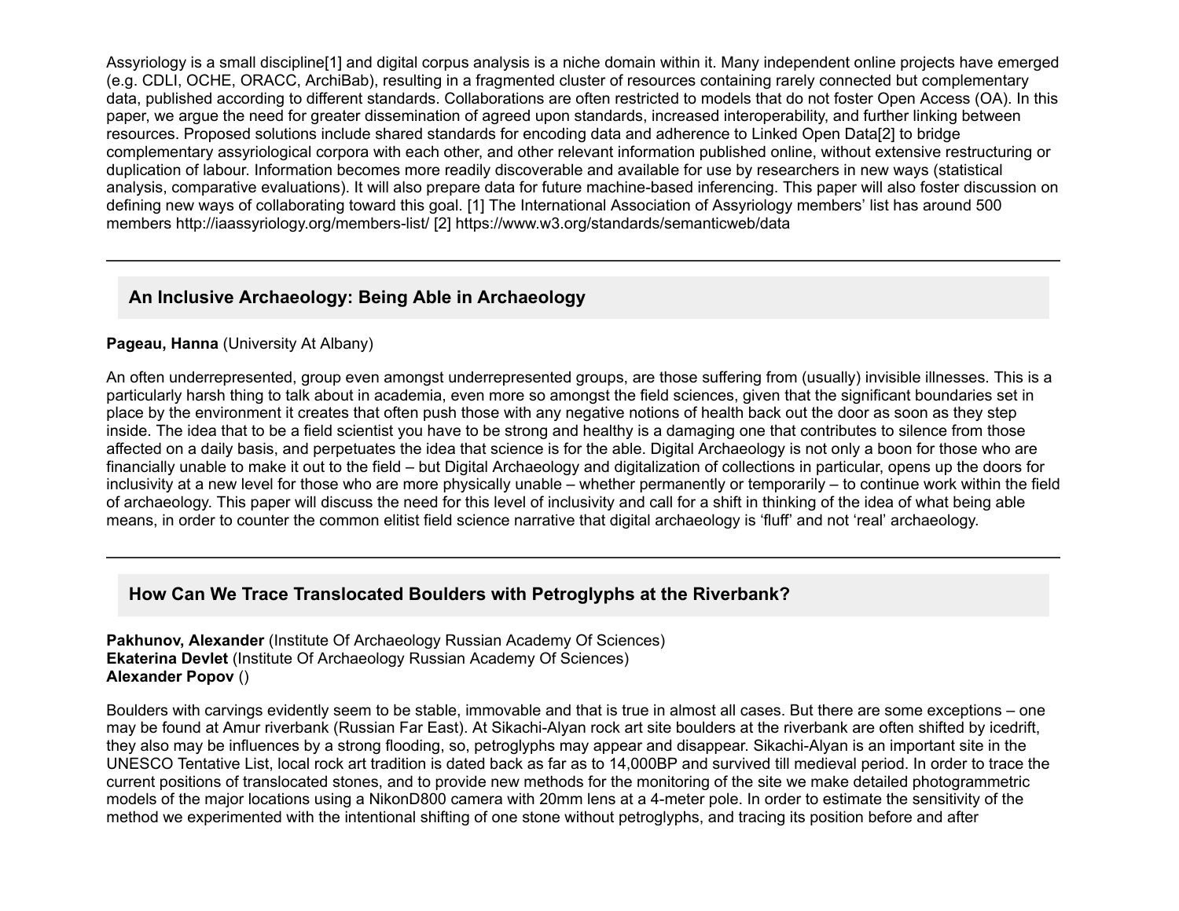Assyriology is a small discipline[1] and digital corpus analysis is a niche domain within it. Many independent online projects have emerged (e.g. CDLI, OCHE, ORACC, ArchiBab), resulting in a fragmented cluster of resources containing rarely connected but complementary data, published according to different standards. Collaborations are often restricted to models that do not foster Open Access (OA). In this paper, we argue the need for greater dissemination of agreed upon standards, increased interoperability, and further linking between resources. Proposed solutions include shared standards for encoding data and adherence to Linked Open Data[2] to bridge complementary assyriological corpora with each other, and other relevant information published online, without extensive restructuring or duplication of labour. Information becomes more readily discoverable and available for use by researchers in new ways (statistical analysis, comparative evaluations). It will also prepare data for future machine-based inferencing. This paper will also foster discussion on defining new ways of collaborating toward this goal. [1] The International Association of Assyriology members' list has around 500 members http://iaassyriology.org/members-list/ [2] https://www.w3.org/standards/semanticweb/data

---

## An Inclusive Archaeology: Being Able in Archaeology

**Pageau, Hanna** (University At Albany)

An often underrepresented, group even amongst underrepresented groups, are those suffering from (usually) invisible illnesses. This is a particularly harsh thing to talk about in academia, even more so amongst the field sciences, given that the significant boundaries set in place by the environment it creates that often push those with any negative notions of health back out the door as soon as they step inside. The idea that to be a field scientist you have to be strong and healthy is a damaging one that contributes to silence from those affected on a daily basis, and perpetuates the idea that science is for the able. Digital Archaeology is not only a boon for those who are financially unable to make it out to the field – but Digital Archaeology and digitalization of collections in particular, opens up the doors for inclusivity at a new level for those who are more physically unable – whether permanently or temporarily – to continue work within the field of archaeology. This paper will discuss the need for this level of inclusivity and call for a shift in thinking of the idea of what being able means, in order to counter the common elitist field science narrative that digital archaeology is 'fluff' and not 'real' archaeology.

---

## How Can We Trace Translocated Boulders with Petroglyphs at the Riverbank?

**Pakhunov, Alexander** (Institute Of Archaeology Russian Academy Of Sciences)
**Ekaterina Devlet** (Institute Of Archaeology Russian Academy Of Sciences)
**Alexander Popov** ()

Boulders with carvings evidently seem to be stable, immovable and that is true in almost all cases. But there are some exceptions – one may be found at Amur riverbank (Russian Far East). At Sikachi-Alyan rock art site boulders at the riverbank are often shifted by icedrift, they also may be influences by a strong flooding, so, petroglyphs may appear and disappear. Sikachi-Alyan is an important site in the UNESCO Tentative List, local rock art tradition is dated back as far as to 14,000BP and survived till medieval period. In order to trace the current positions of translocated stones, and to provide new methods for the monitoring of the site we make detailed photogrammetric models of the major locations using a NikonD800 camera with 20mm lens at a 4-meter pole. In order to estimate the sensitivity of the method we experimented with the intentional shifting of one stone without petroglyphs, and tracing its position before and after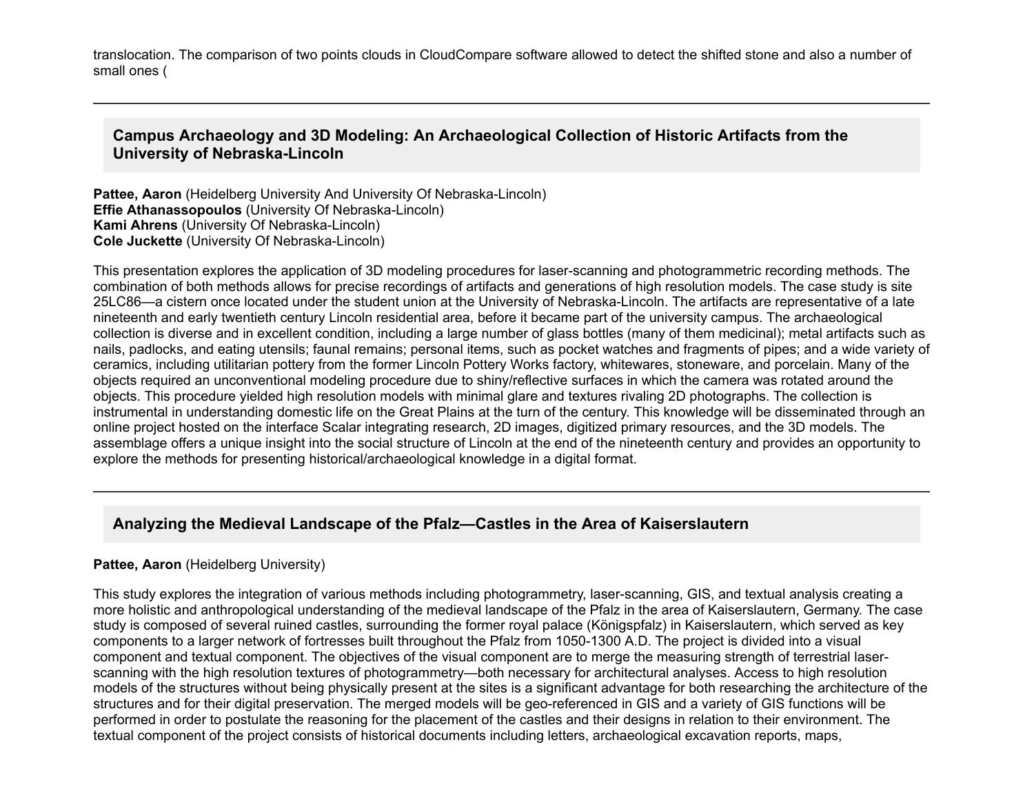translocation. The comparison of two points clouds in CloudCompare software allowed to detect the shifted stone and also a number of small ones (

---

### Campus Archaeology and 3D Modeling: An Archaeological Collection of Historic Artifacts from the University of Nebraska-Lincoln

**Pattee, Aaron** (Heidelberg University And University Of Nebraska-Lincoln)
**Effie Athanassopoulos** (University Of Nebraska-Lincoln)
**Kami Ahrens** (University Of Nebraska-Lincoln)
**Cole Juckette** (University Of Nebraska-Lincoln)

This presentation explores the application of 3D modeling procedures for laser-scanning and photogrammetric recording methods. The combination of both methods allows for precise recordings of artifacts and generations of high resolution models. The case study is site 25LC86—a cistern once located under the student union at the University of Nebraska-Lincoln. The artifacts are representative of a late nineteenth and early twentieth century Lincoln residential area, before it became part of the university campus. The archaeological collection is diverse and in excellent condition, including a large number of glass bottles (many of them medicinal); metal artifacts such as nails, padlocks, and eating utensils; faunal remains; personal items, such as pocket watches and fragments of pipes; and a wide variety of ceramics, including utilitarian pottery from the former Lincoln Pottery Works factory, whitewares, stoneware, and porcelain. Many of the objects required an unconventional modeling procedure due to shiny/reflective surfaces in which the camera was rotated around the objects. This procedure yielded high resolution models with minimal glare and textures rivaling 2D photographs. The collection is instrumental in understanding domestic life on the Great Plains at the turn of the century. This knowledge will be disseminated through an online project hosted on the interface Scalar integrating research, 2D images, digitized primary resources, and the 3D models. The assemblage offers a unique insight into the social structure of Lincoln at the end of the nineteenth century and provides an opportunity to explore the methods for presenting historical/archaeological knowledge in a digital format.

---

### Analyzing the Medieval Landscape of the Pfalz—Castles in the Area of Kaiserslautern

**Pattee, Aaron** (Heidelberg University)

This study explores the integration of various methods including photogrammetry, laser-scanning, GIS, and textual analysis creating a more holistic and anthropological understanding of the medieval landscape of the Pfalz in the area of Kaiserslautern, Germany. The case study is composed of several ruined castles, surrounding the former royal palace (Königspfalz) in Kaiserslautern, which served as key components to a larger network of fortresses built throughout the Pfalz from 1050-1300 A.D. The project is divided into a visual component and textual component. The objectives of the visual component are to merge the measuring strength of terrestrial laser-scanning with the high resolution textures of photogrammetry—both necessary for architectural analyses. Access to high resolution models of the structures without being physically present at the sites is a significant advantage for both researching the architecture of the structures and for their digital preservation. The merged models will be geo-referenced in GIS and a variety of GIS functions will be performed in order to postulate the reasoning for the placement of the castles and their designs in relation to their environment. The textual component of the project consists of historical documents including letters, archaeological excavation reports, maps,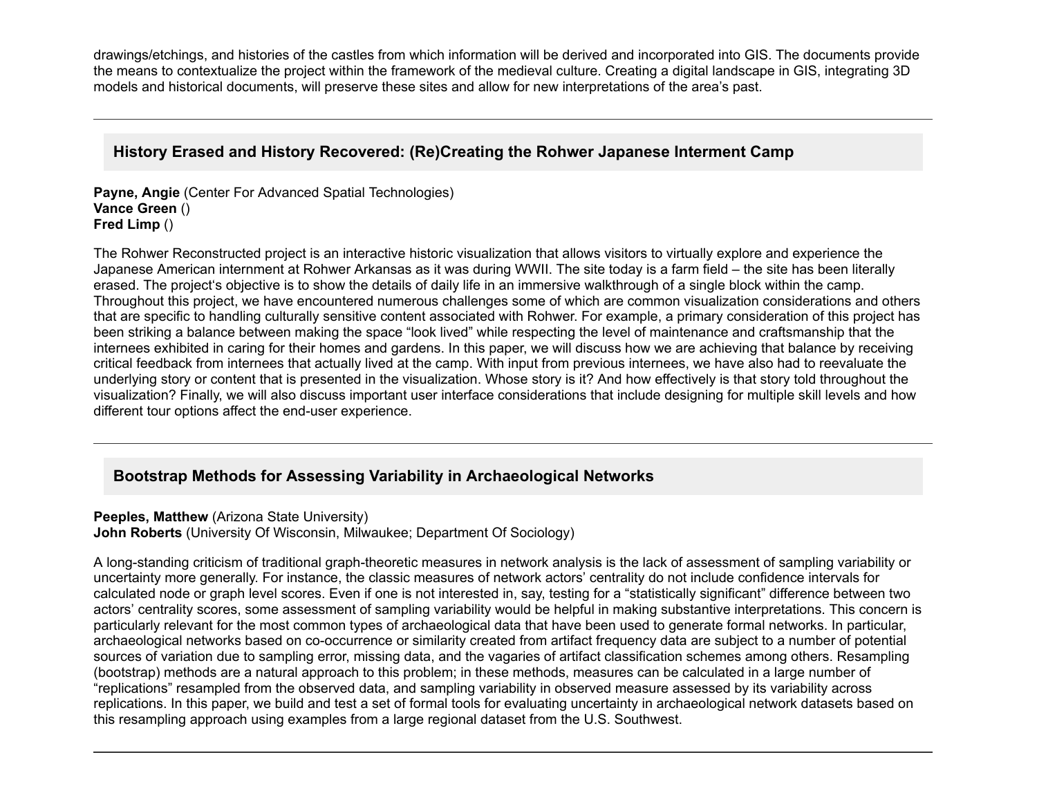drawings/etchings, and histories of the castles from which information will be derived and incorporated into GIS. The documents provide the means to contextualize the project within the framework of the medieval culture. Creating a digital landscape in GIS, integrating 3D models and historical documents, will preserve these sites and allow for new interpretations of the area's past.

---

### History Erased and History Recovered: (Re)Creating the Rohwer Japanese Interment Camp

**Payne, Angie** (Center For Advanced Spatial Technologies)
**Vance Green** ()
**Fred Limp** ()

The Rohwer Reconstructed project is an interactive historic visualization that allows visitors to virtually explore and experience the Japanese American internment at Rohwer Arkansas as it was during WWII. The site today is a farm field – the site has been literally erased. The project's objective is to show the details of daily life in an immersive walkthrough of a single block within the camp. Throughout this project, we have encountered numerous challenges some of which are common visualization considerations and others that are specific to handling culturally sensitive content associated with Rohwer. For example, a primary consideration of this project has been striking a balance between making the space "look lived" while respecting the level of maintenance and craftsmanship that the internees exhibited in caring for their homes and gardens. In this paper, we will discuss how we are achieving that balance by receiving critical feedback from internees that actually lived at the camp. With input from previous internees, we have also had to reevaluate the underlying story or content that is presented in the visualization. Whose story is it? And how effectively is that story told throughout the visualization? Finally, we will also discuss important user interface considerations that include designing for multiple skill levels and how different tour options affect the end-user experience.

---

### Bootstrap Methods for Assessing Variability in Archaeological Networks

**Peeples, Matthew** (Arizona State University)
**John Roberts** (University Of Wisconsin, Milwaukee; Department Of Sociology)

A long-standing criticism of traditional graph-theoretic measures in network analysis is the lack of assessment of sampling variability or uncertainty more generally. For instance, the classic measures of network actors' centrality do not include confidence intervals for calculated node or graph level scores. Even if one is not interested in, say, testing for a "statistically significant" difference between two actors' centrality scores, some assessment of sampling variability would be helpful in making substantive interpretations. This concern is particularly relevant for the most common types of archaeological data that have been used to generate formal networks. In particular, archaeological networks based on co-occurrence or similarity created from artifact frequency data are subject to a number of potential sources of variation due to sampling error, missing data, and the vagaries of artifact classification schemes among others. Resampling (bootstrap) methods are a natural approach to this problem; in these methods, measures can be calculated in a large number of "replications" resampled from the observed data, and sampling variability in observed measure assessed by its variability across replications. In this paper, we build and test a set of formal tools for evaluating uncertainty in archaeological network datasets based on this resampling approach using examples from a large regional dataset from the U.S. Southwest.

---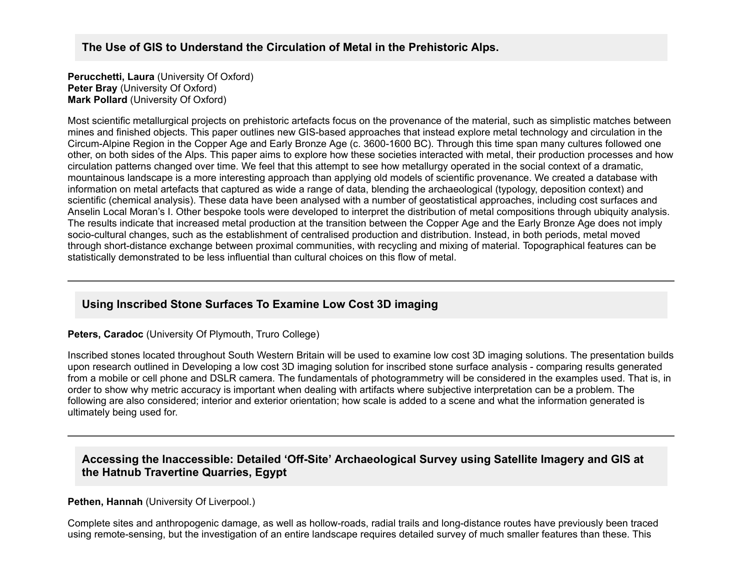### The Use of GIS to Understand the Circulation of Metal in the Prehistoric Alps.

**Perucchetti, Laura** (University Of Oxford)
**Peter Bray** (University Of Oxford)
**Mark Pollard** (University Of Oxford)

Most scientific metallurgical projects on prehistoric artefacts focus on the provenance of the material, such as simplistic matches between mines and finished objects. This paper outlines new GIS-based approaches that instead explore metal technology and circulation in the Circum-Alpine Region in the Copper Age and Early Bronze Age (c. 3600-1600 BC). Through this time span many cultures followed one other, on both sides of the Alps. This paper aims to explore how these societies interacted with metal, their production processes and how circulation patterns changed over time. We feel that this attempt to see how metallurgy operated in the social context of a dramatic, mountainous landscape is a more interesting approach than applying old models of scientific provenance. We created a database with information on metal artefacts that captured as wide a range of data, blending the archaeological (typology, deposition context) and scientific (chemical analysis). These data have been analysed with a number of geostatistical approaches, including cost surfaces and Anselin Local Moran's I. Other bespoke tools were developed to interpret the distribution of metal compositions through ubiquity analysis. The results indicate that increased metal production at the transition between the Copper Age and the Early Bronze Age does not imply socio-cultural changes, such as the establishment of centralised production and distribution. Instead, in both periods, metal moved through short-distance exchange between proximal communities, with recycling and mixing of material. Topographical features can be statistically demonstrated to be less influential than cultural choices on this flow of metal.

---

### Using Inscribed Stone Surfaces To Examine Low Cost 3D imaging

**Peters, Caradoc** (University Of Plymouth, Truro College)

Inscribed stones located throughout South Western Britain will be used to examine low cost 3D imaging solutions. The presentation builds upon research outlined in Developing a low cost 3D imaging solution for inscribed stone surface analysis - comparing results generated from a mobile or cell phone and DSLR camera. The fundamentals of photogrammetry will be considered in the examples used. That is, in order to show why metric accuracy is important when dealing with artifacts where subjective interpretation can be a problem. The following are also considered; interior and exterior orientation; how scale is added to a scene and what the information generated is ultimately being used for.

---

### Accessing the Inaccessible: Detailed 'Off-Site' Archaeological Survey using Satellite Imagery and GIS at the Hatnub Travertine Quarries, Egypt

**Pethen, Hannah** (University Of Liverpool.)

Complete sites and anthropogenic damage, as well as hollow-roads, radial trails and long-distance routes have previously been traced using remote-sensing, but the investigation of an entire landscape requires detailed survey of much smaller features than these. This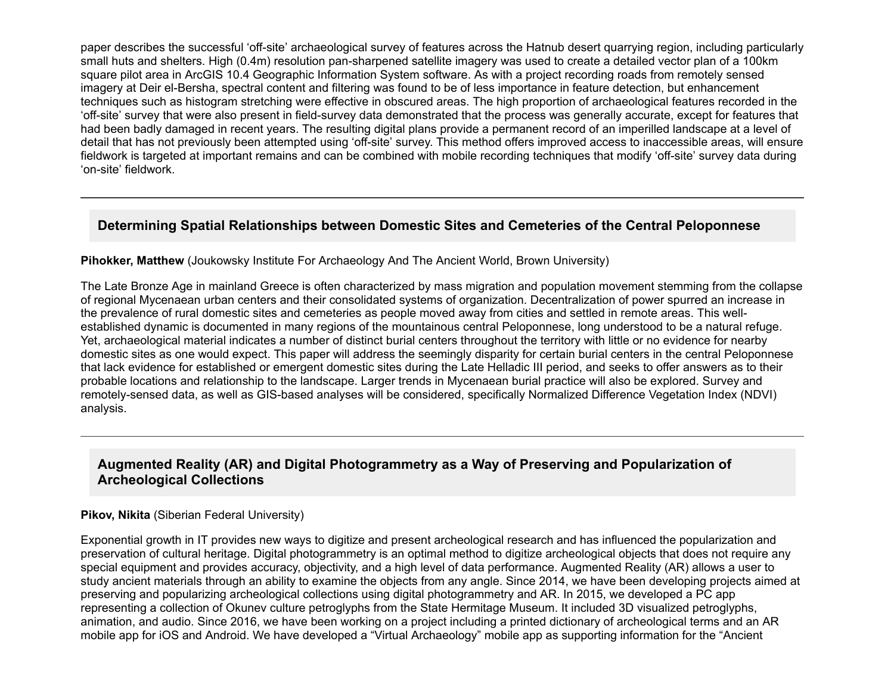paper describes the successful 'off-site' archaeological survey of features across the Hatnub desert quarrying region, including particularly small huts and shelters. High (0.4m) resolution pan-sharpened satellite imagery was used to create a detailed vector plan of a 100km square pilot area in ArcGIS 10.4 Geographic Information System software. As with a project recording roads from remotely sensed imagery at Deir el-Bersha, spectral content and filtering was found to be of less importance in feature detection, but enhancement techniques such as histogram stretching were effective in obscured areas. The high proportion of archaeological features recorded in the 'off-site' survey that were also present in field-survey data demonstrated that the process was generally accurate, except for features that had been badly damaged in recent years. The resulting digital plans provide a permanent record of an imperilled landscape at a level of detail that has not previously been attempted using 'off-site' survey. This method offers improved access to inaccessible areas, will ensure fieldwork is targeted at important remains and can be combined with mobile recording techniques that modify 'off-site' survey data during 'on-site' fieldwork.

---

### Determining Spatial Relationships between Domestic Sites and Cemeteries of the Central Peloponnese

**Pihokker, Matthew** (Joukowsky Institute For Archaeology And The Ancient World, Brown University)

The Late Bronze Age in mainland Greece is often characterized by mass migration and population movement stemming from the collapse of regional Mycenaean urban centers and their consolidated systems of organization. Decentralization of power spurred an increase in the prevalence of rural domestic sites and cemeteries as people moved away from cities and settled in remote areas. This well-established dynamic is documented in many regions of the mountainous central Peloponnese, long understood to be a natural refuge. Yet, archaeological material indicates a number of distinct burial centers throughout the territory with little or no evidence for nearby domestic sites as one would expect. This paper will address the seemingly disparity for certain burial centers in the central Peloponnese that lack evidence for established or emergent domestic sites during the Late Helladic III period, and seeks to offer answers as to their probable locations and relationship to the landscape. Larger trends in Mycenaean burial practice will also be explored. Survey and remotely-sensed data, as well as GIS-based analyses will be considered, specifically Normalized Difference Vegetation Index (NDVI) analysis.

---

### Augmented Reality (AR) and Digital Photogrammetry as a Way of Preserving and Popularization of Archeological Collections

**Pikov, Nikita** (Siberian Federal University)

Exponential growth in IT provides new ways to digitize and present archeological research and has influenced the popularization and preservation of cultural heritage. Digital photogrammetry is an optimal method to digitize archeological objects that does not require any special equipment and provides accuracy, objectivity, and a high level of data performance. Augmented Reality (AR) allows a user to study ancient materials through an ability to examine the objects from any angle. Since 2014, we have been developing projects aimed at preserving and popularizing archeological collections using digital photogrammetry and AR. In 2015, we developed a PC app representing a collection of Okunev culture petroglyphs from the State Hermitage Museum. It included 3D visualized petroglyphs, animation, and audio. Since 2016, we have been working on a project including a printed dictionary of archeological terms and an AR mobile app for iOS and Android. We have developed a "Virtual Archaeology" mobile app as supporting information for the "Ancient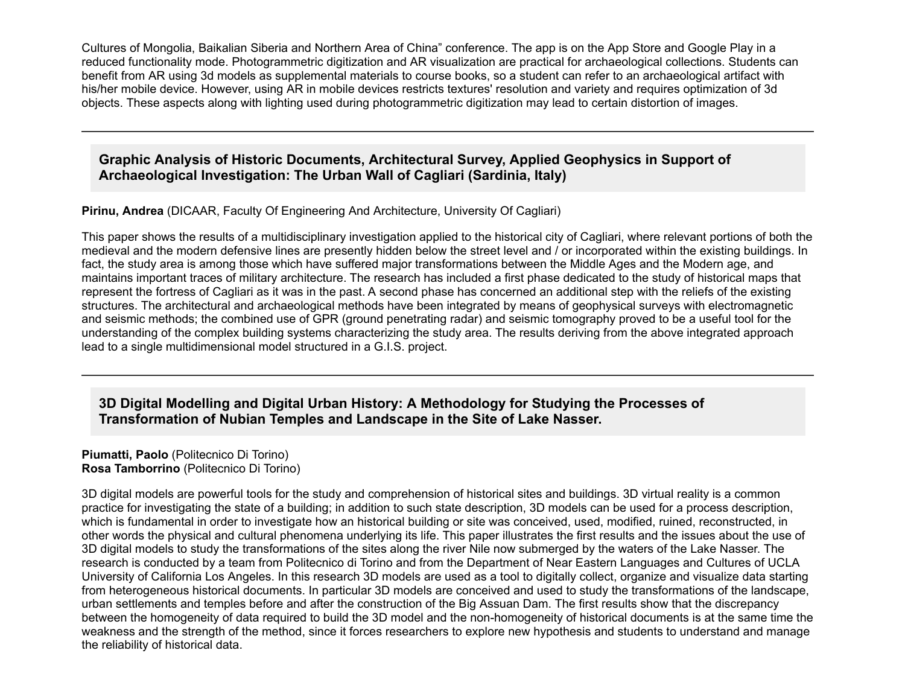Cultures of Mongolia, Baikalian Siberia and Northern Area of China" conference. The app is on the App Store and Google Play in a reduced functionality mode. Photogrammetric digitization and AR visualization are practical for archaeological collections. Students can benefit from AR using 3d models as supplemental materials to course books, so a student can refer to an archaeological artifact with his/her mobile device. However, using AR in mobile devices restricts textures' resolution and variety and requires optimization of 3d objects. These aspects along with lighting used during photogrammetric digitization may lead to certain distortion of images.

---

## Graphic Analysis of Historic Documents, Architectural Survey, Applied Geophysics in Support of Archaeological Investigation: The Urban Wall of Cagliari (Sardinia, Italy)

**Pirinu, Andrea** (DICAAR, Faculty Of Engineering And Architecture, University Of Cagliari)

This paper shows the results of a multidisciplinary investigation applied to the historical city of Cagliari, where relevant portions of both the medieval and the modern defensive lines are presently hidden below the street level and / or incorporated within the existing buildings. In fact, the study area is among those which have suffered major transformations between the Middle Ages and the Modern age, and maintains important traces of military architecture. The research has included a first phase dedicated to the study of historical maps that represent the fortress of Cagliari as it was in the past. A second phase has concerned an additional step with the reliefs of the existing structures. The architectural and archaeological methods have been integrated by means of geophysical surveys with electromagnetic and seismic methods; the combined use of GPR (ground penetrating radar) and seismic tomography proved to be a useful tool for the understanding of the complex building systems characterizing the study area. The results deriving from the above integrated approach lead to a single multidimensional model structured in a G.I.S. project.

---

## 3D Digital Modelling and Digital Urban History: A Methodology for Studying the Processes of Transformation of Nubian Temples and Landscape in the Site of Lake Nasser.

**Piumatti, Paolo** (Politecnico Di Torino)
**Rosa Tamborrino** (Politecnico Di Torino)

3D digital models are powerful tools for the study and comprehension of historical sites and buildings. 3D virtual reality is a common practice for investigating the state of a building; in addition to such state description, 3D models can be used for a process description, which is fundamental in order to investigate how an historical building or site was conceived, used, modified, ruined, reconstructed, in other words the physical and cultural phenomena underlying its life. This paper illustrates the first results and the issues about the use of 3D digital models to study the transformations of the sites along the river Nile now submerged by the waters of the Lake Nasser. The research is conducted by a team from Politecnico di Torino and from the Department of Near Eastern Languages and Cultures of UCLA University of California Los Angeles. In this research 3D models are used as a tool to digitally collect, organize and visualize data starting from heterogeneous historical documents. In particular 3D models are conceived and used to study the transformations of the landscape, urban settlements and temples before and after the construction of the Big Assuan Dam. The first results show that the discrepancy between the homogeneity of data required to build the 3D model and the non-homogeneity of historical documents is at the same time the weakness and the strength of the method, since it forces researchers to explore new hypothesis and students to understand and manage the reliability of historical data.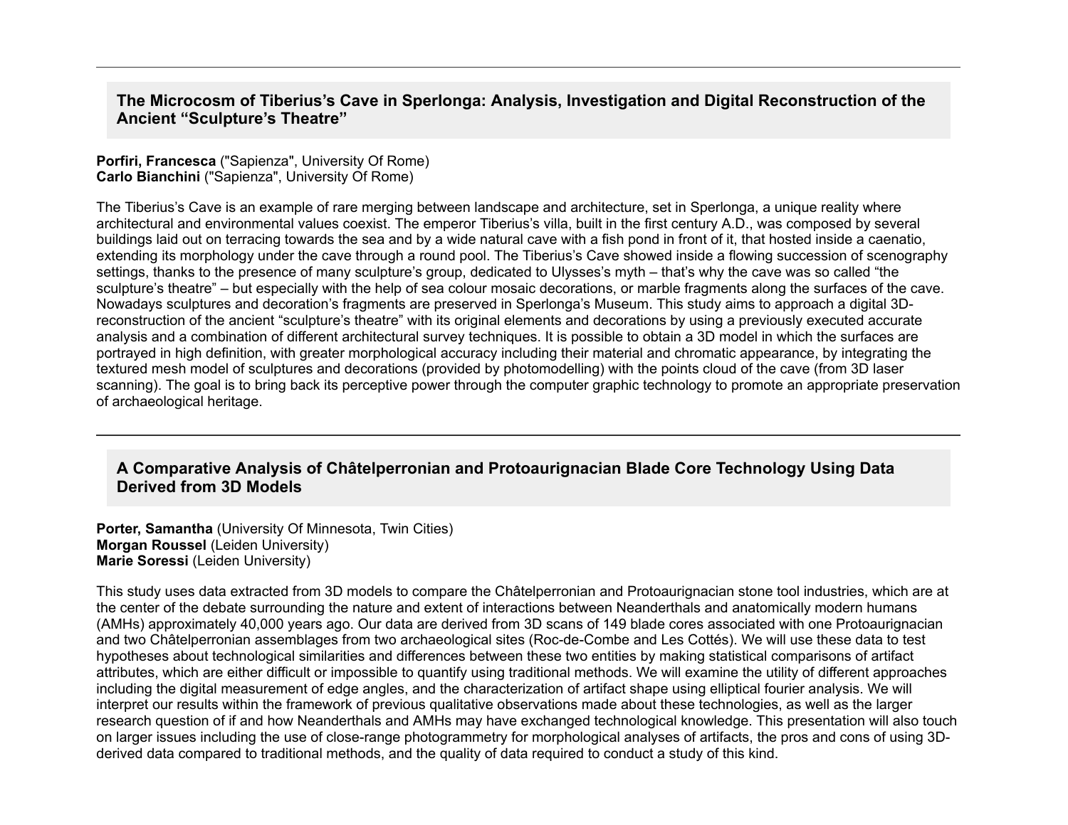## The Microcosm of Tiberius's Cave in Sperlonga: Analysis, Investigation and Digital Reconstruction of the Ancient "Sculpture's Theatre"

**Porfiri, Francesca** ("Sapienza", University Of Rome)
**Carlo Bianchini** ("Sapienza", University Of Rome)

The Tiberius's Cave is an example of rare merging between landscape and architecture, set in Sperlonga, a unique reality where architectural and environmental values coexist. The emperor Tiberius's villa, built in the first century A.D., was composed by several buildings laid out on terracing towards the sea and by a wide natural cave with a fish pond in front of it, that hosted inside a caenatio, extending its morphology under the cave through a round pool. The Tiberius's Cave showed inside a flowing succession of scenography settings, thanks to the presence of many sculpture's group, dedicated to Ulysses's myth – that's why the cave was so called "the sculpture's theatre" – but especially with the help of sea colour mosaic decorations, or marble fragments along the surfaces of the cave. Nowadays sculptures and decoration's fragments are preserved in Sperlonga's Museum. This study aims to approach a digital 3D-reconstruction of the ancient "sculpture's theatre" with its original elements and decorations by using a previously executed accurate analysis and a combination of different architectural survey techniques. It is possible to obtain a 3D model in which the surfaces are portrayed in high definition, with greater morphological accuracy including their material and chromatic appearance, by integrating the textured mesh model of sculptures and decorations (provided by photomodelling) with the points cloud of the cave (from 3D laser scanning). The goal is to bring back its perceptive power through the computer graphic technology to promote an appropriate preservation of archaeological heritage.

## A Comparative Analysis of Châtelperronian and Protoaurignacian Blade Core Technology Using Data Derived from 3D Models

**Porter, Samantha** (University Of Minnesota, Twin Cities)
**Morgan Roussel** (Leiden University)
**Marie Soressi** (Leiden University)

This study uses data extracted from 3D models to compare the Châtelperronian and Protoaurignacian stone tool industries, which are at the center of the debate surrounding the nature and extent of interactions between Neanderthals and anatomically modern humans (AMHs) approximately 40,000 years ago. Our data are derived from 3D scans of 149 blade cores associated with one Protoaurignacian and two Châtelperronian assemblages from two archaeological sites (Roc-de-Combe and Les Cottés). We will use these data to test hypotheses about technological similarities and differences between these two entities by making statistical comparisons of artifact attributes, which are either difficult or impossible to quantify using traditional methods. We will examine the utility of different approaches including the digital measurement of edge angles, and the characterization of artifact shape using elliptical fourier analysis. We will interpret our results within the framework of previous qualitative observations made about these technologies, as well as the larger research question of if and how Neanderthals and AMHs may have exchanged technological knowledge. This presentation will also touch on larger issues including the use of close-range photogrammetry for morphological analyses of artifacts, the pros and cons of using 3D-derived data compared to traditional methods, and the quality of data required to conduct a study of this kind.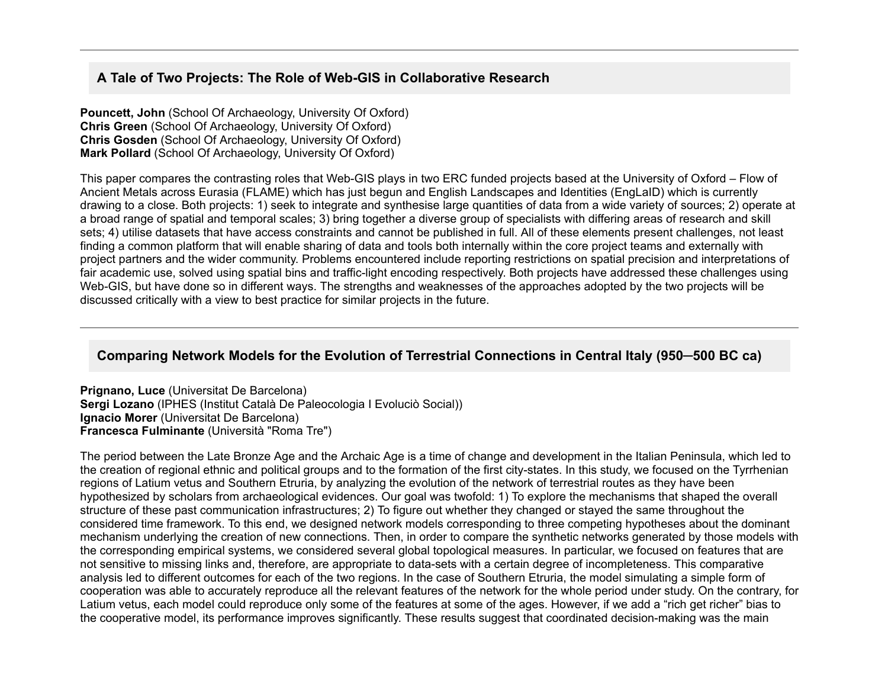## A Tale of Two Projects: The Role of Web-GIS in Collaborative Research

**Pouncett, John** (School Of Archaeology, University Of Oxford)
**Chris Green** (School Of Archaeology, University Of Oxford)
**Chris Gosden** (School Of Archaeology, University Of Oxford)
**Mark Pollard** (School Of Archaeology, University Of Oxford)

This paper compares the contrasting roles that Web-GIS plays in two ERC funded projects based at the University of Oxford – Flow of Ancient Metals across Eurasia (FLAME) which has just begun and English Landscapes and Identities (EngLaID) which is currently drawing to a close. Both projects: 1) seek to integrate and synthesise large quantities of data from a wide variety of sources; 2) operate at a broad range of spatial and temporal scales; 3) bring together a diverse group of specialists with differing areas of research and skill sets; 4) utilise datasets that have access constraints and cannot be published in full. All of these elements present challenges, not least finding a common platform that will enable sharing of data and tools both internally within the core project teams and externally with project partners and the wider community. Problems encountered include reporting restrictions on spatial precision and interpretations of fair academic use, solved using spatial bins and traffic-light encoding respectively. Both projects have addressed these challenges using Web-GIS, but have done so in different ways. The strengths and weaknesses of the approaches adopted by the two projects will be discussed critically with a view to best practice for similar projects in the future.

## Comparing Network Models for the Evolution of Terrestrial Connections in Central Italy (950–500 BC ca)

**Prignano, Luce** (Universitat De Barcelona)
**Sergi Lozano** (IPHES (Institut Català De Paleocologia I Evoluciò Social))
**Ignacio Morer** (Universitat De Barcelona)
**Francesca Fulminante** (Università "Roma Tre")

The period between the Late Bronze Age and the Archaic Age is a time of change and development in the Italian Peninsula, which led to the creation of regional ethnic and political groups and to the formation of the first city-states. In this study, we focused on the Tyrrhenian regions of Latium vetus and Southern Etruria, by analyzing the evolution of the network of terrestrial routes as they have been hypothesized by scholars from archaeological evidences. Our goal was twofold: 1) To explore the mechanisms that shaped the overall structure of these past communication infrastructures; 2) To figure out whether they changed or stayed the same throughout the considered time framework. To this end, we designed network models corresponding to three competing hypotheses about the dominant mechanism underlying the creation of new connections. Then, in order to compare the synthetic networks generated by those models with the corresponding empirical systems, we considered several global topological measures. In particular, we focused on features that are not sensitive to missing links and, therefore, are appropriate to data-sets with a certain degree of incompleteness. This comparative analysis led to different outcomes for each of the two regions. In the case of Southern Etruria, the model simulating a simple form of cooperation was able to accurately reproduce all the relevant features of the network for the whole period under study. On the contrary, for Latium vetus, each model could reproduce only some of the features at some of the ages. However, if we add a “rich get richer” bias to the cooperative model, its performance improves significantly. These results suggest that coordinated decision-making was the main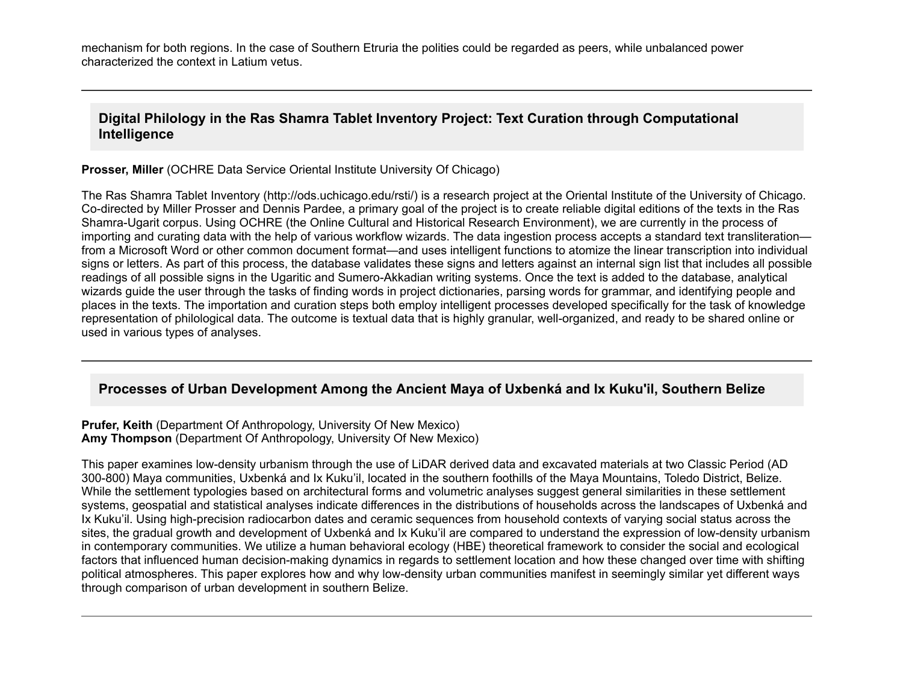mechanism for both regions. In the case of Southern Etruria the polities could be regarded as peers, while unbalanced power characterized the context in Latium vetus.

---

## Digital Philology in the Ras Shamra Tablet Inventory Project: Text Curation through Computational Intelligence

**Prosser, Miller** (OCHRE Data Service Oriental Institute University Of Chicago)

The Ras Shamra Tablet Inventory (http://ods.uchicago.edu/rsti/) is a research project at the Oriental Institute of the University of Chicago. Co-directed by Miller Prosser and Dennis Pardee, a primary goal of the project is to create reliable digital editions of the texts in the Ras Shamra-Ugarit corpus. Using OCHRE (the Online Cultural and Historical Research Environment), we are currently in the process of importing and curating data with the help of various workflow wizards. The data ingestion process accepts a standard text transliteration—from a Microsoft Word or other common document format—and uses intelligent functions to atomize the linear transcription into individual signs or letters. As part of this process, the database validates these signs and letters against an internal sign list that includes all possible readings of all possible signs in the Ugaritic and Sumero-Akkadian writing systems. Once the text is added to the database, analytical wizards guide the user through the tasks of finding words in project dictionaries, parsing words for grammar, and identifying people and places in the texts. The importation and curation steps both employ intelligent processes developed specifically for the task of knowledge representation of philological data. The outcome is textual data that is highly granular, well-organized, and ready to be shared online or used in various types of analyses.

---

## Processes of Urban Development Among the Ancient Maya of Uxbenká and Ix Kuku'il, Southern Belize

**Prufer, Keith** (Department Of Anthropology, University Of New Mexico)
**Amy Thompson** (Department Of Anthropology, University Of New Mexico)

This paper examines low-density urbanism through the use of LiDAR derived data and excavated materials at two Classic Period (AD 300-800) Maya communities, Uxbenká and Ix Kuku'il, located in the southern foothills of the Maya Mountains, Toledo District, Belize. While the settlement typologies based on architectural forms and volumetric analyses suggest general similarities in these settlement systems, geospatial and statistical analyses indicate differences in the distributions of households across the landscapes of Uxbenká and Ix Kuku'il. Using high-precision radiocarbon dates and ceramic sequences from household contexts of varying social status across the sites, the gradual growth and development of Uxbenká and Ix Kuku'il are compared to understand the expression of low-density urbanism in contemporary communities. We utilize a human behavioral ecology (HBE) theoretical framework to consider the social and ecological factors that influenced human decision-making dynamics in regards to settlement location and how these changed over time with shifting political atmospheres. This paper explores how and why low-density urban communities manifest in seemingly similar yet different ways through comparison of urban development in southern Belize.

---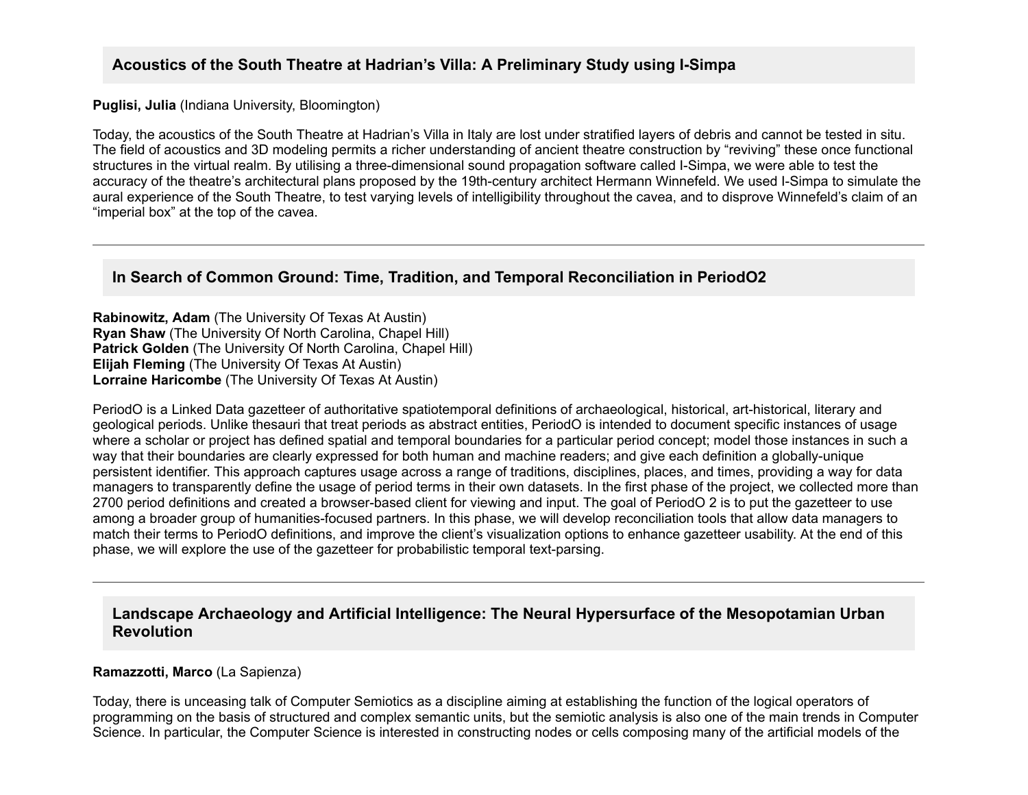## Acoustics of the South Theatre at Hadrian's Villa: A Preliminary Study using I-Simpa

**Puglisi, Julia** (Indiana University, Bloomington)

Today, the acoustics of the South Theatre at Hadrian's Villa in Italy are lost under stratified layers of debris and cannot be tested in situ. The field of acoustics and 3D modeling permits a richer understanding of ancient theatre construction by "reviving" these once functional structures in the virtual realm. By utilising a three-dimensional sound propagation software called I-Simpa, we were able to test the accuracy of the theatre's architectural plans proposed by the 19th-century architect Hermann Winnefeld. We used I-Simpa to simulate the aural experience of the South Theatre, to test varying levels of intelligibility throughout the cavea, and to disprove Winnefeld's claim of an "imperial box" at the top of the cavea.

---

## In Search of Common Ground: Time, Tradition, and Temporal Reconciliation in PeriodO2

**Rabinowitz, Adam** (The University Of Texas At Austin)
**Ryan Shaw** (The University Of North Carolina, Chapel Hill)
**Patrick Golden** (The University Of North Carolina, Chapel Hill)
**Elijah Fleming** (The University Of Texas At Austin)
**Lorraine Haricombe** (The University Of Texas At Austin)

PeriodO is a Linked Data gazetteer of authoritative spatiotemporal definitions of archaeological, historical, art-historical, literary and geological periods. Unlike thesauri that treat periods as abstract entities, PeriodO is intended to document specific instances of usage where a scholar or project has defined spatial and temporal boundaries for a particular period concept; model those instances in such a way that their boundaries are clearly expressed for both human and machine readers; and give each definition a globally-unique persistent identifier. This approach captures usage across a range of traditions, disciplines, places, and times, providing a way for data managers to transparently define the usage of period terms in their own datasets. In the first phase of the project, we collected more than 2700 period definitions and created a browser-based client for viewing and input. The goal of PeriodO 2 is to put the gazetteer to use among a broader group of humanities-focused partners. In this phase, we will develop reconciliation tools that allow data managers to match their terms to PeriodO definitions, and improve the client's visualization options to enhance gazetteer usability. At the end of this phase, we will explore the use of the gazetteer for probabilistic temporal text-parsing.

---

## Landscape Archaeology and Artificial Intelligence: The Neural Hypersurface of the Mesopotamian Urban Revolution

**Ramazzotti, Marco** (La Sapienza)

Today, there is unceasing talk of Computer Semiotics as a discipline aiming at establishing the function of the logical operators of programming on the basis of structured and complex semantic units, but the semiotic analysis is also one of the main trends in Computer Science. In particular, the Computer Science is interested in constructing nodes or cells composing many of the artificial models of the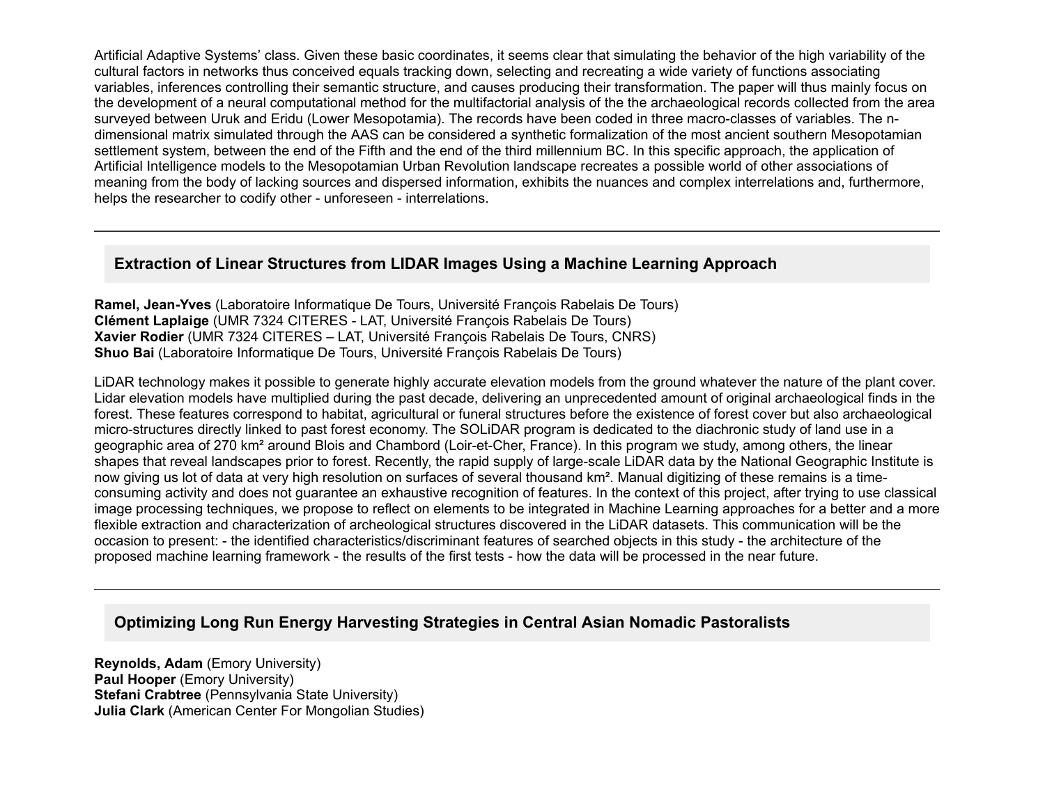Artificial Adaptive Systems' class. Given these basic coordinates, it seems clear that simulating the behavior of the high variability of the cultural factors in networks thus conceived equals tracking down, selecting and recreating a wide variety of functions associating variables, inferences controlling their semantic structure, and causes producing their transformation. The paper will thus mainly focus on the development of a neural computational method for the multifactorial analysis of the the archaeological records collected from the area surveyed between Uruk and Eridu (Lower Mesopotamia). The records have been coded in three macro-classes of variables. The n-dimensional matrix simulated through the AAS can be considered a synthetic formalization of the most ancient southern Mesopotamian settlement system, between the end of the Fifth and the end of the third millennium BC. In this specific approach, the application of Artificial Intelligence models to the Mesopotamian Urban Revolution landscape recreates a possible world of other associations of meaning from the body of lacking sources and dispersed information, exhibits the nuances and complex interrelations and, furthermore, helps the researcher to codify other - unforeseen - interrelations.

---

### Extraction of Linear Structures from LIDAR Images Using a Machine Learning Approach

**Ramel, Jean-Yves** (Laboratoire Informatique De Tours, Université François Rabelais De Tours)
**Clément Laplaige** (UMR 7324 CITERES - LAT, Université François Rabelais De Tours)
**Xavier Rodier** (UMR 7324 CITERES – LAT, Université François Rabelais De Tours, CNRS)
**Shuo Bai** (Laboratoire Informatique De Tours, Université François Rabelais De Tours)

LiDAR technology makes it possible to generate highly accurate elevation models from the ground whatever the nature of the plant cover. Lidar elevation models have multiplied during the past decade, delivering an unprecedented amount of original archaeological finds in the forest. These features correspond to habitat, agricultural or funeral structures before the existence of forest cover but also archaeological micro-structures directly linked to past forest economy. The SOLiDAR program is dedicated to the diachronic study of land use in a geographic area of 270 km² around Blois and Chambord (Loir-et-Cher, France). In this program we study, among others, the linear shapes that reveal landscapes prior to forest. Recently, the rapid supply of large-scale LiDAR data by the National Geographic Institute is now giving us lot of data at very high resolution on surfaces of several thousand km². Manual digitizing of these remains is a time-consuming activity and does not guarantee an exhaustive recognition of features. In the context of this project, after trying to use classical image processing techniques, we propose to reflect on elements to be integrated in Machine Learning approaches for a better and a more flexible extraction and characterization of archeological structures discovered in the LiDAR datasets. This communication will be the occasion to present: - the identified characteristics/discriminant features of searched objects in this study - the architecture of the proposed machine learning framework - the results of the first tests - how the data will be processed in the near future.

---

### Optimizing Long Run Energy Harvesting Strategies in Central Asian Nomadic Pastoralists

**Reynolds, Adam** (Emory University)
**Paul Hooper** (Emory University)
**Stefani Crabtree** (Pennsylvania State University)
**Julia Clark** (American Center For Mongolian Studies)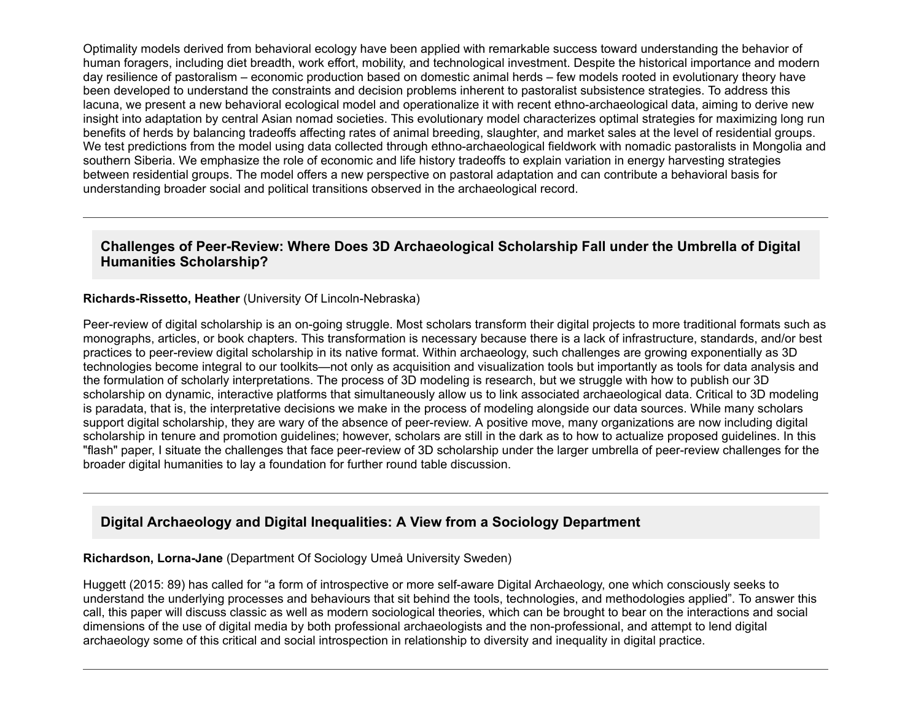Optimality models derived from behavioral ecology have been applied with remarkable success toward understanding the behavior of human foragers, including diet breadth, work effort, mobility, and technological investment. Despite the historical importance and modern day resilience of pastoralism – economic production based on domestic animal herds – few models rooted in evolutionary theory have been developed to understand the constraints and decision problems inherent to pastoralist subsistence strategies. To address this lacuna, we present a new behavioral ecological model and operationalize it with recent ethno-archaeological data, aiming to derive new insight into adaptation by central Asian nomad societies. This evolutionary model characterizes optimal strategies for maximizing long run benefits of herds by balancing tradeoffs affecting rates of animal breeding, slaughter, and market sales at the level of residential groups. We test predictions from the model using data collected through ethno-archaeological fieldwork with nomadic pastoralists in Mongolia and southern Siberia. We emphasize the role of economic and life history tradeoffs to explain variation in energy harvesting strategies between residential groups. The model offers a new perspective on pastoral adaptation and can contribute a behavioral basis for understanding broader social and political transitions observed in the archaeological record.

---

### Challenges of Peer-Review: Where Does 3D Archaeological Scholarship Fall under the Umbrella of Digital Humanities Scholarship?

**Richards-Rissetto, Heather** (University Of Lincoln-Nebraska)

Peer-review of digital scholarship is an on-going struggle. Most scholars transform their digital projects to more traditional formats such as monographs, articles, or book chapters. This transformation is necessary because there is a lack of infrastructure, standards, and/or best practices to peer-review digital scholarship in its native format. Within archaeology, such challenges are growing exponentially as 3D technologies become integral to our toolkits—not only as acquisition and visualization tools but importantly as tools for data analysis and the formulation of scholarly interpretations. The process of 3D modeling is research, but we struggle with how to publish our 3D scholarship on dynamic, interactive platforms that simultaneously allow us to link associated archaeological data. Critical to 3D modeling is paradata, that is, the interpretative decisions we make in the process of modeling alongside our data sources. While many scholars support digital scholarship, they are wary of the absence of peer-review. A positive move, many organizations are now including digital scholarship in tenure and promotion guidelines; however, scholars are still in the dark as to how to actualize proposed guidelines. In this "flash" paper, I situate the challenges that face peer-review of 3D scholarship under the larger umbrella of peer-review challenges for the broader digital humanities to lay a foundation for further round table discussion.

---

### Digital Archaeology and Digital Inequalities: A View from a Sociology Department

**Richardson, Lorna-Jane** (Department Of Sociology Umeå University Sweden)

Huggett (2015: 89) has called for “a form of introspective or more self-aware Digital Archaeology, one which consciously seeks to understand the underlying processes and behaviours that sit behind the tools, technologies, and methodologies applied”. To answer this call, this paper will discuss classic as well as modern sociological theories, which can be brought to bear on the interactions and social dimensions of the use of digital media by both professional archaeologists and the non-professional, and attempt to lend digital archaeology some of this critical and social introspection in relationship to diversity and inequality in digital practice.

---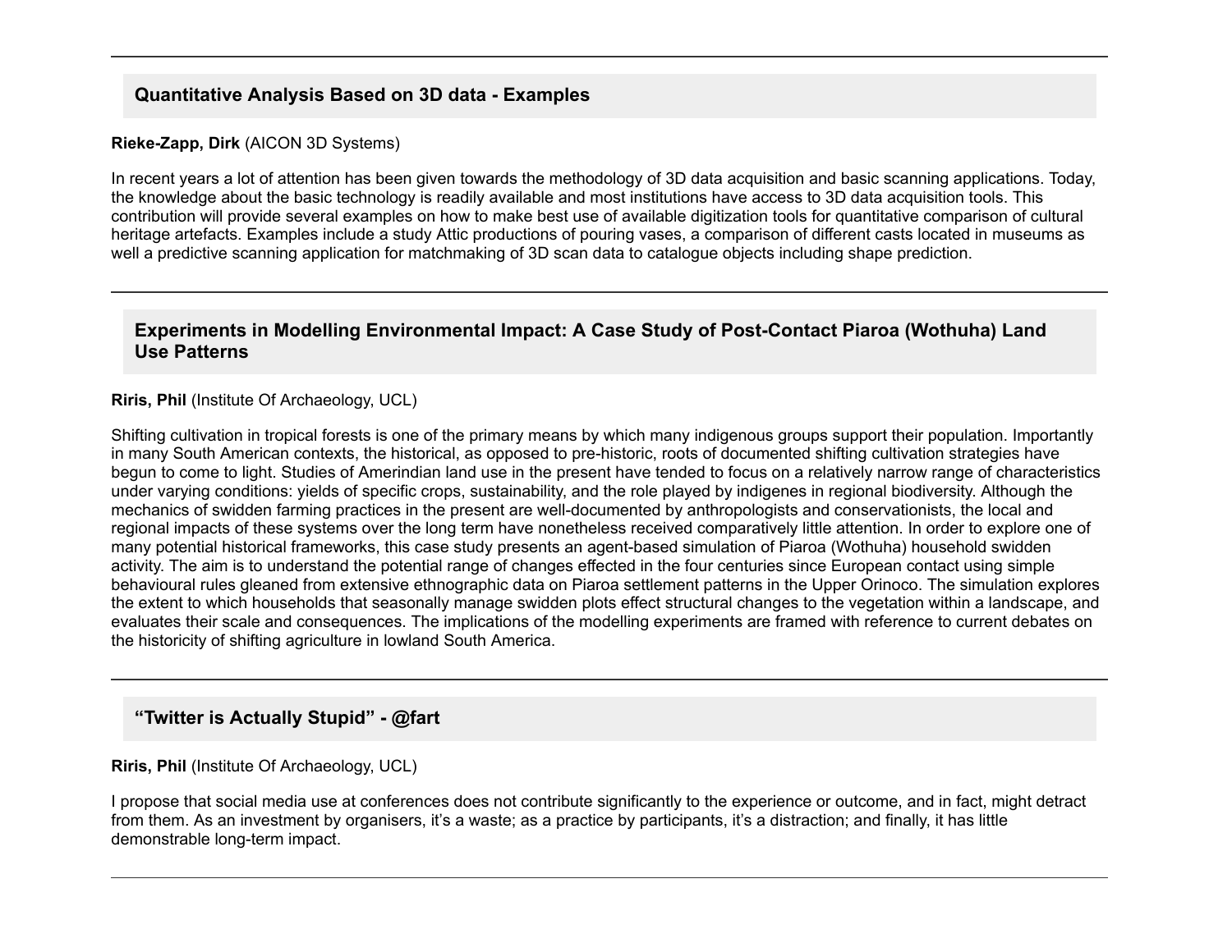---

## Quantitative Analysis Based on 3D data - Examples

**Rieke-Zapp, Dirk** (AICON 3D Systems)

In recent years a lot of attention has been given towards the methodology of 3D data acquisition and basic scanning applications. Today, the knowledge about the basic technology is readily available and most institutions have access to 3D data acquisition tools. This contribution will provide several examples on how to make best use of available digitization tools for quantitative comparison of cultural heritage artefacts. Examples include a study Attic productions of pouring vases, a comparison of different casts located in museums as well a predictive scanning application for matchmaking of 3D scan data to catalogue objects including shape prediction.

---

## Experiments in Modelling Environmental Impact: A Case Study of Post-Contact Piaroa (Wothuha) Land Use Patterns

**Riris, Phil** (Institute Of Archaeology, UCL)

Shifting cultivation in tropical forests is one of the primary means by which many indigenous groups support their population. Importantly in many South American contexts, the historical, as opposed to pre-historic, roots of documented shifting cultivation strategies have begun to come to light. Studies of Amerindian land use in the present have tended to focus on a relatively narrow range of characteristics under varying conditions: yields of specific crops, sustainability, and the role played by indigenes in regional biodiversity. Although the mechanics of swidden farming practices in the present are well-documented by anthropologists and conservationists, the local and regional impacts of these systems over the long term have nonetheless received comparatively little attention. In order to explore one of many potential historical frameworks, this case study presents an agent-based simulation of Piaroa (Wothuha) household swidden activity. The aim is to understand the potential range of changes effected in the four centuries since European contact using simple behavioural rules gleaned from extensive ethnographic data on Piaroa settlement patterns in the Upper Orinoco. The simulation explores the extent to which households that seasonally manage swidden plots effect structural changes to the vegetation within a landscape, and evaluates their scale and consequences. The implications of the modelling experiments are framed with reference to current debates on the historicity of shifting agriculture in lowland South America.

---

## “Twitter is Actually Stupid” - @fart

**Riris, Phil** (Institute Of Archaeology, UCL)

I propose that social media use at conferences does not contribute significantly to the experience or outcome, and in fact, might detract from them. As an investment by organisers, it’s a waste; as a practice by participants, it’s a distraction; and finally, it has little demonstrable long-term impact.

---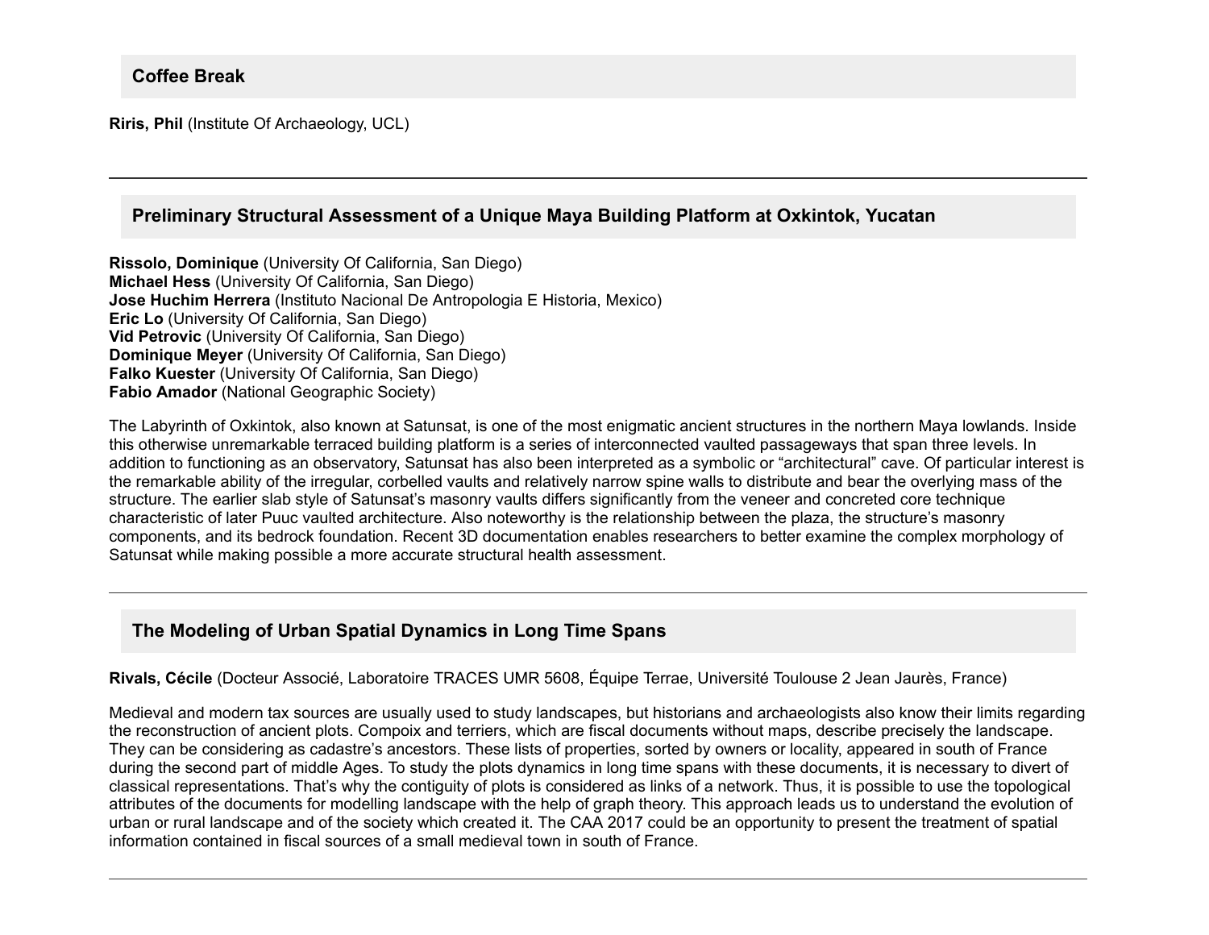## Coffee Break

**Riris, Phil** (Institute Of Archaeology, UCL)

---

## Preliminary Structural Assessment of a Unique Maya Building Platform at Oxkintok, Yucatan

**Rissolo, Dominique** (University Of California, San Diego)
**Michael Hess** (University Of California, San Diego)
**Jose Huchim Herrera** (Instituto Nacional De Antropologia E Historia, Mexico)
**Eric Lo** (University Of California, San Diego)
**Vid Petrovic** (University Of California, San Diego)
**Dominique Meyer** (University Of California, San Diego)
**Falko Kuester** (University Of California, San Diego)
**Fabio Amador** (National Geographic Society)

The Labyrinth of Oxkintok, also known at Satunsat, is one of the most enigmatic ancient structures in the northern Maya lowlands. Inside this otherwise unremarkable terraced building platform is a series of interconnected vaulted passageways that span three levels. In addition to functioning as an observatory, Satunsat has also been interpreted as a symbolic or "architectural" cave. Of particular interest is the remarkable ability of the irregular, corbelled vaults and relatively narrow spine walls to distribute and bear the overlying mass of the structure. The earlier slab style of Satunsat's masonry vaults differs significantly from the veneer and concreted core technique characteristic of later Puuc vaulted architecture. Also noteworthy is the relationship between the plaza, the structure's masonry components, and its bedrock foundation. Recent 3D documentation enables researchers to better examine the complex morphology of Satunsat while making possible a more accurate structural health assessment.

---

## The Modeling of Urban Spatial Dynamics in Long Time Spans

**Rivals, Cécile** (Docteur Associé, Laboratoire TRACES UMR 5608, Équipe Terrae, Université Toulouse 2 Jean Jaurès, France)

Medieval and modern tax sources are usually used to study landscapes, but historians and archaeologists also know their limits regarding the reconstruction of ancient plots. Compoix and terriers, which are fiscal documents without maps, describe precisely the landscape. They can be considering as cadastre's ancestors. These lists of properties, sorted by owners or locality, appeared in south of France during the second part of middle Ages. To study the plots dynamics in long time spans with these documents, it is necessary to divert of classical representations. That's why the contiguity of plots is considered as links of a network. Thus, it is possible to use the topological attributes of the documents for modelling landscape with the help of graph theory. This approach leads us to understand the evolution of urban or rural landscape and of the society which created it. The CAA 2017 could be an opportunity to present the treatment of spatial information contained in fiscal sources of a small medieval town in south of France.

---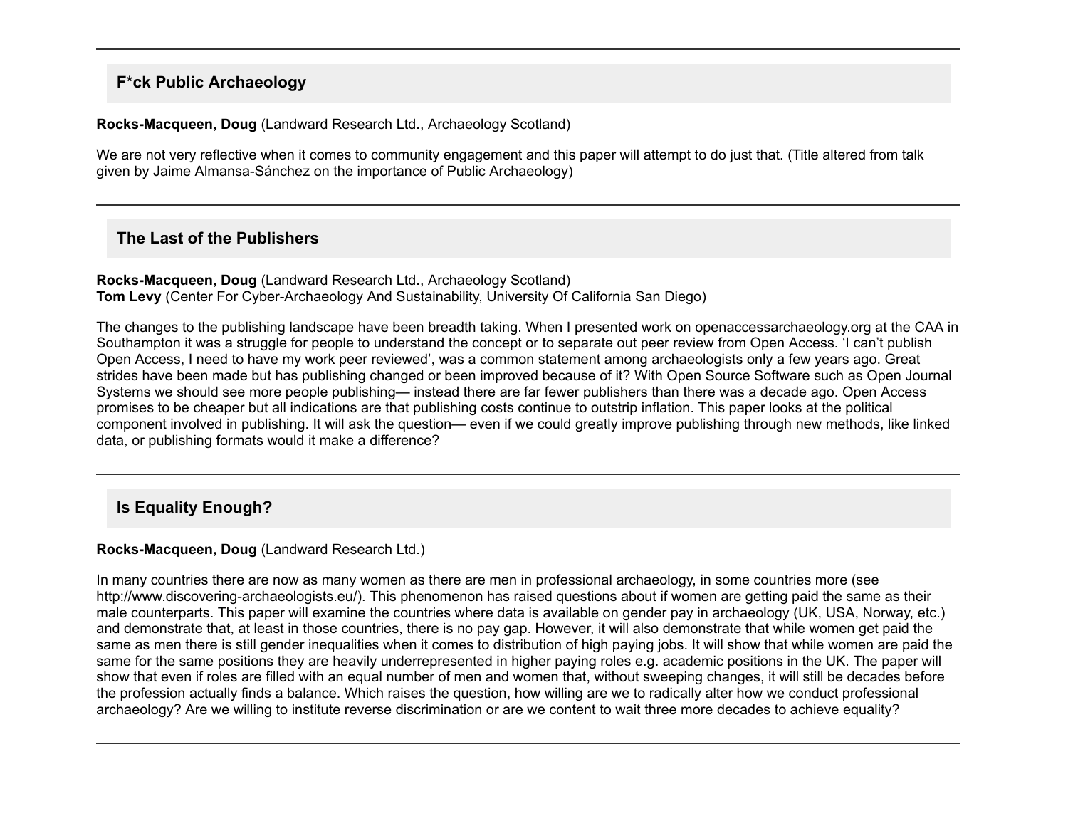---

## F*ck Public Archaeology

**Rocks-Macqueen, Doug** (Landward Research Ltd., Archaeology Scotland)

We are not very reflective when it comes to community engagement and this paper will attempt to do just that. (Title altered from talk given by Jaime Almansa-Sánchez on the importance of Public Archaeology)

---

## The Last of the Publishers

**Rocks-Macqueen, Doug** (Landward Research Ltd., Archaeology Scotland)
**Tom Levy** (Center For Cyber-Archaeology And Sustainability, University Of California San Diego)

The changes to the publishing landscape have been breadth taking. When I presented work on openaccessarchaeology.org at the CAA in Southampton it was a struggle for people to understand the concept or to separate out peer review from Open Access. 'I can't publish Open Access, I need to have my work peer reviewed', was a common statement among archaeologists only a few years ago. Great strides have been made but has publishing changed or been improved because of it? With Open Source Software such as Open Journal Systems we should see more people publishing— instead there are far fewer publishers than there was a decade ago. Open Access promises to be cheaper but all indications are that publishing costs continue to outstrip inflation. This paper looks at the political component involved in publishing. It will ask the question— even if we could greatly improve publishing through new methods, like linked data, or publishing formats would it make a difference?

---

## Is Equality Enough?

**Rocks-Macqueen, Doug** (Landward Research Ltd.)

In many countries there are now as many women as there are men in professional archaeology, in some countries more (see http://www.discovering-archaeologists.eu/). This phenomenon has raised questions about if women are getting paid the same as their male counterparts. This paper will examine the countries where data is available on gender pay in archaeology (UK, USA, Norway, etc.) and demonstrate that, at least in those countries, there is no pay gap. However, it will also demonstrate that while women get paid the same as men there is still gender inequalities when it comes to distribution of high paying jobs. It will show that while women are paid the same for the same positions they are heavily underrepresented in higher paying roles e.g. academic positions in the UK. The paper will show that even if roles are filled with an equal number of men and women that, without sweeping changes, it will still be decades before the profession actually finds a balance. Which raises the question, how willing are we to radically alter how we conduct professional archaeology? Are we willing to institute reverse discrimination or are we content to wait three more decades to achieve equality?

---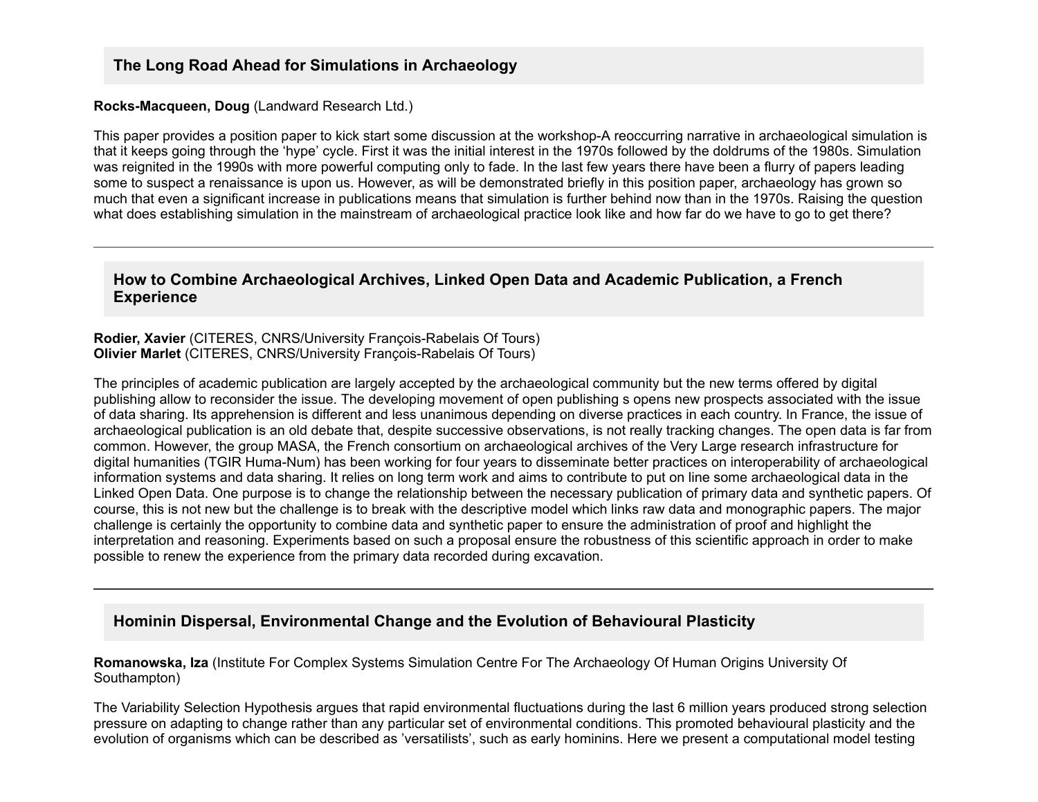## The Long Road Ahead for Simulations in Archaeology

**Rocks-Macqueen, Doug** (Landward Research Ltd.)

This paper provides a position paper to kick start some discussion at the workshop-A reoccurring narrative in archaeological simulation is that it keeps going through the 'hype' cycle. First it was the initial interest in the 1970s followed by the doldrums of the 1980s. Simulation was reignited in the 1990s with more powerful computing only to fade. In the last few years there have been a flurry of papers leading some to suspect a renaissance is upon us. However, as will be demonstrated briefly in this position paper, archaeology has grown so much that even a significant increase in publications means that simulation is further behind now than in the 1970s. Raising the question what does establishing simulation in the mainstream of archaeological practice look like and how far do we have to go to get there?

---

## How to Combine Archaeological Archives, Linked Open Data and Academic Publication, a French Experience

**Rodier, Xavier** (CITERES, CNRS/University François-Rabelais Of Tours)
**Olivier Marlet** (CITERES, CNRS/University François-Rabelais Of Tours)

The principles of academic publication are largely accepted by the archaeological community but the new terms offered by digital publishing allow to reconsider the issue. The developing movement of open publishing s opens new prospects associated with the issue of data sharing. Its apprehension is different and less unanimous depending on diverse practices in each country. In France, the issue of archaeological publication is an old debate that, despite successive observations, is not really tracking changes. The open data is far from common. However, the group MASA, the French consortium on archaeological archives of the Very Large research infrastructure for digital humanities (TGIR Huma-Num) has been working for four years to disseminate better practices on interoperability of archaeological information systems and data sharing. It relies on long term work and aims to contribute to put on line some archaeological data in the Linked Open Data. One purpose is to change the relationship between the necessary publication of primary data and synthetic papers. Of course, this is not new but the challenge is to break with the descriptive model which links raw data and monographic papers. The major challenge is certainly the opportunity to combine data and synthetic paper to ensure the administration of proof and highlight the interpretation and reasoning. Experiments based on such a proposal ensure the robustness of this scientific approach in order to make possible to renew the experience from the primary data recorded during excavation.

---

## Hominin Dispersal, Environmental Change and the Evolution of Behavioural Plasticity

**Romanowska, Iza** (Institute For Complex Systems Simulation Centre For The Archaeology Of Human Origins University Of Southampton)

The Variability Selection Hypothesis argues that rapid environmental fluctuations during the last 6 million years produced strong selection pressure on adapting to change rather than any particular set of environmental conditions. This promoted behavioural plasticity and the evolution of organisms which can be described as 'versatilists', such as early hominins. Here we present a computational model testing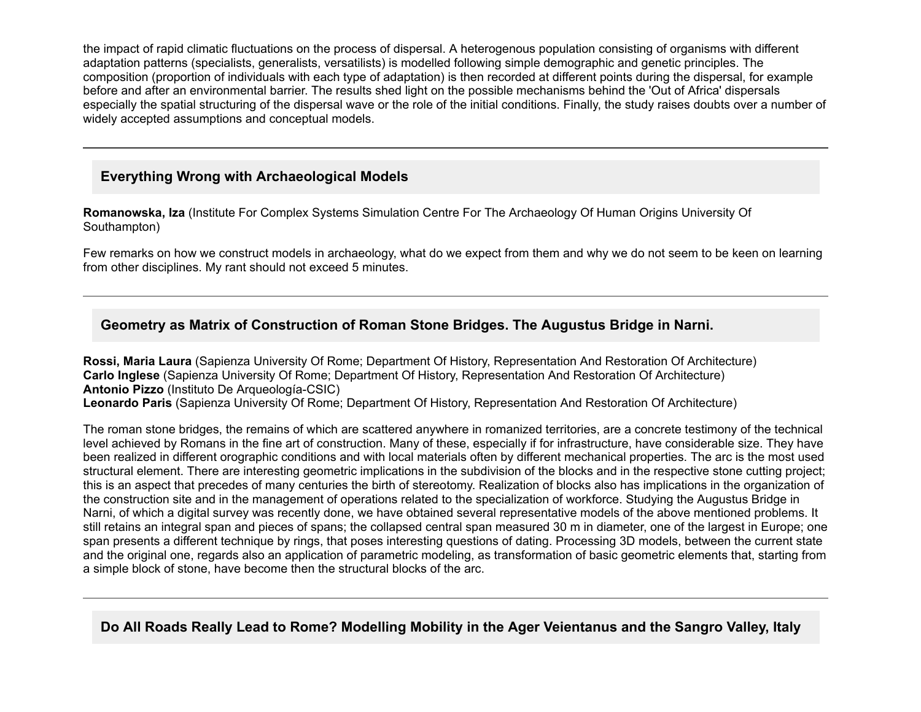the impact of rapid climatic fluctuations on the process of dispersal. A heterogenous population consisting of organisms with different adaptation patterns (specialists, generalists, versatilists) is modelled following simple demographic and genetic principles. The composition (proportion of individuals with each type of adaptation) is then recorded at different points during the dispersal, for example before and after an environmental barrier. The results shed light on the possible mechanisms behind the 'Out of Africa' dispersals especially the spatial structuring of the dispersal wave or the role of the initial conditions. Finally, the study raises doubts over a number of widely accepted assumptions and conceptual models.

---

### Everything Wrong with Archaeological Models

**Romanowska, Iza** (Institute For Complex Systems Simulation Centre For The Archaeology Of Human Origins University Of Southampton)

Few remarks on how we construct models in archaeology, what do we expect from them and why we do not seem to be keen on learning from other disciplines. My rant should not exceed 5 minutes.

---

### Geometry as Matrix of Construction of Roman Stone Bridges. The Augustus Bridge in Narni.

**Rossi, Maria Laura** (Sapienza University Of Rome; Department Of History, Representation And Restoration Of Architecture)
**Carlo Inglese** (Sapienza University Of Rome; Department Of History, Representation And Restoration Of Architecture)
**Antonio Pizzo** (Instituto De Arqueología-CSIC)
**Leonardo Paris** (Sapienza University Of Rome; Department Of History, Representation And Restoration Of Architecture)

The roman stone bridges, the remains of which are scattered anywhere in romanized territories, are a concrete testimony of the technical level achieved by Romans in the fine art of construction. Many of these, especially if for infrastructure, have considerable size. They have been realized in different orographic conditions and with local materials often by different mechanical properties. The arc is the most used structural element. There are interesting geometric implications in the subdivision of the blocks and in the respective stone cutting project; this is an aspect that precedes of many centuries the birth of stereotomy. Realization of blocks also has implications in the organization of the construction site and in the management of operations related to the specialization of workforce. Studying the Augustus Bridge in Narni, of which a digital survey was recently done, we have obtained several representative models of the above mentioned problems. It still retains an integral span and pieces of spans; the collapsed central span measured 30 m in diameter, one of the largest in Europe; one span presents a different technique by rings, that poses interesting questions of dating. Processing 3D models, between the current state and the original one, regards also an application of parametric modeling, as transformation of basic geometric elements that, starting from a simple block of stone, have become then the structural blocks of the arc.

---

### Do All Roads Really Lead to Rome? Modelling Mobility in the Ager Veientanus and the Sangro Valley, Italy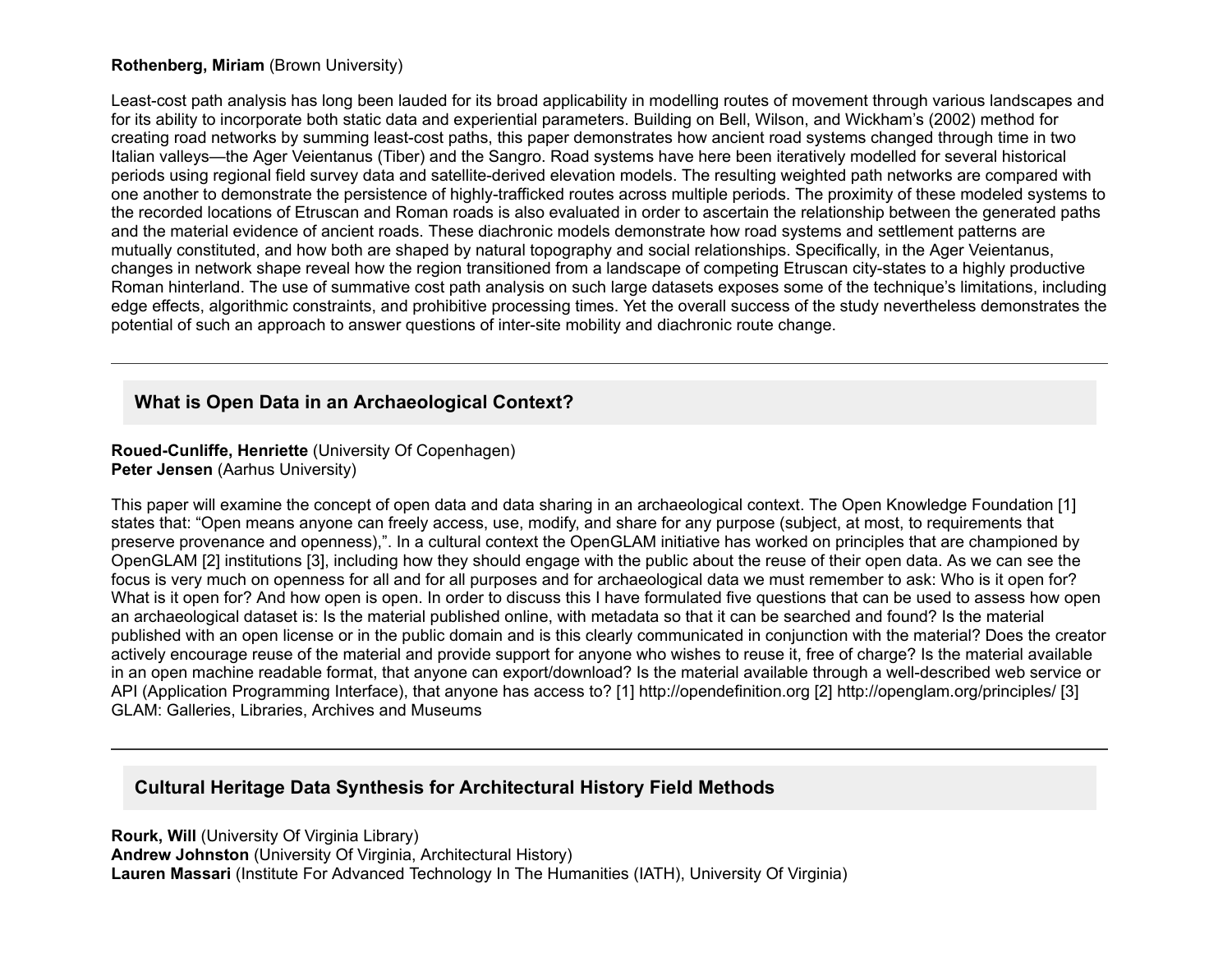**Rothenberg, Miriam** (Brown University)

Least-cost path analysis has long been lauded for its broad applicability in modelling routes of movement through various landscapes and for its ability to incorporate both static data and experiential parameters. Building on Bell, Wilson, and Wickham's (2002) method for creating road networks by summing least-cost paths, this paper demonstrates how ancient road systems changed through time in two Italian valleys—the Ager Veientanus (Tiber) and the Sangro. Road systems have here been iteratively modelled for several historical periods using regional field survey data and satellite-derived elevation models. The resulting weighted path networks are compared with one another to demonstrate the persistence of highly-trafficked routes across multiple periods. The proximity of these modeled systems to the recorded locations of Etruscan and Roman roads is also evaluated in order to ascertain the relationship between the generated paths and the material evidence of ancient roads. These diachronic models demonstrate how road systems and settlement patterns are mutually constituted, and how both are shaped by natural topography and social relationships. Specifically, in the Ager Veientanus, changes in network shape reveal how the region transitioned from a landscape of competing Etruscan city-states to a highly productive Roman hinterland. The use of summative cost path analysis on such large datasets exposes some of the technique's limitations, including edge effects, algorithmic constraints, and prohibitive processing times. Yet the overall success of the study nevertheless demonstrates the potential of such an approach to answer questions of inter-site mobility and diachronic route change.

---

### What is Open Data in an Archaeological Context?

**Roued-Cunliffe, Henriette** (University Of Copenhagen)
**Peter Jensen** (Aarhus University)

This paper will examine the concept of open data and data sharing in an archaeological context. The Open Knowledge Foundation [1] states that: "Open means anyone can freely access, use, modify, and share for any purpose (subject, at most, to requirements that preserve provenance and openness),". In a cultural context the OpenGLAM initiative has worked on principles that are championed by OpenGLAM [2] institutions [3], including how they should engage with the public about the reuse of their open data. As we can see the focus is very much on openness for all and for all purposes and for archaeological data we must remember to ask: Who is it open for? What is it open for? And how open is open. In order to discuss this I have formulated five questions that can be used to assess how open an archaeological dataset is: Is the material published online, with metadata so that it can be searched and found? Is the material published with an open license or in the public domain and is this clearly communicated in conjunction with the material? Does the creator actively encourage reuse of the material and provide support for anyone who wishes to reuse it, free of charge? Is the material available in an open machine readable format, that anyone can export/download? Is the material available through a well-described web service or API (Application Programming Interface), that anyone has access to? [1] http://opendefinition.org [2] http://openglam.org/principles/ [3] GLAM: Galleries, Libraries, Archives and Museums

---

### Cultural Heritage Data Synthesis for Architectural History Field Methods

**Rourk, Will** (University Of Virginia Library)
**Andrew Johnston** (University Of Virginia, Architectural History)
**Lauren Massari** (Institute For Advanced Technology In The Humanities (IATH), University Of Virginia)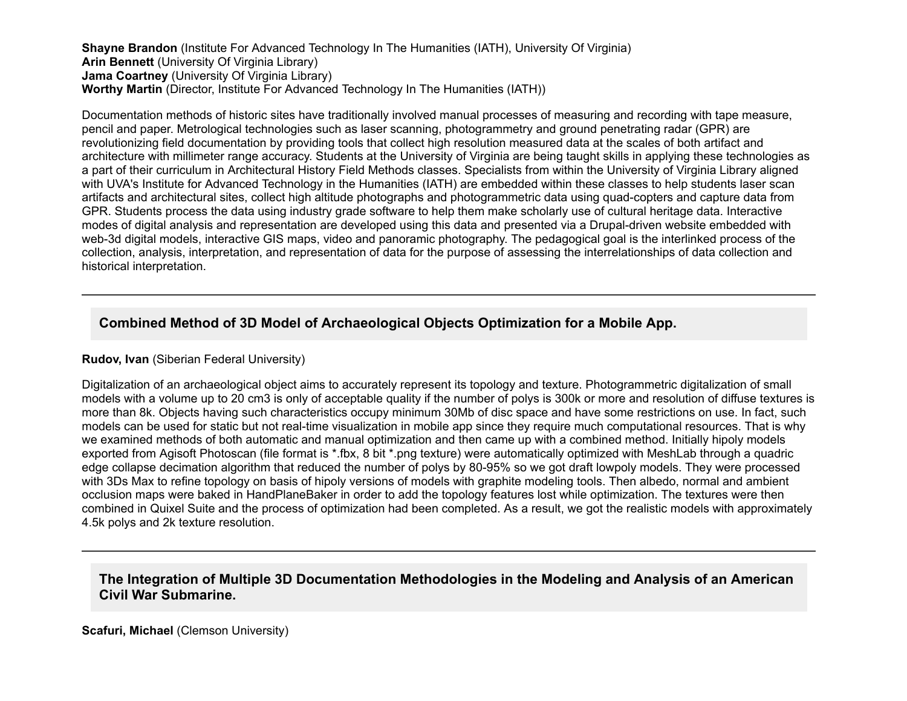**Shayne Brandon** (Institute For Advanced Technology In The Humanities (IATH), University Of Virginia)
**Arin Bennett** (University Of Virginia Library)
**Jama Coartney** (University Of Virginia Library)
**Worthy Martin** (Director, Institute For Advanced Technology In The Humanities (IATH))

Documentation methods of historic sites have traditionally involved manual processes of measuring and recording with tape measure, pencil and paper. Metrological technologies such as laser scanning, photogrammetry and ground penetrating radar (GPR) are revolutionizing field documentation by providing tools that collect high resolution measured data at the scales of both artifact and architecture with millimeter range accuracy. Students at the University of Virginia are being taught skills in applying these technologies as a part of their curriculum in Architectural History Field Methods classes. Specialists from within the University of Virginia Library aligned with UVA's Institute for Advanced Technology in the Humanities (IATH) are embedded within these classes to help students laser scan artifacts and architectural sites, collect high altitude photographs and photogrammetric data using quad-copters and capture data from GPR. Students process the data using industry grade software to help them make scholarly use of cultural heritage data. Interactive modes of digital analysis and representation are developed using this data and presented via a Drupal-driven website embedded with web-3d digital models, interactive GIS maps, video and panoramic photography. The pedagogical goal is the interlinked process of the collection, analysis, interpretation, and representation of data for the purpose of assessing the interrelationships of data collection and historical interpretation.

---

### Combined Method of 3D Model of Archaeological Objects Optimization for a Mobile App.

**Rudov, Ivan** (Siberian Federal University)

Digitalization of an archaeological object aims to accurately represent its topology and texture. Photogrammetric digitalization of small models with a volume up to 20 cm3 is only of acceptable quality if the number of polys is 300k or more and resolution of diffuse textures is more than 8k. Objects having such characteristics occupy minimum 30Mb of disc space and have some restrictions on use. In fact, such models can be used for static but not real-time visualization in mobile app since they require much computational resources. That is why we examined methods of both automatic and manual optimization and then came up with a combined method. Initially hipoly models exported from Agisoft Photoscan (file format is *.fbx, 8 bit *.png texture) were automatically optimized with MeshLab through a quadric edge collapse decimation algorithm that reduced the number of polys by 80-95% so we got draft lowpoly models. They were processed with 3Ds Max to refine topology on basis of hipoly versions of models with graphite modeling tools. Then albedo, normal and ambient occlusion maps were baked in HandPlaneBaker in order to add the topology features lost while optimization. The textures were then combined in Quixel Suite and the process of optimization had been completed. As a result, we got the realistic models with approximately 4.5k polys and 2k texture resolution.

---

### The Integration of Multiple 3D Documentation Methodologies in the Modeling and Analysis of an American Civil War Submarine.

**Scafuri, Michael** (Clemson University)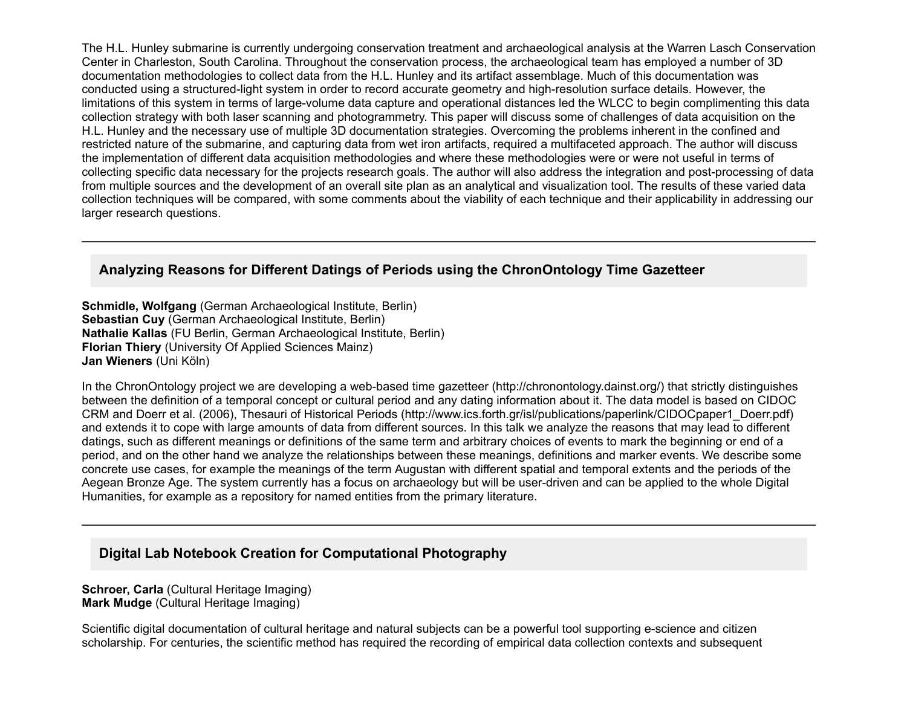The H.L. Hunley submarine is currently undergoing conservation treatment and archaeological analysis at the Warren Lasch Conservation Center in Charleston, South Carolina. Throughout the conservation process, the archaeological team has employed a number of 3D documentation methodologies to collect data from the H.L. Hunley and its artifact assemblage. Much of this documentation was conducted using a structured-light system in order to record accurate geometry and high-resolution surface details. However, the limitations of this system in terms of large-volume data capture and operational distances led the WLCC to begin complimenting this data collection strategy with both laser scanning and photogrammetry. This paper will discuss some of challenges of data acquisition on the H.L. Hunley and the necessary use of multiple 3D documentation strategies. Overcoming the problems inherent in the confined and restricted nature of the submarine, and capturing data from wet iron artifacts, required a multifaceted approach. The author will discuss the implementation of different data acquisition methodologies and where these methodologies were or were not useful in terms of collecting specific data necessary for the projects research goals. The author will also address the integration and post-processing of data from multiple sources and the development of an overall site plan as an analytical and visualization tool. The results of these varied data collection techniques will be compared, with some comments about the viability of each technique and their applicability in addressing our larger research questions.

---

### Analyzing Reasons for Different Datings of Periods using the ChronOntology Time Gazetteer

**Schmidle, Wolfgang** (German Archaeological Institute, Berlin)
**Sebastian Cuy** (German Archaeological Institute, Berlin)
**Nathalie Kallas** (FU Berlin, German Archaeological Institute, Berlin)
**Florian Thiery** (University Of Applied Sciences Mainz)
**Jan Wieners** (Uni Köln)

In the ChronOntology project we are developing a web-based time gazetteer (http://chronontology.dainst.org/) that strictly distinguishes between the definition of a temporal concept or cultural period and any dating information about it. The data model is based on CIDOC CRM and Doerr et al. (2006), Thesauri of Historical Periods (http://www.ics.forth.gr/isl/publications/paperlink/CIDOCpaper1_Doerr.pdf) and extends it to cope with large amounts of data from different sources. In this talk we analyze the reasons that may lead to different datings, such as different meanings or definitions of the same term and arbitrary choices of events to mark the beginning or end of a period, and on the other hand we analyze the relationships between these meanings, definitions and marker events. We describe some concrete use cases, for example the meanings of the term Augustan with different spatial and temporal extents and the periods of the Aegean Bronze Age. The system currently has a focus on archaeology but will be user-driven and can be applied to the whole Digital Humanities, for example as a repository for named entities from the primary literature.

---

### Digital Lab Notebook Creation for Computational Photography

**Schroer, Carla** (Cultural Heritage Imaging)
**Mark Mudge** (Cultural Heritage Imaging)

Scientific digital documentation of cultural heritage and natural subjects can be a powerful tool supporting e-science and citizen scholarship. For centuries, the scientific method has required the recording of empirical data collection contexts and subsequent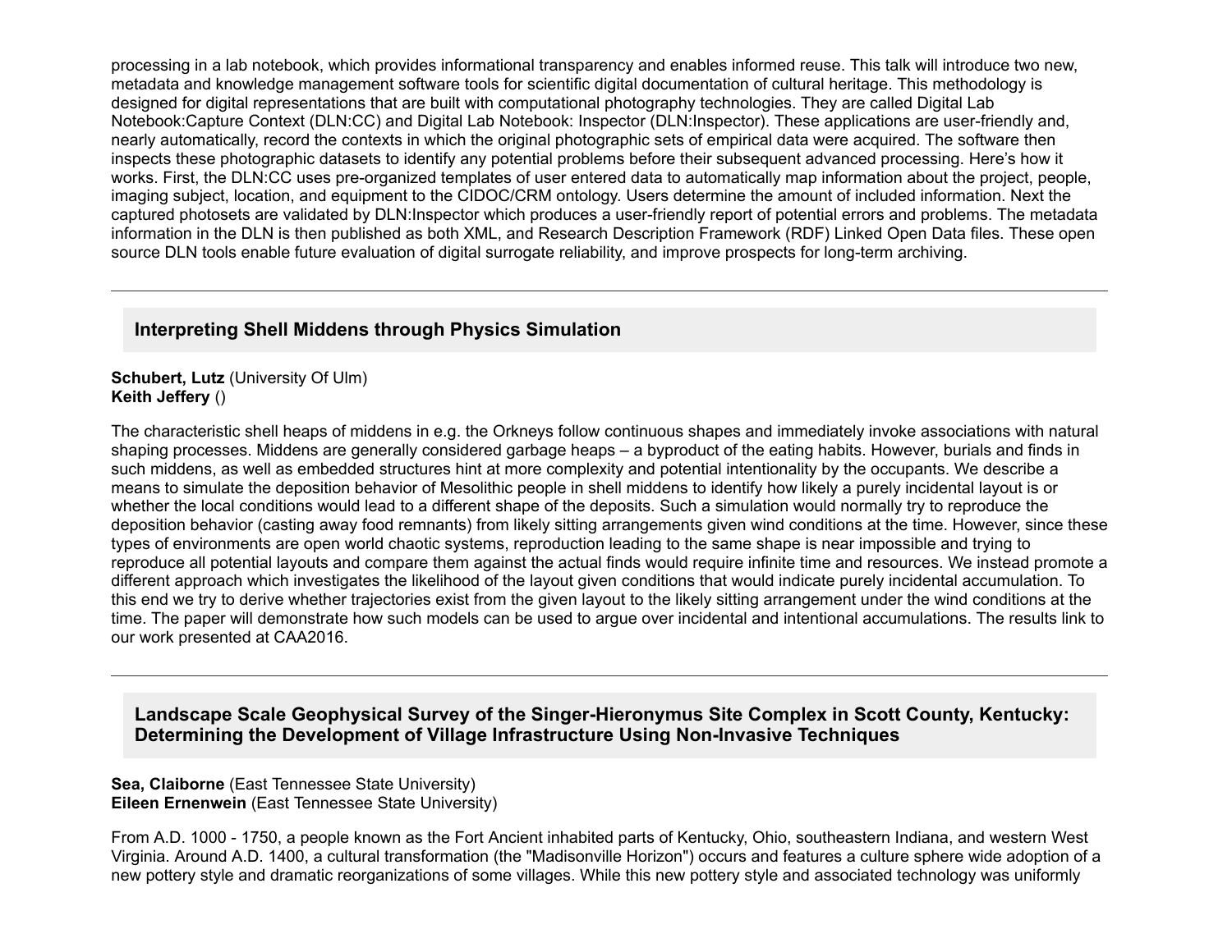processing in a lab notebook, which provides informational transparency and enables informed reuse. This talk will introduce two new, metadata and knowledge management software tools for scientific digital documentation of cultural heritage. This methodology is designed for digital representations that are built with computational photography technologies. They are called Digital Lab Notebook:Capture Context (DLN:CC) and Digital Lab Notebook: Inspector (DLN:Inspector). These applications are user-friendly and, nearly automatically, record the contexts in which the original photographic sets of empirical data were acquired. The software then inspects these photographic datasets to identify any potential problems before their subsequent advanced processing. Here's how it works. First, the DLN:CC uses pre-organized templates of user entered data to automatically map information about the project, people, imaging subject, location, and equipment to the CIDOC/CRM ontology. Users determine the amount of included information. Next the captured photosets are validated by DLN:Inspector which produces a user-friendly report of potential errors and problems. The metadata information in the DLN is then published as both XML, and Research Description Framework (RDF) Linked Open Data files. These open source DLN tools enable future evaluation of digital surrogate reliability, and improve prospects for long-term archiving.

---

### Interpreting Shell Middens through Physics Simulation

**Schubert, Lutz** (University Of Ulm)
**Keith Jeffery** ()

The characteristic shell heaps of middens in e.g. the Orkneys follow continuous shapes and immediately invoke associations with natural shaping processes. Middens are generally considered garbage heaps – a byproduct of the eating habits. However, burials and finds in such middens, as well as embedded structures hint at more complexity and potential intentionality by the occupants. We describe a means to simulate the deposition behavior of Mesolithic people in shell middens to identify how likely a purely incidental layout is or whether the local conditions would lead to a different shape of the deposits. Such a simulation would normally try to reproduce the deposition behavior (casting away food remnants) from likely sitting arrangements given wind conditions at the time. However, since these types of environments are open world chaotic systems, reproduction leading to the same shape is near impossible and trying to reproduce all potential layouts and compare them against the actual finds would require infinite time and resources. We instead promote a different approach which investigates the likelihood of the layout given conditions that would indicate purely incidental accumulation. To this end we try to derive whether trajectories exist from the given layout to the likely sitting arrangement under the wind conditions at the time. The paper will demonstrate how such models can be used to argue over incidental and intentional accumulations. The results link to our work presented at CAA2016.

---

### Landscape Scale Geophysical Survey of the Singer-Hieronymus Site Complex in Scott County, Kentucky: Determining the Development of Village Infrastructure Using Non-Invasive Techniques

**Sea, Claiborne** (East Tennessee State University)
**Eileen Ernenwein** (East Tennessee State University)

From A.D. 1000 - 1750, a people known as the Fort Ancient inhabited parts of Kentucky, Ohio, southeastern Indiana, and western West Virginia. Around A.D. 1400, a cultural transformation (the "Madisonville Horizon") occurs and features a culture sphere wide adoption of a new pottery style and dramatic reorganizations of some villages. While this new pottery style and associated technology was uniformly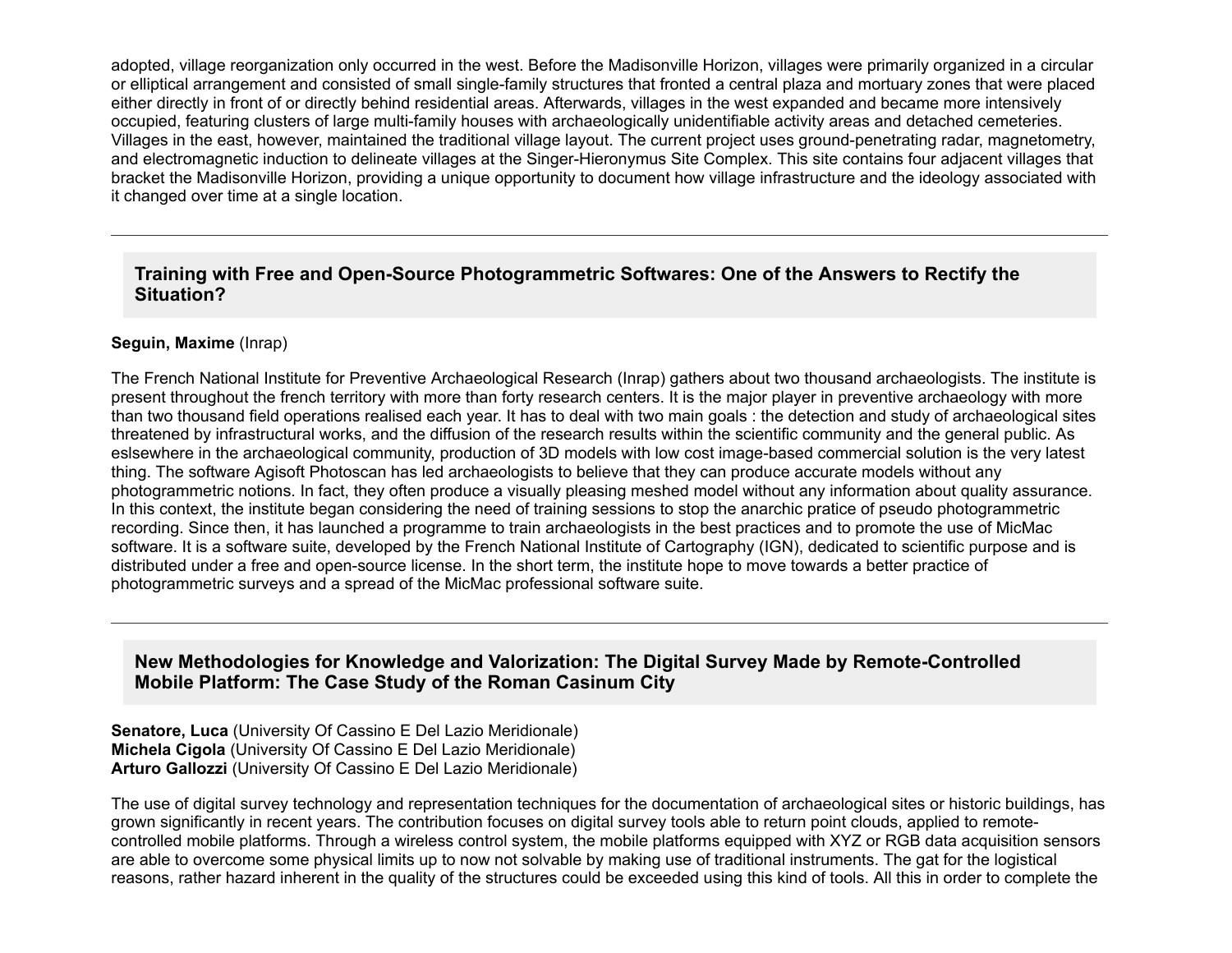adopted, village reorganization only occurred in the west. Before the Madisonville Horizon, villages were primarily organized in a circular or elliptical arrangement and consisted of small single-family structures that fronted a central plaza and mortuary zones that were placed either directly in front of or directly behind residential areas. Afterwards, villages in the west expanded and became more intensively occupied, featuring clusters of large multi-family houses with archaeologically unidentifiable activity areas and detached cemeteries. Villages in the east, however, maintained the traditional village layout. The current project uses ground-penetrating radar, magnetometry, and electromagnetic induction to delineate villages at the Singer-Hieronymus Site Complex. This site contains four adjacent villages that bracket the Madisonville Horizon, providing a unique opportunity to document how village infrastructure and the ideology associated with it changed over time at a single location.

---

### Training with Free and Open-Source Photogrammetric Softwares: One of the Answers to Rectify the Situation?

**Seguin, Maxime** (Inrap)

The French National Institute for Preventive Archaeological Research (Inrap) gathers about two thousand archaeologists. The institute is present throughout the french territory with more than forty research centers. It is the major player in preventive archaeology with more than two thousand field operations realised each year. It has to deal with two main goals : the detection and study of archaeological sites threatened by infrastructural works, and the diffusion of the research results within the scientific community and the general public. As eslsewhere in the archaeological community, production of 3D models with low cost image-based commercial solution is the very latest thing. The software Agisoft Photoscan has led archaeologists to believe that they can produce accurate models without any photogrammetric notions. In fact, they often produce a visually pleasing meshed model without any information about quality assurance. In this context, the institute began considering the need of training sessions to stop the anarchic pratice of pseudo photogrammetric recording. Since then, it has launched a programme to train archaeologists in the best practices and to promote the use of MicMac software. It is a software suite, developed by the French National Institute of Cartography (IGN), dedicated to scientific purpose and is distributed under a free and open-source license. In the short term, the institute hope to move towards a better practice of photogrammetric surveys and a spread of the MicMac professional software suite.

---

### New Methodologies for Knowledge and Valorization: The Digital Survey Made by Remote-Controlled Mobile Platform: The Case Study of the Roman Casinum City

**Senatore, Luca** (University Of Cassino E Del Lazio Meridionale)
**Michela Cigola** (University Of Cassino E Del Lazio Meridionale)
**Arturo Gallozzi** (University Of Cassino E Del Lazio Meridionale)

The use of digital survey technology and representation techniques for the documentation of archaeological sites or historic buildings, has grown significantly in recent years. The contribution focuses on digital survey tools able to return point clouds, applied to remote-controlled mobile platforms. Through a wireless control system, the mobile platforms equipped with XYZ or RGB data acquisition sensors are able to overcome some physical limits up to now not solvable by making use of traditional instruments. The gat for the logistical reasons, rather hazard inherent in the quality of the structures could be exceeded using this kind of tools. All this in order to complete the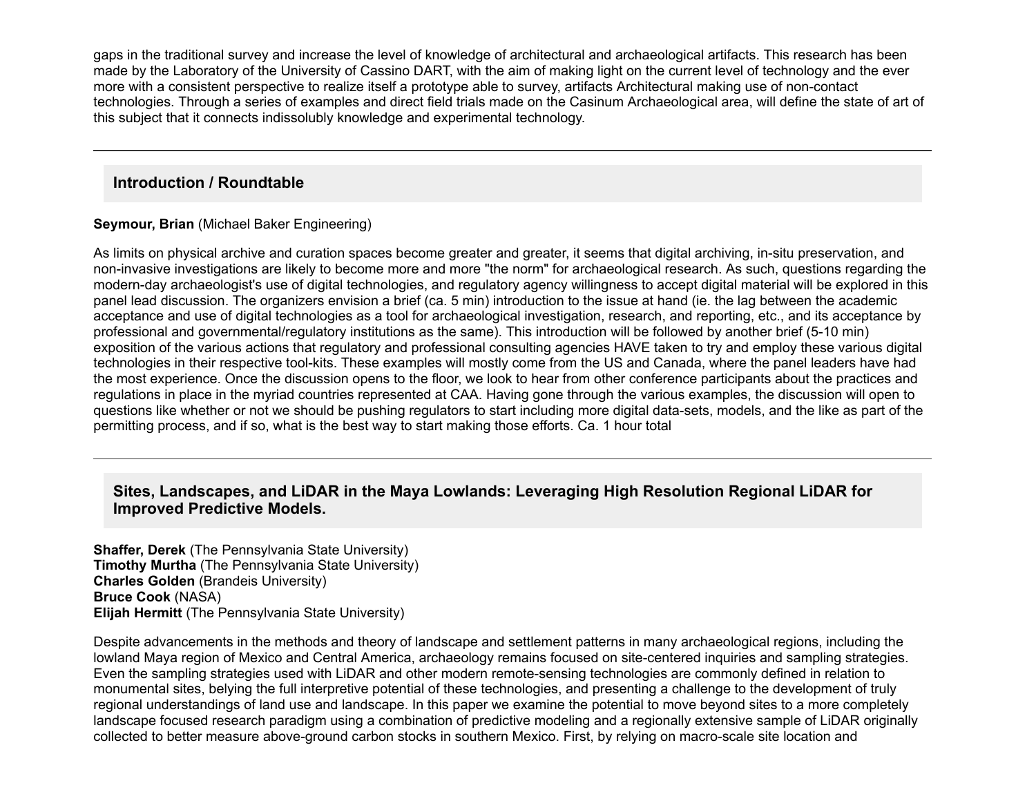gaps in the traditional survey and increase the level of knowledge of architectural and archaeological artifacts. This research has been made by the Laboratory of the University of Cassino DART, with the aim of making light on the current level of technology and the ever more with a consistent perspective to realize itself a prototype able to survey, artifacts Architectural making use of non-contact technologies. Through a series of examples and direct field trials made on the Casinum Archaeological area, will define the state of art of this subject that it connects indissolubly knowledge and experimental technology.

---

### Introduction / Roundtable

**Seymour, Brian** (Michael Baker Engineering)

As limits on physical archive and curation spaces become greater and greater, it seems that digital archiving, in-situ preservation, and non-invasive investigations are likely to become more and more "the norm" for archaeological research. As such, questions regarding the modern-day archaeologist's use of digital technologies, and regulatory agency willingness to accept digital material will be explored in this panel lead discussion. The organizers envision a brief (ca. 5 min) introduction to the issue at hand (ie. the lag between the academic acceptance and use of digital technologies as a tool for archaeological investigation, research, and reporting, etc., and its acceptance by professional and governmental/regulatory institutions as the same). This introduction will be followed by another brief (5-10 min) exposition of the various actions that regulatory and professional consulting agencies HAVE taken to try and employ these various digital technologies in their respective tool-kits. These examples will mostly come from the US and Canada, where the panel leaders have had the most experience. Once the discussion opens to the floor, we look to hear from other conference participants about the practices and regulations in place in the myriad countries represented at CAA. Having gone through the various examples, the discussion will open to questions like whether or not we should be pushing regulators to start including more digital data-sets, models, and the like as part of the permitting process, and if so, what is the best way to start making those efforts. Ca. 1 hour total

---

### Sites, Landscapes, and LiDAR in the Maya Lowlands: Leveraging High Resolution Regional LiDAR for Improved Predictive Models.

**Shaffer, Derek** (The Pennsylvania State University)
**Timothy Murtha** (The Pennsylvania State University)
**Charles Golden** (Brandeis University)
**Bruce Cook** (NASA)
**Elijah Hermitt** (The Pennsylvania State University)

Despite advancements in the methods and theory of landscape and settlement patterns in many archaeological regions, including the lowland Maya region of Mexico and Central America, archaeology remains focused on site-centered inquiries and sampling strategies. Even the sampling strategies used with LiDAR and other modern remote-sensing technologies are commonly defined in relation to monumental sites, belying the full interpretive potential of these technologies, and presenting a challenge to the development of truly regional understandings of land use and landscape. In this paper we examine the potential to move beyond sites to a more completely landscape focused research paradigm using a combination of predictive modeling and a regionally extensive sample of LiDAR originally collected to better measure above-ground carbon stocks in southern Mexico. First, by relying on macro-scale site location and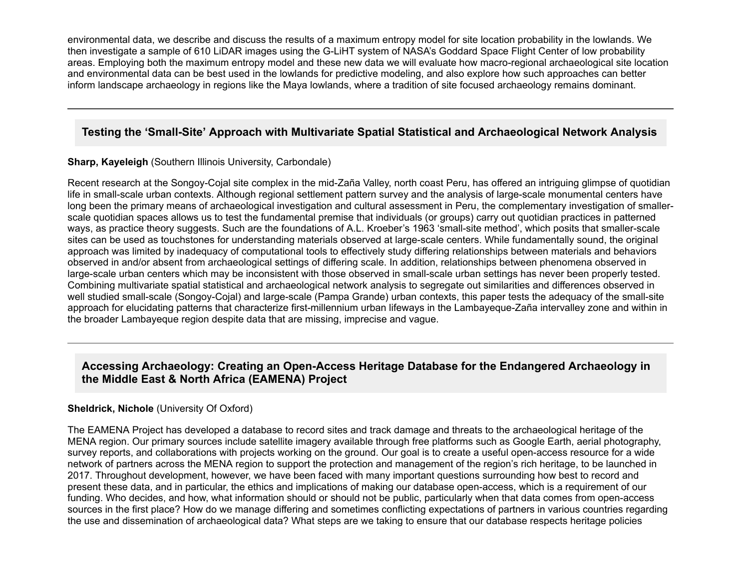environmental data, we describe and discuss the results of a maximum entropy model for site location probability in the lowlands. We then investigate a sample of 610 LiDAR images using the G-LiHT system of NASA's Goddard Space Flight Center of low probability areas. Employing both the maximum entropy model and these new data we will evaluate how macro-regional archaeological site location and environmental data can be best used in the lowlands for predictive modeling, and also explore how such approaches can better inform landscape archaeology in regions like the Maya lowlands, where a tradition of site focused archaeology remains dominant.

---

### Testing the 'Small-Site' Approach with Multivariate Spatial Statistical and Archaeological Network Analysis

**Sharp, Kayeleigh** (Southern Illinois University, Carbondale)

Recent research at the Songoy-Cojal site complex in the mid-Zaña Valley, north coast Peru, has offered an intriguing glimpse of quotidian life in small-scale urban contexts. Although regional settlement pattern survey and the analysis of large-scale monumental centers have long been the primary means of archaeological investigation and cultural assessment in Peru, the complementary investigation of smaller-scale quotidian spaces allows us to test the fundamental premise that individuals (or groups) carry out quotidian practices in patterned ways, as practice theory suggests. Such are the foundations of A.L. Kroeber's 1963 'small-site method', which posits that smaller-scale sites can be used as touchstones for understanding materials observed at large-scale centers. While fundamentally sound, the original approach was limited by inadequacy of computational tools to effectively study differing relationships between materials and behaviors observed in and/or absent from archaeological settings of differing scale. In addition, relationships between phenomena observed in large-scale urban centers which may be inconsistent with those observed in small-scale urban settings has never been properly tested. Combining multivariate spatial statistical and archaeological network analysis to segregate out similarities and differences observed in well studied small-scale (Songoy-Cojal) and large-scale (Pampa Grande) urban contexts, this paper tests the adequacy of the small-site approach for elucidating patterns that characterize first-millennium urban lifeways in the Lambayeque-Zaña intervalley zone and within in the broader Lambayeque region despite data that are missing, imprecise and vague.

---

### Accessing Archaeology: Creating an Open-Access Heritage Database for the Endangered Archaeology in the Middle East & North Africa (EAMENA) Project

**Sheldrick, Nichole** (University Of Oxford)

The EAMENA Project has developed a database to record sites and track damage and threats to the archaeological heritage of the MENA region. Our primary sources include satellite imagery available through free platforms such as Google Earth, aerial photography, survey reports, and collaborations with projects working on the ground. Our goal is to create a useful open-access resource for a wide network of partners across the MENA region to support the protection and management of the region's rich heritage, to be launched in 2017. Throughout development, however, we have been faced with many important questions surrounding how best to record and present these data, and in particular, the ethics and implications of making our database open-access, which is a requirement of our funding. Who decides, and how, what information should or should not be public, particularly when that data comes from open-access sources in the first place? How do we manage differing and sometimes conflicting expectations of partners in various countries regarding the use and dissemination of archaeological data? What steps are we taking to ensure that our database respects heritage policies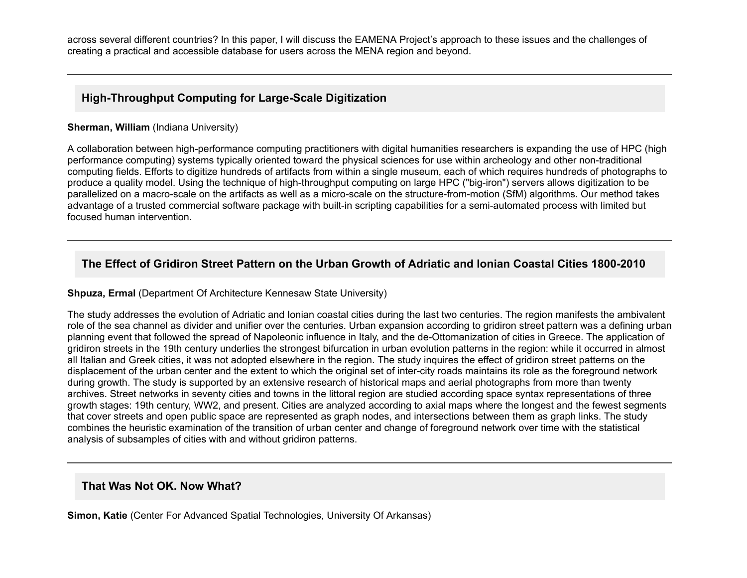across several different countries? In this paper, I will discuss the EAMENA Project's approach to these issues and the challenges of creating a practical and accessible database for users across the MENA region and beyond.

---

## High-Throughput Computing for Large-Scale Digitization

**Sherman, William** (Indiana University)

A collaboration between high-performance computing practitioners with digital humanities researchers is expanding the use of HPC (high performance computing) systems typically oriented toward the physical sciences for use within archeology and other non-traditional computing fields. Efforts to digitize hundreds of artifacts from within a single museum, each of which requires hundreds of photographs to produce a quality model. Using the technique of high-throughput computing on large HPC ("big-iron") servers allows digitization to be parallelized on a macro-scale on the artifacts as well as a micro-scale on the structure-from-motion (SfM) algorithms. Our method takes advantage of a trusted commercial software package with built-in scripting capabilities for a semi-automated process with limited but focused human intervention.

---

## The Effect of Gridiron Street Pattern on the Urban Growth of Adriatic and Ionian Coastal Cities 1800-2010

**Shpuza, Ermal** (Department Of Architecture Kennesaw State University)

The study addresses the evolution of Adriatic and Ionian coastal cities during the last two centuries. The region manifests the ambivalent role of the sea channel as divider and unifier over the centuries. Urban expansion according to gridiron street pattern was a defining urban planning event that followed the spread of Napoleonic influence in Italy, and the de-Ottomanization of cities in Greece. The application of gridiron streets in the 19th century underlies the strongest bifurcation in urban evolution patterns in the region: while it occurred in almost all Italian and Greek cities, it was not adopted elsewhere in the region. The study inquires the effect of gridiron street patterns on the displacement of the urban center and the extent to which the original set of inter-city roads maintains its role as the foreground network during growth. The study is supported by an extensive research of historical maps and aerial photographs from more than twenty archives. Street networks in seventy cities and towns in the littoral region are studied according space syntax representations of three growth stages: 19th century, WW2, and present. Cities are analyzed according to axial maps where the longest and the fewest segments that cover streets and open public space are represented as graph nodes, and intersections between them as graph links. The study combines the heuristic examination of the transition of urban center and change of foreground network over time with the statistical analysis of subsamples of cities with and without gridiron patterns.

---

## That Was Not OK. Now What?

**Simon, Katie** (Center For Advanced Spatial Technologies, University Of Arkansas)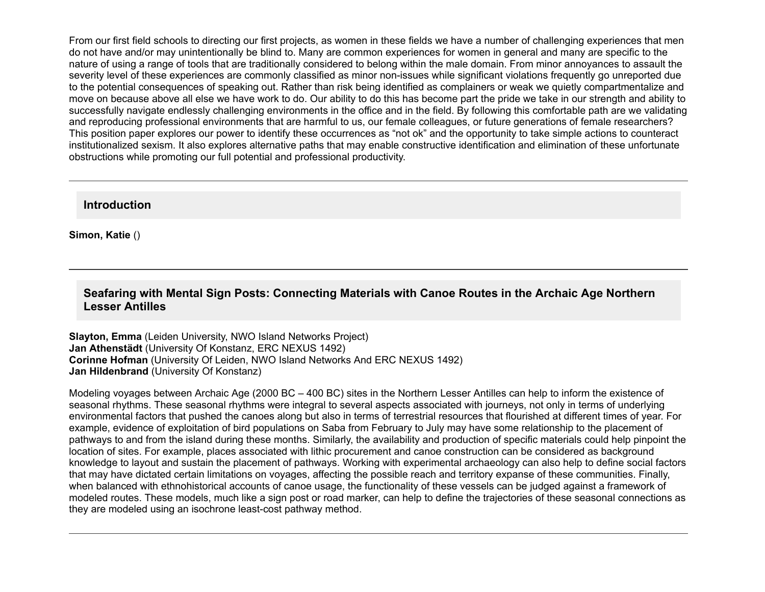From our first field schools to directing our first projects, as women in these fields we have a number of challenging experiences that men do not have and/or may unintentionally be blind to. Many are common experiences for women in general and many are specific to the nature of using a range of tools that are traditionally considered to belong within the male domain. From minor annoyances to assault the severity level of these experiences are commonly classified as minor non-issues while significant violations frequently go unreported due to the potential consequences of speaking out. Rather than risk being identified as complainers or weak we quietly compartmentalize and move on because above all else we have work to do. Our ability to do this has become part the pride we take in our strength and ability to successfully navigate endlessly challenging environments in the office and in the field. By following this comfortable path are we validating and reproducing professional environments that are harmful to us, our female colleagues, or future generations of female researchers? This position paper explores our power to identify these occurrences as “not ok” and the opportunity to take simple actions to counteract institutionalized sexism. It also explores alternative paths that may enable constructive identification and elimination of these unfortunate obstructions while promoting our full potential and professional productivity.

---

### Introduction

**Simon, Katie** ()

---

### Seafaring with Mental Sign Posts: Connecting Materials with Canoe Routes in the Archaic Age Northern Lesser Antilles

**Slayton, Emma** (Leiden University, NWO Island Networks Project)
**Jan Athenstädt** (University Of Konstanz, ERC NEXUS 1492)
**Corinne Hofman** (University Of Leiden, NWO Island Networks And ERC NEXUS 1492)
**Jan Hildenbrand** (University Of Konstanz)

Modeling voyages between Archaic Age (2000 BC – 400 BC) sites in the Northern Lesser Antilles can help to inform the existence of seasonal rhythms. These seasonal rhythms were integral to several aspects associated with journeys, not only in terms of underlying environmental factors that pushed the canoes along but also in terms of terrestrial resources that flourished at different times of year. For example, evidence of exploitation of bird populations on Saba from February to July may have some relationship to the placement of pathways to and from the island during these months. Similarly, the availability and production of specific materials could help pinpoint the location of sites. For example, places associated with lithic procurement and canoe construction can be considered as background knowledge to layout and sustain the placement of pathways. Working with experimental archaeology can also help to define social factors that may have dictated certain limitations on voyages, affecting the possible reach and territory expanse of these communities. Finally, when balanced with ethnohistorical accounts of canoe usage, the functionality of these vessels can be judged against a framework of modeled routes. These models, much like a sign post or road marker, can help to define the trajectories of these seasonal connections as they are modeled using an isochrone least-cost pathway method.

---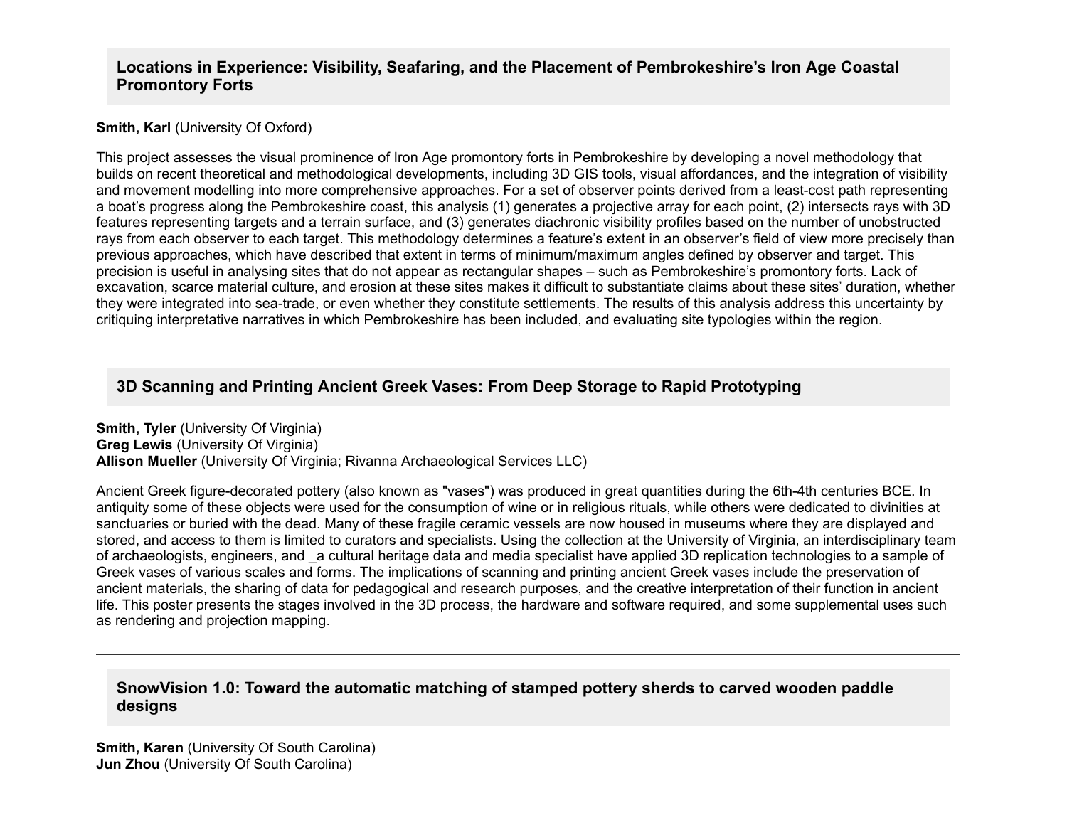### Locations in Experience: Visibility, Seafaring, and the Placement of Pembrokeshire's Iron Age Coastal Promontory Forts

**Smith, Karl** (University Of Oxford)

This project assesses the visual prominence of Iron Age promontory forts in Pembrokeshire by developing a novel methodology that builds on recent theoretical and methodological developments, including 3D GIS tools, visual affordances, and the integration of visibility and movement modelling into more comprehensive approaches. For a set of observer points derived from a least-cost path representing a boat's progress along the Pembrokeshire coast, this analysis (1) generates a projective array for each point, (2) intersects rays with 3D features representing targets and a terrain surface, and (3) generates diachronic visibility profiles based on the number of unobstructed rays from each observer to each target. This methodology determines a feature's extent in an observer's field of view more precisely than previous approaches, which have described that extent in terms of minimum/maximum angles defined by observer and target. This precision is useful in analysing sites that do not appear as rectangular shapes – such as Pembrokeshire's promontory forts. Lack of excavation, scarce material culture, and erosion at these sites makes it difficult to substantiate claims about these sites' duration, whether they were integrated into sea-trade, or even whether they constitute settlements. The results of this analysis address this uncertainty by critiquing interpretative narratives in which Pembrokeshire has been included, and evaluating site typologies within the region.

---

### 3D Scanning and Printing Ancient Greek Vases: From Deep Storage to Rapid Prototyping

**Smith, Tyler** (University Of Virginia)
**Greg Lewis** (University Of Virginia)
**Allison Mueller** (University Of Virginia; Rivanna Archaeological Services LLC)

Ancient Greek figure-decorated pottery (also known as "vases") was produced in great quantities during the 6th-4th centuries BCE. In antiquity some of these objects were used for the consumption of wine or in religious rituals, while others were dedicated to divinities at sanctuaries or buried with the dead. Many of these fragile ceramic vessels are now housed in museums where they are displayed and stored, and access to them is limited to curators and specialists. Using the collection at the University of Virginia, an interdisciplinary team of archaeologists, engineers, and _a cultural heritage data and media specialist have applied 3D replication technologies to a sample of Greek vases of various scales and forms. The implications of scanning and printing ancient Greek vases include the preservation of ancient materials, the sharing of data for pedagogical and research purposes, and the creative interpretation of their function in ancient life. This poster presents the stages involved in the 3D process, the hardware and software required, and some supplemental uses such as rendering and projection mapping.

---

### SnowVision 1.0: Toward the automatic matching of stamped pottery sherds to carved wooden paddle designs

**Smith, Karen** (University Of South Carolina)
**Jun Zhou** (University Of South Carolina)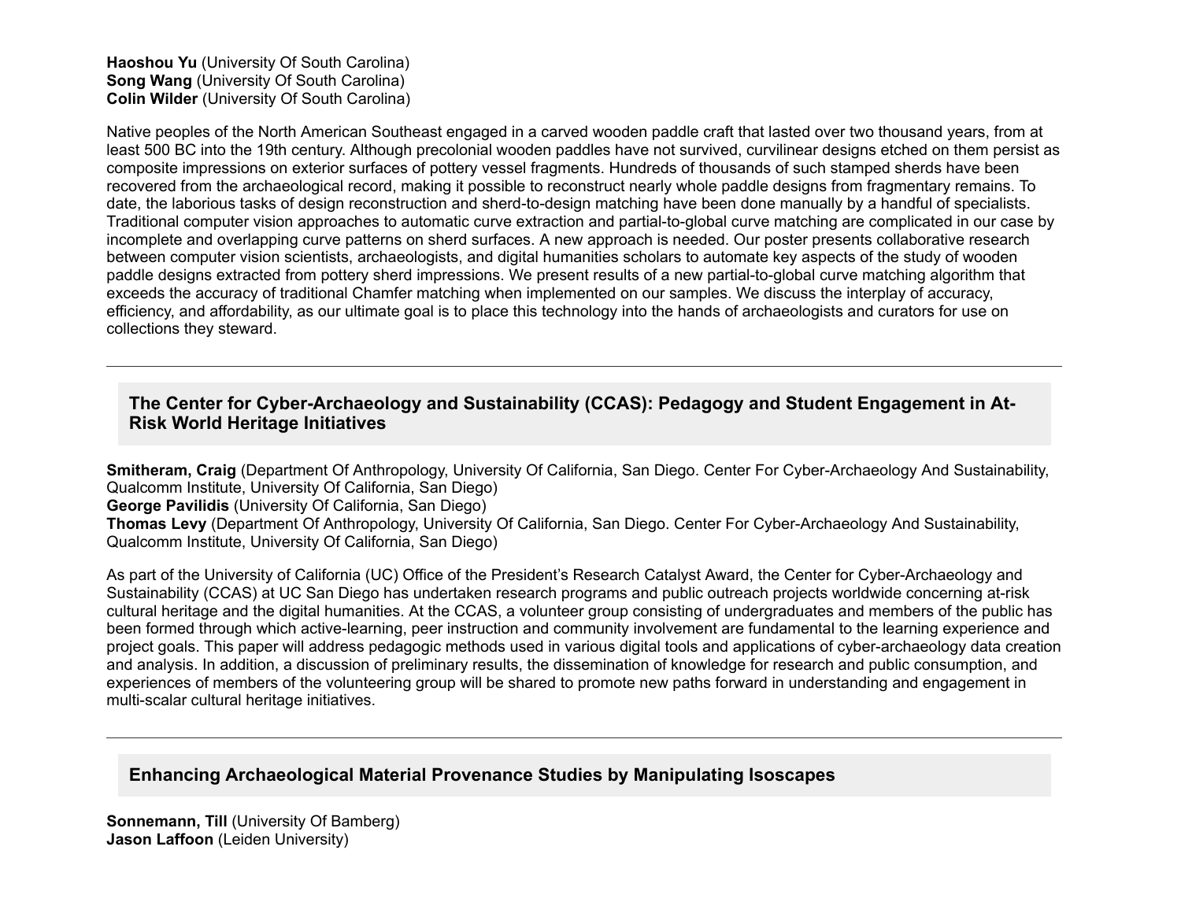**Haoshou Yu** (University Of South Carolina)
**Song Wang** (University Of South Carolina)
**Colin Wilder** (University Of South Carolina)

Native peoples of the North American Southeast engaged in a carved wooden paddle craft that lasted over two thousand years, from at least 500 BC into the 19th century. Although precolonial wooden paddles have not survived, curvilinear designs etched on them persist as composite impressions on exterior surfaces of pottery vessel fragments. Hundreds of thousands of such stamped sherds have been recovered from the archaeological record, making it possible to reconstruct nearly whole paddle designs from fragmentary remains. To date, the laborious tasks of design reconstruction and sherd-to-design matching have been done manually by a handful of specialists. Traditional computer vision approaches to automatic curve extraction and partial-to-global curve matching are complicated in our case by incomplete and overlapping curve patterns on sherd surfaces. A new approach is needed. Our poster presents collaborative research between computer vision scientists, archaeologists, and digital humanities scholars to automate key aspects of the study of wooden paddle designs extracted from pottery sherd impressions. We present results of a new partial-to-global curve matching algorithm that exceeds the accuracy of traditional Chamfer matching when implemented on our samples. We discuss the interplay of accuracy, efficiency, and affordability, as our ultimate goal is to place this technology into the hands of archaeologists and curators for use on collections they steward.

---

## The Center for Cyber-Archaeology and Sustainability (CCAS): Pedagogy and Student Engagement in At-Risk World Heritage Initiatives

**Smitheram, Craig** (Department Of Anthropology, University Of California, San Diego. Center For Cyber-Archaeology And Sustainability, Qualcomm Institute, University Of California, San Diego)
**George Pavilidis** (University Of California, San Diego)
**Thomas Levy** (Department Of Anthropology, University Of California, San Diego. Center For Cyber-Archaeology And Sustainability, Qualcomm Institute, University Of California, San Diego)

As part of the University of California (UC) Office of the President's Research Catalyst Award, the Center for Cyber-Archaeology and Sustainability (CCAS) at UC San Diego has undertaken research programs and public outreach projects worldwide concerning at-risk cultural heritage and the digital humanities. At the CCAS, a volunteer group consisting of undergraduates and members of the public has been formed through which active-learning, peer instruction and community involvement are fundamental to the learning experience and project goals. This paper will address pedagogic methods used in various digital tools and applications of cyber-archaeology data creation and analysis. In addition, a discussion of preliminary results, the dissemination of knowledge for research and public consumption, and experiences of members of the volunteering group will be shared to promote new paths forward in understanding and engagement in multi-scalar cultural heritage initiatives.

---

## Enhancing Archaeological Material Provenance Studies by Manipulating Isoscapes

**Sonnemann, Till** (University Of Bamberg)
**Jason Laffoon** (Leiden University)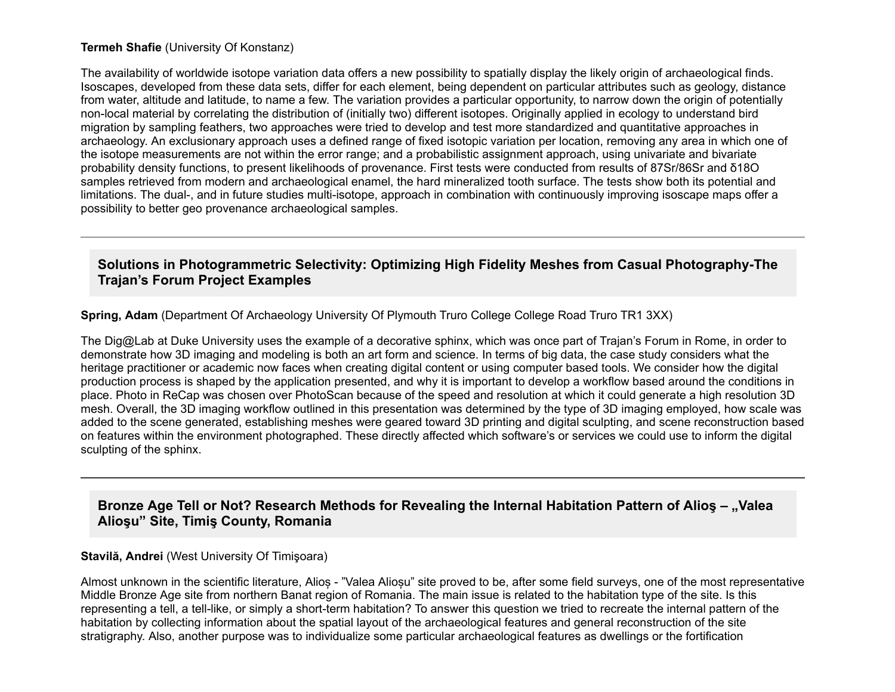**Termeh Shafie** (University Of Konstanz)

The availability of worldwide isotope variation data offers a new possibility to spatially display the likely origin of archaeological finds. Isoscapes, developed from these data sets, differ for each element, being dependent on particular attributes such as geology, distance from water, altitude and latitude, to name a few. The variation provides a particular opportunity, to narrow down the origin of potentially non-local material by correlating the distribution of (initially two) different isotopes. Originally applied in ecology to understand bird migration by sampling feathers, two approaches were tried to develop and test more standardized and quantitative approaches in archaeology. An exclusionary approach uses a defined range of fixed isotopic variation per location, removing any area in which one of the isotope measurements are not within the error range; and a probabilistic assignment approach, using univariate and bivariate probability density functions, to present likelihoods of provenance. First tests were conducted from results of $^{87}Sr/^{86}Sr$ and $\delta^{18}O$ samples retrieved from modern and archaeological enamel, the hard mineralized tooth surface. The tests show both its potential and limitations. The dual-, and in future studies multi-isotope, approach in combination with continuously improving isoscape maps offer a possibility to better geo provenance archaeological samples.

---

### Solutions in Photogrammetric Selectivity: Optimizing High Fidelity Meshes from Casual Photography-The Trajan's Forum Project Examples

**Spring, Adam** (Department Of Archaeology University Of Plymouth Truro College College Road Truro TR1 3XX)

The Dig@Lab at Duke University uses the example of a decorative sphinx, which was once part of Trajan's Forum in Rome, in order to demonstrate how 3D imaging and modeling is both an art form and science. In terms of big data, the case study considers what the heritage practitioner or academic now faces when creating digital content or using computer based tools. We consider how the digital production process is shaped by the application presented, and why it is important to develop a workflow based around the conditions in place. Photo in ReCap was chosen over PhotoScan because of the speed and resolution at which it could generate a high resolution 3D mesh. Overall, the 3D imaging workflow outlined in this presentation was determined by the type of 3D imaging employed, how scale was added to the scene generated, establishing meshes were geared toward 3D printing and digital sculpting, and scene reconstruction based on features within the environment photographed. These directly affected which software's or services we could use to inform the digital sculpting of the sphinx.

---

### Bronze Age Tell or Not? Research Methods for Revealing the Internal Habitation Pattern of Alioş – „Valea Alioşu" Site, Timiş County, Romania

**Stavilă, Andrei** (West University Of Timişoara)

Almost unknown in the scientific literature, Alioș - "Valea Alioșu" site proved to be, after some field surveys, one of the most representative Middle Bronze Age site from northern Banat region of Romania. The main issue is related to the habitation type of the site. Is this representing a tell, a tell-like, or simply a short-term habitation? To answer this question we tried to recreate the internal pattern of the habitation by collecting information about the spatial layout of the archaeological features and general reconstruction of the site stratigraphy. Also, another purpose was to individualize some particular archaeological features as dwellings or the fortification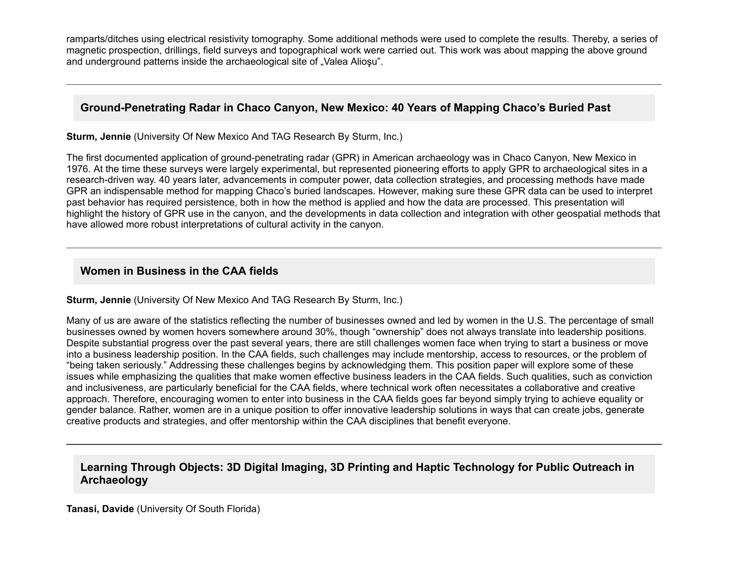ramparts/ditches using electrical resistivity tomography. Some additional methods were used to complete the results. Thereby, a series of magnetic prospection, drillings, field surveys and topographical work were carried out. This work was about mapping the above ground and underground patterns inside the archaeological site of „Valea Alioşu".

---

## Ground-Penetrating Radar in Chaco Canyon, New Mexico: 40 Years of Mapping Chaco's Buried Past

**Sturm, Jennie** (University Of New Mexico And TAG Research By Sturm, Inc.)

The first documented application of ground-penetrating radar (GPR) in American archaeology was in Chaco Canyon, New Mexico in 1976. At the time these surveys were largely experimental, but represented pioneering efforts to apply GPR to archaeological sites in a research-driven way. 40 years later, advancements in computer power, data collection strategies, and processing methods have made GPR an indispensable method for mapping Chaco's buried landscapes. However, making sure these GPR data can be used to interpret past behavior has required persistence, both in how the method is applied and how the data are processed. This presentation will highlight the history of GPR use in the canyon, and the developments in data collection and integration with other geospatial methods that have allowed more robust interpretations of cultural activity in the canyon.

---

## Women in Business in the CAA fields

**Sturm, Jennie** (University Of New Mexico And TAG Research By Sturm, Inc.)

Many of us are aware of the statistics reflecting the number of businesses owned and led by women in the U.S. The percentage of small businesses owned by women hovers somewhere around 30%, though "ownership" does not always translate into leadership positions. Despite substantial progress over the past several years, there are still challenges women face when trying to start a business or move into a business leadership position. In the CAA fields, such challenges may include mentorship, access to resources, or the problem of "being taken seriously." Addressing these challenges begins by acknowledging them. This position paper will explore some of these issues while emphasizing the qualities that make women effective business leaders in the CAA fields. Such qualities, such as conviction and inclusiveness, are particularly beneficial for the CAA fields, where technical work often necessitates a collaborative and creative approach. Therefore, encouraging women to enter into business in the CAA fields goes far beyond simply trying to achieve equality or gender balance. Rather, women are in a unique position to offer innovative leadership solutions in ways that can create jobs, generate creative products and strategies, and offer mentorship within the CAA disciplines that benefit everyone.

---

## Learning Through Objects: 3D Digital Imaging, 3D Printing and Haptic Technology for Public Outreach in Archaeology

**Tanasi, Davide** (University Of South Florida)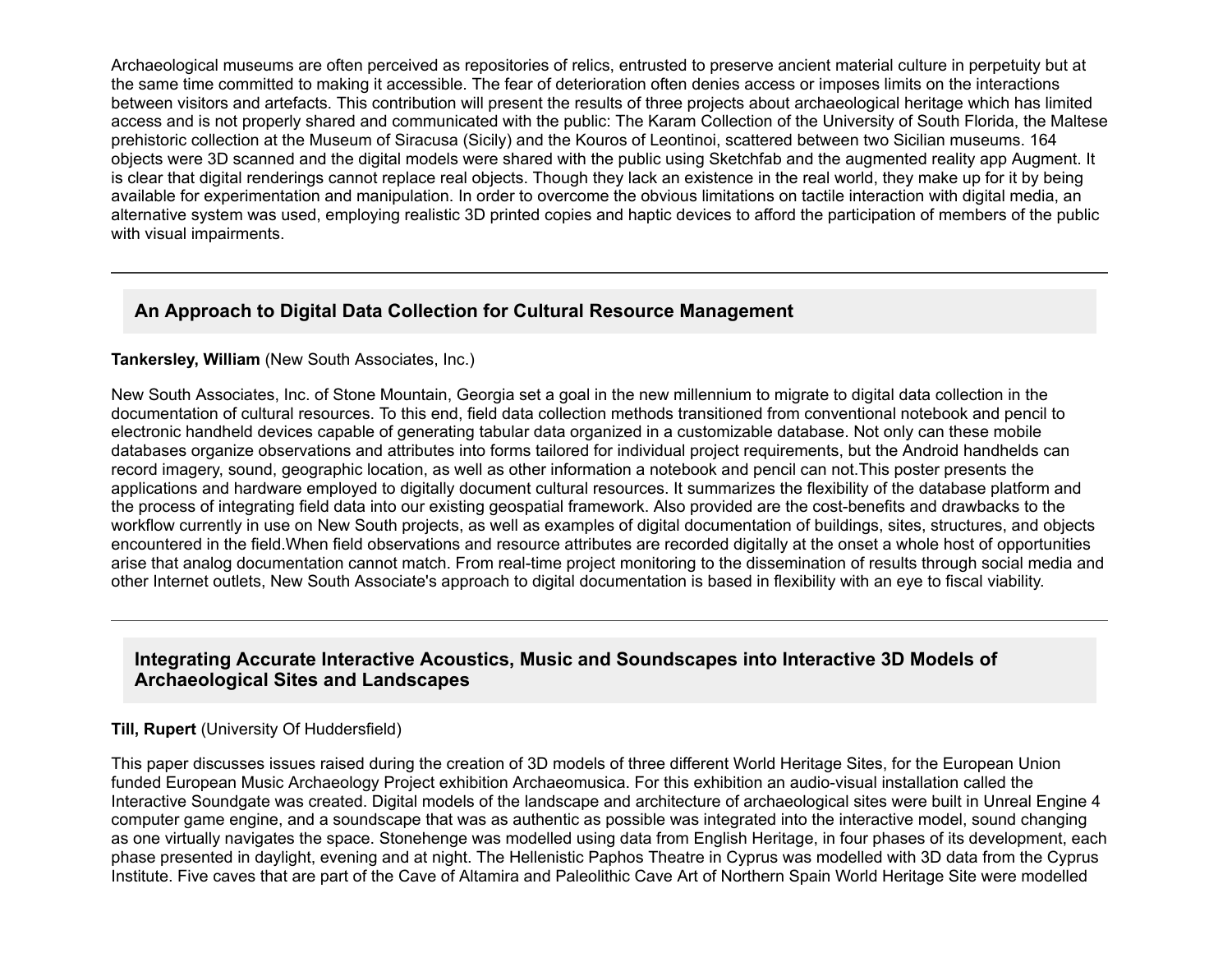Archaeological museums are often perceived as repositories of relics, entrusted to preserve ancient material culture in perpetuity but at the same time committed to making it accessible. The fear of deterioration often denies access or imposes limits on the interactions between visitors and artefacts. This contribution will present the results of three projects about archaeological heritage which has limited access and is not properly shared and communicated with the public: The Karam Collection of the University of South Florida, the Maltese prehistoric collection at the Museum of Siracusa (Sicily) and the Kouros of Leontinoi, scattered between two Sicilian museums. 164 objects were 3D scanned and the digital models were shared with the public using Sketchfab and the augmented reality app Augment. It is clear that digital renderings cannot replace real objects. Though they lack an existence in the real world, they make up for it by being available for experimentation and manipulation. In order to overcome the obvious limitations on tactile interaction with digital media, an alternative system was used, employing realistic 3D printed copies and haptic devices to afford the participation of members of the public with visual impairments.

---

### An Approach to Digital Data Collection for Cultural Resource Management

**Tankersley, William** (New South Associates, Inc.)

New South Associates, Inc. of Stone Mountain, Georgia set a goal in the new millennium to migrate to digital data collection in the documentation of cultural resources. To this end, field data collection methods transitioned from conventional notebook and pencil to electronic handheld devices capable of generating tabular data organized in a customizable database. Not only can these mobile databases organize observations and attributes into forms tailored for individual project requirements, but the Android handhelds can record imagery, sound, geographic location, as well as other information a notebook and pencil can not.This poster presents the applications and hardware employed to digitally document cultural resources. It summarizes the flexibility of the database platform and the process of integrating field data into our existing geospatial framework. Also provided are the cost-benefits and drawbacks to the workflow currently in use on New South projects, as well as examples of digital documentation of buildings, sites, structures, and objects encountered in the field.When field observations and resource attributes are recorded digitally at the onset a whole host of opportunities arise that analog documentation cannot match. From real-time project monitoring to the dissemination of results through social media and other Internet outlets, New South Associate's approach to digital documentation is based in flexibility with an eye to fiscal viability.

---

### Integrating Accurate Interactive Acoustics, Music and Soundscapes into Interactive 3D Models of Archaeological Sites and Landscapes

**Till, Rupert** (University Of Huddersfield)

This paper discusses issues raised during the creation of 3D models of three different World Heritage Sites, for the European Union funded European Music Archaeology Project exhibition Archaeomusica. For this exhibition an audio-visual installation called the Interactive Soundgate was created. Digital models of the landscape and architecture of archaeological sites were built in Unreal Engine 4 computer game engine, and a soundscape that was as authentic as possible was integrated into the interactive model, sound changing as one virtually navigates the space. Stonehenge was modelled using data from English Heritage, in four phases of its development, each phase presented in daylight, evening and at night. The Hellenistic Paphos Theatre in Cyprus was modelled with 3D data from the Cyprus Institute. Five caves that are part of the Cave of Altamira and Paleolithic Cave Art of Northern Spain World Heritage Site were modelled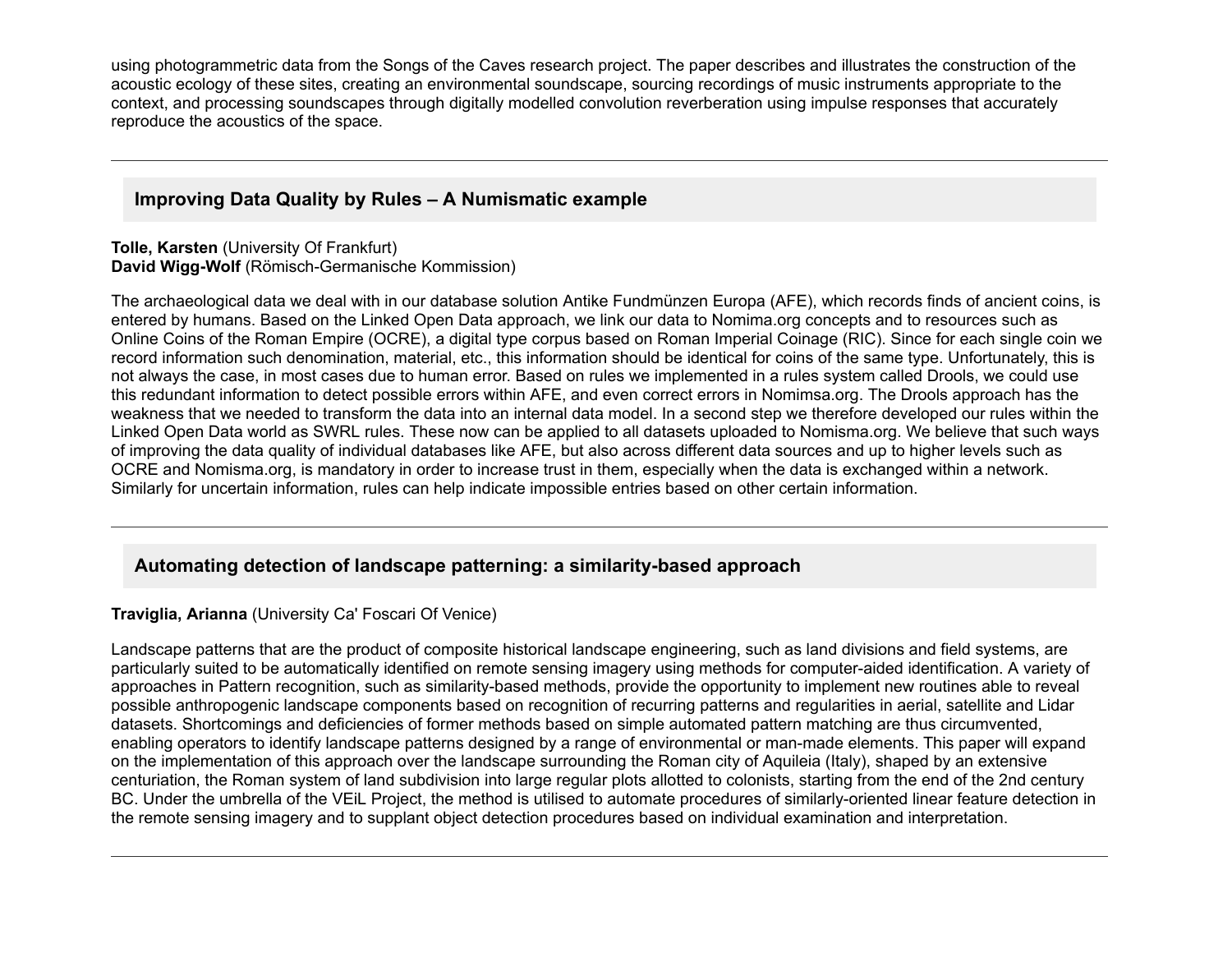using photogrammetric data from the Songs of the Caves research project. The paper describes and illustrates the construction of the acoustic ecology of these sites, creating an environmental soundscape, sourcing recordings of music instruments appropriate to the context, and processing soundscapes through digitally modelled convolution reverberation using impulse responses that accurately reproduce the acoustics of the space.

---

## Improving Data Quality by Rules – A Numismatic example

**Tolle, Karsten** (University Of Frankfurt)
**David Wigg-Wolf** (Römisch-Germanische Kommission)

The archaeological data we deal with in our database solution Antike Fundmünzen Europa (AFE), which records finds of ancient coins, is entered by humans. Based on the Linked Open Data approach, we link our data to Nomima.org concepts and to resources such as Online Coins of the Roman Empire (OCRE), a digital type corpus based on Roman Imperial Coinage (RIC). Since for each single coin we record information such denomination, material, etc., this information should be identical for coins of the same type. Unfortunately, this is not always the case, in most cases due to human error. Based on rules we implemented in a rules system called Drools, we could use this redundant information to detect possible errors within AFE, and even correct errors in Nomimsa.org. The Drools approach has the weakness that we needed to transform the data into an internal data model. In a second step we therefore developed our rules within the Linked Open Data world as SWRL rules. These now can be applied to all datasets uploaded to Nomisma.org. We believe that such ways of improving the data quality of individual databases like AFE, but also across different data sources and up to higher levels such as OCRE and Nomisma.org, is mandatory in order to increase trust in them, especially when the data is exchanged within a network. Similarly for uncertain information, rules can help indicate impossible entries based on other certain information.

---

## Automating detection of landscape patterning: a similarity-based approach

**Traviglia, Arianna** (University Ca' Foscari Of Venice)

Landscape patterns that are the product of composite historical landscape engineering, such as land divisions and field systems, are particularly suited to be automatically identified on remote sensing imagery using methods for computer-aided identification. A variety of approaches in Pattern recognition, such as similarity-based methods, provide the opportunity to implement new routines able to reveal possible anthropogenic landscape components based on recognition of recurring patterns and regularities in aerial, satellite and Lidar datasets. Shortcomings and deficiencies of former methods based on simple automated pattern matching are thus circumvented, enabling operators to identify landscape patterns designed by a range of environmental or man-made elements. This paper will expand on the implementation of this approach over the landscape surrounding the Roman city of Aquileia (Italy), shaped by an extensive centuriation, the Roman system of land subdivision into large regular plots allotted to colonists, starting from the end of the 2nd century BC. Under the umbrella of the VEiL Project, the method is utilised to automate procedures of similarly-oriented linear feature detection in the remote sensing imagery and to supplant object detection procedures based on individual examination and interpretation.

---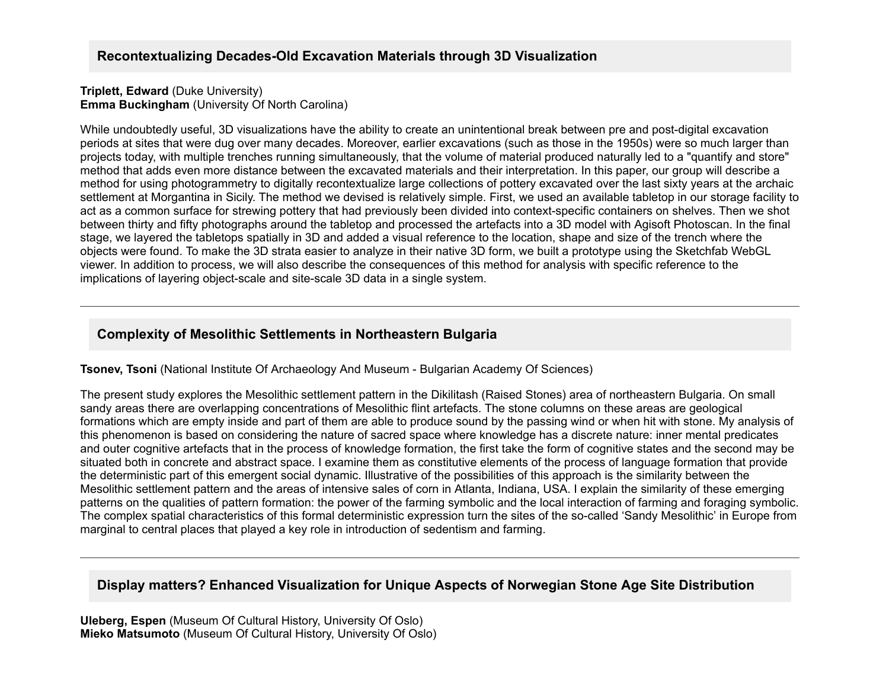## Recontextualizing Decades-Old Excavation Materials through 3D Visualization

**Triplett, Edward** (Duke University)
**Emma Buckingham** (University Of North Carolina)

While undoubtedly useful, 3D visualizations have the ability to create an unintentional break between pre and post-digital excavation periods at sites that were dug over many decades. Moreover, earlier excavations (such as those in the 1950s) were so much larger than projects today, with multiple trenches running simultaneously, that the volume of material produced naturally led to a "quantify and store" method that adds even more distance between the excavated materials and their interpretation. In this paper, our group will describe a method for using photogrammetry to digitally recontextualize large collections of pottery excavated over the last sixty years at the archaic settlement at Morgantina in Sicily. The method we devised is relatively simple. First, we used an available tabletop in our storage facility to act as a common surface for strewing pottery that had previously been divided into context-specific containers on shelves. Then we shot between thirty and fifty photographs around the tabletop and processed the artefacts into a 3D model with Agisoft Photoscan. In the final stage, we layered the tabletops spatially in 3D and added a visual reference to the location, shape and size of the trench where the objects were found. To make the 3D strata easier to analyze in their native 3D form, we built a prototype using the Sketchfab WebGL viewer. In addition to process, we will also describe the consequences of this method for analysis with specific reference to the implications of layering object-scale and site-scale 3D data in a single system.

---

## Complexity of Mesolithic Settlements in Northeastern Bulgaria

**Tsonev, Tsoni** (National Institute Of Archaeology And Museum - Bulgarian Academy Of Sciences)

The present study explores the Mesolithic settlement pattern in the Dikilitash (Raised Stones) area of northeastern Bulgaria. On small sandy areas there are overlapping concentrations of Mesolithic flint artefacts. The stone columns on these areas are geological formations which are empty inside and part of them are able to produce sound by the passing wind or when hit with stone. My analysis of this phenomenon is based on considering the nature of sacred space where knowledge has a discrete nature: inner mental predicates and outer cognitive artefacts that in the process of knowledge formation, the first take the form of cognitive states and the second may be situated both in concrete and abstract space. I examine them as constitutive elements of the process of language formation that provide the deterministic part of this emergent social dynamic. Illustrative of the possibilities of this approach is the similarity between the Mesolithic settlement pattern and the areas of intensive sales of corn in Atlanta, Indiana, USA. I explain the similarity of these emerging patterns on the qualities of pattern formation: the power of the farming symbolic and the local interaction of farming and foraging symbolic. The complex spatial characteristics of this formal deterministic expression turn the sites of the so-called 'Sandy Mesolithic' in Europe from marginal to central places that played a key role in introduction of sedentism and farming.

---

## Display matters? Enhanced Visualization for Unique Aspects of Norwegian Stone Age Site Distribution

**Uleberg, Espen** (Museum Of Cultural History, University Of Oslo)
**Mieko Matsumoto** (Museum Of Cultural History, University Of Oslo)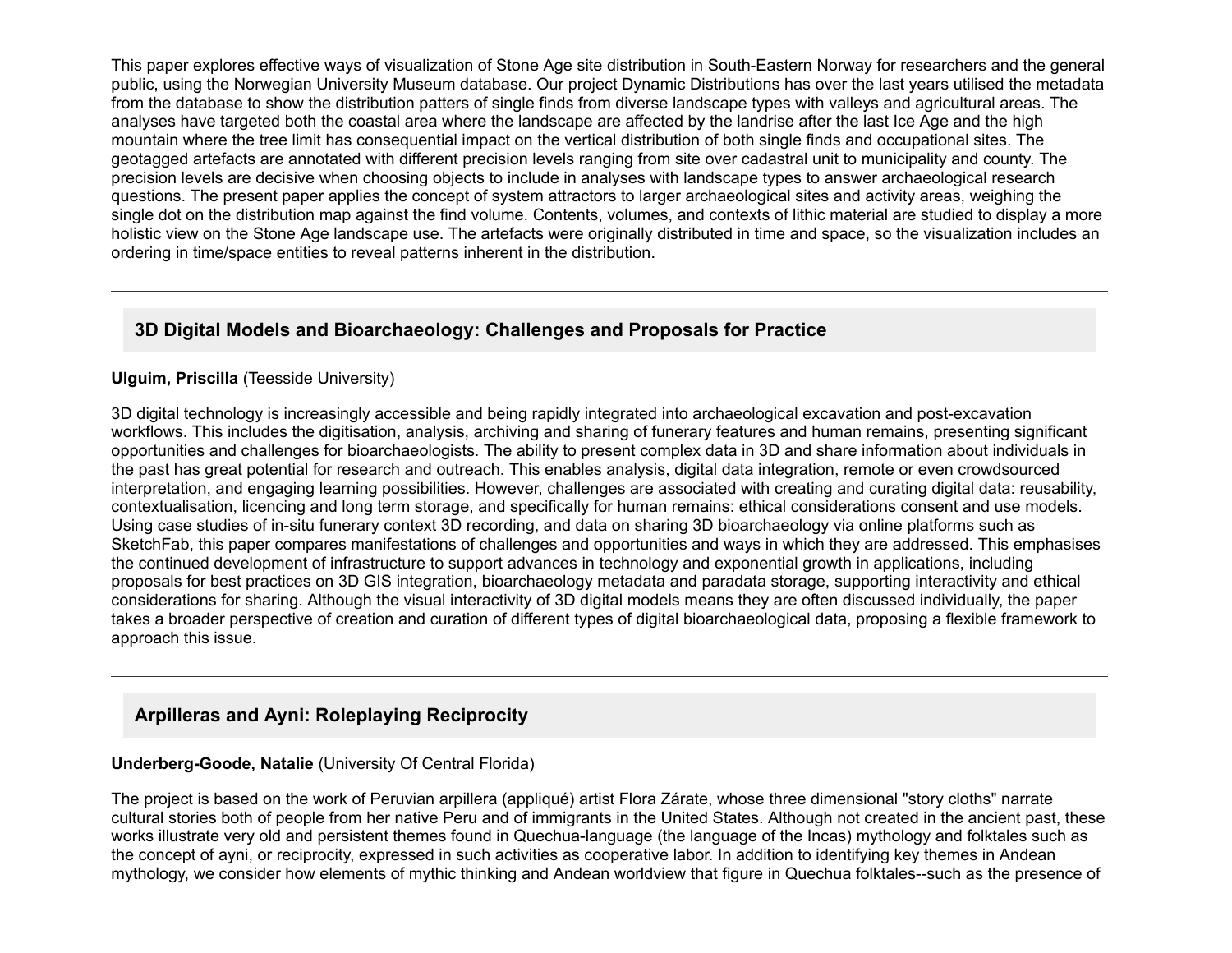This paper explores effective ways of visualization of Stone Age site distribution in South-Eastern Norway for researchers and the general public, using the Norwegian University Museum database. Our project Dynamic Distributions has over the last years utilised the metadata from the database to show the distribution patters of single finds from diverse landscape types with valleys and agricultural areas. The analyses have targeted both the coastal area where the landscape are affected by the landrise after the last Ice Age and the high mountain where the tree limit has consequential impact on the vertical distribution of both single finds and occupational sites. The geotagged artefacts are annotated with different precision levels ranging from site over cadastral unit to municipality and county. The precision levels are decisive when choosing objects to include in analyses with landscape types to answer archaeological research questions. The present paper applies the concept of system attractors to larger archaeological sites and activity areas, weighing the single dot on the distribution map against the find volume. Contents, volumes, and contexts of lithic material are studied to display a more holistic view on the Stone Age landscape use. The artefacts were originally distributed in time and space, so the visualization includes an ordering in time/space entities to reveal patterns inherent in the distribution.

---

### 3D Digital Models and Bioarchaeology: Challenges and Proposals for Practice

**Ulguim, Priscilla** (Teesside University)

3D digital technology is increasingly accessible and being rapidly integrated into archaeological excavation and post-excavation workflows. This includes the digitisation, analysis, archiving and sharing of funerary features and human remains, presenting significant opportunities and challenges for bioarchaeologists. The ability to present complex data in 3D and share information about individuals in the past has great potential for research and outreach. This enables analysis, digital data integration, remote or even crowdsourced interpretation, and engaging learning possibilities. However, challenges are associated with creating and curating digital data: reusability, contextualisation, licencing and long term storage, and specifically for human remains: ethical considerations consent and use models. Using case studies of in-situ funerary context 3D recording, and data on sharing 3D bioarchaeology via online platforms such as SketchFab, this paper compares manifestations of challenges and opportunities and ways in which they are addressed. This emphasises the continued development of infrastructure to support advances in technology and exponential growth in applications, including proposals for best practices on 3D GIS integration, bioarchaeology metadata and paradata storage, supporting interactivity and ethical considerations for sharing. Although the visual interactivity of 3D digital models means they are often discussed individually, the paper takes a broader perspective of creation and curation of different types of digital bioarchaeological data, proposing a flexible framework to approach this issue.

---

### Arpilleras and Ayni: Roleplaying Reciprocity

**Underberg-Goode, Natalie** (University Of Central Florida)

The project is based on the work of Peruvian arpillera (appliqué) artist Flora Zárate, whose three dimensional "story cloths" narrate cultural stories both of people from her native Peru and of immigrants in the United States. Although not created in the ancient past, these works illustrate very old and persistent themes found in Quechua-language (the language of the Incas) mythology and folktales such as the concept of ayni, or reciprocity, expressed in such activities as cooperative labor. In addition to identifying key themes in Andean mythology, we consider how elements of mythic thinking and Andean worldview that figure in Quechua folktales--such as the presence of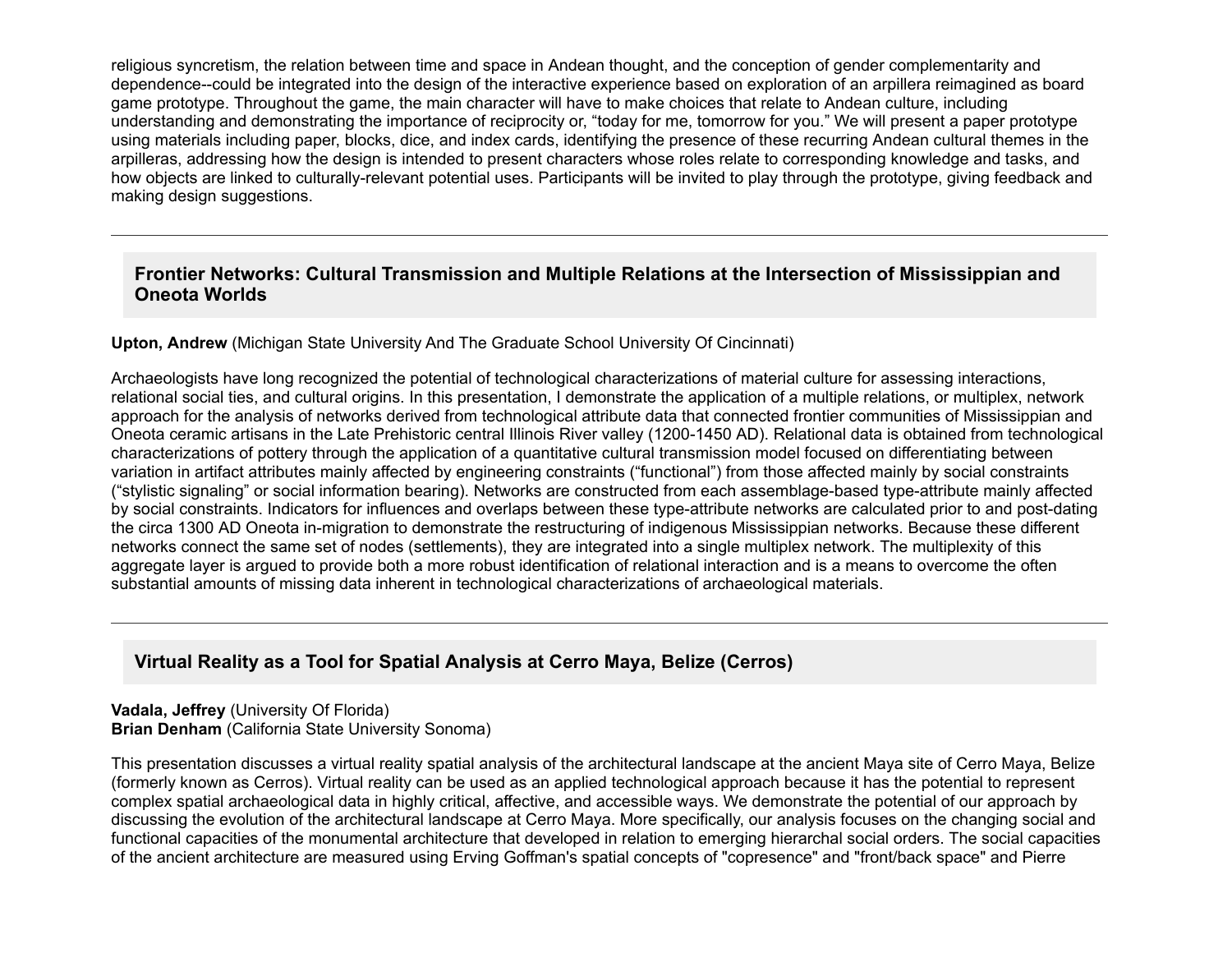religious syncretism, the relation between time and space in Andean thought, and the conception of gender complementarity and dependence--could be integrated into the design of the interactive experience based on exploration of an arpillera reimagined as board game prototype. Throughout the game, the main character will have to make choices that relate to Andean culture, including understanding and demonstrating the importance of reciprocity or, "today for me, tomorrow for you." We will present a paper prototype using materials including paper, blocks, dice, and index cards, identifying the presence of these recurring Andean cultural themes in the arpilleras, addressing how the design is intended to present characters whose roles relate to corresponding knowledge and tasks, and how objects are linked to culturally-relevant potential uses. Participants will be invited to play through the prototype, giving feedback and making design suggestions.

---

### Frontier Networks: Cultural Transmission and Multiple Relations at the Intersection of Mississippian and Oneota Worlds

**Upton, Andrew** (Michigan State University And The Graduate School University Of Cincinnati)

Archaeologists have long recognized the potential of technological characterizations of material culture for assessing interactions, relational social ties, and cultural origins. In this presentation, I demonstrate the application of a multiple relations, or multiplex, network approach for the analysis of networks derived from technological attribute data that connected frontier communities of Mississippian and Oneota ceramic artisans in the Late Prehistoric central Illinois River valley (1200-1450 AD). Relational data is obtained from technological characterizations of pottery through the application of a quantitative cultural transmission model focused on differentiating between variation in artifact attributes mainly affected by engineering constraints ("functional") from those affected mainly by social constraints ("stylistic signaling" or social information bearing). Networks are constructed from each assemblage-based type-attribute mainly affected by social constraints. Indicators for influences and overlaps between these type-attribute networks are calculated prior to and post-dating the circa 1300 AD Oneota in-migration to demonstrate the restructuring of indigenous Mississippian networks. Because these different networks connect the same set of nodes (settlements), they are integrated into a single multiplex network. The multiplexity of this aggregate layer is argued to provide both a more robust identification of relational interaction and is a means to overcome the often substantial amounts of missing data inherent in technological characterizations of archaeological materials.

---

### Virtual Reality as a Tool for Spatial Analysis at Cerro Maya, Belize (Cerros)

**Vadala, Jeffrey** (University Of Florida)
**Brian Denham** (California State University Sonoma)

This presentation discusses a virtual reality spatial analysis of the architectural landscape at the ancient Maya site of Cerro Maya, Belize (formerly known as Cerros). Virtual reality can be used as an applied technological approach because it has the potential to represent complex spatial archaeological data in highly critical, affective, and accessible ways. We demonstrate the potential of our approach by discussing the evolution of the architectural landscape at Cerro Maya. More specifically, our analysis focuses on the changing social and functional capacities of the monumental architecture that developed in relation to emerging hierarchal social orders. The social capacities of the ancient architecture are measured using Erving Goffman's spatial concepts of "copresence" and "front/back space" and Pierre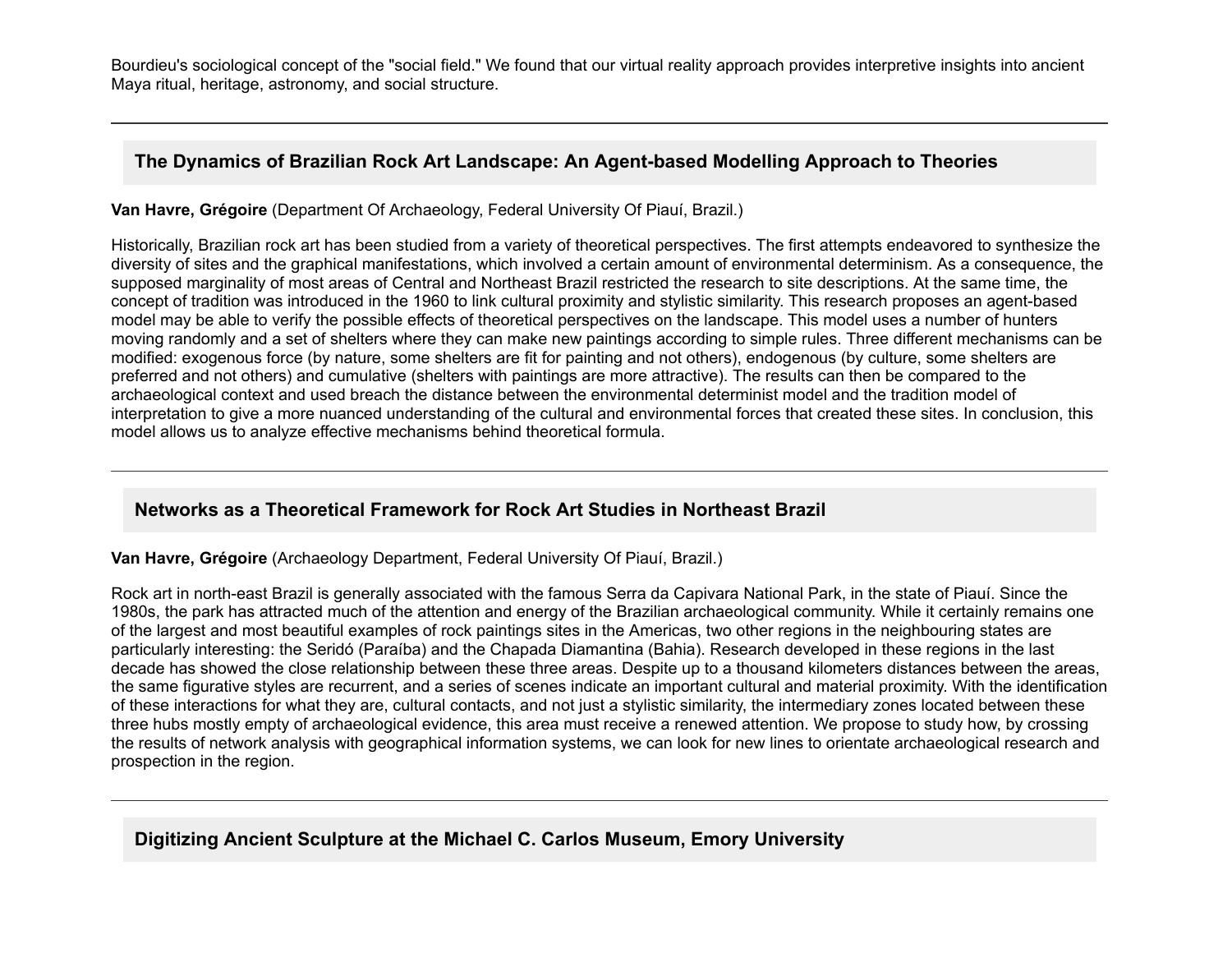Bourdieu's sociological concept of the "social field." We found that our virtual reality approach provides interpretive insights into ancient Maya ritual, heritage, astronomy, and social structure.

---

## The Dynamics of Brazilian Rock Art Landscape: An Agent-based Modelling Approach to Theories

**Van Havre, Grégoire** (Department Of Archaeology, Federal University Of Piauí, Brazil.)

Historically, Brazilian rock art has been studied from a variety of theoretical perspectives. The first attempts endeavored to synthesize the diversity of sites and the graphical manifestations, which involved a certain amount of environmental determinism. As a consequence, the supposed marginality of most areas of Central and Northeast Brazil restricted the research to site descriptions. At the same time, the concept of tradition was introduced in the 1960 to link cultural proximity and stylistic similarity. This research proposes an agent-based model may be able to verify the possible effects of theoretical perspectives on the landscape. This model uses a number of hunters moving randomly and a set of shelters where they can make new paintings according to simple rules. Three different mechanisms can be modified: exogenous force (by nature, some shelters are fit for painting and not others), endogenous (by culture, some shelters are preferred and not others) and cumulative (shelters with paintings are more attractive). The results can then be compared to the archaeological context and used breach the distance between the environmental determinist model and the tradition model of interpretation to give a more nuanced understanding of the cultural and environmental forces that created these sites. In conclusion, this model allows us to analyze effective mechanisms behind theoretical formula.

---

## Networks as a Theoretical Framework for Rock Art Studies in Northeast Brazil

**Van Havre, Grégoire** (Archaeology Department, Federal University Of Piauí, Brazil.)

Rock art in north-east Brazil is generally associated with the famous Serra da Capivara National Park, in the state of Piauí. Since the 1980s, the park has attracted much of the attention and energy of the Brazilian archaeological community. While it certainly remains one of the largest and most beautiful examples of rock paintings sites in the Americas, two other regions in the neighbouring states are particularly interesting: the Seridó (Paraíba) and the Chapada Diamantina (Bahia). Research developed in these regions in the last decade has showed the close relationship between these three areas. Despite up to a thousand kilometers distances between the areas, the same figurative styles are recurrent, and a series of scenes indicate an important cultural and material proximity. With the identification of these interactions for what they are, cultural contacts, and not just a stylistic similarity, the intermediary zones located between these three hubs mostly empty of archaeological evidence, this area must receive a renewed attention. We propose to study how, by crossing the results of network analysis with geographical information systems, we can look for new lines to orientate archaeological research and prospection in the region.

---

## Digitizing Ancient Sculpture at the Michael C. Carlos Museum, Emory University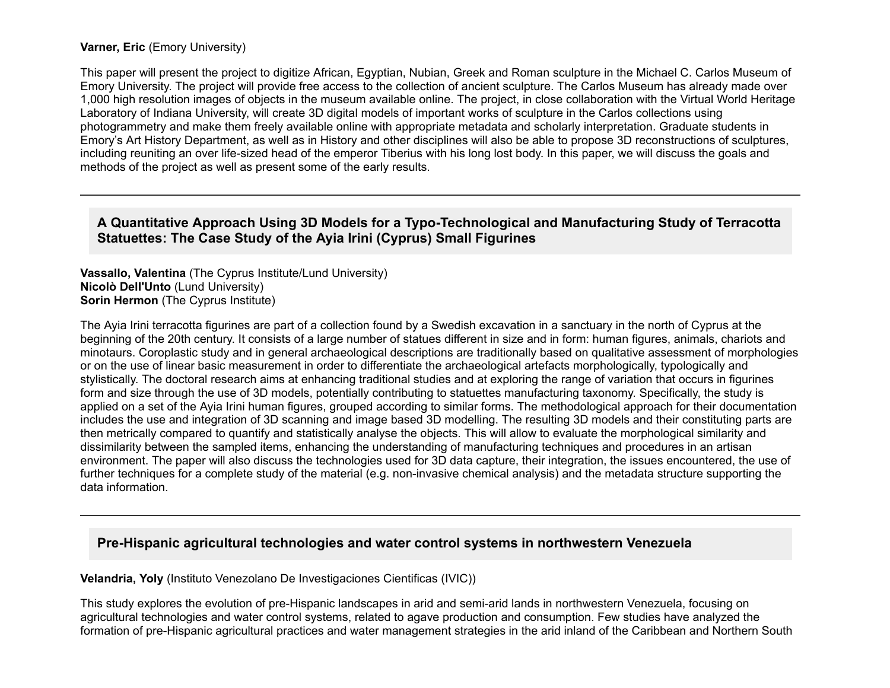**Varner, Eric** (Emory University)

This paper will present the project to digitize African, Egyptian, Nubian, Greek and Roman sculpture in the Michael C. Carlos Museum of Emory University. The project will provide free access to the collection of ancient sculpture. The Carlos Museum has already made over 1,000 high resolution images of objects in the museum available online. The project, in close collaboration with the Virtual World Heritage Laboratory of Indiana University, will create 3D digital models of important works of sculpture in the Carlos collections using photogrammetry and make them freely available online with appropriate metadata and scholarly interpretation. Graduate students in Emory's Art History Department, as well as in History and other disciplines will also be able to propose 3D reconstructions of sculptures, including reuniting an over life-sized head of the emperor Tiberius with his long lost body. In this paper, we will discuss the goals and methods of the project as well as present some of the early results.

---

## A Quantitative Approach Using 3D Models for a Typo-Technological and Manufacturing Study of Terracotta Statuettes: The Case Study of the Ayia Irini (Cyprus) Small Figurines

**Vassallo, Valentina** (The Cyprus Institute/Lund University)
**Nicolò Dell'Unto** (Lund University)
**Sorin Hermon** (The Cyprus Institute)

The Ayia Irini terracotta figurines are part of a collection found by a Swedish excavation in a sanctuary in the north of Cyprus at the beginning of the 20th century. It consists of a large number of statues different in size and in form: human figures, animals, chariots and minotaurs. Coroplastic study and in general archaeological descriptions are traditionally based on qualitative assessment of morphologies or on the use of linear basic measurement in order to differentiate the archaeological artefacts morphologically, typologically and stylistically. The doctoral research aims at enhancing traditional studies and at exploring the range of variation that occurs in figurines form and size through the use of 3D models, potentially contributing to statuettes manufacturing taxonomy. Specifically, the study is applied on a set of the Ayia Irini human figures, grouped according to similar forms. The methodological approach for their documentation includes the use and integration of 3D scanning and image based 3D modelling. The resulting 3D models and their constituting parts are then metrically compared to quantify and statistically analyse the objects. This will allow to evaluate the morphological similarity and dissimilarity between the sampled items, enhancing the understanding of manufacturing techniques and procedures in an artisan environment. The paper will also discuss the technologies used for 3D data capture, their integration, the issues encountered, the use of further techniques for a complete study of the material (e.g. non-invasive chemical analysis) and the metadata structure supporting the data information.

---

## Pre-Hispanic agricultural technologies and water control systems in northwestern Venezuela

**Velandria, Yoly** (Instituto Venezolano De Investigaciones Cientificas (IVIC))

This study explores the evolution of pre-Hispanic landscapes in arid and semi-arid lands in northwestern Venezuela, focusing on agricultural technologies and water control systems, related to agave production and consumption. Few studies have analyzed the formation of pre-Hispanic agricultural practices and water management strategies in the arid inland of the Caribbean and Northern South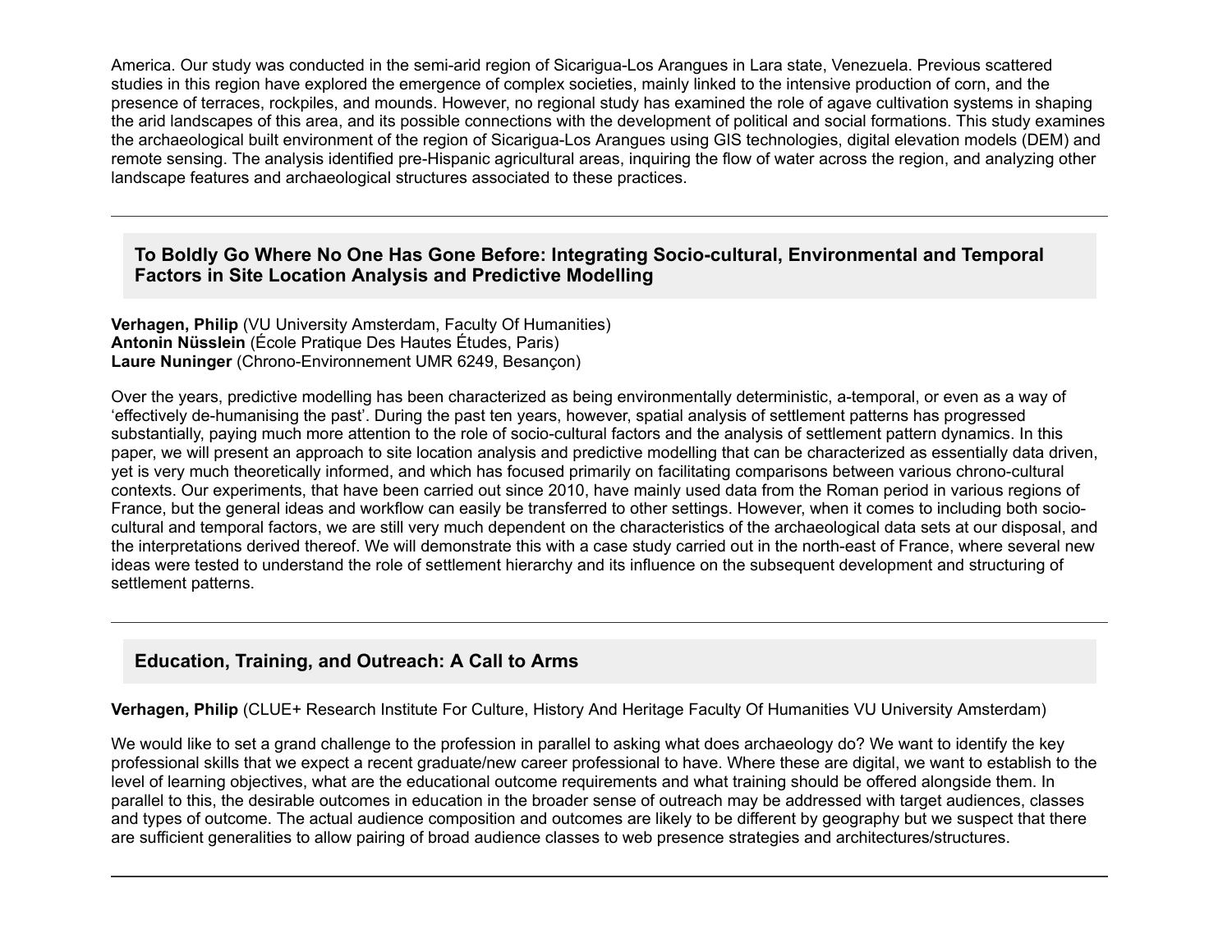America. Our study was conducted in the semi-arid region of Sicarigua-Los Arangues in Lara state, Venezuela. Previous scattered studies in this region have explored the emergence of complex societies, mainly linked to the intensive production of corn, and the presence of terraces, rockpiles, and mounds. However, no regional study has examined the role of agave cultivation systems in shaping the arid landscapes of this area, and its possible connections with the development of political and social formations. This study examines the archaeological built environment of the region of Sicarigua-Los Arangues using GIS technologies, digital elevation models (DEM) and remote sensing. The analysis identified pre-Hispanic agricultural areas, inquiring the flow of water across the region, and analyzing other landscape features and archaeological structures associated to these practices.

---

### To Boldly Go Where No One Has Gone Before: Integrating Socio-cultural, Environmental and Temporal Factors in Site Location Analysis and Predictive Modelling

**Verhagen, Philip** (VU University Amsterdam, Faculty Of Humanities)
**Antonin Nüsslein** (École Pratique Des Hautes Études, Paris)
**Laure Nuninger** (Chrono-Environnement UMR 6249, Besançon)

Over the years, predictive modelling has been characterized as being environmentally deterministic, a-temporal, or even as a way of 'effectively de-humanising the past'. During the past ten years, however, spatial analysis of settlement patterns has progressed substantially, paying much more attention to the role of socio-cultural factors and the analysis of settlement pattern dynamics. In this paper, we will present an approach to site location analysis and predictive modelling that can be characterized as essentially data driven, yet is very much theoretically informed, and which has focused primarily on facilitating comparisons between various chrono-cultural contexts. Our experiments, that have been carried out since 2010, have mainly used data from the Roman period in various regions of France, but the general ideas and workflow can easily be transferred to other settings. However, when it comes to including both socio-cultural and temporal factors, we are still very much dependent on the characteristics of the archaeological data sets at our disposal, and the interpretations derived thereof. We will demonstrate this with a case study carried out in the north-east of France, where several new ideas were tested to understand the role of settlement hierarchy and its influence on the subsequent development and structuring of settlement patterns.

---

### Education, Training, and Outreach: A Call to Arms

**Verhagen, Philip** (CLUE+ Research Institute For Culture, History And Heritage Faculty Of Humanities VU University Amsterdam)

We would like to set a grand challenge to the profession in parallel to asking what does archaeology do? We want to identify the key professional skills that we expect a recent graduate/new career professional to have. Where these are digital, we want to establish to the level of learning objectives, what are the educational outcome requirements and what training should be offered alongside them. In parallel to this, the desirable outcomes in education in the broader sense of outreach may be addressed with target audiences, classes and types of outcome. The actual audience composition and outcomes are likely to be different by geography but we suspect that there are sufficient generalities to allow pairing of broad audience classes to web presence strategies and architectures/structures.

---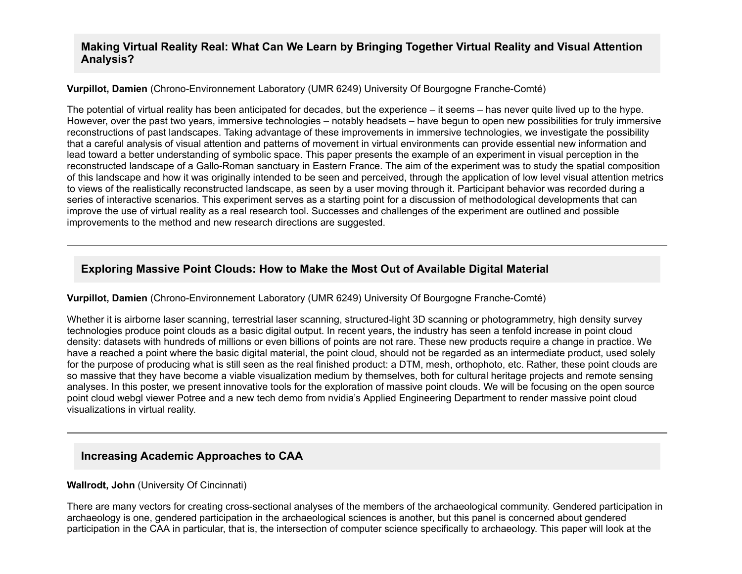### Making Virtual Reality Real: What Can We Learn by Bringing Together Virtual Reality and Visual Attention Analysis?

**Vurpillot, Damien** (Chrono-Environnement Laboratory (UMR 6249) University Of Bourgogne Franche-Comté)

The potential of virtual reality has been anticipated for decades, but the experience – it seems – has never quite lived up to the hype. However, over the past two years, immersive technologies – notably headsets – have begun to open new possibilities for truly immersive reconstructions of past landscapes. Taking advantage of these improvements in immersive technologies, we investigate the possibility that a careful analysis of visual attention and patterns of movement in virtual environments can provide essential new information and lead toward a better understanding of symbolic space. This paper presents the example of an experiment in visual perception in the reconstructed landscape of a Gallo-Roman sanctuary in Eastern France. The aim of the experiment was to study the spatial composition of this landscape and how it was originally intended to be seen and perceived, through the application of low level visual attention metrics to views of the realistically reconstructed landscape, as seen by a user moving through it. Participant behavior was recorded during a series of interactive scenarios. This experiment serves as a starting point for a discussion of methodological developments that can improve the use of virtual reality as a real research tool. Successes and challenges of the experiment are outlined and possible improvements to the method and new research directions are suggested.

---

### Exploring Massive Point Clouds: How to Make the Most Out of Available Digital Material

**Vurpillot, Damien** (Chrono-Environnement Laboratory (UMR 6249) University Of Bourgogne Franche-Comté)

Whether it is airborne laser scanning, terrestrial laser scanning, structured-light 3D scanning or photogrammetry, high density survey technologies produce point clouds as a basic digital output. In recent years, the industry has seen a tenfold increase in point cloud density: datasets with hundreds of millions or even billions of points are not rare. These new products require a change in practice. We have a reached a point where the basic digital material, the point cloud, should not be regarded as an intermediate product, used solely for the purpose of producing what is still seen as the real finished product: a DTM, mesh, orthophoto, etc. Rather, these point clouds are so massive that they have become a viable visualization medium by themselves, both for cultural heritage projects and remote sensing analyses. In this poster, we present innovative tools for the exploration of massive point clouds. We will be focusing on the open source point cloud webgl viewer Potree and a new tech demo from nvidia's Applied Engineering Department to render massive point cloud visualizations in virtual reality.

---

### Increasing Academic Approaches to CAA

**Wallrodt, John** (University Of Cincinnati)

There are many vectors for creating cross-sectional analyses of the members of the archaeological community. Gendered participation in archaeology is one, gendered participation in the archaeological sciences is another, but this panel is concerned about gendered participation in the CAA in particular, that is, the intersection of computer science specifically to archaeology. This paper will look at the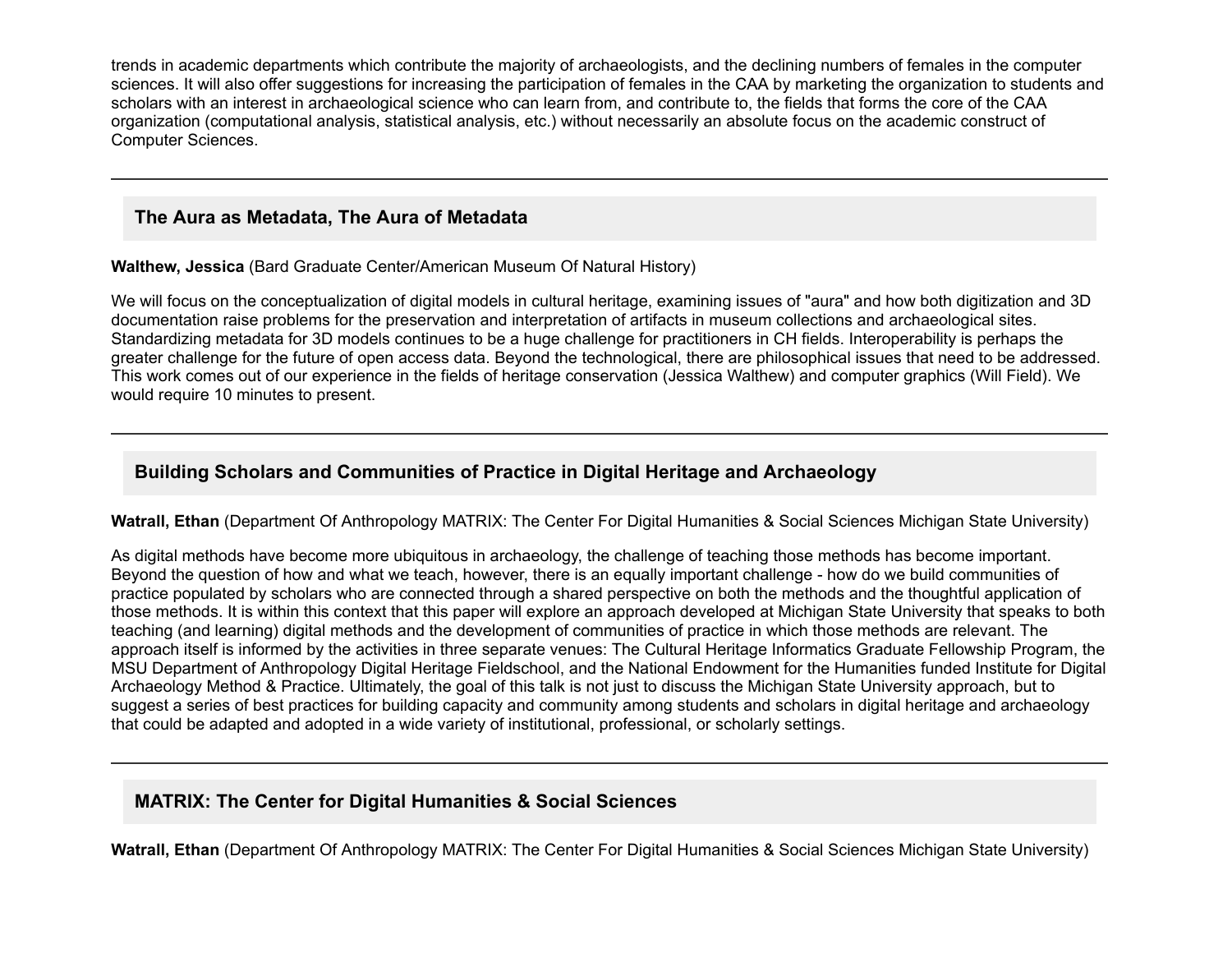trends in academic departments which contribute the majority of archaeologists, and the declining numbers of females in the computer sciences. It will also offer suggestions for increasing the participation of females in the CAA by marketing the organization to students and scholars with an interest in archaeological science who can learn from, and contribute to, the fields that forms the core of the CAA organization (computational analysis, statistical analysis, etc.) without necessarily an absolute focus on the academic construct of Computer Sciences.

---

### The Aura as Metadata, The Aura of Metadata

**Walthew, Jessica** (Bard Graduate Center/American Museum Of Natural History)

We will focus on the conceptualization of digital models in cultural heritage, examining issues of "aura" and how both digitization and 3D documentation raise problems for the preservation and interpretation of artifacts in museum collections and archaeological sites. Standardizing metadata for 3D models continues to be a huge challenge for practitioners in CH fields. Interoperability is perhaps the greater challenge for the future of open access data. Beyond the technological, there are philosophical issues that need to be addressed. This work comes out of our experience in the fields of heritage conservation (Jessica Walthew) and computer graphics (Will Field). We would require 10 minutes to present.

---

### Building Scholars and Communities of Practice in Digital Heritage and Archaeology

**Watrall, Ethan** (Department Of Anthropology MATRIX: The Center For Digital Humanities & Social Sciences Michigan State University)

As digital methods have become more ubiquitous in archaeology, the challenge of teaching those methods has become important. Beyond the question of how and what we teach, however, there is an equally important challenge - how do we build communities of practice populated by scholars who are connected through a shared perspective on both the methods and the thoughtful application of those methods. It is within this context that this paper will explore an approach developed at Michigan State University that speaks to both teaching (and learning) digital methods and the development of communities of practice in which those methods are relevant. The approach itself is informed by the activities in three separate venues: The Cultural Heritage Informatics Graduate Fellowship Program, the MSU Department of Anthropology Digital Heritage Fieldschool, and the National Endowment for the Humanities funded Institute for Digital Archaeology Method & Practice. Ultimately, the goal of this talk is not just to discuss the Michigan State University approach, but to suggest a series of best practices for building capacity and community among students and scholars in digital heritage and archaeology that could be adapted and adopted in a wide variety of institutional, professional, or scholarly settings.

---

### MATRIX: The Center for Digital Humanities & Social Sciences

**Watrall, Ethan** (Department Of Anthropology MATRIX: The Center For Digital Humanities & Social Sciences Michigan State University)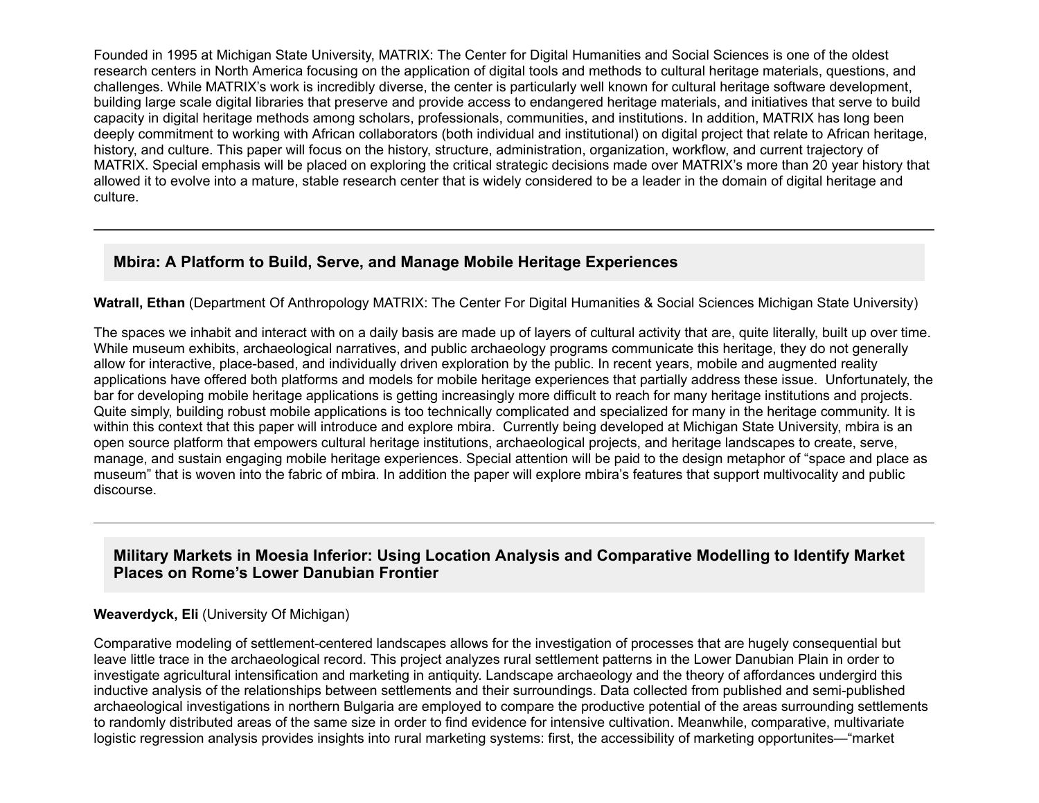Founded in 1995 at Michigan State University, MATRIX: The Center for Digital Humanities and Social Sciences is one of the oldest research centers in North America focusing on the application of digital tools and methods to cultural heritage materials, questions, and challenges. While MATRIX's work is incredibly diverse, the center is particularly well known for cultural heritage software development, building large scale digital libraries that preserve and provide access to endangered heritage materials, and initiatives that serve to build capacity in digital heritage methods among scholars, professionals, communities, and institutions. In addition, MATRIX has long been deeply commitment to working with African collaborators (both individual and institutional) on digital project that relate to African heritage, history, and culture. This paper will focus on the history, structure, administration, organization, workflow, and current trajectory of MATRIX. Special emphasis will be placed on exploring the critical strategic decisions made over MATRIX's more than 20 year history that allowed it to evolve into a mature, stable research center that is widely considered to be a leader in the domain of digital heritage and culture.

---

## Mbira: A Platform to Build, Serve, and Manage Mobile Heritage Experiences

**Watrall, Ethan** (Department Of Anthropology MATRIX: The Center For Digital Humanities & Social Sciences Michigan State University)

The spaces we inhabit and interact with on a daily basis are made up of layers of cultural activity that are, quite literally, built up over time. While museum exhibits, archaeological narratives, and public archaeology programs communicate this heritage, they do not generally allow for interactive, place-based, and individually driven exploration by the public. In recent years, mobile and augmented reality applications have offered both platforms and models for mobile heritage experiences that partially address these issue. Unfortunately, the bar for developing mobile heritage applications is getting increasingly more difficult to reach for many heritage institutions and projects. Quite simply, building robust mobile applications is too technically complicated and specialized for many in the heritage community. It is within this context that this paper will introduce and explore mbira. Currently being developed at Michigan State University, mbira is an open source platform that empowers cultural heritage institutions, archaeological projects, and heritage landscapes to create, serve, manage, and sustain engaging mobile heritage experiences. Special attention will be paid to the design metaphor of "space and place as museum" that is woven into the fabric of mbira. In addition the paper will explore mbira's features that support multivocality and public discourse.

---

## Military Markets in Moesia Inferior: Using Location Analysis and Comparative Modelling to Identify Market Places on Rome's Lower Danubian Frontier

**Weaverdyck, Eli** (University Of Michigan)

Comparative modeling of settlement-centered landscapes allows for the investigation of processes that are hugely consequential but leave little trace in the archaeological record. This project analyzes rural settlement patterns in the Lower Danubian Plain in order to investigate agricultural intensification and marketing in antiquity. Landscape archaeology and the theory of affordances undergird this inductive analysis of the relationships between settlements and their surroundings. Data collected from published and semi-published archaeological investigations in northern Bulgaria are employed to compare the productive potential of the areas surrounding settlements to randomly distributed areas of the same size in order to find evidence for intensive cultivation. Meanwhile, comparative, multivariate logistic regression analysis provides insights into rural marketing systems: first, the accessibility of marketing opportunites—"market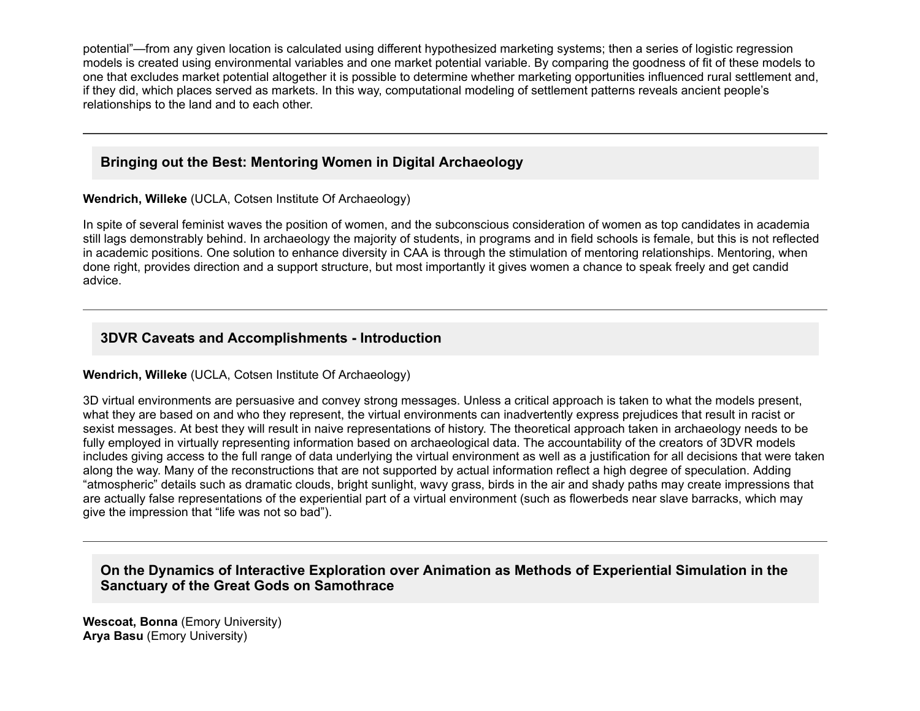potential"—from any given location is calculated using different hypothesized marketing systems; then a series of logistic regression models is created using environmental variables and one market potential variable. By comparing the goodness of fit of these models to one that excludes market potential altogether it is possible to determine whether marketing opportunities influenced rural settlement and, if they did, which places served as markets. In this way, computational modeling of settlement patterns reveals ancient people's relationships to the land and to each other.

---

### Bringing out the Best: Mentoring Women in Digital Archaeology

**Wendrich, Willeke** (UCLA, Cotsen Institute Of Archaeology)

In spite of several feminist waves the position of women, and the subconscious consideration of women as top candidates in academia still lags demonstrably behind. In archaeology the majority of students, in programs and in field schools is female, but this is not reflected in academic positions. One solution to enhance diversity in CAA is through the stimulation of mentoring relationships. Mentoring, when done right, provides direction and a support structure, but most importantly it gives women a chance to speak freely and get candid advice.

---

### 3DVR Caveats and Accomplishments - Introduction

**Wendrich, Willeke** (UCLA, Cotsen Institute Of Archaeology)

3D virtual environments are persuasive and convey strong messages. Unless a critical approach is taken to what the models present, what they are based on and who they represent, the virtual environments can inadvertently express prejudices that result in racist or sexist messages. At best they will result in naive representations of history. The theoretical approach taken in archaeology needs to be fully employed in virtually representing information based on archaeological data. The accountability of the creators of 3DVR models includes giving access to the full range of data underlying the virtual environment as well as a justification for all decisions that were taken along the way. Many of the reconstructions that are not supported by actual information reflect a high degree of speculation. Adding "atmospheric" details such as dramatic clouds, bright sunlight, wavy grass, birds in the air and shady paths may create impressions that are actually false representations of the experiential part of a virtual environment (such as flowerbeds near slave barracks, which may give the impression that "life was not so bad").

---

### On the Dynamics of Interactive Exploration over Animation as Methods of Experiential Simulation in the Sanctuary of the Great Gods on Samothrace

**Wescoat, Bonna** (Emory University)
**Arya Basu** (Emory University)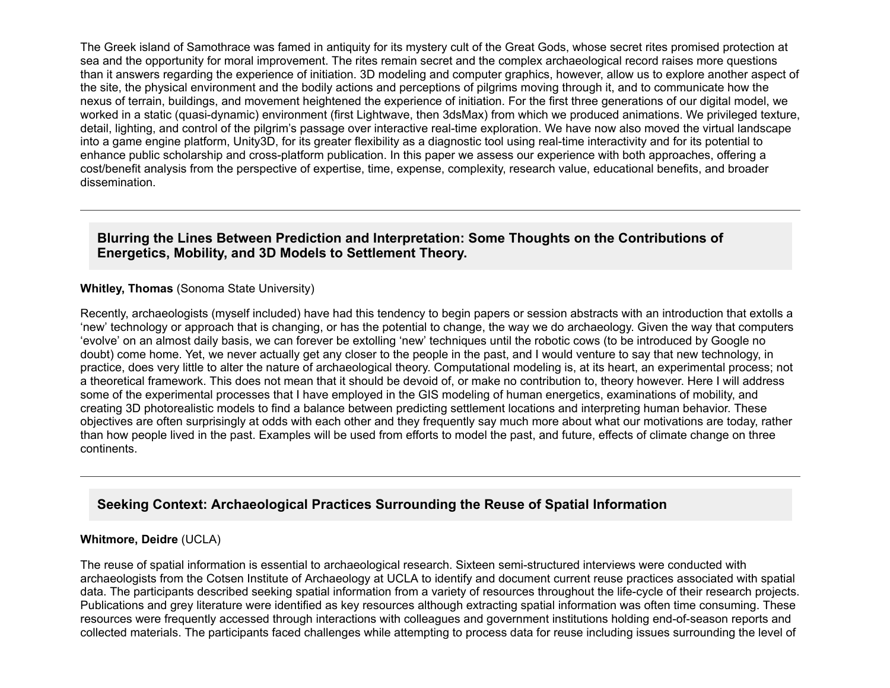The Greek island of Samothrace was famed in antiquity for its mystery cult of the Great Gods, whose secret rites promised protection at sea and the opportunity for moral improvement. The rites remain secret and the complex archaeological record raises more questions than it answers regarding the experience of initiation. 3D modeling and computer graphics, however, allow us to explore another aspect of the site, the physical environment and the bodily actions and perceptions of pilgrims moving through it, and to communicate how the nexus of terrain, buildings, and movement heightened the experience of initiation. For the first three generations of our digital model, we worked in a static (quasi-dynamic) environment (first Lightwave, then 3dsMax) from which we produced animations. We privileged texture, detail, lighting, and control of the pilgrim's passage over interactive real-time exploration. We have now also moved the virtual landscape into a game engine platform, Unity3D, for its greater flexibility as a diagnostic tool using real-time interactivity and for its potential to enhance public scholarship and cross-platform publication. In this paper we assess our experience with both approaches, offering a cost/benefit analysis from the perspective of expertise, time, expense, complexity, research value, educational benefits, and broader dissemination.

---

### Blurring the Lines Between Prediction and Interpretation: Some Thoughts on the Contributions of Energetics, Mobility, and 3D Models to Settlement Theory.

**Whitley, Thomas** (Sonoma State University)

Recently, archaeologists (myself included) have had this tendency to begin papers or session abstracts with an introduction that extolls a 'new' technology or approach that is changing, or has the potential to change, the way we do archaeology. Given the way that computers 'evolve' on an almost daily basis, we can forever be extolling 'new' techniques until the robotic cows (to be introduced by Google no doubt) come home. Yet, we never actually get any closer to the people in the past, and I would venture to say that new technology, in practice, does very little to alter the nature of archaeological theory. Computational modeling is, at its heart, an experimental process; not a theoretical framework. This does not mean that it should be devoid of, or make no contribution to, theory however. Here I will address some of the experimental processes that I have employed in the GIS modeling of human energetics, examinations of mobility, and creating 3D photorealistic models to find a balance between predicting settlement locations and interpreting human behavior. These objectives are often surprisingly at odds with each other and they frequently say much more about what our motivations are today, rather than how people lived in the past. Examples will be used from efforts to model the past, and future, effects of climate change on three continents.

---

### Seeking Context: Archaeological Practices Surrounding the Reuse of Spatial Information

**Whitmore, Deidre** (UCLA)

The reuse of spatial information is essential to archaeological research. Sixteen semi-structured interviews were conducted with archaeologists from the Cotsen Institute of Archaeology at UCLA to identify and document current reuse practices associated with spatial data. The participants described seeking spatial information from a variety of resources throughout the life-cycle of their research projects. Publications and grey literature were identified as key resources although extracting spatial information was often time consuming. These resources were frequently accessed through interactions with colleagues and government institutions holding end-of-season reports and collected materials. The participants faced challenges while attempting to process data for reuse including issues surrounding the level of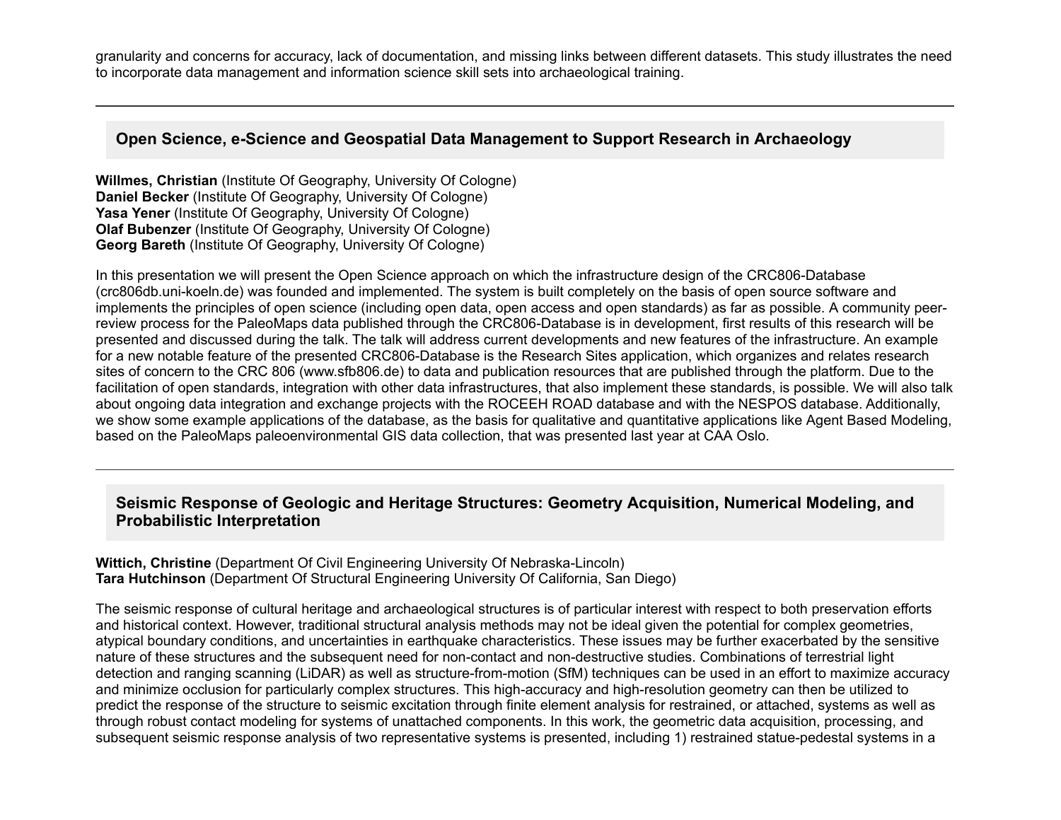granularity and concerns for accuracy, lack of documentation, and missing links between different datasets. This study illustrates the need to incorporate data management and information science skill sets into archaeological training.

---

### Open Science, e-Science and Geospatial Data Management to Support Research in Archaeology

**Willmes, Christian** (Institute Of Geography, University Of Cologne)
**Daniel Becker** (Institute Of Geography, University Of Cologne)
**Yasa Yener** (Institute Of Geography, University Of Cologne)
**Olaf Bubenzer** (Institute Of Geography, University Of Cologne)
**Georg Bareth** (Institute Of Geography, University Of Cologne)

In this presentation we will present the Open Science approach on which the infrastructure design of the CRC806-Database (crc806db.uni-koeln.de) was founded and implemented. The system is built completely on the basis of open source software and implements the principles of open science (including open data, open access and open standards) as far as possible. A community peer-review process for the PaleoMaps data published through the CRC806-Database is in development, first results of this research will be presented and discussed during the talk. The talk will address current developments and new features of the infrastructure. An example for a new notable feature of the presented CRC806-Database is the Research Sites application, which organizes and relates research sites of concern to the CRC 806 (www.sfb806.de) to data and publication resources that are published through the platform. Due to the facilitation of open standards, integration with other data infrastructures, that also implement these standards, is possible. We will also talk about ongoing data integration and exchange projects with the ROCEEH ROAD database and with the NESPOS database. Additionally, we show some example applications of the database, as the basis for qualitative and quantitative applications like Agent Based Modeling, based on the PaleoMaps paleoenvironmental GIS data collection, that was presented last year at CAA Oslo.

---

### Seismic Response of Geologic and Heritage Structures: Geometry Acquisition, Numerical Modeling, and Probabilistic Interpretation

**Wittich, Christine** (Department Of Civil Engineering University Of Nebraska-Lincoln)
**Tara Hutchinson** (Department Of Structural Engineering University Of California, San Diego)

The seismic response of cultural heritage and archaeological structures is of particular interest with respect to both preservation efforts and historical context. However, traditional structural analysis methods may not be ideal given the potential for complex geometries, atypical boundary conditions, and uncertainties in earthquake characteristics. These issues may be further exacerbated by the sensitive nature of these structures and the subsequent need for non-contact and non-destructive studies. Combinations of terrestrial light detection and ranging scanning (LiDAR) as well as structure-from-motion (SfM) techniques can be used in an effort to maximize accuracy and minimize occlusion for particularly complex structures. This high-accuracy and high-resolution geometry can then be utilized to predict the response of the structure to seismic excitation through finite element analysis for restrained, or attached, systems as well as through robust contact modeling for systems of unattached components. In this work, the geometric data acquisition, processing, and subsequent seismic response analysis of two representative systems is presented, including 1) restrained statue-pedestal systems in a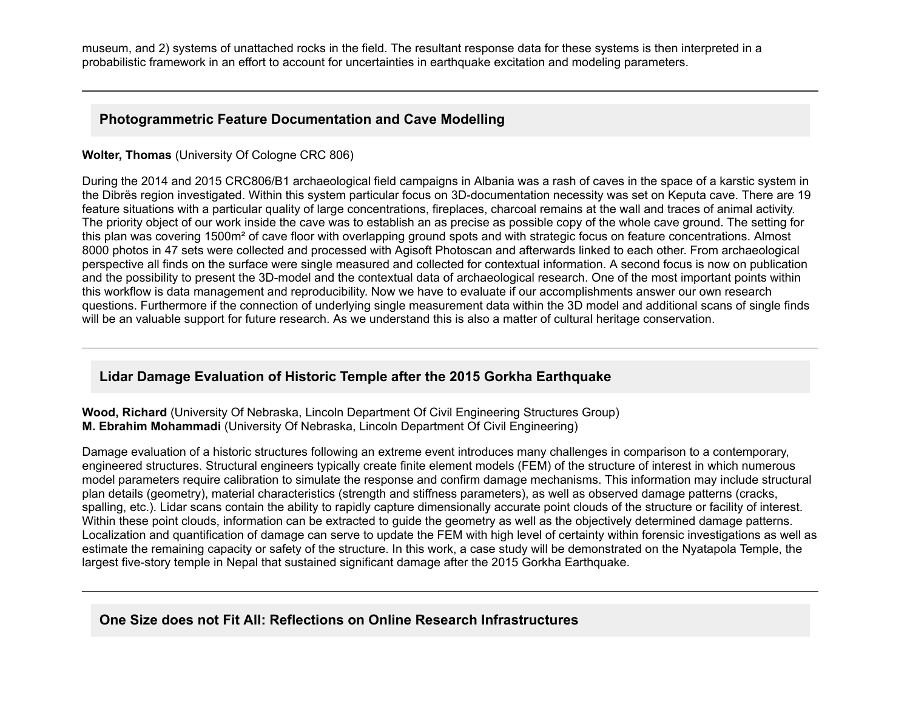museum, and 2) systems of unattached rocks in the field. The resultant response data for these systems is then interpreted in a probabilistic framework in an effort to account for uncertainties in earthquake excitation and modeling parameters.

---

### Photogrammetric Feature Documentation and Cave Modelling

**Wolter, Thomas** (University Of Cologne CRC 806)

During the 2014 and 2015 CRC806/B1 archaeological field campaigns in Albania was a rash of caves in the space of a karstic system in the Dibrës region investigated. Within this system particular focus on 3D-documentation necessity was set on Keputa cave. There are 19 feature situations with a particular quality of large concentrations, fireplaces, charcoal remains at the wall and traces of animal activity. The priority object of our work inside the cave was to establish an as precise as possible copy of the whole cave ground. The setting for this plan was covering 1500m² of cave floor with overlapping ground spots and with strategic focus on feature concentrations. Almost 8000 photos in 47 sets were collected and processed with Agisoft Photoscan and afterwards linked to each other. From archaeological perspective all finds on the surface were single measured and collected for contextual information. A second focus is now on publication and the possibility to present the 3D-model and the contextual data of archaeological research. One of the most important points within this workflow is data management and reproducibility. Now we have to evaluate if our accomplishments answer our own research questions. Furthermore if the connection of underlying single measurement data within the 3D model and additional scans of single finds will be an valuable support for future research. As we understand this is also a matter of cultural heritage conservation.

---

### Lidar Damage Evaluation of Historic Temple after the 2015 Gorkha Earthquake

**Wood, Richard** (University Of Nebraska, Lincoln Department Of Civil Engineering Structures Group)
**M. Ebrahim Mohammadi** (University Of Nebraska, Lincoln Department Of Civil Engineering)

Damage evaluation of a historic structures following an extreme event introduces many challenges in comparison to a contemporary, engineered structures. Structural engineers typically create finite element models (FEM) of the structure of interest in which numerous model parameters require calibration to simulate the response and confirm damage mechanisms. This information may include structural plan details (geometry), material characteristics (strength and stiffness parameters), as well as observed damage patterns (cracks, spalling, etc.). Lidar scans contain the ability to rapidly capture dimensionally accurate point clouds of the structure or facility of interest. Within these point clouds, information can be extracted to guide the geometry as well as the objectively determined damage patterns. Localization and quantification of damage can serve to update the FEM with high level of certainty within forensic investigations as well as estimate the remaining capacity or safety of the structure. In this work, a case study will be demonstrated on the Nyatapola Temple, the largest five-story temple in Nepal that sustained significant damage after the 2015 Gorkha Earthquake.

---

### One Size does not Fit All: Reflections on Online Research Infrastructures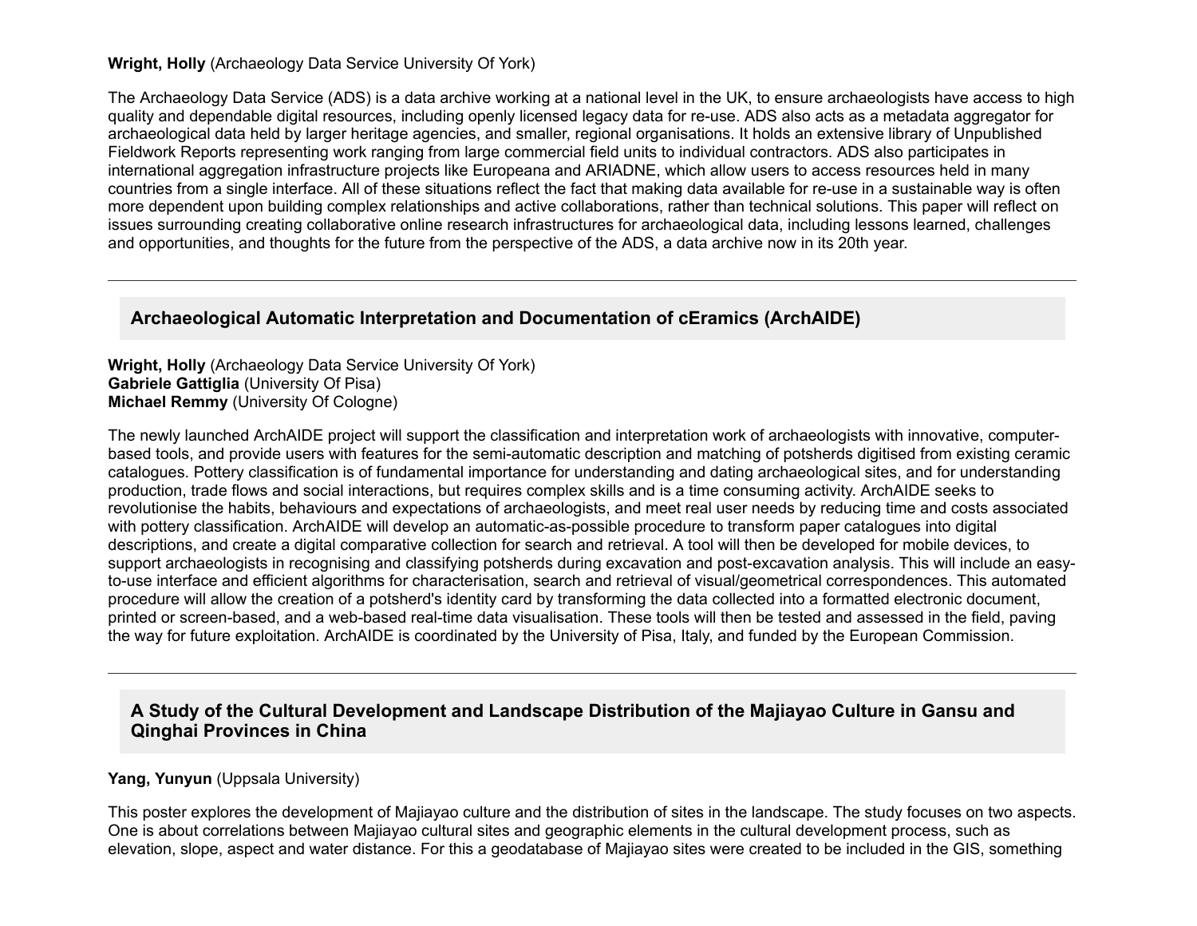**Wright, Holly** (Archaeology Data Service University Of York)

The Archaeology Data Service (ADS) is a data archive working at a national level in the UK, to ensure archaeologists have access to high quality and dependable digital resources, including openly licensed legacy data for re-use. ADS also acts as a metadata aggregator for archaeological data held by larger heritage agencies, and smaller, regional organisations. It holds an extensive library of Unpublished Fieldwork Reports representing work ranging from large commercial field units to individual contractors. ADS also participates in international aggregation infrastructure projects like Europeana and ARIADNE, which allow users to access resources held in many countries from a single interface. All of these situations reflect the fact that making data available for re-use in a sustainable way is often more dependent upon building complex relationships and active collaborations, rather than technical solutions. This paper will reflect on issues surrounding creating collaborative online research infrastructures for archaeological data, including lessons learned, challenges and opportunities, and thoughts for the future from the perspective of the ADS, a data archive now in its 20th year.

---

## Archaeological Automatic Interpretation and Documentation of cEramics (ArchAIDE)

**Wright, Holly** (Archaeology Data Service University Of York)
**Gabriele Gattiglia** (University Of Pisa)
**Michael Remmy** (University Of Cologne)

The newly launched ArchAIDE project will support the classification and interpretation work of archaeologists with innovative, computer-based tools, and provide users with features for the semi-automatic description and matching of potsherds digitised from existing ceramic catalogues. Pottery classification is of fundamental importance for understanding and dating archaeological sites, and for understanding production, trade flows and social interactions, but requires complex skills and is a time consuming activity. ArchAIDE seeks to revolutionise the habits, behaviours and expectations of archaeologists, and meet real user needs by reducing time and costs associated with pottery classification. ArchAIDE will develop an automatic-as-possible procedure to transform paper catalogues into digital descriptions, and create a digital comparative collection for search and retrieval. A tool will then be developed for mobile devices, to support archaeologists in recognising and classifying potsherds during excavation and post-excavation analysis. This will include an easy-to-use interface and efficient algorithms for characterisation, search and retrieval of visual/geometrical correspondences. This automated procedure will allow the creation of a potsherd's identity card by transforming the data collected into a formatted electronic document, printed or screen-based, and a web-based real-time data visualisation. These tools will then be tested and assessed in the field, paving the way for future exploitation. ArchAIDE is coordinated by the University of Pisa, Italy, and funded by the European Commission.

---

## A Study of the Cultural Development and Landscape Distribution of the Majiayao Culture in Gansu and Qinghai Provinces in China

**Yang, Yunyun** (Uppsala University)

This poster explores the development of Majiayao culture and the distribution of sites in the landscape. The study focuses on two aspects. One is about correlations between Majiayao cultural sites and geographic elements in the cultural development process, such as elevation, slope, aspect and water distance. For this a geodatabase of Majiayao sites were created to be included in the GIS, something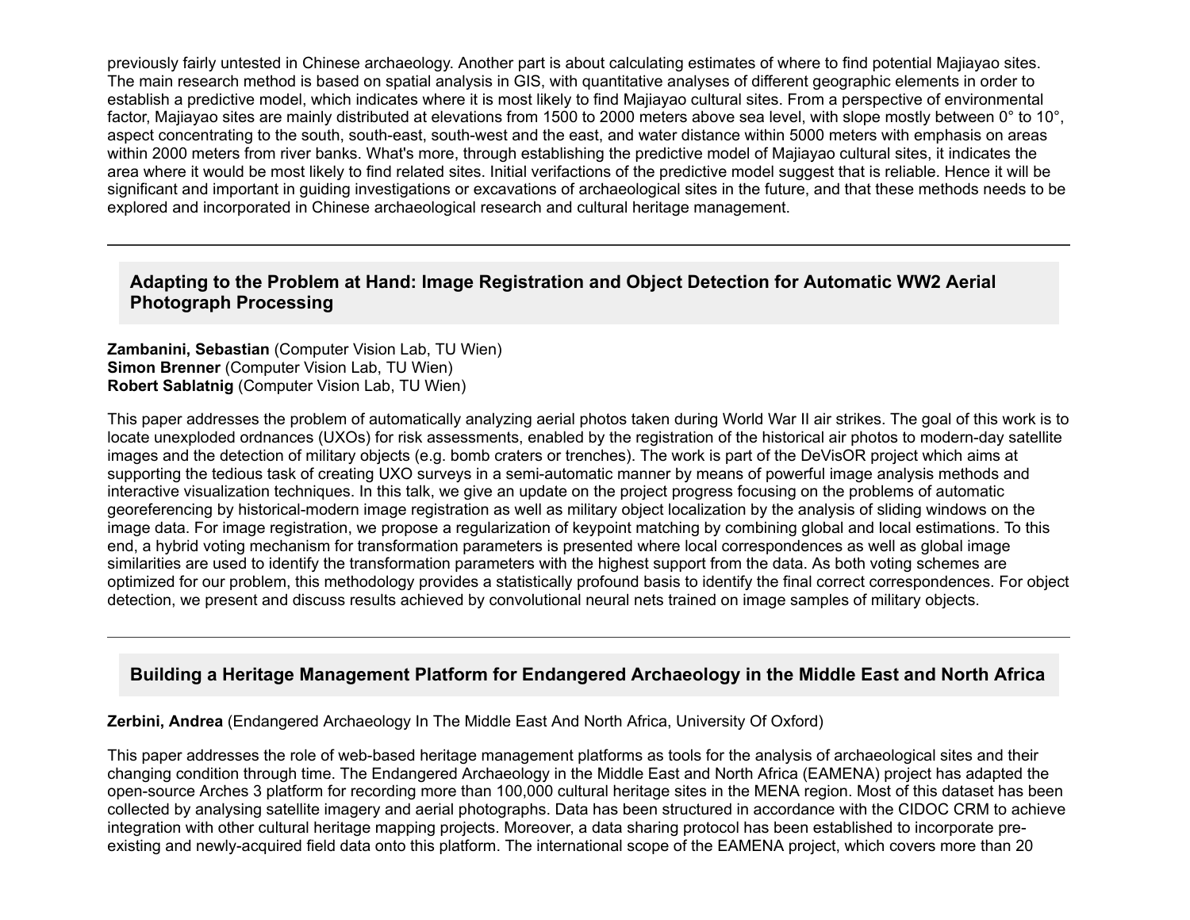previously fairly untested in Chinese archaeology. Another part is about calculating estimates of where to find potential Majiayao sites. The main research method is based on spatial analysis in GIS, with quantitative analyses of different geographic elements in order to establish a predictive model, which indicates where it is most likely to find Majiayao cultural sites. From a perspective of environmental factor, Majiayao sites are mainly distributed at elevations from 1500 to 2000 meters above sea level, with slope mostly between 0° to 10°, aspect concentrating to the south, south-east, south-west and the east, and water distance within 5000 meters with emphasis on areas within 2000 meters from river banks. What's more, through establishing the predictive model of Majiayao cultural sites, it indicates the area where it would be most likely to find related sites. Initial verifactions of the predictive model suggest that is reliable. Hence it will be significant and important in guiding investigations or excavations of archaeological sites in the future, and that these methods needs to be explored and incorporated in Chinese archaeological research and cultural heritage management.

---

## Adapting to the Problem at Hand: Image Registration and Object Detection for Automatic WW2 Aerial Photograph Processing

**Zambanini, Sebastian** (Computer Vision Lab, TU Wien)
**Simon Brenner** (Computer Vision Lab, TU Wien)
**Robert Sablatnig** (Computer Vision Lab, TU Wien)

This paper addresses the problem of automatically analyzing aerial photos taken during World War II air strikes. The goal of this work is to locate unexploded ordnances (UXOs) for risk assessments, enabled by the registration of the historical air photos to modern-day satellite images and the detection of military objects (e.g. bomb craters or trenches). The work is part of the DeVisOR project which aims at supporting the tedious task of creating UXO surveys in a semi-automatic manner by means of powerful image analysis methods and interactive visualization techniques. In this talk, we give an update on the project progress focusing on the problems of automatic georeferencing by historical-modern image registration as well as military object localization by the analysis of sliding windows on the image data. For image registration, we propose a regularization of keypoint matching by combining global and local estimations. To this end, a hybrid voting mechanism for transformation parameters is presented where local correspondences as well as global image similarities are used to identify the transformation parameters with the highest support from the data. As both voting schemes are optimized for our problem, this methodology provides a statistically profound basis to identify the final correct correspondences. For object detection, we present and discuss results achieved by convolutional neural nets trained on image samples of military objects.

---

## Building a Heritage Management Platform for Endangered Archaeology in the Middle East and North Africa

**Zerbini, Andrea** (Endangered Archaeology In The Middle East And North Africa, University Of Oxford)

This paper addresses the role of web-based heritage management platforms as tools for the analysis of archaeological sites and their changing condition through time. The Endangered Archaeology in the Middle East and North Africa (EAMENA) project has adapted the open-source Arches 3 platform for recording more than 100,000 cultural heritage sites in the MENA region. Most of this dataset has been collected by analysing satellite imagery and aerial photographs. Data has been structured in accordance with the CIDOC CRM to achieve integration with other cultural heritage mapping projects. Moreover, a data sharing protocol has been established to incorporate pre-existing and newly-acquired field data onto this platform. The international scope of the EAMENA project, which covers more than 20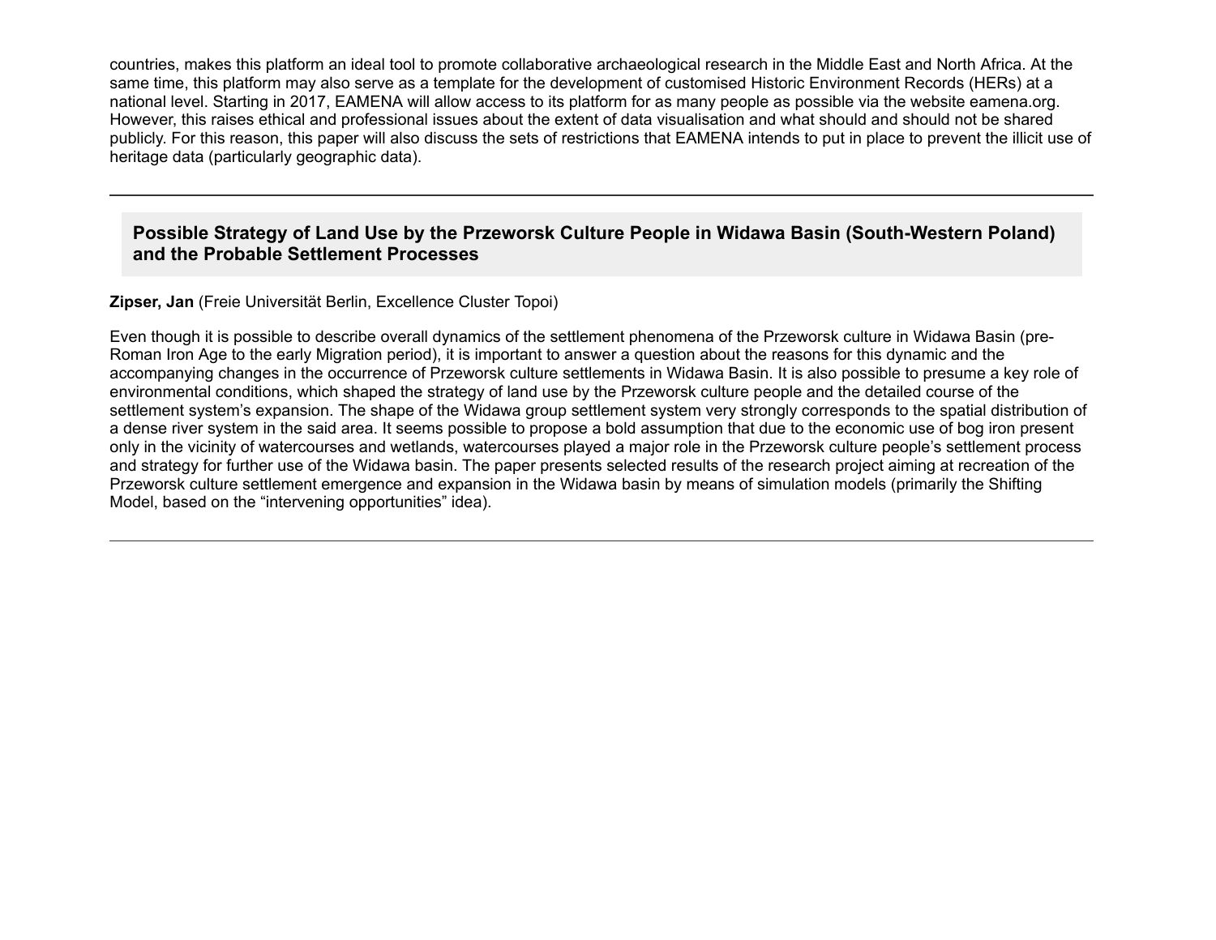countries, makes this platform an ideal tool to promote collaborative archaeological research in the Middle East and North Africa. At the same time, this platform may also serve as a template for the development of customised Historic Environment Records (HERs) at a national level. Starting in 2017, EAMENA will allow access to its platform for as many people as possible via the website eamena.org. However, this raises ethical and professional issues about the extent of data visualisation and what should and should not be shared publicly. For this reason, this paper will also discuss the sets of restrictions that EAMENA intends to put in place to prevent the illicit use of heritage data (particularly geographic data).

---

## Possible Strategy of Land Use by the Przeworsk Culture People in Widawa Basin (South-Western Poland) and the Probable Settlement Processes

**Zipser, Jan** (Freie Universität Berlin, Excellence Cluster Topoi)

Even though it is possible to describe overall dynamics of the settlement phenomena of the Przeworsk culture in Widawa Basin (pre-Roman Iron Age to the early Migration period), it is important to answer a question about the reasons for this dynamic and the accompanying changes in the occurrence of Przeworsk culture settlements in Widawa Basin. It is also possible to presume a key role of environmental conditions, which shaped the strategy of land use by the Przeworsk culture people and the detailed course of the settlement system's expansion. The shape of the Widawa group settlement system very strongly corresponds to the spatial distribution of a dense river system in the said area. It seems possible to propose a bold assumption that due to the economic use of bog iron present only in the vicinity of watercourses and wetlands, watercourses played a major role in the Przeworsk culture people's settlement process and strategy for further use of the Widawa basin. The paper presents selected results of the research project aiming at recreation of the Przeworsk culture settlement emergence and expansion in the Widawa basin by means of simulation models (primarily the Shifting Model, based on the "intervening opportunities" idea).